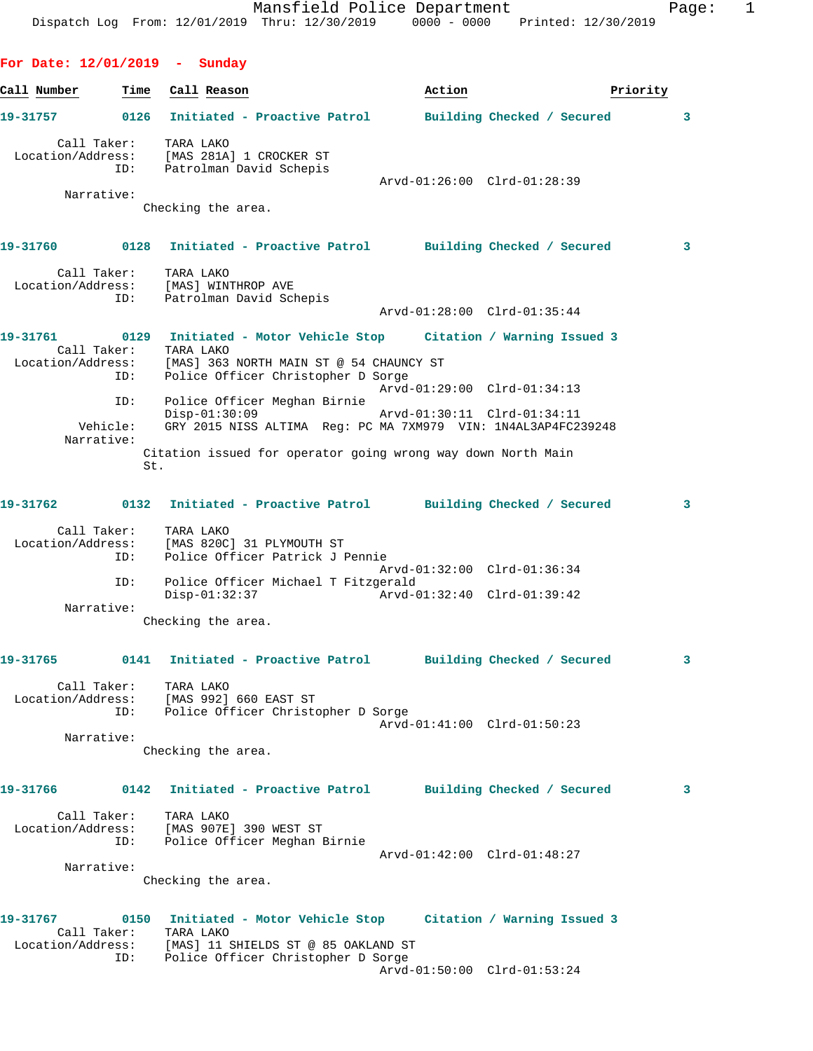Mansfield Police Department
Dispatch Log From: 12/01/2019 Thru: 12/30/2019 0000 - 0000 Printed: 12/30/2019

## For Date: 12/01/2019 - Sunday

| Call Number | Time | Call Reason | Action | Priority |
|---|---|---|---|---|

**19-31757 0126 Initiated - Proactive Patrol Building Checked / Secured 3**

Call Taker: TARA LAKO
Location/Address: [MAS 281A] 1 CROCKER ST
ID: Patrolman David Schepis
Arvd-01:26:00 Clrd-01:28:39
Narrative:
Checking the area.

**19-31760 0128 Initiated - Proactive Patrol Building Checked / Secured 3**

Call Taker: TARA LAKO
Location/Address: [MAS] WINTHROP AVE
ID: Patrolman David Schepis
Arvd-01:28:00 Clrd-01:35:44

**19-31761 0129 Initiated - Motor Vehicle Stop Citation / Warning Issued 3**

Call Taker: TARA LAKO
Location/Address: [MAS] 363 NORTH MAIN ST @ 54 CHAUNCY ST
ID: Police Officer Christopher D Sorge
Arvd-01:29:00 Clrd-01:34:13
ID: Police Officer Meghan Birnie
Disp-01:30:09 Arvd-01:30:11 Clrd-01:34:11
Vehicle: GRY 2015 NISS ALTIMA Reg: PC MA 7XM979 VIN: 1N4AL3AP4FC239248
Narrative:
Citation issued for operator going wrong way down North Main St.

**19-31762 0132 Initiated - Proactive Patrol Building Checked / Secured 3**

Call Taker: TARA LAKO
Location/Address: [MAS 820C] 31 PLYMOUTH ST
ID: Police Officer Patrick J Pennie
Arvd-01:32:00 Clrd-01:36:34
ID: Police Officer Michael T Fitzgerald
Disp-01:32:37 Arvd-01:32:40 Clrd-01:39:42
Narrative:
Checking the area.

**19-31765 0141 Initiated - Proactive Patrol Building Checked / Secured 3**

Call Taker: TARA LAKO
Location/Address: [MAS 992] 660 EAST ST
ID: Police Officer Christopher D Sorge
Arvd-01:41:00 Clrd-01:50:23
Narrative:
Checking the area.

**19-31766 0142 Initiated - Proactive Patrol Building Checked / Secured 3**

Call Taker: TARA LAKO
Location/Address: [MAS 907E] 390 WEST ST
ID: Police Officer Meghan Birnie
Arvd-01:42:00 Clrd-01:48:27
Narrative:
Checking the area.

**19-31767 0150 Initiated - Motor Vehicle Stop Citation / Warning Issued 3**

Call Taker: TARA LAKO
Location/Address: [MAS] 11 SHIELDS ST @ 85 OAKLAND ST
ID: Police Officer Christopher D Sorge
Arvd-01:50:00 Clrd-01:53:24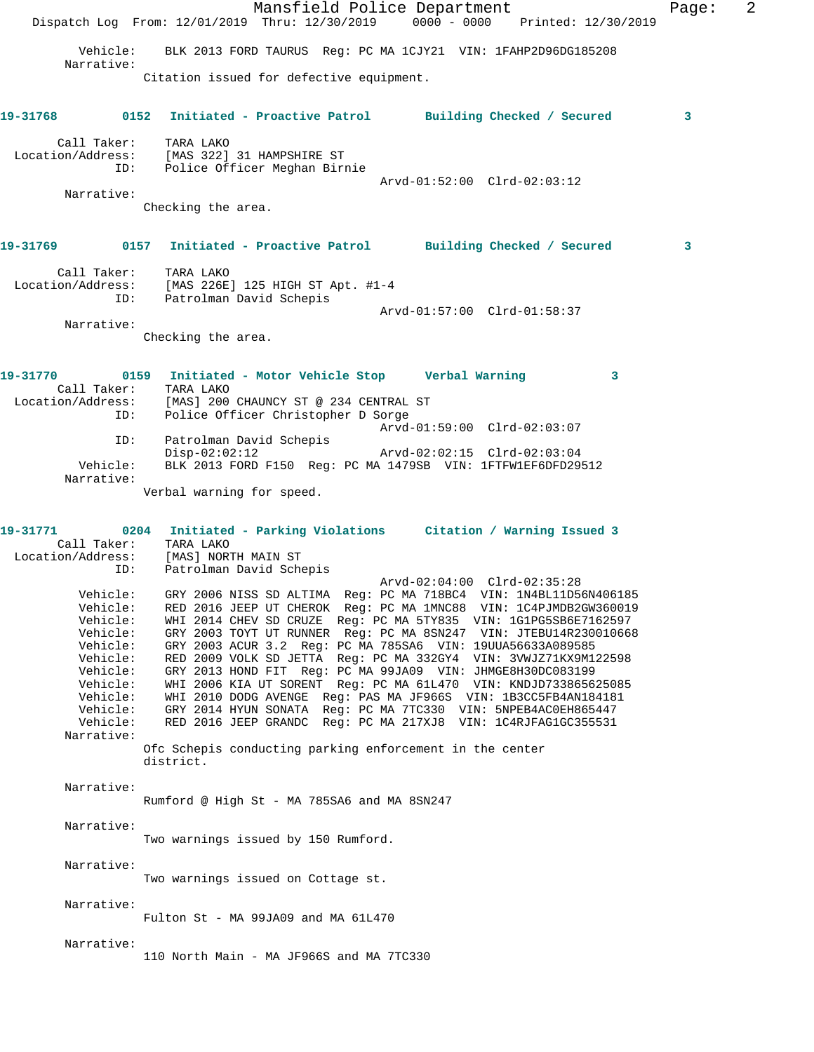Vehicle: BLK 2013 FORD TAURUS Reg: PC MA 1CJY21 VIN: 1FAHP2D96DG185208
Narrative:
Citation issued for defective equipment.

**19-31768 0152 Initiated - Proactive Patrol Building Checked / Secured 3**

Call Taker: TARA LAKO
Location/Address: [MAS 322] 31 HAMPSHIRE ST
ID: Police Officer Meghan Birnie
Arvd-01:52:00 Clrd-02:03:12
Narrative:
Checking the area.

**19-31769 0157 Initiated - Proactive Patrol Building Checked / Secured 3**

Call Taker: TARA LAKO
Location/Address: [MAS 226E] 125 HIGH ST Apt. #1-4
ID: Patrolman David Schepis
Arvd-01:57:00 Clrd-01:58:37
Narrative:
Checking the area.

**19-31770 0159 Initiated - Motor Vehicle Stop Verbal Warning 3**

Call Taker: TARA LAKO
Location/Address: [MAS] 200 CHAUNCY ST @ 234 CENTRAL ST
ID: Police Officer Christopher D Sorge
Arvd-01:59:00 Clrd-02:03:07
ID: Patrolman David Schepis
Disp-02:02:12 Arvd-02:02:15 Clrd-02:03:04
Vehicle: BLK 2013 FORD F150 Reg: PC MA 1479SB VIN: 1FTFW1EF6DFD29512
Narrative:
Verbal warning for speed.

**19-31771 0204 Initiated - Parking Violations Citation / Warning Issued 3**

Call Taker: TARA LAKO
Location/Address: [MAS] NORTH MAIN ST
ID: Patrolman David Schepis
Arvd-02:04:00 Clrd-02:35:28
Vehicle: GRY 2006 NISS SD ALTIMA Reg: PC MA 718BC4 VIN: 1N4BL11D56N406185
Vehicle: RED 2016 JEEP UT CHEROK Reg: PC MA 1MNC88 VIN: 1C4PJMDB2GW360019
Vehicle: WHI 2014 CHEV SD CRUZE Reg: PC MA 5TY835 VIN: 1G1PG5SB6E7162597
Vehicle: GRY 2003 TOYT UT RUNNER Reg: PC MA 8SN247 VIN: JTEBU14R230010668
Vehicle: GRY 2003 ACUR 3.2 Reg: PC MA 785SA6 VIN: 19UUA56633A089585
Vehicle: RED 2009 VOLK SD JETTA Reg: PC MA 332GY4 VIN: 3VWJZ71KX9M122598
Vehicle: GRY 2013 HOND FIT Reg: PC MA 99JA09 VIN: JHMGE8H30DC083199
Vehicle: WHI 2006 KIA UT SORENT Reg: PC MA 61L470 VIN: KNDJD733865625085
Vehicle: WHI 2010 DODG AVENGE Reg: PAS MA JF966S VIN: 1B3CC5FB4AN184181
Vehicle: GRY 2014 HYUN SONATA Reg: PC MA 7TC330 VIN: 5NPEB4AC0EH865447
Vehicle: RED 2016 JEEP GRANDC Reg: PC MA 217XJ8 VIN: 1C4RJFAG1GC355531
Narrative:
Ofc Schepis conducting parking enforcement in the center district.

Narrative:
Rumford @ High St - MA 785SA6 and MA 8SN247

Narrative:
Two warnings issued by 150 Rumford.

Narrative:
Two warnings issued on Cottage st.

Narrative:
Fulton St - MA 99JA09 and MA 61L470

Narrative:
110 North Main - MA JF966S and MA 7TC330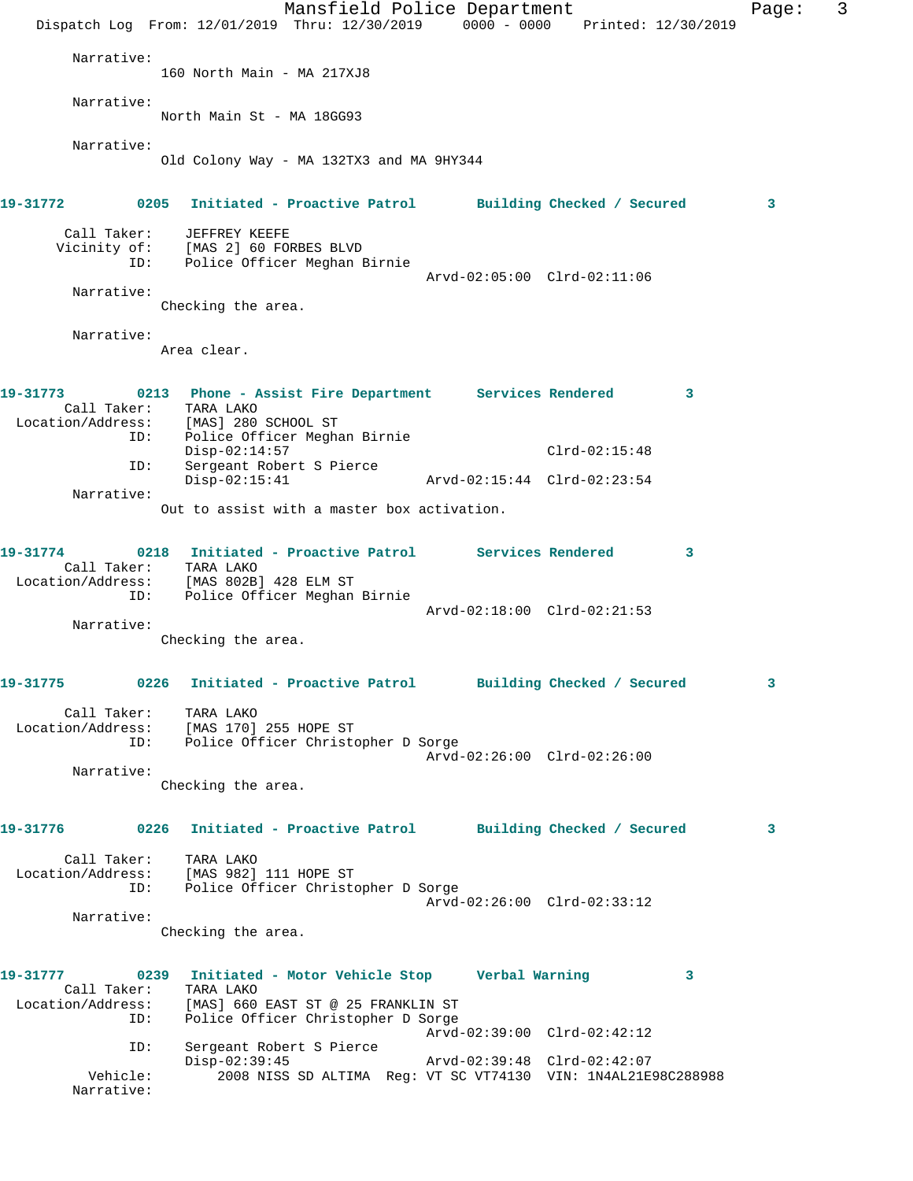Narrative:
160 North Main - MA 217XJ8

Narrative:
North Main St - MA 18GG93

Narrative:
Old Colony Way - MA 132TX3 and MA 9HY344

**19-31772 0205 Initiated - Proactive Patrol Building Checked / Secured 3**

Call Taker: JEFFREY KEEFE
Vicinity of: [MAS 2] 60 FORBES BLVD
ID: Police Officer Meghan Birnie
Arvd-02:05:00 Clrd-02:11:06

Narrative:
Checking the area.

Narrative:
Area clear.

**19-31773 0213 Phone - Assist Fire Department Services Rendered 3**

Call Taker: TARA LAKO
Location/Address: [MAS] 280 SCHOOL ST
ID: Police Officer Meghan Birnie
Disp-02:14:57 Clrd-02:15:48
ID: Sergeant Robert S Pierce
Disp-02:15:41 Arvd-02:15:44 Clrd-02:23:54

Narrative:
Out to assist with a master box activation.

**19-31774 0218 Initiated - Proactive Patrol Services Rendered 3**

Call Taker: TARA LAKO
Location/Address: [MAS 802B] 428 ELM ST
ID: Police Officer Meghan Birnie
Arvd-02:18:00 Clrd-02:21:53

Narrative:
Checking the area.

**19-31775 0226 Initiated - Proactive Patrol Building Checked / Secured 3**

Call Taker: TARA LAKO
Location/Address: [MAS 170] 255 HOPE ST
ID: Police Officer Christopher D Sorge
Arvd-02:26:00 Clrd-02:26:00

Narrative:
Checking the area.

**19-31776 0226 Initiated - Proactive Patrol Building Checked / Secured 3**

Call Taker: TARA LAKO
Location/Address: [MAS 982] 111 HOPE ST
ID: Police Officer Christopher D Sorge
Arvd-02:26:00 Clrd-02:33:12

Narrative:
Checking the area.

**19-31777 0239 Initiated - Motor Vehicle Stop Verbal Warning 3**

Call Taker: TARA LAKO
Location/Address: [MAS] 660 EAST ST @ 25 FRANKLIN ST
ID: Police Officer Christopher D Sorge
Arvd-02:39:00 Clrd-02:42:12
ID: Sergeant Robert S Pierce
Disp-02:39:45 Arvd-02:39:48 Clrd-02:42:07
Vehicle: 2008 NISS SD ALTIMA Reg: VT SC VT74130 VIN: 1N4AL21E98C288988

Narrative: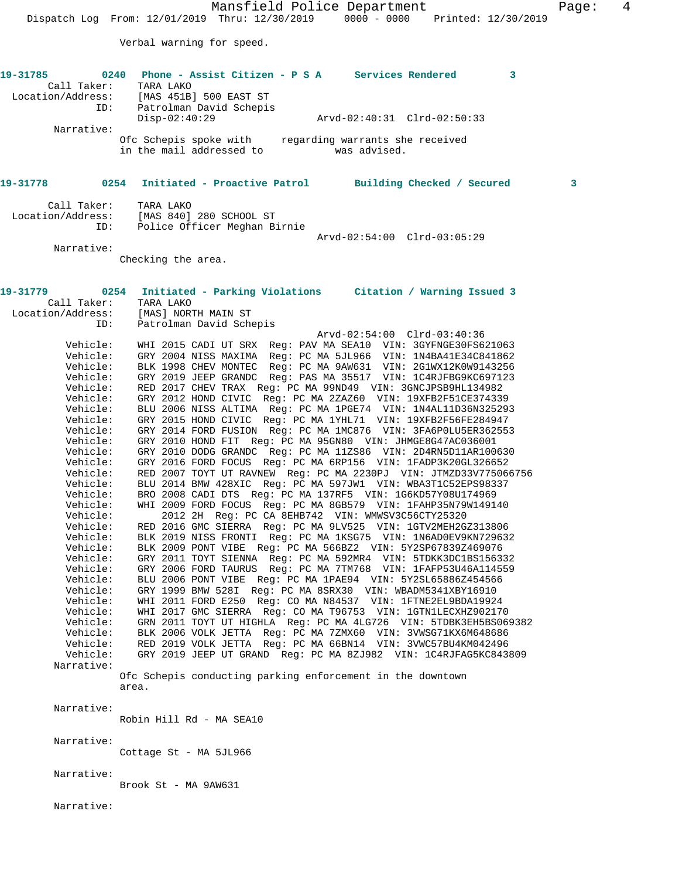Verbal warning for speed.

**19-31785** 0240 **Phone - Assist Citizen - P S A** **Services Rendered** 3

Call Taker: TARA LAKO
Location/Address: [MAS 451B] 500 EAST ST
ID: Patrolman David Schepis
Disp-02:40:29 Arvd-02:40:31 Clrd-02:50:33

Narrative:
Ofc Schepis spoke with regarding warrants she received in the mail addressed to was advised.

**19-31778** 0254 **Initiated - Proactive Patrol** **Building Checked / Secured** 3

Call Taker: TARA LAKO
Location/Address: [MAS 840] 280 SCHOOL ST
ID: Police Officer Meghan Birnie
Arvd-02:54:00 Clrd-03:05:29

Narrative:
Checking the area.

**19-31779** 0254 **Initiated - Parking Violations** **Citation / Warning Issued** 3

Call Taker: TARA LAKO
Location/Address: [MAS] NORTH MAIN ST
ID: Patrolman David Schepis
Arvd-02:54:00 Clrd-03:40:36

Vehicle: WHI 2015 CADI UT SRX Reg: PAV MA SEA10 VIN: 3GYFNGE30FS621063
Vehicle: GRY 2004 NISS MAXIMA Reg: PC MA 5JL966 VIN: 1N4BA41E34C841862
Vehicle: BLK 1998 CHEV MONTEC Reg: PC MA 9AW631 VIN: 2G1WX12K0W9143256
Vehicle: GRY 2019 JEEP GRANDC Reg: PAS MA 35517 VIN: 1C4RJFBG9KC697123
Vehicle: RED 2017 CHEV TRAX Reg: PC MA 99ND49 VIN: 3GNCJPSB9HL134982
Vehicle: GRY 2012 HOND CIVIC Reg: PC MA 2ZAZ60 VIN: 19XFB2F51CE374339
Vehicle: BLU 2006 NISS ALTIMA Reg: PC MA 1PGE74 VIN: 1N4AL11D36N325293
Vehicle: GRY 2015 HOND CIVIC Reg: PC MA 1YHL71 VIN: 19XFB2F56FE284947
Vehicle: GRY 2014 FORD FUSION Reg: PC MA 1MC876 VIN: 3FA6P0LU5ER362553
Vehicle: GRY 2010 HOND FIT Reg: PC MA 95GN80 VIN: JHMGE8G47AC036001
Vehicle: GRY 2010 DODG GRANDC Reg: PC MA 11ZS86 VIN: 2D4RN5D11AR100630
Vehicle: GRY 2016 FORD FOCUS Reg: PC MA 6RP156 VIN: 1FADP3K20GL326652
Vehicle: RED 2007 TOYT UT RAVNEW Reg: PC MA 2230PJ VIN: JTMZD33V775066756
Vehicle: BLU 2014 BMW 428XIC Reg: PC MA 597JW1 VIN: WBA3T1C52EPS98337
Vehicle: BRO 2008 CADI DTS Reg: PC MA 137RF5 VIN: 1G6KD57Y08U174969
Vehicle: WHI 2009 FORD FOCUS Reg: PC MA 8GB579 VIN: 1FAHP35N79W149140
Vehicle: 2012 2H Reg: PC CA 8EHB742 VIN: WMWSV3C56CTY25320
Vehicle: RED 2016 GMC SIERRA Reg: PC MA 9LV525 VIN: 1GTV2MEH2GZ313806
Vehicle: BLK 2019 NISS FRONTI Reg: PC MA 1KSG75 VIN: 1N6AD0EV9KN729632
Vehicle: BLK 2009 PONT VIBE Reg: PC MA 566BZ2 VIN: 5Y2SP67839Z469076
Vehicle: GRY 2011 TOYT SIENNA Reg: PC MA 592MR4 VIN: 5TDKK3DC1BS156332
Vehicle: GRY 2006 FORD TAURUS Reg: PC MA 7TM768 VIN: 1FAFP53U46A114559
Vehicle: BLU 2006 PONT VIBE Reg: PC MA 1PAE94 VIN: 5Y2SL65886Z454566
Vehicle: GRY 1999 BMW 528I Reg: PC MA 8SRX30 VIN: WBADM5341XBY16910
Vehicle: WHI 2011 FORD E250 Reg: CO MA N84537 VIN: 1FTNE2EL9BDA19924
Vehicle: WHI 2017 GMC SIERRA Reg: CO MA T96753 VIN: 1GTN1LECXHZ902170
Vehicle: GRN 2011 TOYT UT HIGHLA Reg: PC MA 4LG726 VIN: 5TDBK3EH5BS069382
Vehicle: BLK 2006 VOLK JETTA Reg: PC MA 7ZMX60 VIN: 3VWSG71KX6M648686
Vehicle: RED 2019 VOLK JETTA Reg: PC MA 66BN14 VIN: 3VWC57BU4KM042496
Vehicle: GRY 2019 JEEP UT GRAND Reg: PC MA 8ZJ982 VIN: 1C4RJFAG5KC843809

Narrative:
Ofc Schepis conducting parking enforcement in the downtown area.

Narrative:
Robin Hill Rd - MA SEA10

Narrative:
Cottage St - MA 5JL966

Narrative:
Brook St - MA 9AW631

Narrative: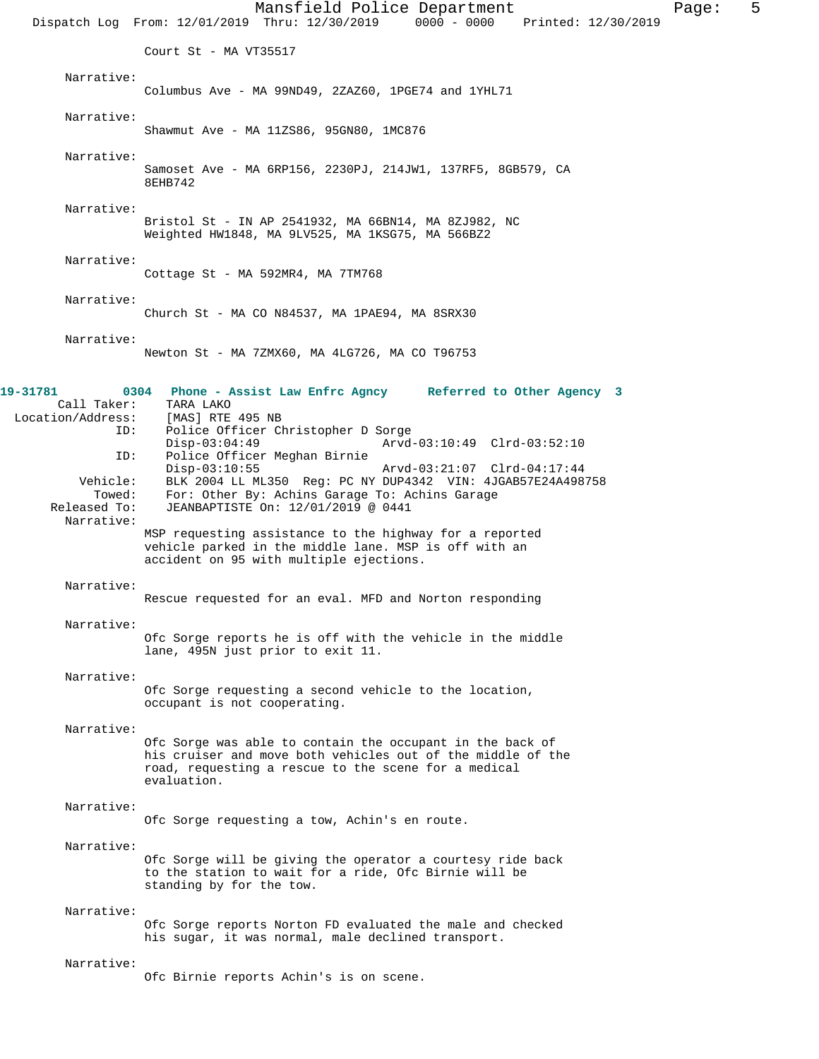Court St - MA VT35517

Narrative:
Columbus Ave - MA 99ND49, 2ZAZ60, 1PGE74 and 1YHL71

Narrative:
Shawmut Ave - MA 11ZS86, 95GN80, 1MC876

Narrative:
Samoset Ave - MA 6RP156, 2230PJ, 214JW1, 137RF5, 8GB579, CA 8EHB742

Narrative:
Bristol St - IN AP 2541932, MA 66BN14, MA 8ZJ982, NC Weighted HW1848, MA 9LV525, MA 1KSG75, MA 566BZ2

Narrative:
Cottage St - MA 592MR4, MA 7TM768

Narrative:
Church St - MA CO N84537, MA 1PAE94, MA 8SRX30

Narrative:
Newton St - MA 7ZMX60, MA 4LG726, MA CO T96753

**19-31781 0304 Phone - Assist Law Enfrc Agncy Referred to Other Agency 3**

Call Taker: TARA LAKO
Location/Address: [MAS] RTE 495 NB
ID: Police Officer Christopher D Sorge
Disp-03:04:49 Arvd-03:10:49 Clrd-03:52:10
ID: Police Officer Meghan Birnie
Disp-03:10:55 Arvd-03:21:07 Clrd-04:17:44
Vehicle: BLK 2004 LL ML350 Reg: PC NY DUP4342 VIN: 4JGAB57E24A498758
Towed: For: Other By: Achins Garage To: Achins Garage
Released To: JEANBAPTISTE On: 12/01/2019 @ 0441
Narrative:
MSP requesting assistance to the highway for a reported vehicle parked in the middle lane. MSP is off with an accident on 95 with multiple ejections.

Narrative:
Rescue requested for an eval. MFD and Norton responding

Narrative:
Ofc Sorge reports he is off with the vehicle in the middle lane, 495N just prior to exit 11.

Narrative:
Ofc Sorge requesting a second vehicle to the location, occupant is not cooperating.

Narrative:
Ofc Sorge was able to contain the occupant in the back of his cruiser and move both vehicles out of the middle of the road, requesting a rescue to the scene for a medical evaluation.

Narrative:
Ofc Sorge requesting a tow, Achin's en route.

Narrative:
Ofc Sorge will be giving the operator a courtesy ride back to the station to wait for a ride, Ofc Birnie will be standing by for the tow.

Narrative:
Ofc Sorge reports Norton FD evaluated the male and checked his sugar, it was normal, male declined transport.

Narrative:
Ofc Birnie reports Achin's is on scene.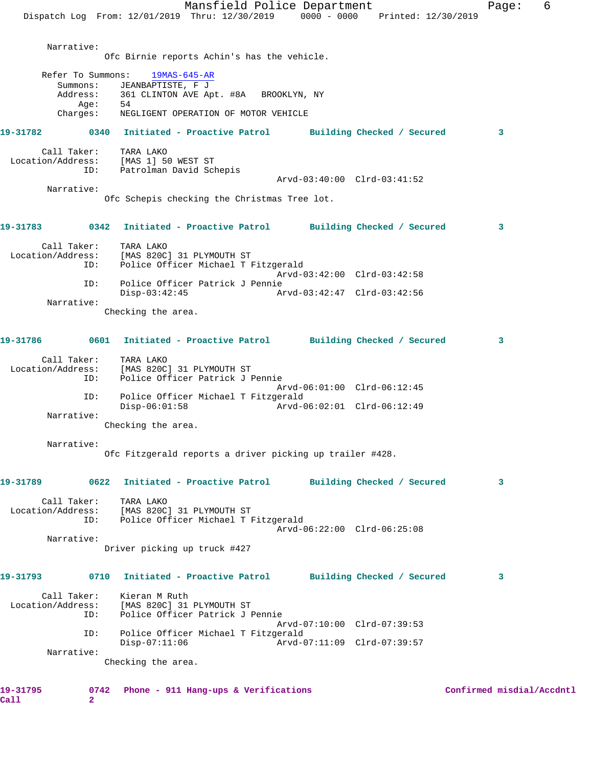Narrative:
Ofc Birnie reports Achin's has the vehicle.

Refer To Summons: 19MAS-645-AR
Summons: JEANBAPTISTE, F J
Address: 361 CLINTON AVE Apt. #8A BROOKLYN, NY
Age: 54
Charges: NEGLIGENT OPERATION OF MOTOR VEHICLE

**19-31782 0340 Initiated - Proactive Patrol Building Checked / Secured 3**

Call Taker: TARA LAKO
Location/Address: [MAS 1] 50 WEST ST
ID: Patrolman David Schepis
Arvd-03:40:00 Clrd-03:41:52
Narrative:
Ofc Schepis checking the Christmas Tree lot.

**19-31783 0342 Initiated - Proactive Patrol Building Checked / Secured 3**

Call Taker: TARA LAKO
Location/Address: [MAS 820C] 31 PLYMOUTH ST
ID: Police Officer Michael T Fitzgerald
Arvd-03:42:00 Clrd-03:42:58
ID: Police Officer Patrick J Pennie
Disp-03:42:45 Arvd-03:42:47 Clrd-03:42:56
Narrative:
Checking the area.

**19-31786 0601 Initiated - Proactive Patrol Building Checked / Secured 3**

Call Taker: TARA LAKO
Location/Address: [MAS 820C] 31 PLYMOUTH ST
ID: Police Officer Patrick J Pennie
Arvd-06:01:00 Clrd-06:12:45
ID: Police Officer Michael T Fitzgerald
Disp-06:01:58 Arvd-06:02:01 Clrd-06:12:49
Narrative:
Checking the area.

Narrative:
Ofc Fitzgerald reports a driver picking up trailer #428.

**19-31789 0622 Initiated - Proactive Patrol Building Checked / Secured 3**

Call Taker: TARA LAKO
Location/Address: [MAS 820C] 31 PLYMOUTH ST
ID: Police Officer Michael T Fitzgerald
Arvd-06:22:00 Clrd-06:25:08
Narrative:
Driver picking up truck #427

**19-31793 0710 Initiated - Proactive Patrol Building Checked / Secured 3**

Call Taker: Kieran M Ruth
Location/Address: [MAS 820C] 31 PLYMOUTH ST
ID: Police Officer Patrick J Pennie
Arvd-07:10:00 Clrd-07:39:53
ID: Police Officer Michael T Fitzgerald
Disp-07:11:06 Arvd-07:11:09 Clrd-07:39:57
Narrative:
Checking the area.

**19-31795 0742 Phone - 911 Hang-ups & Verifications Confirmed misdial/Accdntl Call 2**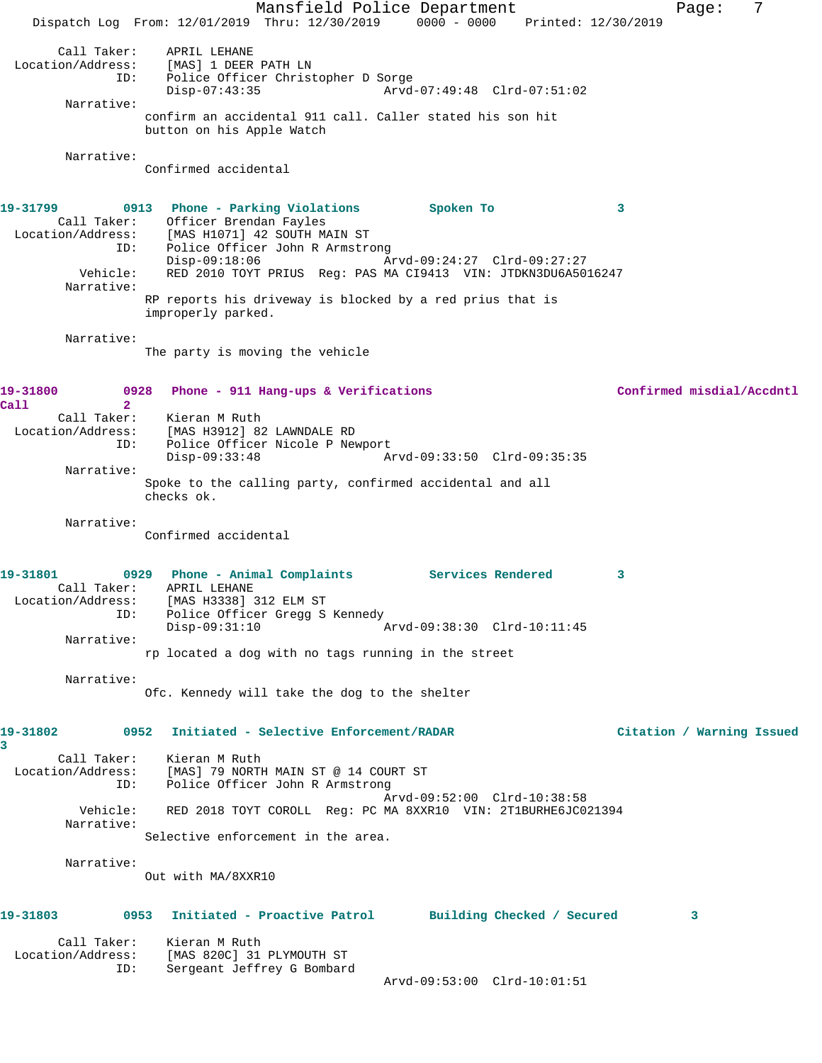Call Taker: APRIL LEHANE
Location/Address: [MAS] 1 DEER PATH LN
ID: Police Officer Christopher D Sorge
Disp-07:43:35 Arvd-07:49:48 Clrd-07:51:02

Narrative:
confirm an accidental 911 call. Caller stated his son hit button on his Apple Watch

Narrative:
Confirmed accidental

**19-31799** 0913 **Phone - Parking Violations** **Spoken To** 3

Call Taker: Officer Brendan Fayles
Location/Address: [MAS H1071] 42 SOUTH MAIN ST
ID: Police Officer John R Armstrong
Disp-09:18:06 Arvd-09:24:27 Clrd-09:27:27
Vehicle: RED 2010 TOYT PRIUS Reg: PAS MA CI9413 VIN: JTDKN3DU6A5016247

Narrative:
RP reports his driveway is blocked by a red prius that is improperly parked.

Narrative:
The party is moving the vehicle

**19-31800** 0928 **Phone - 911 Hang-ups & Verifications** **Confirmed misdial/Accdntl Call** 2

Call Taker: Kieran M Ruth
Location/Address: [MAS H3912] 82 LAWNDALE RD
ID: Police Officer Nicole P Newport
Disp-09:33:48 Arvd-09:33:50 Clrd-09:35:35

Narrative:
Spoke to the calling party, confirmed accidental and all checks ok.

Narrative:
Confirmed accidental

**19-31801** 0929 **Phone - Animal Complaints** **Services Rendered** 3

Call Taker: APRIL LEHANE
Location/Address: [MAS H3338] 312 ELM ST
ID: Police Officer Gregg S Kennedy
Disp-09:31:10 Arvd-09:38:30 Clrd-10:11:45

Narrative:
rp located a dog with no tags running in the street

Narrative:
Ofc. Kennedy will take the dog to the shelter

**19-31802** 0952 **Initiated - Selective Enforcement/RADAR** **Citation / Warning Issued** 3

Call Taker: Kieran M Ruth
Location/Address: [MAS] 79 NORTH MAIN ST @ 14 COURT ST
ID: Police Officer John R Armstrong
Arvd-09:52:00 Clrd-10:38:58
Vehicle: RED 2018 TOYT COROLL Reg: PC MA 8XXR10 VIN: 2T1BURHE6JC021394

Narrative:
Selective enforcement in the area.

Narrative:
Out with MA/8XXR10

**19-31803** 0953 **Initiated - Proactive Patrol** **Building Checked / Secured** 3

Call Taker: Kieran M Ruth
Location/Address: [MAS 820C] 31 PLYMOUTH ST
ID: Sergeant Jeffrey G Bombard
Arvd-09:53:00 Clrd-10:01:51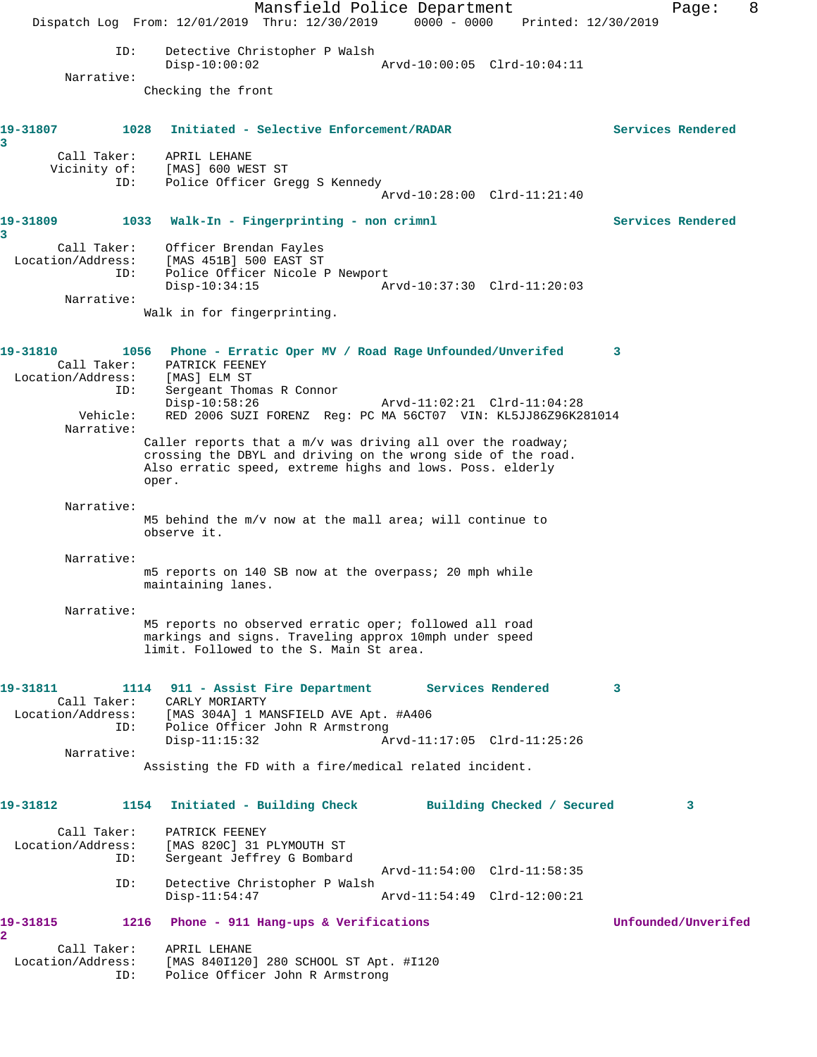ID: Detective Christopher P Walsh
Disp-10:00:02 Arvd-10:00:05 Clrd-10:04:11

Narrative:
Checking the front

**19-31807 1028 Initiated - Selective Enforcement/RADAR Services Rendered 3**

Call Taker: APRIL LEHANE
Vicinity of: [MAS] 600 WEST ST
ID: Police Officer Gregg S Kennedy
Arvd-10:28:00 Clrd-11:21:40

**19-31809 1033 Walk-In - Fingerprinting - non crimnl Services Rendered 3**

Call Taker: Officer Brendan Fayles
Location/Address: [MAS 451B] 500 EAST ST
ID: Police Officer Nicole P Newport
Disp-10:34:15 Arvd-10:37:30 Clrd-11:20:03

Narrative:
Walk in for fingerprinting.

**19-31810 1056 Phone - Erratic Oper MV / Road Rage Unfounded/Unverifed 3**

Call Taker: PATRICK FEENEY
Location/Address: [MAS] ELM ST
ID: Sergeant Thomas R Connor
Disp-10:58:26 Arvd-11:02:21 Clrd-11:04:28
Vehicle: RED 2006 SUZI FORENZ Reg: PC MA 56CT07 VIN: KL5JJ86Z96K281014

Narrative:
Caller reports that a m/v was driving all over the roadway; crossing the DBYL and driving on the wrong side of the road. Also erratic speed, extreme highs and lows. Poss. elderly oper.

Narrative:
M5 behind the m/v now at the mall area; will continue to observe it.

Narrative:
m5 reports on 140 SB now at the overpass; 20 mph while maintaining lanes.

Narrative:
M5 reports no observed erratic oper; followed all road markings and signs. Traveling approx 10mph under speed limit. Followed to the S. Main St area.

**19-31811 1114 911 - Assist Fire Department Services Rendered 3**

Call Taker: CARLY MORIARTY
Location/Address: [MAS 304A] 1 MANSFIELD AVE Apt. #A406
ID: Police Officer John R Armstrong
Disp-11:15:32 Arvd-11:17:05 Clrd-11:25:26

Narrative:
Assisting the FD with a fire/medical related incident.

**19-31812 1154 Initiated - Building Check Building Checked / Secured 3**

Call Taker: PATRICK FEENEY
Location/Address: [MAS 820C] 31 PLYMOUTH ST
ID: Sergeant Jeffrey G Bombard
Arvd-11:54:00 Clrd-11:58:35
ID: Detective Christopher P Walsh
Disp-11:54:47 Arvd-11:54:49 Clrd-12:00:21

**19-31815 1216 Phone - 911 Hang-ups & Verifications Unfounded/Unverifed 2**

Call Taker: APRIL LEHANE
Location/Address: [MAS 840I120] 280 SCHOOL ST Apt. #I120
ID: Police Officer John R Armstrong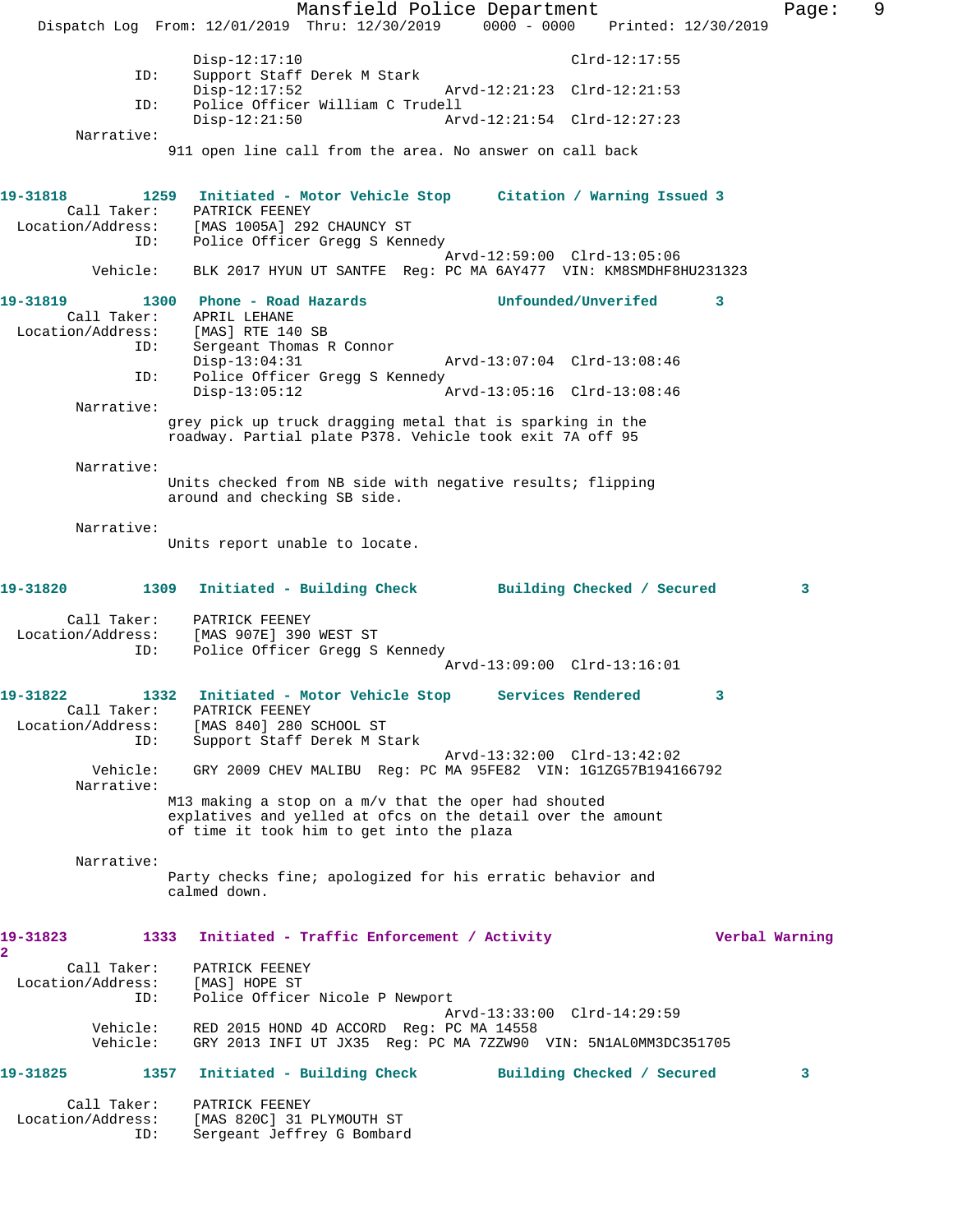Disp-12:17:10 Clrd-12:17:55

ID: Support Staff Derek M Stark
Disp-12:17:52 Arvd-12:21:23 Clrd-12:21:53

ID: Police Officer William C Trudell
Disp-12:21:50 Arvd-12:21:54 Clrd-12:27:23

Narrative:
911 open line call from the area. No answer on call back

**19-31818 1259 Initiated - Motor Vehicle Stop Citation / Warning Issued 3**

Call Taker: PATRICK FEENEY
Location/Address: [MAS 1005A] 292 CHAUNCY ST
ID: Police Officer Gregg S Kennedy
Arvd-12:59:00 Clrd-13:05:06
Vehicle: BLK 2017 HYUN UT SANTFE Reg: PC MA 6AY477 VIN: KM8SMDHF8HU231323

**19-31819 1300 Phone - Road Hazards Unfounded/Unverifed 3**

Call Taker: APRIL LEHANE
Location/Address: [MAS] RTE 140 SB
ID: Sergeant Thomas R Connor
Disp-13:04:31 Arvd-13:07:04 Clrd-13:08:46
ID: Police Officer Gregg S Kennedy
Disp-13:05:12 Arvd-13:05:16 Clrd-13:08:46

Narrative:
grey pick up truck dragging metal that is sparking in the roadway. Partial plate P378. Vehicle took exit 7A off 95

Narrative:
Units checked from NB side with negative results; flipping around and checking SB side.

Narrative:
Units report unable to locate.

**19-31820 1309 Initiated - Building Check Building Checked / Secured 3**

Call Taker: PATRICK FEENEY
Location/Address: [MAS 907E] 390 WEST ST
ID: Police Officer Gregg S Kennedy
Arvd-13:09:00 Clrd-13:16:01

**19-31822 1332 Initiated - Motor Vehicle Stop Services Rendered 3**

Call Taker: PATRICK FEENEY
Location/Address: [MAS 840] 280 SCHOOL ST
ID: Support Staff Derek M Stark
Arvd-13:32:00 Clrd-13:42:02
Vehicle: GRY 2009 CHEV MALIBU Reg: PC MA 95FE82 VIN: 1G1ZG57B194166792

Narrative:
M13 making a stop on a m/v that the oper had shouted explatives and yelled at ofcs on the detail over the amount of time it took him to get into the plaza

Narrative:
Party checks fine; apologized for his erratic behavior and calmed down.

**19-31823 1333 Initiated - Traffic Enforcement / Activity Verbal Warning 2**

Call Taker: PATRICK FEENEY
Location/Address: [MAS] HOPE ST
ID: Police Officer Nicole P Newport
Arvd-13:33:00 Clrd-14:29:59
Vehicle: RED 2015 HOND 4D ACCORD Reg: PC MA 14558
Vehicle: GRY 2013 INFI UT JX35 Reg: PC MA 7ZZW90 VIN: 5N1AL0MM3DC351705

**19-31825 1357 Initiated - Building Check Building Checked / Secured 3**

Call Taker: PATRICK FEENEY
Location/Address: [MAS 820C] 31 PLYMOUTH ST
ID: Sergeant Jeffrey G Bombard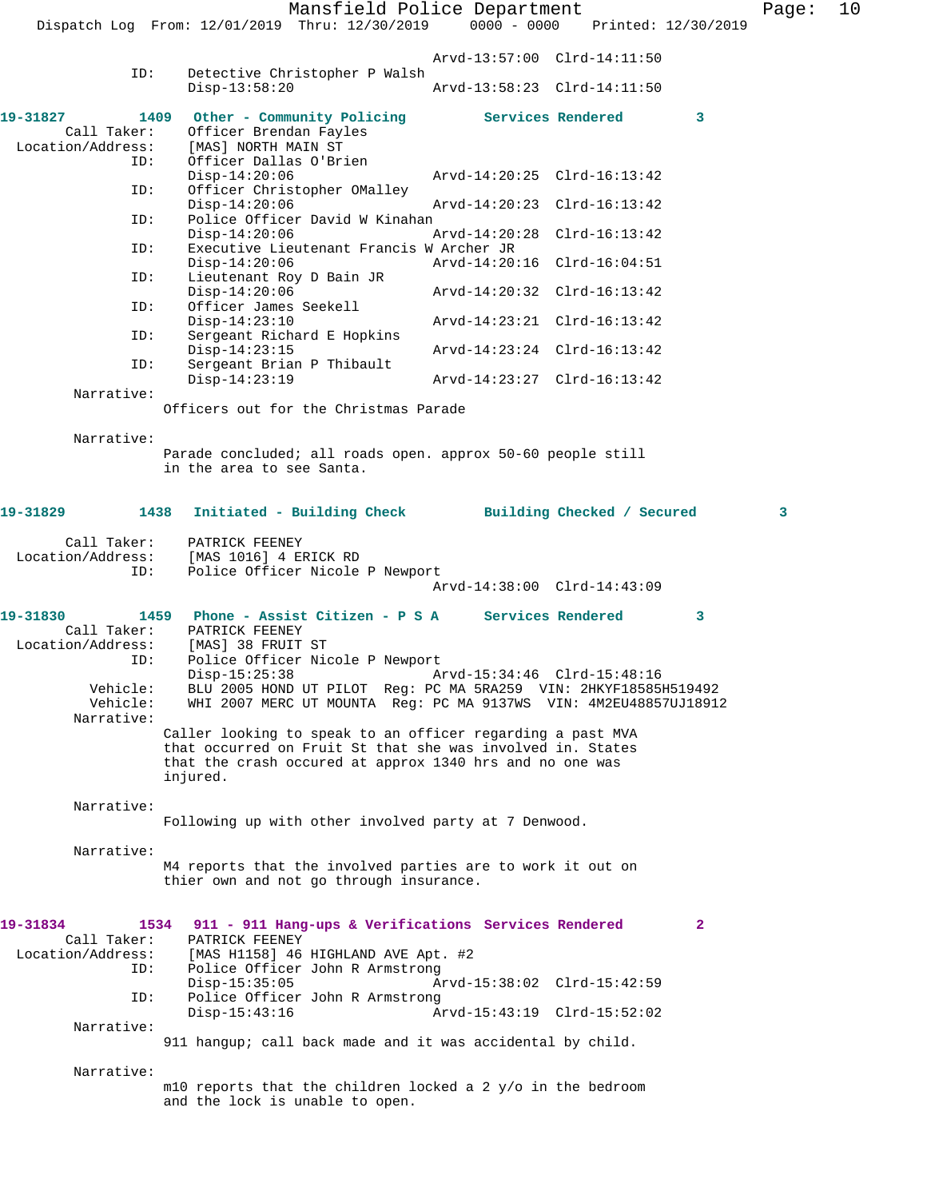Arvd-13:57:00 Clrd-14:11:50
ID: Detective Christopher P Walsh
Disp-13:58:20 Arvd-13:58:23 Clrd-14:11:50

**19-31827 1409 Other - Community Policing Services Rendered 3**
Call Taker: Officer Brendan Fayles
Location/Address: [MAS] NORTH MAIN ST
ID: Officer Dallas O'Brien
Disp-14:20:06 Arvd-14:20:25 Clrd-16:13:42
ID: Officer Christopher OMalley
Disp-14:20:06 Arvd-14:20:23 Clrd-16:13:42
ID: Police Officer David W Kinahan
Disp-14:20:06 Arvd-14:20:28 Clrd-16:13:42
ID: Executive Lieutenant Francis W Archer JR
Disp-14:20:06 Arvd-14:20:16 Clrd-16:04:51
ID: Lieutenant Roy D Bain JR
Disp-14:20:06 Arvd-14:20:32 Clrd-16:13:42
ID: Officer James Seekell
Disp-14:23:10 Arvd-14:23:21 Clrd-16:13:42
ID: Sergeant Richard E Hopkins
Disp-14:23:15 Arvd-14:23:24 Clrd-16:13:42
ID: Sergeant Brian P Thibault
Disp-14:23:19 Arvd-14:23:27 Clrd-16:13:42
Narrative:
Officers out for the Christmas Parade

Narrative:
Parade concluded; all roads open. approx 50-60 people still in the area to see Santa.

**19-31829 1438 Initiated - Building Check Building Checked / Secured 3**

Call Taker: PATRICK FEENEY
Location/Address: [MAS 1016] 4 ERICK RD
ID: Police Officer Nicole P Newport
Arvd-14:38:00 Clrd-14:43:09

**19-31830 1459 Phone - Assist Citizen - P S A Services Rendered 3**
Call Taker: PATRICK FEENEY
Location/Address: [MAS] 38 FRUIT ST
ID: Police Officer Nicole P Newport
Disp-15:25:38 Arvd-15:34:46 Clrd-15:48:16
Vehicle: BLU 2005 HOND UT PILOT Reg: PC MA 5RA259 VIN: 2HKYF18585H519492
Vehicle: WHI 2007 MERC UT MOUNTA Reg: PC MA 9137WS VIN: 4M2EU48857UJ18912
Narrative:
Caller looking to speak to an officer regarding a past MVA that occurred on Fruit St that she was involved in. States that the crash occured at approx 1340 hrs and no one was injured.

Narrative:
Following up with other involved party at 7 Denwood.

Narrative:
M4 reports that the involved parties are to work it out on thier own and not go through insurance.

**19-31834 1534 911 - 911 Hang-ups & Verifications Services Rendered 2**
Call Taker: PATRICK FEENEY
Location/Address: [MAS H1158] 46 HIGHLAND AVE Apt. #2
ID: Police Officer John R Armstrong
Disp-15:35:05 Arvd-15:38:02 Clrd-15:42:59
ID: Police Officer John R Armstrong
Disp-15:43:16 Arvd-15:43:19 Clrd-15:52:02
Narrative:
911 hangup; call back made and it was accidental by child.

Narrative:
m10 reports that the children locked a 2 y/o in the bedroom and the lock is unable to open.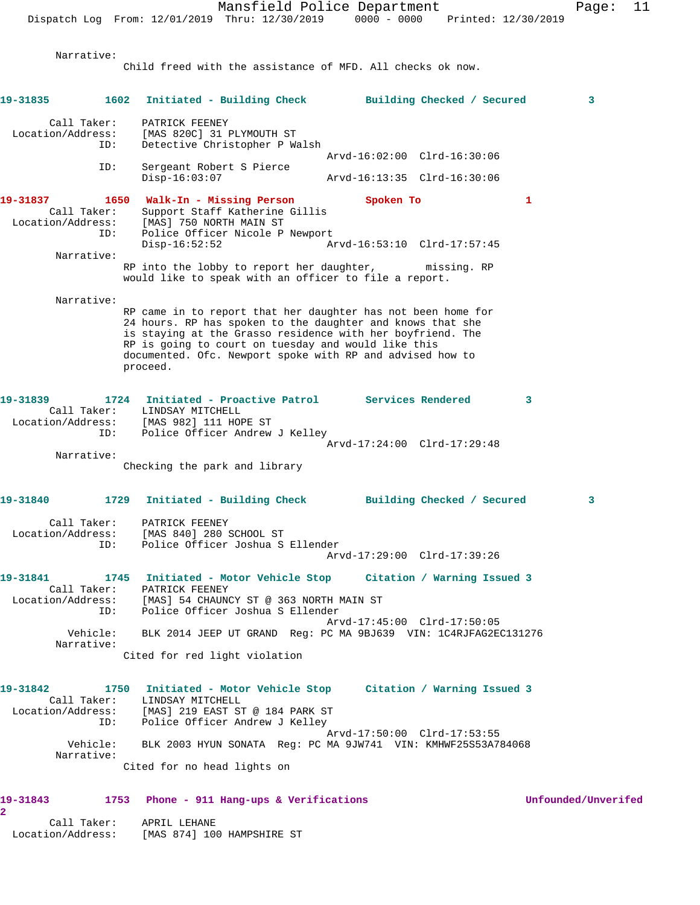Narrative:
Child freed with the assistance of MFD. All checks ok now.

**19-31835 1602 Initiated - Building Check Building Checked / Secured 3**

Call Taker: PATRICK FEENEY
Location/Address: [MAS 820C] 31 PLYMOUTH ST
ID: Detective Christopher P Walsh
Arvd-16:02:00 Clrd-16:30:06
ID: Sergeant Robert S Pierce
Disp-16:03:07 Arvd-16:13:35 Clrd-16:30:06

**19-31837 1650 Walk-In - Missing Person Spoken To 1**

Call Taker: Support Staff Katherine Gillis
Location/Address: [MAS] 750 NORTH MAIN ST
ID: Police Officer Nicole P Newport
Disp-16:52:52 Arvd-16:53:10 Clrd-17:57:45

Narrative:
RP into the lobby to report her daughter, missing. RP would like to speak with an officer to file a report.

Narrative:
RP came in to report that her daughter has not been home for 24 hours. RP has spoken to the daughter and knows that she is staying at the Grasso residence with her boyfriend. The RP is going to court on tuesday and would like this documented. Ofc. Newport spoke with RP and advised how to proceed.

**19-31839 1724 Initiated - Proactive Patrol Services Rendered 3**

Call Taker: LINDSAY MITCHELL
Location/Address: [MAS 982] 111 HOPE ST
ID: Police Officer Andrew J Kelley
Arvd-17:24:00 Clrd-17:29:48

Narrative:
Checking the park and library

**19-31840 1729 Initiated - Building Check Building Checked / Secured 3**

Call Taker: PATRICK FEENEY
Location/Address: [MAS 840] 280 SCHOOL ST
ID: Police Officer Joshua S Ellender
Arvd-17:29:00 Clrd-17:39:26

**19-31841 1745 Initiated - Motor Vehicle Stop Citation / Warning Issued 3**

Call Taker: PATRICK FEENEY
Location/Address: [MAS] 54 CHAUNCY ST @ 363 NORTH MAIN ST
ID: Police Officer Joshua S Ellender
Arvd-17:45:00 Clrd-17:50:05
Vehicle: BLK 2014 JEEP UT GRAND Reg: PC MA 9BJ639 VIN: 1C4RJFAG2EC131276

Narrative:
Cited for red light violation

**19-31842 1750 Initiated - Motor Vehicle Stop Citation / Warning Issued 3**

Call Taker: LINDSAY MITCHELL
Location/Address: [MAS] 219 EAST ST @ 184 PARK ST
ID: Police Officer Andrew J Kelley
Arvd-17:50:00 Clrd-17:53:55
Vehicle: BLK 2003 HYUN SONATA Reg: PC MA 9JW741 VIN: KMHWF25S53A784068

Narrative:
Cited for no head lights on

**19-31843 1753 Phone - 911 Hang-ups & Verifications Unfounded/Unverifed 2**

Call Taker: APRIL LEHANE
Location/Address: [MAS 874] 100 HAMPSHIRE ST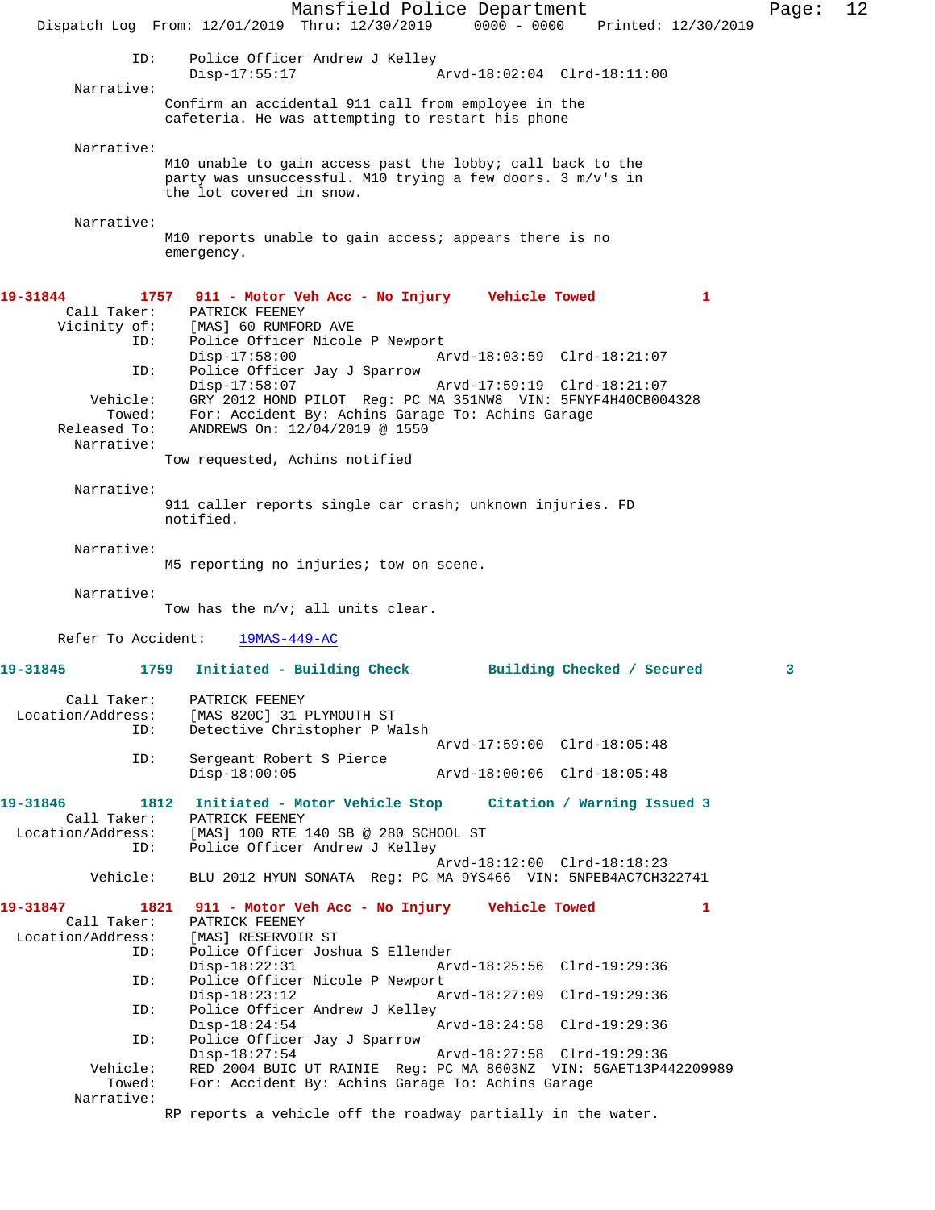ID: Police Officer Andrew J Kelley
Disp-17:55:17 Arvd-18:02:04 Clrd-18:11:00

Narrative:
Confirm an accidental 911 call from employee in the cafeteria. He was attempting to restart his phone

Narrative:
M10 unable to gain access past the lobby; call back to the party was unsuccessful. M10 trying a few doors. 3 m/v's in the lot covered in snow.

Narrative:
M10 reports unable to gain access; appears there is no emergency.

**19-31844 1757 911 - Motor Veh Acc - No Injury Vehicle Towed 1**

Call Taker: PATRICK FEENEY
Vicinity of: [MAS] 60 RUMFORD AVE
ID: Police Officer Nicole P Newport
Disp-17:58:00 Arvd-18:03:59 Clrd-18:21:07
ID: Police Officer Jay J Sparrow
Disp-17:58:07 Arvd-17:59:19 Clrd-18:21:07
Vehicle: GRY 2012 HOND PILOT Reg: PC MA 351NW8 VIN: 5FNYF4H40CB004328
Towed: For: Accident By: Achins Garage To: Achins Garage
Released To: ANDREWS On: 12/04/2019 @ 1550
Narrative:
Tow requested, Achins notified

Narrative:
911 caller reports single car crash; unknown injuries. FD notified.

Narrative:
M5 reporting no injuries; tow on scene.

Narrative:
Tow has the m/v; all units clear.

Refer To Accident: 19MAS-449-AC

**19-31845 1759 Initiated - Building Check Building Checked / Secured 3**

Call Taker: PATRICK FEENEY
Location/Address: [MAS 820C] 31 PLYMOUTH ST
ID: Detective Christopher P Walsh
Arvd-17:59:00 Clrd-18:05:48
ID: Sergeant Robert S Pierce
Disp-18:00:05 Arvd-18:00:06 Clrd-18:05:48

**19-31846 1812 Initiated - Motor Vehicle Stop Citation / Warning Issued 3**

Call Taker: PATRICK FEENEY
Location/Address: [MAS] 100 RTE 140 SB @ 280 SCHOOL ST
ID: Police Officer Andrew J Kelley
Arvd-18:12:00 Clrd-18:18:23
Vehicle: BLU 2012 HYUN SONATA Reg: PC MA 9YS466 VIN: 5NPEB4AC7CH322741

**19-31847 1821 911 - Motor Veh Acc - No Injury Vehicle Towed 1**

Call Taker: PATRICK FEENEY
Location/Address: [MAS] RESERVOIR ST
ID: Police Officer Joshua S Ellender
Disp-18:22:31 Arvd-18:25:56 Clrd-19:29:36
ID: Police Officer Nicole P Newport
Disp-18:23:12 Arvd-18:27:09 Clrd-19:29:36
ID: Police Officer Andrew J Kelley
Disp-18:24:54 Arvd-18:24:58 Clrd-19:29:36
ID: Police Officer Jay J Sparrow
Disp-18:27:54 Arvd-18:27:58 Clrd-19:29:36
Vehicle: RED 2004 BUIC UT RAINIE Reg: PC MA 8603NZ VIN: 5GAET13P442209989
Towed: For: Accident By: Achins Garage To: Achins Garage
Narrative:
RP reports a vehicle off the roadway partially in the water.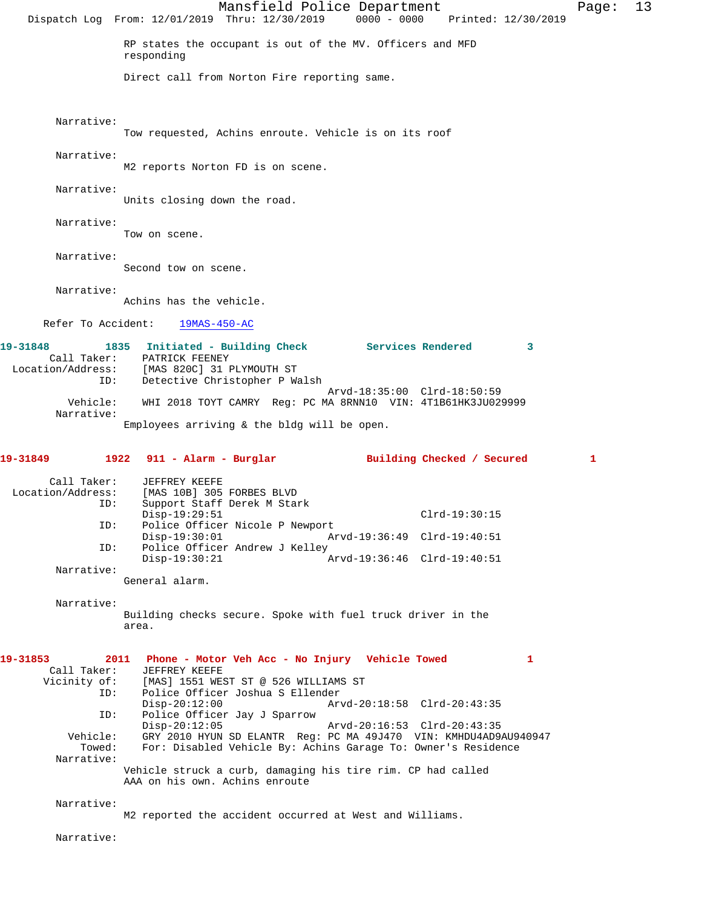RP states the occupant is out of the MV. Officers and MFD responding

Direct call from Norton Fire reporting same.

Narrative:
Tow requested, Achins enroute. Vehicle is on its roof

Narrative:
M2 reports Norton FD is on scene.

Narrative:
Units closing down the road.

Narrative:
Tow on scene.

Narrative:
Second tow on scene.

Narrative:
Achins has the vehicle.

Refer To Accident: 19MAS-450-AC

**19-31848 1835 Initiated - Building Check Services Rendered 3**

Call Taker: PATRICK FEENEY
Location/Address: [MAS 820C] 31 PLYMOUTH ST
ID: Detective Christopher P Walsh
Arvd-18:35:00 Clrd-18:50:59
Vehicle: WHI 2018 TOYT CAMRY Reg: PC MA 8RNN10 VIN: 4T1B61HK3JU029999
Narrative:
Employees arriving & the bldg will be open.

**19-31849 1922 911 - Alarm - Burglar Building Checked / Secured 1**

Call Taker: JEFFREY KEEFE
Location/Address: [MAS 10B] 305 FORBES BLVD
ID: Support Staff Derek M Stark
Disp-19:29:51 Clrd-19:30:15
ID: Police Officer Nicole P Newport
Disp-19:30:01 Arvd-19:36:49 Clrd-19:40:51
ID: Police Officer Andrew J Kelley
Disp-19:30:21 Arvd-19:36:46 Clrd-19:40:51
Narrative:
General alarm.

Narrative:
Building checks secure. Spoke with fuel truck driver in the area.

**19-31853 2011 Phone - Motor Veh Acc - No Injury Vehicle Towed 1**

Call Taker: JEFFREY KEEFE
Vicinity of: [MAS] 1551 WEST ST @ 526 WILLIAMS ST
ID: Police Officer Joshua S Ellender
Disp-20:12:00 Arvd-20:18:58 Clrd-20:43:35
ID: Police Officer Jay J Sparrow
Disp-20:12:05 Arvd-20:16:53 Clrd-20:43:35
Vehicle: GRY 2010 HYUN SD ELANTR Reg: PC MA 49J470 VIN: KMHDU4AD9AU940947
Towed: For: Disabled Vehicle By: Achins Garage To: Owner's Residence
Narrative:
Vehicle struck a curb, damaging his tire rim. CP had called AAA on his own. Achins enroute

Narrative:
M2 reported the accident occurred at West and Williams.

Narrative: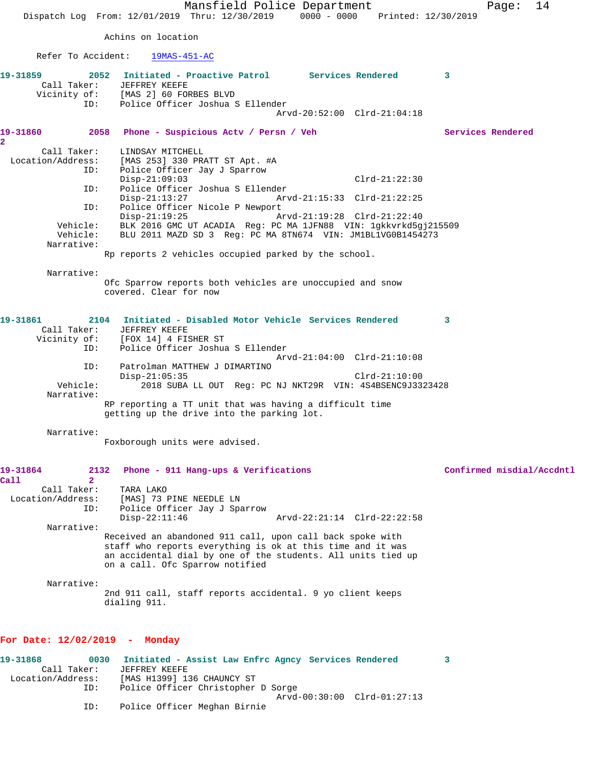Achins on location

Refer To Accident: 19MAS-451-AC

**19-31859 2052 Initiated - Proactive Patrol Services Rendered 3**

Call Taker: JEFFREY KEEFE
Vicinity of: [MAS 2] 60 FORBES BLVD
ID: Police Officer Joshua S Ellender
Arvd-20:52:00 Clrd-21:04:18

**19-31860 2058 Phone - Suspicious Actv / Persn / Veh Services Rendered 2**

Call Taker: LINDSAY MITCHELL
Location/Address: [MAS 253] 330 PRATT ST Apt. #A
ID: Police Officer Jay J Sparrow
Disp-21:09:03 Clrd-21:22:30
ID: Police Officer Joshua S Ellender
Disp-21:13:27 Arvd-21:15:33 Clrd-21:22:25
ID: Police Officer Nicole P Newport
Disp-21:19:25 Arvd-21:19:28 Clrd-21:22:40
Vehicle: BLK 2016 GMC UT ACADIA Reg: PC MA 1JFN88 VIN: 1gkkvrkd5gj215509
Vehicle: BLU 2011 MAZD SD 3 Reg: PC MA 8TN674 VIN: JM1BL1VG0B1454273
Narrative:
Rp reports 2 vehicles occupied parked by the school.

Narrative:
Ofc Sparrow reports both vehicles are unoccupied and snow covered. Clear for now

**19-31861 2104 Initiated - Disabled Motor Vehicle Services Rendered 3**

Call Taker: JEFFREY KEEFE
Vicinity of: [FOX 14] 4 FISHER ST
ID: Police Officer Joshua S Ellender
Arvd-21:04:00 Clrd-21:10:08
ID: Patrolman MATTHEW J DIMARTINO
Disp-21:05:35 Clrd-21:10:00
Vehicle: 2018 SUBA LL OUT Reg: PC NJ NKT29R VIN: 4S4BSENC9J3323428
Narrative:
RP reporting a TT unit that was having a difficult time getting up the drive into the parking lot.

Narrative:
Foxborough units were advised.

**19-31864 2132 Phone - 911 Hang-ups & Verifications Confirmed misdial/Accdntl Call 2**

Call Taker: TARA LAKO
Location/Address: [MAS] 73 PINE NEEDLE LN
ID: Police Officer Jay J Sparrow
Disp-22:11:46 Arvd-22:21:14 Clrd-22:22:58
Narrative:
Received an abandoned 911 call, upon call back spoke with staff who reports everything is ok at this time and it was an accidental dial by one of the students. All units tied up on a call. Ofc Sparrow notified

Narrative:
2nd 911 call, staff reports accidental. 9 yo client keeps dialing 911.

## For Date: 12/02/2019 - Monday

**19-31868 0030 Initiated - Assist Law Enfrc Agncy Services Rendered 3**

Call Taker: JEFFREY KEEFE
Location/Address: [MAS H1399] 136 CHAUNCY ST
ID: Police Officer Christopher D Sorge
Arvd-00:30:00 Clrd-01:27:13
ID: Police Officer Meghan Birnie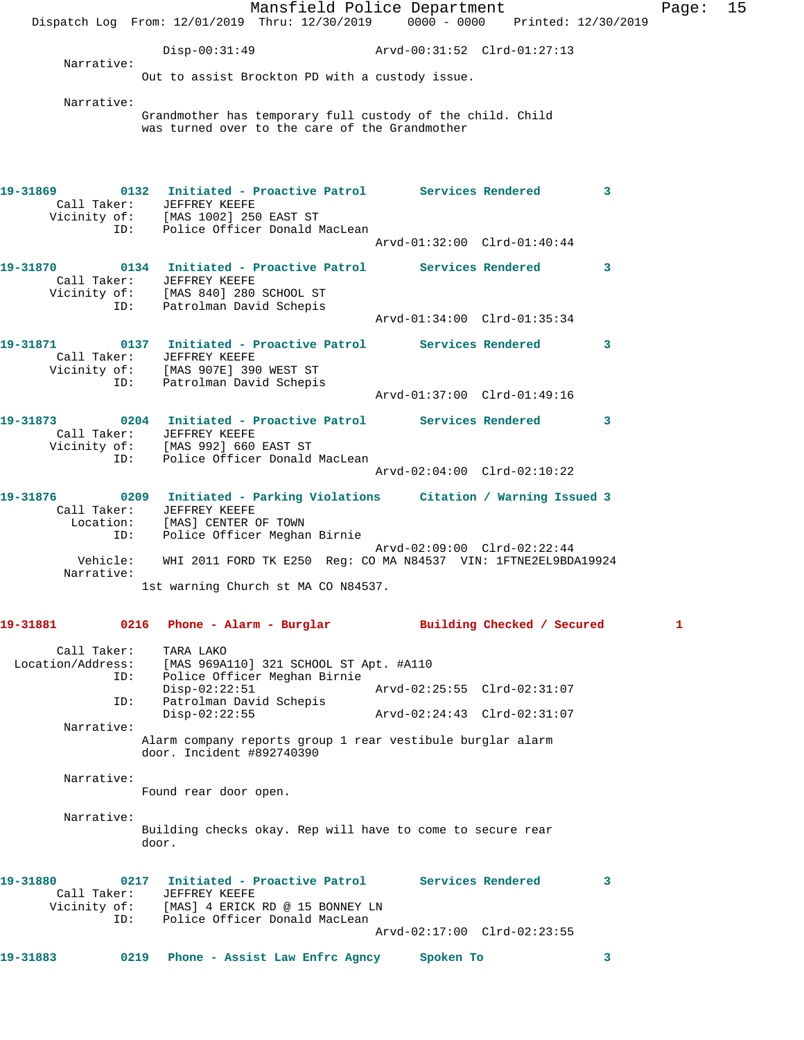Disp-00:31:49 Arvd-00:31:52 Clrd-01:27:13

Narrative:
Out to assist Brockton PD with a custody issue.

Narrative:
Grandmother has temporary full custody of the child. Child was turned over to the care of the Grandmother

**19-31869 0132 Initiated - Proactive Patrol Services Rendered 3**

Call Taker: JEFFREY KEEFE
Vicinity of: [MAS 1002] 250 EAST ST
ID: Police Officer Donald MacLean
Arvd-01:32:00 Clrd-01:40:44

**19-31870 0134 Initiated - Proactive Patrol Services Rendered 3**

Call Taker: JEFFREY KEEFE
Vicinity of: [MAS 840] 280 SCHOOL ST
ID: Patrolman David Schepis
Arvd-01:34:00 Clrd-01:35:34

**19-31871 0137 Initiated - Proactive Patrol Services Rendered 3**

Call Taker: JEFFREY KEEFE
Vicinity of: [MAS 907E] 390 WEST ST
ID: Patrolman David Schepis
Arvd-01:37:00 Clrd-01:49:16

**19-31873 0204 Initiated - Proactive Patrol Services Rendered 3**

Call Taker: JEFFREY KEEFE
Vicinity of: [MAS 992] 660 EAST ST
ID: Police Officer Donald MacLean
Arvd-02:04:00 Clrd-02:10:22

**19-31876 0209 Initiated - Parking Violations Citation / Warning Issued 3**

Call Taker: JEFFREY KEEFE
Location: [MAS] CENTER OF TOWN
ID: Police Officer Meghan Birnie
Arvd-02:09:00 Clrd-02:22:44
Vehicle: WHI 2011 FORD TK E250 Reg: CO MA N84537 VIN: 1FTNE2EL9BDA19924

Narrative:
1st warning Church st MA CO N84537.

**19-31881 0216 Phone - Alarm - Burglar Building Checked / Secured 1**

Call Taker: TARA LAKO
Location/Address: [MAS 969A110] 321 SCHOOL ST Apt. #A110
ID: Police Officer Meghan Birnie
Disp-02:22:51 Arvd-02:25:55 Clrd-02:31:07
ID: Patrolman David Schepis
Disp-02:22:55 Arvd-02:24:43 Clrd-02:31:07

Narrative:
Alarm company reports group 1 rear vestibule burglar alarm door. Incident #892740390

Narrative:
Found rear door open.

Narrative:
Building checks okay. Rep will have to come to secure rear door.

**19-31880 0217 Initiated - Proactive Patrol Services Rendered 3**

Call Taker: JEFFREY KEEFE
Vicinity of: [MAS] 4 ERICK RD @ 15 BONNEY LN
ID: Police Officer Donald MacLean
Arvd-02:17:00 Clrd-02:23:55

**19-31883 0219 Phone - Assist Law Enfrc Agncy Spoken To 3**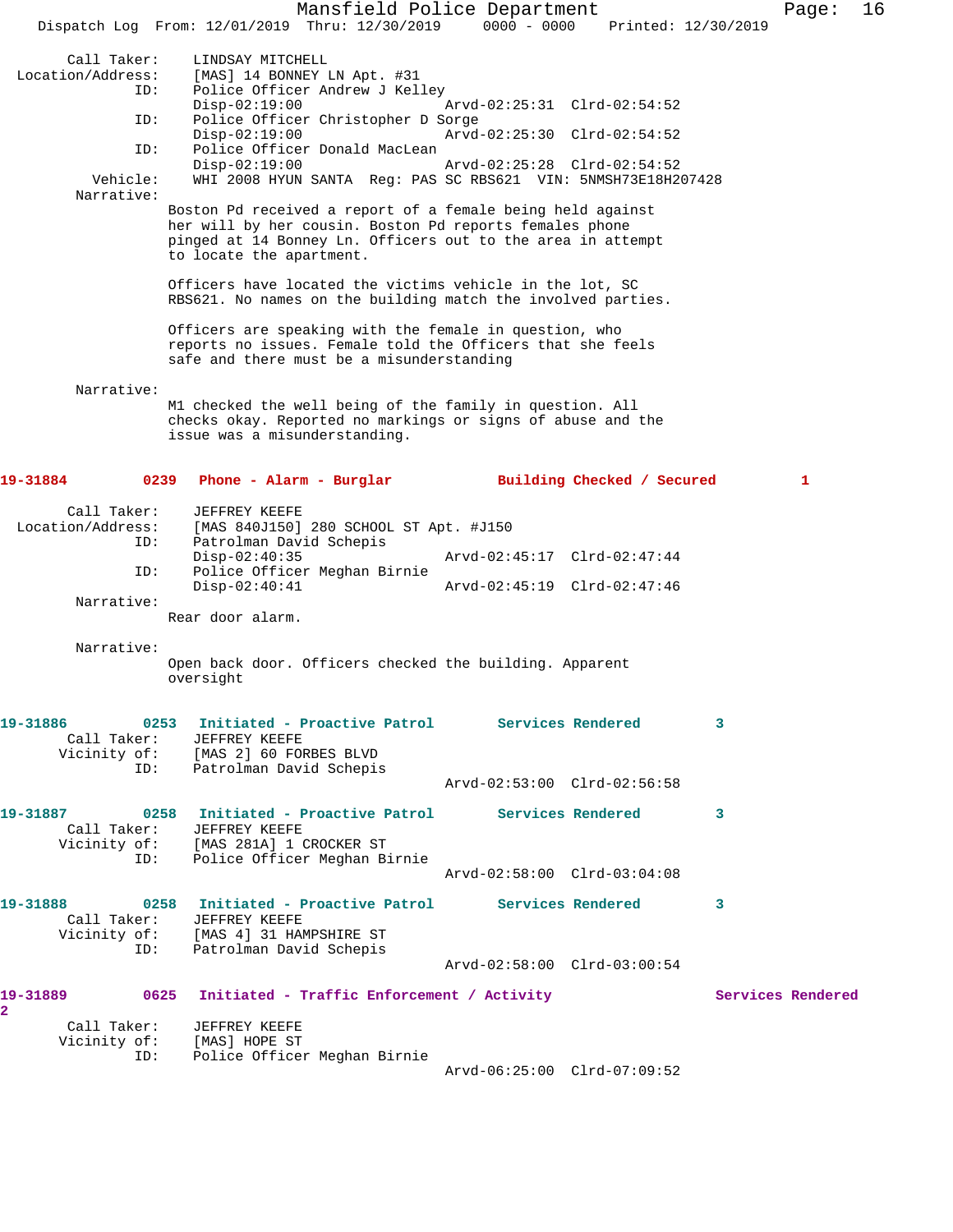Call Taker: LINDSAY MITCHELL
Location/Address: [MAS] 14 BONNEY LN Apt. #31
ID: Police Officer Andrew J Kelley
Disp-02:19:00 Arvd-02:25:31 Clrd-02:54:52
ID: Police Officer Christopher D Sorge
Disp-02:19:00 Arvd-02:25:30 Clrd-02:54:52
ID: Police Officer Donald MacLean
Disp-02:19:00 Arvd-02:25:28 Clrd-02:54:52
Vehicle: WHI 2008 HYUN SANTA Reg: PAS SC RBS621 VIN: 5NMSH73E18H207428
Narrative:
Boston Pd received a report of a female being held against her will by her cousin. Boston Pd reports females phone pinged at 14 Bonney Ln. Officers out to the area in attempt to locate the apartment.

Officers have located the victims vehicle in the lot, SC RBS621. No names on the building match the involved parties.

Officers are speaking with the female in question, who reports no issues. Female told the Officers that she feels safe and there must be a misunderstanding

Narrative:
M1 checked the well being of the family in question. All checks okay. Reported no markings or signs of abuse and the issue was a misunderstanding.

**19-31884 0239 Phone - Alarm - Burglar Building Checked / Secured 1**

Call Taker: JEFFREY KEEFE
Location/Address: [MAS 840J150] 280 SCHOOL ST Apt. #J150
ID: Patrolman David Schepis
Disp-02:40:35 Arvd-02:45:17 Clrd-02:47:44
ID: Police Officer Meghan Birnie
Disp-02:40:41 Arvd-02:45:19 Clrd-02:47:46
Narrative:
Rear door alarm.

Narrative:
Open back door. Officers checked the building. Apparent oversight

**19-31886 0253 Initiated - Proactive Patrol Services Rendered 3**
Call Taker: JEFFREY KEEFE
Vicinity of: [MAS 2] 60 FORBES BLVD
ID: Patrolman David Schepis
Arvd-02:53:00 Clrd-02:56:58

**19-31887 0258 Initiated - Proactive Patrol Services Rendered 3**
Call Taker: JEFFREY KEEFE
Vicinity of: [MAS 281A] 1 CROCKER ST
ID: Police Officer Meghan Birnie
Arvd-02:58:00 Clrd-03:04:08

**19-31888 0258 Initiated - Proactive Patrol Services Rendered 3**
Call Taker: JEFFREY KEEFE
Vicinity of: [MAS 4] 31 HAMPSHIRE ST
ID: Patrolman David Schepis
Arvd-02:58:00 Clrd-03:00:54

**19-31889 0625 Initiated - Traffic Enforcement / Activity Services Rendered 2**

Call Taker: JEFFREY KEEFE
Vicinity of: [MAS] HOPE ST
ID: Police Officer Meghan Birnie
Arvd-06:25:00 Clrd-07:09:52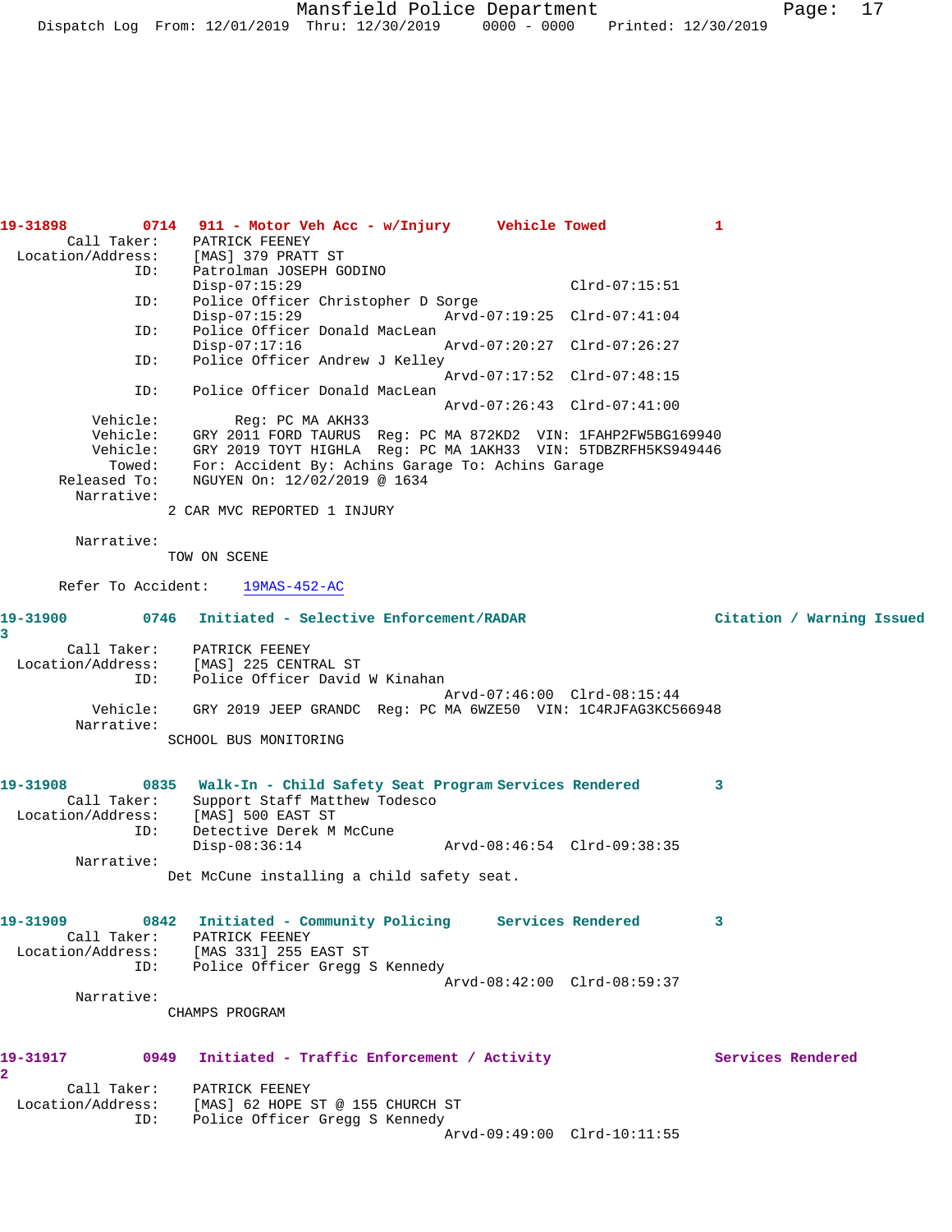**19-31898 0714 911 - Motor Veh Acc - w/Injury Vehicle Towed 1**

```
       Call Taker:    PATRICK FEENEY
  Location/Address:   [MAS] 379 PRATT ST
                ID:   Patrolman JOSEPH GODINO
                      Disp-07:15:29                              Clrd-07:15:51
                ID:   Police Officer Christopher D Sorge
                      Disp-07:15:29               Arvd-07:19:25  Clrd-07:41:04
                ID:   Police Officer Donald MacLean
                      Disp-07:17:16               Arvd-07:20:27  Clrd-07:26:27
                ID:   Police Officer Andrew J Kelley
                                                  Arvd-07:17:52  Clrd-07:48:15
                ID:   Police Officer Donald MacLean
                                                  Arvd-07:26:43  Clrd-07:41:00
           Vehicle:        Reg: PC MA AKH33
           Vehicle:   GRY 2011 FORD TAURUS  Reg: PC MA 872KD2  VIN: 1FAHP2FW5BG169940
           Vehicle:   GRY 2019 TOYT HIGHLA  Reg: PC MA 1AKH33  VIN: 5TDBZRFH5KS949446
             Towed:   For: Accident By: Achins Garage To: Achins Garage
       Released To:   NGUYEN On: 12/02/2019 @ 1634
         Narrative:
                    2 CAR MVC REPORTED 1 INJURY

         Narrative:
                    TOW ON SCENE

      Refer To Accident:    19MAS-452-AC
```

**19-31900 0746 Initiated - Selective Enforcement/RADAR Citation / Warning Issued 3**

```
       Call Taker:    PATRICK FEENEY
  Location/Address:   [MAS] 225 CENTRAL ST
                ID:   Police Officer David W Kinahan
                                                  Arvd-07:46:00  Clrd-08:15:44
           Vehicle:   GRY 2019 JEEP GRANDC  Reg: PC MA 6WZE50  VIN: 1C4RJFAG3KC566948
         Narrative:
                    SCHOOL BUS MONITORING
```

**19-31908 0835 Walk-In - Child Safety Seat Program Services Rendered 3**

```
       Call Taker:    Support Staff Matthew Todesco
  Location/Address:   [MAS] 500 EAST ST
                ID:   Detective Derek M McCune
                      Disp-08:36:14               Arvd-08:46:54  Clrd-09:38:35
         Narrative:
                    Det McCune installing a child safety seat.
```

**19-31909 0842 Initiated - Community Policing Services Rendered 3**

```
       Call Taker:    PATRICK FEENEY
  Location/Address:   [MAS 331] 255 EAST ST
                ID:   Police Officer Gregg S Kennedy
                                                  Arvd-08:42:00  Clrd-08:59:37
         Narrative:
                    CHAMPS PROGRAM
```

**19-31917 0949 Initiated - Traffic Enforcement / Activity Services Rendered 2**

```
       Call Taker:    PATRICK FEENEY
  Location/Address:   [MAS] 62 HOPE ST @ 155 CHURCH ST
                ID:   Police Officer Gregg S Kennedy
                                                  Arvd-09:49:00  Clrd-10:11:55
```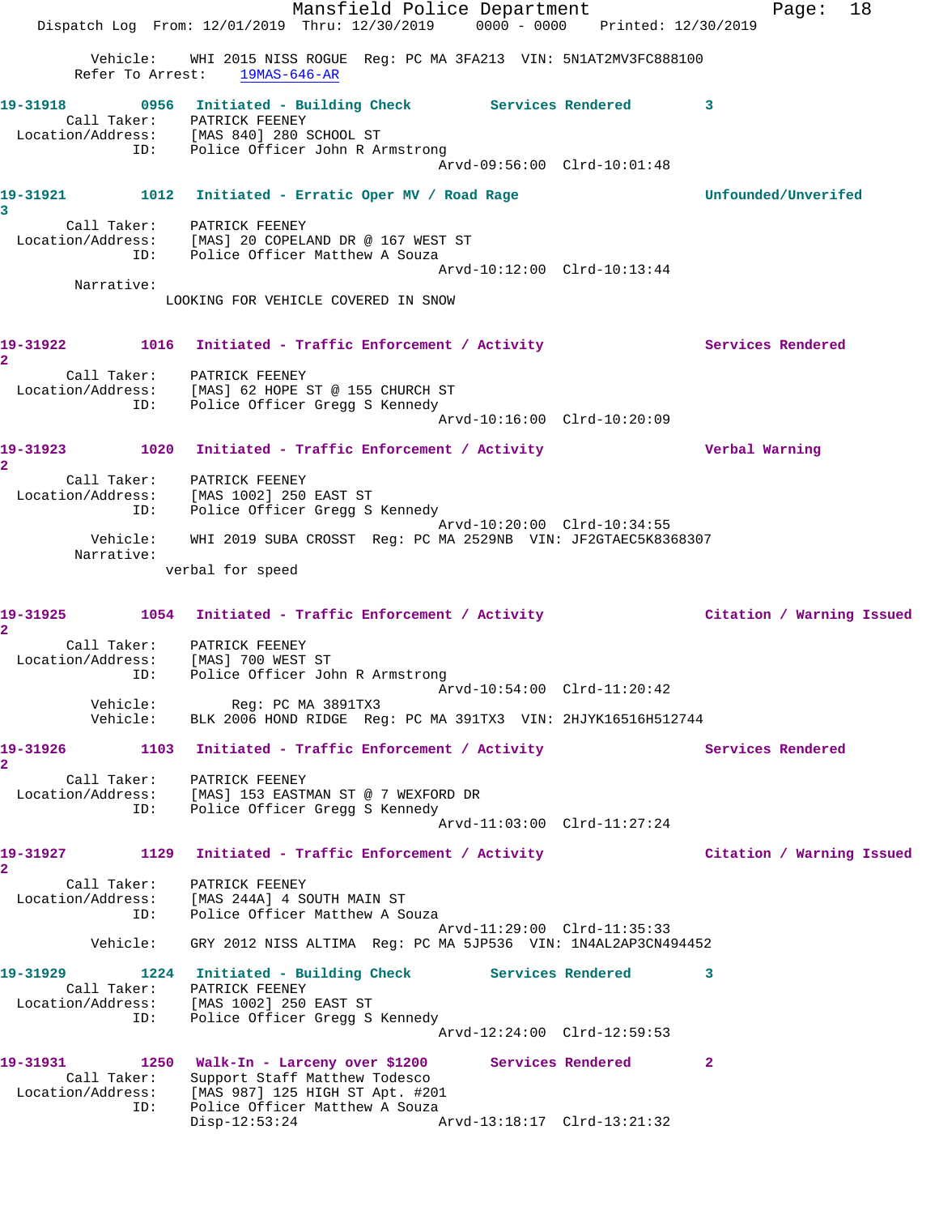```
        Vehicle:    WHI 2015 NISS ROGUE  Reg: PC MA 3FA213  VIN: 5N1AT2MV3FC888100
       Refer To Arrest:    19MAS-646-AR

19-31918        0956   Initiated - Building Check         Services Rendered        3
        Call Taker:    PATRICK FEENEY
  Location/Address:    [MAS 840] 280 SCHOOL ST
                ID:    Police Officer John R Armstrong
                                                   Arvd-09:56:00  Clrd-10:01:48

19-31921        1012   Initiated - Erratic Oper MV / Road Rage                     Unfounded/Unverifed
3
        Call Taker:    PATRICK FEENEY
  Location/Address:    [MAS] 20 COPELAND DR @ 167 WEST ST
                ID:    Police Officer Matthew A Souza
                                                   Arvd-10:12:00  Clrd-10:13:44
       Narrative:
                    LOOKING FOR VEHICLE COVERED IN SNOW

19-31922        1016   Initiated - Traffic Enforcement / Activity                  Services Rendered
2
        Call Taker:    PATRICK FEENEY
  Location/Address:    [MAS] 62 HOPE ST @ 155 CHURCH ST
                ID:    Police Officer Gregg S Kennedy
                                                   Arvd-10:16:00  Clrd-10:20:09

19-31923        1020   Initiated - Traffic Enforcement / Activity                  Verbal Warning
2
        Call Taker:    PATRICK FEENEY
  Location/Address:    [MAS 1002] 250 EAST ST
                ID:    Police Officer Gregg S Kennedy
                                                   Arvd-10:20:00  Clrd-10:34:55
          Vehicle:    WHI 2019 SUBA CROSST  Reg: PC MA 2529NB  VIN: JF2GTAEC5K8368307
       Narrative:
                    verbal for speed

19-31925        1054   Initiated - Traffic Enforcement / Activity                  Citation / Warning Issued
2
        Call Taker:    PATRICK FEENEY
  Location/Address:    [MAS] 700 WEST ST
                ID:    Police Officer John R Armstrong
                                                   Arvd-10:54:00  Clrd-11:20:42
          Vehicle:       Reg: PC MA 3891TX3
          Vehicle:    BLK 2006 HOND RIDGE  Reg: PC MA 391TX3  VIN: 2HJYK16516H512744

19-31926        1103   Initiated - Traffic Enforcement / Activity                  Services Rendered
2
        Call Taker:    PATRICK FEENEY
  Location/Address:    [MAS] 153 EASTMAN ST @ 7 WEXFORD DR
                ID:    Police Officer Gregg S Kennedy
                                                   Arvd-11:03:00  Clrd-11:27:24

19-31927        1129   Initiated - Traffic Enforcement / Activity                  Citation / Warning Issued
2
        Call Taker:    PATRICK FEENEY
  Location/Address:    [MAS 244A] 4 SOUTH MAIN ST
                ID:    Police Officer Matthew A Souza
                                                   Arvd-11:29:00  Clrd-11:35:33
          Vehicle:    GRY 2012 NISS ALTIMA  Reg: PC MA 5JP536  VIN: 1N4AL2AP3CN494452

19-31929        1224   Initiated - Building Check         Services Rendered        3
        Call Taker:    PATRICK FEENEY
  Location/Address:    [MAS 1002] 250 EAST ST
                ID:    Police Officer Gregg S Kennedy
                                                   Arvd-12:24:00  Clrd-12:59:53

19-31931        1250   Walk-In - Larceny over $1200       Services Rendered        2
        Call Taker:    Support Staff Matthew Todesco
  Location/Address:    [MAS 987] 125 HIGH ST Apt. #201
                ID:    Police Officer Matthew A Souza
                       Disp-12:53:24               Arvd-13:18:17  Clrd-13:21:32
```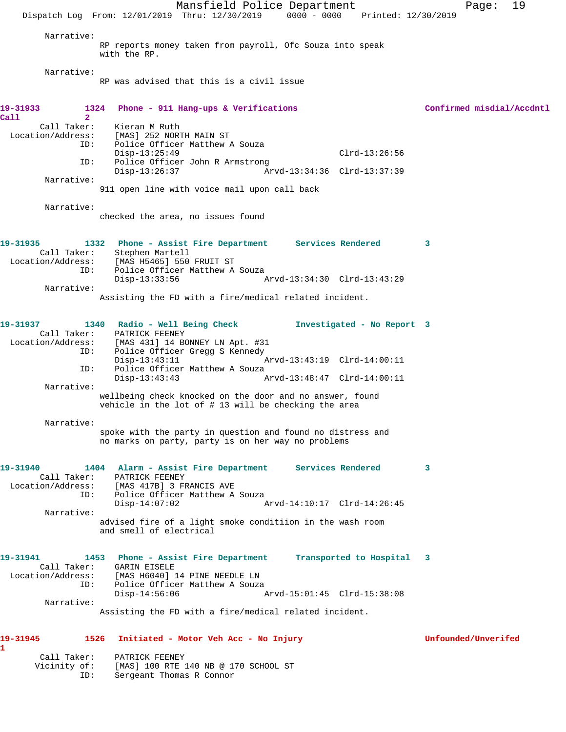Narrative:
RP reports money taken from payroll, Ofc Souza into speak with the RP.

Narrative:
RP was advised that this is a civil issue

**19-31933 1324 Phone - 911 Hang-ups & Verifications Confirmed misdial/Accdntl Call 2**

Call Taker: Kieran M Ruth
Location/Address: [MAS] 252 NORTH MAIN ST
ID: Police Officer Matthew A Souza
Disp-13:25:49 Clrd-13:26:56
ID: Police Officer John R Armstrong
Disp-13:26:37 Arvd-13:34:36 Clrd-13:37:39

Narrative:
911 open line with voice mail upon call back

Narrative:
checked the area, no issues found

**19-31935 1332 Phone - Assist Fire Department Services Rendered 3**

Call Taker: Stephen Martell
Location/Address: [MAS H5465] 550 FRUIT ST
ID: Police Officer Matthew A Souza
Disp-13:33:56 Arvd-13:34:30 Clrd-13:43:29

Narrative:
Assisting the FD with a fire/medical related incident.

**19-31937 1340 Radio - Well Being Check Investigated - No Report 3**

Call Taker: PATRICK FEENEY
Location/Address: [MAS 431] 14 BONNEY LN Apt. #31
ID: Police Officer Gregg S Kennedy
Disp-13:43:11 Arvd-13:43:19 Clrd-14:00:11
ID: Police Officer Matthew A Souza
Disp-13:43:43 Arvd-13:48:47 Clrd-14:00:11

Narrative:
wellbeing check knocked on the door and no answer, found vehicle in the lot of # 13 will be checking the area

Narrative:
spoke with the party in question and found no distress and no marks on party, party is on her way no problems

**19-31940 1404 Alarm - Assist Fire Department Services Rendered 3**

Call Taker: PATRICK FEENEY
Location/Address: [MAS 417B] 3 FRANCIS AVE
ID: Police Officer Matthew A Souza
Disp-14:07:02 Arvd-14:10:17 Clrd-14:26:45

Narrative:
advised fire of a light smoke conditiion in the wash room and smell of electrical

**19-31941 1453 Phone - Assist Fire Department Transported to Hospital 3**

Call Taker: GARIN EISELE
Location/Address: [MAS H6040] 14 PINE NEEDLE LN
ID: Police Officer Matthew A Souza
Disp-14:56:06 Arvd-15:01:45 Clrd-15:38:08

Narrative:
Assisting the FD with a fire/medical related incident.

**19-31945 1526 Initiated - Motor Veh Acc - No Injury Unfounded/Unverifed 1**

Call Taker: PATRICK FEENEY
Vicinity of: [MAS] 100 RTE 140 NB @ 170 SCHOOL ST
ID: Sergeant Thomas R Connor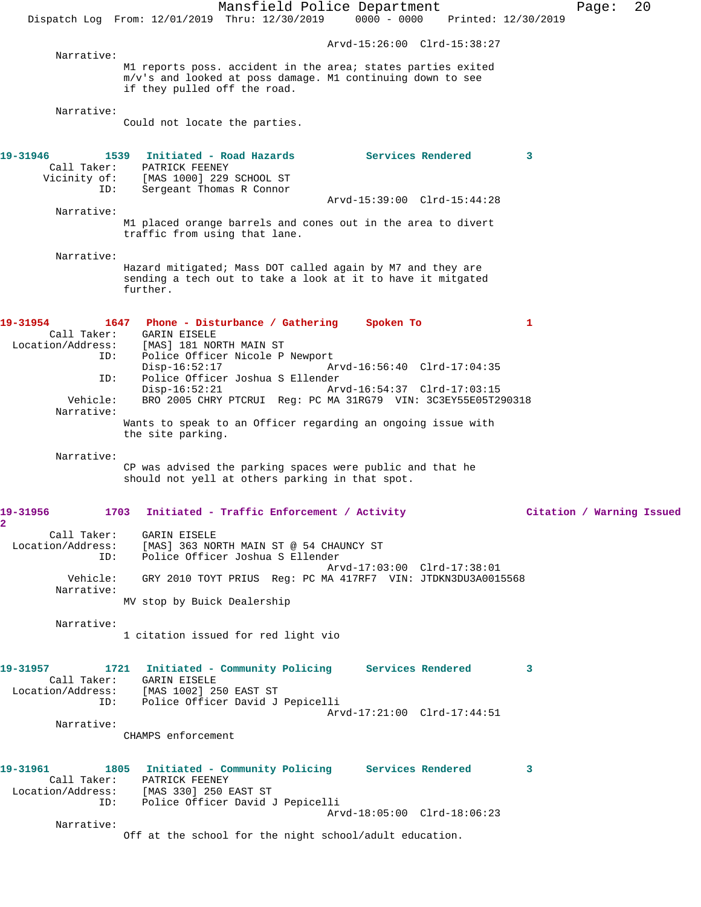Arvd-15:26:00 Clrd-15:38:27

Narrative:
M1 reports poss. accident in the area; states parties exited m/v's and looked at poss damage. M1 continuing down to see if they pulled off the road.

Narrative:
Could not locate the parties.

**19-31946 1539 Initiated - Road Hazards Services Rendered 3**

Call Taker: PATRICK FEENEY
Vicinity of: [MAS 1000] 229 SCHOOL ST
ID: Sergeant Thomas R Connor
Arvd-15:39:00 Clrd-15:44:28

Narrative:
M1 placed orange barrels and cones out in the area to divert traffic from using that lane.

Narrative:
Hazard mitigated; Mass DOT called again by M7 and they are sending a tech out to take a look at it to have it mitigated further.

**19-31954 1647 Phone - Disturbance / Gathering Spoken To 1**

Call Taker: GARIN EISELE
Location/Address: [MAS] 181 NORTH MAIN ST
ID: Police Officer Nicole P Newport
Disp-16:52:17 Arvd-16:56:40 Clrd-17:04:35
ID: Police Officer Joshua S Ellender
Disp-16:52:21 Arvd-16:54:37 Clrd-17:03:15
Vehicle: BRO 2005 CHRY PTCRUI Reg: PC MA 31RG79 VIN: 3C3EY55E05T290318

Narrative:
Wants to speak to an Officer regarding an ongoing issue with the site parking.

Narrative:
CP was advised the parking spaces were public and that he should not yell at others parking in that spot.

**19-31956 1703 Initiated - Traffic Enforcement / Activity Citation / Warning Issued 2**

Call Taker: GARIN EISELE
Location/Address: [MAS] 363 NORTH MAIN ST @ 54 CHAUNCY ST
ID: Police Officer Joshua S Ellender
Arvd-17:03:00 Clrd-17:38:01
Vehicle: GRY 2010 TOYT PRIUS Reg: PC MA 417RF7 VIN: JTDKN3DU3A0015568

Narrative:
MV stop by Buick Dealership

Narrative:
1 citation issued for red light vio

**19-31957 1721 Initiated - Community Policing Services Rendered 3**

Call Taker: GARIN EISELE
Location/Address: [MAS 1002] 250 EAST ST
ID: Police Officer David J Pepicelli
Arvd-17:21:00 Clrd-17:44:51

Narrative:
CHAMPS enforcement

**19-31961 1805 Initiated - Community Policing Services Rendered 3**

Call Taker: PATRICK FEENEY
Location/Address: [MAS 330] 250 EAST ST
ID: Police Officer David J Pepicelli
Arvd-18:05:00 Clrd-18:06:23

Narrative:
Off at the school for the night school/adult education.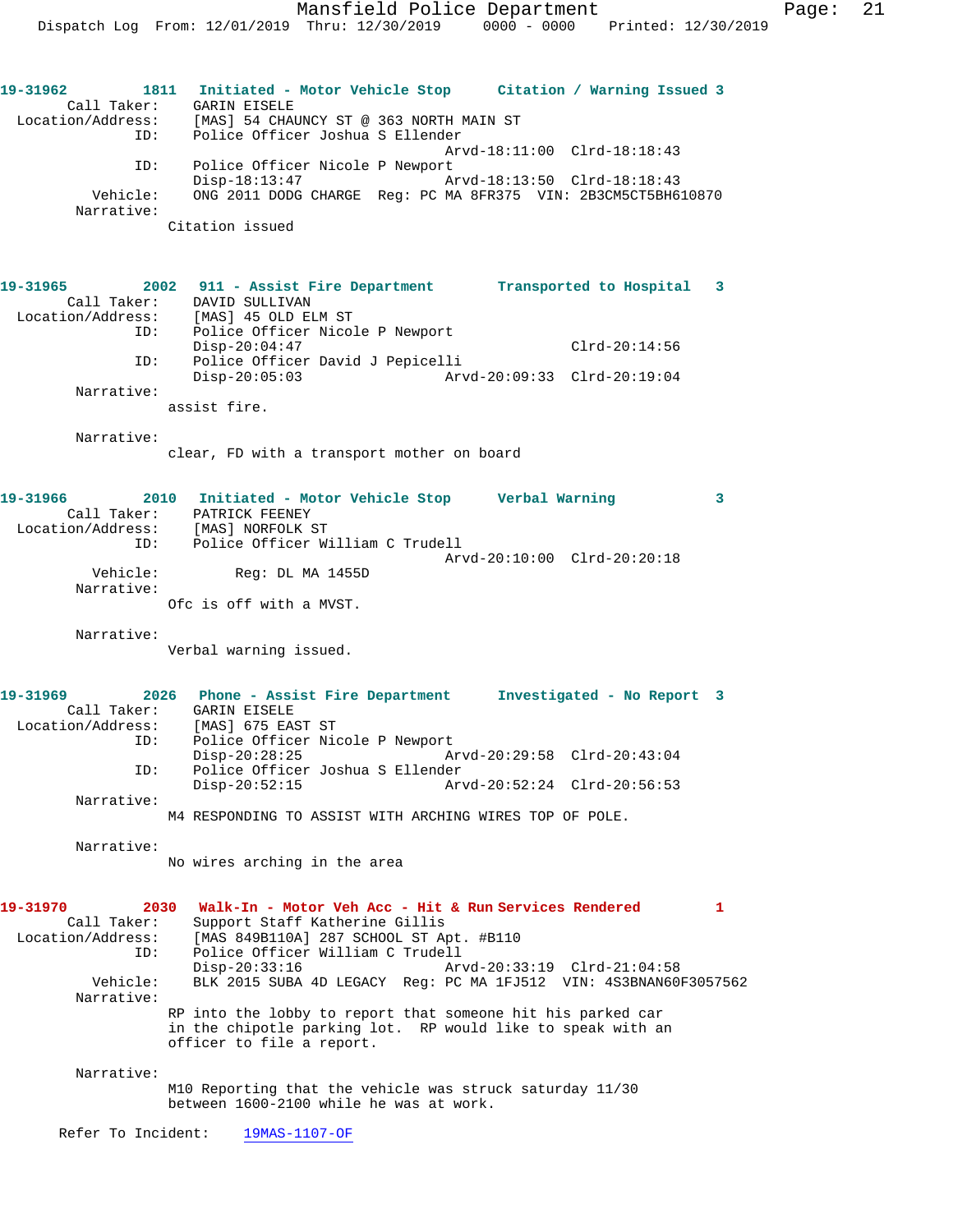**19-31962** 1811 **Initiated - Motor Vehicle Stop** **Citation / Warning Issued 3**

```
        Call Taker:     GARIN EISELE
  Location/Address:     [MAS] 54 CHAUNCY ST @ 363 NORTH MAIN ST
                ID:     Police Officer Joshua S Ellender
                                              Arvd-18:11:00  Clrd-18:18:43
                ID:     Police Officer Nicole P Newport
                        Disp-18:13:47         Arvd-18:13:50  Clrd-18:18:43
           Vehicle:     ONG 2011 DODG CHARGE  Reg: PC MA 8FR375  VIN: 2B3CM5CT5BH610870
         Narrative:
                    Citation issued
```

**19-31965** 2002 **911 - Assist Fire Department** **Transported to Hospital 3**

```
        Call Taker:     DAVID SULLIVAN
  Location/Address:     [MAS] 45 OLD ELM ST
                ID:     Police Officer Nicole P Newport
                        Disp-20:04:47                        Clrd-20:14:56
                ID:     Police Officer David J Pepicelli
                        Disp-20:05:03         Arvd-20:09:33  Clrd-20:19:04
         Narrative:
                    assist fire.

         Narrative:
                    clear, FD with a transport mother on board
```

**19-31966** 2010 **Initiated - Motor Vehicle Stop** **Verbal Warning 3**

```
        Call Taker:     PATRICK FEENEY
  Location/Address:     [MAS] NORFOLK ST
                ID:     Police Officer William C Trudell
                                              Arvd-20:10:00  Clrd-20:20:18
           Vehicle:          Reg: DL MA 1455D
         Narrative:
                    Ofc is off with a MVST.

         Narrative:
                    Verbal warning issued.
```

**19-31969** 2026 **Phone - Assist Fire Department** **Investigated - No Report 3**

```
        Call Taker:     GARIN EISELE
  Location/Address:     [MAS] 675 EAST ST
                ID:     Police Officer Nicole P Newport
                        Disp-20:28:25         Arvd-20:29:58  Clrd-20:43:04
                ID:     Police Officer Joshua S Ellender
                        Disp-20:52:15         Arvd-20:52:24  Clrd-20:56:53
         Narrative:
                    M4 RESPONDING TO ASSIST WITH ARCHING WIRES TOP OF POLE.

         Narrative:
                    No wires arching in the area
```

**19-31970** 2030 **Walk-In - Motor Veh Acc - Hit & Run Services Rendered 1**

```
        Call Taker:     Support Staff Katherine Gillis
  Location/Address:     [MAS 849B110A] 287 SCHOOL ST Apt. #B110
                ID:     Police Officer William C Trudell
                        Disp-20:33:16         Arvd-20:33:19  Clrd-21:04:58
           Vehicle:     BLK 2015 SUBA 4D LEGACY  Reg: PC MA 1FJ512  VIN: 4S3BNAN60F3057562
         Narrative:
                    RP into the lobby to report that someone hit his parked car
                    in the chipotle parking lot.  RP would like to speak with an
                    officer to file a report.

         Narrative:
                    M10 Reporting that the vehicle was struck saturday 11/30
                    between 1600-2100 while he was at work.

      Refer To Incident:    19MAS-1107-OF
```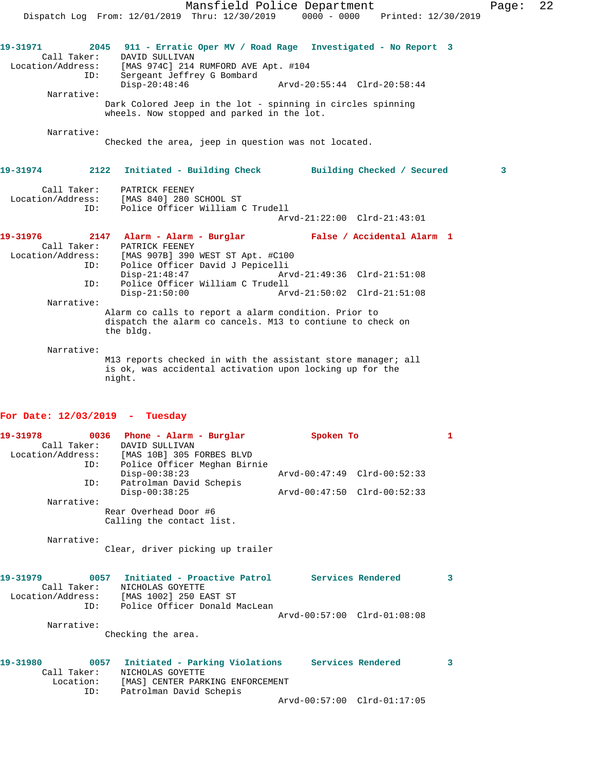**19-31971 2045 911 - Erratic Oper MV / Road Rage Investigated - No Report 3**

Call Taker: DAVID SULLIVAN
Location/Address: [MAS 974C] 214 RUMFORD AVE Apt. #104
ID: Sergeant Jeffrey G Bombard
Disp-20:48:46 Arvd-20:55:44 Clrd-20:58:44

Narrative:
Dark Colored Jeep in the lot - spinning in circles spinning wheels. Now stopped and parked in the lot.

Narrative:
Checked the area, jeep in question was not located.

**19-31974 2122 Initiated - Building Check Building Checked / Secured 3**

Call Taker: PATRICK FEENEY
Location/Address: [MAS 840] 280 SCHOOL ST
ID: Police Officer William C Trudell
Arvd-21:22:00 Clrd-21:43:01

**19-31976 2147 Alarm - Alarm - Burglar False / Accidental Alarm 1**

Call Taker: PATRICK FEENEY
Location/Address: [MAS 907B] 390 WEST ST Apt. #C100
ID: Police Officer David J Pepicelli
Disp-21:48:47 Arvd-21:49:36 Clrd-21:51:08
ID: Police Officer William C Trudell
Disp-21:50:00 Arvd-21:50:02 Clrd-21:51:08

Narrative:
Alarm co calls to report a alarm condition. Prior to dispatch the alarm co cancels. M13 to contiune to check on the bldg.

Narrative:
M13 reports checked in with the assistant store manager; all is ok, was accidental activation upon locking up for the night.

## For Date: 12/03/2019 - Tuesday

**19-31978 0036 Phone - Alarm - Burglar Spoken To 1**

Call Taker: DAVID SULLIVAN
Location/Address: [MAS 10B] 305 FORBES BLVD
ID: Police Officer Meghan Birnie
Disp-00:38:23 Arvd-00:47:49 Clrd-00:52:33
ID: Patrolman David Schepis
Disp-00:38:25 Arvd-00:47:50 Clrd-00:52:33

Narrative:
Rear Overhead Door #6
Calling the contact list.

Narrative:
Clear, driver picking up trailer

**19-31979 0057 Initiated - Proactive Patrol Services Rendered 3**

Call Taker: NICHOLAS GOYETTE
Location/Address: [MAS 1002] 250 EAST ST
ID: Police Officer Donald MacLean
Arvd-00:57:00 Clrd-01:08:08

Narrative:
Checking the area.

**19-31980 0057 Initiated - Parking Violations Services Rendered 3**

Call Taker: NICHOLAS GOYETTE
Location: [MAS] CENTER PARKING ENFORCEMENT
ID: Patrolman David Schepis
Arvd-00:57:00 Clrd-01:17:05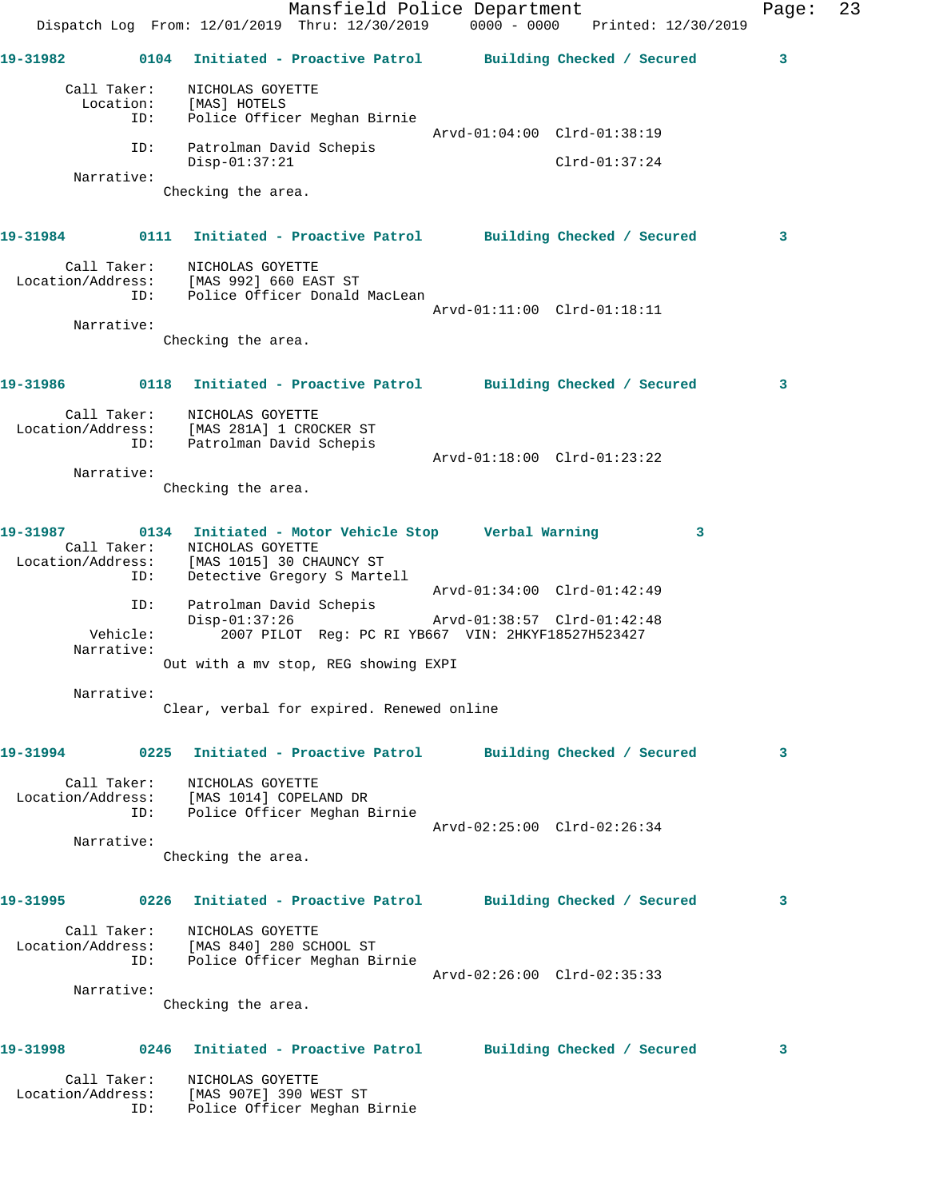**19-31982** 0104 Initiated - Proactive Patrol Building Checked / Secured 3

Call Taker: NICHOLAS GOYETTE
Location: [MAS] HOTELS
ID: Police Officer Meghan Birnie
Arvd-01:04:00 Clrd-01:38:19
ID: Patrolman David Schepis
Disp-01:37:21 Clrd-01:37:24
Narrative:
Checking the area.

**19-31984** 0111 Initiated - Proactive Patrol Building Checked / Secured 3

Call Taker: NICHOLAS GOYETTE
Location/Address: [MAS 992] 660 EAST ST
ID: Police Officer Donald MacLean
Arvd-01:11:00 Clrd-01:18:11
Narrative:
Checking the area.

**19-31986** 0118 Initiated - Proactive Patrol Building Checked / Secured 3

Call Taker: NICHOLAS GOYETTE
Location/Address: [MAS 281A] 1 CROCKER ST
ID: Patrolman David Schepis
Arvd-01:18:00 Clrd-01:23:22
Narrative:
Checking the area.

**19-31987** 0134 Initiated - Motor Vehicle Stop Verbal Warning 3

Call Taker: NICHOLAS GOYETTE
Location/Address: [MAS 1015] 30 CHAUNCY ST
ID: Detective Gregory S Martell
Arvd-01:34:00 Clrd-01:42:49
ID: Patrolman David Schepis
Disp-01:37:26 Arvd-01:38:57 Clrd-01:42:48
Vehicle: 2007 PILOT Reg: PC RI YB667 VIN: 2HKYF18527H523427
Narrative:
Out with a mv stop, REG showing EXPI

Narrative:
Clear, verbal for expired. Renewed online

**19-31994** 0225 Initiated - Proactive Patrol Building Checked / Secured 3

Call Taker: NICHOLAS GOYETTE
Location/Address: [MAS 1014] COPELAND DR
ID: Police Officer Meghan Birnie
Arvd-02:25:00 Clrd-02:26:34
Narrative:
Checking the area.

**19-31995** 0226 Initiated - Proactive Patrol Building Checked / Secured 3

Call Taker: NICHOLAS GOYETTE
Location/Address: [MAS 840] 280 SCHOOL ST
ID: Police Officer Meghan Birnie
Arvd-02:26:00 Clrd-02:35:33
Narrative:
Checking the area.

**19-31998** 0246 Initiated - Proactive Patrol Building Checked / Secured 3

Call Taker: NICHOLAS GOYETTE
Location/Address: [MAS 907E] 390 WEST ST
ID: Police Officer Meghan Birnie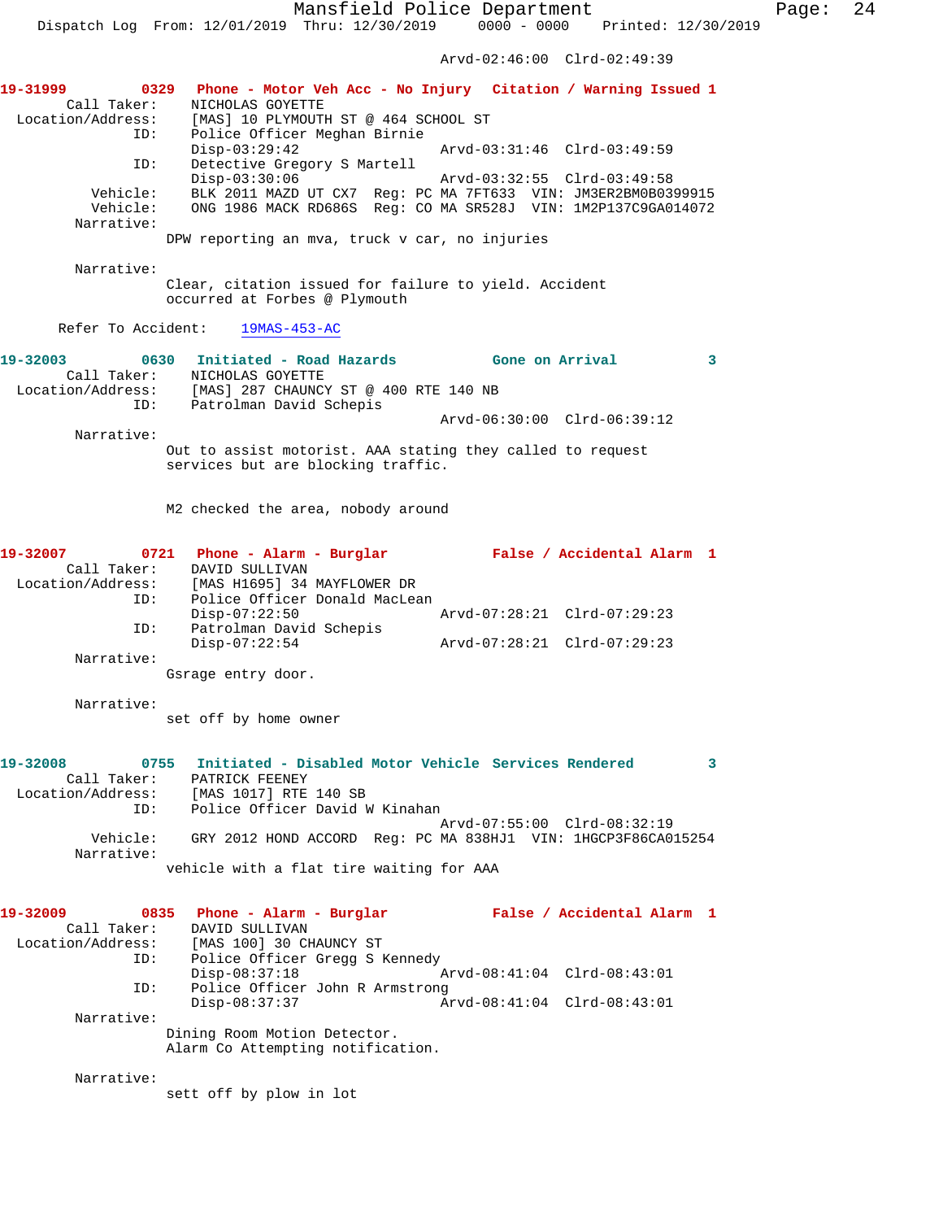Arvd-02:46:00 Clrd-02:49:39

**19-31999 0329 Phone - Motor Veh Acc - No Injury Citation / Warning Issued 1**

Call Taker: NICHOLAS GOYETTE
Location/Address: [MAS] 10 PLYMOUTH ST @ 464 SCHOOL ST
ID: Police Officer Meghan Birnie
Disp-03:29:42 Arvd-03:31:46 Clrd-03:49:59
ID: Detective Gregory S Martell
Disp-03:30:06 Arvd-03:32:55 Clrd-03:49:58
Vehicle: BLK 2011 MAZD UT CX7 Reg: PC MA 7FT633 VIN: JM3ER2BM0B0399915
Vehicle: ONG 1986 MACK RD686S Reg: CO MA SR528J VIN: 1M2P137C9GA014072
Narrative:
DPW reporting an mva, truck v car, no injuries

Narrative:
Clear, citation issued for failure to yield. Accident occurred at Forbes @ Plymouth

Refer To Accident: 19MAS-453-AC

**19-32003 0630 Initiated - Road Hazards Gone on Arrival 3**

Call Taker: NICHOLAS GOYETTE
Location/Address: [MAS] 287 CHAUNCY ST @ 400 RTE 140 NB
ID: Patrolman David Schepis
Arvd-06:30:00 Clrd-06:39:12
Narrative:
Out to assist motorist. AAA stating they called to request services but are blocking traffic.

M2 checked the area, nobody around

**19-32007 0721 Phone - Alarm - Burglar False / Accidental Alarm 1**

Call Taker: DAVID SULLIVAN
Location/Address: [MAS H1695] 34 MAYFLOWER DR
ID: Police Officer Donald MacLean
Disp-07:22:50 Arvd-07:28:21 Clrd-07:29:23
ID: Patrolman David Schepis
Disp-07:22:54 Arvd-07:28:21 Clrd-07:29:23
Narrative:
Gsrage entry door.

Narrative:
set off by home owner

**19-32008 0755 Initiated - Disabled Motor Vehicle Services Rendered 3**

Call Taker: PATRICK FEENEY
Location/Address: [MAS 1017] RTE 140 SB
ID: Police Officer David W Kinahan
Arvd-07:55:00 Clrd-08:32:19
Vehicle: GRY 2012 HOND ACCORD Reg: PC MA 838HJ1 VIN: 1HGCP3F86CA015254
Narrative:
vehicle with a flat tire waiting for AAA

**19-32009 0835 Phone - Alarm - Burglar False / Accidental Alarm 1**

Call Taker: DAVID SULLIVAN
Location/Address: [MAS 100] 30 CHAUNCY ST
ID: Police Officer Gregg S Kennedy
Disp-08:37:18 Arvd-08:41:04 Clrd-08:43:01
ID: Police Officer John R Armstrong
Disp-08:37:37 Arvd-08:41:04 Clrd-08:43:01
Narrative:
Dining Room Motion Detector.
Alarm Co Attempting notification.

Narrative:
sett off by plow in lot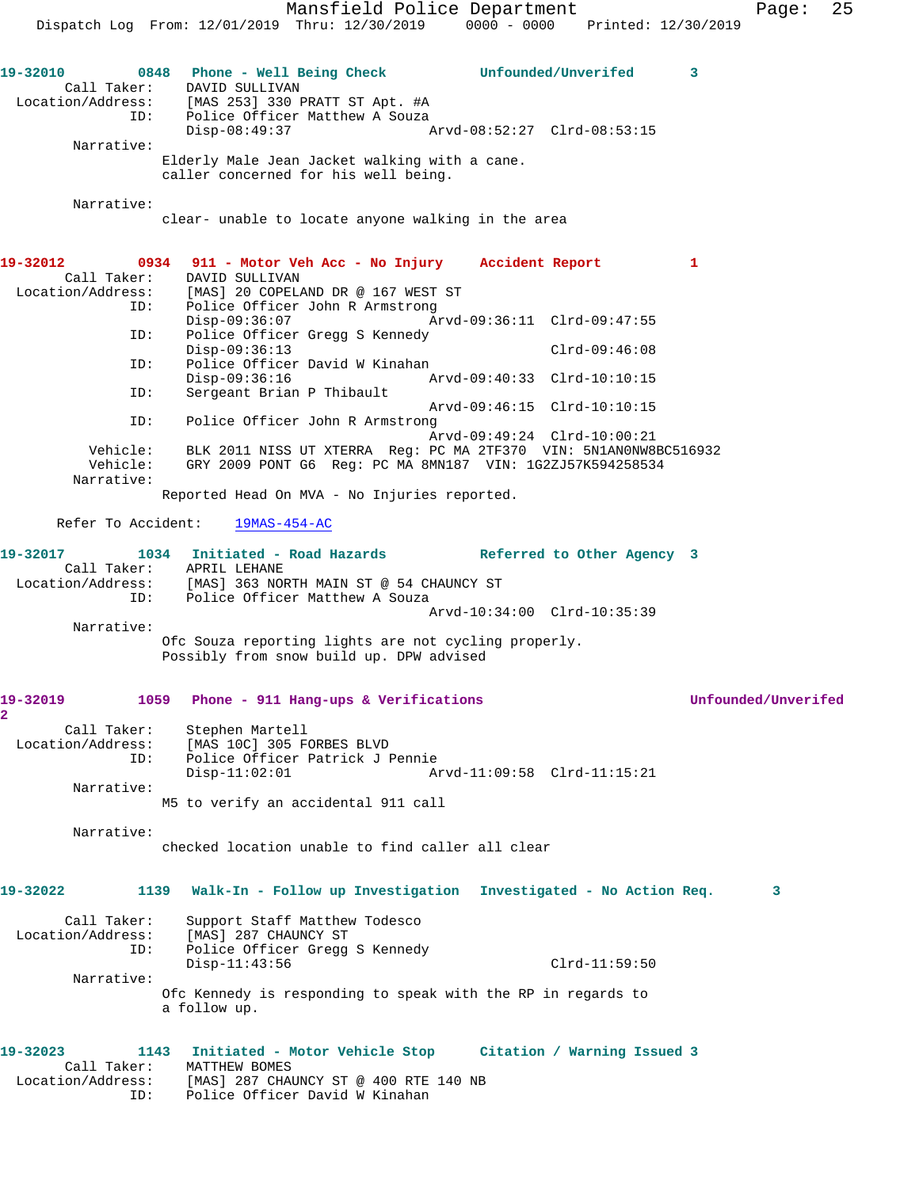**19-32010** 0848 **Phone - Well Being Check** **Unfounded/Unverifed** 3

Call Taker: DAVID SULLIVAN
Location/Address: [MAS 253] 330 PRATT ST Apt. #A
ID: Police Officer Matthew A Souza
Disp-08:49:37 Arvd-08:52:27 Clrd-08:53:15

Narrative:
Elderly Male Jean Jacket walking with a cane.
caller concerned for his well being.

Narrative:
clear- unable to locate anyone walking in the area

**19-32012** 0934 **911 - Motor Veh Acc - No Injury** **Accident Report** 1

Call Taker: DAVID SULLIVAN
Location/Address: [MAS] 20 COPELAND DR @ 167 WEST ST
ID: Police Officer John R Armstrong
Disp-09:36:07 Arvd-09:36:11 Clrd-09:47:55
ID: Police Officer Gregg S Kennedy
Disp-09:36:13 Clrd-09:46:08
ID: Police Officer David W Kinahan
Disp-09:36:16 Arvd-09:40:33 Clrd-10:10:15
ID: Sergeant Brian P Thibault
Arvd-09:46:15 Clrd-10:10:15
ID: Police Officer John R Armstrong
Arvd-09:49:24 Clrd-10:00:21
Vehicle: BLK 2011 NISS UT XTERRA Reg: PC MA 2TF370 VIN: 5N1AN0NW8BC516932
Vehicle: GRY 2009 PONT G6 Reg: PC MA 8MN187 VIN: 1G2ZJ57K594258534

Narrative:
Reported Head On MVA - No Injuries reported.

Refer To Accident: 19MAS-454-AC

**19-32017** 1034 **Initiated - Road Hazards** **Referred to Other Agency** 3

Call Taker: APRIL LEHANE
Location/Address: [MAS] 363 NORTH MAIN ST @ 54 CHAUNCY ST
ID: Police Officer Matthew A Souza
Arvd-10:34:00 Clrd-10:35:39

Narrative:
Ofc Souza reporting lights are not cycling properly.
Possibly from snow build up. DPW advised

**19-32019** 1059 **Phone - 911 Hang-ups & Verifications** **Unfounded/Unverifed** 2

Call Taker: Stephen Martell
Location/Address: [MAS 10C] 305 FORBES BLVD
ID: Police Officer Patrick J Pennie
Disp-11:02:01 Arvd-11:09:58 Clrd-11:15:21

Narrative:
M5 to verify an accidental 911 call

Narrative:
checked location unable to find caller all clear

**19-32022** 1139 **Walk-In - Follow up Investigation** **Investigated - No Action Req.** 3

Call Taker: Support Staff Matthew Todesco
Location/Address: [MAS] 287 CHAUNCY ST
ID: Police Officer Gregg S Kennedy
Disp-11:43:56 Clrd-11:59:50

Narrative:
Ofc Kennedy is responding to speak with the RP in regards to
a follow up.

**19-32023** 1143 **Initiated - Motor Vehicle Stop** **Citation / Warning Issued** 3

Call Taker: MATTHEW BOMES
Location/Address: [MAS] 287 CHAUNCY ST @ 400 RTE 140 NB
ID: Police Officer David W Kinahan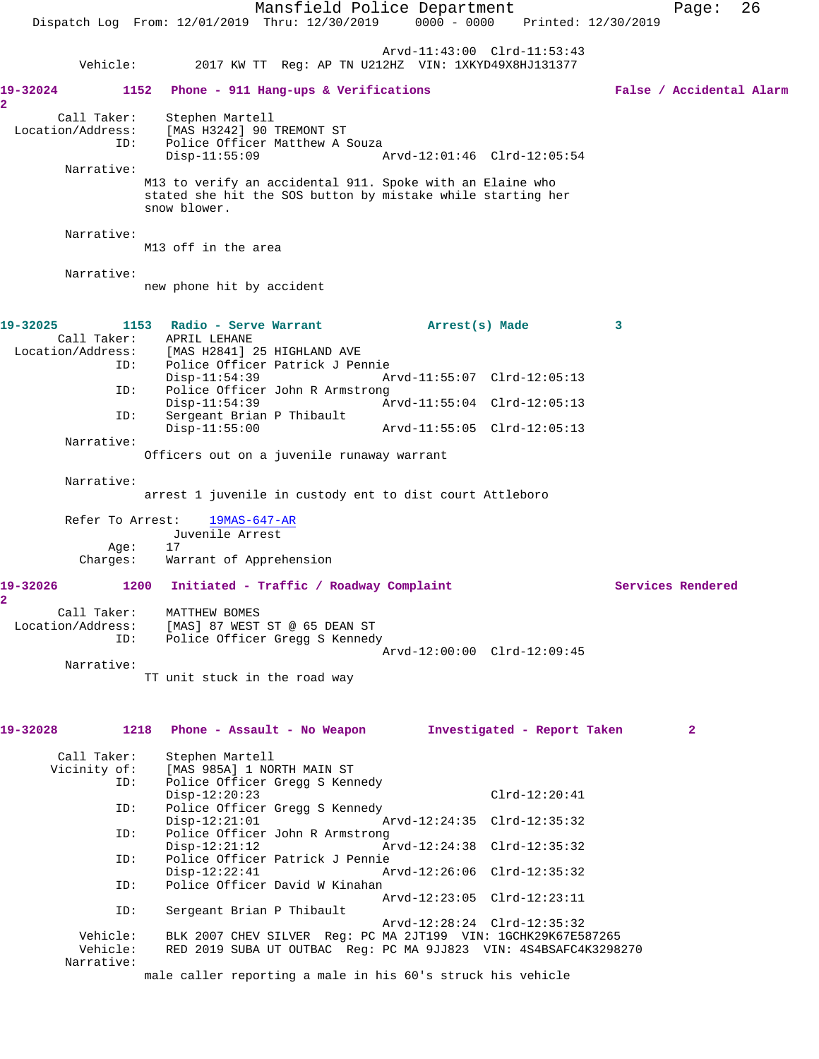Arvd-11:43:00 Clrd-11:53:43
Vehicle: 2017 KW TT Reg: AP TN U212HZ VIN: 1XKYD49X8HJ131377

**19-32024 1152 Phone - 911 Hang-ups & Verifications False / Accidental Alarm 2**

Call Taker: Stephen Martell
Location/Address: [MAS H3242] 90 TREMONT ST
ID: Police Officer Matthew A Souza
Disp-11:55:09 Arvd-12:01:46 Clrd-12:05:54

Narrative:
M13 to verify an accidental 911. Spoke with an Elaine who stated she hit the SOS button by mistake while starting her snow blower.

Narrative:
M13 off in the area

Narrative:
new phone hit by accident

**19-32025 1153 Radio - Serve Warrant Arrest(s) Made 3**

Call Taker: APRIL LEHANE
Location/Address: [MAS H2841] 25 HIGHLAND AVE
ID: Police Officer Patrick J Pennie
Disp-11:54:39 Arvd-11:55:07 Clrd-12:05:13
ID: Police Officer John R Armstrong
Disp-11:54:39 Arvd-11:55:04 Clrd-12:05:13
ID: Sergeant Brian P Thibault
Disp-11:55:00 Arvd-11:55:05 Clrd-12:05:13

Narrative:
Officers out on a juvenile runaway warrant

Narrative:
arrest 1 juvenile in custody ent to dist court Attleboro

Refer To Arrest: 19MAS-647-AR
Juvenile Arrest
Age: 17
Charges: Warrant of Apprehension

**19-32026 1200 Initiated - Traffic / Roadway Complaint Services Rendered 2**

Call Taker: MATTHEW BOMES
Location/Address: [MAS] 87 WEST ST @ 65 DEAN ST
ID: Police Officer Gregg S Kennedy
Arvd-12:00:00 Clrd-12:09:45

Narrative:
TT unit stuck in the road way

**19-32028 1218 Phone - Assault - No Weapon Investigated - Report Taken 2**

Call Taker: Stephen Martell
Vicinity of: [MAS 985A] 1 NORTH MAIN ST
ID: Police Officer Gregg S Kennedy
Disp-12:20:23 Clrd-12:20:41
ID: Police Officer Gregg S Kennedy
Disp-12:21:01 Arvd-12:24:35 Clrd-12:35:32
ID: Police Officer John R Armstrong
Disp-12:21:12 Arvd-12:24:38 Clrd-12:35:32
ID: Police Officer Patrick J Pennie
Disp-12:22:41 Arvd-12:26:06 Clrd-12:35:32
ID: Police Officer David W Kinahan
Arvd-12:23:05 Clrd-12:23:11
ID: Sergeant Brian P Thibault
Arvd-12:28:24 Clrd-12:35:32
Vehicle: BLK 2007 CHEV SILVER Reg: PC MA 2JT199 VIN: 1GCHK29K67E587265
Vehicle: RED 2019 SUBA UT OUTBAC Reg: PC MA 9JJ823 VIN: 4S4BSAFC4K3298270

Narrative:
male caller reporting a male in his 60's struck his vehicle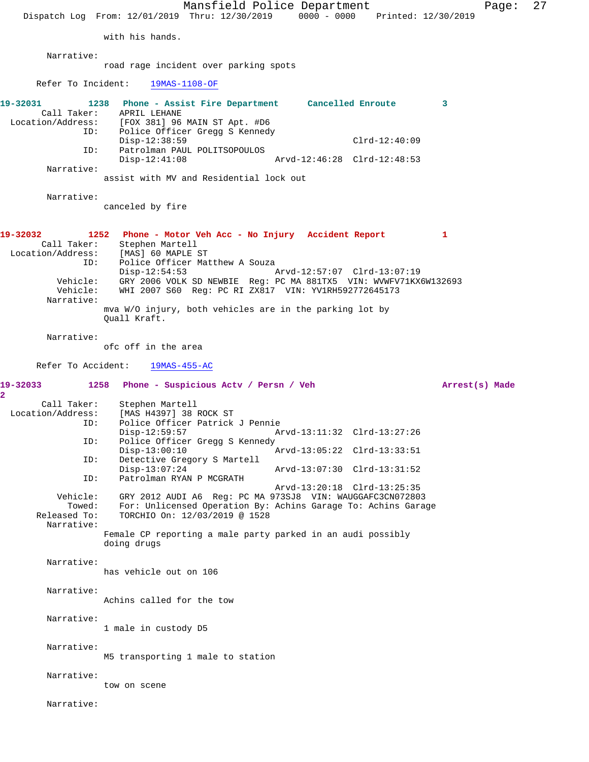with his hands.

Narrative:
road rage incident over parking spots

Refer To Incident: 19MAS-1108-OF

**19-32031 1238 Phone - Assist Fire Department Cancelled Enroute 3**

Call Taker: APRIL LEHANE
Location/Address: [FOX 381] 96 MAIN ST Apt. #D6
ID: Police Officer Gregg S Kennedy
Disp-12:38:59 Clrd-12:40:09
ID: Patrolman PAUL POLITSOPOULOS
Disp-12:41:08 Arvd-12:46:28 Clrd-12:48:53

Narrative:
assist with MV and Residential lock out

Narrative:
canceled by fire

**19-32032 1252 Phone - Motor Veh Acc - No Injury Accident Report 1**

Call Taker: Stephen Martell
Location/Address: [MAS] 60 MAPLE ST
ID: Police Officer Matthew A Souza
Disp-12:54:53 Arvd-12:57:07 Clrd-13:07:19
Vehicle: GRY 2006 VOLK SD NEWBIE Reg: PC MA 881TX5 VIN: WVWFV71KX6W132693
Vehicle: WHI 2007 S60 Reg: PC RI ZX817 VIN: YV1RH592772645173

Narrative:
mva W/O injury, both vehicles are in the parking lot by Quall Kraft.

Narrative:
ofc off in the area

Refer To Accident: 19MAS-455-AC

**19-32033 1258 Phone - Suspicious Actv / Persn / Veh Arrest(s) Made 2**

Call Taker: Stephen Martell
Location/Address: [MAS H4397] 38 ROCK ST
ID: Police Officer Patrick J Pennie
Disp-12:59:57 Arvd-13:11:32 Clrd-13:27:26
ID: Police Officer Gregg S Kennedy
Disp-13:00:10 Arvd-13:05:22 Clrd-13:33:51
ID: Detective Gregory S Martell
Disp-13:07:24 Arvd-13:07:30 Clrd-13:31:52
ID: Patrolman RYAN P MCGRATH
Arvd-13:20:18 Clrd-13:25:35
Vehicle: GRY 2012 AUDI A6 Reg: PC MA 973SJ8 VIN: WAUGGAFC3CN072803
Towed: For: Unlicensed Operation By: Achins Garage To: Achins Garage
Released To: TORCHIO On: 12/03/2019 @ 1528

Narrative:
Female CP reporting a male party parked in an audi possibly doing drugs

Narrative:
has vehicle out on 106

Narrative:
Achins called for the tow

Narrative:
1 male in custody D5

Narrative:
M5 transporting 1 male to station

Narrative:
tow on scene

Narrative: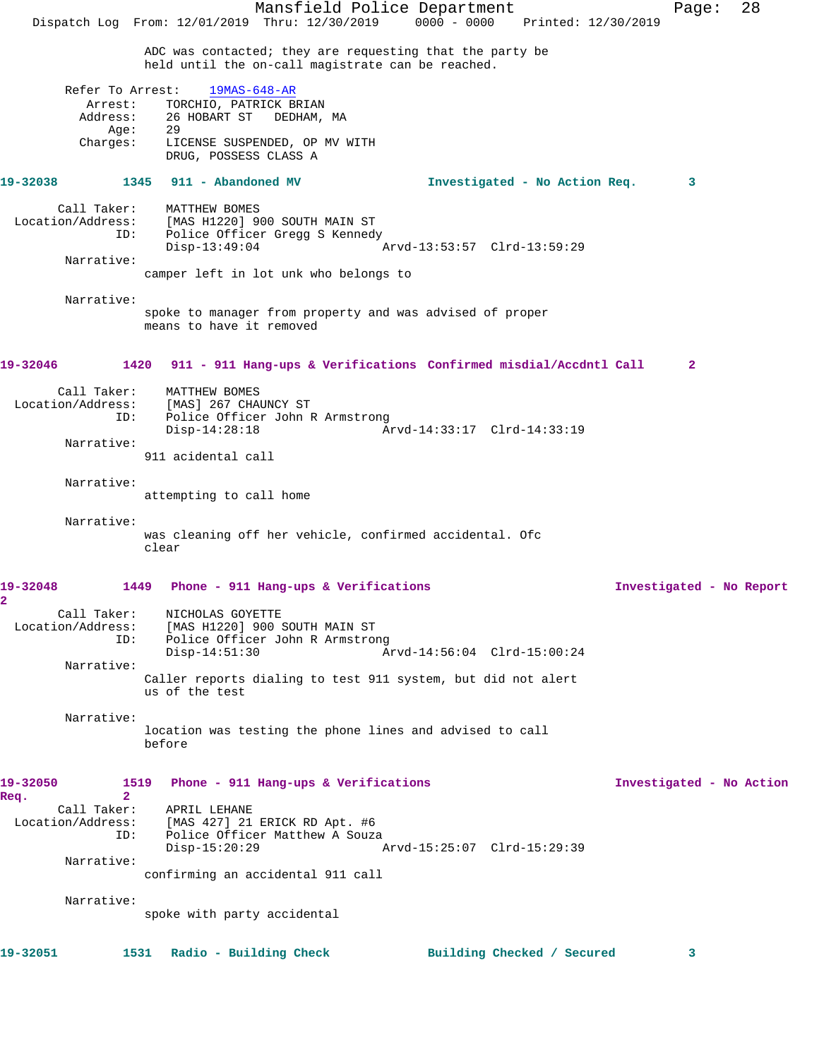ADC was contacted; they are requesting that the party be held until the on-call magistrate can be reached.

Refer To Arrest: 19MAS-648-AR
Arrest: TORCHIO, PATRICK BRIAN
Address: 26 HOBART ST DEDHAM, MA
Age: 29
Charges: LICENSE SUSPENDED, OP MV WITH DRUG, POSSESS CLASS A

**19-32038 1345 911 - Abandoned MV Investigated - No Action Req. 3**

Call Taker: MATTHEW BOMES
Location/Address: [MAS H1220] 900 SOUTH MAIN ST
ID: Police Officer Gregg S Kennedy
Disp-13:49:04 Arvd-13:53:57 Clrd-13:59:29

Narrative:
camper left in lot unk who belongs to

Narrative:
spoke to manager from property and was advised of proper means to have it removed

**19-32046 1420 911 - 911 Hang-ups & Verifications Confirmed misdial/Accdntl Call 2**

Call Taker: MATTHEW BOMES
Location/Address: [MAS] 267 CHAUNCY ST
ID: Police Officer John R Armstrong
Disp-14:28:18 Arvd-14:33:17 Clrd-14:33:19

Narrative:
911 acidental call

Narrative:
attempting to call home

Narrative:
was cleaning off her vehicle, confirmed accidental. Ofc clear

**19-32048 1449 Phone - 911 Hang-ups & Verifications Investigated - No Report 2**

Call Taker: NICHOLAS GOYETTE
Location/Address: [MAS H1220] 900 SOUTH MAIN ST
ID: Police Officer John R Armstrong
Disp-14:51:30 Arvd-14:56:04 Clrd-15:00:24

Narrative:
Caller reports dialing to test 911 system, but did not alert us of the test

Narrative:
location was testing the phone lines and advised to call before

**19-32050 1519 Phone - 911 Hang-ups & Verifications Investigated - No Action Req. 2**

Call Taker: APRIL LEHANE
Location/Address: [MAS 427] 21 ERICK RD Apt. #6
ID: Police Officer Matthew A Souza
Disp-15:20:29 Arvd-15:25:07 Clrd-15:29:39

Narrative:
confirming an accidental 911 call

Narrative:
spoke with party accidental

**19-32051 1531 Radio - Building Check Building Checked / Secured 3**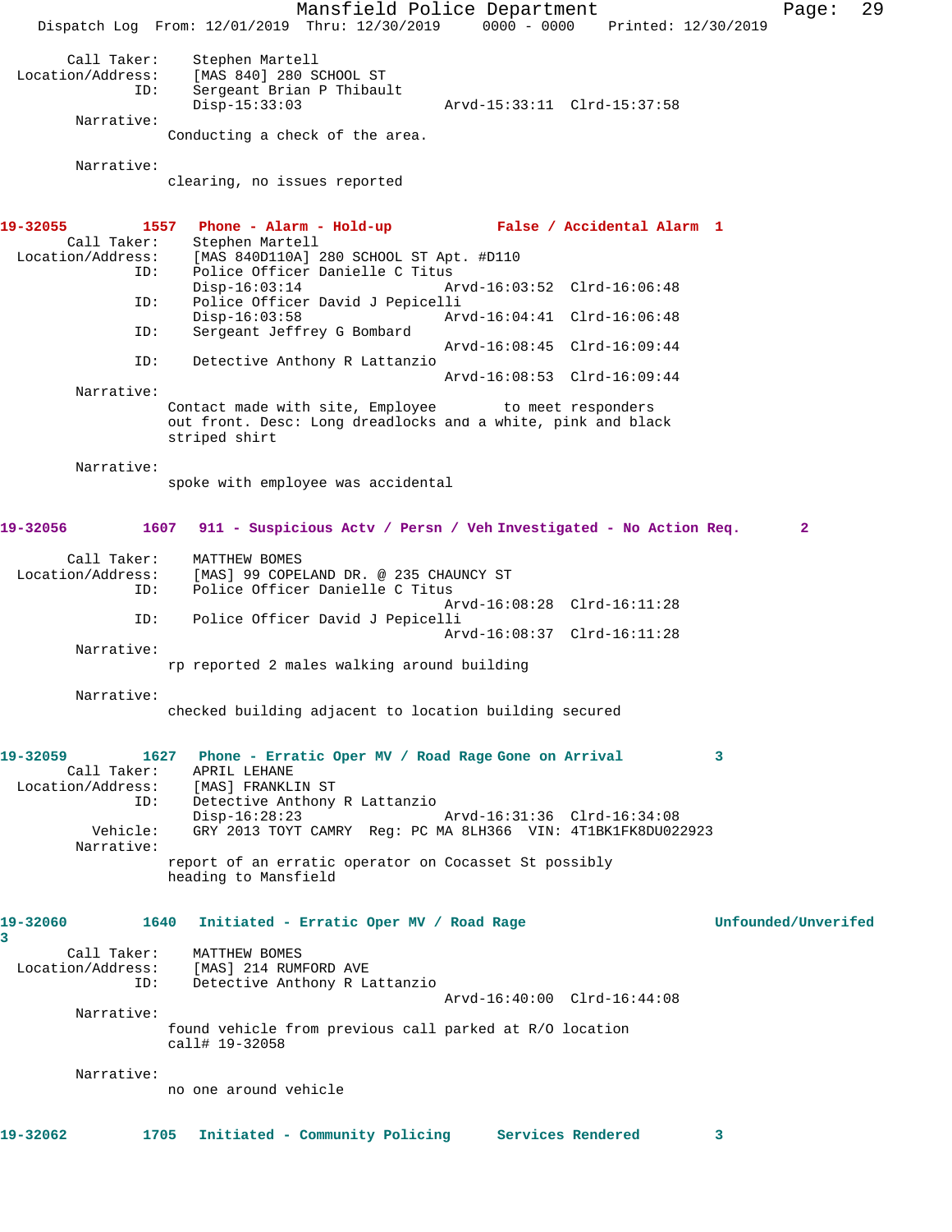```
        Call Taker:    Stephen Martell
  Location/Address:    [MAS 840] 280 SCHOOL ST
                ID:    Sergeant Brian P Thibault
                       Disp-15:33:03                 Arvd-15:33:11  Clrd-15:37:58
         Narrative:
                Conducting a check of the area.

         Narrative:
                clearing, no issues reported


19-32055        1557   Phone - Alarm - Hold-up             False / Accidental Alarm  1
        Call Taker:    Stephen Martell
  Location/Address:    [MAS 840D110A] 280 SCHOOL ST Apt. #D110
                ID:    Police Officer Danielle C Titus
                       Disp-16:03:14                 Arvd-16:03:52  Clrd-16:06:48
                ID:    Police Officer David J Pepicelli
                       Disp-16:03:58                 Arvd-16:04:41  Clrd-16:06:48
                ID:    Sergeant Jeffrey G Bombard
                                                     Arvd-16:08:45  Clrd-16:09:44
                ID:    Detective Anthony R Lattanzio
                                                     Arvd-16:08:53  Clrd-16:09:44
         Narrative:
                Contact made with site, Employee        to meet responders
                out front. Desc: Long dreadlocks and a white, pink and black
                striped shirt

         Narrative:
                spoke with employee was accidental


19-32056        1607   911 - Suspicious Actv / Persn / Veh Investigated - No Action Req.       2

        Call Taker:    MATTHEW BOMES
  Location/Address:    [MAS] 99 COPELAND DR. @ 235 CHAUNCY ST
                ID:    Police Officer Danielle C Titus
                                                     Arvd-16:08:28  Clrd-16:11:28
                ID:    Police Officer David J Pepicelli
                                                     Arvd-16:08:37  Clrd-16:11:28
         Narrative:
                rp reported 2 males walking around building

         Narrative:
                checked building adjacent to location building secured


19-32059        1627   Phone - Erratic Oper MV / Road Rage Gone on Arrival           3
        Call Taker:    APRIL LEHANE
  Location/Address:    [MAS] FRANKLIN ST
                ID:    Detective Anthony R Lattanzio
                       Disp-16:28:23                 Arvd-16:31:36  Clrd-16:34:08
           Vehicle:    GRY 2013 TOYT CAMRY  Reg: PC MA 8LH366  VIN: 4T1BK1FK8DU022923
         Narrative:
                report of an erratic operator on Cocasset St possibly
                heading to Mansfield


19-32060        1640   Initiated - Erratic Oper MV / Road Rage                       Unfounded/Unverifed
3
        Call Taker:    MATTHEW BOMES
  Location/Address:    [MAS] 214 RUMFORD AVE
                ID:    Detective Anthony R Lattanzio
                                                     Arvd-16:40:00  Clrd-16:44:08
         Narrative:
                found vehicle from previous call parked at R/O location
                call# 19-32058

         Narrative:
                no one around vehicle


19-32062        1705   Initiated - Community Policing      Services Rendered         3
```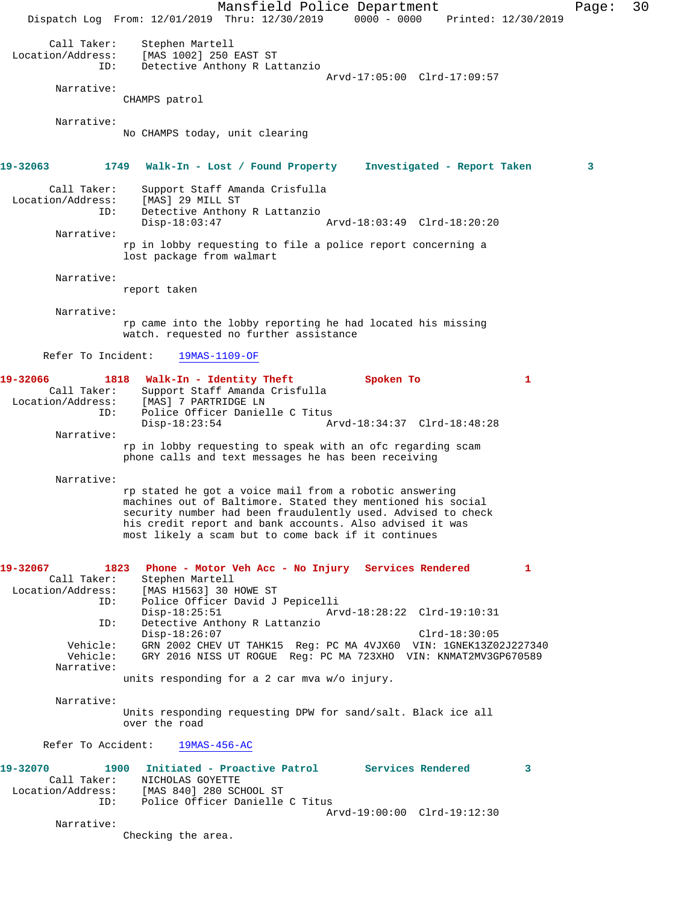Call Taker: Stephen Martell
Location/Address: [MAS 1002] 250 EAST ST
ID: Detective Anthony R Lattanzio
Arvd-17:05:00 Clrd-17:09:57

Narrative:
CHAMPS patrol

Narrative:
No CHAMPS today, unit clearing

**19-32063 1749 Walk-In - Lost / Found Property Investigated - Report Taken 3**

Call Taker: Support Staff Amanda Crisfulla
Location/Address: [MAS] 29 MILL ST
ID: Detective Anthony R Lattanzio
Disp-18:03:47 Arvd-18:03:49 Clrd-18:20:20

Narrative:
rp in lobby requesting to file a police report concerning a lost package from walmart

Narrative:
report taken

Narrative:
rp came into the lobby reporting he had located his missing watch. requested no further assistance

Refer To Incident: 19MAS-1109-OF

**19-32066 1818 Walk-In - Identity Theft Spoken To 1**

Call Taker: Support Staff Amanda Crisfulla
Location/Address: [MAS] 7 PARTRIDGE LN
ID: Police Officer Danielle C Titus
Disp-18:23:54 Arvd-18:34:37 Clrd-18:48:28

Narrative:
rp in lobby requesting to speak with an ofc regarding scam phone calls and text messages he has been receiving

Narrative:
rp stated he got a voice mail from a robotic answering machines out of Baltimore. Stated they mentioned his social security number had been fraudulently used. Advised to check his credit report and bank accounts. Also advised it was most likely a scam but to come back if it continues

**19-32067 1823 Phone - Motor Veh Acc - No Injury Services Rendered 1**

Call Taker: Stephen Martell
Location/Address: [MAS H1563] 30 HOWE ST
ID: Police Officer David J Pepicelli
Disp-18:25:51 Arvd-18:28:22 Clrd-19:10:31
ID: Detective Anthony R Lattanzio
Disp-18:26:07 Clrd-18:30:05
Vehicle: GRN 2002 CHEV UT TAHK15 Reg: PC MA 4VJX60 VIN: 1GNEK13Z02J227340
Vehicle: GRY 2016 NISS UT ROGUE Reg: PC MA 723XHO VIN: KNMAT2MV3GP670589

Narrative:
units responding for a 2 car mva w/o injury.

Narrative:
Units responding requesting DPW for sand/salt. Black ice all over the road

Refer To Accident: 19MAS-456-AC

**19-32070 1900 Initiated - Proactive Patrol Services Rendered 3**

Call Taker: NICHOLAS GOYETTE
Location/Address: [MAS 840] 280 SCHOOL ST
ID: Police Officer Danielle C Titus
Arvd-19:00:00 Clrd-19:12:30

Narrative:
Checking the area.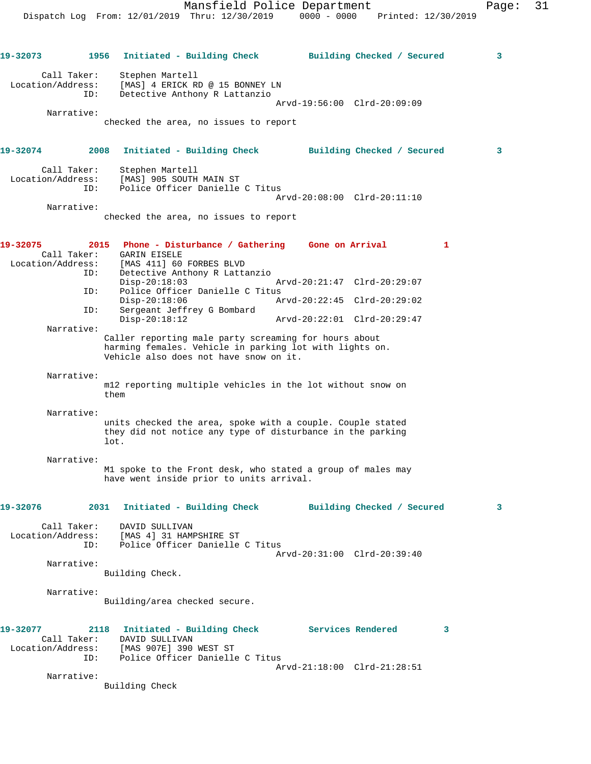**19-32073** 1956 Initiated - Building Check — Building Checked / Secured — 3

Call Taker: Stephen Martell
Location/Address: [MAS] 4 ERICK RD @ 15 BONNEY LN
ID: Detective Anthony R Lattanzio
Arvd-19:56:00 Clrd-20:09:09

Narrative:
checked the area, no issues to report

**19-32074** 2008 Initiated - Building Check — Building Checked / Secured — 3

Call Taker: Stephen Martell
Location/Address: [MAS] 905 SOUTH MAIN ST
ID: Police Officer Danielle C Titus
Arvd-20:08:00 Clrd-20:11:10

Narrative:
checked the area, no issues to report

**19-32075** 2015 Phone - Disturbance / Gathering — Gone on Arrival — 1

Call Taker: GARIN EISELE
Location/Address: [MAS 411] 60 FORBES BLVD
ID: Detective Anthony R Lattanzio
Disp-20:18:03 Arvd-20:21:47 Clrd-20:29:07
ID: Police Officer Danielle C Titus
Disp-20:18:06 Arvd-20:22:45 Clrd-20:29:02
ID: Sergeant Jeffrey G Bombard
Disp-20:18:12 Arvd-20:22:01 Clrd-20:29:47

Narrative:
Caller reporting male party screaming for hours about harming females. Vehicle in parking lot with lights on. Vehicle also does not have snow on it.

Narrative:
m12 reporting multiple vehicles in the lot without snow on them

Narrative:
units checked the area, spoke with a couple. Couple stated they did not notice any type of disturbance in the parking lot.

Narrative:
M1 spoke to the Front desk, who stated a group of males may have went inside prior to units arrival.

**19-32076** 2031 Initiated - Building Check — Building Checked / Secured — 3

Call Taker: DAVID SULLIVAN
Location/Address: [MAS 4] 31 HAMPSHIRE ST
ID: Police Officer Danielle C Titus
Arvd-20:31:00 Clrd-20:39:40

Narrative:
Building Check.

Narrative:
Building/area checked secure.

**19-32077** 2118 Initiated - Building Check — Services Rendered — 3

Call Taker: DAVID SULLIVAN
Location/Address: [MAS 907E] 390 WEST ST
ID: Police Officer Danielle C Titus
Arvd-21:18:00 Clrd-21:28:51

Narrative:
Building Check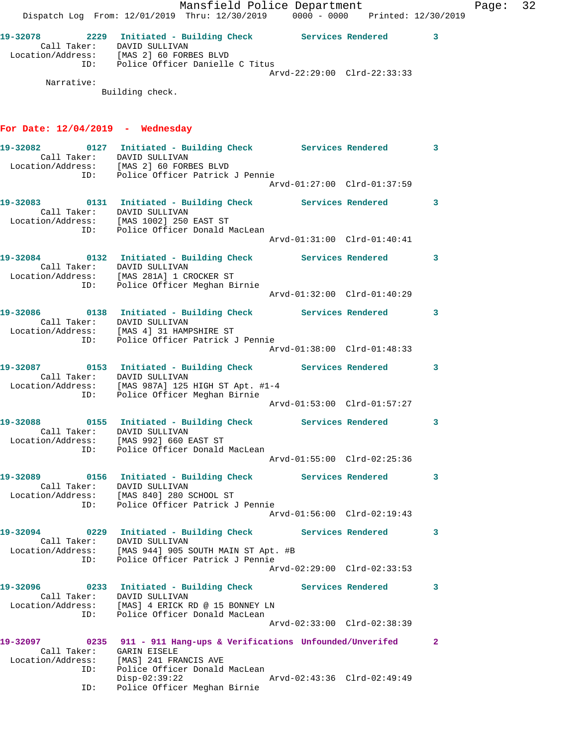**19-32078** 2229 **Initiated - Building Check** **Services Rendered** 3
Call Taker: DAVID SULLIVAN
Location/Address: [MAS 2] 60 FORBES BLVD
ID: Police Officer Danielle C Titus
Arvd-22:29:00 Clrd-22:33:33
Narrative:
Building check.

## For Date: 12/04/2019 - Wednesday

**19-32082** 0127 **Initiated - Building Check** **Services Rendered** 3
Call Taker: DAVID SULLIVAN
Location/Address: [MAS 2] 60 FORBES BLVD
ID: Police Officer Patrick J Pennie
Arvd-01:27:00 Clrd-01:37:59

**19-32083** 0131 **Initiated - Building Check** **Services Rendered** 3
Call Taker: DAVID SULLIVAN
Location/Address: [MAS 1002] 250 EAST ST
ID: Police Officer Donald MacLean
Arvd-01:31:00 Clrd-01:40:41

**19-32084** 0132 **Initiated - Building Check** **Services Rendered** 3
Call Taker: DAVID SULLIVAN
Location/Address: [MAS 281A] 1 CROCKER ST
ID: Police Officer Meghan Birnie
Arvd-01:32:00 Clrd-01:40:29

**19-32086** 0138 **Initiated - Building Check** **Services Rendered** 3
Call Taker: DAVID SULLIVAN
Location/Address: [MAS 4] 31 HAMPSHIRE ST
ID: Police Officer Patrick J Pennie
Arvd-01:38:00 Clrd-01:48:33

**19-32087** 0153 **Initiated - Building Check** **Services Rendered** 3
Call Taker: DAVID SULLIVAN
Location/Address: [MAS 987A] 125 HIGH ST Apt. #1-4
ID: Police Officer Meghan Birnie
Arvd-01:53:00 Clrd-01:57:27

**19-32088** 0155 **Initiated - Building Check** **Services Rendered** 3
Call Taker: DAVID SULLIVAN
Location/Address: [MAS 992] 660 EAST ST
ID: Police Officer Donald MacLean
Arvd-01:55:00 Clrd-02:25:36

**19-32089** 0156 **Initiated - Building Check** **Services Rendered** 3
Call Taker: DAVID SULLIVAN
Location/Address: [MAS 840] 280 SCHOOL ST
ID: Police Officer Patrick J Pennie
Arvd-01:56:00 Clrd-02:19:43

**19-32094** 0229 **Initiated - Building Check** **Services Rendered** 3
Call Taker: DAVID SULLIVAN
Location/Address: [MAS 944] 905 SOUTH MAIN ST Apt. #B
ID: Police Officer Patrick J Pennie
Arvd-02:29:00 Clrd-02:33:53

**19-32096** 0233 **Initiated - Building Check** **Services Rendered** 3
Call Taker: DAVID SULLIVAN
Location/Address: [MAS] 4 ERICK RD @ 15 BONNEY LN
ID: Police Officer Donald MacLean
Arvd-02:33:00 Clrd-02:38:39

**19-32097** 0235 **911 - 911 Hang-ups & Verifications** **Unfounded/Unverifed** 2
Call Taker: GARIN EISELE
Location/Address: [MAS] 241 FRANCIS AVE
ID: Police Officer Donald MacLean
Disp-02:39:22 Arvd-02:43:36 Clrd-02:49:49
ID: Police Officer Meghan Birnie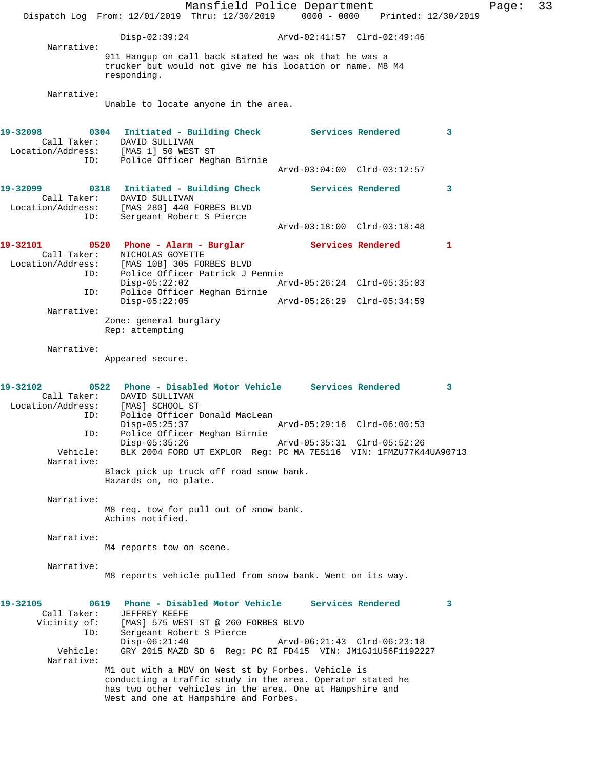Disp-02:39:24 Arvd-02:41:57 Clrd-02:49:46

Narrative:

911 Hangup on call back stated he was ok that he was a trucker but would not give me his location or name. M8 M4 responding.

Narrative:

Unable to locate anyone in the area.

**19-32098 0304 Initiated - Building Check Services Rendered 3**

Call Taker: DAVID SULLIVAN
Location/Address: [MAS 1] 50 WEST ST
ID: Police Officer Meghan Birnie
Arvd-03:04:00 Clrd-03:12:57

**19-32099 0318 Initiated - Building Check Services Rendered 3**

Call Taker: DAVID SULLIVAN
Location/Address: [MAS 280] 440 FORBES BLVD
ID: Sergeant Robert S Pierce
Arvd-03:18:00 Clrd-03:18:48

**19-32101 0520 Phone - Alarm - Burglar Services Rendered 1**

Call Taker: NICHOLAS GOYETTE
Location/Address: [MAS 10B] 305 FORBES BLVD
ID: Police Officer Patrick J Pennie
Disp-05:22:02 Arvd-05:26:24 Clrd-05:35:03
ID: Police Officer Meghan Birnie
Disp-05:22:05 Arvd-05:26:29 Clrd-05:34:59

Narrative:

Zone: general burglary
Rep: attempting

Narrative:

Appeared secure.

**19-32102 0522 Phone - Disabled Motor Vehicle Services Rendered 3**

Call Taker: DAVID SULLIVAN
Location/Address: [MAS] SCHOOL ST
ID: Police Officer Donald MacLean
Disp-05:25:37 Arvd-05:29:16 Clrd-06:00:53
ID: Police Officer Meghan Birnie
Disp-05:35:26 Arvd-05:35:31 Clrd-05:52:26
Vehicle: BLK 2004 FORD UT EXPLOR Reg: PC MA 7ES116 VIN: 1FMZU77K44UA90713

Narrative:

Black pick up truck off road snow bank.
Hazards on, no plate.

Narrative:

M8 req. tow for pull out of snow bank.
Achins notified.

Narrative:

M4 reports tow on scene.

Narrative:

M8 reports vehicle pulled from snow bank. Went on its way.

**19-32105 0619 Phone - Disabled Motor Vehicle Services Rendered 3**

Call Taker: JEFFREY KEEFE
Vicinity of: [MAS] 575 WEST ST @ 260 FORBES BLVD
ID: Sergeant Robert S Pierce
Disp-06:21:40 Arvd-06:21:43 Clrd-06:23:18
Vehicle: GRY 2015 MAZD SD 6 Reg: PC RI FD415 VIN: JM1GJ1U56F1192227

Narrative:

M1 out with a MDV on West st by Forbes. Vehicle is conducting a traffic study in the area. Operator stated he has two other vehicles in the area. One at Hampshire and West and one at Hampshire and Forbes.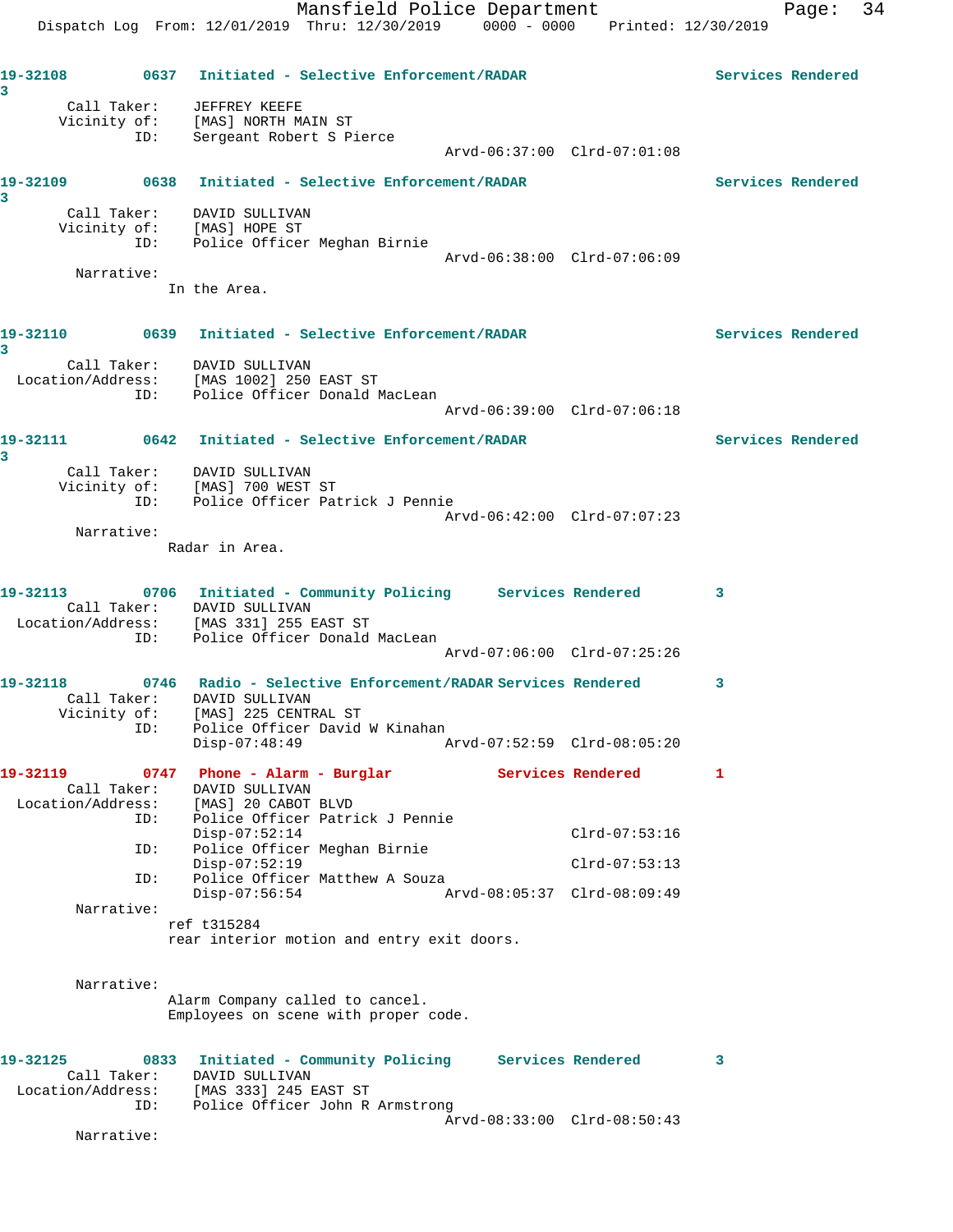19-32108 0637 Initiated - Selective Enforcement/RADAR Services Rendered 3

Call Taker: JEFFREY KEEFE
Vicinity of: [MAS] NORTH MAIN ST
ID: Sergeant Robert S Pierce
Arvd-06:37:00 Clrd-07:01:08

19-32109 0638 Initiated - Selective Enforcement/RADAR Services Rendered 3

Call Taker: DAVID SULLIVAN
Vicinity of: [MAS] HOPE ST
ID: Police Officer Meghan Birnie
Arvd-06:38:00 Clrd-07:06:09

Narrative:
In the Area.

19-32110 0639 Initiated - Selective Enforcement/RADAR Services Rendered 3

Call Taker: DAVID SULLIVAN
Location/Address: [MAS 1002] 250 EAST ST
ID: Police Officer Donald MacLean
Arvd-06:39:00 Clrd-07:06:18

19-32111 0642 Initiated - Selective Enforcement/RADAR Services Rendered 3

Call Taker: DAVID SULLIVAN
Vicinity of: [MAS] 700 WEST ST
ID: Police Officer Patrick J Pennie
Arvd-06:42:00 Clrd-07:07:23

Narrative:
Radar in Area.

19-32113 0706 Initiated - Community Policing Services Rendered 3

Call Taker: DAVID SULLIVAN
Location/Address: [MAS 331] 255 EAST ST
ID: Police Officer Donald MacLean
Arvd-07:06:00 Clrd-07:25:26

19-32118 0746 Radio - Selective Enforcement/RADAR Services Rendered 3

Call Taker: DAVID SULLIVAN
Vicinity of: [MAS] 225 CENTRAL ST
ID: Police Officer David W Kinahan
Disp-07:48:49 Arvd-07:52:59 Clrd-08:05:20

19-32119 0747 Phone - Alarm - Burglar Services Rendered 1

Call Taker: DAVID SULLIVAN
Location/Address: [MAS] 20 CABOT BLVD
ID: Police Officer Patrick J Pennie
Disp-07:52:14 Clrd-07:53:16
ID: Police Officer Meghan Birnie
Disp-07:52:19 Clrd-07:53:13
ID: Police Officer Matthew A Souza
Disp-07:56:54 Arvd-08:05:37 Clrd-08:09:49

Narrative:
ref t315284
rear interior motion and entry exit doors.

Narrative:
Alarm Company called to cancel.
Employees on scene with proper code.

19-32125 0833 Initiated - Community Policing Services Rendered 3

Call Taker: DAVID SULLIVAN
Location/Address: [MAS 333] 245 EAST ST
ID: Police Officer John R Armstrong
Arvd-08:33:00 Clrd-08:50:43

Narrative: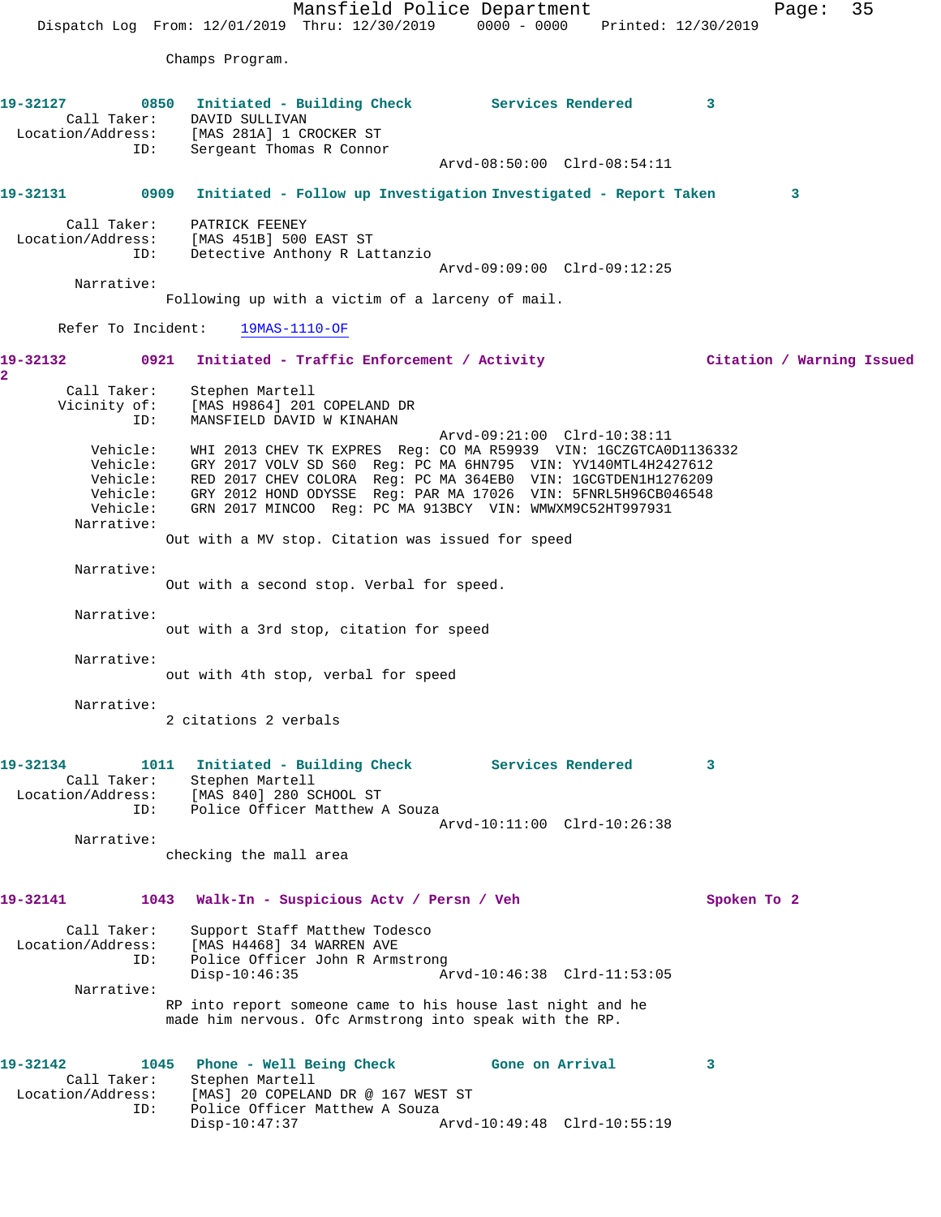Champs Program.

**19-32127 0850 Initiated - Building Check Services Rendered 3**

Call Taker: DAVID SULLIVAN
Location/Address: [MAS 281A] 1 CROCKER ST
ID: Sergeant Thomas R Connor
Arvd-08:50:00 Clrd-08:54:11

**19-32131 0909 Initiated - Follow up Investigation Investigated - Report Taken 3**

Call Taker: PATRICK FEENEY
Location/Address: [MAS 451B] 500 EAST ST
ID: Detective Anthony R Lattanzio
Arvd-09:09:00 Clrd-09:12:25

Narrative:
Following up with a victim of a larceny of mail.

Refer To Incident: 19MAS-1110-OF

**19-32132 0921 Initiated - Traffic Enforcement / Activity Citation / Warning Issued 2**

Call Taker: Stephen Martell
Vicinity of: [MAS H9864] 201 COPELAND DR
ID: MANSFIELD DAVID W KINAHAN
Arvd-09:21:00 Clrd-10:38:11

Vehicle: WHI 2013 CHEV TK EXPRES Reg: CO MA R59939 VIN: 1GCZGTCA0D1136332
Vehicle: GRY 2017 VOLV SD S60 Reg: PC MA 6HN795 VIN: YV140MTL4H2427612
Vehicle: RED 2017 CHEV COLORA Reg: PC MA 364EB0 VIN: 1GCGTDEN1H1276209
Vehicle: GRY 2012 HOND ODYSSE Reg: PAR MA 17026 VIN: 5FNRL5H96CB046548
Vehicle: GRN 2017 MINCOO Reg: PC MA 913BCY VIN: WMWXM9C52HT997931

Narrative:
Out with a MV stop. Citation was issued for speed

Narrative:
Out with a second stop. Verbal for speed.

Narrative:
out with a 3rd stop, citation for speed

Narrative:
out with 4th stop, verbal for speed

Narrative:
2 citations 2 verbals

**19-32134 1011 Initiated - Building Check Services Rendered 3**

Call Taker: Stephen Martell
Location/Address: [MAS 840] 280 SCHOOL ST
ID: Police Officer Matthew A Souza
Arvd-10:11:00 Clrd-10:26:38

Narrative:
checking the mall area

**19-32141 1043 Walk-In - Suspicious Actv / Persn / Veh Spoken To 2**

Call Taker: Support Staff Matthew Todesco
Location/Address: [MAS H4468] 34 WARREN AVE
ID: Police Officer John R Armstrong
Disp-10:46:35 Arvd-10:46:38 Clrd-11:53:05

Narrative:
RP into report someone came to his house last night and he made him nervous. Ofc Armstrong into speak with the RP.

**19-32142 1045 Phone - Well Being Check Gone on Arrival 3**

Call Taker: Stephen Martell
Location/Address: [MAS] 20 COPELAND DR @ 167 WEST ST
ID: Police Officer Matthew A Souza
Disp-10:47:37 Arvd-10:49:48 Clrd-10:55:19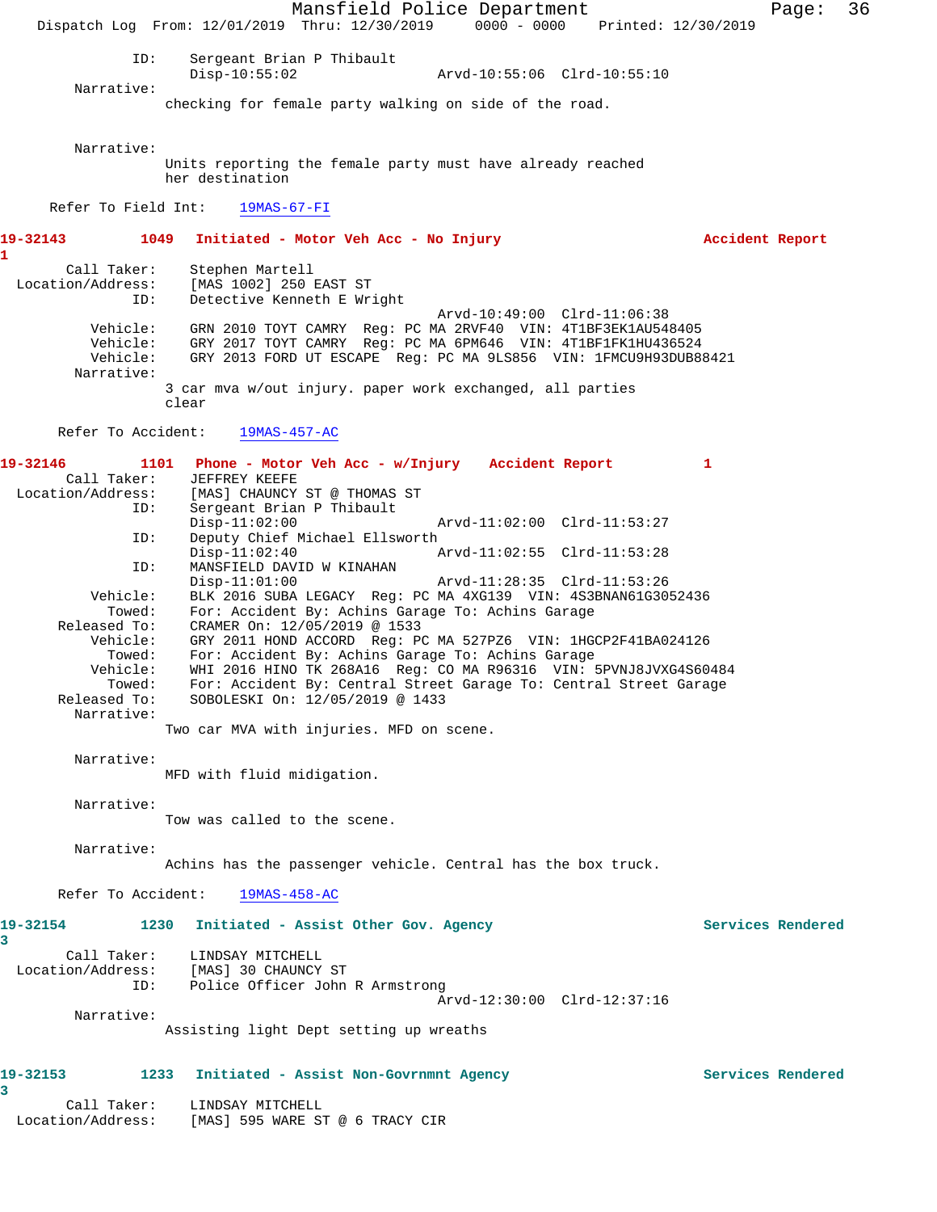ID: Sergeant Brian P Thibault
Disp-10:55:02 Arvd-10:55:06 Clrd-10:55:10

Narrative:
checking for female party walking on side of the road.

Narrative:
Units reporting the female party must have already reached her destination

Refer To Field Int: 19MAS-67-FI

**19-32143 1049 Initiated - Motor Veh Acc - No Injury Accident Report 1**

Call Taker: Stephen Martell
Location/Address: [MAS 1002] 250 EAST ST
ID: Detective Kenneth E Wright
Arvd-10:49:00 Clrd-11:06:38
Vehicle: GRN 2010 TOYT CAMRY Reg: PC MA 2RVF40 VIN: 4T1BF3EK1AU548405
Vehicle: GRY 2017 TOYT CAMRY Reg: PC MA 6PM646 VIN: 4T1BF1FK1HU436524
Vehicle: GRY 2013 FORD UT ESCAPE Reg: PC MA 9LS856 VIN: 1FMCU9H93DUB88421
Narrative:
3 car mva w/out injury. paper work exchanged, all parties clear

Refer To Accident: 19MAS-457-AC

**19-32146 1101 Phone - Motor Veh Acc - w/Injury Accident Report 1**

Call Taker: JEFFREY KEEFE
Location/Address: [MAS] CHAUNCY ST @ THOMAS ST
ID: Sergeant Brian P Thibault
Disp-11:02:00 Arvd-11:02:00 Clrd-11:53:27
ID: Deputy Chief Michael Ellsworth
Disp-11:02:40 Arvd-11:02:55 Clrd-11:53:28
ID: MANSFIELD DAVID W KINAHAN
Disp-11:01:00 Arvd-11:28:35 Clrd-11:53:26
Vehicle: BLK 2016 SUBA LEGACY Reg: PC MA 4XG139 VIN: 4S3BNAN61G3052436
Towed: For: Accident By: Achins Garage To: Achins Garage
Released To: CRAMER On: 12/05/2019 @ 1533
Vehicle: GRY 2011 HOND ACCORD Reg: PC MA 527PZ6 VIN: 1HGCP2F41BA024126
Towed: For: Accident By: Achins Garage To: Achins Garage
Vehicle: WHI 2016 HINO TK 268A16 Reg: CO MA R96316 VIN: 5PVNJ8JVXG4S60484
Towed: For: Accident By: Central Street Garage To: Central Street Garage
Released To: SOBOLESKI On: 12/05/2019 @ 1433
Narrative:
Two car MVA with injuries. MFD on scene.

Narrative:
MFD with fluid midigation.

Narrative:
Tow was called to the scene.

Narrative:
Achins has the passenger vehicle. Central has the box truck.

Refer To Accident: 19MAS-458-AC

**19-32154 1230 Initiated - Assist Other Gov. Agency Services Rendered 3**

Call Taker: LINDSAY MITCHELL
Location/Address: [MAS] 30 CHAUNCY ST
ID: Police Officer John R Armstrong
Arvd-12:30:00 Clrd-12:37:16
Narrative:
Assisting light Dept setting up wreaths

**19-32153 1233 Initiated - Assist Non-Govrnmnt Agency Services Rendered 3**

Call Taker: LINDSAY MITCHELL
Location/Address: [MAS] 595 WARE ST @ 6 TRACY CIR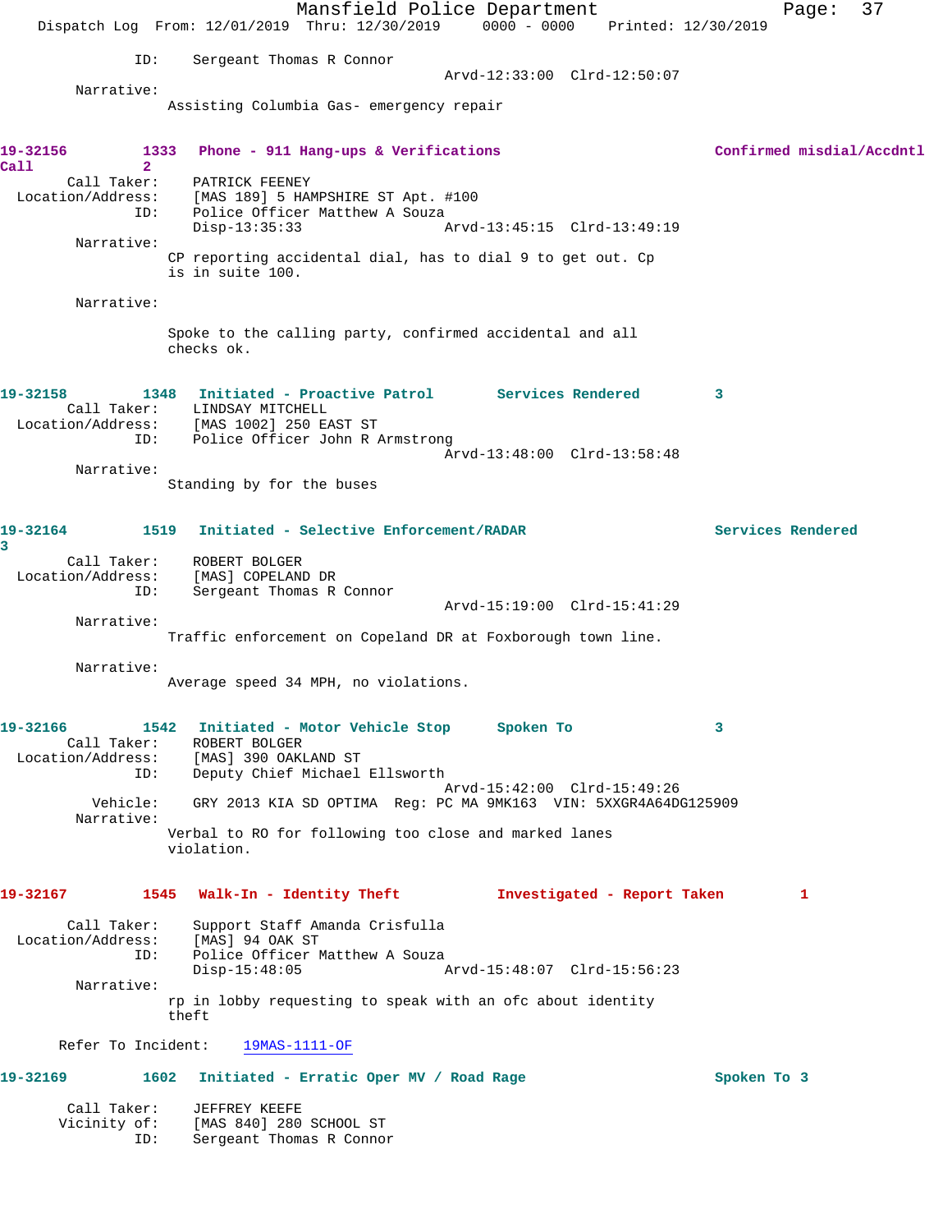ID: Sergeant Thomas R Connor
Arvd-12:33:00 Clrd-12:50:07

Narrative:
Assisting Columbia Gas- emergency repair

**19-32156 1333 Phone - 911 Hang-ups & Verifications Confirmed misdial/Accdntl Call 2**

Call Taker: PATRICK FEENEY
Location/Address: [MAS 189] 5 HAMPSHIRE ST Apt. #100
ID: Police Officer Matthew A Souza
Disp-13:35:33 Arvd-13:45:15 Clrd-13:49:19

Narrative:
CP reporting accidental dial, has to dial 9 to get out. Cp is in suite 100.

Narrative:
Spoke to the calling party, confirmed accidental and all checks ok.

**19-32158 1348 Initiated - Proactive Patrol Services Rendered 3**

Call Taker: LINDSAY MITCHELL
Location/Address: [MAS 1002] 250 EAST ST
ID: Police Officer John R Armstrong
Arvd-13:48:00 Clrd-13:58:48

Narrative:
Standing by for the buses

**19-32164 1519 Initiated - Selective Enforcement/RADAR Services Rendered 3**

Call Taker: ROBERT BOLGER
Location/Address: [MAS] COPELAND DR
ID: Sergeant Thomas R Connor
Arvd-15:19:00 Clrd-15:41:29

Narrative:
Traffic enforcement on Copeland DR at Foxborough town line.

Narrative:
Average speed 34 MPH, no violations.

**19-32166 1542 Initiated - Motor Vehicle Stop Spoken To 3**

Call Taker: ROBERT BOLGER
Location/Address: [MAS] 390 OAKLAND ST
ID: Deputy Chief Michael Ellsworth
Arvd-15:42:00 Clrd-15:49:26
Vehicle: GRY 2013 KIA SD OPTIMA Reg: PC MA 9MK163 VIN: 5XXGR4A64DG125909

Narrative:
Verbal to RO for following too close and marked lanes violation.

**19-32167 1545 Walk-In - Identity Theft Investigated - Report Taken 1**

Call Taker: Support Staff Amanda Crisfulla
Location/Address: [MAS] 94 OAK ST
ID: Police Officer Matthew A Souza
Disp-15:48:05 Arvd-15:48:07 Clrd-15:56:23

Narrative:
rp in lobby requesting to speak with an ofc about identity theft

Refer To Incident: 19MAS-1111-OF

**19-32169 1602 Initiated - Erratic Oper MV / Road Rage Spoken To 3**

Call Taker: JEFFREY KEEFE
Vicinity of: [MAS 840] 280 SCHOOL ST
ID: Sergeant Thomas R Connor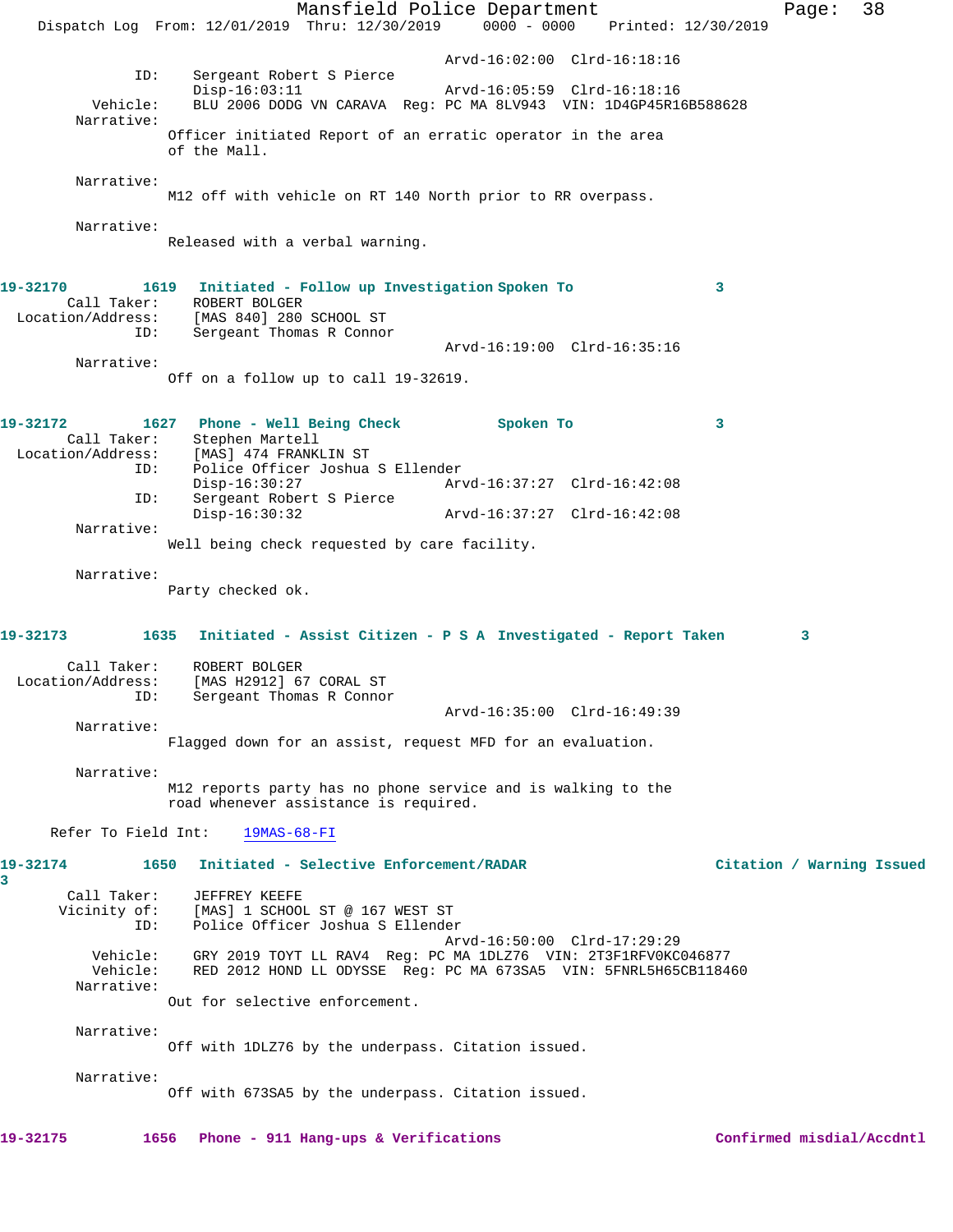Arvd-16:02:00  Clrd-16:18:16

ID: Sergeant Robert S Pierce
Disp-16:03:11  Arvd-16:05:59  Clrd-16:18:16

Vehicle: BLU 2006 DODG VN CARAVA  Reg: PC MA 8LV943  VIN: 1D4GP45R16B588628

Narrative:
Officer initiated Report of an erratic operator in the area of the Mall.

Narrative:
M12 off with vehicle on RT 140 North prior to RR overpass.

Narrative:
Released with a verbal warning.

**19-32170  1619  Initiated - Follow up Investigation  Spoken To  3**

Call Taker: ROBERT BOLGER
Location/Address: [MAS 840] 280 SCHOOL ST
ID: Sergeant Thomas R Connor
Arvd-16:19:00  Clrd-16:35:16

Narrative:
Off on a follow up to call 19-32619.

**19-32172  1627  Phone - Well Being Check  Spoken To  3**

Call Taker: Stephen Martell
Location/Address: [MAS] 474 FRANKLIN ST
ID: Police Officer Joshua S Ellender
Disp-16:30:27  Arvd-16:37:27  Clrd-16:42:08
ID: Sergeant Robert S Pierce
Disp-16:30:32  Arvd-16:37:27  Clrd-16:42:08

Narrative:
Well being check requested by care facility.

Narrative:
Party checked ok.

**19-32173  1635  Initiated - Assist Citizen - P S A  Investigated - Report Taken  3**

Call Taker: ROBERT BOLGER
Location/Address: [MAS H2912] 67 CORAL ST
ID: Sergeant Thomas R Connor
Arvd-16:35:00  Clrd-16:49:39

Narrative:
Flagged down for an assist, request MFD for an evaluation.

Narrative:
M12 reports party has no phone service and is walking to the road whenever assistance is required.

Refer To Field Int: 19MAS-68-FI

**19-32174  1650  Initiated - Selective Enforcement/RADAR  Citation / Warning Issued  3**

Call Taker: JEFFREY KEEFE
Vicinity of: [MAS] 1 SCHOOL ST @ 167 WEST ST
ID: Police Officer Joshua S Ellender
Arvd-16:50:00  Clrd-17:29:29

Vehicle: GRY 2019 TOYT LL RAV4  Reg: PC MA 1DLZ76  VIN: 2T3F1RFV0KC046877
Vehicle: RED 2012 HOND LL ODYSSE  Reg: PC MA 673SA5  VIN: 5FNRL5H65CB118460

Narrative:
Out for selective enforcement.

Narrative:
Off with 1DLZ76 by the underpass. Citation issued.

Narrative:
Off with 673SA5 by the underpass. Citation issued.

**19-32175  1656  Phone - 911 Hang-ups & Verifications  Confirmed misdial/Accdntl**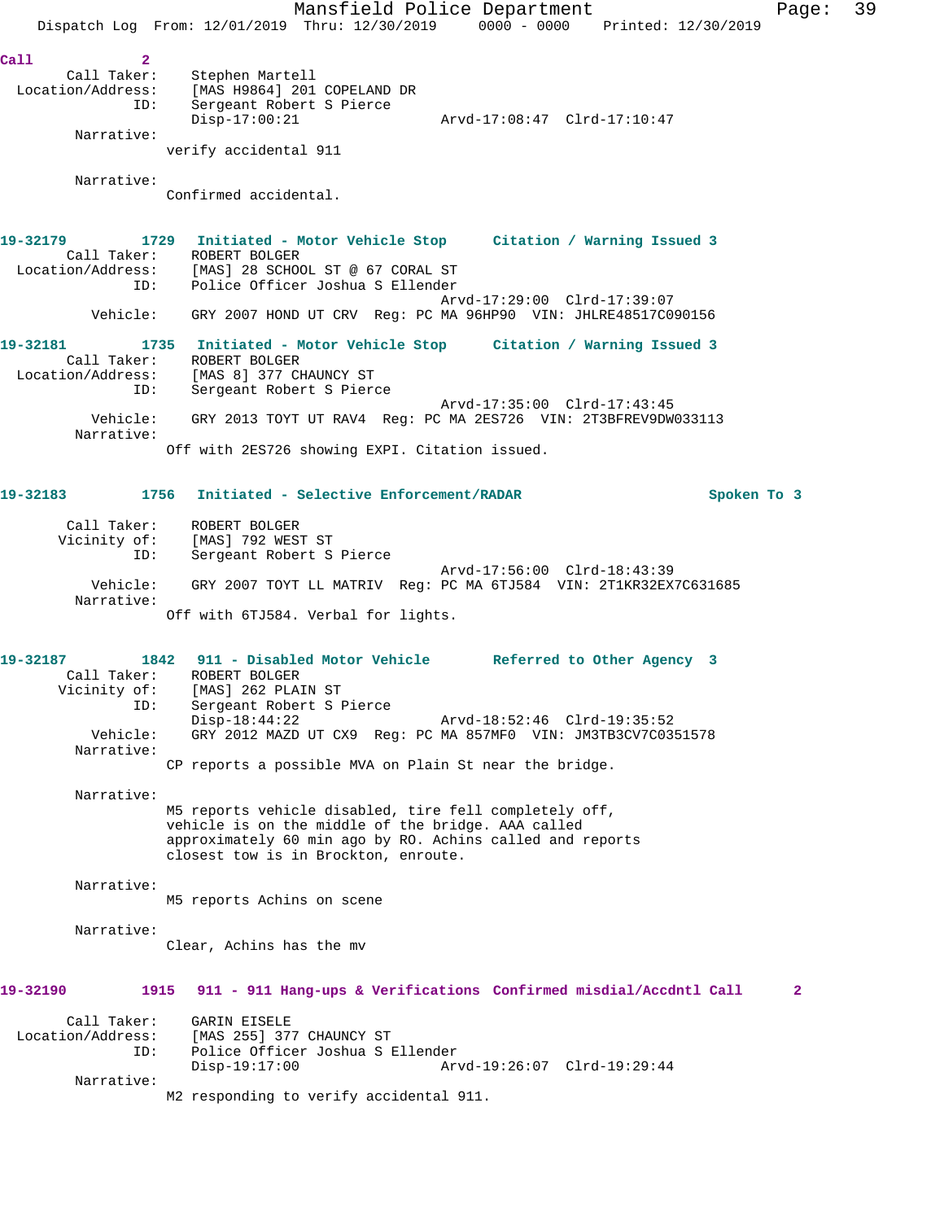Call 2
Call Taker: Stephen Martell
Location/Address: [MAS H9864] 201 COPELAND DR
ID: Sergeant Robert S Pierce
Disp-17:00:21 Arvd-17:08:47 Clrd-17:10:47

Narrative:
verify accidental 911

Narrative:
Confirmed accidental.

**19-32179 1729 Initiated - Motor Vehicle Stop Citation / Warning Issued 3**
Call Taker: ROBERT BOLGER
Location/Address: [MAS] 28 SCHOOL ST @ 67 CORAL ST
ID: Police Officer Joshua S Ellender
Arvd-17:29:00 Clrd-17:39:07
Vehicle: GRY 2007 HOND UT CRV Reg: PC MA 96HP90 VIN: JHLRE48517C090156

**19-32181 1735 Initiated - Motor Vehicle Stop Citation / Warning Issued 3**
Call Taker: ROBERT BOLGER
Location/Address: [MAS 8] 377 CHAUNCY ST
ID: Sergeant Robert S Pierce
Arvd-17:35:00 Clrd-17:43:45
Vehicle: GRY 2013 TOYT UT RAV4 Reg: PC MA 2ES726 VIN: 2T3BFREV9DW033113
Narrative:
Off with 2ES726 showing EXPI. Citation issued.

**19-32183 1756 Initiated - Selective Enforcement/RADAR Spoken To 3**
Call Taker: ROBERT BOLGER
Vicinity of: [MAS] 792 WEST ST
ID: Sergeant Robert S Pierce
Arvd-17:56:00 Clrd-18:43:39
Vehicle: GRY 2007 TOYT LL MATRIV Reg: PC MA 6TJ584 VIN: 2T1KR32EX7C631685
Narrative:
Off with 6TJ584. Verbal for lights.

**19-32187 1842 911 - Disabled Motor Vehicle Referred to Other Agency 3**
Call Taker: ROBERT BOLGER
Vicinity of: [MAS] 262 PLAIN ST
ID: Sergeant Robert S Pierce
Disp-18:44:22 Arvd-18:52:46 Clrd-19:35:52
Vehicle: GRY 2012 MAZD UT CX9 Reg: PC MA 857MF0 VIN: JM3TB3CV7C0351578
Narrative:
CP reports a possible MVA on Plain St near the bridge.

Narrative:
M5 reports vehicle disabled, tire fell completely off, vehicle is on the middle of the bridge. AAA called approximately 60 min ago by RO. Achins called and reports closest tow is in Brockton, enroute.

Narrative:
M5 reports Achins on scene

Narrative:
Clear, Achins has the mv

**19-32190 1915 911 - 911 Hang-ups & Verifications Confirmed misdial/Accdntl Call 2**
Call Taker: GARIN EISELE
Location/Address: [MAS 255] 377 CHAUNCY ST
ID: Police Officer Joshua S Ellender
Disp-19:17:00 Arvd-19:26:07 Clrd-19:29:44
Narrative:
M2 responding to verify accidental 911.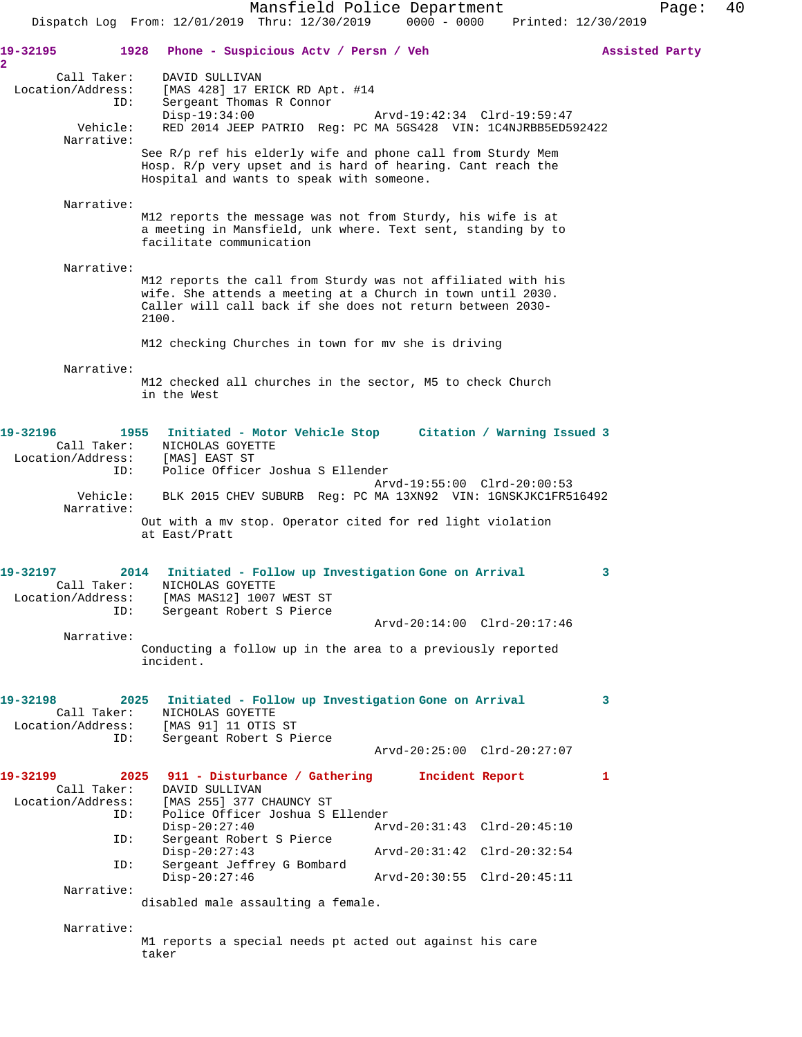**19-32195** 1928 **Phone - Suspicious Actv / Persn / Veh** **Assisted Party 2**

Call Taker: DAVID SULLIVAN
Location/Address: [MAS 428] 17 ERICK RD Apt. #14
ID: Sergeant Thomas R Connor
Disp-19:34:00 Arvd-19:42:34 Clrd-19:59:47
Vehicle: RED 2014 JEEP PATRIO Reg: PC MA 5GS428 VIN: 1C4NJRBB5ED592422
Narrative:
See R/p ref his elderly wife and phone call from Sturdy Mem Hosp. R/p very upset and is hard of hearing. Cant reach the Hospital and wants to speak with someone.

Narrative:
M12 reports the message was not from Sturdy, his wife is at a meeting in Mansfield, unk where. Text sent, standing by to facilitate communication

Narrative:
M12 reports the call from Sturdy was not affiliated with his wife. She attends a meeting at a Church in town until 2030. Caller will call back if she does not return between 2030-2100.

M12 checking Churches in town for mv she is driving

Narrative:
M12 checked all churches in the sector, M5 to check Church in the West

**19-32196** 1955 **Initiated - Motor Vehicle Stop** **Citation / Warning Issued 3**

Call Taker: NICHOLAS GOYETTE
Location/Address: [MAS] EAST ST
ID: Police Officer Joshua S Ellender
Arvd-19:55:00 Clrd-20:00:53
Vehicle: BLK 2015 CHEV SUBURB Reg: PC MA 13XN92 VIN: 1GNSKJKC1FR516492
Narrative:
Out with a mv stop. Operator cited for red light violation at East/Pratt

**19-32197** 2014 **Initiated - Follow up Investigation** **Gone on Arrival 3**

Call Taker: NICHOLAS GOYETTE
Location/Address: [MAS MAS12] 1007 WEST ST
ID: Sergeant Robert S Pierce
Arvd-20:14:00 Clrd-20:17:46
Narrative:
Conducting a follow up in the area to a previously reported incident.

**19-32198** 2025 **Initiated - Follow up Investigation** **Gone on Arrival 3**

Call Taker: NICHOLAS GOYETTE
Location/Address: [MAS 91] 11 OTIS ST
ID: Sergeant Robert S Pierce
Arvd-20:25:00 Clrd-20:27:07

**19-32199** 2025 **911 - Disturbance / Gathering** **Incident Report 1**

Call Taker: DAVID SULLIVAN
Location/Address: [MAS 255] 377 CHAUNCY ST
ID: Police Officer Joshua S Ellender
Disp-20:27:40 Arvd-20:31:43 Clrd-20:45:10
ID: Sergeant Robert S Pierce
Disp-20:27:43 Arvd-20:31:42 Clrd-20:32:54
ID: Sergeant Jeffrey G Bombard
Disp-20:27:46 Arvd-20:30:55 Clrd-20:45:11
Narrative:
disabled male assaulting a female.

Narrative:
M1 reports a special needs pt acted out against his care taker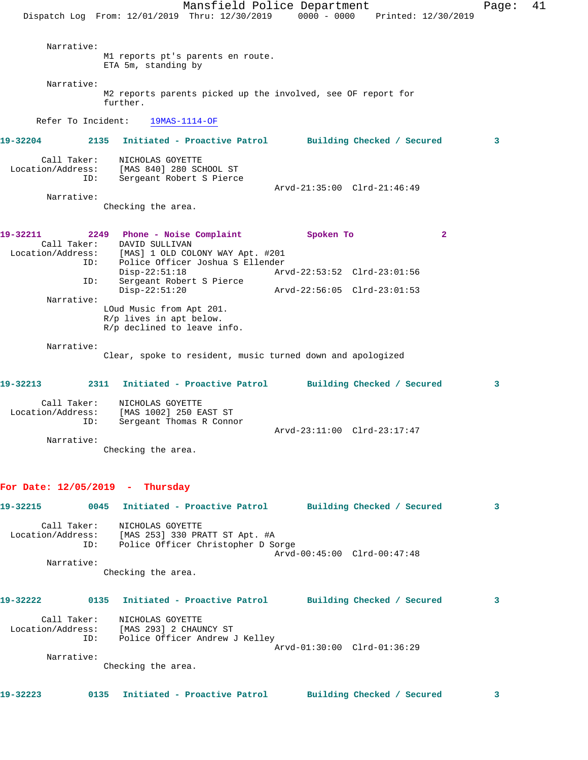Narrative:
M1 reports pt's parents en route.
ETA 5m, standing by

Narrative:
M2 reports parents picked up the involved, see OF report for further.

Refer To Incident: 19MAS-1114-OF

**19-32204 2135 Initiated - Proactive Patrol Building Checked / Secured 3**

Call Taker: NICHOLAS GOYETTE
Location/Address: [MAS 840] 280 SCHOOL ST
ID: Sergeant Robert S Pierce
Arvd-21:35:00 Clrd-21:46:49

Narrative:
Checking the area.

**19-32211 2249 Phone - Noise Complaint Spoken To 2**

Call Taker: DAVID SULLIVAN
Location/Address: [MAS] 1 OLD COLONY WAY Apt. #201
ID: Police Officer Joshua S Ellender
Disp-22:51:18 Arvd-22:53:52 Clrd-23:01:56
ID: Sergeant Robert S Pierce
Disp-22:51:20 Arvd-22:56:05 Clrd-23:01:53

Narrative:
LOud Music from Apt 201.
R/p lives in apt below.
R/p declined to leave info.

Narrative:
Clear, spoke to resident, music turned down and apologized

**19-32213 2311 Initiated - Proactive Patrol Building Checked / Secured 3**

Call Taker: NICHOLAS GOYETTE
Location/Address: [MAS 1002] 250 EAST ST
ID: Sergeant Thomas R Connor
Arvd-23:11:00 Clrd-23:17:47

Narrative:
Checking the area.

## For Date: 12/05/2019 - Thursday

**19-32215 0045 Initiated - Proactive Patrol Building Checked / Secured 3**

Call Taker: NICHOLAS GOYETTE
Location/Address: [MAS 253] 330 PRATT ST Apt. #A
ID: Police Officer Christopher D Sorge
Arvd-00:45:00 Clrd-00:47:48

Narrative:
Checking the area.

**19-32222 0135 Initiated - Proactive Patrol Building Checked / Secured 3**

Call Taker: NICHOLAS GOYETTE
Location/Address: [MAS 293] 2 CHAUNCY ST
ID: Police Officer Andrew J Kelley
Arvd-01:30:00 Clrd-01:36:29

Narrative:
Checking the area.

**19-32223 0135 Initiated - Proactive Patrol Building Checked / Secured 3**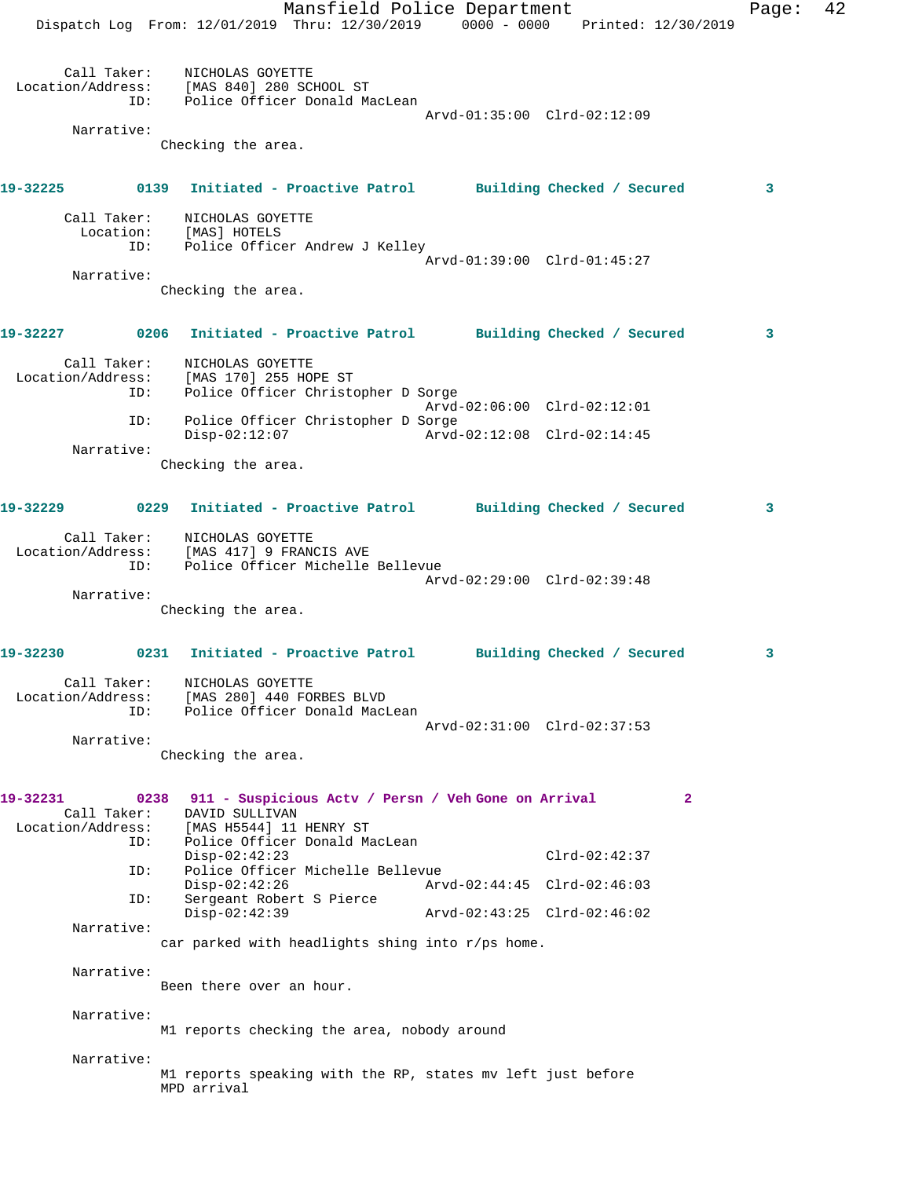Call Taker: NICHOLAS GOYETTE
Location/Address: [MAS 840] 280 SCHOOL ST
ID: Police Officer Donald MacLean
Arvd-01:35:00 Clrd-02:12:09
Narrative:
Checking the area.

**19-32225 0139 Initiated - Proactive Patrol Building Checked / Secured 3**

Call Taker: NICHOLAS GOYETTE
Location: [MAS] HOTELS
ID: Police Officer Andrew J Kelley
Arvd-01:39:00 Clrd-01:45:27
Narrative:
Checking the area.

**19-32227 0206 Initiated - Proactive Patrol Building Checked / Secured 3**

Call Taker: NICHOLAS GOYETTE
Location/Address: [MAS 170] 255 HOPE ST
ID: Police Officer Christopher D Sorge
Arvd-02:06:00 Clrd-02:12:01
ID: Police Officer Christopher D Sorge
Disp-02:12:07 Arvd-02:12:08 Clrd-02:14:45
Narrative:
Checking the area.

**19-32229 0229 Initiated - Proactive Patrol Building Checked / Secured 3**

Call Taker: NICHOLAS GOYETTE
Location/Address: [MAS 417] 9 FRANCIS AVE
ID: Police Officer Michelle Bellevue
Arvd-02:29:00 Clrd-02:39:48
Narrative:
Checking the area.

**19-32230 0231 Initiated - Proactive Patrol Building Checked / Secured 3**

Call Taker: NICHOLAS GOYETTE
Location/Address: [MAS 280] 440 FORBES BLVD
ID: Police Officer Donald MacLean
Arvd-02:31:00 Clrd-02:37:53
Narrative:
Checking the area.

**19-32231 0238 911 - Suspicious Actv / Persn / Veh Gone on Arrival 2**

Call Taker: DAVID SULLIVAN
Location/Address: [MAS H5544] 11 HENRY ST
ID: Police Officer Donald MacLean
Disp-02:42:23 Clrd-02:42:37
ID: Police Officer Michelle Bellevue
Disp-02:42:26 Arvd-02:44:45 Clrd-02:46:03
ID: Sergeant Robert S Pierce
Disp-02:42:39 Arvd-02:43:25 Clrd-02:46:02
Narrative:
car parked with headlights shing into r/ps home.

Narrative:
Been there over an hour.

Narrative:
M1 reports checking the area, nobody around

Narrative:
M1 reports speaking with the RP, states mv left just before MPD arrival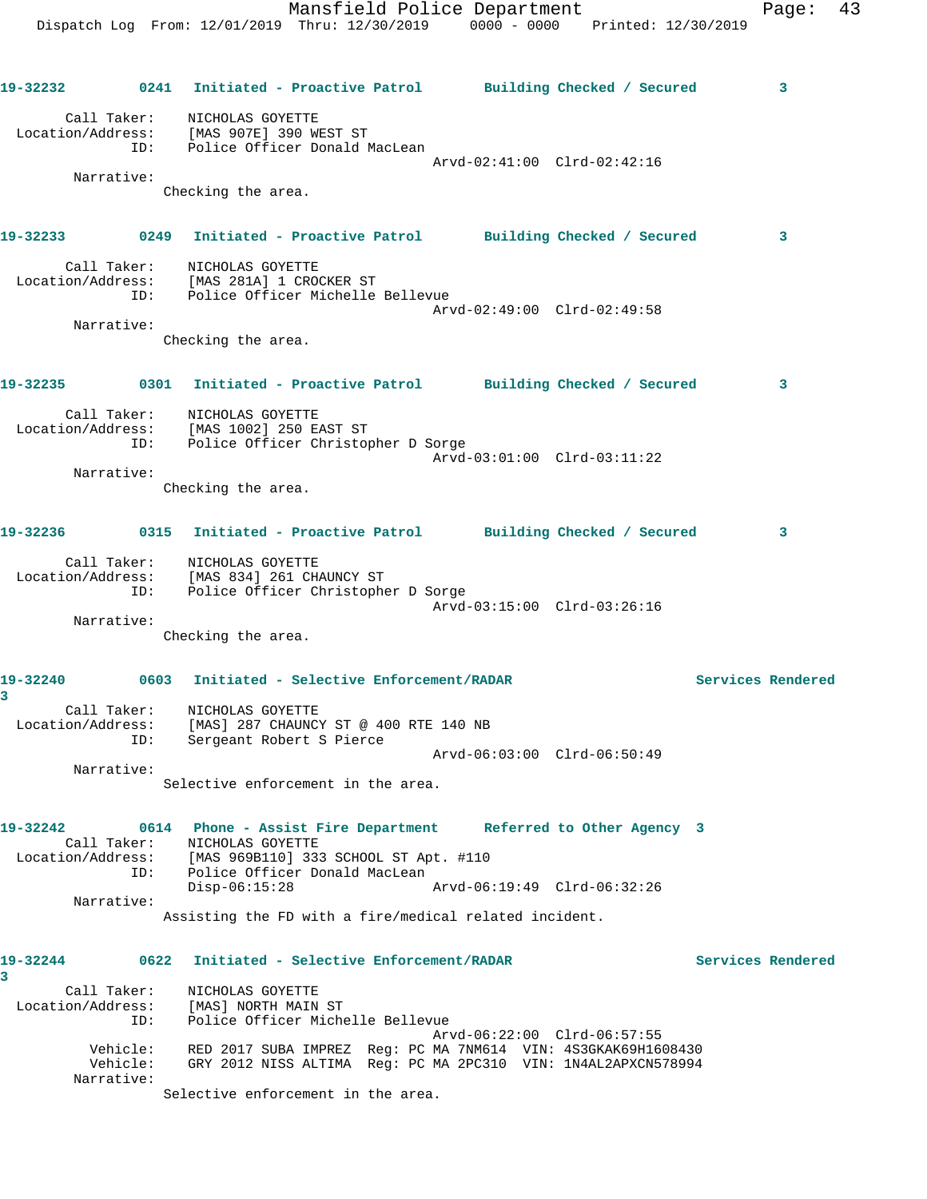**19-32232** 0241 **Initiated - Proactive Patrol** **Building Checked / Secured** 3

Call Taker: NICHOLAS GOYETTE
Location/Address: [MAS 907E] 390 WEST ST
ID: Police Officer Donald MacLean
Arvd-02:41:00 Clrd-02:42:16
Narrative:
Checking the area.

**19-32233** 0249 **Initiated - Proactive Patrol** **Building Checked / Secured** 3

Call Taker: NICHOLAS GOYETTE
Location/Address: [MAS 281A] 1 CROCKER ST
ID: Police Officer Michelle Bellevue
Arvd-02:49:00 Clrd-02:49:58
Narrative:
Checking the area.

**19-32235** 0301 **Initiated - Proactive Patrol** **Building Checked / Secured** 3

Call Taker: NICHOLAS GOYETTE
Location/Address: [MAS 1002] 250 EAST ST
ID: Police Officer Christopher D Sorge
Arvd-03:01:00 Clrd-03:11:22
Narrative:
Checking the area.

**19-32236** 0315 **Initiated - Proactive Patrol** **Building Checked / Secured** 3

Call Taker: NICHOLAS GOYETTE
Location/Address: [MAS 834] 261 CHAUNCY ST
ID: Police Officer Christopher D Sorge
Arvd-03:15:00 Clrd-03:26:16
Narrative:
Checking the area.

**19-32240** 0603 **Initiated - Selective Enforcement/RADAR** **Services Rendered** 3

Call Taker: NICHOLAS GOYETTE
Location/Address: [MAS] 287 CHAUNCY ST @ 400 RTE 140 NB
ID: Sergeant Robert S Pierce
Arvd-06:03:00 Clrd-06:50:49
Narrative:
Selective enforcement in the area.

**19-32242** 0614 **Phone - Assist Fire Department** **Referred to Other Agency** 3

Call Taker: NICHOLAS GOYETTE
Location/Address: [MAS 969B110] 333 SCHOOL ST Apt. #110
ID: Police Officer Donald MacLean
Disp-06:15:28 Arvd-06:19:49 Clrd-06:32:26
Narrative:
Assisting the FD with a fire/medical related incident.

**19-32244** 0622 **Initiated - Selective Enforcement/RADAR** **Services Rendered** 3

Call Taker: NICHOLAS GOYETTE
Location/Address: [MAS] NORTH MAIN ST
ID: Police Officer Michelle Bellevue
Arvd-06:22:00 Clrd-06:57:55
Vehicle: RED 2017 SUBA IMPREZ Reg: PC MA 7NM614 VIN: 4S3GKAK69H1608430
Vehicle: GRY 2012 NISS ALTIMA Reg: PC MA 2PC310 VIN: 1N4AL2APXCN578994
Narrative:
Selective enforcement in the area.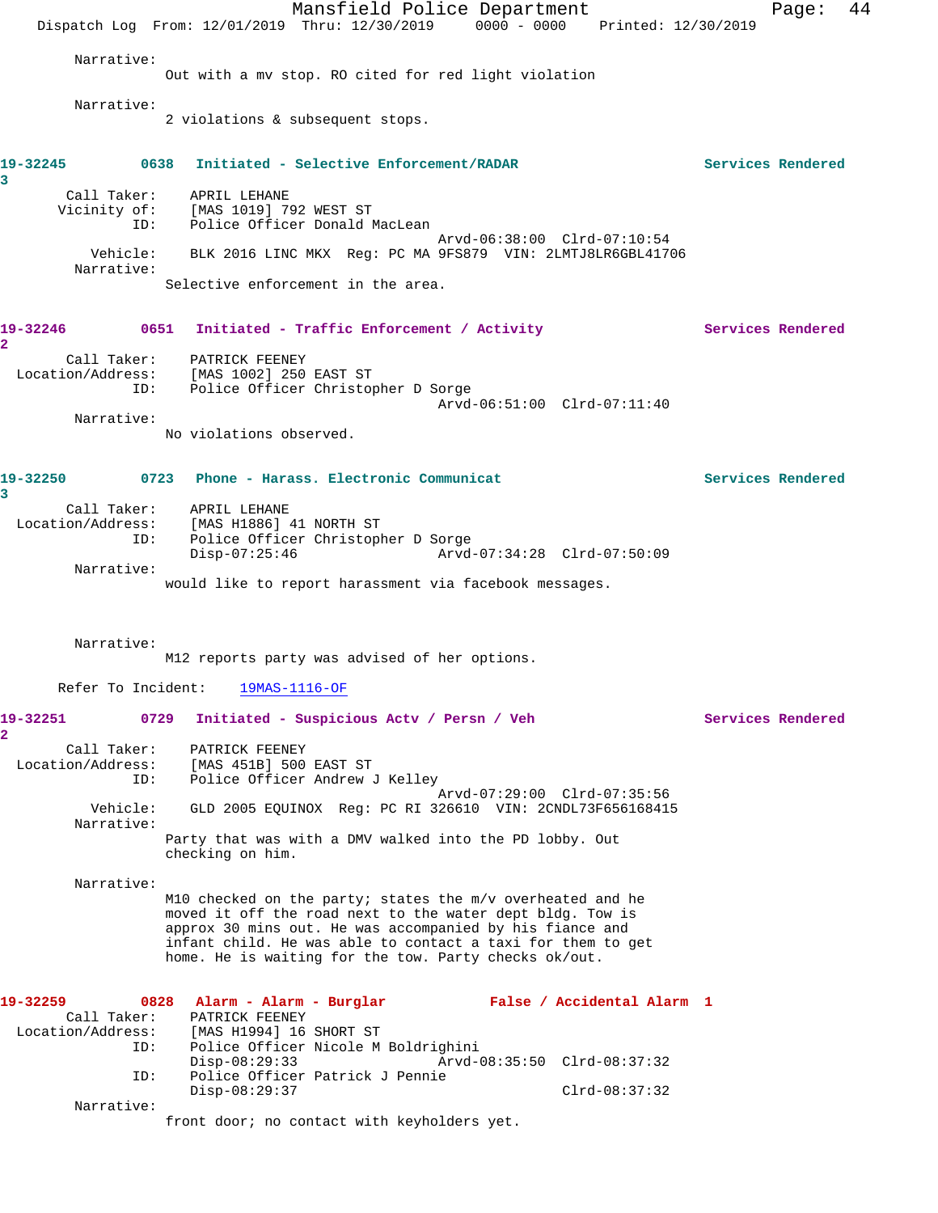Narrative:
Out with a mv stop. RO cited for red light violation

Narrative:
2 violations & subsequent stops.

**19-32245 0638 Initiated - Selective Enforcement/RADAR — Services Rendered**
3

Call Taker: APRIL LEHANE
Vicinity of: [MAS 1019] 792 WEST ST
ID: Police Officer Donald MacLean
Arvd-06:38:00 Clrd-07:10:54
Vehicle: BLK 2016 LINC MKX Reg: PC MA 9FS879 VIN: 2LMTJ8LR6GBL41706
Narrative:
Selective enforcement in the area.

**19-32246 0651 Initiated - Traffic Enforcement / Activity — Services Rendered**
2

Call Taker: PATRICK FEENEY
Location/Address: [MAS 1002] 250 EAST ST
ID: Police Officer Christopher D Sorge
Arvd-06:51:00 Clrd-07:11:40
Narrative:
No violations observed.

**19-32250 0723 Phone - Harass. Electronic Communicat — Services Rendered**
3

Call Taker: APRIL LEHANE
Location/Address: [MAS H1886] 41 NORTH ST
ID: Police Officer Christopher D Sorge
Disp-07:25:46 Arvd-07:34:28 Clrd-07:50:09
Narrative:
would like to report harassment via facebook messages.

Narrative:
M12 reports party was advised of her options.

Refer To Incident: 19MAS-1116-OF

**19-32251 0729 Initiated - Suspicious Actv / Persn / Veh — Services Rendered**
2

Call Taker: PATRICK FEENEY
Location/Address: [MAS 451B] 500 EAST ST
ID: Police Officer Andrew J Kelley
Arvd-07:29:00 Clrd-07:35:56
Vehicle: GLD 2005 EQUINOX Reg: PC RI 326610 VIN: 2CNDL73F656168415
Narrative:
Party that was with a DMV walked into the PD lobby. Out checking on him.

Narrative:
M10 checked on the party; states the m/v overheated and he moved it off the road next to the water dept bldg. Tow is approx 30 mins out. He was accompanied by his fiance and infant child. He was able to contact a taxi for them to get home. He is waiting for the tow. Party checks ok/out.

**19-32259 0828 Alarm - Alarm - Burglar — False / Accidental Alarm 1**

Call Taker: PATRICK FEENEY
Location/Address: [MAS H1994] 16 SHORT ST
ID: Police Officer Nicole M Boldrighini
Disp-08:29:33 Arvd-08:35:50 Clrd-08:37:32
ID: Police Officer Patrick J Pennie
Disp-08:29:37 Clrd-08:37:32
Narrative:
front door; no contact with keyholders yet.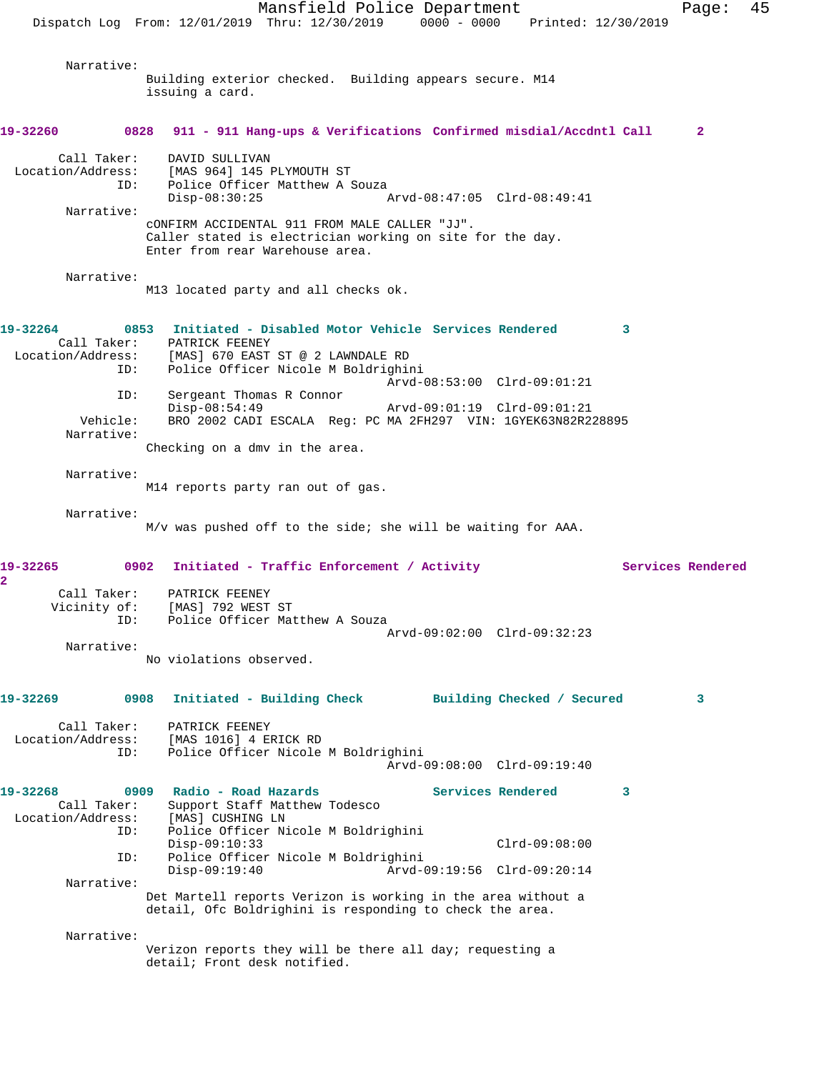Narrative:
Building exterior checked. Building appears secure. M14 issuing a card.

**19-32260 0828 911 - 911 Hang-ups & Verifications Confirmed misdial/Accdntl Call 2**

Call Taker: DAVID SULLIVAN
Location/Address: [MAS 964] 145 PLYMOUTH ST
ID: Police Officer Matthew A Souza
Disp-08:30:25 Arvd-08:47:05 Clrd-08:49:41

Narrative:
cONFIRM ACCIDENTAL 911 FROM MALE CALLER "JJ".
Caller stated is electrician working on site for the day.
Enter from rear Warehouse area.

Narrative:
M13 located party and all checks ok.

**19-32264 0853 Initiated - Disabled Motor Vehicle Services Rendered 3**

Call Taker: PATRICK FEENEY
Location/Address: [MAS] 670 EAST ST @ 2 LAWNDALE RD
ID: Police Officer Nicole M Boldrighini
Arvd-08:53:00 Clrd-09:01:21
ID: Sergeant Thomas R Connor
Disp-08:54:49 Arvd-09:01:19 Clrd-09:01:21
Vehicle: BRO 2002 CADI ESCALA Reg: PC MA 2FH297 VIN: 1GYEK63N82R228895

Narrative:
Checking on a dmv in the area.

Narrative:
M14 reports party ran out of gas.

Narrative:
M/v was pushed off to the side; she will be waiting for AAA.

**19-32265 0902 Initiated - Traffic Enforcement / Activity Services Rendered 2**

Call Taker: PATRICK FEENEY
Vicinity of: [MAS] 792 WEST ST
ID: Police Officer Matthew A Souza
Arvd-09:02:00 Clrd-09:32:23

Narrative:
No violations observed.

**19-32269 0908 Initiated - Building Check Building Checked / Secured 3**

Call Taker: PATRICK FEENEY
Location/Address: [MAS 1016] 4 ERICK RD
ID: Police Officer Nicole M Boldrighini
Arvd-09:08:00 Clrd-09:19:40

**19-32268 0909 Radio - Road Hazards Services Rendered 3**

Call Taker: Support Staff Matthew Todesco
Location/Address: [MAS] CUSHING LN
ID: Police Officer Nicole M Boldrighini
Disp-09:10:33 Clrd-09:08:00
ID: Police Officer Nicole M Boldrighini
Disp-09:19:40 Arvd-09:19:56 Clrd-09:20:14

Narrative:
Det Martell reports Verizon is working in the area without a detail, Ofc Boldrighini is responding to check the area.

Narrative:
Verizon reports they will be there all day; requesting a detail; Front desk notified.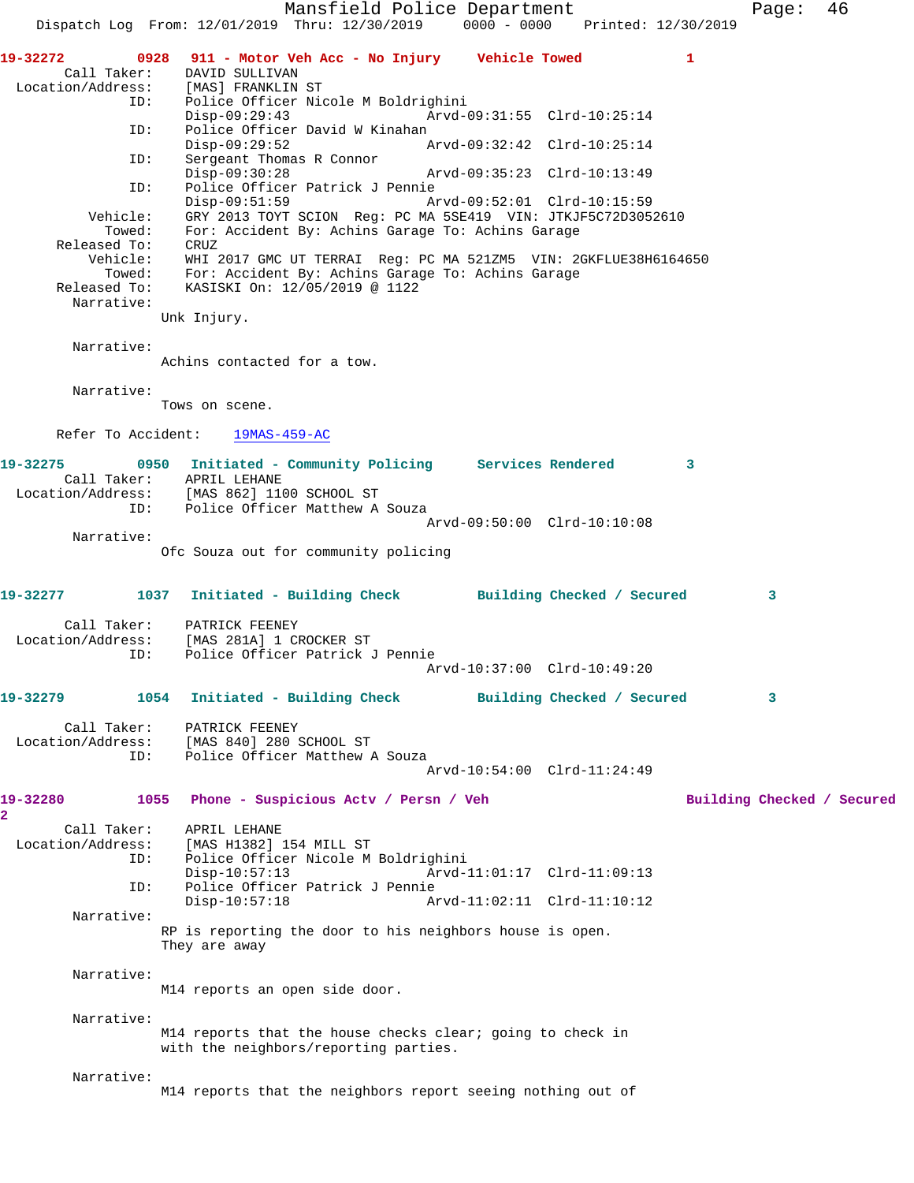**19-32272** 0928 **911 - Motor Veh Acc - No Injury** **Vehicle Towed** 1

```
       Call Taker:    DAVID SULLIVAN
 Location/Address:    [MAS] FRANKLIN ST
               ID:    Police Officer Nicole M Boldrighini
                      Disp-09:29:43                 Arvd-09:31:55  Clrd-10:25:14
               ID:    Police Officer David W Kinahan
                      Disp-09:29:52                 Arvd-09:32:42  Clrd-10:25:14
               ID:    Sergeant Thomas R Connor
                      Disp-09:30:28                 Arvd-09:35:23  Clrd-10:13:49
               ID:    Police Officer Patrick J Pennie
                      Disp-09:51:59                 Arvd-09:52:01  Clrd-10:15:59
          Vehicle:    GRY 2013 TOYT SCION  Reg: PC MA 5SE419  VIN: JTKJF5C72D3052610
            Towed:    For: Accident By: Achins Garage To: Achins Garage
      Released To:    CRUZ
          Vehicle:    WHI 2017 GMC UT TERRAI  Reg: PC MA 521ZM5  VIN: 2GKFLUE38H6164650
            Towed:    For: Accident By: Achins Garage To: Achins Garage
      Released To:    KASISKI On: 12/05/2019 @ 1122
        Narrative:    
                     Unk Injury.

        Narrative:    
                     Achins contacted for a tow.

        Narrative:    
                     Tows on scene.

      Refer To Accident:    19MAS-459-AC
```

**19-32275** 0950 **Initiated - Community Policing** **Services Rendered** 3

```
       Call Taker:    APRIL LEHANE
 Location/Address:    [MAS 862] 1100 SCHOOL ST
               ID:    Police Officer Matthew A Souza
                                                    Arvd-09:50:00  Clrd-10:10:08
        Narrative:    
                     Ofc Souza out for community policing
```

**19-32277** 1037 **Initiated - Building Check** **Building Checked / Secured** 3

```
       Call Taker:    PATRICK FEENEY
 Location/Address:    [MAS 281A] 1 CROCKER ST
               ID:    Police Officer Patrick J Pennie
                                                    Arvd-10:37:00  Clrd-10:49:20
```

**19-32279** 1054 **Initiated - Building Check** **Building Checked / Secured** 3

```
       Call Taker:    PATRICK FEENEY
 Location/Address:    [MAS 840] 280 SCHOOL ST
               ID:    Police Officer Matthew A Souza
                                                    Arvd-10:54:00  Clrd-11:24:49
```

**19-32280** 1055 **Phone - Suspicious Actv / Persn / Veh** **Building Checked / Secured** 2

```
       Call Taker:    APRIL LEHANE
 Location/Address:    [MAS H1382] 154 MILL ST
               ID:    Police Officer Nicole M Boldrighini
                      Disp-10:57:13                 Arvd-11:01:17  Clrd-11:09:13
               ID:    Police Officer Patrick J Pennie
                      Disp-10:57:18                 Arvd-11:02:11  Clrd-11:10:12
        Narrative:    
                     RP is reporting the door to his neighbors house is open.
                     They are away

        Narrative:    
                     M14 reports an open side door.

        Narrative:    
                     M14 reports that the house checks clear; going to check in
                     with the neighbors/reporting parties.

        Narrative:    
                     M14 reports that the neighbors report seeing nothing out of
```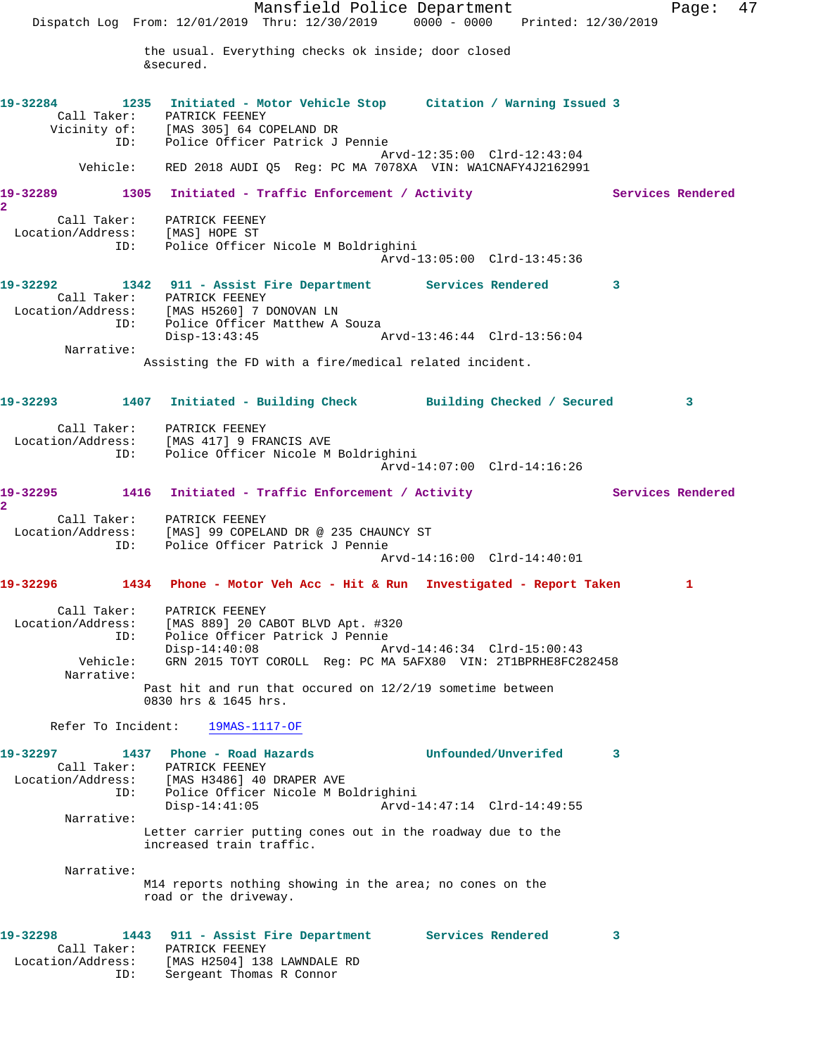the usual. Everything checks ok inside; door closed &secured.

**19-32284** 1235 **Initiated - Motor Vehicle Stop** **Citation / Warning Issued 3**
Call Taker: PATRICK FEENEY
Vicinity of: [MAS 305] 64 COPELAND DR
ID: Police Officer Patrick J Pennie
Arvd-12:35:00 Clrd-12:43:04
Vehicle: RED 2018 AUDI Q5 Reg: PC MA 7078XA VIN: WA1CNAFY4J2162991

**19-32289** 1305 **Initiated - Traffic Enforcement / Activity** **Services Rendered 2**
Call Taker: PATRICK FEENEY
Location/Address: [MAS] HOPE ST
ID: Police Officer Nicole M Boldrighini
Arvd-13:05:00 Clrd-13:45:36

**19-32292** 1342 **911 - Assist Fire Department** **Services Rendered 3**
Call Taker: PATRICK FEENEY
Location/Address: [MAS H5260] 7 DONOVAN LN
ID: Police Officer Matthew A Souza
Disp-13:43:45 Arvd-13:46:44 Clrd-13:56:04
Narrative:
Assisting the FD with a fire/medical related incident.

**19-32293** 1407 **Initiated - Building Check** **Building Checked / Secured 3**
Call Taker: PATRICK FEENEY
Location/Address: [MAS 417] 9 FRANCIS AVE
ID: Police Officer Nicole M Boldrighini
Arvd-14:07:00 Clrd-14:16:26

**19-32295** 1416 **Initiated - Traffic Enforcement / Activity** **Services Rendered 2**
Call Taker: PATRICK FEENEY
Location/Address: [MAS] 99 COPELAND DR @ 235 CHAUNCY ST
ID: Police Officer Patrick J Pennie
Arvd-14:16:00 Clrd-14:40:01

**19-32296** 1434 **Phone - Motor Veh Acc - Hit & Run** **Investigated - Report Taken 1**
Call Taker: PATRICK FEENEY
Location/Address: [MAS 889] 20 CABOT BLVD Apt. #320
ID: Police Officer Patrick J Pennie
Disp-14:40:08 Arvd-14:46:34 Clrd-15:00:43
Vehicle: GRN 2015 TOYT COROLL Reg: PC MA 5AFX80 VIN: 2T1BPRHE8FC282458
Narrative:
Past hit and run that occured on 12/2/19 sometime between 0830 hrs & 1645 hrs.

Refer To Incident: 19MAS-1117-OF

**19-32297** 1437 **Phone - Road Hazards** **Unfounded/Unverifed 3**
Call Taker: PATRICK FEENEY
Location/Address: [MAS H3486] 40 DRAPER AVE
ID: Police Officer Nicole M Boldrighini
Disp-14:41:05 Arvd-14:47:14 Clrd-14:49:55
Narrative:
Letter carrier putting cones out in the roadway due to the increased train traffic.

Narrative:
M14 reports nothing showing in the area; no cones on the road or the driveway.

**19-32298** 1443 **911 - Assist Fire Department** **Services Rendered 3**
Call Taker: PATRICK FEENEY
Location/Address: [MAS H2504] 138 LAWNDALE RD
ID: Sergeant Thomas R Connor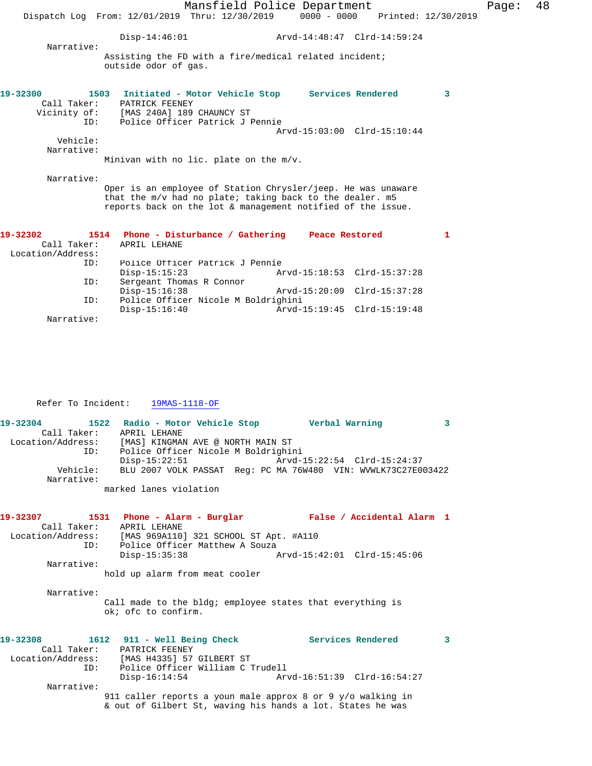Disp-14:46:01 Arvd-14:48:47 Clrd-14:59:24

Narrative:
Assisting the FD with a fire/medical related incident; outside odor of gas.

**19-32300 1503 Initiated - Motor Vehicle Stop Services Rendered 3**

Call Taker: PATRICK FEENEY
Vicinity of: [MAS 240A] 189 CHAUNCY ST
ID: Police Officer Patrick J Pennie
Arvd-15:03:00 Clrd-15:10:44

Vehicle:
Narrative:
Minivan with no lic. plate on the m/v.

Narrative:
Oper is an employee of Station Chrysler/jeep. He was unaware that the m/v had no plate; taking back to the dealer. m5 reports back on the lot & management notified of the issue.

**19-32302 1514 Phone - Disturbance / Gathering Peace Restored 1**

Call Taker: APRIL LEHANE
Location/Address:
ID: Police Officer Patrick J Pennie
Disp-15:15:23 Arvd-15:18:53 Clrd-15:37:28
ID: Sergeant Thomas R Connor
Disp-15:16:38 Arvd-15:20:09 Clrd-15:37:28
ID: Police Officer Nicole M Boldrighini
Disp-15:16:40 Arvd-15:19:45 Clrd-15:19:48

Narrative:

Refer To Incident: 19MAS-1118-OF

**19-32304 1522 Radio - Motor Vehicle Stop Verbal Warning 3**

Call Taker: APRIL LEHANE
Location/Address: [MAS] KINGMAN AVE @ NORTH MAIN ST
ID: Police Officer Nicole M Boldrighini
Disp-15:22:51 Arvd-15:22:54 Clrd-15:24:37
Vehicle: BLU 2007 VOLK PASSAT Reg: PC MA 76W480 VIN: WVWLK73C27E003422

Narrative:
marked lanes violation

**19-32307 1531 Phone - Alarm - Burglar False / Accidental Alarm 1**

Call Taker: APRIL LEHANE
Location/Address: [MAS 969A110] 321 SCHOOL ST Apt. #A110
ID: Police Officer Matthew A Souza
Disp-15:35:38 Arvd-15:42:01 Clrd-15:45:06

Narrative:
hold up alarm from meat cooler

Narrative:
Call made to the bldg; employee states that everything is ok; ofc to confirm.

**19-32308 1612 911 - Well Being Check Services Rendered 3**

Call Taker: PATRICK FEENEY
Location/Address: [MAS H4335] 57 GILBERT ST
ID: Police Officer William C Trudell
Disp-16:14:54 Arvd-16:51:39 Clrd-16:54:27

Narrative:
911 caller reports a youn male approx 8 or 9 y/o walking in & out of Gilbert St, waving his hands a lot. States he was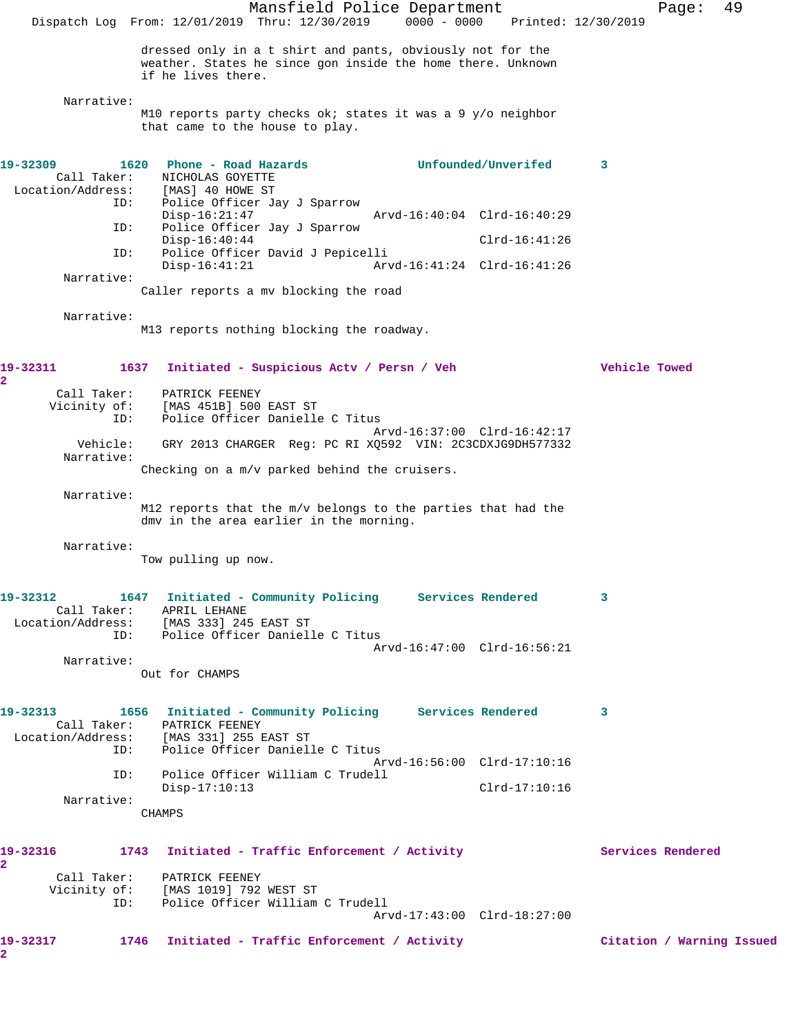dressed only in a t shirt and pants, obviously not for the weather. States he since gon inside the home there. Unknown if he lives there.

Narrative:
M10 reports party checks ok; states it was a 9 y/o neighbor that came to the house to play.

**19-32309 1620 Phone - Road Hazards Unfounded/Unverifed 3**

Call Taker: NICHOLAS GOYETTE
Location/Address: [MAS] 40 HOWE ST
ID: Police Officer Jay J Sparrow
Disp-16:21:47 Arvd-16:40:04 Clrd-16:40:29
ID: Police Officer Jay J Sparrow
Disp-16:40:44 Clrd-16:41:26
ID: Police Officer David J Pepicelli
Disp-16:41:21 Arvd-16:41:24 Clrd-16:41:26

Narrative:
Caller reports a mv blocking the road

Narrative:
M13 reports nothing blocking the roadway.

**19-32311 1637 Initiated - Suspicious Actv / Persn / Veh Vehicle Towed 2**

Call Taker: PATRICK FEENEY
Vicinity of: [MAS 451B] 500 EAST ST
ID: Police Officer Danielle C Titus
Arvd-16:37:00 Clrd-16:42:17
Vehicle: GRY 2013 CHARGER Reg: PC RI XQ592 VIN: 2C3CDXJG9DH577332

Narrative:
Checking on a m/v parked behind the cruisers.

Narrative:
M12 reports that the m/v belongs to the parties that had the dmv in the area earlier in the morning.

Narrative:
Tow pulling up now.

**19-32312 1647 Initiated - Community Policing Services Rendered 3**

Call Taker: APRIL LEHANE
Location/Address: [MAS 333] 245 EAST ST
ID: Police Officer Danielle C Titus
Arvd-16:47:00 Clrd-16:56:21

Narrative:
Out for CHAMPS

**19-32313 1656 Initiated - Community Policing Services Rendered 3**

Call Taker: PATRICK FEENEY
Location/Address: [MAS 331] 255 EAST ST
ID: Police Officer Danielle C Titus
Arvd-16:56:00 Clrd-17:10:16
ID: Police Officer William C Trudell
Disp-17:10:13 Clrd-17:10:16

Narrative:
CHAMPS

**19-32316 1743 Initiated - Traffic Enforcement / Activity Services Rendered 2**

Call Taker: PATRICK FEENEY
Vicinity of: [MAS 1019] 792 WEST ST
ID: Police Officer William C Trudell
Arvd-17:43:00 Clrd-18:27:00

**19-32317 1746 Initiated - Traffic Enforcement / Activity Citation / Warning Issued 2**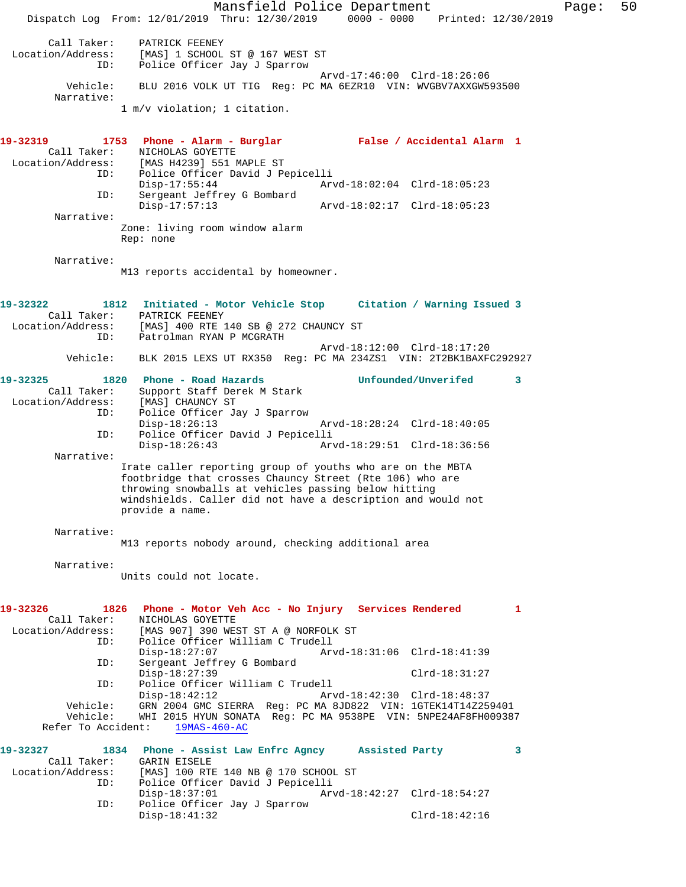```
    Call Taker:     PATRICK FEENEY
Location/Address:   [MAS] 1 SCHOOL ST @ 167 WEST ST
            ID:     Police Officer Jay J Sparrow
                                            Arvd-17:46:00  Clrd-18:26:06
       Vehicle:     BLU 2016 VOLK UT TIG  Reg: PC MA 6EZR10  VIN: WVGBV7AXXGW593500
     Narrative:
                  1 m/v violation; 1 citation.
```

```
19-32319        1753  Phone - Alarm - Burglar           False / Accidental Alarm  1
    Call Taker:     NICHOLAS GOYETTE
Location/Address:   [MAS H4239] 551 MAPLE ST
            ID:     Police Officer David J Pepicelli
                    Disp-17:55:44              Arvd-18:02:04  Clrd-18:05:23
            ID:     Sergeant Jeffrey G Bombard
                    Disp-17:57:13              Arvd-18:02:17  Clrd-18:05:23
     Narrative:
                  Zone: living room window alarm
                  Rep: none

     Narrative:
                  M13 reports accidental by homeowner.
```

```
19-32322        1812  Initiated - Motor Vehicle Stop     Citation / Warning Issued 3
    Call Taker:     PATRICK FEENEY
Location/Address:   [MAS] 400 RTE 140 SB @ 272 CHAUNCY ST
            ID:     Patrolman RYAN P MCGRATH
                                            Arvd-18:12:00  Clrd-18:17:20
       Vehicle:     BLK 2015 LEXS UT RX350  Reg: PC MA 234ZS1  VIN: 2T2BK1BAXFC292927
```

```
19-32325        1820  Phone - Road Hazards              Unfounded/Unverifed       3
    Call Taker:     Support Staff Derek M Stark
Location/Address:   [MAS] CHAUNCY ST
            ID:     Police Officer Jay J Sparrow
                    Disp-18:26:13              Arvd-18:28:24  Clrd-18:40:05
            ID:     Police Officer David J Pepicelli
                    Disp-18:26:43              Arvd-18:29:51  Clrd-18:36:56
     Narrative:
                  Irate caller reporting group of youths who are on the MBTA
                  footbridge that crosses Chauncy Street (Rte 106) who are
                  throwing snowballs at vehicles passing below hitting
                  windshields. Caller did not have a description and would not
                  provide a name.

     Narrative:
                  M13 reports nobody around, checking additional area

     Narrative:
                  Units could not locate.
```

```
19-32326        1826  Phone - Motor Veh Acc - No Injury  Services Rendered        1
    Call Taker:     NICHOLAS GOYETTE
Location/Address:   [MAS 907] 390 WEST ST A @ NORFOLK ST
            ID:     Police Officer William C Trudell
                    Disp-18:27:07              Arvd-18:31:06  Clrd-18:41:39
            ID:     Sergeant Jeffrey G Bombard
                    Disp-18:27:39                             Clrd-18:31:27
            ID:     Police Officer William C Trudell
                    Disp-18:42:12              Arvd-18:42:30  Clrd-18:48:37
       Vehicle:     GRN 2004 GMC SIERRA  Reg: PC MA 8JD822  VIN: 1GTEK14T14Z259401
       Vehicle:     WHI 2015 HYUN SONATA  Reg: PC MA 9538PE  VIN: 5NPE24AF8FH009387
  Refer To Accident:    19MAS-460-AC
```

```
19-32327        1834  Phone - Assist Law Enfrc Agncy     Assisted Party           3
    Call Taker:     GARIN EISELE
Location/Address:   [MAS] 100 RTE 140 NB @ 170 SCHOOL ST
            ID:     Police Officer David J Pepicelli
                    Disp-18:37:01              Arvd-18:42:27  Clrd-18:54:27
            ID:     Police Officer Jay J Sparrow
                    Disp-18:41:32                             Clrd-18:42:16
```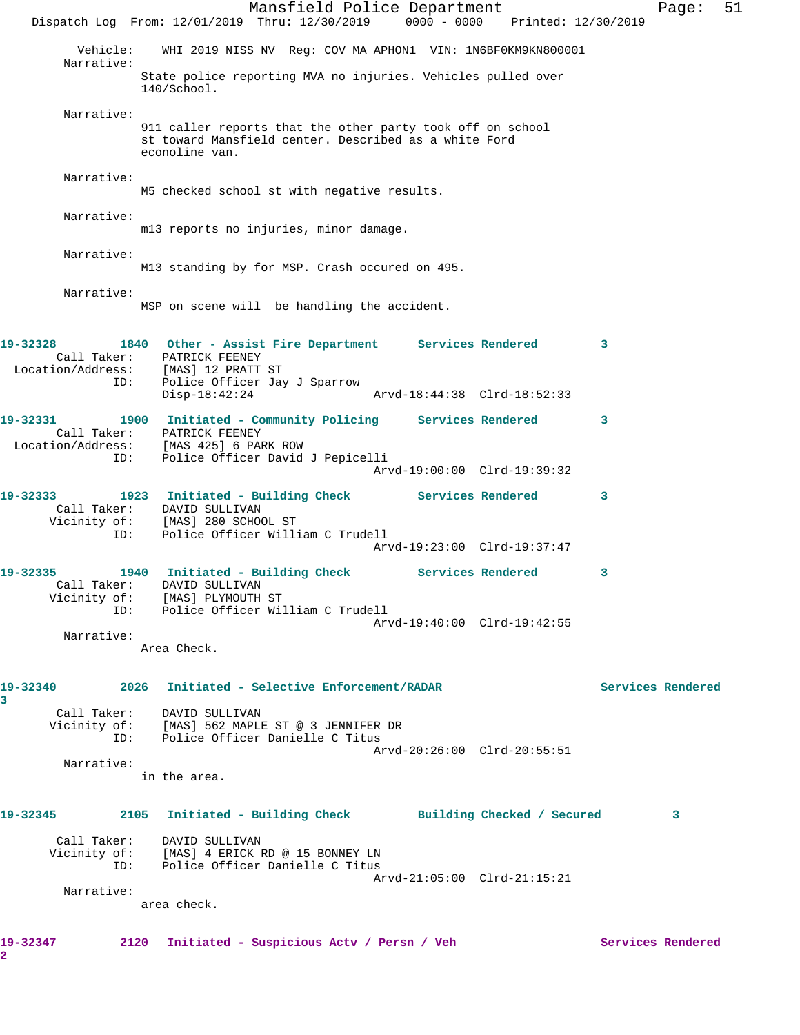Vehicle: WHI 2019 NISS NV Reg: COV MA APHON1 VIN: 1N6BF0KM9KN800001

Narrative:
State police reporting MVA no injuries. Vehicles pulled over 140/School.

Narrative:
911 caller reports that the other party took off on school st toward Mansfield center. Described as a white Ford econoline van.

Narrative:
M5 checked school st with negative results.

Narrative:
m13 reports no injuries, minor damage.

Narrative:
M13 standing by for MSP. Crash occured on 495.

Narrative:
MSP on scene will be handling the accident.

**19-32328** 1840 **Other - Assist Fire Department** **Services Rendered** **3**
Call Taker: PATRICK FEENEY
Location/Address: [MAS] 12 PRATT ST
ID: Police Officer Jay J Sparrow
Disp-18:42:24 Arvd-18:44:38 Clrd-18:52:33

**19-32331** 1900 **Initiated - Community Policing** **Services Rendered** **3**
Call Taker: PATRICK FEENEY
Location/Address: [MAS 425] 6 PARK ROW
ID: Police Officer David J Pepicelli
Arvd-19:00:00 Clrd-19:39:32

**19-32333** 1923 **Initiated - Building Check** **Services Rendered** **3**
Call Taker: DAVID SULLIVAN
Vicinity of: [MAS] 280 SCHOOL ST
ID: Police Officer William C Trudell
Arvd-19:23:00 Clrd-19:37:47

**19-32335** 1940 **Initiated - Building Check** **Services Rendered** **3**
Call Taker: DAVID SULLIVAN
Vicinity of: [MAS] PLYMOUTH ST
ID: Police Officer William C Trudell
Arvd-19:40:00 Clrd-19:42:55

Narrative:
Area Check.

**19-32340** 2026 **Initiated - Selective Enforcement/RADAR** **Services Rendered** **3**
Call Taker: DAVID SULLIVAN
Vicinity of: [MAS] 562 MAPLE ST @ 3 JENNIFER DR
ID: Police Officer Danielle C Titus
Arvd-20:26:00 Clrd-20:55:51

Narrative:
in the area.

**19-32345** 2105 **Initiated - Building Check** **Building Checked / Secured** **3**
Call Taker: DAVID SULLIVAN
Vicinity of: [MAS] 4 ERICK RD @ 15 BONNEY LN
ID: Police Officer Danielle C Titus
Arvd-21:05:00 Clrd-21:15:21

Narrative:
area check.

**19-32347** 2120 **Initiated - Suspicious Actv / Persn / Veh** **Services Rendered** **2**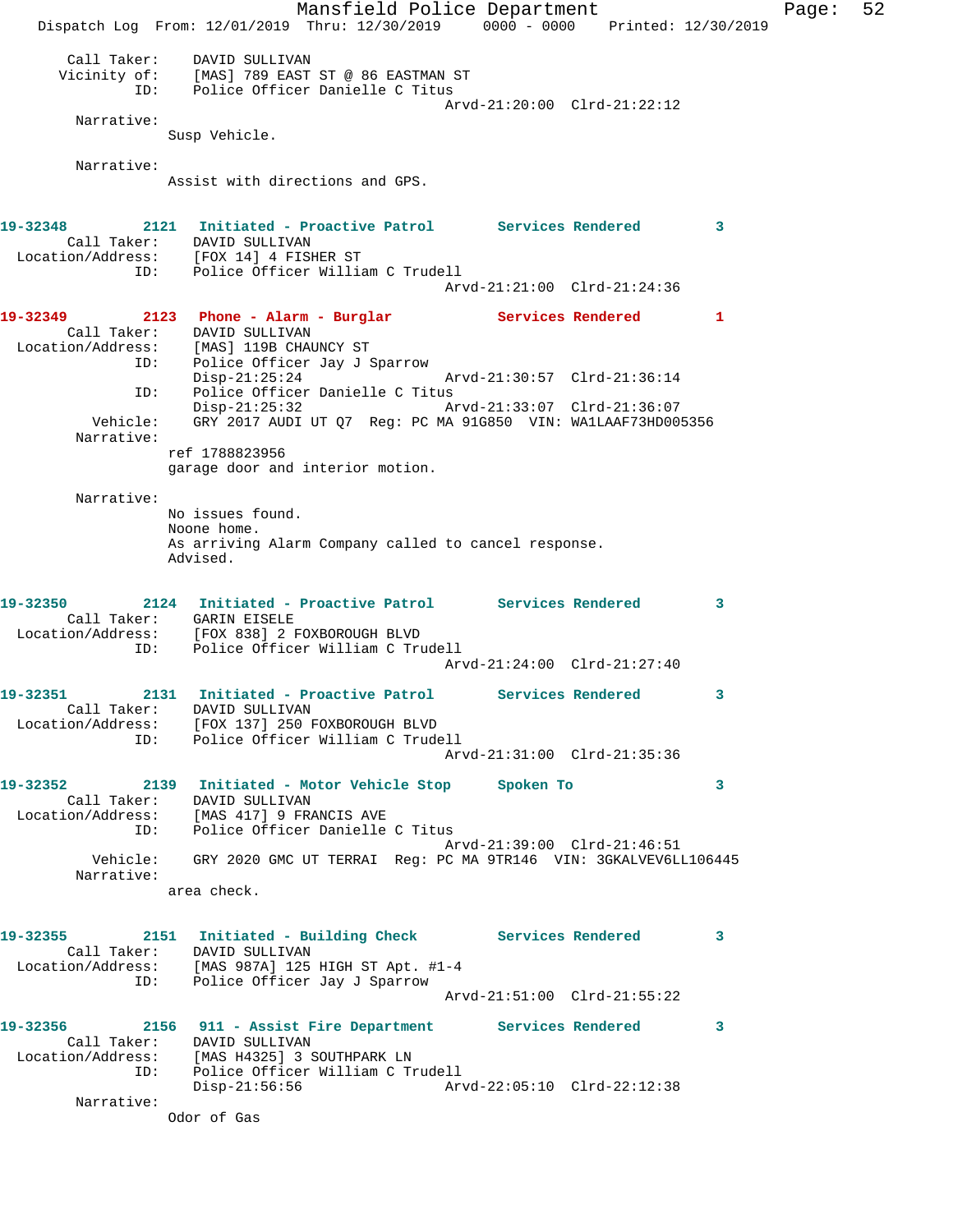Call Taker: DAVID SULLIVAN
Vicinity of: [MAS] 789 EAST ST @ 86 EASTMAN ST
ID: Police Officer Danielle C Titus
Arvd-21:20:00 Clrd-21:22:12

Narrative:
Susp Vehicle.

Narrative:
Assist with directions and GPS.

**19-32348** 2121 **Initiated - Proactive Patrol** **Services Rendered** 3
Call Taker: DAVID SULLIVAN
Location/Address: [FOX 14] 4 FISHER ST
ID: Police Officer William C Trudell
Arvd-21:21:00 Clrd-21:24:36

**19-32349** 2123 **Phone - Alarm - Burglar** **Services Rendered** 1
Call Taker: DAVID SULLIVAN
Location/Address: [MAS] 119B CHAUNCY ST
ID: Police Officer Jay J Sparrow
Disp-21:25:24 Arvd-21:30:57 Clrd-21:36:14
ID: Police Officer Danielle C Titus
Disp-21:25:32 Arvd-21:33:07 Clrd-21:36:07
Vehicle: GRY 2017 AUDI UT Q7 Reg: PC MA 91G850 VIN: WA1LAAF73HD005356

Narrative:
ref 1788823956
garage door and interior motion.

Narrative:
No issues found.
Noone home.
As arriving Alarm Company called to cancel response.
Advised.

**19-32350** 2124 **Initiated - Proactive Patrol** **Services Rendered** 3
Call Taker: GARIN EISELE
Location/Address: [FOX 838] 2 FOXBOROUGH BLVD
ID: Police Officer William C Trudell
Arvd-21:24:00 Clrd-21:27:40

**19-32351** 2131 **Initiated - Proactive Patrol** **Services Rendered** 3
Call Taker: DAVID SULLIVAN
Location/Address: [FOX 137] 250 FOXBOROUGH BLVD
ID: Police Officer William C Trudell
Arvd-21:31:00 Clrd-21:35:36

**19-32352** 2139 **Initiated - Motor Vehicle Stop** **Spoken To** 3
Call Taker: DAVID SULLIVAN
Location/Address: [MAS 417] 9 FRANCIS AVE
ID: Police Officer Danielle C Titus
Arvd-21:39:00 Clrd-21:46:51
Vehicle: GRY 2020 GMC UT TERRAI Reg: PC MA 9TR146 VIN: 3GKALVEV6LL106445

Narrative:
area check.

**19-32355** 2151 **Initiated - Building Check** **Services Rendered** 3
Call Taker: DAVID SULLIVAN
Location/Address: [MAS 987A] 125 HIGH ST Apt. #1-4
ID: Police Officer Jay J Sparrow
Arvd-21:51:00 Clrd-21:55:22

**19-32356** 2156 **911 - Assist Fire Department** **Services Rendered** 3
Call Taker: DAVID SULLIVAN
Location/Address: [MAS H4325] 3 SOUTHPARK LN
ID: Police Officer William C Trudell
Disp-21:56:56 Arvd-22:05:10 Clrd-22:12:38

Narrative:
Odor of Gas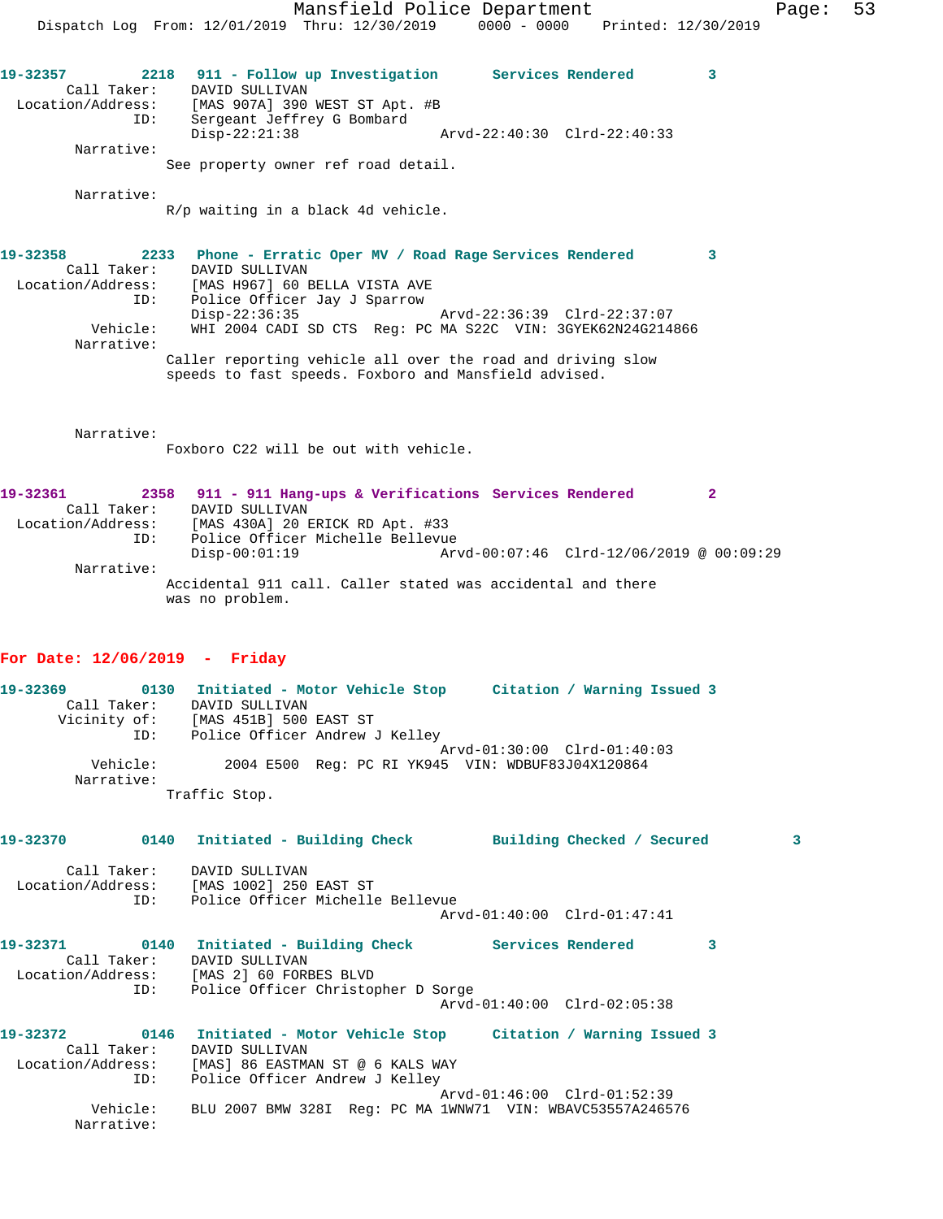19-32357 2218 911 - Follow up Investigation Services Rendered 3

Call Taker: DAVID SULLIVAN
Location/Address: [MAS 907A] 390 WEST ST Apt. #B
ID: Sergeant Jeffrey G Bombard
Disp-22:21:38 Arvd-22:40:30 Clrd-22:40:33

Narrative:
See property owner ref road detail.

Narrative:
R/p waiting in a black 4d vehicle.

19-32358 2233 Phone - Erratic Oper MV / Road Rage Services Rendered 3

Call Taker: DAVID SULLIVAN
Location/Address: [MAS H967] 60 BELLA VISTA AVE
ID: Police Officer Jay J Sparrow
Disp-22:36:35 Arvd-22:36:39 Clrd-22:37:07
Vehicle: WHI 2004 CADI SD CTS Reg: PC MA S22C VIN: 3GYEK62N24G214866

Narrative:
Caller reporting vehicle all over the road and driving slow speeds to fast speeds. Foxboro and Mansfield advised.

Narrative:
Foxboro C22 will be out with vehicle.

19-32361 2358 911 - 911 Hang-ups & Verifications Services Rendered 2

Call Taker: DAVID SULLIVAN
Location/Address: [MAS 430A] 20 ERICK RD Apt. #33
ID: Police Officer Michelle Bellevue
Disp-00:01:19 Arvd-00:07:46 Clrd-12/06/2019 @ 00:09:29

Narrative:
Accidental 911 call. Caller stated was accidental and there was no problem.

## For Date: 12/06/2019 - Friday

19-32369 0130 Initiated - Motor Vehicle Stop Citation / Warning Issued 3

Call Taker: DAVID SULLIVAN
Vicinity of: [MAS 451B] 500 EAST ST
ID: Police Officer Andrew J Kelley
Arvd-01:30:00 Clrd-01:40:03
Vehicle: 2004 E500 Reg: PC RI YK945 VIN: WDBUF83J04X120864

Narrative:
Traffic Stop.

19-32370 0140 Initiated - Building Check Building Checked / Secured 3

Call Taker: DAVID SULLIVAN
Location/Address: [MAS 1002] 250 EAST ST
ID: Police Officer Michelle Bellevue
Arvd-01:40:00 Clrd-01:47:41

19-32371 0140 Initiated - Building Check Services Rendered 3

Call Taker: DAVID SULLIVAN
Location/Address: [MAS 2] 60 FORBES BLVD
ID: Police Officer Christopher D Sorge
Arvd-01:40:00 Clrd-02:05:38

19-32372 0146 Initiated - Motor Vehicle Stop Citation / Warning Issued 3

Call Taker: DAVID SULLIVAN
Location/Address: [MAS] 86 EASTMAN ST @ 6 KALS WAY
ID: Police Officer Andrew J Kelley
Arvd-01:46:00 Clrd-01:52:39
Vehicle: BLU 2007 BMW 328I Reg: PC MA 1WNW71 VIN: WBAVC53557A246576

Narrative: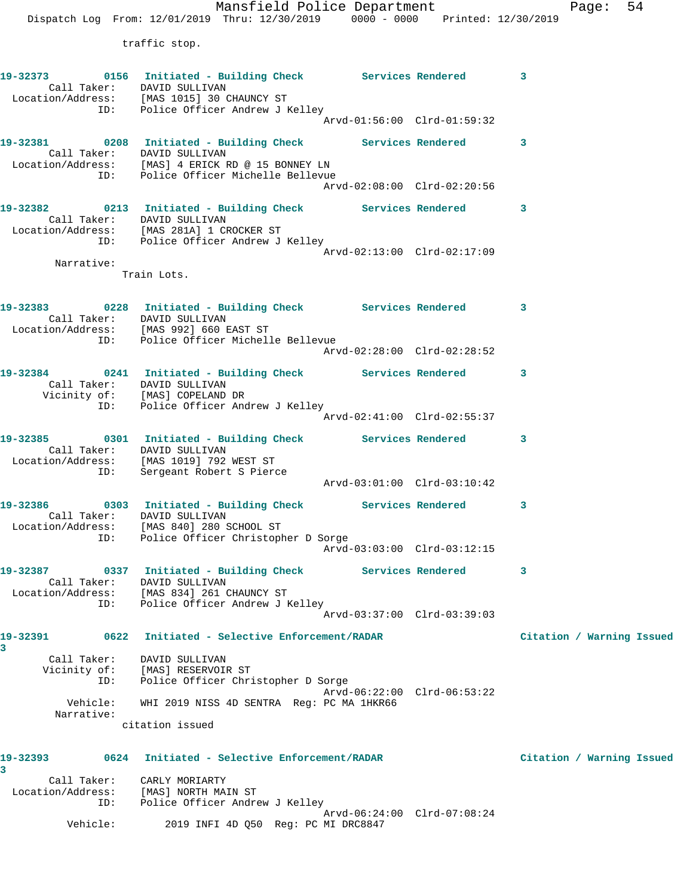traffic stop.

**19-32373** 0156 **Initiated - Building Check** **Services Rendered** 3
Call Taker: DAVID SULLIVAN
Location/Address: [MAS 1015] 30 CHAUNCY ST
ID: Police Officer Andrew J Kelley
Arvd-01:56:00 Clrd-01:59:32

**19-32381** 0208 **Initiated - Building Check** **Services Rendered** 3
Call Taker: DAVID SULLIVAN
Location/Address: [MAS] 4 ERICK RD @ 15 BONNEY LN
ID: Police Officer Michelle Bellevue
Arvd-02:08:00 Clrd-02:20:56

**19-32382** 0213 **Initiated - Building Check** **Services Rendered** 3
Call Taker: DAVID SULLIVAN
Location/Address: [MAS 281A] 1 CROCKER ST
ID: Police Officer Andrew J Kelley
Arvd-02:13:00 Clrd-02:17:09
Narrative:
Train Lots.

**19-32383** 0228 **Initiated - Building Check** **Services Rendered** 3
Call Taker: DAVID SULLIVAN
Location/Address: [MAS 992] 660 EAST ST
ID: Police Officer Michelle Bellevue
Arvd-02:28:00 Clrd-02:28:52

**19-32384** 0241 **Initiated - Building Check** **Services Rendered** 3
Call Taker: DAVID SULLIVAN
Vicinity of: [MAS] COPELAND DR
ID: Police Officer Andrew J Kelley
Arvd-02:41:00 Clrd-02:55:37

**19-32385** 0301 **Initiated - Building Check** **Services Rendered** 3
Call Taker: DAVID SULLIVAN
Location/Address: [MAS 1019] 792 WEST ST
ID: Sergeant Robert S Pierce
Arvd-03:01:00 Clrd-03:10:42

**19-32386** 0303 **Initiated - Building Check** **Services Rendered** 3
Call Taker: DAVID SULLIVAN
Location/Address: [MAS 840] 280 SCHOOL ST
ID: Police Officer Christopher D Sorge
Arvd-03:03:00 Clrd-03:12:15

**19-32387** 0337 **Initiated - Building Check** **Services Rendered** 3
Call Taker: DAVID SULLIVAN
Location/Address: [MAS 834] 261 CHAUNCY ST
ID: Police Officer Andrew J Kelley
Arvd-03:37:00 Clrd-03:39:03

**19-32391** 0622 **Initiated - Selective Enforcement/RADAR** **Citation / Warning Issued** 3
Call Taker: DAVID SULLIVAN
Vicinity of: [MAS] RESERVOIR ST
ID: Police Officer Christopher D Sorge
Arvd-06:22:00 Clrd-06:53:22
Vehicle: WHI 2019 NISS 4D SENTRA Reg: PC MA 1HKR66
Narrative:
citation issued

**19-32393** 0624 **Initiated - Selective Enforcement/RADAR** **Citation / Warning Issued** 3
Call Taker: CARLY MORIARTY
Location/Address: [MAS] NORTH MAIN ST
ID: Police Officer Andrew J Kelley
Arvd-06:24:00 Clrd-07:08:24
Vehicle: 2019 INFI 4D Q50 Reg: PC MI DRC8847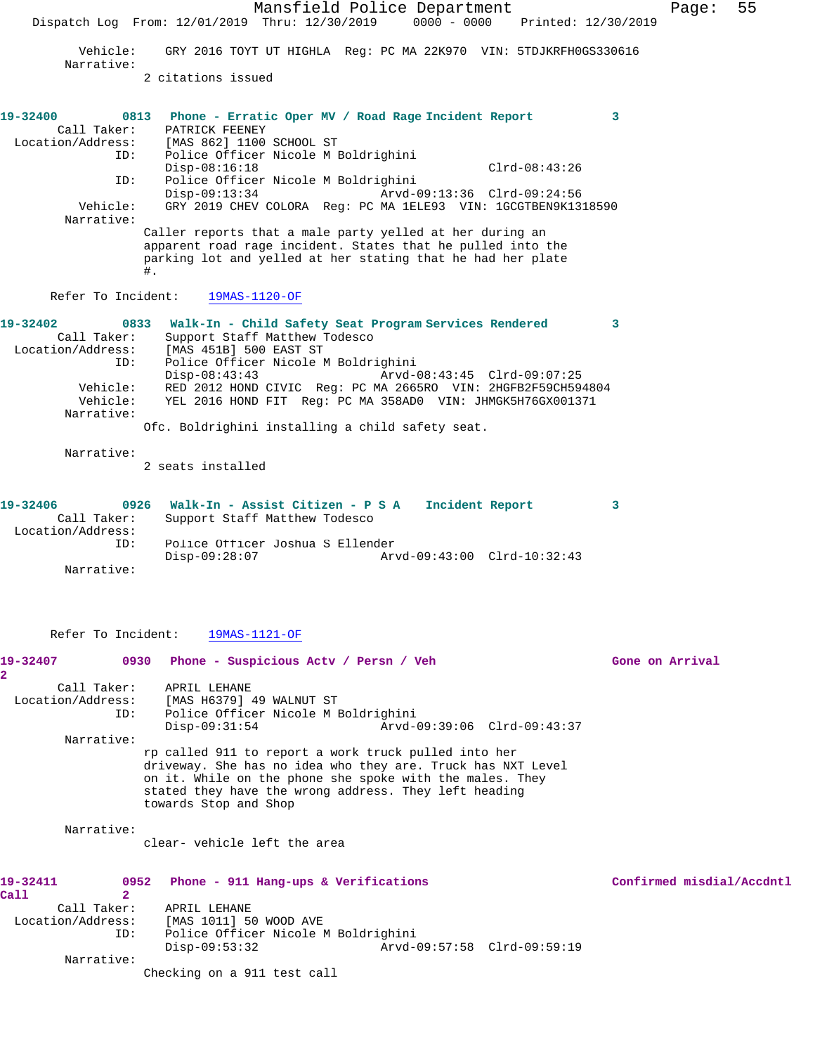Vehicle: GRY 2016 TOYT UT HIGHLA Reg: PC MA 22K970 VIN: 5TDJKRFH0GS330616
Narrative:
2 citations issued

**19-32400 0813 Phone - Erratic Oper MV / Road Rage Incident Report 3**

Call Taker: PATRICK FEENEY
Location/Address: [MAS 862] 1100 SCHOOL ST
ID: Police Officer Nicole M Boldrighini
Disp-08:16:18 Clrd-08:43:26
ID: Police Officer Nicole M Boldrighini
Disp-09:13:34 Arvd-09:13:36 Clrd-09:24:56
Vehicle: GRY 2019 CHEV COLORA Reg: PC MA 1ELE93 VIN: 1GCGTBEN9K1318590
Narrative:
Caller reports that a male party yelled at her during an apparent road rage incident. States that he pulled into the parking lot and yelled at her stating that he had her plate #.

Refer To Incident: 19MAS-1120-OF

**19-32402 0833 Walk-In - Child Safety Seat Program Services Rendered 3**

Call Taker: Support Staff Matthew Todesco
Location/Address: [MAS 451B] 500 EAST ST
ID: Police Officer Nicole M Boldrighini
Disp-08:43:43 Arvd-08:43:45 Clrd-09:07:25
Vehicle: RED 2012 HOND CIVIC Reg: PC MA 2665RO VIN: 2HGFB2F59CH594804
Vehicle: YEL 2016 HOND FIT Reg: PC MA 358AD0 VIN: JHMGK5H76GX001371
Narrative:
Ofc. Boldrighini installing a child safety seat.

Narrative:
2 seats installed

**19-32406 0926 Walk-In - Assist Citizen - P S A Incident Report 3**

Call Taker: Support Staff Matthew Todesco
Location/Address:
ID: Police Officer Joshua S Ellender
Disp-09:28:07 Arvd-09:43:00 Clrd-10:32:43
Narrative:

Refer To Incident: 19MAS-1121-OF

**19-32407 0930 Phone - Suspicious Actv / Persn / Veh Gone on Arrival 2**

Call Taker: APRIL LEHANE
Location/Address: [MAS H6379] 49 WALNUT ST
ID: Police Officer Nicole M Boldrighini
Disp-09:31:54 Arvd-09:39:06 Clrd-09:43:37
Narrative:
rp called 911 to report a work truck pulled into her driveway. She has no idea who they are. Truck has NXT Level on it. While on the phone she spoke with the males. They stated they have the wrong address. They left heading towards Stop and Shop

Narrative:
clear- vehicle left the area

**19-32411 0952 Phone - 911 Hang-ups & Verifications Confirmed misdial/Accdntl Call 2**

Call Taker: APRIL LEHANE
Location/Address: [MAS 1011] 50 WOOD AVE
ID: Police Officer Nicole M Boldrighini
Disp-09:53:32 Arvd-09:57:58 Clrd-09:59:19
Narrative:
Checking on a 911 test call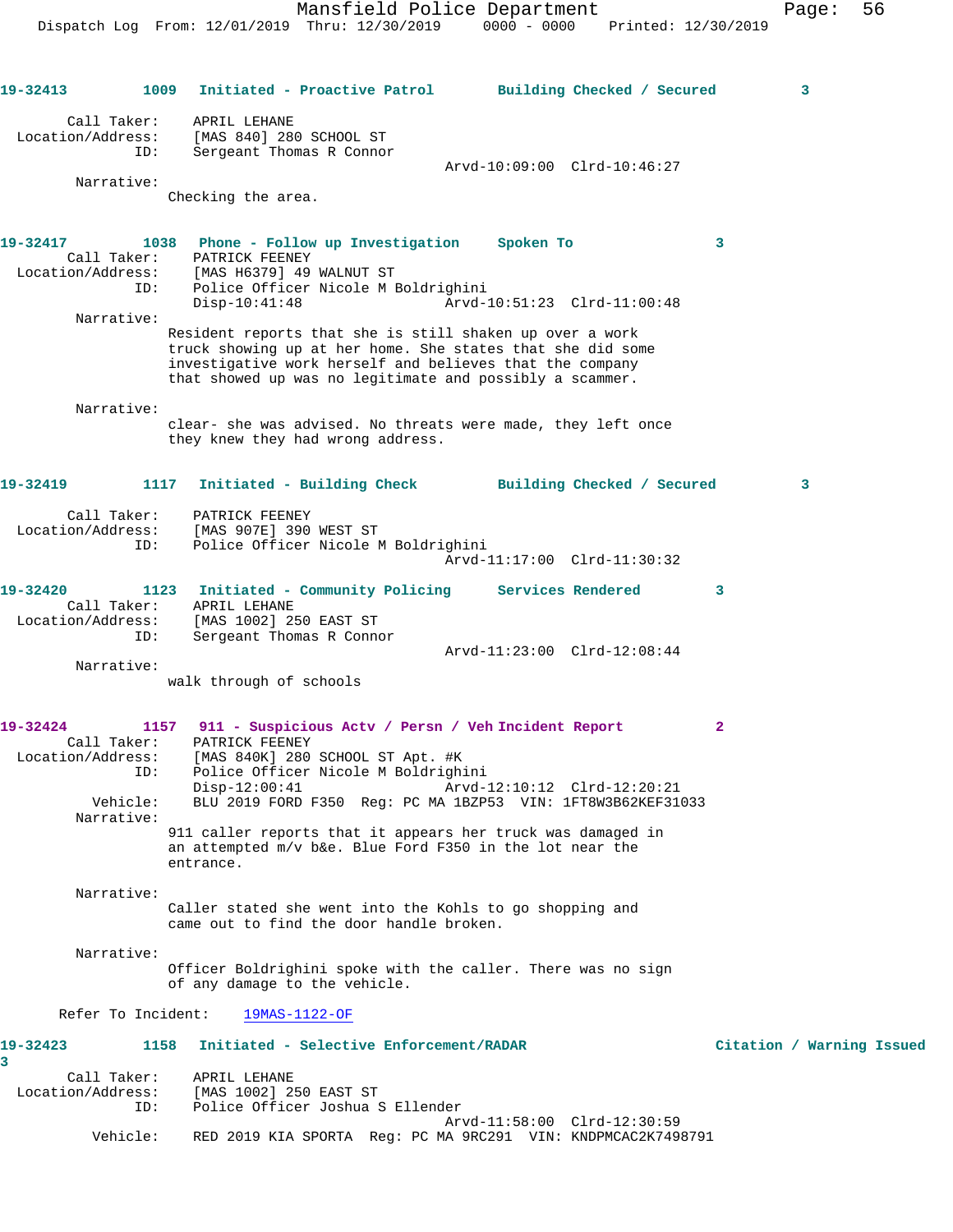**19-32413** 1009 **Initiated - Proactive Patrol** **Building Checked / Secured** 3

Call Taker: APRIL LEHANE
Location/Address: [MAS 840] 280 SCHOOL ST
ID: Sergeant Thomas R Connor
Arvd-10:09:00 Clrd-10:46:27
Narrative:
Checking the area.

**19-32417** 1038 **Phone - Follow up Investigation** **Spoken To** 3

Call Taker: PATRICK FEENEY
Location/Address: [MAS H6379] 49 WALNUT ST
ID: Police Officer Nicole M Boldrighini
Disp-10:41:48 Arvd-10:51:23 Clrd-11:00:48
Narrative:
Resident reports that she is still shaken up over a work truck showing up at her home. She states that she did some investigative work herself and believes that the company that showed up was no legitimate and possibly a scammer.

Narrative:
clear- she was advised. No threats were made, they left once they knew they had wrong address.

**19-32419** 1117 **Initiated - Building Check** **Building Checked / Secured** 3

Call Taker: PATRICK FEENEY
Location/Address: [MAS 907E] 390 WEST ST
ID: Police Officer Nicole M Boldrighini
Arvd-11:17:00 Clrd-11:30:32

**19-32420** 1123 **Initiated - Community Policing** **Services Rendered** 3

Call Taker: APRIL LEHANE
Location/Address: [MAS 1002] 250 EAST ST
ID: Sergeant Thomas R Connor
Arvd-11:23:00 Clrd-12:08:44
Narrative:
walk through of schools

**19-32424** 1157 **911 - Suspicious Actv / Persn / Veh** **Incident Report** 2

Call Taker: PATRICK FEENEY
Location/Address: [MAS 840K] 280 SCHOOL ST Apt. #K
ID: Police Officer Nicole M Boldrighini
Disp-12:00:41 Arvd-12:10:12 Clrd-12:20:21
Vehicle: BLU 2019 FORD F350 Reg: PC MA 1BZP53 VIN: 1FT8W3B62KEF31033
Narrative:
911 caller reports that it appears her truck was damaged in an attempted m/v b&e. Blue Ford F350 in the lot near the entrance.

Narrative:
Caller stated she went into the Kohls to go shopping and came out to find the door handle broken.

Narrative:
Officer Boldrighini spoke with the caller. There was no sign of any damage to the vehicle.

Refer To Incident: 19MAS-1122-OF

**19-32423** 1158 **Initiated - Selective Enforcement/RADAR** **Citation / Warning Issued** 3

Call Taker: APRIL LEHANE
Location/Address: [MAS 1002] 250 EAST ST
ID: Police Officer Joshua S Ellender
Arvd-11:58:00 Clrd-12:30:59
Vehicle: RED 2019 KIA SPORTA Reg: PC MA 9RC291 VIN: KNDPMCAC2K7498791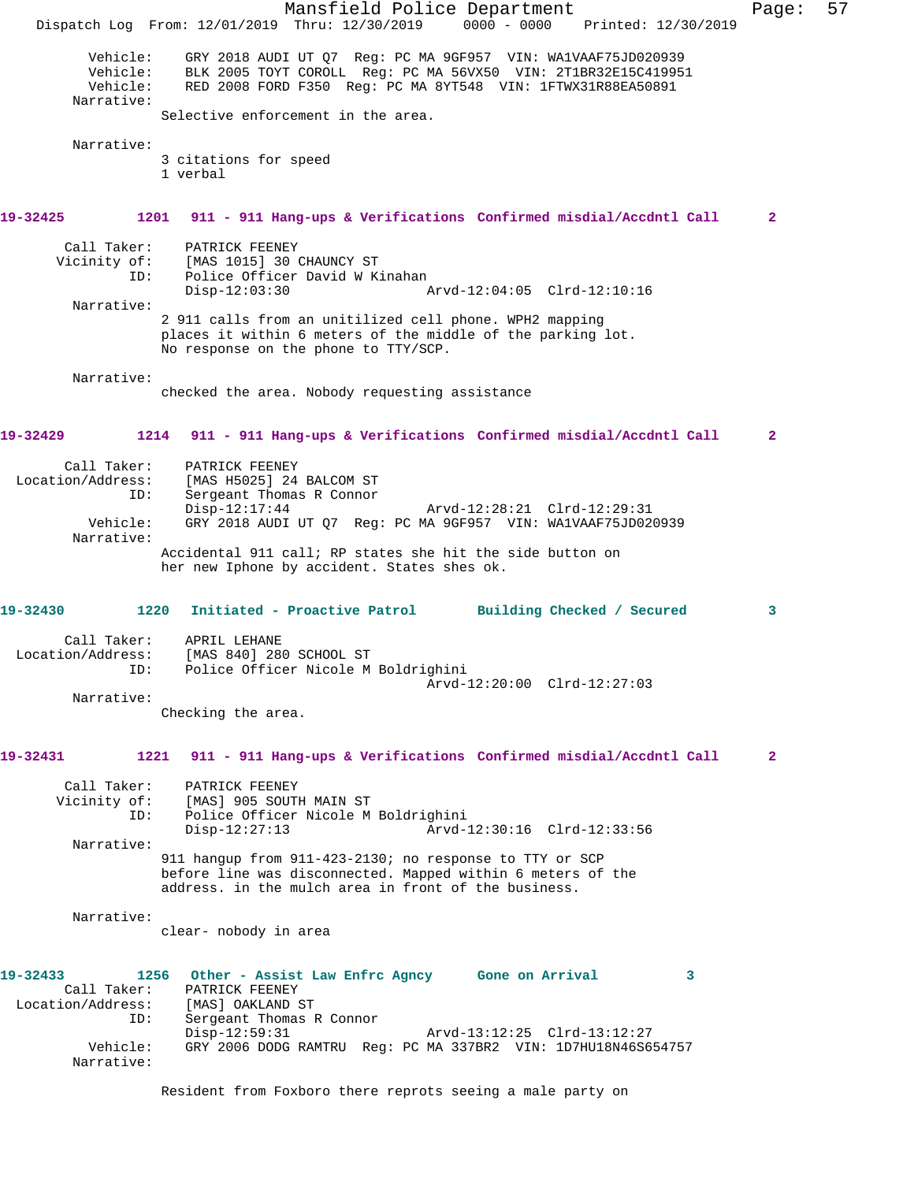```
        Vehicle:    GRY 2018 AUDI UT Q7  Reg: PC MA 9GF957  VIN: WA1VAAF75JD020939
        Vehicle:    BLK 2005 TOYT COROLL  Reg: PC MA 56VX50  VIN: 2T1BR32E15C419951
        Vehicle:    RED 2008 FORD F350  Reg: PC MA 8YT548  VIN: 1FTWX31R88EA50891
      Narrative:
                 Selective enforcement in the area.

      Narrative:
                 3 citations for speed
                 1 verbal
```

**19-32425        1201   911 - 911 Hang-ups & Verifications  Confirmed misdial/Accdntl Call      2**

```
     Call Taker:    PATRICK FEENEY
    Vicinity of:    [MAS 1015] 30 CHAUNCY ST
             ID:    Police Officer David W Kinahan
                    Disp-12:03:30                 Arvd-12:04:05  Clrd-12:10:16
      Narrative:
                 2 911 calls from an unitilized cell phone. WPH2 mapping
                 places it within 6 meters of the middle of the parking lot.
                 No response on the phone to TTY/SCP.

      Narrative:
                 checked the area. Nobody requesting assistance
```

**19-32429        1214   911 - 911 Hang-ups & Verifications  Confirmed misdial/Accdntl Call      2**

```
     Call Taker:    PATRICK FEENEY
Location/Address:   [MAS H5025] 24 BALCOM ST
             ID:    Sergeant Thomas R Connor
                    Disp-12:17:44                 Arvd-12:28:21  Clrd-12:29:31
        Vehicle:    GRY 2018 AUDI UT Q7  Reg: PC MA 9GF957  VIN: WA1VAAF75JD020939
      Narrative:
                 Accidental 911 call; RP states she hit the side button on
                 her new Iphone by accident. States shes ok.
```

**19-32430        1220   Initiated - Proactive Patrol       Building Checked / Secured         3**

```
     Call Taker:    APRIL LEHANE
Location/Address:   [MAS 840] 280 SCHOOL ST
             ID:    Police Officer Nicole M Boldrighini
                                                  Arvd-12:20:00  Clrd-12:27:03
      Narrative:
                 Checking the area.
```

**19-32431        1221   911 - 911 Hang-ups & Verifications  Confirmed misdial/Accdntl Call      2**

```
     Call Taker:    PATRICK FEENEY
    Vicinity of:    [MAS] 905 SOUTH MAIN ST
             ID:    Police Officer Nicole M Boldrighini
                    Disp-12:27:13                 Arvd-12:30:16  Clrd-12:33:56
      Narrative:
                 911 hangup from 911-423-2130; no response to TTY or SCP
                 before line was disconnected. Mapped within 6 meters of the
                 address. in the mulch area in front of the business.

      Narrative:
                 clear- nobody in area
```

**19-32433        1256   Other - Assist Law Enfrc Agncy      Gone on Arrival           3**

```
     Call Taker:    PATRICK FEENEY
Location/Address:   [MAS] OAKLAND ST
             ID:    Sergeant Thomas R Connor
                    Disp-12:59:31                 Arvd-13:12:25  Clrd-13:12:27
        Vehicle:    GRY 2006 DODG RAMTRU  Reg: PC MA 337BR2  VIN: 1D7HU18N46S654757
      Narrative:

                 Resident from Foxboro there reprots seeing a male party on
```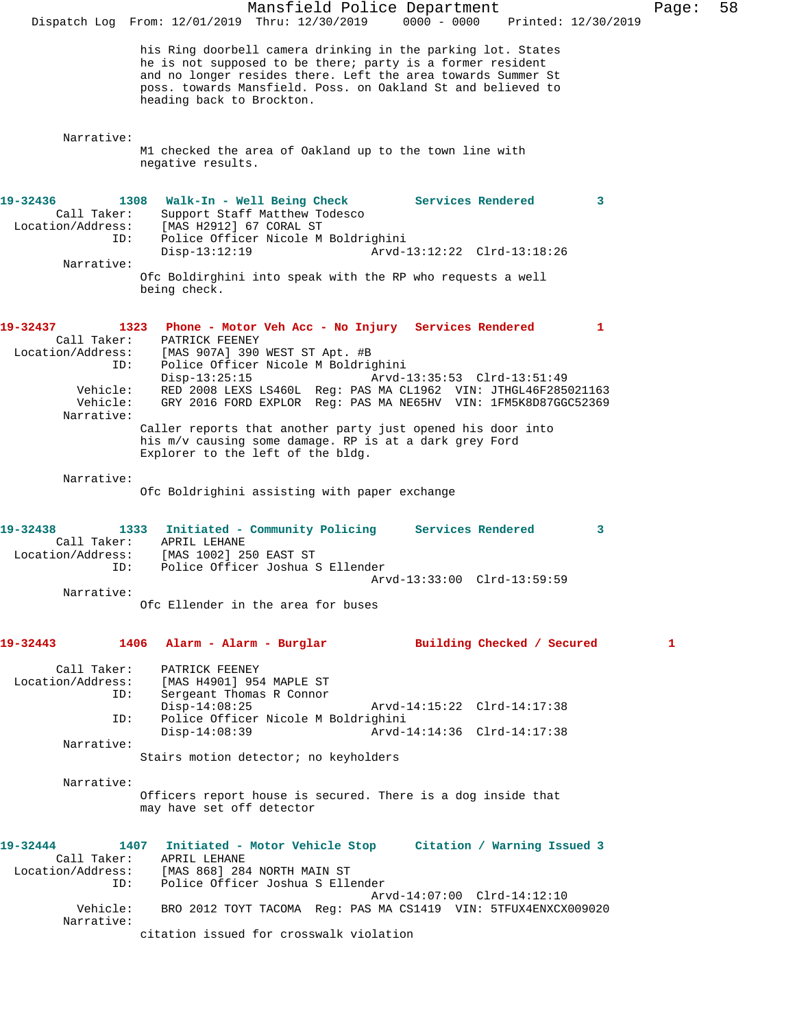his Ring doorbell camera drinking in the parking lot. States he is not supposed to be there; party is a former resident and no longer resides there. Left the area towards Summer St poss. towards Mansfield. Poss. on Oakland St and believed to heading back to Brockton.

Narrative:
M1 checked the area of Oakland up to the town line with negative results.

**19-32436 1308 Walk-In - Well Being Check Services Rendered 3**

Call Taker: Support Staff Matthew Todesco
Location/Address: [MAS H2912] 67 CORAL ST
ID: Police Officer Nicole M Boldrighini
Disp-13:12:19 Arvd-13:12:22 Clrd-13:18:26

Narrative:
Ofc Boldirghini into speak with the RP who requests a well being check.

**19-32437 1323 Phone - Motor Veh Acc - No Injury Services Rendered 1**

Call Taker: PATRICK FEENEY
Location/Address: [MAS 907A] 390 WEST ST Apt. #B
ID: Police Officer Nicole M Boldrighini
Disp-13:25:15 Arvd-13:35:53 Clrd-13:51:49
Vehicle: RED 2008 LEXS LS460L Reg: PAS MA CL1962 VIN: JTHGL46F285021163
Vehicle: GRY 2016 FORD EXPLOR Reg: PAS MA NE65HV VIN: 1FM5K8D87GGC52369

Narrative:
Caller reports that another party just opened his door into his m/v causing some damage. RP is at a dark grey Ford Explorer to the left of the bldg.

Narrative:
Ofc Boldrighini assisting with paper exchange

**19-32438 1333 Initiated - Community Policing Services Rendered 3**

Call Taker: APRIL LEHANE
Location/Address: [MAS 1002] 250 EAST ST
ID: Police Officer Joshua S Ellender
Arvd-13:33:00 Clrd-13:59:59

Narrative:
Ofc Ellender in the area for buses

**19-32443 1406 Alarm - Alarm - Burglar Building Checked / Secured 1**

Call Taker: PATRICK FEENEY
Location/Address: [MAS H4901] 954 MAPLE ST
ID: Sergeant Thomas R Connor
Disp-14:08:25 Arvd-14:15:22 Clrd-14:17:38
ID: Police Officer Nicole M Boldrighini
Disp-14:08:39 Arvd-14:14:36 Clrd-14:17:38

Narrative:
Stairs motion detector; no keyholders

Narrative:
Officers report house is secured. There is a dog inside that may have set off detector

**19-32444 1407 Initiated - Motor Vehicle Stop Citation / Warning Issued 3**

Call Taker: APRIL LEHANE
Location/Address: [MAS 868] 284 NORTH MAIN ST
ID: Police Officer Joshua S Ellender
Arvd-14:07:00 Clrd-14:12:10
Vehicle: BRO 2012 TOYT TACOMA Reg: PAS MA CS1419 VIN: 5TFUX4ENXCX009020

Narrative:
citation issued for crosswalk violation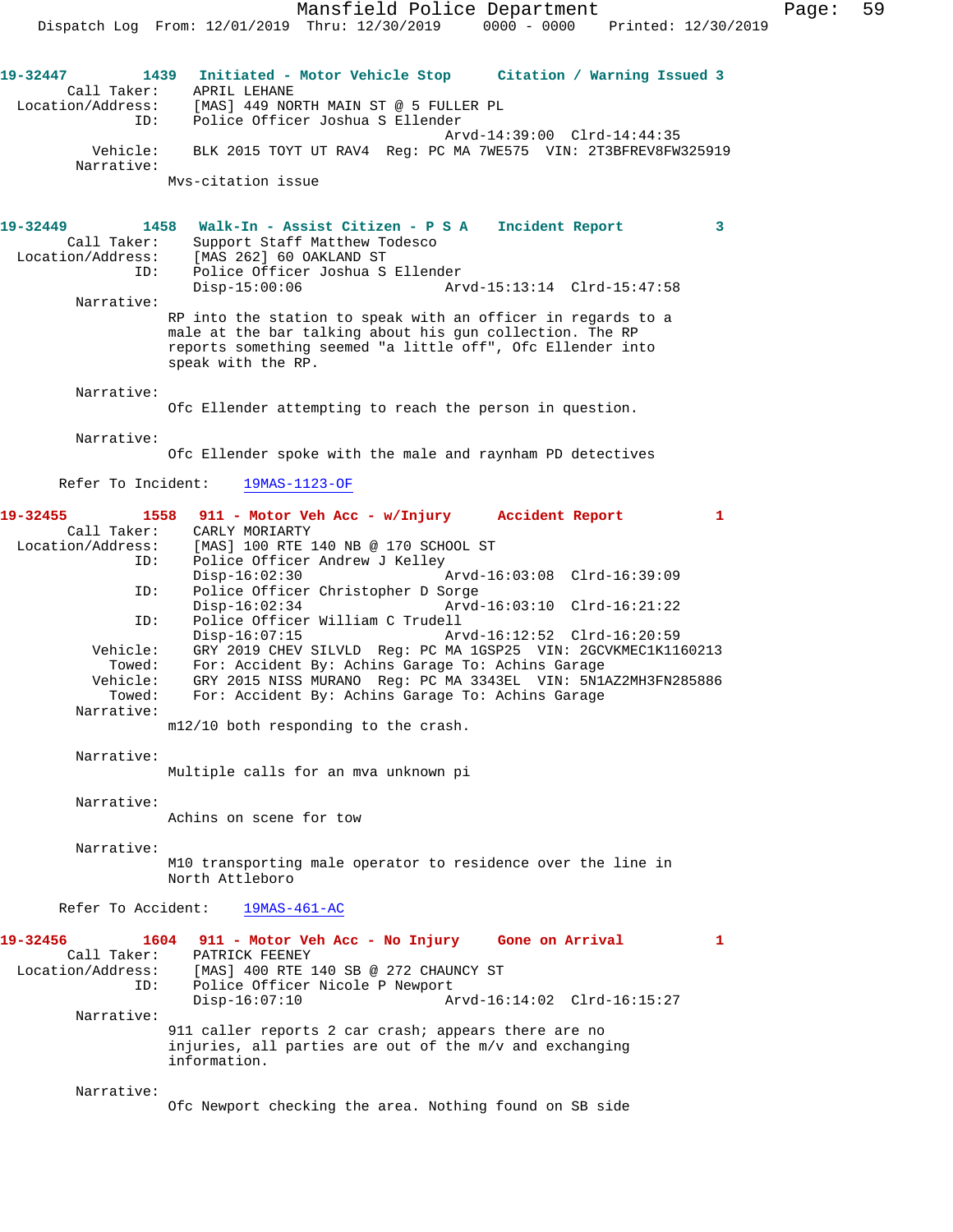**19-32447** 1439 **Initiated - Motor Vehicle Stop** **Citation / Warning Issued 3**

Call Taker: APRIL LEHANE
Location/Address: [MAS] 449 NORTH MAIN ST @ 5 FULLER PL
ID: Police Officer Joshua S Ellender
Arvd-14:39:00 Clrd-14:44:35
Vehicle: BLK 2015 TOYT UT RAV4 Reg: PC MA 7WE575 VIN: 2T3BFREV8FW325919
Narrative:
Mvs-citation issue

**19-32449** 1458 **Walk-In - Assist Citizen - P S A** **Incident Report 3**

Call Taker: Support Staff Matthew Todesco
Location/Address: [MAS 262] 60 OAKLAND ST
ID: Police Officer Joshua S Ellender
Disp-15:00:06 Arvd-15:13:14 Clrd-15:47:58
Narrative:
RP into the station to speak with an officer in regards to a male at the bar talking about his gun collection. The RP reports something seemed "a little off", Ofc Ellender into speak with the RP.

Narrative:
Ofc Ellender attempting to reach the person in question.

Narrative:
Ofc Ellender spoke with the male and raynham PD detectives

Refer To Incident: 19MAS-1123-OF

**19-32455** 1558 **911 - Motor Veh Acc - w/Injury** **Accident Report 1**

Call Taker: CARLY MORIARTY
Location/Address: [MAS] 100 RTE 140 NB @ 170 SCHOOL ST
ID: Police Officer Andrew J Kelley
Disp-16:02:30 Arvd-16:03:08 Clrd-16:39:09
ID: Police Officer Christopher D Sorge
Disp-16:02:34 Arvd-16:03:10 Clrd-16:21:22
ID: Police Officer William C Trudell
Disp-16:07:15 Arvd-16:12:52 Clrd-16:20:59
Vehicle: GRY 2019 CHEV SILVLD Reg: PC MA 1GSP25 VIN: 2GCVKMEC1K1160213
Towed: For: Accident By: Achins Garage To: Achins Garage
Vehicle: GRY 2015 NISS MURANO Reg: PC MA 3343EL VIN: 5N1AZ2MH3FN285886
Towed: For: Accident By: Achins Garage To: Achins Garage
Narrative:
m12/10 both responding to the crash.

Narrative:
Multiple calls for an mva unknown pi

Narrative:
Achins on scene for tow

Narrative:
M10 transporting male operator to residence over the line in North Attleboro

Refer To Accident: 19MAS-461-AC

**19-32456** 1604 **911 - Motor Veh Acc - No Injury** **Gone on Arrival 1**

Call Taker: PATRICK FEENEY
Location/Address: [MAS] 400 RTE 140 SB @ 272 CHAUNCY ST
ID: Police Officer Nicole P Newport
Disp-16:07:10 Arvd-16:14:02 Clrd-16:15:27
Narrative:
911 caller reports 2 car crash; appears there are no injuries, all parties are out of the m/v and exchanging information.

Narrative:
Ofc Newport checking the area. Nothing found on SB side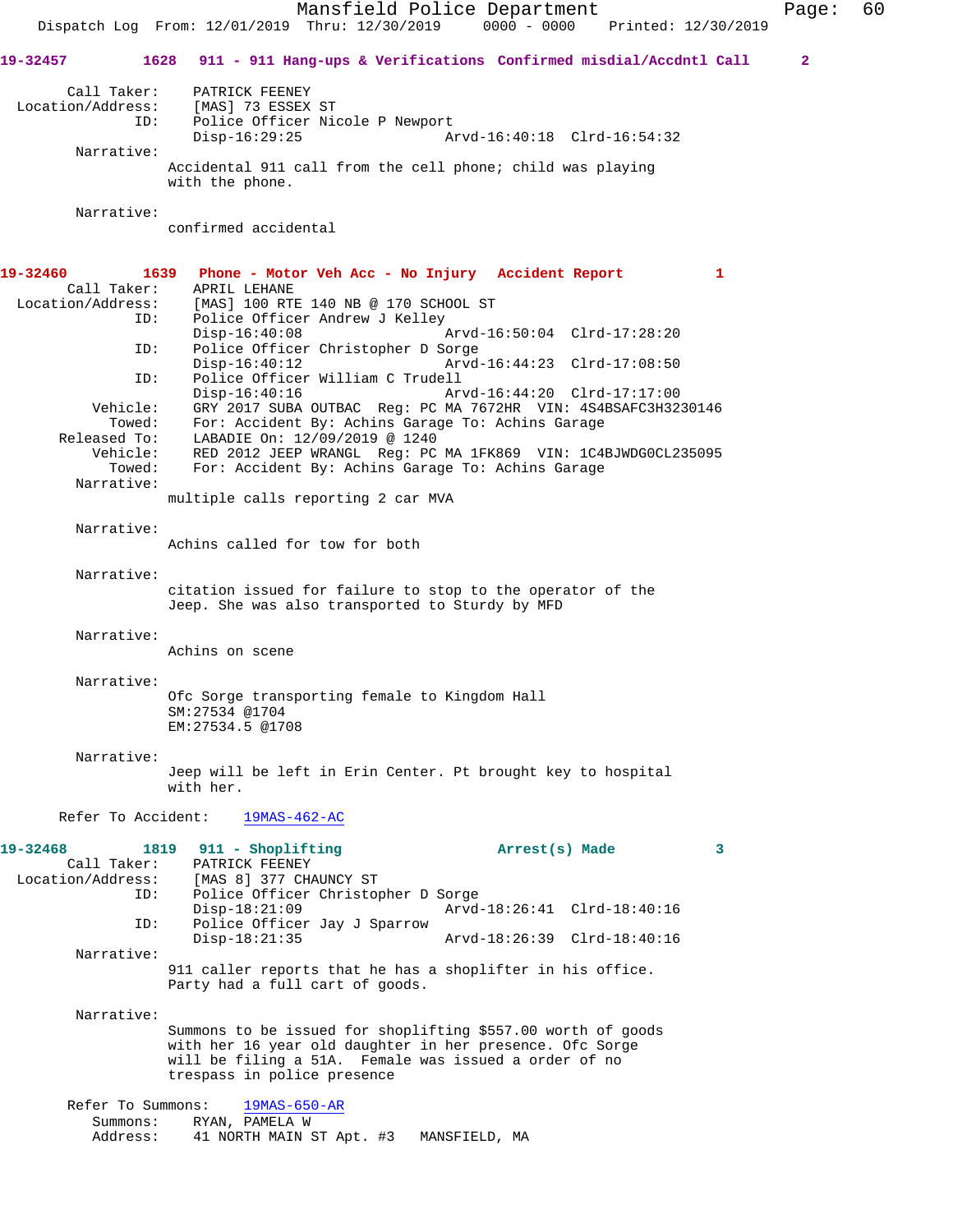**19-32457 1628 911 - 911 Hang-ups & Verifications Confirmed misdial/Accdntl Call 2**

Call Taker: PATRICK FEENEY
Location/Address: [MAS] 73 ESSEX ST
ID: Police Officer Nicole P Newport
Disp-16:29:25 Arvd-16:40:18 Clrd-16:54:32

Narrative:
Accidental 911 call from the cell phone; child was playing with the phone.

Narrative:
confirmed accidental

**19-32460 1639 Phone - Motor Veh Acc - No Injury Accident Report 1**

Call Taker: APRIL LEHANE
Location/Address: [MAS] 100 RTE 140 NB @ 170 SCHOOL ST
ID: Police Officer Andrew J Kelley
Disp-16:40:08 Arvd-16:50:04 Clrd-17:28:20
ID: Police Officer Christopher D Sorge
Disp-16:40:12 Arvd-16:44:23 Clrd-17:08:50
ID: Police Officer William C Trudell
Disp-16:40:16 Arvd-16:44:20 Clrd-17:17:00
Vehicle: GRY 2017 SUBA OUTBAC Reg: PC MA 7672HR VIN: 4S4BSAFC3H3230146
Towed: For: Accident By: Achins Garage To: Achins Garage
Released To: LABADIE On: 12/09/2019 @ 1240
Vehicle: RED 2012 JEEP WRANGL Reg: PC MA 1FK869 VIN: 1C4BJWDG0CL235095
Towed: For: Accident By: Achins Garage To: Achins Garage

Narrative:
multiple calls reporting 2 car MVA

Narrative:
Achins called for tow for both

Narrative:
citation issued for failure to stop to the operator of the Jeep. She was also transported to Sturdy by MFD

Narrative:
Achins on scene

Narrative:
Ofc Sorge transporting female to Kingdom Hall
SM:27534 @1704
EM:27534.5 @1708

Narrative:
Jeep will be left in Erin Center. Pt brought key to hospital with her.

Refer To Accident: 19MAS-462-AC

**19-32468 1819 911 - Shoplifting Arrest(s) Made 3**

Call Taker: PATRICK FEENEY
Location/Address: [MAS 8] 377 CHAUNCY ST
ID: Police Officer Christopher D Sorge
Disp-18:21:09 Arvd-18:26:41 Clrd-18:40:16
ID: Police Officer Jay J Sparrow
Disp-18:21:35 Arvd-18:26:39 Clrd-18:40:16

Narrative:
911 caller reports that he has a shoplifter in his office. Party had a full cart of goods.

Narrative:
Summons to be issued for shoplifting $557.00 worth of goods with her 16 year old daughter in her presence. Ofc Sorge will be filing a 51A. Female was issued a order of no trespass in police presence

Refer To Summons: 19MAS-650-AR
Summons: RYAN, PAMELA W
Address: 41 NORTH MAIN ST Apt. #3 MANSFIELD, MA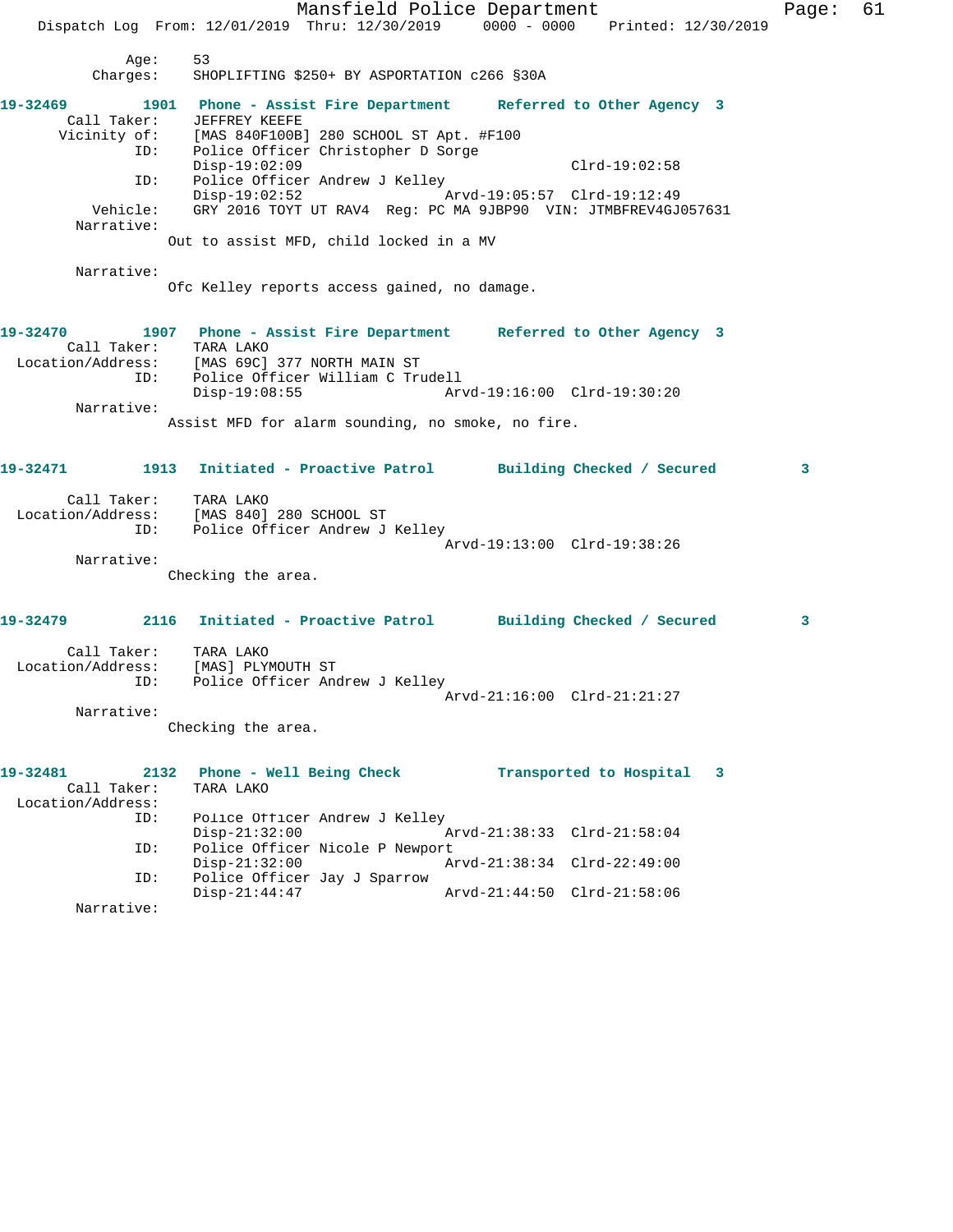Age: 53
Charges: SHOPLIFTING $250+ BY ASPORTATION c266 §30A

**19-32469** 1901 Phone - Assist Fire Department Referred to Other Agency 3

Call Taker: JEFFREY KEEFE
Vicinity of: [MAS 840F100B] 280 SCHOOL ST Apt. #F100
ID: Police Officer Christopher D Sorge
Disp-19:02:09 Clrd-19:02:58
ID: Police Officer Andrew J Kelley
Disp-19:02:52 Arvd-19:05:57 Clrd-19:12:49
Vehicle: GRY 2016 TOYT UT RAV4 Reg: PC MA 9JBP90 VIN: JTMBFREV4GJ057631
Narrative:
Out to assist MFD, child locked in a MV

Narrative:
Ofc Kelley reports access gained, no damage.

**19-32470** 1907 Phone - Assist Fire Department Referred to Other Agency 3

Call Taker: TARA LAKO
Location/Address: [MAS 69C] 377 NORTH MAIN ST
ID: Police Officer William C Trudell
Disp-19:08:55 Arvd-19:16:00 Clrd-19:30:20
Narrative:
Assist MFD for alarm sounding, no smoke, no fire.

**19-32471** 1913 Initiated - Proactive Patrol Building Checked / Secured 3

Call Taker: TARA LAKO
Location/Address: [MAS 840] 280 SCHOOL ST
ID: Police Officer Andrew J Kelley
Arvd-19:13:00 Clrd-19:38:26
Narrative:
Checking the area.

**19-32479** 2116 Initiated - Proactive Patrol Building Checked / Secured 3

Call Taker: TARA LAKO
Location/Address: [MAS] PLYMOUTH ST
ID: Police Officer Andrew J Kelley
Arvd-21:16:00 Clrd-21:21:27
Narrative:
Checking the area.

**19-32481** 2132 Phone - Well Being Check Transported to Hospital 3

Call Taker: TARA LAKO
Location/Address:
ID: Police Officer Andrew J Kelley
Disp-21:32:00 Arvd-21:38:33 Clrd-21:58:04
ID: Police Officer Nicole P Newport
Disp-21:32:00 Arvd-21:38:34 Clrd-22:49:00
ID: Police Officer Jay J Sparrow
Disp-21:44:47 Arvd-21:44:50 Clrd-21:58:06
Narrative: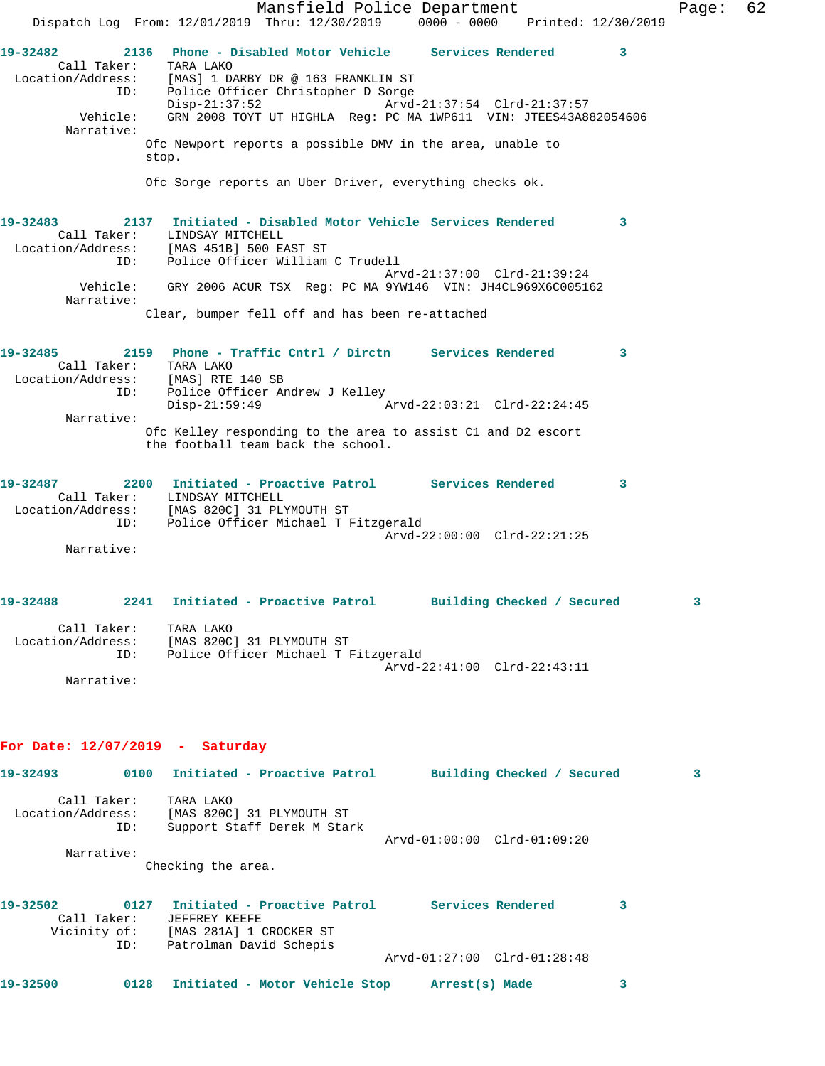**19-32482** 2136 Phone - Disabled Motor Vehicle Services Rendered 3

Call Taker: TARA LAKO
Location/Address: [MAS] 1 DARBY DR @ 163 FRANKLIN ST
ID: Police Officer Christopher D Sorge
Disp-21:37:52 Arvd-21:37:54 Clrd-21:37:57
Vehicle: GRN 2008 TOYT UT HIGHLA Reg: PC MA 1WP611 VIN: JTEES43A882054606
Narrative:
Ofc Newport reports a possible DMV in the area, unable to stop.

Ofc Sorge reports an Uber Driver, everything checks ok.

**19-32483** 2137 Initiated - Disabled Motor Vehicle Services Rendered 3

Call Taker: LINDSAY MITCHELL
Location/Address: [MAS 451B] 500 EAST ST
ID: Police Officer William C Trudell
Arvd-21:37:00 Clrd-21:39:24
Vehicle: GRY 2006 ACUR TSX Reg: PC MA 9YW146 VIN: JH4CL969X6C005162
Narrative:
Clear, bumper fell off and has been re-attached

**19-32485** 2159 Phone - Traffic Cntrl / Dirctn Services Rendered 3

Call Taker: TARA LAKO
Location/Address: [MAS] RTE 140 SB
ID: Police Officer Andrew J Kelley
Disp-21:59:49 Arvd-22:03:21 Clrd-22:24:45
Narrative:
Ofc Kelley responding to the area to assist C1 and D2 escort the football team back the school.

**19-32487** 2200 Initiated - Proactive Patrol Services Rendered 3

Call Taker: LINDSAY MITCHELL
Location/Address: [MAS 820C] 31 PLYMOUTH ST
ID: Police Officer Michael T Fitzgerald
Arvd-22:00:00 Clrd-22:21:25
Narrative:

**19-32488** 2241 Initiated - Proactive Patrol Building Checked / Secured 3

Call Taker: TARA LAKO
Location/Address: [MAS 820C] 31 PLYMOUTH ST
ID: Police Officer Michael T Fitzgerald
Arvd-22:41:00 Clrd-22:43:11
Narrative:

## For Date: 12/07/2019 - Saturday

**19-32493** 0100 Initiated - Proactive Patrol Building Checked / Secured 3

Call Taker: TARA LAKO
Location/Address: [MAS 820C] 31 PLYMOUTH ST
ID: Support Staff Derek M Stark
Arvd-01:00:00 Clrd-01:09:20
Narrative:
Checking the area.

**19-32502** 0127 Initiated - Proactive Patrol Services Rendered 3

Call Taker: JEFFREY KEEFE
Vicinity of: [MAS 281A] 1 CROCKER ST
ID: Patrolman David Schepis
Arvd-01:27:00 Clrd-01:28:48

**19-32500** 0128 Initiated - Motor Vehicle Stop Arrest(s) Made 3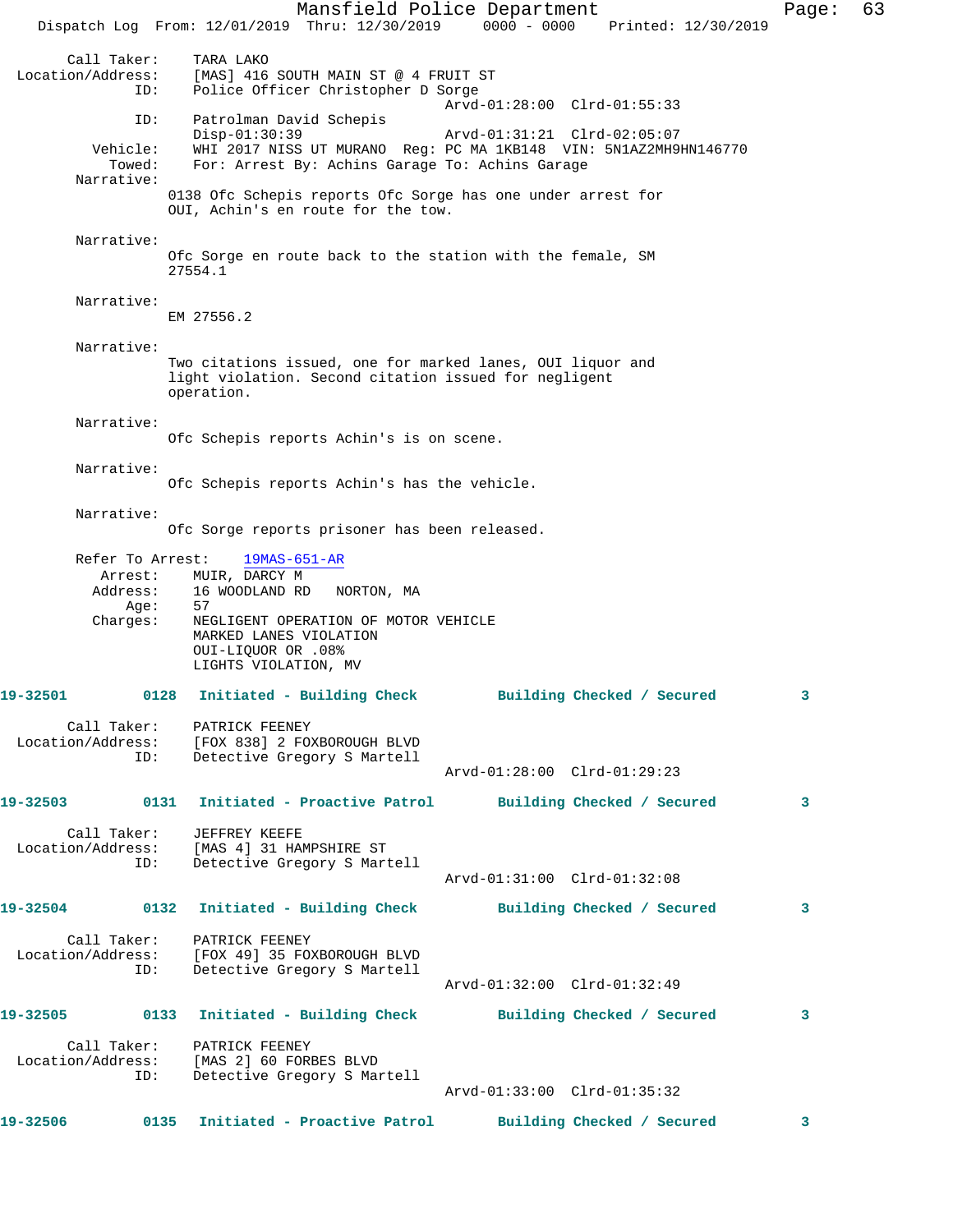Call Taker: TARA LAKO
Location/Address: [MAS] 416 SOUTH MAIN ST @ 4 FRUIT ST
ID: Police Officer Christopher D Sorge
Arvd-01:28:00 Clrd-01:55:33
ID: Patrolman David Schepis
Disp-01:30:39 Arvd-01:31:21 Clrd-02:05:07
Vehicle: WHI 2017 NISS UT MURANO Reg: PC MA 1KB148 VIN: 5N1AZ2MH9HN146770
Towed: For: Arrest By: Achins Garage To: Achins Garage

Narrative:
0138 Ofc Schepis reports Ofc Sorge has one under arrest for OUI, Achin's en route for the tow.

Narrative:
Ofc Sorge en route back to the station with the female, SM 27554.1

Narrative:
EM 27556.2

Narrative:
Two citations issued, one for marked lanes, OUI liquor and light violation. Second citation issued for negligent operation.

Narrative:
Ofc Schepis reports Achin's is on scene.

Narrative:
Ofc Schepis reports Achin's has the vehicle.

Narrative:
Ofc Sorge reports prisoner has been released.

Refer To Arrest: 19MAS-651-AR
Arrest: MUIR, DARCY M
Address: 16 WOODLAND RD NORTON, MA
Age: 57
Charges: NEGLIGENT OPERATION OF MOTOR VEHICLE
MARKED LANES VIOLATION
OUI-LIQUOR OR .08%
LIGHTS VIOLATION, MV

**19-32501 0128 Initiated - Building Check Building Checked / Secured 3**

Call Taker: PATRICK FEENEY
Location/Address: [FOX 838] 2 FOXBOROUGH BLVD
ID: Detective Gregory S Martell
Arvd-01:28:00 Clrd-01:29:23

**19-32503 0131 Initiated - Proactive Patrol Building Checked / Secured 3**

Call Taker: JEFFREY KEEFE
Location/Address: [MAS 4] 31 HAMPSHIRE ST
ID: Detective Gregory S Martell
Arvd-01:31:00 Clrd-01:32:08

**19-32504 0132 Initiated - Building Check Building Checked / Secured 3**

Call Taker: PATRICK FEENEY
Location/Address: [FOX 49] 35 FOXBOROUGH BLVD
ID: Detective Gregory S Martell
Arvd-01:32:00 Clrd-01:32:49

**19-32505 0133 Initiated - Building Check Building Checked / Secured 3**

Call Taker: PATRICK FEENEY
Location/Address: [MAS 2] 60 FORBES BLVD
ID: Detective Gregory S Martell
Arvd-01:33:00 Clrd-01:35:32

**19-32506 0135 Initiated - Proactive Patrol Building Checked / Secured 3**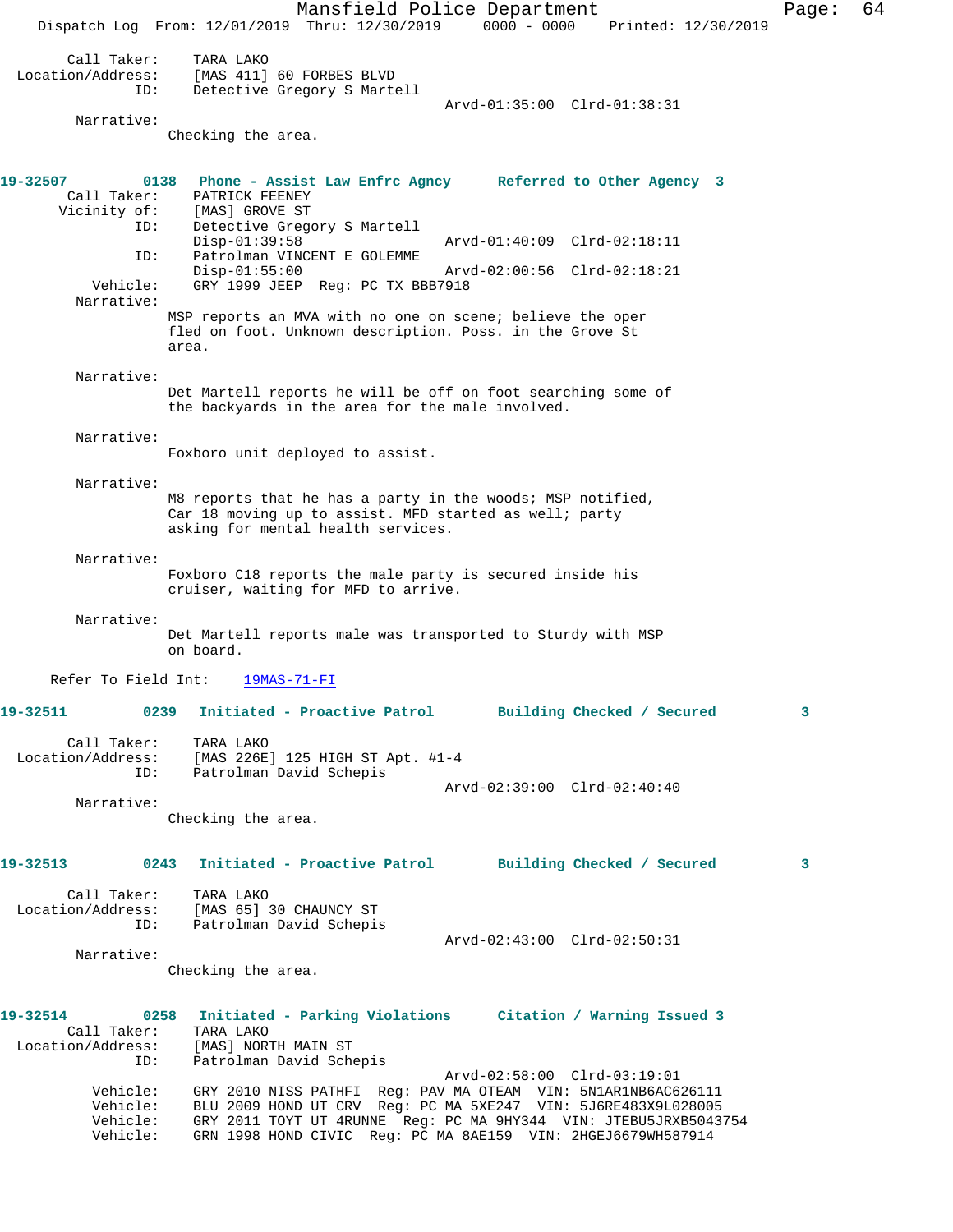```
        Call Taker:    TARA LAKO
  Location/Address:    [MAS 411] 60 FORBES BLVD
                ID:    Detective Gregory S Martell
                                                 Arvd-01:35:00  Clrd-01:38:31
         Narrative:    
                       Checking the area.
```

**19-32507        0138   Phone - Assist Law Enfrc Agncy      Referred to Other Agency  3**

```
        Call Taker:    PATRICK FEENEY
       Vicinity of:    [MAS] GROVE ST
                ID:    Detective Gregory S Martell
                       Disp-01:39:58                Arvd-01:40:09  Clrd-02:18:11
                ID:    Patrolman VINCENT E GOLEMME
                       Disp-01:55:00                Arvd-02:00:56  Clrd-02:18:21
           Vehicle:    GRY 1999 JEEP  Reg: PC TX BBB7918
         Narrative:    
                       MSP reports an MVA with no one on scene; believe the oper
                       fled on foot. Unknown description. Poss. in the Grove St
                       area.

         Narrative:    
                       Det Martell reports he will be off on foot searching some of
                       the backyards in the area for the male involved.

         Narrative:    
                       Foxboro unit deployed to assist.

         Narrative:    
                       M8 reports that he has a party in the woods; MSP notified,
                       Car 18 moving up to assist. MFD started as well; party
                       asking for mental health services.

         Narrative:    
                       Foxboro C18 reports the male party is secured inside his
                       cruiser, waiting for MFD to arrive.

         Narrative:    
                       Det Martell reports male was transported to Sturdy with MSP
                       on board.

     Refer To Field Int:    19MAS-71-FI
```

**19-32511        0239   Initiated - Proactive Patrol       Building Checked / Secured         3**

```
        Call Taker:    TARA LAKO
  Location/Address:    [MAS 226E] 125 HIGH ST Apt. #1-4
                ID:    Patrolman David Schepis
                                                 Arvd-02:39:00  Clrd-02:40:40
         Narrative:    
                       Checking the area.
```

**19-32513        0243   Initiated - Proactive Patrol       Building Checked / Secured         3**

```
        Call Taker:    TARA LAKO
  Location/Address:    [MAS 65] 30 CHAUNCY ST
                ID:    Patrolman David Schepis
                                                 Arvd-02:43:00  Clrd-02:50:31
         Narrative:    
                       Checking the area.
```

**19-32514        0258   Initiated - Parking Violations     Citation / Warning Issued 3**

```
        Call Taker:    TARA LAKO
  Location/Address:    [MAS] NORTH MAIN ST
                ID:    Patrolman David Schepis
                                                 Arvd-02:58:00  Clrd-03:19:01
           Vehicle:    GRY 2010 NISS PATHFI  Reg: PAV MA OTEAM  VIN: 5N1AR1NB6AC626111
           Vehicle:    BLU 2009 HOND UT CRV  Reg: PC MA 5XE247  VIN: 5J6RE483X9L028005
           Vehicle:    GRY 2011 TOYT UT 4RUNNE  Reg: PC MA 9HY344  VIN: JTEBU5JRXB5043754
           Vehicle:    GRN 1998 HOND CIVIC  Reg: PC MA 8AE159  VIN: 2HGEJ6679WH587914
```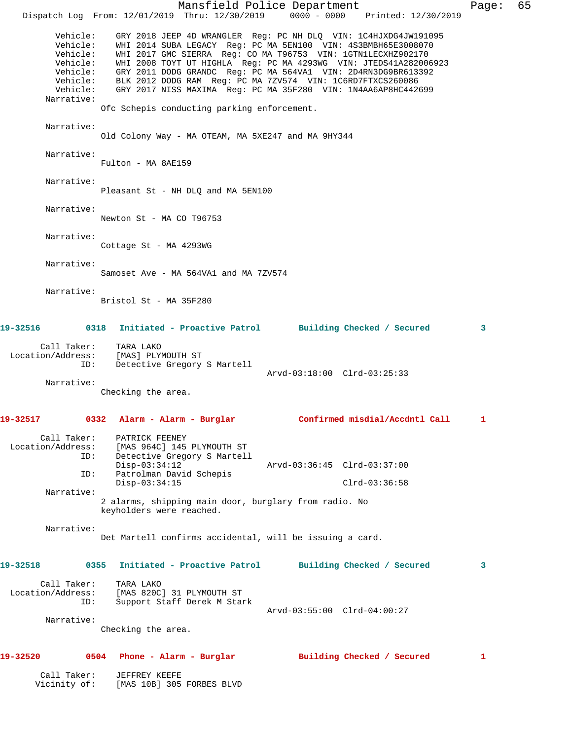```
        Vehicle:    GRY 2018 JEEP 4D WRANGLER  Reg: PC NH DLQ  VIN: 1C4HJXDG4JW191095
        Vehicle:    WHI 2014 SUBA LEGACY  Reg: PC MA 5EN100  VIN: 4S3BMBH65E3008070
        Vehicle:    WHI 2017 GMC SIERRA  Reg: CO MA T96753  VIN: 1GTN1LECXHZ902170
        Vehicle:    WHI 2008 TOYT UT HIGHLA  Reg: PC MA 4293WG  VIN: JTEDS41A282006923
        Vehicle:    GRY 2011 DODG GRANDC  Reg: PC MA 564VA1  VIN: 2D4RN3DG9BR613392
        Vehicle:    BLK 2012 DODG RAM  Reg: PC MA 7ZV574  VIN: 1C6RD7FTXCS260086
        Vehicle:    GRY 2017 NISS MAXIMA  Reg: PC MA 35F280  VIN: 1N4AA6AP8HC442699
      Narrative:
               Ofc Schepis conducting parking enforcement.

      Narrative:
               Old Colony Way - MA OTEAM, MA 5XE247 and MA 9HY344

      Narrative:
               Fulton - MA 8AE159

      Narrative:
               Pleasant St - NH DLQ and MA 5EN100

      Narrative:
               Newton St - MA CO T96753

      Narrative:
               Cottage St - MA 4293WG

      Narrative:
               Samoset Ave - MA 564VA1 and MA 7ZV574

      Narrative:
               Bristol St - MA 35F280

19-32516        0318   Initiated - Proactive Patrol       Building Checked / Secured         3

      Call Taker:    TARA LAKO
 Location/Address:   [MAS] PLYMOUTH ST
              ID:    Detective Gregory S Martell
                                                Arvd-03:18:00  Clrd-03:25:33
      Narrative:
               Checking the area.

19-32517        0332   Alarm - Alarm - Burglar            Confirmed misdial/Accdntl Call     1

      Call Taker:    PATRICK FEENEY
 Location/Address:   [MAS 964C] 145 PLYMOUTH ST
              ID:    Detective Gregory S Martell
                     Disp-03:34:12              Arvd-03:36:45  Clrd-03:37:00
              ID:    Patrolman David Schepis
                     Disp-03:34:15                             Clrd-03:36:58
      Narrative:
               2 alarms, shipping main door, burglary from radio. No
               keyholders were reached.

      Narrative:
               Det Martell confirms accidental, will be issuing a card.

19-32518        0355   Initiated - Proactive Patrol       Building Checked / Secured         3

      Call Taker:    TARA LAKO
 Location/Address:   [MAS 820C] 31 PLYMOUTH ST
              ID:    Support Staff Derek M Stark
                                                Arvd-03:55:00  Clrd-04:00:27
      Narrative:
               Checking the area.

19-32520        0504   Phone - Alarm - Burglar            Building Checked / Secured         1

      Call Taker:    JEFFREY KEEFE
     Vicinity of:    [MAS 10B] 305 FORBES BLVD
```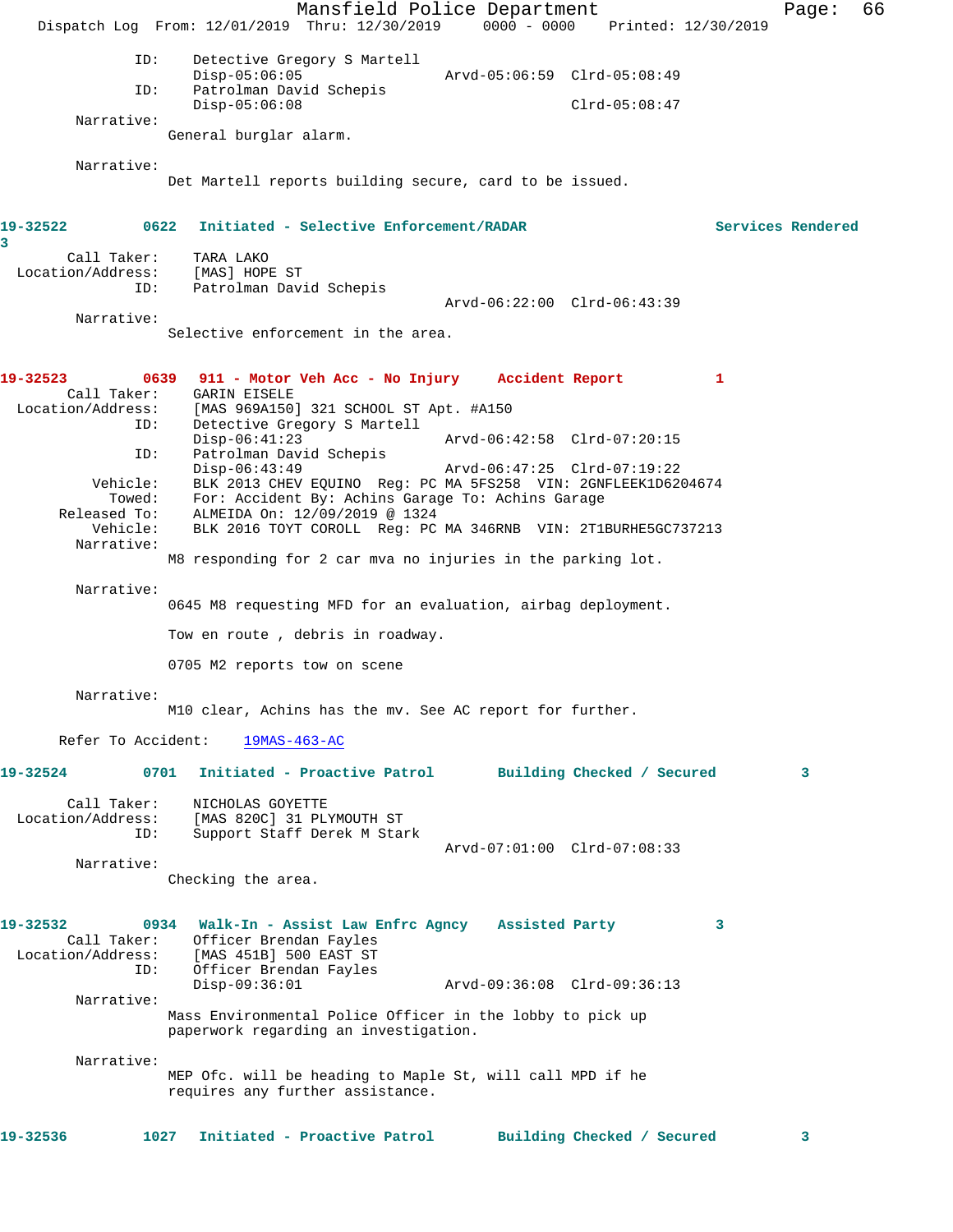ID: Detective Gregory S Martell
Disp-05:06:05 Arvd-05:06:59 Clrd-05:08:49
ID: Patrolman David Schepis
Disp-05:06:08 Clrd-05:08:47
Narrative:
General burglar alarm.

Narrative:
Det Martell reports building secure, card to be issued.

**19-32522 0622 Initiated - Selective Enforcement/RADAR Services Rendered 3**

Call Taker: TARA LAKO
Location/Address: [MAS] HOPE ST
ID: Patrolman David Schepis
Arvd-06:22:00 Clrd-06:43:39
Narrative:
Selective enforcement in the area.

**19-32523 0639 911 - Motor Veh Acc - No Injury Accident Report 1**

Call Taker: GARIN EISELE
Location/Address: [MAS 969A150] 321 SCHOOL ST Apt. #A150
ID: Detective Gregory S Martell
Disp-06:41:23 Arvd-06:42:58 Clrd-07:20:15
ID: Patrolman David Schepis
Disp-06:43:49 Arvd-06:47:25 Clrd-07:19:22
Vehicle: BLK 2013 CHEV EQUINO Reg: PC MA 5FS258 VIN: 2GNFLEEK1D6204674
Towed: For: Accident By: Achins Garage To: Achins Garage
Released To: ALMEIDA On: 12/09/2019 @ 1324
Vehicle: BLK 2016 TOYT COROLL Reg: PC MA 346RNB VIN: 2T1BURHE5GC737213
Narrative:
M8 responding for 2 car mva no injuries in the parking lot.

Narrative:
0645 M8 requesting MFD for an evaluation, airbag deployment.

Tow en route , debris in roadway.

0705 M2 reports tow on scene

Narrative:
M10 clear, Achins has the mv. See AC report for further.

Refer To Accident: 19MAS-463-AC

**19-32524 0701 Initiated - Proactive Patrol Building Checked / Secured 3**

Call Taker: NICHOLAS GOYETTE
Location/Address: [MAS 820C] 31 PLYMOUTH ST
ID: Support Staff Derek M Stark
Arvd-07:01:00 Clrd-07:08:33
Narrative:
Checking the area.

**19-32532 0934 Walk-In - Assist Law Enfrc Agncy Assisted Party 3**

Call Taker: Officer Brendan Fayles
Location/Address: [MAS 451B] 500 EAST ST
ID: Officer Brendan Fayles
Disp-09:36:01 Arvd-09:36:08 Clrd-09:36:13
Narrative:
Mass Environmental Police Officer in the lobby to pick up paperwork regarding an investigation.

Narrative:
MEP Ofc. will be heading to Maple St, will call MPD if he requires any further assistance.

**19-32536 1027 Initiated - Proactive Patrol Building Checked / Secured 3**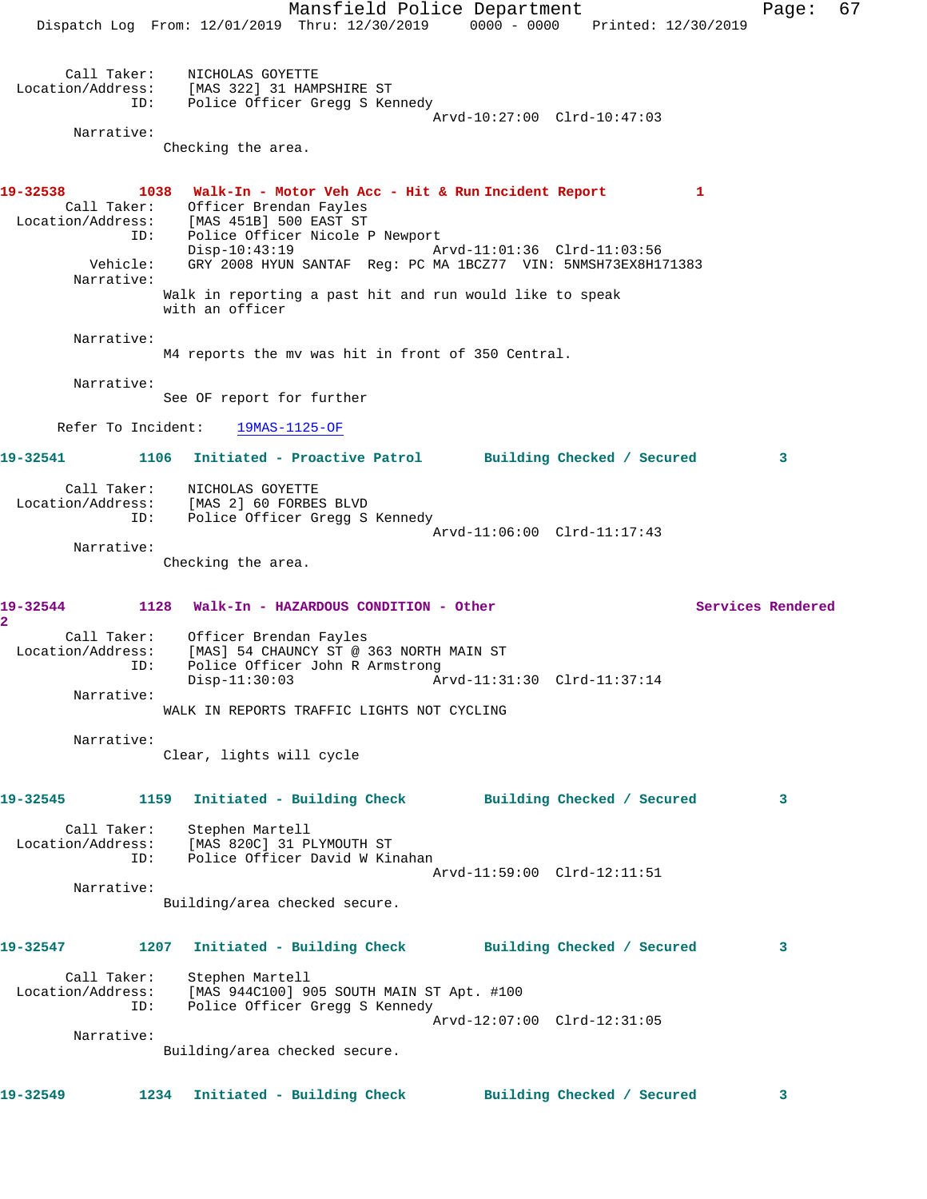Call Taker: NICHOLAS GOYETTE
Location/Address: [MAS 322] 31 HAMPSHIRE ST
ID: Police Officer Gregg S Kennedy
Arvd-10:27:00 Clrd-10:47:03
Narrative:
Checking the area.

**19-32538 1038 Walk-In - Motor Veh Acc - Hit & Run Incident Report 1**

Call Taker: Officer Brendan Fayles
Location/Address: [MAS 451B] 500 EAST ST
ID: Police Officer Nicole P Newport
Disp-10:43:19 Arvd-11:01:36 Clrd-11:03:56
Vehicle: GRY 2008 HYUN SANTAF Reg: PC MA 1BCZ77 VIN: 5NMSH73EX8H171383
Narrative:
Walk in reporting a past hit and run would like to speak with an officer

Narrative:
M4 reports the mv was hit in front of 350 Central.

Narrative:
See OF report for further

Refer To Incident: 19MAS-1125-OF

**19-32541 1106 Initiated - Proactive Patrol Building Checked / Secured 3**

Call Taker: NICHOLAS GOYETTE
Location/Address: [MAS 2] 60 FORBES BLVD
ID: Police Officer Gregg S Kennedy
Arvd-11:06:00 Clrd-11:17:43
Narrative:
Checking the area.

**19-32544 1128 Walk-In - HAZARDOUS CONDITION - Other Services Rendered 2**

Call Taker: Officer Brendan Fayles
Location/Address: [MAS] 54 CHAUNCY ST @ 363 NORTH MAIN ST
ID: Police Officer John R Armstrong
Disp-11:30:03 Arvd-11:31:30 Clrd-11:37:14
Narrative:
WALK IN REPORTS TRAFFIC LIGHTS NOT CYCLING

Narrative:
Clear, lights will cycle

**19-32545 1159 Initiated - Building Check Building Checked / Secured 3**

Call Taker: Stephen Martell
Location/Address: [MAS 820C] 31 PLYMOUTH ST
ID: Police Officer David W Kinahan
Arvd-11:59:00 Clrd-12:11:51
Narrative:
Building/area checked secure.

**19-32547 1207 Initiated - Building Check Building Checked / Secured 3**

Call Taker: Stephen Martell
Location/Address: [MAS 944C100] 905 SOUTH MAIN ST Apt. #100
ID: Police Officer Gregg S Kennedy
Arvd-12:07:00 Clrd-12:31:05
Narrative:
Building/area checked secure.

**19-32549 1234 Initiated - Building Check Building Checked / Secured 3**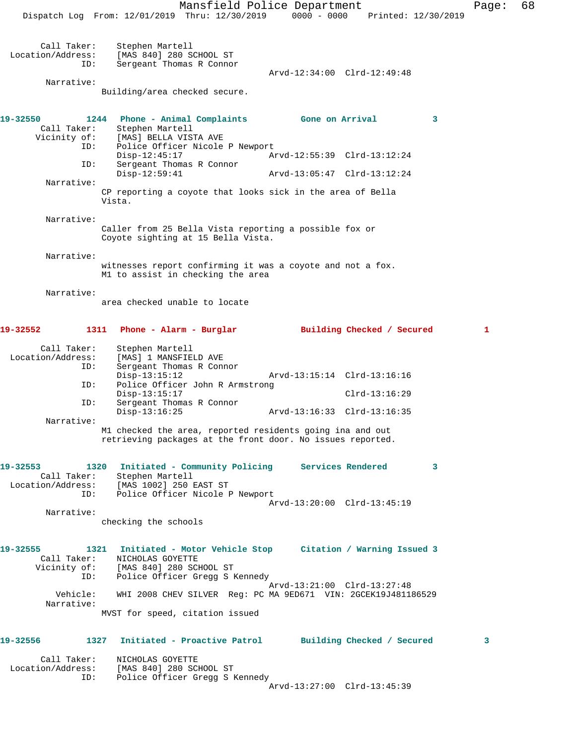Call Taker: Stephen Martell
Location/Address: [MAS 840] 280 SCHOOL ST
ID: Sergeant Thomas R Connor
Arvd-12:34:00 Clrd-12:49:48
Narrative:
Building/area checked secure.

**19-32550 1244 Phone - Animal Complaints Gone on Arrival 3**
Call Taker: Stephen Martell
Vicinity of: [MAS] BELLA VISTA AVE
ID: Police Officer Nicole P Newport
Disp-12:45:17 Arvd-12:55:39 Clrd-13:12:24
ID: Sergeant Thomas R Connor
Disp-12:59:41 Arvd-13:05:47 Clrd-13:12:24
Narrative:
CP reporting a coyote that looks sick in the area of Bella Vista.

Narrative:
Caller from 25 Bella Vista reporting a possible fox or Coyote sighting at 15 Bella Vista.

Narrative:
witnesses report confirming it was a coyote and not a fox. M1 to assist in checking the area

Narrative:
area checked unable to locate

**19-32552 1311 Phone - Alarm - Burglar Building Checked / Secured 1**
Call Taker: Stephen Martell
Location/Address: [MAS] 1 MANSFIELD AVE
ID: Sergeant Thomas R Connor
Disp-13:15:12 Arvd-13:15:14 Clrd-13:16:16
ID: Police Officer John R Armstrong
Disp-13:15:17 Clrd-13:16:29
ID: Sergeant Thomas R Connor
Disp-13:16:25 Arvd-13:16:33 Clrd-13:16:35
Narrative:
M1 checked the area, reported residents going ina and out retrieving packages at the front door. No issues reported.

**19-32553 1320 Initiated - Community Policing Services Rendered 3**
Call Taker: Stephen Martell
Location/Address: [MAS 1002] 250 EAST ST
ID: Police Officer Nicole P Newport
Arvd-13:20:00 Clrd-13:45:19
Narrative:
checking the schools

**19-32555 1321 Initiated - Motor Vehicle Stop Citation / Warning Issued 3**
Call Taker: NICHOLAS GOYETTE
Vicinity of: [MAS 840] 280 SCHOOL ST
ID: Police Officer Gregg S Kennedy
Arvd-13:21:00 Clrd-13:27:48
Vehicle: WHI 2008 CHEV SILVER Reg: PC MA 9ED671 VIN: 2GCEK19J481186529
Narrative:
MVST for speed, citation issued

**19-32556 1327 Initiated - Proactive Patrol Building Checked / Secured 3**
Call Taker: NICHOLAS GOYETTE
Location/Address: [MAS 840] 280 SCHOOL ST
ID: Police Officer Gregg S Kennedy
Arvd-13:27:00 Clrd-13:45:39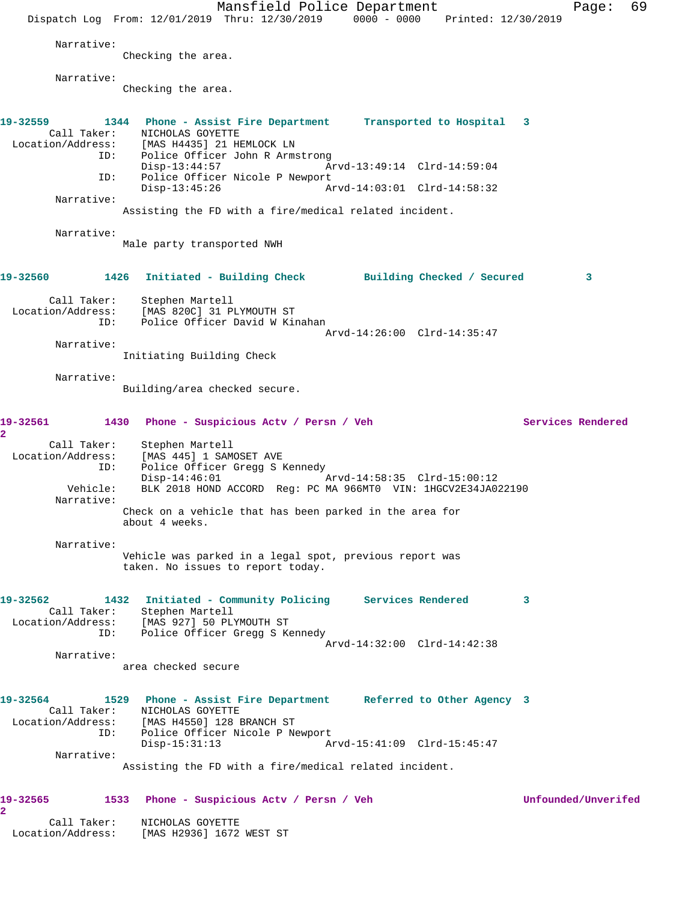Narrative:
Checking the area.

Narrative:
Checking the area.

**19-32559 1344 Phone - Assist Fire Department Transported to Hospital 3**

Call Taker: NICHOLAS GOYETTE
Location/Address: [MAS H4435] 21 HEMLOCK LN
ID: Police Officer John R Armstrong
Disp-13:44:57 Arvd-13:49:14 Clrd-14:59:04
ID: Police Officer Nicole P Newport
Disp-13:45:26 Arvd-14:03:01 Clrd-14:58:32
Narrative:
Assisting the FD with a fire/medical related incident.

Narrative:
Male party transported NWH

**19-32560 1426 Initiated - Building Check Building Checked / Secured 3**

Call Taker: Stephen Martell
Location/Address: [MAS 820C] 31 PLYMOUTH ST
ID: Police Officer David W Kinahan
Arvd-14:26:00 Clrd-14:35:47
Narrative:
Initiating Building Check

Narrative:
Building/area checked secure.

**19-32561 1430 Phone - Suspicious Actv / Persn / Veh Services Rendered 2**

Call Taker: Stephen Martell
Location/Address: [MAS 445] 1 SAMOSET AVE
ID: Police Officer Gregg S Kennedy
Disp-14:46:01 Arvd-14:58:35 Clrd-15:00:12
Vehicle: BLK 2018 HOND ACCORD Reg: PC MA 966MT0 VIN: 1HGCV2E34JA022190
Narrative:
Check on a vehicle that has been parked in the area for about 4 weeks.

Narrative:
Vehicle was parked in a legal spot, previous report was taken. No issues to report today.

**19-32562 1432 Initiated - Community Policing Services Rendered 3**

Call Taker: Stephen Martell
Location/Address: [MAS 927] 50 PLYMOUTH ST
ID: Police Officer Gregg S Kennedy
Arvd-14:32:00 Clrd-14:42:38
Narrative:
area checked secure

**19-32564 1529 Phone - Assist Fire Department Referred to Other Agency 3**

Call Taker: NICHOLAS GOYETTE
Location/Address: [MAS H4550] 128 BRANCH ST
ID: Police Officer Nicole P Newport
Disp-15:31:13 Arvd-15:41:09 Clrd-15:45:47
Narrative:
Assisting the FD with a fire/medical related incident.

**19-32565 1533 Phone - Suspicious Actv / Persn / Veh Unfounded/Unverifed 2**

Call Taker: NICHOLAS GOYETTE
Location/Address: [MAS H2936] 1672 WEST ST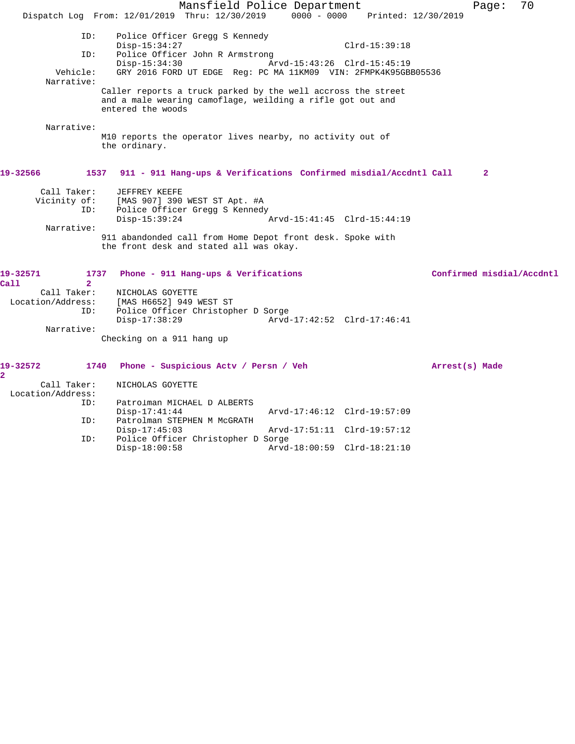ID: Police Officer Gregg S Kennedy
Disp-15:34:27 Clrd-15:39:18
ID: Police Officer John R Armstrong
Disp-15:34:30 Arvd-15:43:26 Clrd-15:45:19
Vehicle: GRY 2016 FORD UT EDGE Reg: PC MA 11KM09 VIN: 2FMPK4K95GBB05536
Narrative:
Caller reports a truck parked by the well accross the street and a male wearing camoflage, weilding a rifle got out and entered the woods

Narrative:
M10 reports the operator lives nearby, no activity out of the ordinary.

**19-32566 1537 911 - 911 Hang-ups & Verifications Confirmed misdial/Accdntl Call 2**

Call Taker: JEFFREY KEEFE
Vicinity of: [MAS 907] 390 WEST ST Apt. #A
ID: Police Officer Gregg S Kennedy
Disp-15:39:24 Arvd-15:41:45 Clrd-15:44:19
Narrative:
911 abandonded call from Home Depot front desk. Spoke with the front desk and stated all was okay.

**19-32571 1737 Phone - 911 Hang-ups & Verifications Confirmed misdial/Accdntl Call 2**

Call Taker: NICHOLAS GOYETTE
Location/Address: [MAS H6652] 949 WEST ST
ID: Police Officer Christopher D Sorge
Disp-17:38:29 Arvd-17:42:52 Clrd-17:46:41
Narrative:
Checking on a 911 hang up

**19-32572 1740 Phone - Suspicious Actv / Persn / Veh Arrest(s) Made 2**

Call Taker: NICHOLAS GOYETTE
Location/Address:
ID: Patrolman MICHAEL D ALBERTS
Disp-17:41:44 Arvd-17:46:12 Clrd-19:57:09
ID: Patrolman STEPHEN M McGRATH
Disp-17:45:03 Arvd-17:51:11 Clrd-19:57:12
ID: Police Officer Christopher D Sorge
Disp-18:00:58 Arvd-18:00:59 Clrd-18:21:10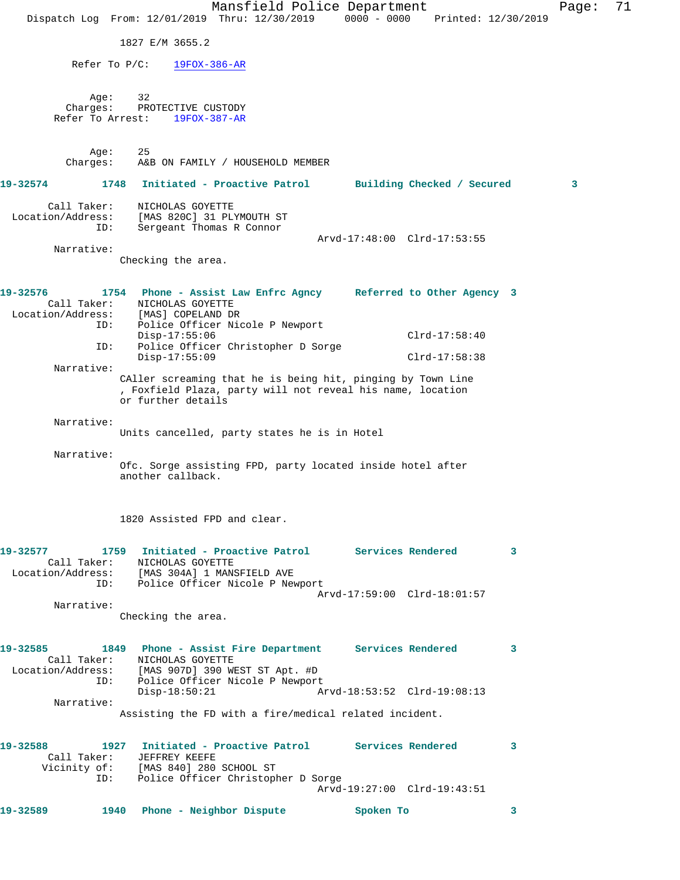1827 E/M 3655.2

Refer To P/C: 19FOX-386-AR

Age: 32
Charges: PROTECTIVE CUSTODY
Refer To Arrest: 19FOX-387-AR

Age: 25
Charges: A&B ON FAMILY / HOUSEHOLD MEMBER

**19-32574 1748 Initiated - Proactive Patrol Building Checked / Secured 3**

Call Taker: NICHOLAS GOYETTE
Location/Address: [MAS 820C] 31 PLYMOUTH ST
ID: Sergeant Thomas R Connor
Arvd-17:48:00 Clrd-17:53:55
Narrative:
Checking the area.

**19-32576 1754 Phone - Assist Law Enfrc Agncy Referred to Other Agency 3**

Call Taker: NICHOLAS GOYETTE
Location/Address: [MAS] COPELAND DR
ID: Police Officer Nicole P Newport
Disp-17:55:06 Clrd-17:58:40
ID: Police Officer Christopher D Sorge
Disp-17:55:09 Clrd-17:58:38
Narrative:
CAller screaming that he is being hit, pinging by Town Line , Foxfield Plaza, party will not reveal his name, location or further details

Narrative:
Units cancelled, party states he is in Hotel

Narrative:
Ofc. Sorge assisting FPD, party located inside hotel after another callback.

1820 Assisted FPD and clear.

**19-32577 1759 Initiated - Proactive Patrol Services Rendered 3**

Call Taker: NICHOLAS GOYETTE
Location/Address: [MAS 304A] 1 MANSFIELD AVE
ID: Police Officer Nicole P Newport
Arvd-17:59:00 Clrd-18:01:57
Narrative:
Checking the area.

**19-32585 1849 Phone - Assist Fire Department Services Rendered 3**

Call Taker: NICHOLAS GOYETTE
Location/Address: [MAS 907D] 390 WEST ST Apt. #D
ID: Police Officer Nicole P Newport
Disp-18:50:21 Arvd-18:53:52 Clrd-19:08:13
Narrative:
Assisting the FD with a fire/medical related incident.

**19-32588 1927 Initiated - Proactive Patrol Services Rendered 3**

Call Taker: JEFFREY KEEFE
Vicinity of: [MAS 840] 280 SCHOOL ST
ID: Police Officer Christopher D Sorge
Arvd-19:27:00 Clrd-19:43:51

**19-32589 1940 Phone - Neighbor Dispute Spoken To 3**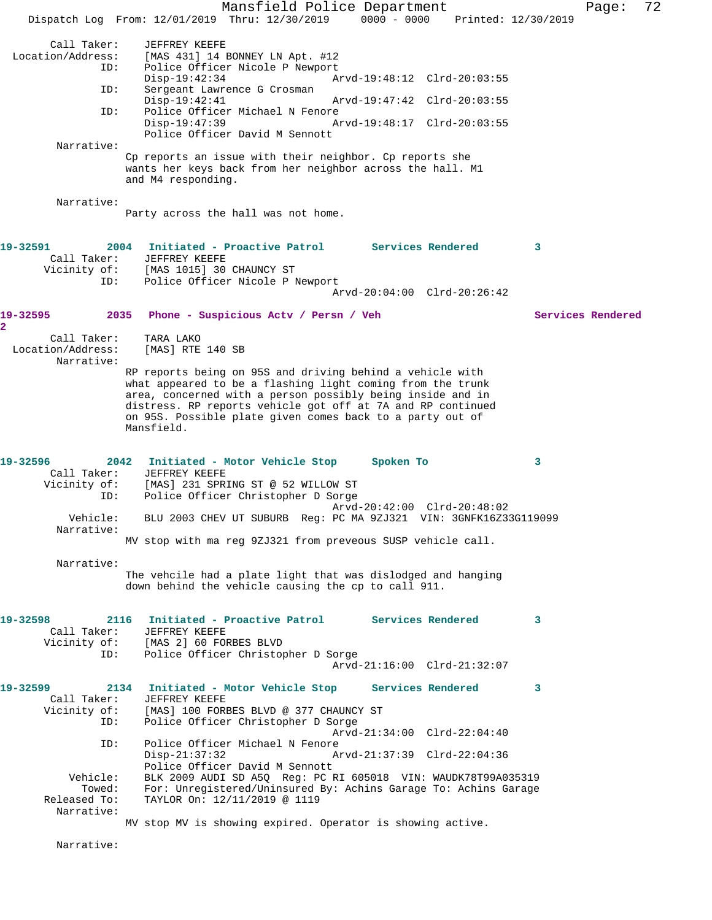```
Call Taker:     JEFFREY KEEFE
  Location/Address:    [MAS 431] 14 BONNEY LN Apt. #12
                ID:    Police Officer Nicole P Newport
                       Disp-19:42:34                Arvd-19:48:12  Clrd-20:03:55
                ID:    Sergeant Lawrence G Crosman
                       Disp-19:42:41                Arvd-19:47:42  Clrd-20:03:55
                ID:    Police Officer Michael N Fenore
                       Disp-19:47:39                Arvd-19:48:17  Clrd-20:03:55
                       Police Officer David M Sennott
         Narrative:
                   Cp reports an issue with their neighbor. Cp reports she
                   wants her keys back from her neighbor across the hall. M1
                   and M4 responding.

         Narrative:
                   Party across the hall was not home.


19-32591         2004  Initiated - Proactive Patrol       Services Rendered        3
        Call Taker:    JEFFREY KEEFE
        Vicinity of:   [MAS 1015] 30 CHAUNCY ST
                ID:    Police Officer Nicole P Newport
                                                    Arvd-20:04:00  Clrd-20:26:42

19-32595         2035  Phone - Suspicious Actv / Persn / Veh                   Services Rendered
2
        Call Taker:    TARA LAKO
  Location/Address:    [MAS] RTE 140 SB
         Narrative:
                   RP reports being on 95S and driving behind a vehicle with
                   what appeared to be a flashing light coming from the trunk
                   area, concerned with a person possibly being inside and in
                   distress. RP reports vehicle got off at 7A and RP continued
                   on 95S. Possible plate given comes back to a party out of
                   Mansfield.


19-32596         2042  Initiated - Motor Vehicle Stop     Spoken To                3
        Call Taker:    JEFFREY KEEFE
        Vicinity of:   [MAS] 231 SPRING ST @ 52 WILLOW ST
                ID:    Police Officer Christopher D Sorge
                                                    Arvd-20:42:00  Clrd-20:48:02
           Vehicle:    BLU 2003 CHEV UT SUBURB  Reg: PC MA 9ZJ321  VIN: 3GNFK16Z33G119099
         Narrative:
                   MV stop with ma reg 9ZJ321 from preveous SUSP vehicle call.

         Narrative:
                   The vehcile had a plate light that was dislodged and hanging
                   down behind the vehicle causing the cp to call 911.


19-32598         2116  Initiated - Proactive Patrol       Services Rendered        3
        Call Taker:    JEFFREY KEEFE
        Vicinity of:   [MAS 2] 60 FORBES BLVD
                ID:    Police Officer Christopher D Sorge
                                                    Arvd-21:16:00  Clrd-21:32:07

19-32599         2134  Initiated - Motor Vehicle Stop     Services Rendered        3
        Call Taker:    JEFFREY KEEFE
        Vicinity of:   [MAS] 100 FORBES BLVD @ 377 CHAUNCY ST
                ID:    Police Officer Christopher D Sorge
                                                    Arvd-21:34:00  Clrd-22:04:40
                ID:    Police Officer Michael N Fenore
                       Disp-21:37:32                Arvd-21:37:39  Clrd-22:04:36
                       Police Officer David M Sennott
           Vehicle:    BLK 2009 AUDI SD A5Q  Reg: PC RI 605018  VIN: WAUDK78T99A035319
             Towed:    For: Unregistered/Uninsured By: Achins Garage To: Achins Garage
       Released To:    TAYLOR On: 12/11/2019 @ 1119
         Narrative:
                   MV stop MV is showing expired. Operator is showing active.

         Narrative:
```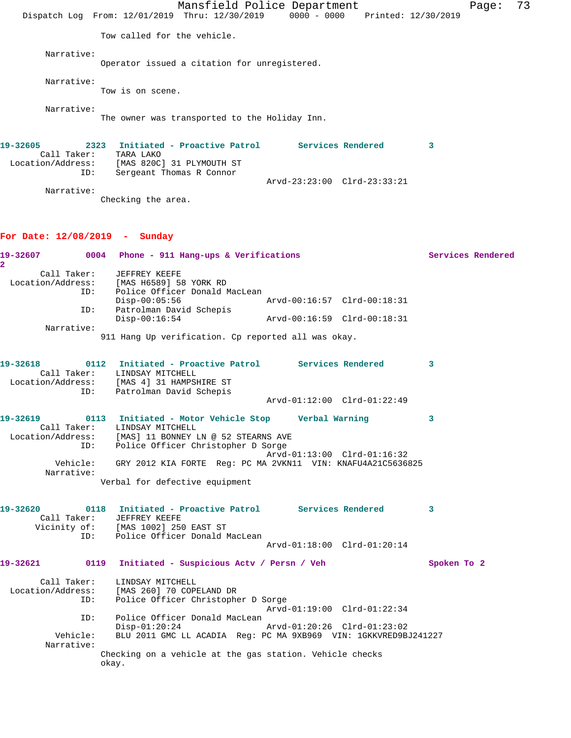Tow called for the vehicle.

Narrative:
Operator issued a citation for unregistered.

Narrative:
Tow is on scene.

Narrative:
The owner was transported to the Holiday Inn.

**19-32605 2323 Initiated - Proactive Patrol Services Rendered 3**
Call Taker: TARA LAKO
Location/Address: [MAS 820C] 31 PLYMOUTH ST
ID: Sergeant Thomas R Connor
Arvd-23:23:00 Clrd-23:33:21
Narrative:
Checking the area.

## For Date: 12/08/2019 - Sunday

**19-32607 0004 Phone - 911 Hang-ups & Verifications Services Rendered 2**
Call Taker: JEFFREY KEEFE
Location/Address: [MAS H6589] 58 YORK RD
ID: Police Officer Donald MacLean
Disp-00:05:56 Arvd-00:16:57 Clrd-00:18:31
ID: Patrolman David Schepis
Disp-00:16:54 Arvd-00:16:59 Clrd-00:18:31
Narrative:
911 Hang Up verification. Cp reported all was okay.

**19-32618 0112 Initiated - Proactive Patrol Services Rendered 3**
Call Taker: LINDSAY MITCHELL
Location/Address: [MAS 4] 31 HAMPSHIRE ST
ID: Patrolman David Schepis
Arvd-01:12:00 Clrd-01:22:49

**19-32619 0113 Initiated - Motor Vehicle Stop Verbal Warning 3**
Call Taker: LINDSAY MITCHELL
Location/Address: [MAS] 11 BONNEY LN @ 52 STEARNS AVE
ID: Police Officer Christopher D Sorge
Arvd-01:13:00 Clrd-01:16:32
Vehicle: GRY 2012 KIA FORTE Reg: PC MA 2VKN11 VIN: KNAFU4A21C5636825
Narrative:
Verbal for defective equipment

**19-32620 0118 Initiated - Proactive Patrol Services Rendered 3**
Call Taker: JEFFREY KEEFE
Vicinity of: [MAS 1002] 250 EAST ST
ID: Police Officer Donald MacLean
Arvd-01:18:00 Clrd-01:20:14

**19-32621 0119 Initiated - Suspicious Actv / Persn / Veh Spoken To 2**
Call Taker: LINDSAY MITCHELL
Location/Address: [MAS 260] 70 COPELAND DR
ID: Police Officer Christopher D Sorge
Arvd-01:19:00 Clrd-01:22:34
ID: Police Officer Donald MacLean
Disp-01:20:24 Arvd-01:20:26 Clrd-01:23:02
Vehicle: BLU 2011 GMC LL ACADIA Reg: PC MA 9XB969 VIN: 1GKKVRED9BJ241227
Narrative:
Checking on a vehicle at the gas station. Vehicle checks okay.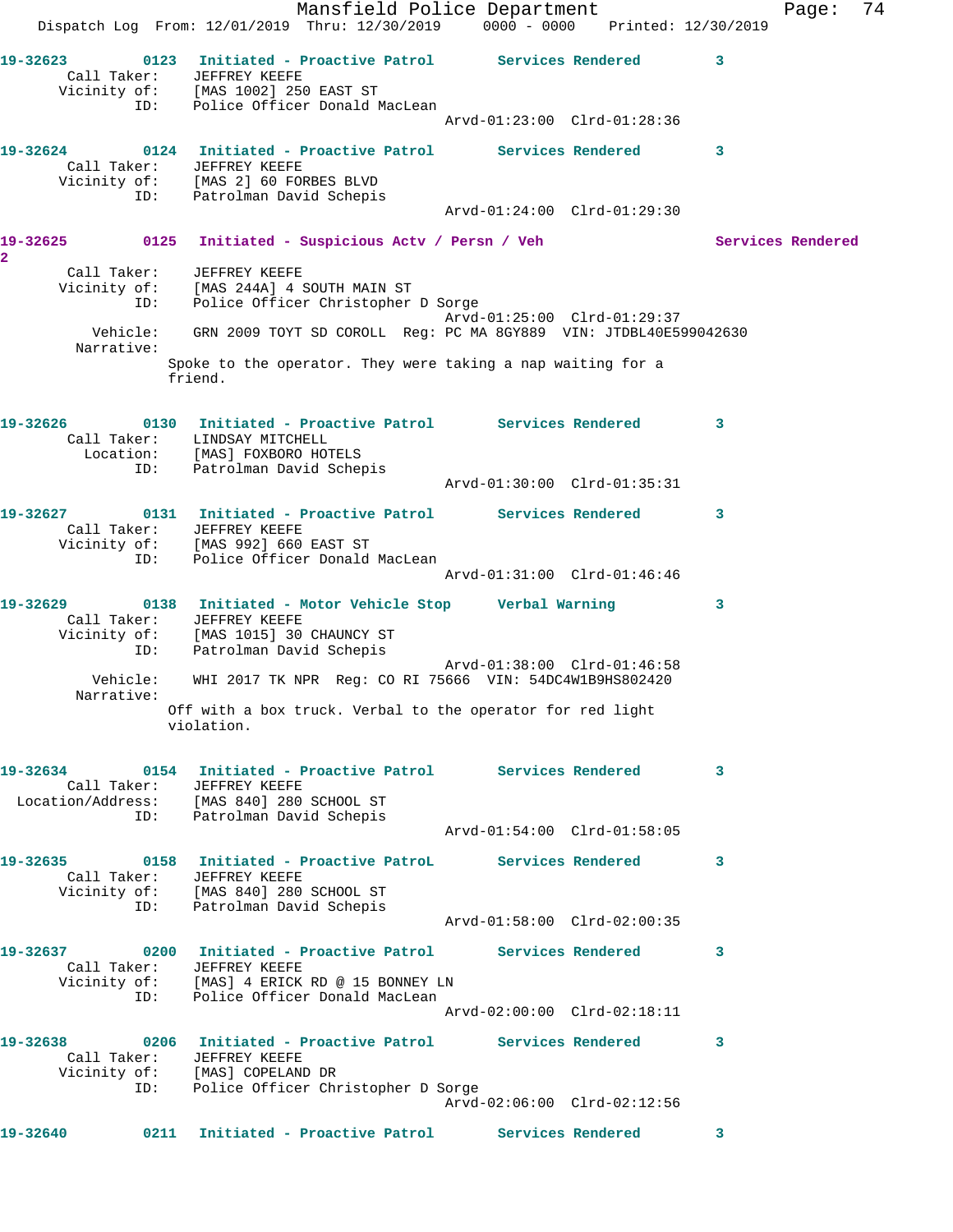19-32623 0123 Initiated - Proactive Patrol Services Rendered 3
Call Taker: JEFFREY KEEFE
Vicinity of: [MAS 1002] 250 EAST ST
ID: Police Officer Donald MacLean
Arvd-01:23:00 Clrd-01:28:36

19-32624 0124 Initiated - Proactive Patrol Services Rendered 3
Call Taker: JEFFREY KEEFE
Vicinity of: [MAS 2] 60 FORBES BLVD
ID: Patrolman David Schepis
Arvd-01:24:00 Clrd-01:29:30

19-32625 0125 Initiated - Suspicious Actv / Persn / Veh Services Rendered 2
Call Taker: JEFFREY KEEFE
Vicinity of: [MAS 244A] 4 SOUTH MAIN ST
ID: Police Officer Christopher D Sorge
Arvd-01:25:00 Clrd-01:29:37
Vehicle: GRN 2009 TOYT SD COROLL Reg: PC MA 8GY889 VIN: JTDBL40E599042630
Narrative:
Spoke to the operator. They were taking a nap waiting for a friend.

19-32626 0130 Initiated - Proactive Patrol Services Rendered 3
Call Taker: LINDSAY MITCHELL
Location: [MAS] FOXBORO HOTELS
ID: Patrolman David Schepis
Arvd-01:30:00 Clrd-01:35:31

19-32627 0131 Initiated - Proactive Patrol Services Rendered 3
Call Taker: JEFFREY KEEFE
Vicinity of: [MAS 992] 660 EAST ST
ID: Police Officer Donald MacLean
Arvd-01:31:00 Clrd-01:46:46

19-32629 0138 Initiated - Motor Vehicle Stop Verbal Warning 3
Call Taker: JEFFREY KEEFE
Vicinity of: [MAS 1015] 30 CHAUNCY ST
ID: Patrolman David Schepis
Arvd-01:38:00 Clrd-01:46:58
Vehicle: WHI 2017 TK NPR Reg: CO RI 75666 VIN: 54DC4W1B9HS802420
Narrative:
Off with a box truck. Verbal to the operator for red light violation.

19-32634 0154 Initiated - Proactive Patrol Services Rendered 3
Call Taker: JEFFREY KEEFE
Location/Address: [MAS 840] 280 SCHOOL ST
ID: Patrolman David Schepis
Arvd-01:54:00 Clrd-01:58:05

19-32635 0158 Initiated - Proactive PatroL Services Rendered 3
Call Taker: JEFFREY KEEFE
Vicinity of: [MAS 840] 280 SCHOOL ST
ID: Patrolman David Schepis
Arvd-01:58:00 Clrd-02:00:35

19-32637 0200 Initiated - Proactive Patrol Services Rendered 3
Call Taker: JEFFREY KEEFE
Vicinity of: [MAS] 4 ERICK RD @ 15 BONNEY LN
ID: Police Officer Donald MacLean
Arvd-02:00:00 Clrd-02:18:11

19-32638 0206 Initiated - Proactive Patrol Services Rendered 3
Call Taker: JEFFREY KEEFE
Vicinity of: [MAS] COPELAND DR
ID: Police Officer Christopher D Sorge
Arvd-02:06:00 Clrd-02:12:56

19-32640 0211 Initiated - Proactive Patrol Services Rendered 3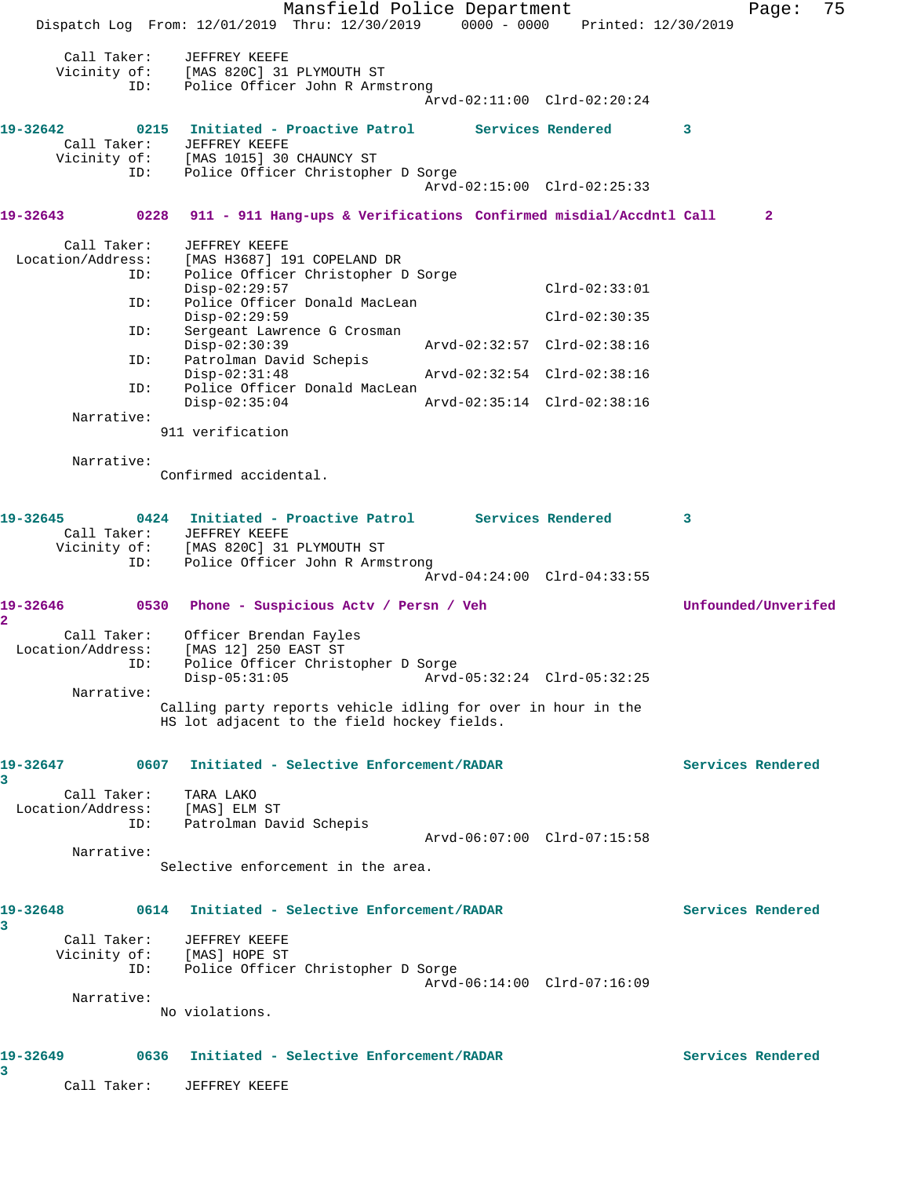Call Taker: JEFFREY KEEFE
Vicinity of: [MAS 820C] 31 PLYMOUTH ST
ID: Police Officer John R Armstrong
Arvd-02:11:00 Clrd-02:20:24

**19-32642 0215 Initiated - Proactive Patrol Services Rendered 3**

Call Taker: JEFFREY KEEFE
Vicinity of: [MAS 1015] 30 CHAUNCY ST
ID: Police Officer Christopher D Sorge
Arvd-02:15:00 Clrd-02:25:33

**19-32643 0228 911 - 911 Hang-ups & Verifications Confirmed misdial/Accdntl Call 2**

Call Taker: JEFFREY KEEFE
Location/Address: [MAS H3687] 191 COPELAND DR
ID: Police Officer Christopher D Sorge
Disp-02:29:57 Clrd-02:33:01
ID: Police Officer Donald MacLean
Disp-02:29:59 Clrd-02:30:35
ID: Sergeant Lawrence G Crosman
Disp-02:30:39 Arvd-02:32:57 Clrd-02:38:16
ID: Patrolman David Schepis
Disp-02:31:48 Arvd-02:32:54 Clrd-02:38:16
ID: Police Officer Donald MacLean
Disp-02:35:04 Arvd-02:35:14 Clrd-02:38:16

Narrative:
911 verification

Narrative:
Confirmed accidental.

**19-32645 0424 Initiated - Proactive Patrol Services Rendered 3**

Call Taker: JEFFREY KEEFE
Vicinity of: [MAS 820C] 31 PLYMOUTH ST
ID: Police Officer John R Armstrong
Arvd-04:24:00 Clrd-04:33:55

**19-32646 0530 Phone - Suspicious Actv / Persn / Veh Unfounded/Unverifed 2**

Call Taker: Officer Brendan Fayles
Location/Address: [MAS 12] 250 EAST ST
ID: Police Officer Christopher D Sorge
Disp-05:31:05 Arvd-05:32:24 Clrd-05:32:25

Narrative:
Calling party reports vehicle idling for over in hour in the HS lot adjacent to the field hockey fields.

**19-32647 0607 Initiated - Selective Enforcement/RADAR Services Rendered 3**

Call Taker: TARA LAKO
Location/Address: [MAS] ELM ST
ID: Patrolman David Schepis
Arvd-06:07:00 Clrd-07:15:58

Narrative:
Selective enforcement in the area.

**19-32648 0614 Initiated - Selective Enforcement/RADAR Services Rendered 3**

Call Taker: JEFFREY KEEFE
Vicinity of: [MAS] HOPE ST
ID: Police Officer Christopher D Sorge
Arvd-06:14:00 Clrd-07:16:09

Narrative:
No violations.

**19-32649 0636 Initiated - Selective Enforcement/RADAR Services Rendered 3**

Call Taker: JEFFREY KEEFE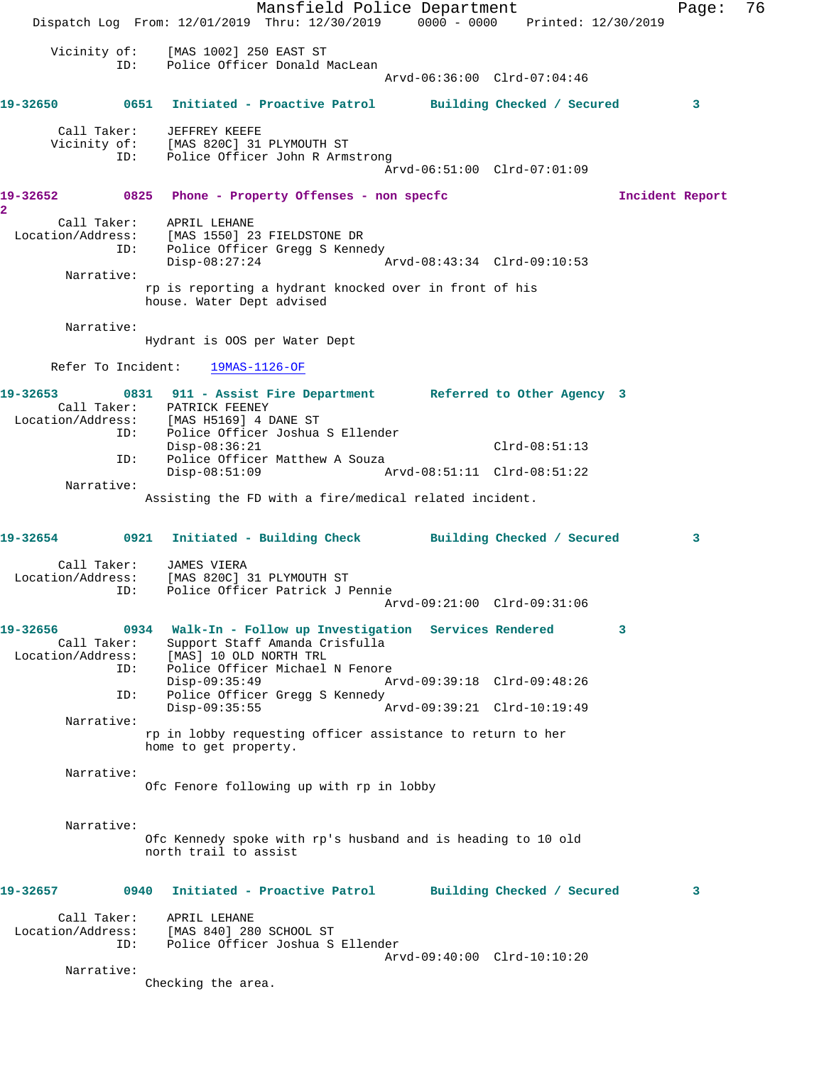Vicinity of: [MAS 1002] 250 EAST ST
ID: Police Officer Donald MacLean
Arvd-06:36:00 Clrd-07:04:46

**19-32650 0651 Initiated - Proactive Patrol Building Checked / Secured 3**

Call Taker: JEFFREY KEEFE
Vicinity of: [MAS 820C] 31 PLYMOUTH ST
ID: Police Officer John R Armstrong
Arvd-06:51:00 Clrd-07:01:09

**19-32652 0825 Phone - Property Offenses - non specfc Incident Report 2**

Call Taker: APRIL LEHANE
Location/Address: [MAS 1550] 23 FIELDSTONE DR
ID: Police Officer Gregg S Kennedy
Disp-08:27:24 Arvd-08:43:34 Clrd-09:10:53

Narrative:
rp is reporting a hydrant knocked over in front of his house. Water Dept advised

Narrative:
Hydrant is OOS per Water Dept

Refer To Incident: 19MAS-1126-OF

**19-32653 0831 911 - Assist Fire Department Referred to Other Agency 3**

Call Taker: PATRICK FEENEY
Location/Address: [MAS H5169] 4 DANE ST
ID: Police Officer Joshua S Ellender
Disp-08:36:21 Clrd-08:51:13
ID: Police Officer Matthew A Souza
Disp-08:51:09 Arvd-08:51:11 Clrd-08:51:22

Narrative:
Assisting the FD with a fire/medical related incident.

**19-32654 0921 Initiated - Building Check Building Checked / Secured 3**

Call Taker: JAMES VIERA
Location/Address: [MAS 820C] 31 PLYMOUTH ST
ID: Police Officer Patrick J Pennie
Arvd-09:21:00 Clrd-09:31:06

**19-32656 0934 Walk-In - Follow up Investigation Services Rendered 3**

Call Taker: Support Staff Amanda Crisfulla
Location/Address: [MAS] 10 OLD NORTH TRL
ID: Police Officer Michael N Fenore
Disp-09:35:49 Arvd-09:39:18 Clrd-09:48:26
ID: Police Officer Gregg S Kennedy
Disp-09:35:55 Arvd-09:39:21 Clrd-10:19:49

Narrative:
rp in lobby requesting officer assistance to return to her home to get property.

Narrative:
Ofc Fenore following up with rp in lobby

Narrative:
Ofc Kennedy spoke with rp's husband and is heading to 10 old north trail to assist

**19-32657 0940 Initiated - Proactive Patrol Building Checked / Secured 3**

Call Taker: APRIL LEHANE
Location/Address: [MAS 840] 280 SCHOOL ST
ID: Police Officer Joshua S Ellender
Arvd-09:40:00 Clrd-10:10:20

Narrative:
Checking the area.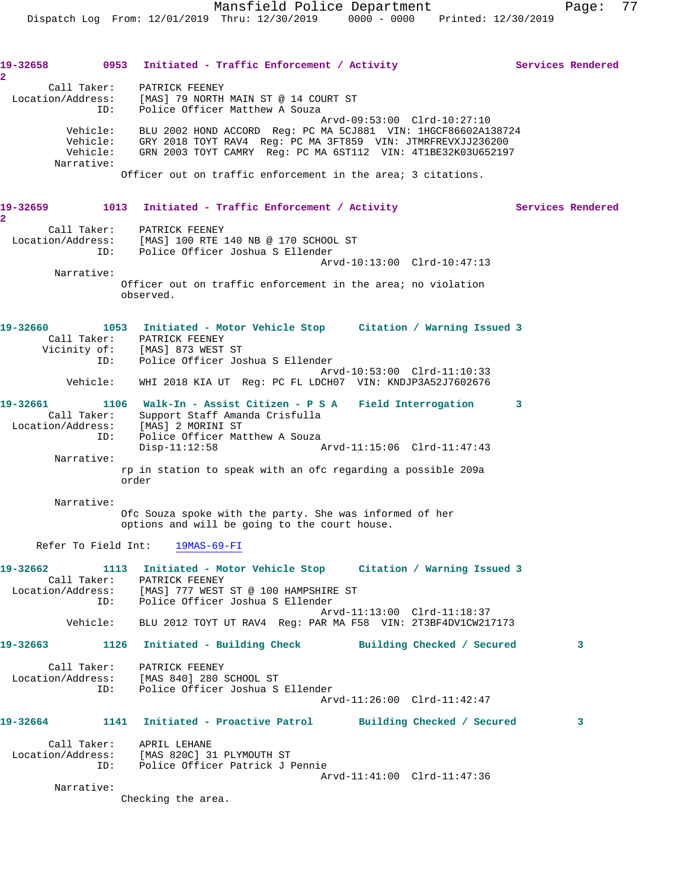**19-32658** 0953 **Initiated - Traffic Enforcement / Activity** **Services Rendered 2**

Call Taker: PATRICK FEENEY
Location/Address: [MAS] 79 NORTH MAIN ST @ 14 COURT ST
ID: Police Officer Matthew A Souza
Arvd-09:53:00 Clrd-10:27:10
Vehicle: BLU 2002 HOND ACCORD Reg: PC MA 5CJ881 VIN: 1HGCF86602A138724
Vehicle: GRY 2018 TOYT RAV4 Reg: PC MA 3FT859 VIN: JTMRFREVXJJ236200
Vehicle: GRN 2003 TOYT CAMRY Reg: PC MA 6ST112 VIN: 4T1BE32K03U652197
Narrative:
Officer out on traffic enforcement in the area; 3 citations.

**19-32659** 1013 **Initiated - Traffic Enforcement / Activity** **Services Rendered 2**

Call Taker: PATRICK FEENEY
Location/Address: [MAS] 100 RTE 140 NB @ 170 SCHOOL ST
ID: Police Officer Joshua S Ellender
Arvd-10:13:00 Clrd-10:47:13
Narrative:
Officer out on traffic enforcement in the area; no violation observed.

**19-32660** 1053 **Initiated - Motor Vehicle Stop** **Citation / Warning Issued 3**

Call Taker: PATRICK FEENEY
Vicinity of: [MAS] 873 WEST ST
ID: Police Officer Joshua S Ellender
Arvd-10:53:00 Clrd-11:10:33
Vehicle: WHI 2018 KIA UT Reg: PC FL LDCH07 VIN: KNDJP3A52J7602676

**19-32661** 1106 **Walk-In - Assist Citizen - P S A** **Field Interrogation 3**

Call Taker: Support Staff Amanda Crisfulla
Location/Address: [MAS] 2 MORINI ST
ID: Police Officer Matthew A Souza
Disp-11:12:58 Arvd-11:15:06 Clrd-11:47:43
Narrative:
rp in station to speak with an ofc regarding a possible 209a order

Narrative:
Ofc Souza spoke with the party. She was informed of her options and will be going to the court house.

Refer To Field Int: 19MAS-69-FI

**19-32662** 1113 **Initiated - Motor Vehicle Stop** **Citation / Warning Issued 3**

Call Taker: PATRICK FEENEY
Location/Address: [MAS] 777 WEST ST @ 100 HAMPSHIRE ST
ID: Police Officer Joshua S Ellender
Arvd-11:13:00 Clrd-11:18:37
Vehicle: BLU 2012 TOYT UT RAV4 Reg: PAR MA F58 VIN: 2T3BF4DV1CW217173

**19-32663** 1126 **Initiated - Building Check** **Building Checked / Secured 3**

Call Taker: PATRICK FEENEY
Location/Address: [MAS 840] 280 SCHOOL ST
ID: Police Officer Joshua S Ellender
Arvd-11:26:00 Clrd-11:42:47

**19-32664** 1141 **Initiated - Proactive Patrol** **Building Checked / Secured 3**

Call Taker: APRIL LEHANE
Location/Address: [MAS 820C] 31 PLYMOUTH ST
ID: Police Officer Patrick J Pennie
Arvd-11:41:00 Clrd-11:47:36
Narrative:
Checking the area.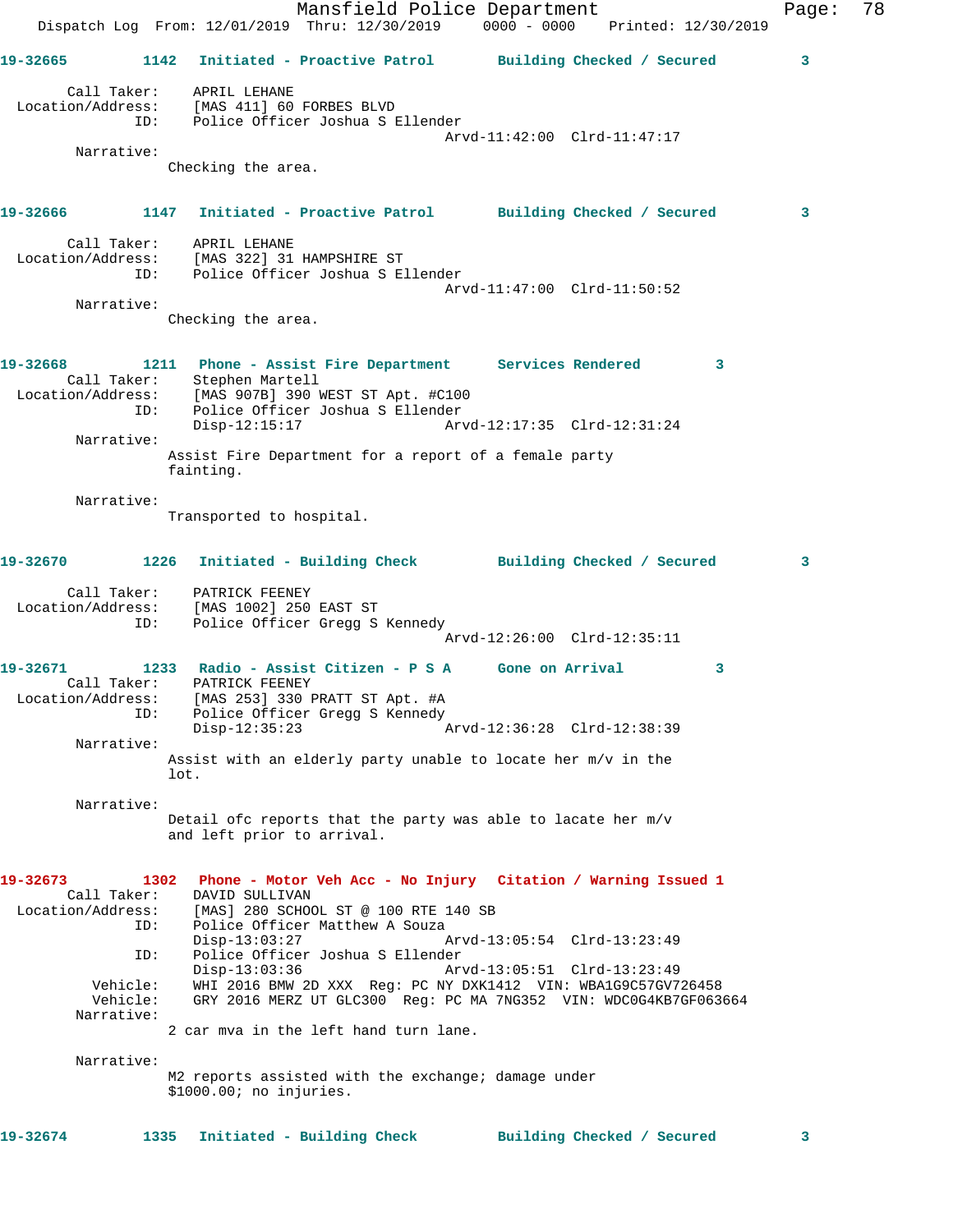**19-32665** 1142 **Initiated - Proactive Patrol** **Building Checked / Secured** 3

Call Taker: APRIL LEHANE
Location/Address: [MAS 411] 60 FORBES BLVD
ID: Police Officer Joshua S Ellender
Arvd-11:42:00 Clrd-11:47:17

Narrative:
Checking the area.

**19-32666** 1147 **Initiated - Proactive Patrol** **Building Checked / Secured** 3

Call Taker: APRIL LEHANE
Location/Address: [MAS 322] 31 HAMPSHIRE ST
ID: Police Officer Joshua S Ellender
Arvd-11:47:00 Clrd-11:50:52

Narrative:
Checking the area.

**19-32668** 1211 **Phone - Assist Fire Department** **Services Rendered** 3

Call Taker: Stephen Martell
Location/Address: [MAS 907B] 390 WEST ST Apt. #C100
ID: Police Officer Joshua S Ellender
Disp-12:15:17 Arvd-12:17:35 Clrd-12:31:24

Narrative:
Assist Fire Department for a report of a female party fainting.

Narrative:
Transported to hospital.

**19-32670** 1226 **Initiated - Building Check** **Building Checked / Secured** 3

Call Taker: PATRICK FEENEY
Location/Address: [MAS 1002] 250 EAST ST
ID: Police Officer Gregg S Kennedy
Arvd-12:26:00 Clrd-12:35:11

**19-32671** 1233 **Radio - Assist Citizen - P S A** **Gone on Arrival** 3

Call Taker: PATRICK FEENEY
Location/Address: [MAS 253] 330 PRATT ST Apt. #A
ID: Police Officer Gregg S Kennedy
Disp-12:35:23 Arvd-12:36:28 Clrd-12:38:39

Narrative:
Assist with an elderly party unable to locate her m/v in the lot.

Narrative:
Detail ofc reports that the party was able to lacate her m/v and left prior to arrival.

**19-32673** 1302 **Phone - Motor Veh Acc - No Injury** **Citation / Warning Issued** 1

Call Taker: DAVID SULLIVAN
Location/Address: [MAS] 280 SCHOOL ST @ 100 RTE 140 SB
ID: Police Officer Matthew A Souza
Disp-13:03:27 Arvd-13:05:54 Clrd-13:23:49
ID: Police Officer Joshua S Ellender
Disp-13:03:36 Arvd-13:05:51 Clrd-13:23:49
Vehicle: WHI 2016 BMW 2D XXX Reg: PC NY DXK1412 VIN: WBA1G9C57GV726458
Vehicle: GRY 2016 MERZ UT GLC300 Reg: PC MA 7NG352 VIN: WDC0G4KB7GF063664

Narrative:
2 car mva in the left hand turn lane.

Narrative:
M2 reports assisted with the exchange; damage under $1000.00; no injuries.

**19-32674** 1335 **Initiated - Building Check** **Building Checked / Secured** 3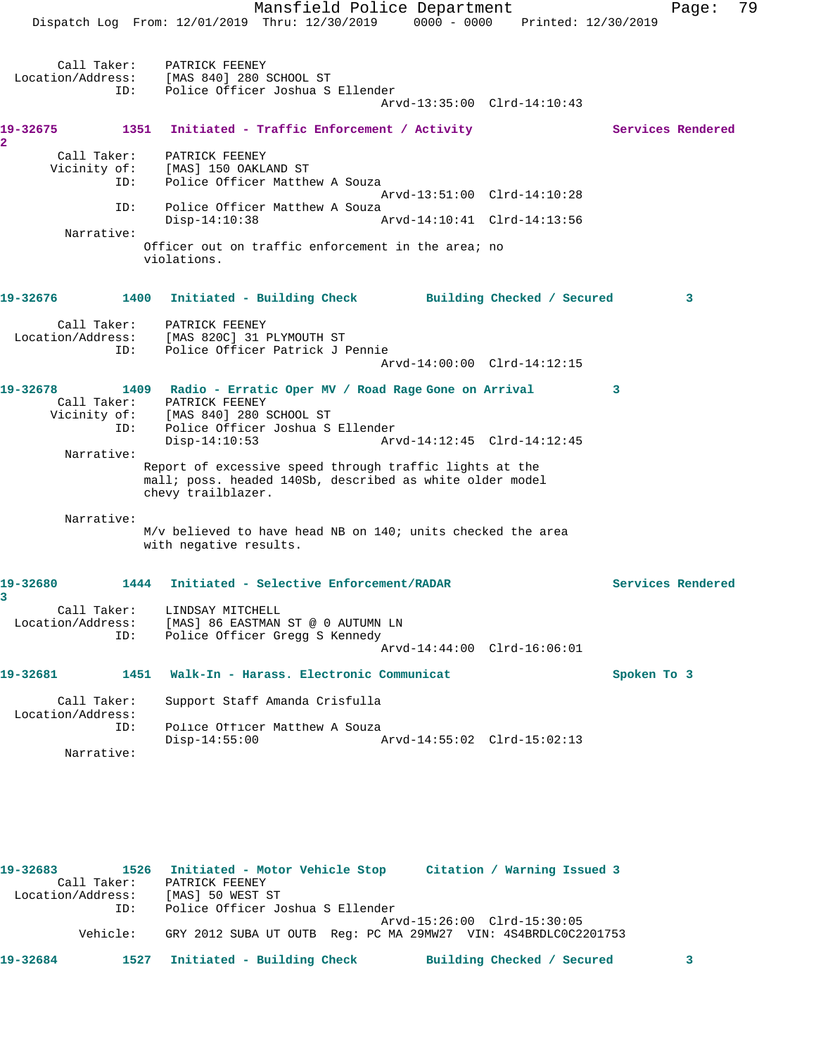```
Call Taker:    PATRICK FEENEY
 Location/Address:    [MAS 840] 280 SCHOOL ST
              ID:    Police Officer Joshua S Ellender
                                              Arvd-13:35:00  Clrd-14:10:43

19-32675        1351  Initiated - Traffic Enforcement / Activity              Services Rendered
2
       Call Taker:    PATRICK FEENEY
      Vicinity of:    [MAS] 150 OAKLAND ST
              ID:    Police Officer Matthew A Souza
                                              Arvd-13:51:00  Clrd-14:10:28
              ID:    Police Officer Matthew A Souza
                     Disp-14:10:38            Arvd-14:10:41  Clrd-14:13:56
        Narrative:
                    Officer out on traffic enforcement in the area; no
                    violations.

19-32676        1400  Initiated - Building Check         Building Checked / Secured         3

       Call Taker:    PATRICK FEENEY
 Location/Address:    [MAS 820C] 31 PLYMOUTH ST
              ID:    Police Officer Patrick J Pennie
                                              Arvd-14:00:00  Clrd-14:12:15

19-32678        1409  Radio - Erratic Oper MV / Road Rage Gone on Arrival           3
       Call Taker:    PATRICK FEENEY
      Vicinity of:    [MAS 840] 280 SCHOOL ST
              ID:    Police Officer Joshua S Ellender
                     Disp-14:10:53            Arvd-14:12:45  Clrd-14:12:45
        Narrative:
                    Report of excessive speed through traffic lights at the
                    mall; poss. headed 140Sb, described as white older model
                    chevy trailblazer.

        Narrative:
                    M/v believed to have head NB on 140; units checked the area
                    with negative results.

19-32680        1444  Initiated - Selective Enforcement/RADAR                 Services Rendered
3
       Call Taker:    LINDSAY MITCHELL
 Location/Address:    [MAS] 86 EASTMAN ST @ 0 AUTUMN LN
              ID:    Police Officer Gregg S Kennedy
                                              Arvd-14:44:00  Clrd-16:06:01

19-32681        1451  Walk-In - Harass. Electronic Communicat                 Spoken To 3

       Call Taker:    Support Staff Amanda Crisfulla
 Location/Address:
              ID:    Police Officer Matthew A Souza
                     Disp-14:55:00            Arvd-14:55:02  Clrd-15:02:13
        Narrative:

19-32683        1526  Initiated - Motor Vehicle Stop     Citation / Warning Issued 3
       Call Taker:    PATRICK FEENEY
 Location/Address:    [MAS] 50 WEST ST
              ID:    Police Officer Joshua S Ellender
                                              Arvd-15:26:00  Clrd-15:30:05
          Vehicle:    GRY 2012 SUBA UT OUTB  Reg: PC MA 29MW27  VIN: 4S4BRDLC0C2201753

19-32684        1527  Initiated - Building Check         Building Checked / Secured         3
```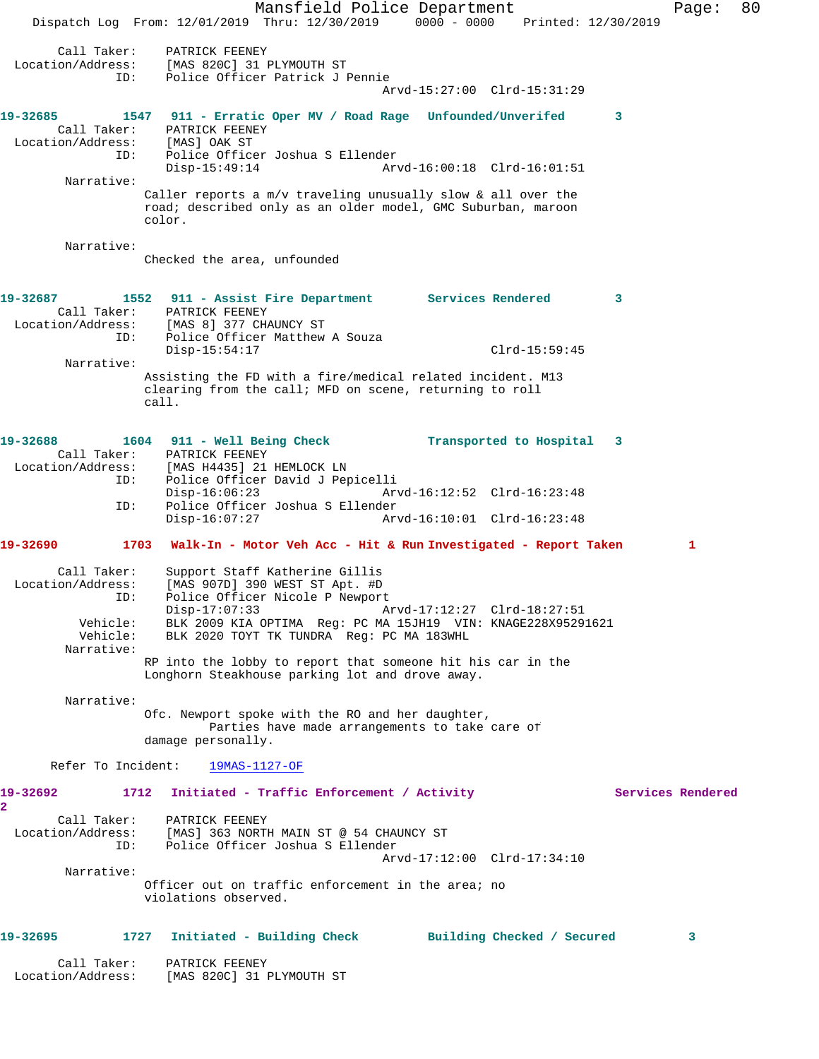Call Taker: PATRICK FEENEY
Location/Address: [MAS 820C] 31 PLYMOUTH ST
ID: Police Officer Patrick J Pennie
Arvd-15:27:00 Clrd-15:31:29

**19-32685 1547 911 - Erratic Oper MV / Road Rage Unfounded/Unverifed 3**

Call Taker: PATRICK FEENEY
Location/Address: [MAS] OAK ST
ID: Police Officer Joshua S Ellender
Disp-15:49:14 Arvd-16:00:18 Clrd-16:01:51

Narrative:
Caller reports a m/v traveling unusually slow & all over the road; described only as an older model, GMC Suburban, maroon color.

Narrative:
Checked the area, unfounded

**19-32687 1552 911 - Assist Fire Department Services Rendered 3**

Call Taker: PATRICK FEENEY
Location/Address: [MAS 8] 377 CHAUNCY ST
ID: Police Officer Matthew A Souza
Disp-15:54:17 Clrd-15:59:45

Narrative:
Assisting the FD with a fire/medical related incident. M13 clearing from the call; MFD on scene, returning to roll call.

**19-32688 1604 911 - Well Being Check Transported to Hospital 3**

Call Taker: PATRICK FEENEY
Location/Address: [MAS H4435] 21 HEMLOCK LN
ID: Police Officer David J Pepicelli
Disp-16:06:23 Arvd-16:12:52 Clrd-16:23:48
ID: Police Officer Joshua S Ellender
Disp-16:07:27 Arvd-16:10:01 Clrd-16:23:48

**19-32690 1703 Walk-In - Motor Veh Acc - Hit & Run Investigated - Report Taken 1**

Call Taker: Support Staff Katherine Gillis
Location/Address: [MAS 907D] 390 WEST ST Apt. #D
ID: Police Officer Nicole P Newport
Disp-17:07:33 Arvd-17:12:27 Clrd-18:27:51
Vehicle: BLK 2009 KIA OPTIMA Reg: PC MA 15JH19 VIN: KNAGE228X95291621
Vehicle: BLK 2020 TOYT TK TUNDRA Reg: PC MA 183WHL

Narrative:
RP into the lobby to report that someone hit his car in the Longhorn Steakhouse parking lot and drove away.

Narrative:
Ofc. Newport spoke with the RO and her daughter, Parties have made arrangements to take care of damage personally.

Refer To Incident: 19MAS-1127-OF

**19-32692 1712 Initiated - Traffic Enforcement / Activity Services Rendered 2**

Call Taker: PATRICK FEENEY
Location/Address: [MAS] 363 NORTH MAIN ST @ 54 CHAUNCY ST
ID: Police Officer Joshua S Ellender
Arvd-17:12:00 Clrd-17:34:10

Narrative:
Officer out on traffic enforcement in the area; no violations observed.

**19-32695 1727 Initiated - Building Check Building Checked / Secured 3**

Call Taker: PATRICK FEENEY
Location/Address: [MAS 820C] 31 PLYMOUTH ST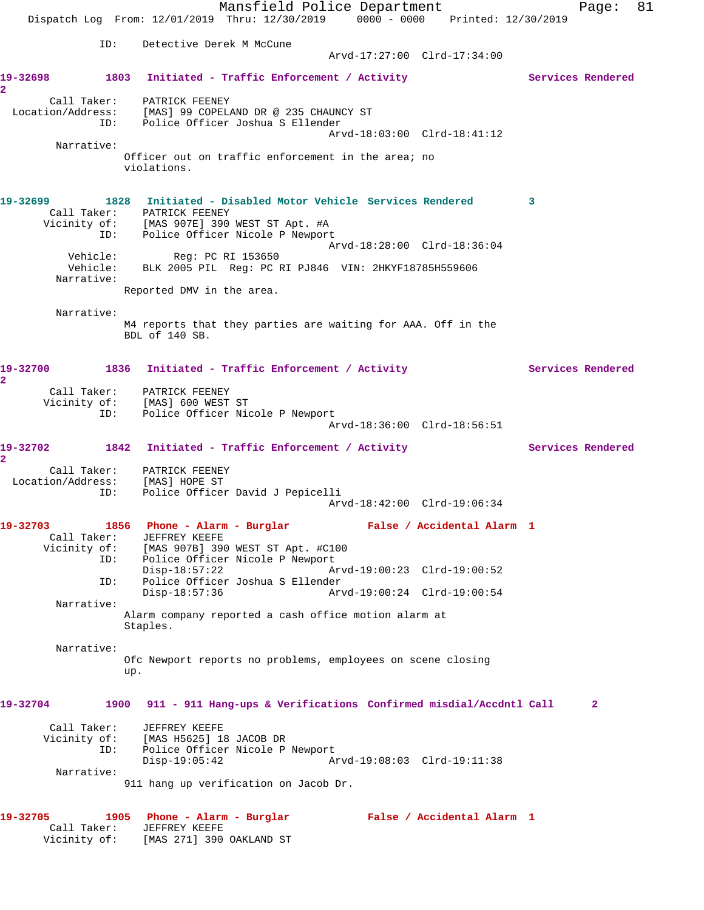ID: Detective Derek M McCune
Arvd-17:27:00 Clrd-17:34:00

**19-32698** 1803 Initiated - Traffic Enforcement / Activity Services Rendered 2

Call Taker: PATRICK FEENEY
Location/Address: [MAS] 99 COPELAND DR @ 235 CHAUNCY ST
ID: Police Officer Joshua S Ellender
Arvd-18:03:00 Clrd-18:41:12

Narrative:
Officer out on traffic enforcement in the area; no violations.

**19-32699** 1828 Initiated - Disabled Motor Vehicle Services Rendered 3

Call Taker: PATRICK FEENEY
Vicinity of: [MAS 907E] 390 WEST ST Apt. #A
ID: Police Officer Nicole P Newport
Arvd-18:28:00 Clrd-18:36:04

Vehicle: Reg: PC RI 153650
Vehicle: BLK 2005 PIL Reg: PC RI PJ846 VIN: 2HKYF18785H559606

Narrative:
Reported DMV in the area.

Narrative:
M4 reports that they parties are waiting for AAA. Off in the BDL of 140 SB.

**19-32700** 1836 Initiated - Traffic Enforcement / Activity Services Rendered 2

Call Taker: PATRICK FEENEY
Vicinity of: [MAS] 600 WEST ST
ID: Police Officer Nicole P Newport
Arvd-18:36:00 Clrd-18:56:51

**19-32702** 1842 Initiated - Traffic Enforcement / Activity Services Rendered 2

Call Taker: PATRICK FEENEY
Location/Address: [MAS] HOPE ST
ID: Police Officer David J Pepicelli
Arvd-18:42:00 Clrd-19:06:34

**19-32703** 1856 Phone - Alarm - Burglar False / Accidental Alarm 1

Call Taker: JEFFREY KEEFE
Vicinity of: [MAS 907B] 390 WEST ST Apt. #C100
ID: Police Officer Nicole P Newport
Disp-18:57:22 Arvd-19:00:23 Clrd-19:00:52
ID: Police Officer Joshua S Ellender
Disp-18:57:36 Arvd-19:00:24 Clrd-19:00:54

Narrative:
Alarm company reported a cash office motion alarm at Staples.

Narrative:
Ofc Newport reports no problems, employees on scene closing up.

**19-32704** 1900 911 - 911 Hang-ups & Verifications Confirmed misdial/Accdntl Call 2

Call Taker: JEFFREY KEEFE
Vicinity of: [MAS H5625] 18 JACOB DR
ID: Police Officer Nicole P Newport
Disp-19:05:42 Arvd-19:08:03 Clrd-19:11:38

Narrative:
911 hang up verification on Jacob Dr.

**19-32705** 1905 Phone - Alarm - Burglar False / Accidental Alarm 1

Call Taker: JEFFREY KEEFE
Vicinity of: [MAS 271] 390 OAKLAND ST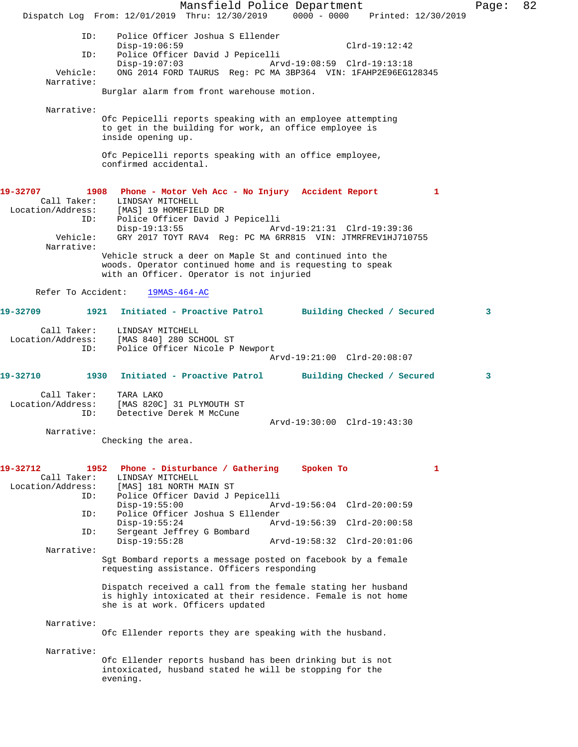```
            ID:    Police Officer Joshua S Ellender
                   Disp-19:06:59                        Clrd-19:12:42
            ID:    Police Officer David J Pepicelli
                   Disp-19:07:03            Arvd-19:08:59  Clrd-19:13:18
       Vehicle:    ONG 2014 FORD TAURUS  Reg: PC MA 3BP364  VIN: 1FAHP2E96EG128345
     Narrative:
                  Burglar alarm from front warehouse motion.

     Narrative:
                  Ofc Pepicelli reports speaking with an employee attempting
                  to get in the building for work, an office employee is
                  inside opening up.

                  Ofc Pepicelli reports speaking with an office employee,
                  confirmed accidental.
```

**19-32707 1908 Phone - Motor Veh Acc - No Injury Accident Report 1**

```
    Call Taker:    LINDSAY MITCHELL
 Location/Address:    [MAS] 19 HOMEFIELD DR
            ID:    Police Officer David J Pepicelli
                   Disp-19:13:55            Arvd-19:21:31  Clrd-19:39:36
       Vehicle:    GRY 2017 TOYT RAV4  Reg: PC MA 6RR815  VIN: JTMRFREV1HJ710755
     Narrative:
                  Vehicle struck a deer on Maple St and continued into the
                  woods. Operator continued home and is requesting to speak
                  with an Officer. Operator is not injuried

      Refer To Accident:    19MAS-464-AC
```

**19-32709 1921 Initiated - Proactive Patrol Building Checked / Secured 3**

```
    Call Taker:    LINDSAY MITCHELL
 Location/Address:    [MAS 840] 280 SCHOOL ST
            ID:    Police Officer Nicole P Newport
                                            Arvd-19:21:00  Clrd-20:08:07
```

**19-32710 1930 Initiated - Proactive Patrol Building Checked / Secured 3**

```
    Call Taker:    TARA LAKO
 Location/Address:    [MAS 820C] 31 PLYMOUTH ST
            ID:    Detective Derek M McCune
                                            Arvd-19:30:00  Clrd-19:43:30
     Narrative:
                  Checking the area.
```

**19-32712 1952 Phone - Disturbance / Gathering Spoken To 1**

```
    Call Taker:    LINDSAY MITCHELL
 Location/Address:    [MAS] 181 NORTH MAIN ST
            ID:    Police Officer David J Pepicelli
                   Disp-19:55:00            Arvd-19:56:04  Clrd-20:00:59
            ID:    Police Officer Joshua S Ellender
                   Disp-19:55:24            Arvd-19:56:39  Clrd-20:00:58
            ID:    Sergeant Jeffrey G Bombard
                   Disp-19:55:28            Arvd-19:58:32  Clrd-20:01:06
     Narrative:
                  Sgt Bombard reports a message posted on facebook by a female
                  requesting assistance. Officers responding

                  Dispatch received a call from the female stating her husband
                  is highly intoxicated at their residence. Female is not home
                  she is at work. Officers updated

     Narrative:
                  Ofc Ellender reports they are speaking with the husband.

     Narrative:
                  Ofc Ellender reports husband has been drinking but is not
                  intoxicated, husband stated he will be stopping for the
                  evening.
```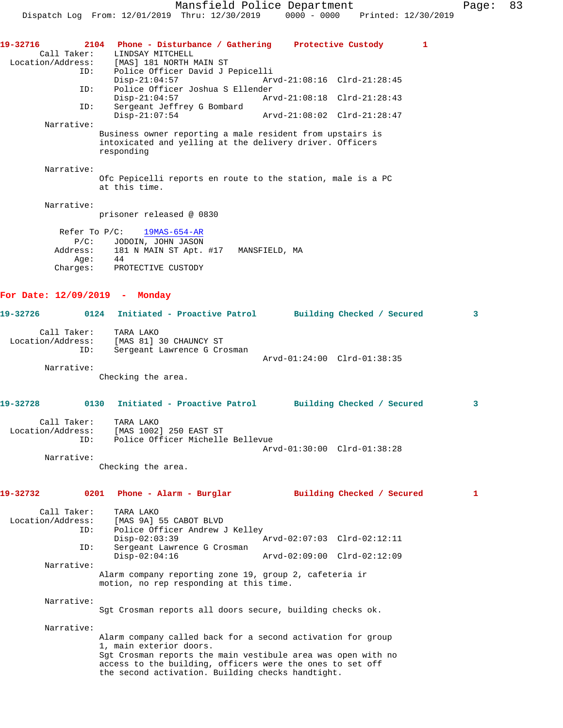**19-32716 2104 Phone - Disturbance / Gathering Protective Custody 1**

Call Taker: LINDSAY MITCHELL
Location/Address: [MAS] 181 NORTH MAIN ST
ID: Police Officer David J Pepicelli
Disp-21:04:57 Arvd-21:08:16 Clrd-21:28:45
ID: Police Officer Joshua S Ellender
Disp-21:04:57 Arvd-21:08:18 Clrd-21:28:43
ID: Sergeant Jeffrey G Bombard
Disp-21:07:54 Arvd-21:08:02 Clrd-21:28:47

Narrative:
Business owner reporting a male resident from upstairs is intoxicated and yelling at the delivery driver. Officers responding

Narrative:
Ofc Pepicelli reports en route to the station, male is a PC at this time.

Narrative:
prisoner released @ 0830

Refer To P/C: 19MAS-654-AR
P/C: JODOIN, JOHN JASON
Address: 181 N MAIN ST Apt. #17 MANSFIELD, MA
Age: 44
Charges: PROTECTIVE CUSTODY

## For Date: 12/09/2019 - Monday

**19-32726 0124 Initiated - Proactive Patrol Building Checked / Secured 3**

Call Taker: TARA LAKO
Location/Address: [MAS 81] 30 CHAUNCY ST
ID: Sergeant Lawrence G Crosman
Arvd-01:24:00 Clrd-01:38:35

Narrative:
Checking the area.

**19-32728 0130 Initiated - Proactive Patrol Building Checked / Secured 3**

Call Taker: TARA LAKO
Location/Address: [MAS 1002] 250 EAST ST
ID: Police Officer Michelle Bellevue
Arvd-01:30:00 Clrd-01:38:28

Narrative:
Checking the area.

**19-32732 0201 Phone - Alarm - Burglar Building Checked / Secured 1**

Call Taker: TARA LAKO
Location/Address: [MAS 9A] 55 CABOT BLVD
ID: Police Officer Andrew J Kelley
Disp-02:03:39 Arvd-02:07:03 Clrd-02:12:11
ID: Sergeant Lawrence G Crosman
Disp-02:04:16 Arvd-02:09:00 Clrd-02:12:09

Narrative:
Alarm company reporting zone 19, group 2, cafeteria ir motion, no rep responding at this time.

Narrative:
Sgt Crosman reports all doors secure, building checks ok.

Narrative:
Alarm company called back for a second activation for group 1, main exterior doors.
Sgt Crosman reports the main vestibule area was open with no access to the building, officers were the ones to set off the second activation. Building checks handtight.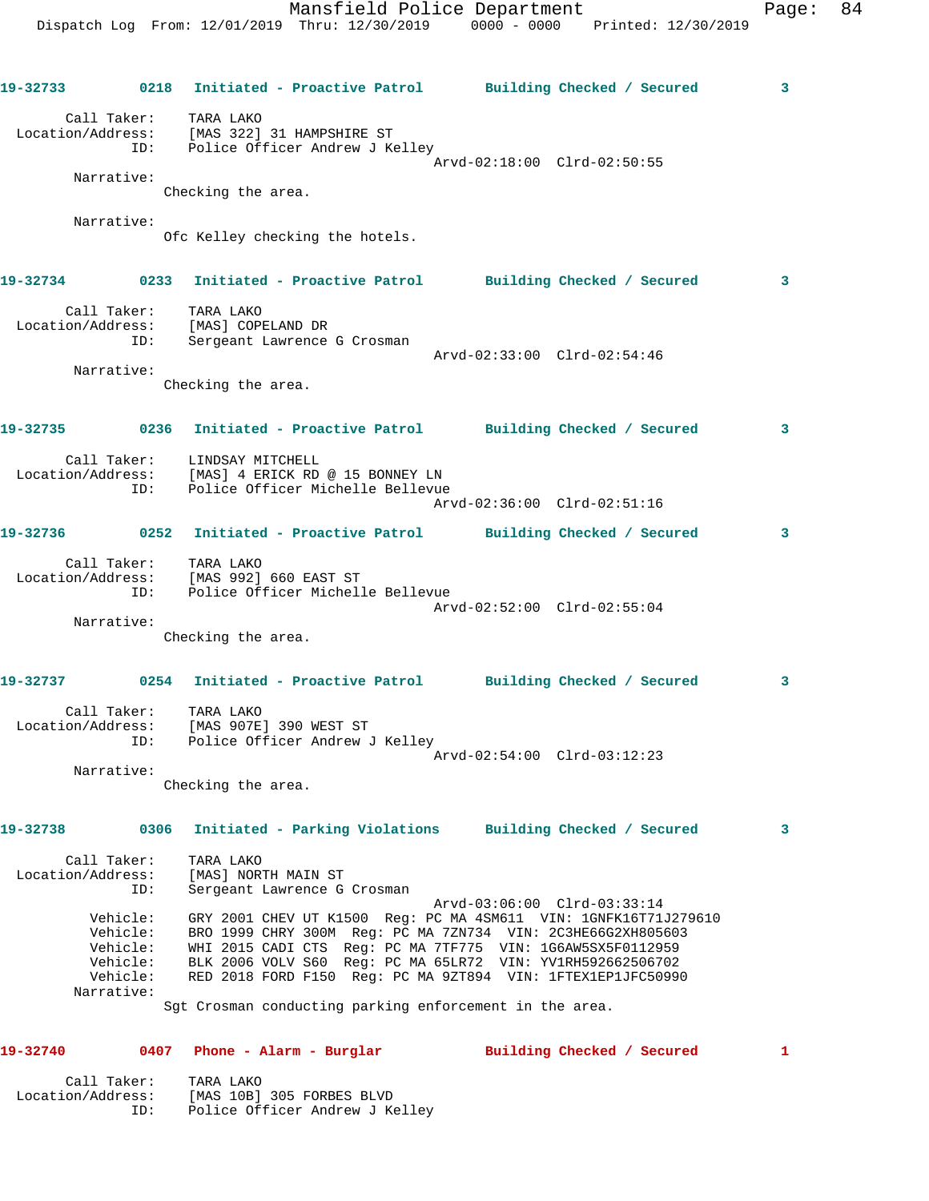**19-32733** 0218 **Initiated - Proactive Patrol** **Building Checked / Secured** **3**

Call Taker: TARA LAKO
Location/Address: [MAS 322] 31 HAMPSHIRE ST
ID: Police Officer Andrew J Kelley
Arvd-02:18:00 Clrd-02:50:55

Narrative:
Checking the area.

Narrative:
Ofc Kelley checking the hotels.

**19-32734** 0233 **Initiated - Proactive Patrol** **Building Checked / Secured** **3**

Call Taker: TARA LAKO
Location/Address: [MAS] COPELAND DR
ID: Sergeant Lawrence G Crosman
Arvd-02:33:00 Clrd-02:54:46

Narrative:
Checking the area.

**19-32735** 0236 **Initiated - Proactive Patrol** **Building Checked / Secured** **3**

Call Taker: LINDSAY MITCHELL
Location/Address: [MAS] 4 ERICK RD @ 15 BONNEY LN
ID: Police Officer Michelle Bellevue
Arvd-02:36:00 Clrd-02:51:16

**19-32736** 0252 **Initiated - Proactive Patrol** **Building Checked / Secured** **3**

Call Taker: TARA LAKO
Location/Address: [MAS 992] 660 EAST ST
ID: Police Officer Michelle Bellevue
Arvd-02:52:00 Clrd-02:55:04

Narrative:
Checking the area.

**19-32737** 0254 **Initiated - Proactive Patrol** **Building Checked / Secured** **3**

Call Taker: TARA LAKO
Location/Address: [MAS 907E] 390 WEST ST
ID: Police Officer Andrew J Kelley
Arvd-02:54:00 Clrd-03:12:23

Narrative:
Checking the area.

**19-32738** 0306 **Initiated - Parking Violations** **Building Checked / Secured** **3**

Call Taker: TARA LAKO
Location/Address: [MAS] NORTH MAIN ST
ID: Sergeant Lawrence G Crosman
Arvd-03:06:00 Clrd-03:33:14
Vehicle: GRY 2001 CHEV UT K1500 Reg: PC MA 4SM611 VIN: 1GNFK16T71J279610
Vehicle: BRO 1999 CHRY 300M Reg: PC MA 7ZN734 VIN: 2C3HE66G2XH805603
Vehicle: WHI 2015 CADI CTS Reg: PC MA 7TF775 VIN: 1G6AW5SX5F0112959
Vehicle: BLK 2006 VOLV S60 Reg: PC MA 65LR72 VIN: YV1RH592662506702
Vehicle: RED 2018 FORD F150 Reg: PC MA 9ZT894 VIN: 1FTEX1EP1JFC50990

Narrative:
Sgt Crosman conducting parking enforcement in the area.

**19-32740** 0407 **Phone - Alarm - Burglar** **Building Checked / Secured** **1**

Call Taker: TARA LAKO
Location/Address: [MAS 10B] 305 FORBES BLVD
ID: Police Officer Andrew J Kelley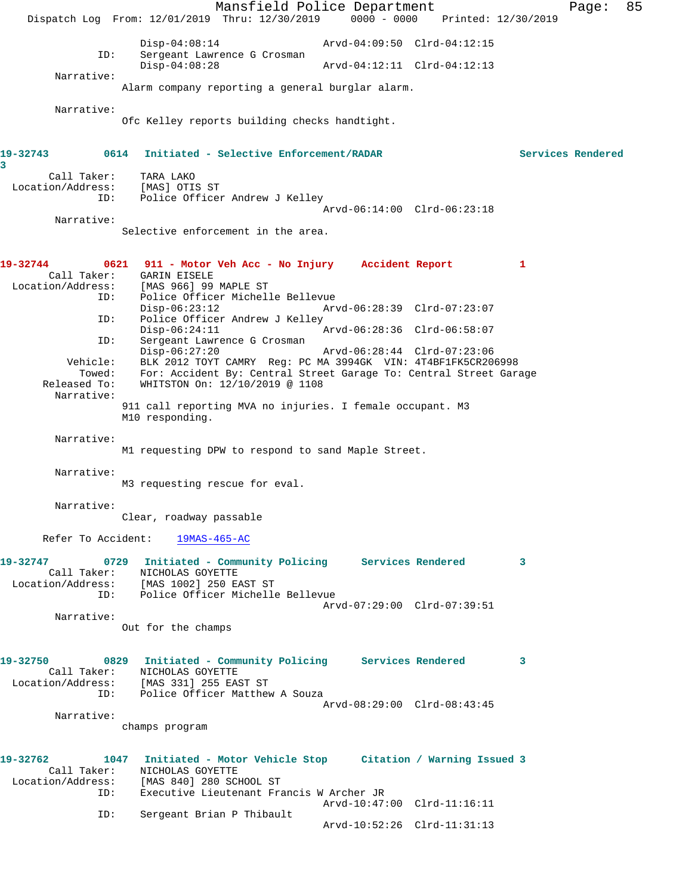```
                Disp-04:08:14                Arvd-04:09:50  Clrd-04:12:15
          ID:   Sergeant Lawrence G Crosman
                Disp-04:08:28                Arvd-04:12:11  Clrd-04:12:13
   Narrative:
               Alarm company reporting a general burglar alarm.

   Narrative:
               Ofc Kelley reports building checks handtight.
```

**19-32743 0614 Initiated - Selective Enforcement/RADAR Services Rendered 3**

```
     Call Taker:  TARA LAKO
Location/Address:  [MAS] OTIS ST
             ID:  Police Officer Andrew J Kelley
                                             Arvd-06:14:00  Clrd-06:23:18
      Narrative:
               Selective enforcement in the area.
```

**19-32744 0621 911 - Motor Veh Acc - No Injury Accident Report 1**

```
     Call Taker:  GARIN EISELE
Location/Address:  [MAS 966] 99 MAPLE ST
             ID:  Police Officer Michelle Bellevue
                  Disp-06:23:12              Arvd-06:28:39  Clrd-07:23:07
             ID:  Police Officer Andrew J Kelley
                  Disp-06:24:11              Arvd-06:28:36  Clrd-06:58:07
             ID:  Sergeant Lawrence G Crosman
                  Disp-06:27:20              Arvd-06:28:44  Clrd-07:23:06
        Vehicle:  BLK 2012 TOYT CAMRY  Reg: PC MA 3994GK  VIN: 4T4BF1FK5CR206998
          Towed:  For: Accident By: Central Street Garage To: Central Street Garage
    Released To:  WHITSTON On: 12/10/2019 @ 1108
      Narrative:
               911 call reporting MVA no injuries. I female occupant. M3
               M10 responding.

      Narrative:
               M1 requesting DPW to respond to sand Maple Street.

      Narrative:
               M3 requesting rescue for eval.

      Narrative:
               Clear, roadway passable

   Refer To Accident:   19MAS-465-AC
```

**19-32747 0729 Initiated - Community Policing Services Rendered 3**

```
     Call Taker:  NICHOLAS GOYETTE
Location/Address:  [MAS 1002] 250 EAST ST
             ID:  Police Officer Michelle Bellevue
                                             Arvd-07:29:00  Clrd-07:39:51
      Narrative:
               Out for the champs
```

**19-32750 0829 Initiated - Community Policing Services Rendered 3**

```
     Call Taker:  NICHOLAS GOYETTE
Location/Address:  [MAS 331] 255 EAST ST
             ID:  Police Officer Matthew A Souza
                                             Arvd-08:29:00  Clrd-08:43:45
      Narrative:
               champs program
```

**19-32762 1047 Initiated - Motor Vehicle Stop Citation / Warning Issued 3**

```
     Call Taker:  NICHOLAS GOYETTE
Location/Address:  [MAS 840] 280 SCHOOL ST
             ID:  Executive Lieutenant Francis W Archer JR
                                             Arvd-10:47:00  Clrd-11:16:11
             ID:  Sergeant Brian P Thibault
                                             Arvd-10:52:26  Clrd-11:31:13
```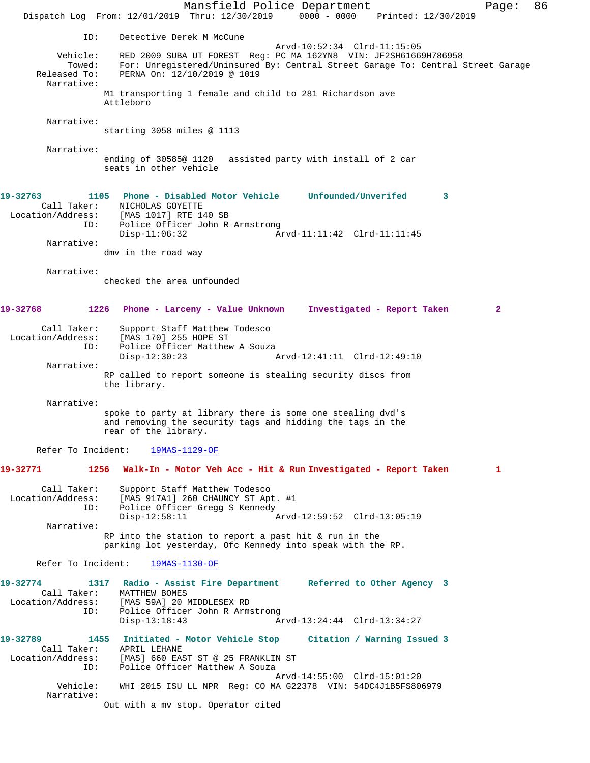```
                ID:    Detective Derek M McCune
                                                 Arvd-10:52:34  Clrd-11:15:05
          Vehicle:    RED 2009 SUBA UT FOREST  Reg: PC MA 162YN8  VIN: JF2SH61669H786958
            Towed:    For: Unregistered/Uninsured By: Central Street Garage To: Central Street Garage
      Released To:    PERNA On: 12/10/2019 @ 1019
        Narrative:
                  M1 transporting 1 female and child to 281 Richardson ave
                  Attleboro

        Narrative:
                  starting 3058 miles @ 1113

        Narrative:
                  ending of 30585@ 1120   assisted party with install of 2 car
                  seats in other vehicle


19-32763        1105   Phone - Disabled Motor Vehicle      Unfounded/Unverifed       3
       Call Taker:    NICHOLAS GOYETTE
 Location/Address:    [MAS 1017] RTE 140 SB
               ID:    Police Officer John R Armstrong
                      Disp-11:06:32              Arvd-11:11:42  Clrd-11:11:45
        Narrative:
                  dmv in the road way

        Narrative:
                  checked the area unfounded


19-32768        1226   Phone - Larceny - Value Unknown     Investigated - Report Taken         2

       Call Taker:    Support Staff Matthew Todesco
 Location/Address:    [MAS 170] 255 HOPE ST
               ID:    Police Officer Matthew A Souza
                      Disp-12:30:23              Arvd-12:41:11  Clrd-12:49:10
        Narrative:
                  RP called to report someone is stealing security discs from
                  the library.

        Narrative:
                  spoke to party at library there is some one stealing dvd's
                  and removing the security tags and hidding the tags in the
                  rear of the library.

      Refer To Incident:    19MAS-1129-OF

19-32771        1256   Walk-In - Motor Veh Acc - Hit & Run Investigated - Report Taken         1

       Call Taker:    Support Staff Matthew Todesco
 Location/Address:    [MAS 917A1] 260 CHAUNCY ST Apt. #1
               ID:    Police Officer Gregg S Kennedy
                      Disp-12:58:11              Arvd-12:59:52  Clrd-13:05:19
        Narrative:
                  RP into the station to report a past hit & run in the
                  parking lot yesterday, Ofc Kennedy into speak with the RP.

      Refer To Incident:    19MAS-1130-OF

19-32774        1317   Radio - Assist Fire Department      Referred to Other Agency  3
       Call Taker:    MATTHEW BOMES
 Location/Address:    [MAS 59A] 20 MIDDLESEX RD
               ID:    Police Officer John R Armstrong
                      Disp-13:18:43              Arvd-13:24:44  Clrd-13:34:27

19-32789        1455   Initiated - Motor Vehicle Stop      Citation / Warning Issued 3
       Call Taker:    APRIL LEHANE
 Location/Address:    [MAS] 660 EAST ST @ 25 FRANKLIN ST
               ID:    Police Officer Matthew A Souza
                                                 Arvd-14:55:00  Clrd-15:01:20
          Vehicle:    WHI 2015 ISU LL NPR  Reg: CO MA G22378  VIN: 54DC4J1B5FS806979
        Narrative:
                  Out with a mv stop. Operator cited
```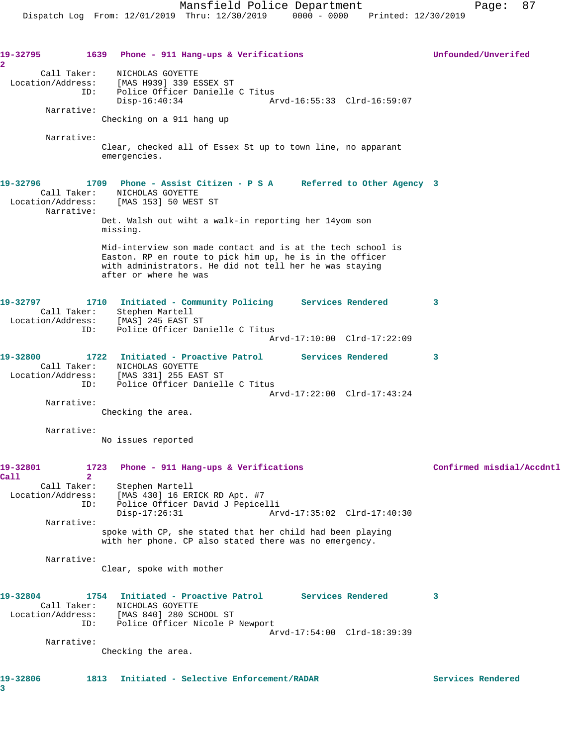19-32795 1639 Phone - 911 Hang-ups & Verifications Unfounded/Unverifed 2

Call Taker: NICHOLAS GOYETTE
Location/Address: [MAS H939] 339 ESSEX ST
ID: Police Officer Danielle C Titus
Disp-16:40:34 Arvd-16:55:33 Clrd-16:59:07

Narrative:
Checking on a 911 hang up

Narrative:
Clear, checked all of Essex St up to town line, no apparant emergencies.

19-32796 1709 Phone - Assist Citizen - P S A Referred to Other Agency 3

Call Taker: NICHOLAS GOYETTE
Location/Address: [MAS 153] 50 WEST ST

Narrative:
Det. Walsh out wiht a walk-in reporting her 14yom son missing.

Mid-interview son made contact and is at the tech school is Easton. RP en route to pick him up, he is in the officer with administrators. He did not tell her he was staying after or where he was

19-32797 1710 Initiated - Community Policing Services Rendered 3

Call Taker: Stephen Martell
Location/Address: [MAS] 245 EAST ST
ID: Police Officer Danielle C Titus
Arvd-17:10:00 Clrd-17:22:09

19-32800 1722 Initiated - Proactive Patrol Services Rendered 3

Call Taker: NICHOLAS GOYETTE
Location/Address: [MAS 331] 255 EAST ST
ID: Police Officer Danielle C Titus
Arvd-17:22:00 Clrd-17:43:24

Narrative:
Checking the area.

Narrative:
No issues reported

19-32801 1723 Phone - 911 Hang-ups & Verifications Confirmed misdial/Accdntl Call 2

Call Taker: Stephen Martell
Location/Address: [MAS 430] 16 ERICK RD Apt. #7
ID: Police Officer David J Pepicelli
Disp-17:26:31 Arvd-17:35:02 Clrd-17:40:30

Narrative:
spoke with CP, she stated that her child had been playing with her phone. CP also stated there was no emergency.

Narrative:
Clear, spoke with mother

19-32804 1754 Initiated - Proactive Patrol Services Rendered 3

Call Taker: NICHOLAS GOYETTE
Location/Address: [MAS 840] 280 SCHOOL ST
ID: Police Officer Nicole P Newport
Arvd-17:54:00 Clrd-18:39:39

Narrative:
Checking the area.

19-32806 1813 Initiated - Selective Enforcement/RADAR Services Rendered 3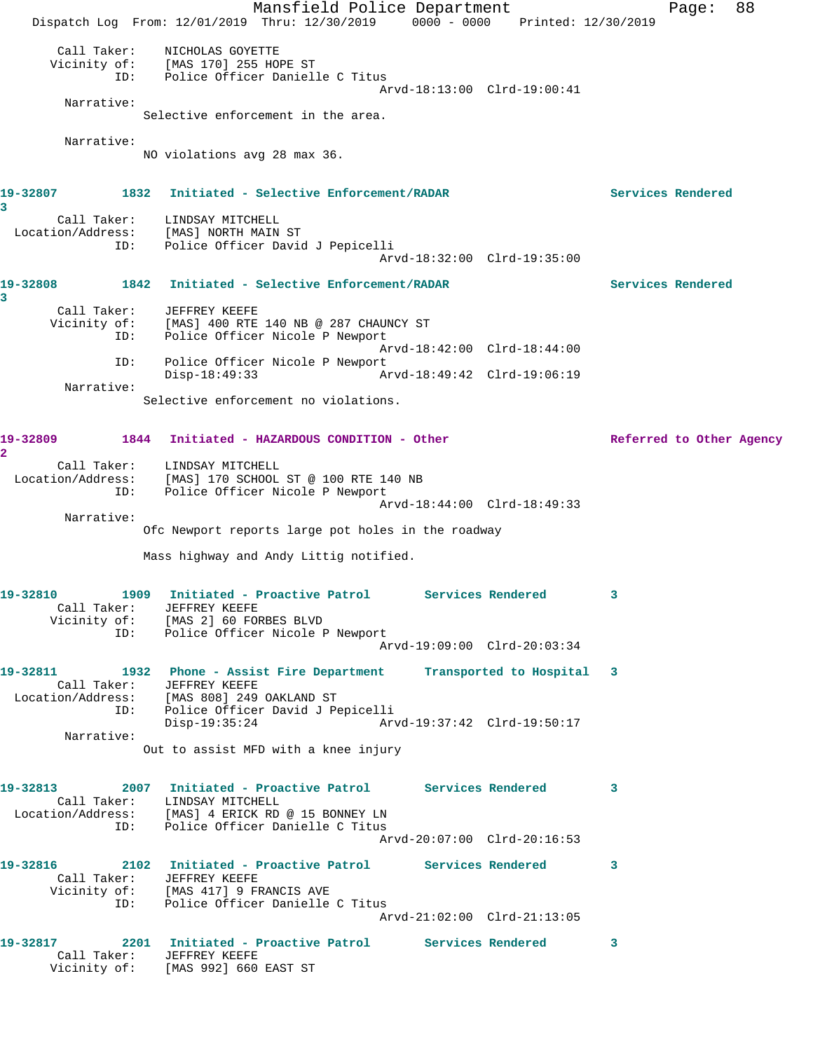Call Taker: NICHOLAS GOYETTE
Vicinity of: [MAS 170] 255 HOPE ST
ID: Police Officer Danielle C Titus
Arvd-18:13:00 Clrd-19:00:41

Narrative:
Selective enforcement in the area.

Narrative:
NO violations avg 28 max 36.

**19-32807** 1832 **Initiated - Selective Enforcement/RADAR** **Services Rendered** 3

Call Taker: LINDSAY MITCHELL
Location/Address: [MAS] NORTH MAIN ST
ID: Police Officer David J Pepicelli
Arvd-18:32:00 Clrd-19:35:00

**19-32808** 1842 **Initiated - Selective Enforcement/RADAR** **Services Rendered** 3

Call Taker: JEFFREY KEEFE
Vicinity of: [MAS] 400 RTE 140 NB @ 287 CHAUNCY ST
ID: Police Officer Nicole P Newport
Arvd-18:42:00 Clrd-18:44:00
ID: Police Officer Nicole P Newport
Disp-18:49:33 Arvd-18:49:42 Clrd-19:06:19

Narrative:
Selective enforcement no violations.

**19-32809** 1844 **Initiated - HAZARDOUS CONDITION - Other** **Referred to Other Agency** 2

Call Taker: LINDSAY MITCHELL
Location/Address: [MAS] 170 SCHOOL ST @ 100 RTE 140 NB
ID: Police Officer Nicole P Newport
Arvd-18:44:00 Clrd-18:49:33

Narrative:
Ofc Newport reports large pot holes in the roadway

Mass highway and Andy Littig notified.

**19-32810** 1909 **Initiated - Proactive Patrol** **Services Rendered** 3

Call Taker: JEFFREY KEEFE
Vicinity of: [MAS 2] 60 FORBES BLVD
ID: Police Officer Nicole P Newport
Arvd-19:09:00 Clrd-20:03:34

**19-32811** 1932 **Phone - Assist Fire Department** **Transported to Hospital** 3

Call Taker: JEFFREY KEEFE
Location/Address: [MAS 808] 249 OAKLAND ST
ID: Police Officer David J Pepicelli
Disp-19:35:24 Arvd-19:37:42 Clrd-19:50:17

Narrative:
Out to assist MFD with a knee injury

**19-32813** 2007 **Initiated - Proactive Patrol** **Services Rendered** 3

Call Taker: LINDSAY MITCHELL
Location/Address: [MAS] 4 ERICK RD @ 15 BONNEY LN
ID: Police Officer Danielle C Titus
Arvd-20:07:00 Clrd-20:16:53

**19-32816** 2102 **Initiated - Proactive Patrol** **Services Rendered** 3

Call Taker: JEFFREY KEEFE
Vicinity of: [MAS 417] 9 FRANCIS AVE
ID: Police Officer Danielle C Titus
Arvd-21:02:00 Clrd-21:13:05

**19-32817** 2201 **Initiated - Proactive Patrol** **Services Rendered** 3

Call Taker: JEFFREY KEEFE
Vicinity of: [MAS 992] 660 EAST ST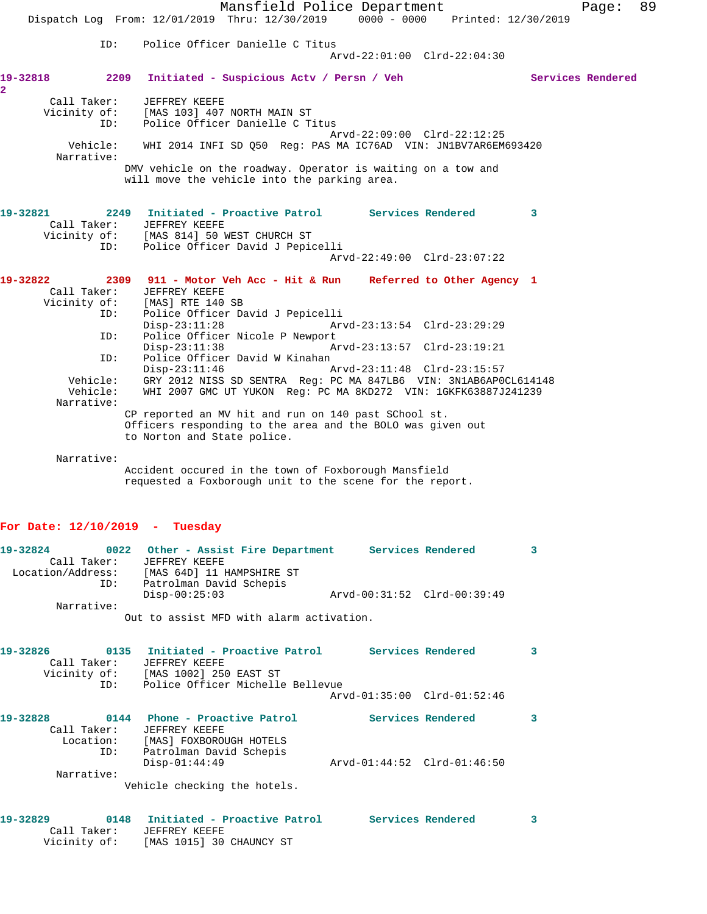ID: Police Officer Danielle C Titus
Arvd-22:01:00 Clrd-22:04:30

**19-32818 2209 Initiated - Suspicious Actv / Persn / Veh Services Rendered 2**

Call Taker: JEFFREY KEEFE
Vicinity of: [MAS 103] 407 NORTH MAIN ST
ID: Police Officer Danielle C Titus
Arvd-22:09:00 Clrd-22:12:25
Vehicle: WHI 2014 INFI SD Q50 Reg: PAS MA IC76AD VIN: JN1BV7AR6EM693420
Narrative:
DMV vehicle on the roadway. Operator is waiting on a tow and will move the vehicle into the parking area.

**19-32821 2249 Initiated - Proactive Patrol Services Rendered 3**

Call Taker: JEFFREY KEEFE
Vicinity of: [MAS 814] 50 WEST CHURCH ST
ID: Police Officer David J Pepicelli
Arvd-22:49:00 Clrd-23:07:22

**19-32822 2309 911 - Motor Veh Acc - Hit & Run Referred to Other Agency 1**

Call Taker: JEFFREY KEEFE
Vicinity of: [MAS] RTE 140 SB
ID: Police Officer David J Pepicelli
Disp-23:11:28 Arvd-23:13:54 Clrd-23:29:29
ID: Police Officer Nicole P Newport
Disp-23:11:38 Arvd-23:13:57 Clrd-23:19:21
ID: Police Officer David W Kinahan
Disp-23:11:46 Arvd-23:11:48 Clrd-23:15:57
Vehicle: GRY 2012 NISS SD SENTRA Reg: PC MA 847LB6 VIN: 3N1AB6AP0CL614148
Vehicle: WHI 2007 GMC UT YUKON Reg: PC MA 8KD272 VIN: 1GKFK63887J241239
Narrative:
CP reported an MV hit and run on 140 past SChool st. Officers responding to the area and the BOLO was given out to Norton and State police.

Narrative:
Accident occured in the town of Foxborough Mansfield requested a Foxborough unit to the scene for the report.

## For Date: 12/10/2019 - Tuesday

**19-32824 0022 Other - Assist Fire Department Services Rendered 3**

Call Taker: JEFFREY KEEFE
Location/Address: [MAS 64D] 11 HAMPSHIRE ST
ID: Patrolman David Schepis
Disp-00:25:03 Arvd-00:31:52 Clrd-00:39:49
Narrative:
Out to assist MFD with alarm activation.

**19-32826 0135 Initiated - Proactive Patrol Services Rendered 3**

Call Taker: JEFFREY KEEFE
Vicinity of: [MAS 1002] 250 EAST ST
ID: Police Officer Michelle Bellevue
Arvd-01:35:00 Clrd-01:52:46

**19-32828 0144 Phone - Proactive Patrol Services Rendered 3**

Call Taker: JEFFREY KEEFE
Location: [MAS] FOXBOROUGH HOTELS
ID: Patrolman David Schepis
Disp-01:44:49 Arvd-01:44:52 Clrd-01:46:50
Narrative:
Vehicle checking the hotels.

**19-32829 0148 Initiated - Proactive Patrol Services Rendered 3**

Call Taker: JEFFREY KEEFE
Vicinity of: [MAS 1015] 30 CHAUNCY ST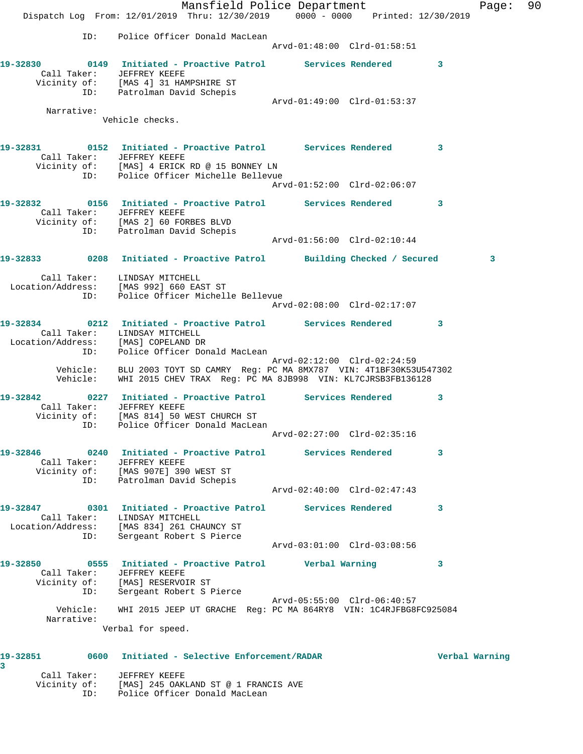ID: Police Officer Donald MacLean
Arvd-01:48:00 Clrd-01:58:51

**19-32830 0149 Initiated - Proactive Patrol Services Rendered 3**
Call Taker: JEFFREY KEEFE
Vicinity of: [MAS 4] 31 HAMPSHIRE ST
ID: Patrolman David Schepis
Arvd-01:49:00 Clrd-01:53:37
Narrative:
Vehicle checks.

**19-32831 0152 Initiated - Proactive Patrol Services Rendered 3**
Call Taker: JEFFREY KEEFE
Vicinity of: [MAS] 4 ERICK RD @ 15 BONNEY LN
ID: Police Officer Michelle Bellevue
Arvd-01:52:00 Clrd-02:06:07

**19-32832 0156 Initiated - Proactive Patrol Services Rendered 3**
Call Taker: JEFFREY KEEFE
Vicinity of: [MAS 2] 60 FORBES BLVD
ID: Patrolman David Schepis
Arvd-01:56:00 Clrd-02:10:44

**19-32833 0208 Initiated - Proactive Patrol Building Checked / Secured 3**
Call Taker: LINDSAY MITCHELL
Location/Address: [MAS 992] 660 EAST ST
ID: Police Officer Michelle Bellevue
Arvd-02:08:00 Clrd-02:17:07

**19-32834 0212 Initiated - Proactive Patrol Services Rendered 3**
Call Taker: LINDSAY MITCHELL
Location/Address: [MAS] COPELAND DR
ID: Police Officer Donald MacLean
Arvd-02:12:00 Clrd-02:24:59
Vehicle: BLU 2003 TOYT SD CAMRY Reg: PC MA 8MX787 VIN: 4T1BF30K53U547302
Vehicle: WHI 2015 CHEV TRAX Reg: PC MA 8JB998 VIN: KL7CJRSB3FB136128

**19-32842 0227 Initiated - Proactive Patrol Services Rendered 3**
Call Taker: JEFFREY KEEFE
Vicinity of: [MAS 814] 50 WEST CHURCH ST
ID: Police Officer Donald MacLean
Arvd-02:27:00 Clrd-02:35:16

**19-32846 0240 Initiated - Proactive Patrol Services Rendered 3**
Call Taker: JEFFREY KEEFE
Vicinity of: [MAS 907E] 390 WEST ST
ID: Patrolman David Schepis
Arvd-02:40:00 Clrd-02:47:43

**19-32847 0301 Initiated - Proactive Patrol Services Rendered 3**
Call Taker: LINDSAY MITCHELL
Location/Address: [MAS 834] 261 CHAUNCY ST
ID: Sergeant Robert S Pierce
Arvd-03:01:00 Clrd-03:08:56

**19-32850 0555 Initiated - Proactive Patrol Verbal Warning 3**
Call Taker: JEFFREY KEEFE
Vicinity of: [MAS] RESERVOIR ST
ID: Sergeant Robert S Pierce
Arvd-05:55:00 Clrd-06:40:57
Vehicle: WHI 2015 JEEP UT GRACHE Reg: PC MA 864RY8 VIN: 1C4RJFBG8FC925084
Narrative:
Verbal for speed.

**19-32851 0600 Initiated - Selective Enforcement/RADAR Verbal Warning 3**
Call Taker: JEFFREY KEEFE
Vicinity of: [MAS] 245 OAKLAND ST @ 1 FRANCIS AVE
ID: Police Officer Donald MacLean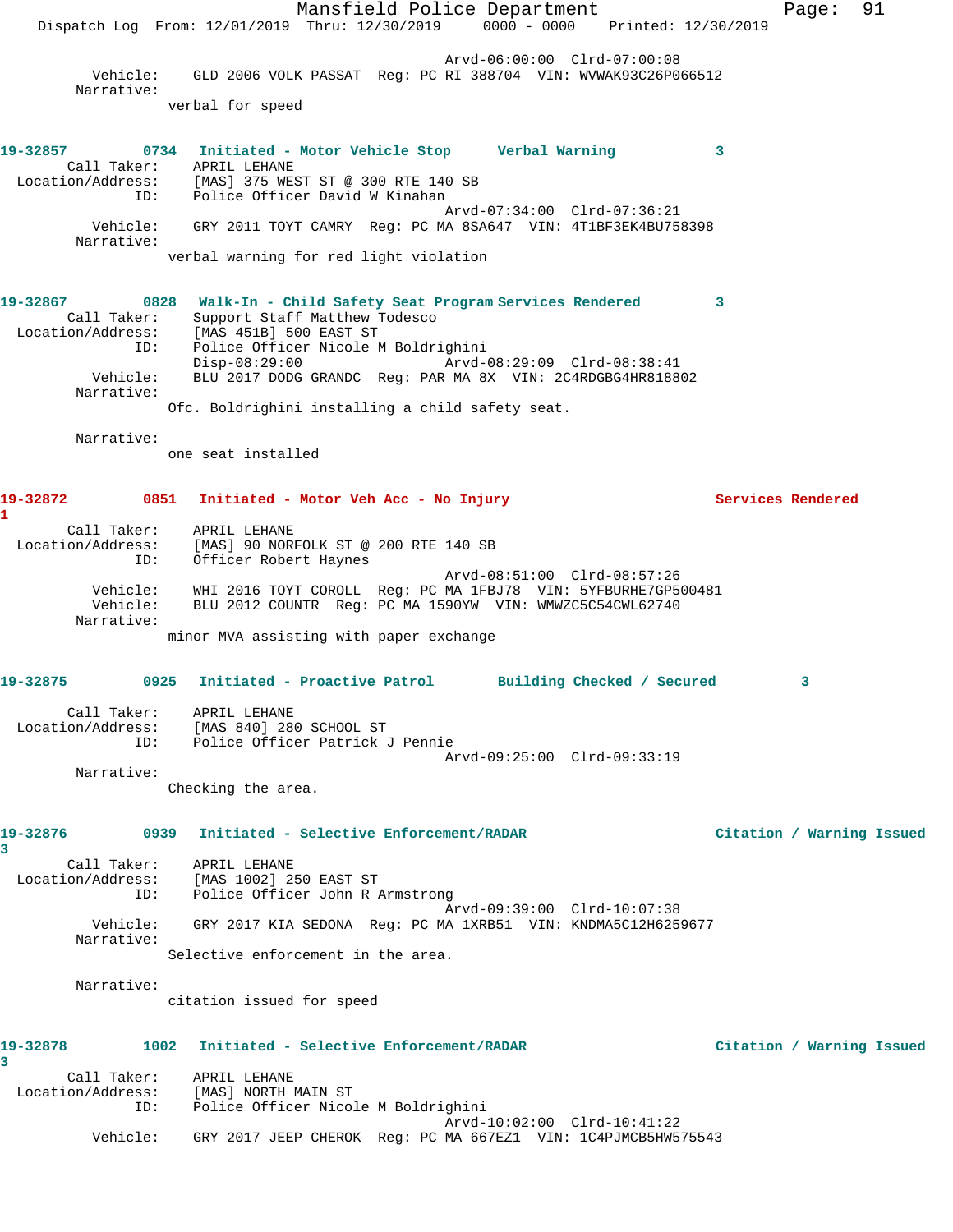Arvd-06:00:00 Clrd-07:00:08
Vehicle: GLD 2006 VOLK PASSAT Reg: PC RI 388704 VIN: WVWAK93C26P066512
Narrative:
verbal for speed

**19-32857 0734 Initiated - Motor Vehicle Stop Verbal Warning 3**
Call Taker: APRIL LEHANE
Location/Address: [MAS] 375 WEST ST @ 300 RTE 140 SB
ID: Police Officer David W Kinahan
Arvd-07:34:00 Clrd-07:36:21
Vehicle: GRY 2011 TOYT CAMRY Reg: PC MA 8SA647 VIN: 4T1BF3EK4BU758398
Narrative:
verbal warning for red light violation

**19-32867 0828 Walk-In - Child Safety Seat Program Services Rendered 3**
Call Taker: Support Staff Matthew Todesco
Location/Address: [MAS 451B] 500 EAST ST
ID: Police Officer Nicole M Boldrighini
Disp-08:29:00 Arvd-08:29:09 Clrd-08:38:41
Vehicle: BLU 2017 DODG GRANDC Reg: PAR MA 8X VIN: 2C4RDGBG4HR818802
Narrative:
Ofc. Boldrighini installing a child safety seat.

Narrative:
one seat installed

**19-32872 0851 Initiated - Motor Veh Acc - No Injury Services Rendered 1**
Call Taker: APRIL LEHANE
Location/Address: [MAS] 90 NORFOLK ST @ 200 RTE 140 SB
ID: Officer Robert Haynes
Arvd-08:51:00 Clrd-08:57:26
Vehicle: WHI 2016 TOYT COROLL Reg: PC MA 1FBJ78 VIN: 5YFBURHE7GP500481
Vehicle: BLU 2012 COUNTR Reg: PC MA 1590YW VIN: WMWZC5C54CWL62740
Narrative:
minor MVA assisting with paper exchange

**19-32875 0925 Initiated - Proactive Patrol Building Checked / Secured 3**
Call Taker: APRIL LEHANE
Location/Address: [MAS 840] 280 SCHOOL ST
ID: Police Officer Patrick J Pennie
Arvd-09:25:00 Clrd-09:33:19
Narrative:
Checking the area.

**19-32876 0939 Initiated - Selective Enforcement/RADAR Citation / Warning Issued 3**
Call Taker: APRIL LEHANE
Location/Address: [MAS 1002] 250 EAST ST
ID: Police Officer John R Armstrong
Arvd-09:39:00 Clrd-10:07:38
Vehicle: GRY 2017 KIA SEDONA Reg: PC MA 1XRB51 VIN: KNDMA5C12H6259677
Narrative:
Selective enforcement in the area.

Narrative:
citation issued for speed

**19-32878 1002 Initiated - Selective Enforcement/RADAR Citation / Warning Issued 3**
Call Taker: APRIL LEHANE
Location/Address: [MAS] NORTH MAIN ST
ID: Police Officer Nicole M Boldrighini
Arvd-10:02:00 Clrd-10:41:22
Vehicle: GRY 2017 JEEP CHEROK Reg: PC MA 667EZ1 VIN: 1C4PJMCB5HW575543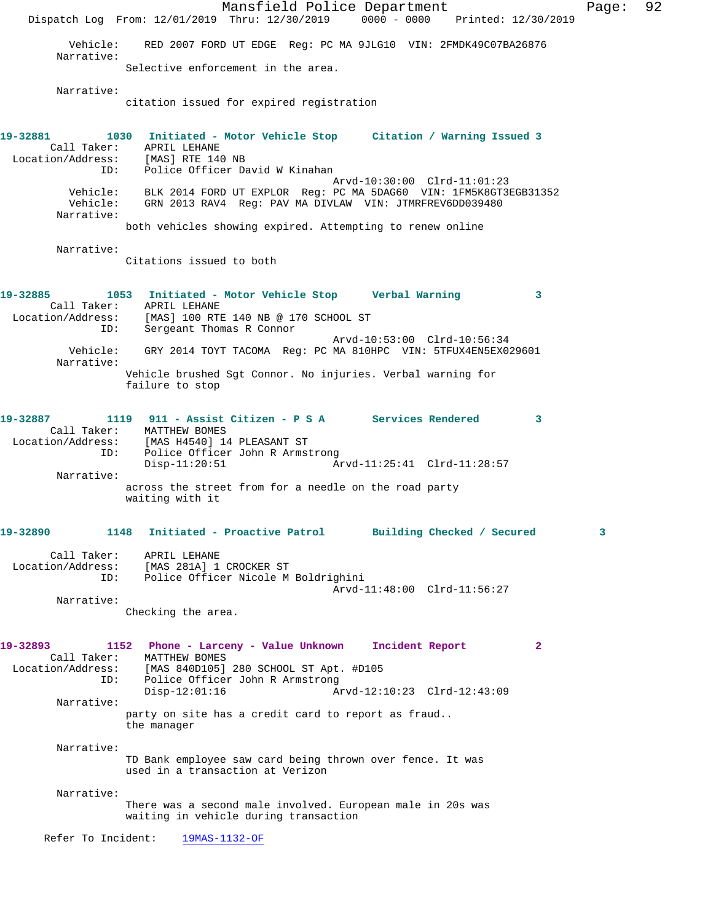Vehicle: RED 2007 FORD UT EDGE Reg: PC MA 9JLG10 VIN: 2FMDK49C07BA26876

Narrative:
Selective enforcement in the area.

Narrative:
citation issued for expired registration

**19-32881** 1030 **Initiated - Motor Vehicle Stop** **Citation / Warning Issued** 3

Call Taker: APRIL LEHANE
Location/Address: [MAS] RTE 140 NB
ID: Police Officer David W Kinahan
Arvd-10:30:00 Clrd-11:01:23
Vehicle: BLK 2014 FORD UT EXPLOR Reg: PC MA 5DAG60 VIN: 1FM5K8GT3EGB31352
Vehicle: GRN 2013 RAV4 Reg: PAV MA DIVLAW VIN: JTMRFREV6DD039480

Narrative:
both vehicles showing expired. Attempting to renew online

Narrative:
Citations issued to both

**19-32885** 1053 **Initiated - Motor Vehicle Stop** **Verbal Warning** 3

Call Taker: APRIL LEHANE
Location/Address: [MAS] 100 RTE 140 NB @ 170 SCHOOL ST
ID: Sergeant Thomas R Connor
Arvd-10:53:00 Clrd-10:56:34
Vehicle: GRY 2014 TOYT TACOMA Reg: PC MA 810HPC VIN: 5TFUX4EN5EX029601

Narrative:
Vehicle brushed Sgt Connor. No injuries. Verbal warning for failure to stop

**19-32887** 1119 **911 - Assist Citizen - P S A** **Services Rendered** 3

Call Taker: MATTHEW BOMES
Location/Address: [MAS H4540] 14 PLEASANT ST
ID: Police Officer John R Armstrong
Disp-11:20:51 Arvd-11:25:41 Clrd-11:28:57

Narrative:
across the street from for a needle on the road party waiting with it

**19-32890** 1148 **Initiated - Proactive Patrol** **Building Checked / Secured** 3

Call Taker: APRIL LEHANE
Location/Address: [MAS 281A] 1 CROCKER ST
ID: Police Officer Nicole M Boldrighini
Arvd-11:48:00 Clrd-11:56:27

Narrative:
Checking the area.

**19-32893** 1152 **Phone - Larceny - Value Unknown** **Incident Report** 2

Call Taker: MATTHEW BOMES
Location/Address: [MAS 840D105] 280 SCHOOL ST Apt. #D105
ID: Police Officer John R Armstrong
Disp-12:01:16 Arvd-12:10:23 Clrd-12:43:09

Narrative:
party on site has a credit card to report as fraud.. the manager

Narrative:
TD Bank employee saw card being thrown over fence. It was used in a transaction at Verizon

Narrative:
There was a second male involved. European male in 20s was waiting in vehicle during transaction

Refer To Incident: 19MAS-1132-OF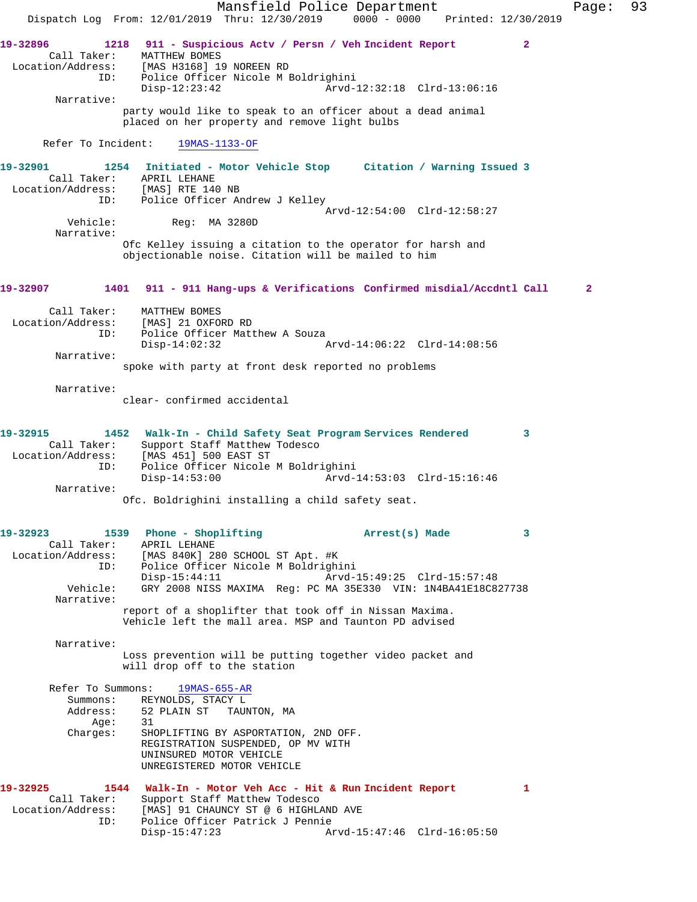**19-32896 1218 911 - Suspicious Actv / Persn / Veh Incident Report 2**

Call Taker: MATTHEW BOMES
Location/Address: [MAS H3168] 19 NOREEN RD
ID: Police Officer Nicole M Boldrighini
Disp-12:23:42 Arvd-12:32:18 Clrd-13:06:16

Narrative:
party would like to speak to an officer about a dead animal placed on her property and remove light bulbs

Refer To Incident: 19MAS-1133-OF

**19-32901 1254 Initiated - Motor Vehicle Stop Citation / Warning Issued 3**

Call Taker: APRIL LEHANE
Location/Address: [MAS] RTE 140 NB
ID: Police Officer Andrew J Kelley
Arvd-12:54:00 Clrd-12:58:27

Vehicle: Reg: MA 3280D

Narrative:
Ofc Kelley issuing a citation to the operator for harsh and objectionable noise. Citation will be mailed to him

**19-32907 1401 911 - 911 Hang-ups & Verifications Confirmed misdial/Accdntl Call 2**

Call Taker: MATTHEW BOMES
Location/Address: [MAS] 21 OXFORD RD
ID: Police Officer Matthew A Souza
Disp-14:02:32 Arvd-14:06:22 Clrd-14:08:56

Narrative:
spoke with party at front desk reported no problems

Narrative:
clear- confirmed accidental

**19-32915 1452 Walk-In - Child Safety Seat Program Services Rendered 3**

Call Taker: Support Staff Matthew Todesco
Location/Address: [MAS 451] 500 EAST ST
ID: Police Officer Nicole M Boldrighini
Disp-14:53:00 Arvd-14:53:03 Clrd-15:16:46

Narrative:
Ofc. Boldrighini installing a child safety seat.

**19-32923 1539 Phone - Shoplifting Arrest(s) Made 3**

Call Taker: APRIL LEHANE
Location/Address: [MAS 840K] 280 SCHOOL ST Apt. #K
ID: Police Officer Nicole M Boldrighini
Disp-15:44:11 Arvd-15:49:25 Clrd-15:57:48

Vehicle: GRY 2008 NISS MAXIMA Reg: PC MA 35E330 VIN: 1N4BA41E18C827738

Narrative:
report of a shoplifter that took off in Nissan Maxima. Vehicle left the mall area. MSP and Taunton PD advised

Narrative:
Loss prevention will be putting together video packet and will drop off to the station

Refer To Summons: 19MAS-655-AR
Summons: REYNOLDS, STACY L
Address: 52 PLAIN ST TAUNTON, MA
Age: 31
Charges: SHOPLIFTING BY ASPORTATION, 2ND OFF.
REGISTRATION SUSPENDED, OP MV WITH
UNINSURED MOTOR VEHICLE
UNREGISTERED MOTOR VEHICLE

**19-32925 1544 Walk-In - Motor Veh Acc - Hit & Run Incident Report 1**

Call Taker: Support Staff Matthew Todesco
Location/Address: [MAS] 91 CHAUNCY ST @ 6 HIGHLAND AVE
ID: Police Officer Patrick J Pennie
Disp-15:47:23 Arvd-15:47:46 Clrd-16:05:50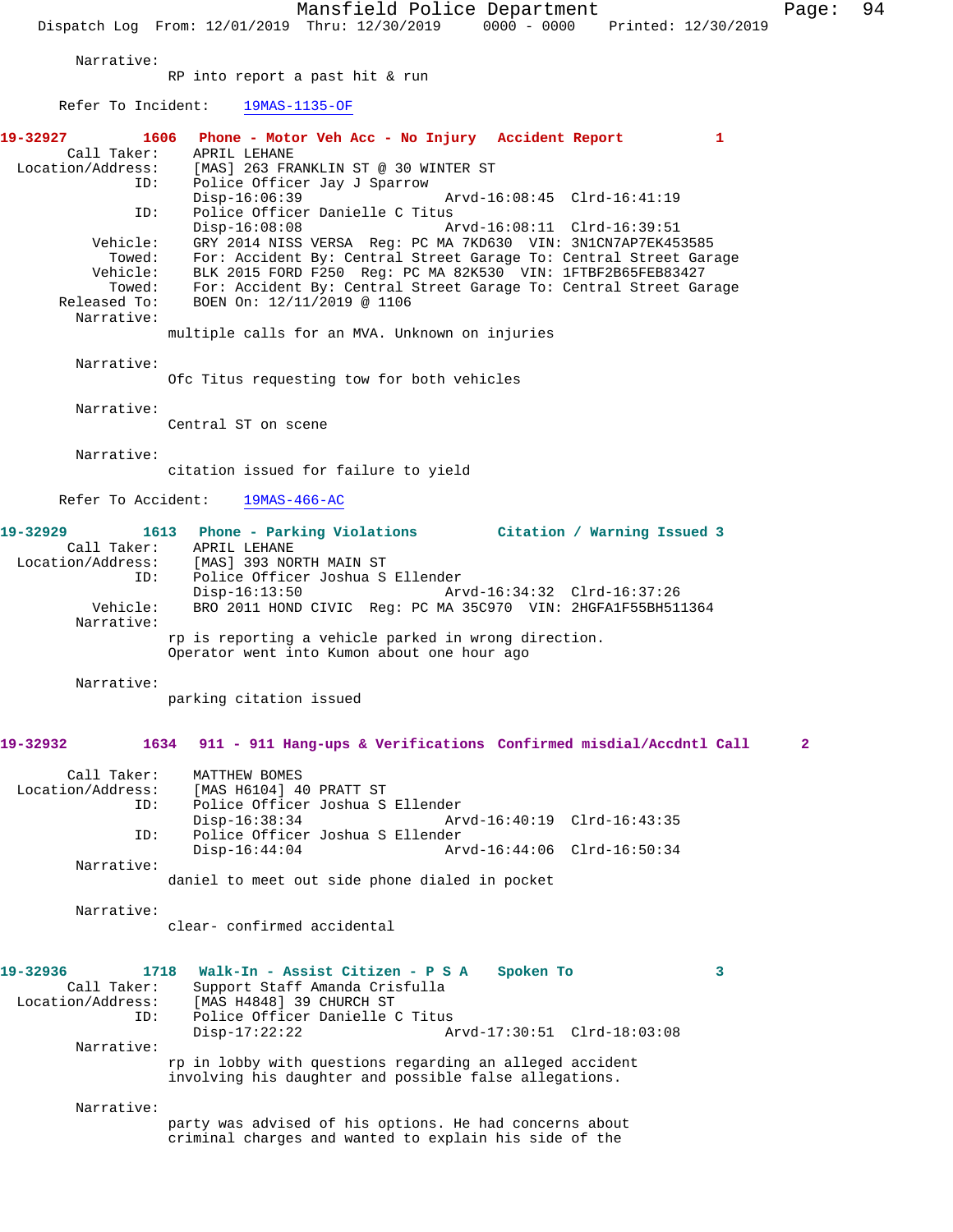Narrative:
RP into report a past hit & run

Refer To Incident: 19MAS-1135-OF

**19-32927 1606 Phone - Motor Veh Acc - No Injury Accident Report 1**

Call Taker: APRIL LEHANE
Location/Address: [MAS] 263 FRANKLIN ST @ 30 WINTER ST
ID: Police Officer Jay J Sparrow
Disp-16:06:39 Arvd-16:08:45 Clrd-16:41:19
ID: Police Officer Danielle C Titus
Disp-16:08:08 Arvd-16:08:11 Clrd-16:39:51
Vehicle: GRY 2014 NISS VERSA Reg: PC MA 7KD630 VIN: 3N1CN7AP7EK453585
Towed: For: Accident By: Central Street Garage To: Central Street Garage
Vehicle: BLK 2015 FORD F250 Reg: PC MA 82K530 VIN: 1FTBF2B65FEB83427
Towed: For: Accident By: Central Street Garage To: Central Street Garage
Released To: BOEN On: 12/11/2019 @ 1106
Narrative:
multiple calls for an MVA. Unknown on injuries

Narrative:
Ofc Titus requesting tow for both vehicles

Narrative:
Central ST on scene

Narrative:
citation issued for failure to yield

Refer To Accident: 19MAS-466-AC

**19-32929 1613 Phone - Parking Violations Citation / Warning Issued 3**

Call Taker: APRIL LEHANE
Location/Address: [MAS] 393 NORTH MAIN ST
ID: Police Officer Joshua S Ellender
Disp-16:13:50 Arvd-16:34:32 Clrd-16:37:26
Vehicle: BRO 2011 HOND CIVIC Reg: PC MA 35C970 VIN: 2HGFA1F55BH511364
Narrative:
rp is reporting a vehicle parked in wrong direction.
Operator went into Kumon about one hour ago

Narrative:
parking citation issued

**19-32932 1634 911 - 911 Hang-ups & Verifications Confirmed misdial/Accdntl Call 2**

Call Taker: MATTHEW BOMES
Location/Address: [MAS H6104] 40 PRATT ST
ID: Police Officer Joshua S Ellender
Disp-16:38:34 Arvd-16:40:19 Clrd-16:43:35
ID: Police Officer Joshua S Ellender
Disp-16:44:04 Arvd-16:44:06 Clrd-16:50:34
Narrative:
daniel to meet out side phone dialed in pocket

Narrative:
clear- confirmed accidental

**19-32936 1718 Walk-In - Assist Citizen - P S A Spoken To 3**

Call Taker: Support Staff Amanda Crisfulla
Location/Address: [MAS H4848] 39 CHURCH ST
ID: Police Officer Danielle C Titus
Disp-17:22:22 Arvd-17:30:51 Clrd-18:03:08
Narrative:
rp in lobby with questions regarding an alleged accident
involving his daughter and possible false allegations.

Narrative:
party was advised of his options. He had concerns about
criminal charges and wanted to explain his side of the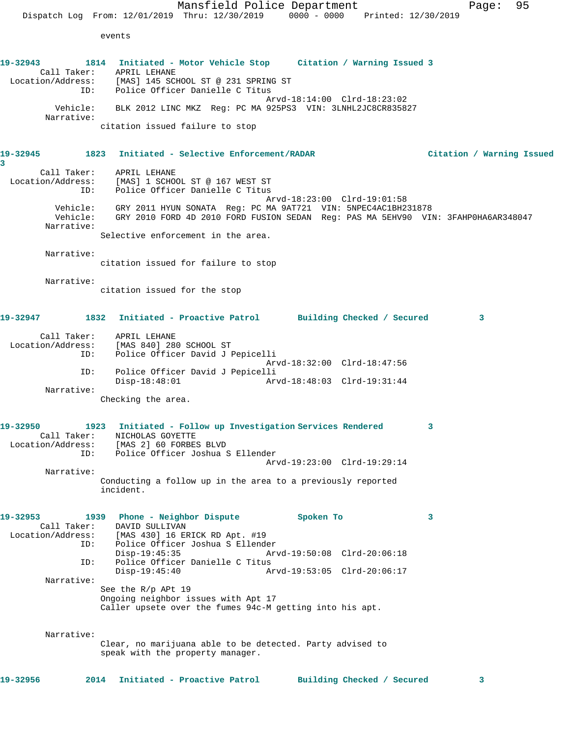events

**19-32943** 1814 **Initiated - Motor Vehicle Stop** **Citation / Warning Issued 3**

Call Taker: APRIL LEHANE
Location/Address: [MAS] 145 SCHOOL ST @ 231 SPRING ST
ID: Police Officer Danielle C Titus
Arvd-18:14:00 Clrd-18:23:02
Vehicle: BLK 2012 LINC MKZ Reg: PC MA 925PS3 VIN: 3LNHL2JC8CR835827
Narrative:
citation issued failure to stop

**19-32945** 1823 **Initiated - Selective Enforcement/RADAR** **Citation / Warning Issued 3**

Call Taker: APRIL LEHANE
Location/Address: [MAS] 1 SCHOOL ST @ 167 WEST ST
ID: Police Officer Danielle C Titus
Arvd-18:23:00 Clrd-19:01:58
Vehicle: GRY 2011 HYUN SONATA Reg: PC MA 9AT721 VIN: 5NPEC4AC1BH231878
Vehicle: GRY 2010 FORD 4D 2010 FORD FUSION SEDAN Reg: PAS MA 5EHV90 VIN: 3FAHP0HA6AR348047
Narrative:
Selective enforcement in the area.

Narrative:
citation issued for failure to stop

Narrative:
citation issued for the stop

**19-32947** 1832 **Initiated - Proactive Patrol** **Building Checked / Secured** **3**

Call Taker: APRIL LEHANE
Location/Address: [MAS 840] 280 SCHOOL ST
ID: Police Officer David J Pepicelli
Arvd-18:32:00 Clrd-18:47:56
ID: Police Officer David J Pepicelli
Disp-18:48:01 Arvd-18:48:03 Clrd-19:31:44
Narrative:
Checking the area.

**19-32950** 1923 **Initiated - Follow up Investigation** **Services Rendered** **3**

Call Taker: NICHOLAS GOYETTE
Location/Address: [MAS 2] 60 FORBES BLVD
ID: Police Officer Joshua S Ellender
Arvd-19:23:00 Clrd-19:29:14
Narrative:
Conducting a follow up in the area to a previously reported incident.

**19-32953** 1939 **Phone - Neighbor Dispute** **Spoken To** **3**

Call Taker: DAVID SULLIVAN
Location/Address: [MAS 430] 16 ERICK RD Apt. #19
ID: Police Officer Joshua S Ellender
Disp-19:45:35 Arvd-19:50:08 Clrd-20:06:18
ID: Police Officer Danielle C Titus
Disp-19:45:40 Arvd-19:53:05 Clrd-20:06:17
Narrative:
See the R/p APt 19
Ongoing neighbor issues with Apt 17
Caller upsete over the fumes 94c-M getting into his apt.

Narrative:
Clear, no marijuana able to be detected. Party advised to speak with the property manager.

**19-32956** 2014 **Initiated - Proactive Patrol** **Building Checked / Secured** **3**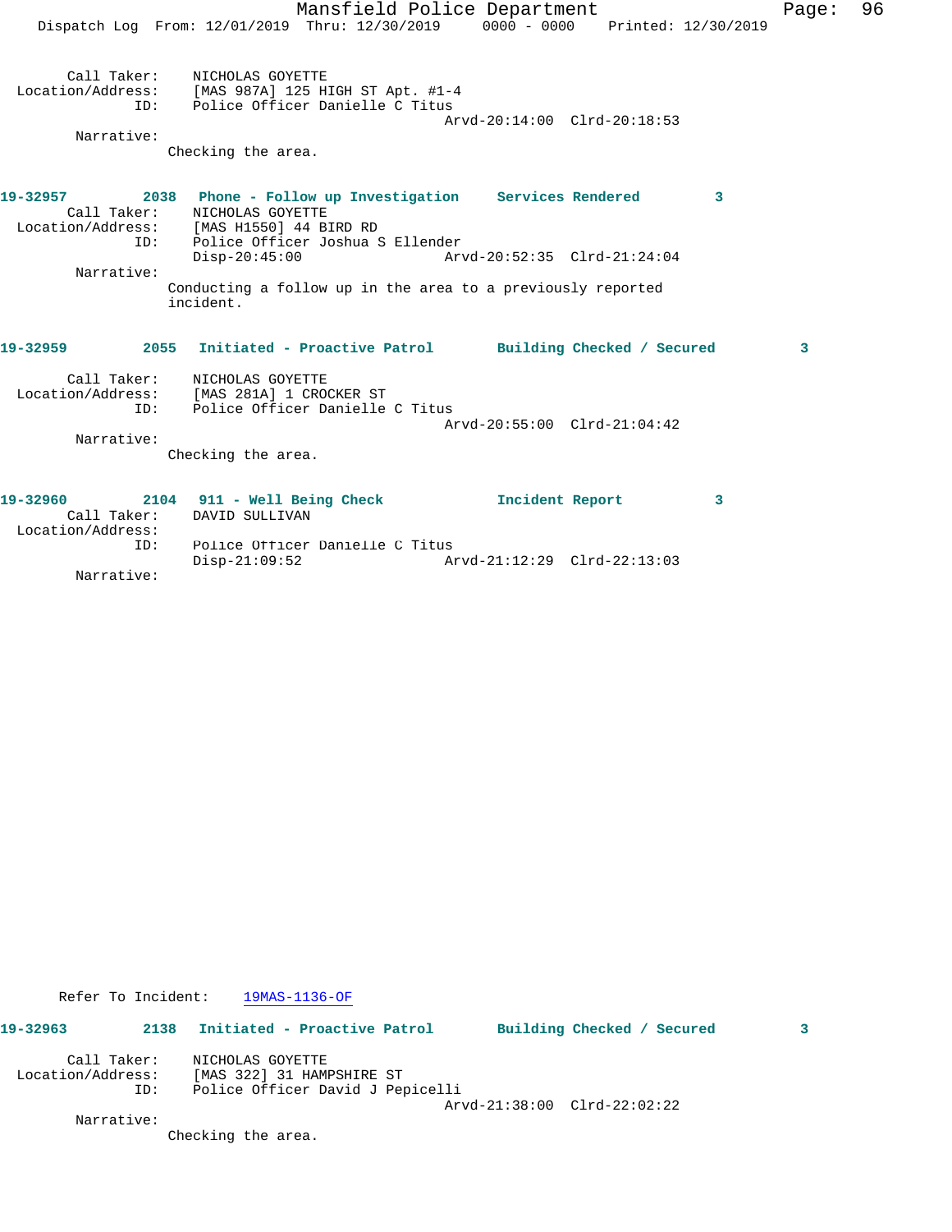```
Call Taker:    NICHOLAS GOYETTE
Location/Address:    [MAS 987A] 125 HIGH ST Apt. #1-4
            ID:    Police Officer Danielle C Titus
                                          Arvd-20:14:00  Clrd-20:18:53
Narrative:
        Checking the area.
```

**19-32957** 2038 **Phone - Follow up Investigation** **Services Rendered** **3**

```
Call Taker:    NICHOLAS GOYETTE
Location/Address:    [MAS H1550] 44 BIRD RD
            ID:    Police Officer Joshua S Ellender
                   Disp-20:45:00          Arvd-20:52:35  Clrd-21:24:04
Narrative:
        Conducting a follow up in the area to a previously reported
        incident.
```

**19-32959** 2055 **Initiated - Proactive Patrol** **Building Checked / Secured** **3**

```
Call Taker:    NICHOLAS GOYETTE
Location/Address:    [MAS 281A] 1 CROCKER ST
            ID:    Police Officer Danielle C Titus
                                          Arvd-20:55:00  Clrd-21:04:42
Narrative:
        Checking the area.
```

**19-32960** 2104 **911 - Well Being Check** **Incident Report** **3**

```
Call Taker:    DAVID SULLIVAN
Location/Address:
            ID:    Police Officer Danielle C Titus
                   Disp-21:09:52          Arvd-21:12:29  Clrd-22:13:03
Narrative:
```

Refer To Incident: 19MAS-1136-OF

**19-32963** 2138 **Initiated - Proactive Patrol** **Building Checked / Secured** **3**

```
Call Taker:    NICHOLAS GOYETTE
Location/Address:    [MAS 322] 31 HAMPSHIRE ST
            ID:    Police Officer David J Pepicelli
                                          Arvd-21:38:00  Clrd-22:02:22
Narrative:
        Checking the area.
```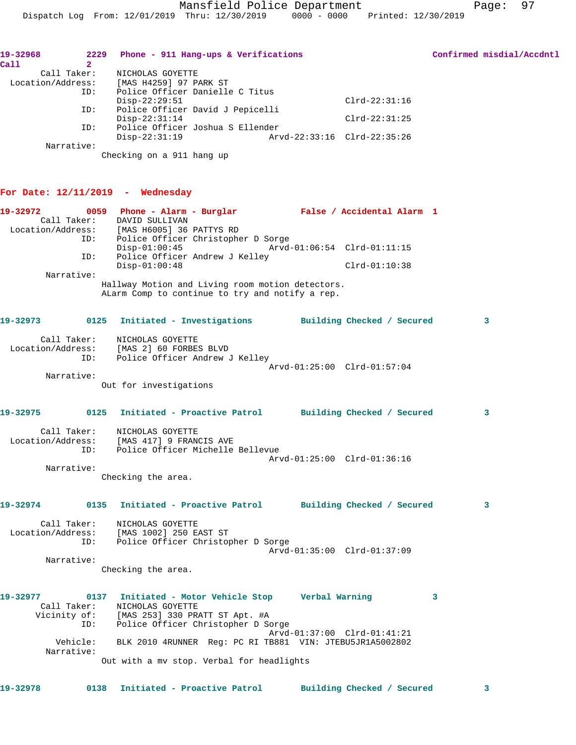**19-32968** 2229 **Phone - 911 Hang-ups & Verifications** **Confirmed misdial/Accdntl Call** 2

```
        Call Taker:    NICHOLAS GOYETTE
  Location/Address:    [MAS H4259] 97 PARK ST
                ID:    Police Officer Danielle C Titus
                       Disp-22:29:51                          Clrd-22:31:16
                ID:    Police Officer David J Pepicelli
                       Disp-22:31:14                          Clrd-22:31:25
                ID:    Police Officer Joshua S Ellender
                       Disp-22:31:19              Arvd-22:33:16  Clrd-22:35:26
         Narrative:
                      Checking on a 911 hang up
```

## For Date: 12/11/2019 - Wednesday

**19-32972** 0059 **Phone - Alarm - Burglar** **False / Accidental Alarm** 1

```
        Call Taker:    DAVID SULLIVAN
  Location/Address:    [MAS H6005] 36 PATTYS RD
                ID:    Police Officer Christopher D Sorge
                       Disp-01:00:45              Arvd-01:06:54  Clrd-01:11:15
                ID:    Police Officer Andrew J Kelley
                       Disp-01:00:48                          Clrd-01:10:38
         Narrative:
                      Hallway Motion and Living room motion detectors.
                      ALarm Comp to continue to try and notify a rep.
```

**19-32973** 0125 **Initiated - Investigations** **Building Checked / Secured** 3

```
        Call Taker:    NICHOLAS GOYETTE
  Location/Address:    [MAS 2] 60 FORBES BLVD
                ID:    Police Officer Andrew J Kelley
                                                  Arvd-01:25:00  Clrd-01:57:04
         Narrative:
                      Out for investigations
```

**19-32975** 0125 **Initiated - Proactive Patrol** **Building Checked / Secured** 3

```
        Call Taker:    NICHOLAS GOYETTE
  Location/Address:    [MAS 417] 9 FRANCIS AVE
                ID:    Police Officer Michelle Bellevue
                                                  Arvd-01:25:00  Clrd-01:36:16
         Narrative:
                      Checking the area.
```

**19-32974** 0135 **Initiated - Proactive Patrol** **Building Checked / Secured** 3

```
        Call Taker:    NICHOLAS GOYETTE
  Location/Address:    [MAS 1002] 250 EAST ST
                ID:    Police Officer Christopher D Sorge
                                                  Arvd-01:35:00  Clrd-01:37:09
         Narrative:
                      Checking the area.
```

**19-32977** 0137 **Initiated - Motor Vehicle Stop** **Verbal Warning** 3

```
        Call Taker:    NICHOLAS GOYETTE
       Vicinity of:    [MAS 253] 330 PRATT ST Apt. #A
                ID:    Police Officer Christopher D Sorge
                                                  Arvd-01:37:00  Clrd-01:41:21
           Vehicle:    BLK 2010 4RUNNER  Reg: PC RI TB881  VIN: JTEBU5JR1A5002802
         Narrative:
                      Out with a mv stop. Verbal for headlights
```

**19-32978** 0138 **Initiated - Proactive Patrol** **Building Checked / Secured** 3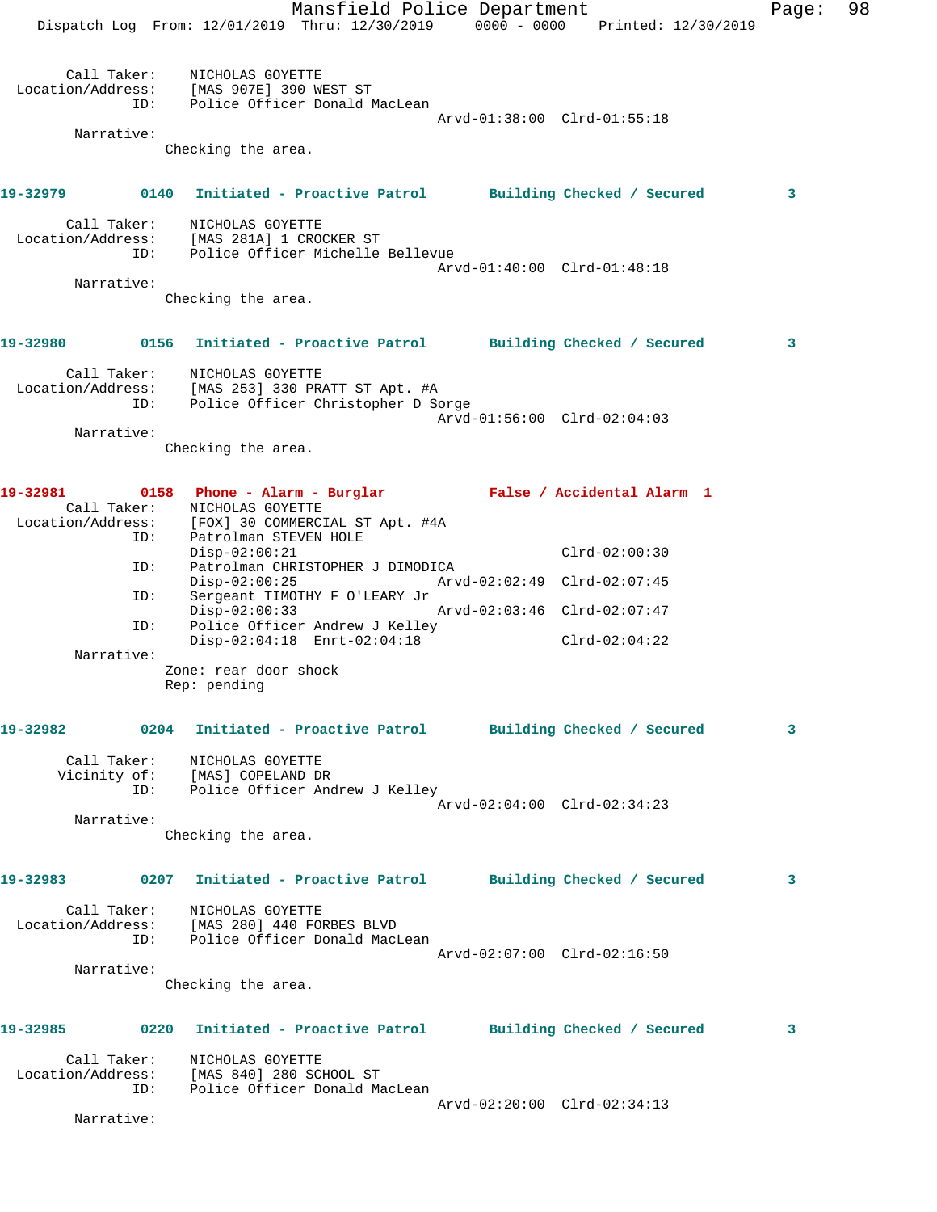Call Taker: NICHOLAS GOYETTE
Location/Address: [MAS 907E] 390 WEST ST
ID: Police Officer Donald MacLean
Arvd-01:38:00 Clrd-01:55:18
Narrative:
Checking the area.

**19-32979 0140 Initiated - Proactive Patrol Building Checked / Secured 3**

Call Taker: NICHOLAS GOYETTE
Location/Address: [MAS 281A] 1 CROCKER ST
ID: Police Officer Michelle Bellevue
Arvd-01:40:00 Clrd-01:48:18
Narrative:
Checking the area.

**19-32980 0156 Initiated - Proactive Patrol Building Checked / Secured 3**

Call Taker: NICHOLAS GOYETTE
Location/Address: [MAS 253] 330 PRATT ST Apt. #A
ID: Police Officer Christopher D Sorge
Arvd-01:56:00 Clrd-02:04:03
Narrative:
Checking the area.

**19-32981 0158 Phone - Alarm - Burglar False / Accidental Alarm 1**

Call Taker: NICHOLAS GOYETTE
Location/Address: [FOX] 30 COMMERCIAL ST Apt. #4A
ID: Patrolman STEVEN HOLE
Disp-02:00:21 Clrd-02:00:30
ID: Patrolman CHRISTOPHER J DIMODICA
Disp-02:00:25 Arvd-02:02:49 Clrd-02:07:45
ID: Sergeant TIMOTHY F O'LEARY Jr
Disp-02:00:33 Arvd-02:03:46 Clrd-02:07:47
ID: Police Officer Andrew J Kelley
Disp-02:04:18 Enrt-02:04:18 Clrd-02:04:22
Narrative:
Zone: rear door shock
Rep: pending

**19-32982 0204 Initiated - Proactive Patrol Building Checked / Secured 3**

Call Taker: NICHOLAS GOYETTE
Vicinity of: [MAS] COPELAND DR
ID: Police Officer Andrew J Kelley
Arvd-02:04:00 Clrd-02:34:23
Narrative:
Checking the area.

**19-32983 0207 Initiated - Proactive Patrol Building Checked / Secured 3**

Call Taker: NICHOLAS GOYETTE
Location/Address: [MAS 280] 440 FORBES BLVD
ID: Police Officer Donald MacLean
Arvd-02:07:00 Clrd-02:16:50
Narrative:
Checking the area.

**19-32985 0220 Initiated - Proactive Patrol Building Checked / Secured 3**

Call Taker: NICHOLAS GOYETTE
Location/Address: [MAS 840] 280 SCHOOL ST
ID: Police Officer Donald MacLean
Arvd-02:20:00 Clrd-02:34:13
Narrative: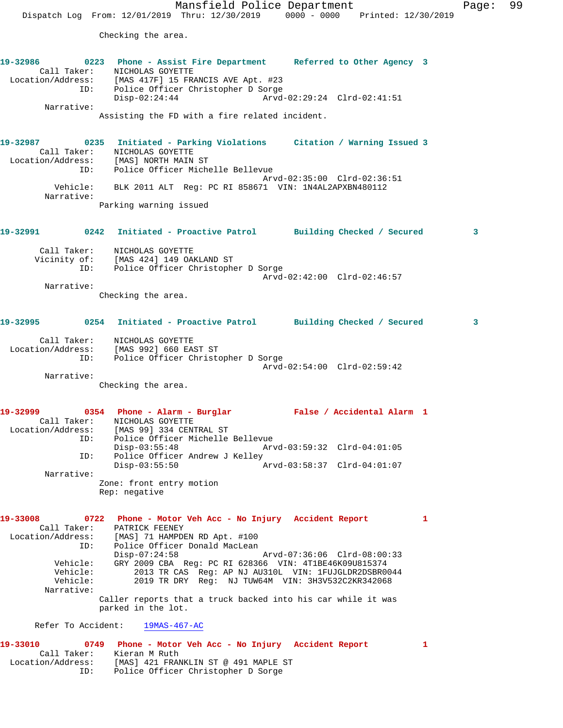Checking the area.

**19-32986** 0223 **Phone - Assist Fire Department** **Referred to Other Agency** 3
Call Taker: NICHOLAS GOYETTE
Location/Address: [MAS 417F] 15 FRANCIS AVE Apt. #23
ID: Police Officer Christopher D Sorge
Disp-02:24:44 Arvd-02:29:24 Clrd-02:41:51
Narrative:
Assisting the FD with a fire related incident.

**19-32987** 0235 **Initiated - Parking Violations** **Citation / Warning Issued** 3
Call Taker: NICHOLAS GOYETTE
Location/Address: [MAS] NORTH MAIN ST
ID: Police Officer Michelle Bellevue
Arvd-02:35:00 Clrd-02:36:51
Vehicle: BLK 2011 ALT Reg: PC RI 858671 VIN: 1N4AL2APXBN480112
Narrative:
Parking warning issued

**19-32991** 0242 **Initiated - Proactive Patrol** **Building Checked / Secured** 3
Call Taker: NICHOLAS GOYETTE
Vicinity of: [MAS 424] 149 OAKLAND ST
ID: Police Officer Christopher D Sorge
Arvd-02:42:00 Clrd-02:46:57
Narrative:
Checking the area.

**19-32995** 0254 **Initiated - Proactive Patrol** **Building Checked / Secured** 3
Call Taker: NICHOLAS GOYETTE
Location/Address: [MAS 992] 660 EAST ST
ID: Police Officer Christopher D Sorge
Arvd-02:54:00 Clrd-02:59:42
Narrative:
Checking the area.

**19-32999** 0354 **Phone - Alarm - Burglar** **False / Accidental Alarm** 1
Call Taker: NICHOLAS GOYETTE
Location/Address: [MAS 99] 334 CENTRAL ST
ID: Police Officer Michelle Bellevue
Disp-03:55:48 Arvd-03:59:32 Clrd-04:01:05
ID: Police Officer Andrew J Kelley
Disp-03:55:50 Arvd-03:58:37 Clrd-04:01:07
Narrative:
Zone: front entry motion
Rep: negative

**19-33008** 0722 **Phone - Motor Veh Acc - No Injury** **Accident Report** 1
Call Taker: PATRICK FEENEY
Location/Address: [MAS] 71 HAMPDEN RD Apt. #100
ID: Police Officer Donald MacLean
Disp-07:24:58 Arvd-07:36:06 Clrd-08:00:33
Vehicle: GRY 2009 CBA Reg: PC RI 628366 VIN: 4T1BE46K09U815374
Vehicle: 2013 TR CAS Reg: AP NJ AU310L VIN: 1FUJGLDR2DSBR0044
Vehicle: 2019 TR DRY Reg: NJ TUW64M VIN: 3H3V532C2KR342068
Narrative:
Caller reports that a truck backed into his car while it was parked in the lot.

Refer To Accident: 19MAS-467-AC

**19-33010** 0749 **Phone - Motor Veh Acc - No Injury** **Accident Report** 1
Call Taker: Kieran M Ruth
Location/Address: [MAS] 421 FRANKLIN ST @ 491 MAPLE ST
ID: Police Officer Christopher D Sorge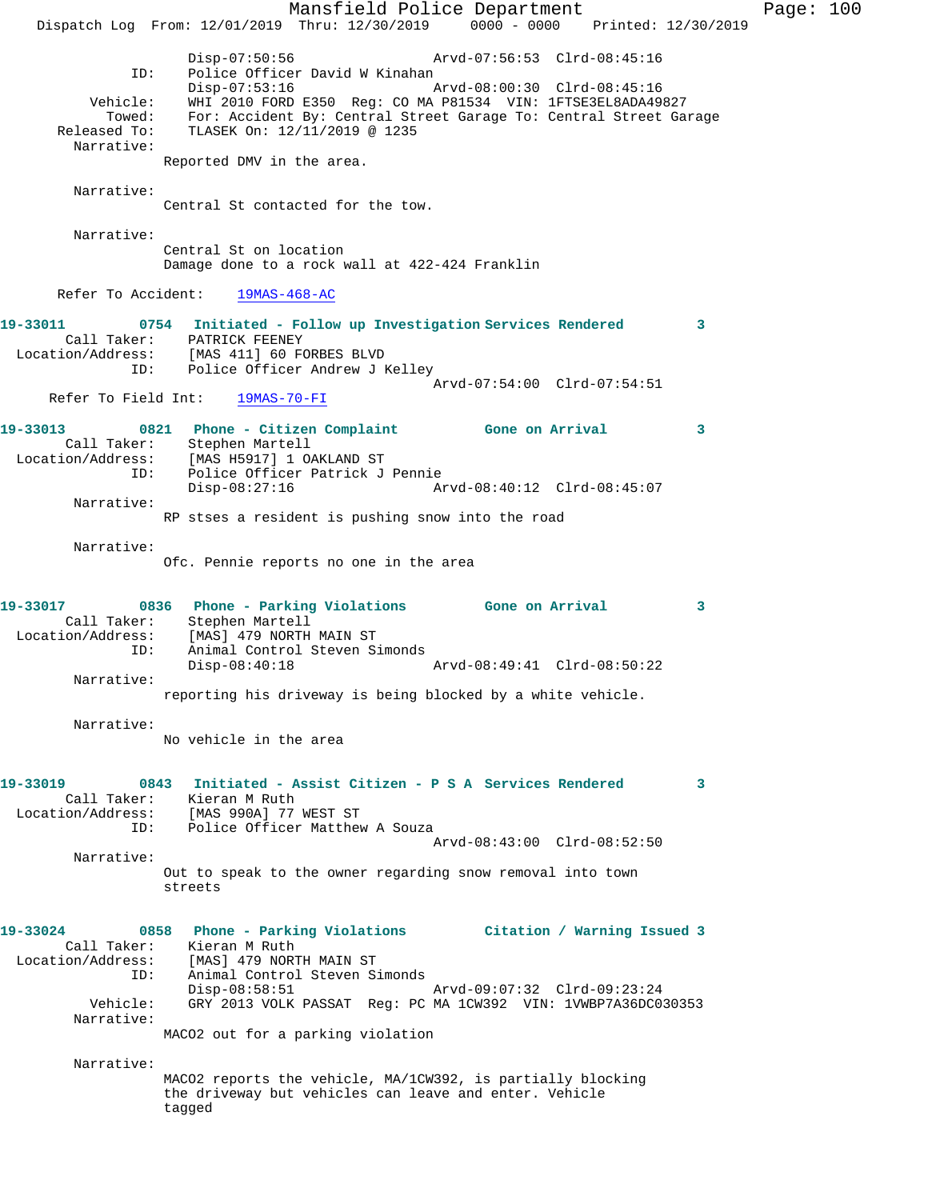```
                Disp-07:50:56                 Arvd-07:56:53  Clrd-08:45:16
            ID:    Police Officer David W Kinahan
                Disp-07:53:16                 Arvd-08:00:30  Clrd-08:45:16
       Vehicle:    WHI 2010 FORD E350  Reg: CO MA P81534  VIN: 1FTSE3EL8ADA49827
         Towed:    For: Accident By: Central Street Garage To: Central Street Garage
   Released To:    TLASEK On: 12/11/2019 @ 1235
     Narrative:
                Reported DMV in the area.

     Narrative:
                Central St contacted for the tow.

     Narrative:
                Central St on location
                Damage done to a rock wall at 422-424 Franklin

    Refer To Accident:    19MAS-468-AC

19-33011        0754   Initiated - Follow up Investigation Services Rendered        3
    Call Taker:    PATRICK FEENEY
  Location/Address:    [MAS 411] 60 FORBES BLVD
            ID:    Police Officer Andrew J Kelley
                                              Arvd-07:54:00  Clrd-07:54:51
    Refer To Field Int:    19MAS-70-FI

19-33013        0821   Phone - Citizen Complaint          Gone on Arrival           3
    Call Taker:    Stephen Martell
  Location/Address:    [MAS H5917] 1 OAKLAND ST
            ID:    Police Officer Patrick J Pennie
                Disp-08:27:16                 Arvd-08:40:12  Clrd-08:45:07
     Narrative:
                RP stses a resident is pushing snow into the road

     Narrative:
                Ofc. Pennie reports no one in the area

19-33017        0836   Phone - Parking Violations         Gone on Arrival           3
    Call Taker:    Stephen Martell
  Location/Address:    [MAS] 479 NORTH MAIN ST
            ID:    Animal Control Steven Simonds
                Disp-08:40:18                 Arvd-08:49:41  Clrd-08:50:22
     Narrative:
                reporting his driveway is being blocked by a white vehicle.

     Narrative:
                No vehicle in the area

19-33019        0843   Initiated - Assist Citizen - P S A  Services Rendered        3
    Call Taker:    Kieran M Ruth
  Location/Address:    [MAS 990A] 77 WEST ST
            ID:    Police Officer Matthew A Souza
                                              Arvd-08:43:00  Clrd-08:52:50
     Narrative:
                Out to speak to the owner regarding snow removal into town
                streets

19-33024        0858   Phone - Parking Violations         Citation / Warning Issued 3
    Call Taker:    Kieran M Ruth
  Location/Address:    [MAS] 479 NORTH MAIN ST
            ID:    Animal Control Steven Simonds
                Disp-08:58:51                 Arvd-09:07:32  Clrd-09:23:24
       Vehicle:    GRY 2013 VOLK PASSAT  Reg: PC MA 1CW392  VIN: 1VWBP7A36DC030353
     Narrative:
                MACO2 out for a parking violation

     Narrative:
                MACO2 reports the vehicle, MA/1CW392, is partially blocking
                the driveway but vehicles can leave and enter. Vehicle
                tagged
```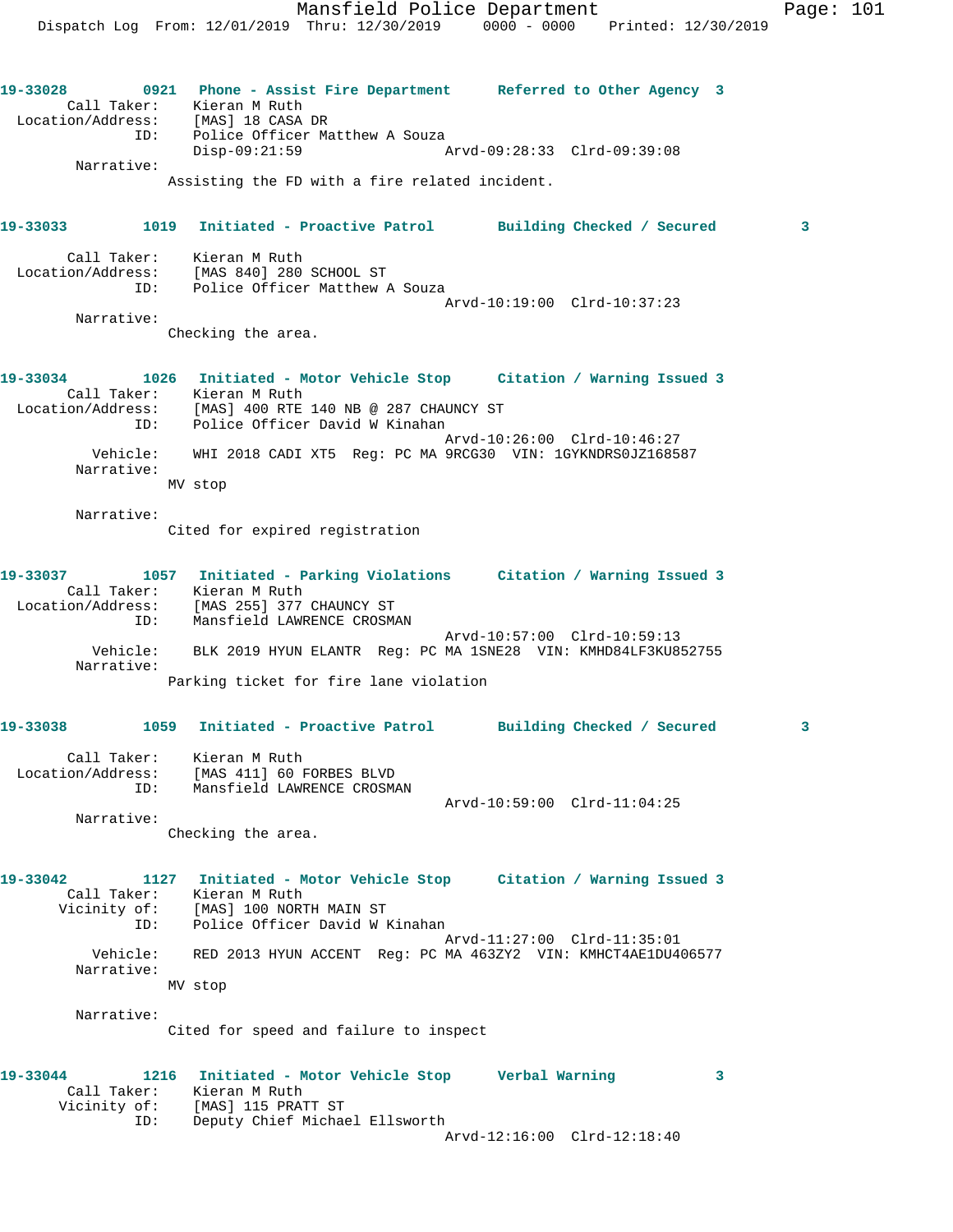**19-33028** 0921 **Phone - Assist Fire Department** **Referred to Other Agency 3**

Call Taker: Kieran M Ruth
Location/Address: [MAS] 18 CASA DR
ID: Police Officer Matthew A Souza
Disp-09:21:59 Arvd-09:28:33 Clrd-09:39:08

Narrative:
Assisting the FD with a fire related incident.

**19-33033** 1019 **Initiated - Proactive Patrol** **Building Checked / Secured 3**

Call Taker: Kieran M Ruth
Location/Address: [MAS 840] 280 SCHOOL ST
ID: Police Officer Matthew A Souza
Arvd-10:19:00 Clrd-10:37:23

Narrative:
Checking the area.

**19-33034** 1026 **Initiated - Motor Vehicle Stop** **Citation / Warning Issued 3**

Call Taker: Kieran M Ruth
Location/Address: [MAS] 400 RTE 140 NB @ 287 CHAUNCY ST
ID: Police Officer David W Kinahan
Arvd-10:26:00 Clrd-10:46:27
Vehicle: WHI 2018 CADI XT5 Reg: PC MA 9RCG30 VIN: 1GYKNDRS0JZ168587

Narrative:
MV stop

Narrative:
Cited for expired registration

**19-33037** 1057 **Initiated - Parking Violations** **Citation / Warning Issued 3**

Call Taker: Kieran M Ruth
Location/Address: [MAS 255] 377 CHAUNCY ST
ID: Mansfield LAWRENCE CROSMAN
Arvd-10:57:00 Clrd-10:59:13
Vehicle: BLK 2019 HYUN ELANTR Reg: PC MA 1SNE28 VIN: KMHD84LF3KU852755

Narrative:
Parking ticket for fire lane violation

**19-33038** 1059 **Initiated - Proactive Patrol** **Building Checked / Secured 3**

Call Taker: Kieran M Ruth
Location/Address: [MAS 411] 60 FORBES BLVD
ID: Mansfield LAWRENCE CROSMAN
Arvd-10:59:00 Clrd-11:04:25

Narrative:
Checking the area.

**19-33042** 1127 **Initiated - Motor Vehicle Stop** **Citation / Warning Issued 3**

Call Taker: Kieran M Ruth
Vicinity of: [MAS] 100 NORTH MAIN ST
ID: Police Officer David W Kinahan
Arvd-11:27:00 Clrd-11:35:01
Vehicle: RED 2013 HYUN ACCENT Reg: PC MA 463ZY2 VIN: KMHCT4AE1DU406577

Narrative:
MV stop

Narrative:
Cited for speed and failure to inspect

**19-33044** 1216 **Initiated - Motor Vehicle Stop** **Verbal Warning 3**

Call Taker: Kieran M Ruth
Vicinity of: [MAS] 115 PRATT ST
ID: Deputy Chief Michael Ellsworth
Arvd-12:16:00 Clrd-12:18:40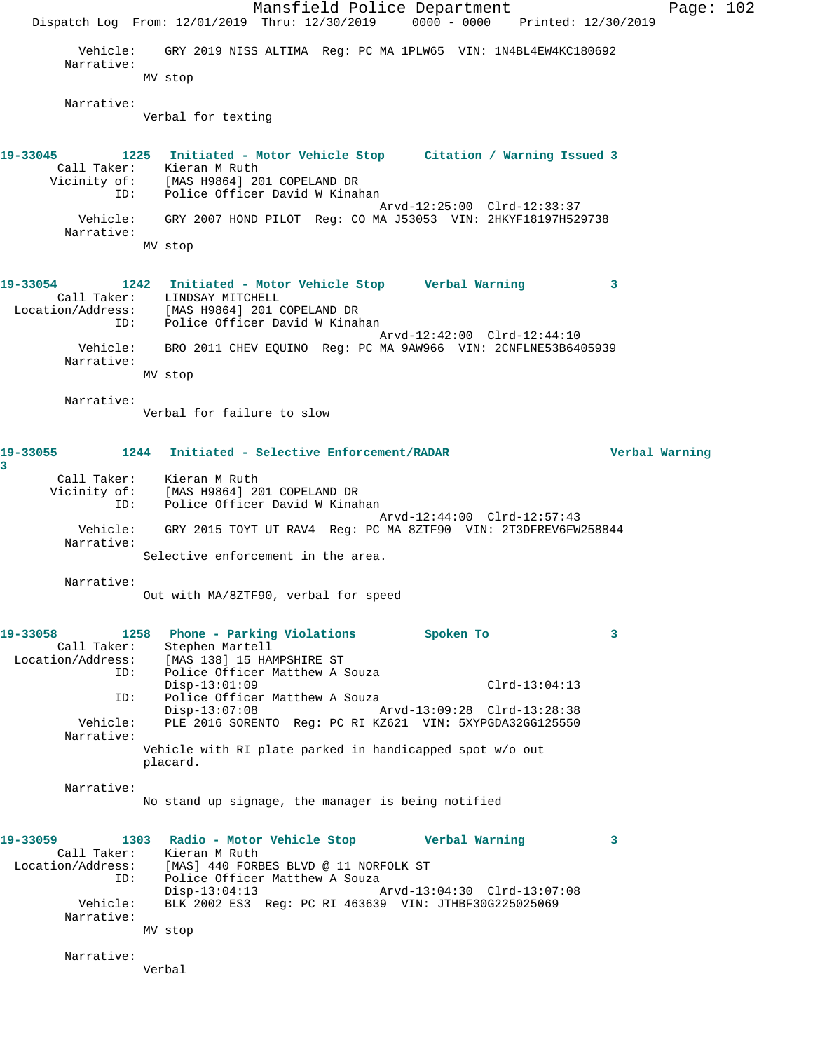Vehicle: GRY 2019 NISS ALTIMA Reg: PC MA 1PLW65 VIN: 1N4BL4EW4KC180692
Narrative:
MV stop

Narrative:
Verbal for texting

**19-33045 1225 Initiated - Motor Vehicle Stop Citation / Warning Issued 3**

Call Taker: Kieran M Ruth
Vicinity of: [MAS H9864] 201 COPELAND DR
ID: Police Officer David W Kinahan
Arvd-12:25:00 Clrd-12:33:37
Vehicle: GRY 2007 HOND PILOT Reg: CO MA J53053 VIN: 2HKYF18197H529738
Narrative:
MV stop

**19-33054 1242 Initiated - Motor Vehicle Stop Verbal Warning 3**

Call Taker: LINDSAY MITCHELL
Location/Address: [MAS H9864] 201 COPELAND DR
ID: Police Officer David W Kinahan
Arvd-12:42:00 Clrd-12:44:10
Vehicle: BRO 2011 CHEV EQUINO Reg: PC MA 9AW966 VIN: 2CNFLNE53B6405939
Narrative:
MV stop

Narrative:
Verbal for failure to slow

**19-33055 1244 Initiated - Selective Enforcement/RADAR Verbal Warning 3**

Call Taker: Kieran M Ruth
Vicinity of: [MAS H9864] 201 COPELAND DR
ID: Police Officer David W Kinahan
Arvd-12:44:00 Clrd-12:57:43
Vehicle: GRY 2015 TOYT UT RAV4 Reg: PC MA 8ZTF90 VIN: 2T3DFREV6FW258844
Narrative:
Selective enforcement in the area.

Narrative:
Out with MA/8ZTF90, verbal for speed

**19-33058 1258 Phone - Parking Violations Spoken To 3**

Call Taker: Stephen Martell
Location/Address: [MAS 138] 15 HAMPSHIRE ST
ID: Police Officer Matthew A Souza
Disp-13:01:09 Clrd-13:04:13
ID: Police Officer Matthew A Souza
Disp-13:07:08 Arvd-13:09:28 Clrd-13:28:38
Vehicle: PLE 2016 SORENTO Reg: PC RI KZ621 VIN: 5XYPGDA32GG125550
Narrative:
Vehicle with RI plate parked in handicapped spot w/o out placard.

Narrative:
No stand up signage, the manager is being notified

**19-33059 1303 Radio - Motor Vehicle Stop Verbal Warning 3**

Call Taker: Kieran M Ruth
Location/Address: [MAS] 440 FORBES BLVD @ 11 NORFOLK ST
ID: Police Officer Matthew A Souza
Disp-13:04:13 Arvd-13:04:30 Clrd-13:07:08
Vehicle: BLK 2002 ES3 Reg: PC RI 463639 VIN: JTHBF30G225025069
Narrative:
MV stop

Narrative:
Verbal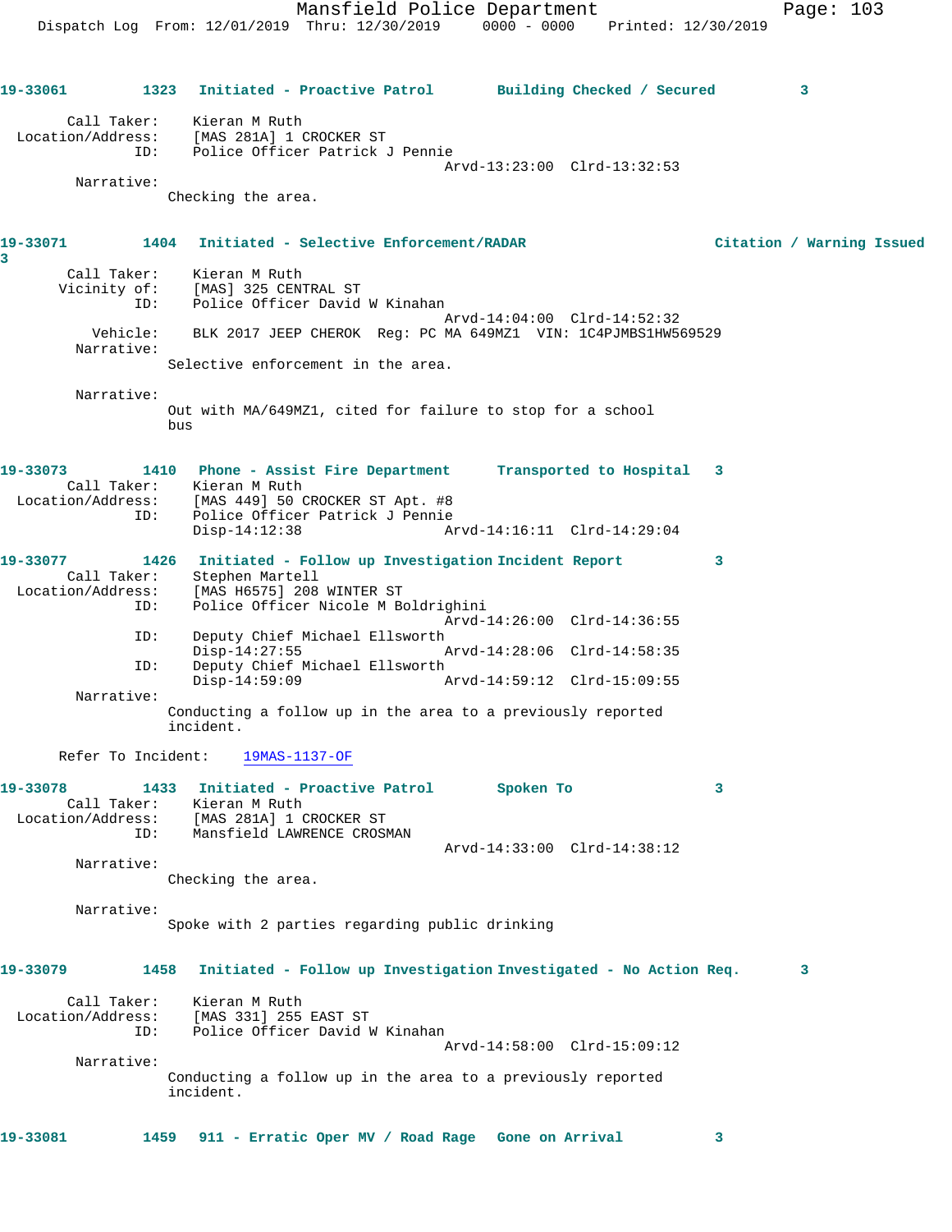**19-33061** 1323 Initiated - Proactive Patrol — Building Checked / Secured — 3

Call Taker: Kieran M Ruth
Location/Address: [MAS 281A] 1 CROCKER ST
ID: Police Officer Patrick J Pennie
Arvd-13:23:00 Clrd-13:32:53

Narrative:
Checking the area.

**19-33071** 1404 Initiated - Selective Enforcement/RADAR — Citation / Warning Issued — 3

Call Taker: Kieran M Ruth
Vicinity of: [MAS] 325 CENTRAL ST
ID: Police Officer David W Kinahan
Arvd-14:04:00 Clrd-14:52:32
Vehicle: BLK 2017 JEEP CHEROK Reg: PC MA 649MZ1 VIN: 1C4PJMBS1HW569529

Narrative:
Selective enforcement in the area.

Narrative:
Out with MA/649MZ1, cited for failure to stop for a school bus

**19-33073** 1410 Phone - Assist Fire Department — Transported to Hospital — 3

Call Taker: Kieran M Ruth
Location/Address: [MAS 449] 50 CROCKER ST Apt. #8
ID: Police Officer Patrick J Pennie
Disp-14:12:38 Arvd-14:16:11 Clrd-14:29:04

**19-33077** 1426 Initiated - Follow up Investigation — Incident Report — 3

Call Taker: Stephen Martell
Location/Address: [MAS H6575] 208 WINTER ST
ID: Police Officer Nicole M Boldrighini
Arvd-14:26:00 Clrd-14:36:55
ID: Deputy Chief Michael Ellsworth
Disp-14:27:55 Arvd-14:28:06 Clrd-14:58:35
ID: Deputy Chief Michael Ellsworth
Disp-14:59:09 Arvd-14:59:12 Clrd-15:09:55

Narrative:
Conducting a follow up in the area to a previously reported incident.

Refer To Incident: 19MAS-1137-OF

**19-33078** 1433 Initiated - Proactive Patrol — Spoken To — 3

Call Taker: Kieran M Ruth
Location/Address: [MAS 281A] 1 CROCKER ST
ID: Mansfield LAWRENCE CROSMAN
Arvd-14:33:00 Clrd-14:38:12

Narrative:
Checking the area.

Narrative:
Spoke with 2 parties regarding public drinking

**19-33079** 1458 Initiated - Follow up Investigation — Investigated - No Action Req. — 3

Call Taker: Kieran M Ruth
Location/Address: [MAS 331] 255 EAST ST
ID: Police Officer David W Kinahan
Arvd-14:58:00 Clrd-15:09:12

Narrative:
Conducting a follow up in the area to a previously reported incident.

**19-33081** 1459 911 - Erratic Oper MV / Road Rage — Gone on Arrival — 3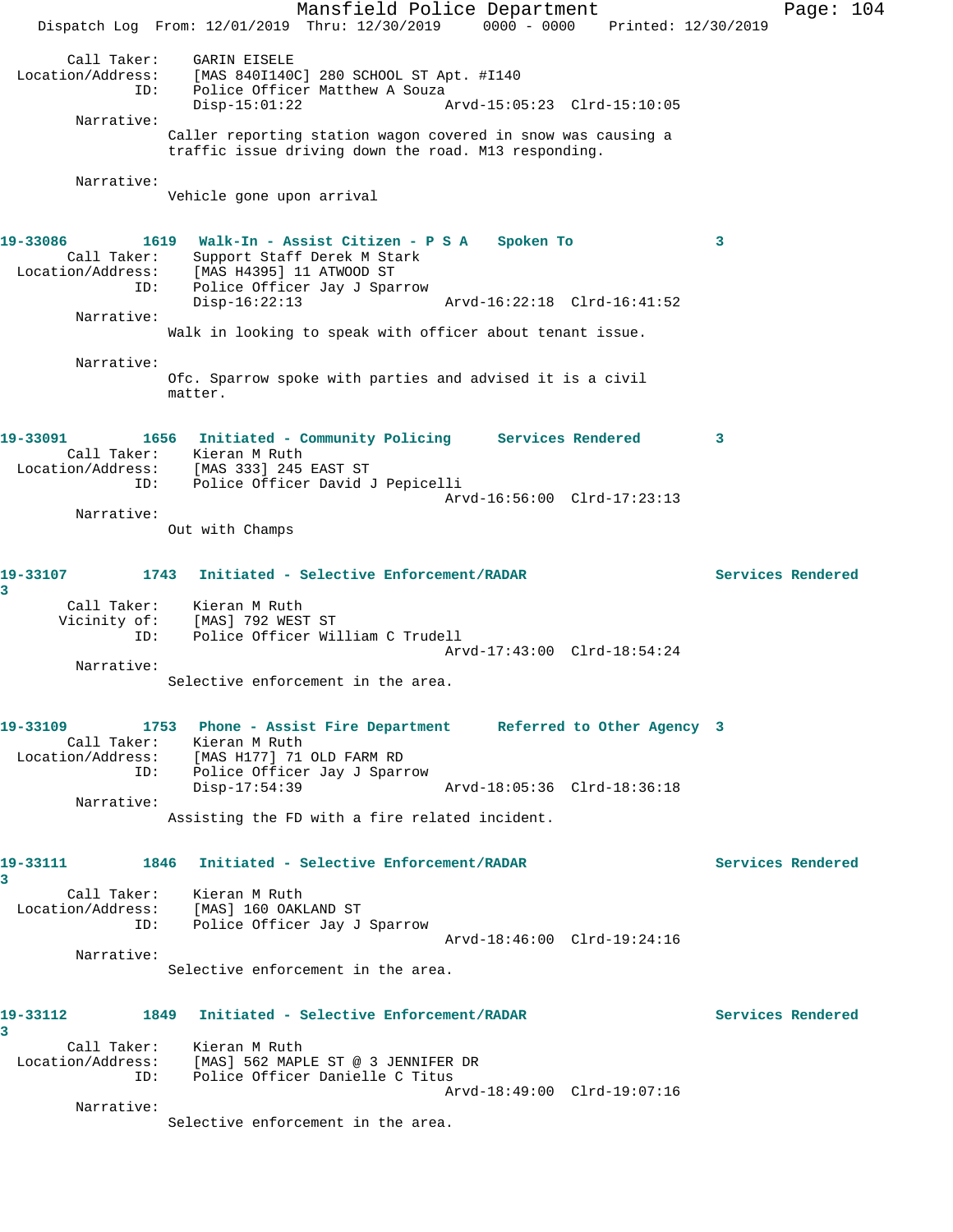Call Taker: GARIN EISELE
Location/Address: [MAS 840I140C] 280 SCHOOL ST Apt. #I140
ID: Police Officer Matthew A Souza
Disp-15:01:22 Arvd-15:05:23 Clrd-15:10:05

Narrative:
Caller reporting station wagon covered in snow was causing a traffic issue driving down the road. M13 responding.

Narrative:
Vehicle gone upon arrival

**19-33086 1619 Walk-In - Assist Citizen - P S A Spoken To 3**

Call Taker: Support Staff Derek M Stark
Location/Address: [MAS H4395] 11 ATWOOD ST
ID: Police Officer Jay J Sparrow
Disp-16:22:13 Arvd-16:22:18 Clrd-16:41:52

Narrative:
Walk in looking to speak with officer about tenant issue.

Narrative:
Ofc. Sparrow spoke with parties and advised it is a civil matter.

**19-33091 1656 Initiated - Community Policing Services Rendered 3**

Call Taker: Kieran M Ruth
Location/Address: [MAS 333] 245 EAST ST
ID: Police Officer David J Pepicelli
Arvd-16:56:00 Clrd-17:23:13

Narrative:
Out with Champs

**19-33107 1743 Initiated - Selective Enforcement/RADAR Services Rendered 3**

Call Taker: Kieran M Ruth
Vicinity of: [MAS] 792 WEST ST
ID: Police Officer William C Trudell
Arvd-17:43:00 Clrd-18:54:24

Narrative:
Selective enforcement in the area.

**19-33109 1753 Phone - Assist Fire Department Referred to Other Agency 3**

Call Taker: Kieran M Ruth
Location/Address: [MAS H177] 71 OLD FARM RD
ID: Police Officer Jay J Sparrow
Disp-17:54:39 Arvd-18:05:36 Clrd-18:36:18

Narrative:
Assisting the FD with a fire related incident.

**19-33111 1846 Initiated - Selective Enforcement/RADAR Services Rendered 3**

Call Taker: Kieran M Ruth
Location/Address: [MAS] 160 OAKLAND ST
ID: Police Officer Jay J Sparrow
Arvd-18:46:00 Clrd-19:24:16

Narrative:
Selective enforcement in the area.

**19-33112 1849 Initiated - Selective Enforcement/RADAR Services Rendered 3**

Call Taker: Kieran M Ruth
Location/Address: [MAS] 562 MAPLE ST @ 3 JENNIFER DR
ID: Police Officer Danielle C Titus
Arvd-18:49:00 Clrd-19:07:16

Narrative:
Selective enforcement in the area.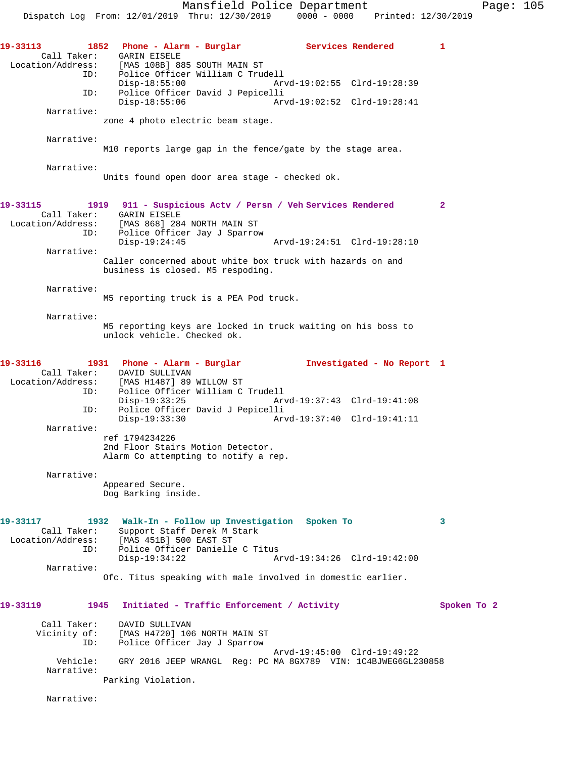19-33113 1852 Phone - Alarm - Burglar Services Rendered 1

Call Taker: GARIN EISELE
Location/Address: [MAS 108B] 885 SOUTH MAIN ST
ID: Police Officer William C Trudell
Disp-18:55:00 Arvd-19:02:55 Clrd-19:28:39
ID: Police Officer David J Pepicelli
Disp-18:55:06 Arvd-19:02:52 Clrd-19:28:41

Narrative:
zone 4 photo electric beam stage.

Narrative:
M10 reports large gap in the fence/gate by the stage area.

Narrative:
Units found open door area stage - checked ok.

19-33115 1919 911 - Suspicious Actv / Persn / Veh Services Rendered 2

Call Taker: GARIN EISELE
Location/Address: [MAS 868] 284 NORTH MAIN ST
ID: Police Officer Jay J Sparrow
Disp-19:24:45 Arvd-19:24:51 Clrd-19:28:10

Narrative:
Caller concerned about white box truck with hazards on and business is closed. M5 respoding.

Narrative:
M5 reporting truck is a PEA Pod truck.

Narrative:
M5 reporting keys are locked in truck waiting on his boss to unlock vehicle. Checked ok.

19-33116 1931 Phone - Alarm - Burglar Investigated - No Report 1

Call Taker: DAVID SULLIVAN
Location/Address: [MAS H1487] 89 WILLOW ST
ID: Police Officer William C Trudell
Disp-19:33:25 Arvd-19:37:43 Clrd-19:41:08
ID: Police Officer David J Pepicelli
Disp-19:33:30 Arvd-19:37:40 Clrd-19:41:11

Narrative:
ref 1794234226
2nd Floor Stairs Motion Detector.
Alarm Co attempting to notify a rep.

Narrative:
Appeared Secure.
Dog Barking inside.

19-33117 1932 Walk-In - Follow up Investigation Spoken To 3

Call Taker: Support Staff Derek M Stark
Location/Address: [MAS 451B] 500 EAST ST
ID: Police Officer Danielle C Titus
Disp-19:34:22 Arvd-19:34:26 Clrd-19:42:00

Narrative:
Ofc. Titus speaking with male involved in domestic earlier.

19-33119 1945 Initiated - Traffic Enforcement / Activity Spoken To 2

Call Taker: DAVID SULLIVAN
Vicinity of: [MAS H4720] 106 NORTH MAIN ST
ID: Police Officer Jay J Sparrow
Arvd-19:45:00 Clrd-19:49:22
Vehicle: GRY 2016 JEEP WRANGL Reg: PC MA 8GX789 VIN: 1C4BJWEG6GL230858

Narrative:
Parking Violation.

Narrative: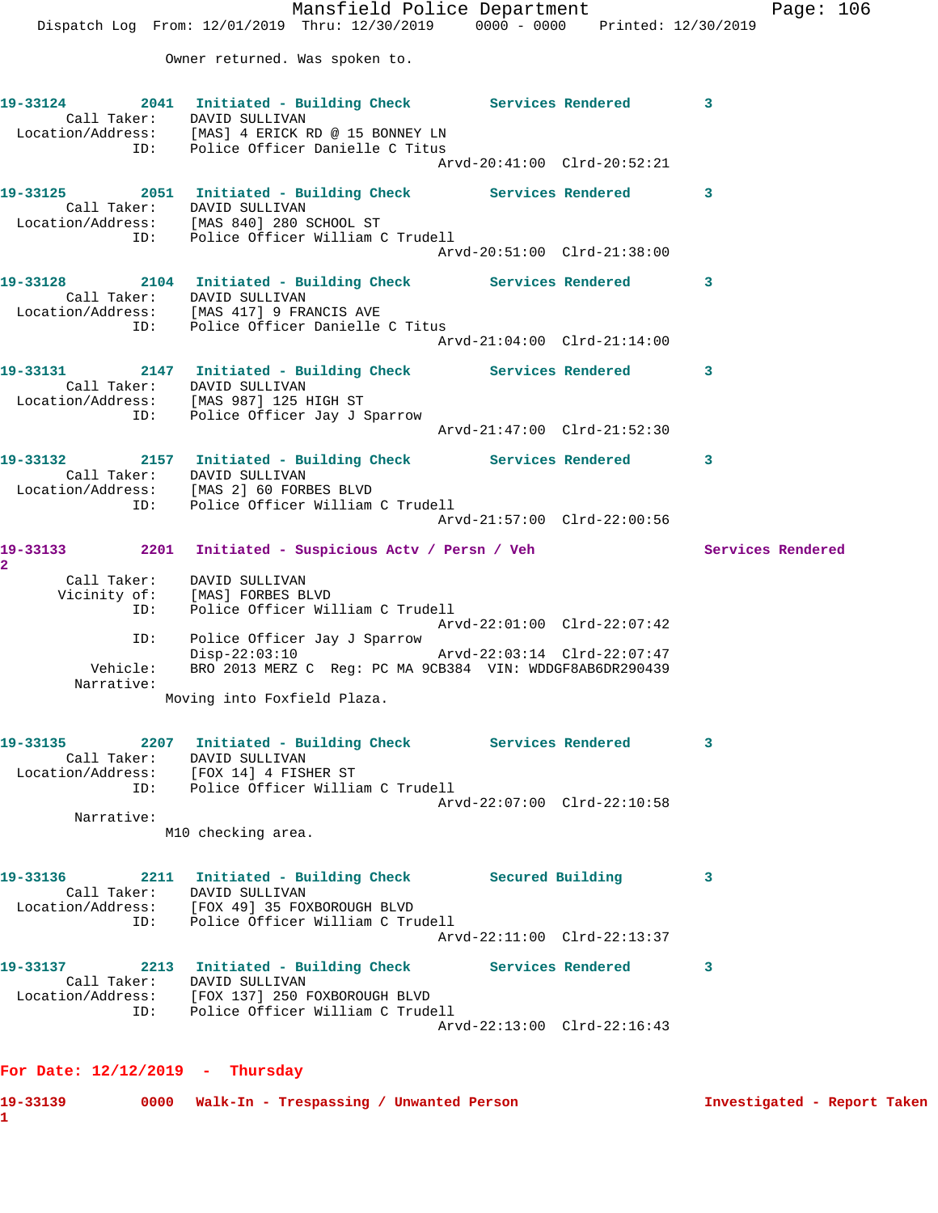Owner returned. Was spoken to.

**19-33124 2041 Initiated - Building Check Services Rendered 3**
Call Taker: DAVID SULLIVAN
Location/Address: [MAS] 4 ERICK RD @ 15 BONNEY LN
ID: Police Officer Danielle C Titus
Arvd-20:41:00 Clrd-20:52:21

**19-33125 2051 Initiated - Building Check Services Rendered 3**
Call Taker: DAVID SULLIVAN
Location/Address: [MAS 840] 280 SCHOOL ST
ID: Police Officer William C Trudell
Arvd-20:51:00 Clrd-21:38:00

**19-33128 2104 Initiated - Building Check Services Rendered 3**
Call Taker: DAVID SULLIVAN
Location/Address: [MAS 417] 9 FRANCIS AVE
ID: Police Officer Danielle C Titus
Arvd-21:04:00 Clrd-21:14:00

**19-33131 2147 Initiated - Building Check Services Rendered 3**
Call Taker: DAVID SULLIVAN
Location/Address: [MAS 987] 125 HIGH ST
ID: Police Officer Jay J Sparrow
Arvd-21:47:00 Clrd-21:52:30

**19-33132 2157 Initiated - Building Check Services Rendered 3**
Call Taker: DAVID SULLIVAN
Location/Address: [MAS 2] 60 FORBES BLVD
ID: Police Officer William C Trudell
Arvd-21:57:00 Clrd-22:00:56

**19-33133 2201 Initiated - Suspicious Actv / Persn / Veh Services Rendered 2**
Call Taker: DAVID SULLIVAN
Vicinity of: [MAS] FORBES BLVD
ID: Police Officer William C Trudell
Arvd-22:01:00 Clrd-22:07:42
ID: Police Officer Jay J Sparrow
Disp-22:03:10 Arvd-22:03:14 Clrd-22:07:47
Vehicle: BRO 2013 MERZ C Reg: PC MA 9CB384 VIN: WDDGF8AB6DR290439
Narrative:
Moving into Foxfield Plaza.

**19-33135 2207 Initiated - Building Check Services Rendered 3**
Call Taker: DAVID SULLIVAN
Location/Address: [FOX 14] 4 FISHER ST
ID: Police Officer William C Trudell
Arvd-22:07:00 Clrd-22:10:58
Narrative:
M10 checking area.

**19-33136 2211 Initiated - Building Check Secured Building 3**
Call Taker: DAVID SULLIVAN
Location/Address: [FOX 49] 35 FOXBOROUGH BLVD
ID: Police Officer William C Trudell
Arvd-22:11:00 Clrd-22:13:37

**19-33137 2213 Initiated - Building Check Services Rendered 3**
Call Taker: DAVID SULLIVAN
Location/Address: [FOX 137] 250 FOXBOROUGH BLVD
ID: Police Officer William C Trudell
Arvd-22:13:00 Clrd-22:16:43

## For Date: 12/12/2019 - Thursday

**19-33139 0000 Walk-In - Trespassing / Unwanted Person Investigated - Report Taken 1**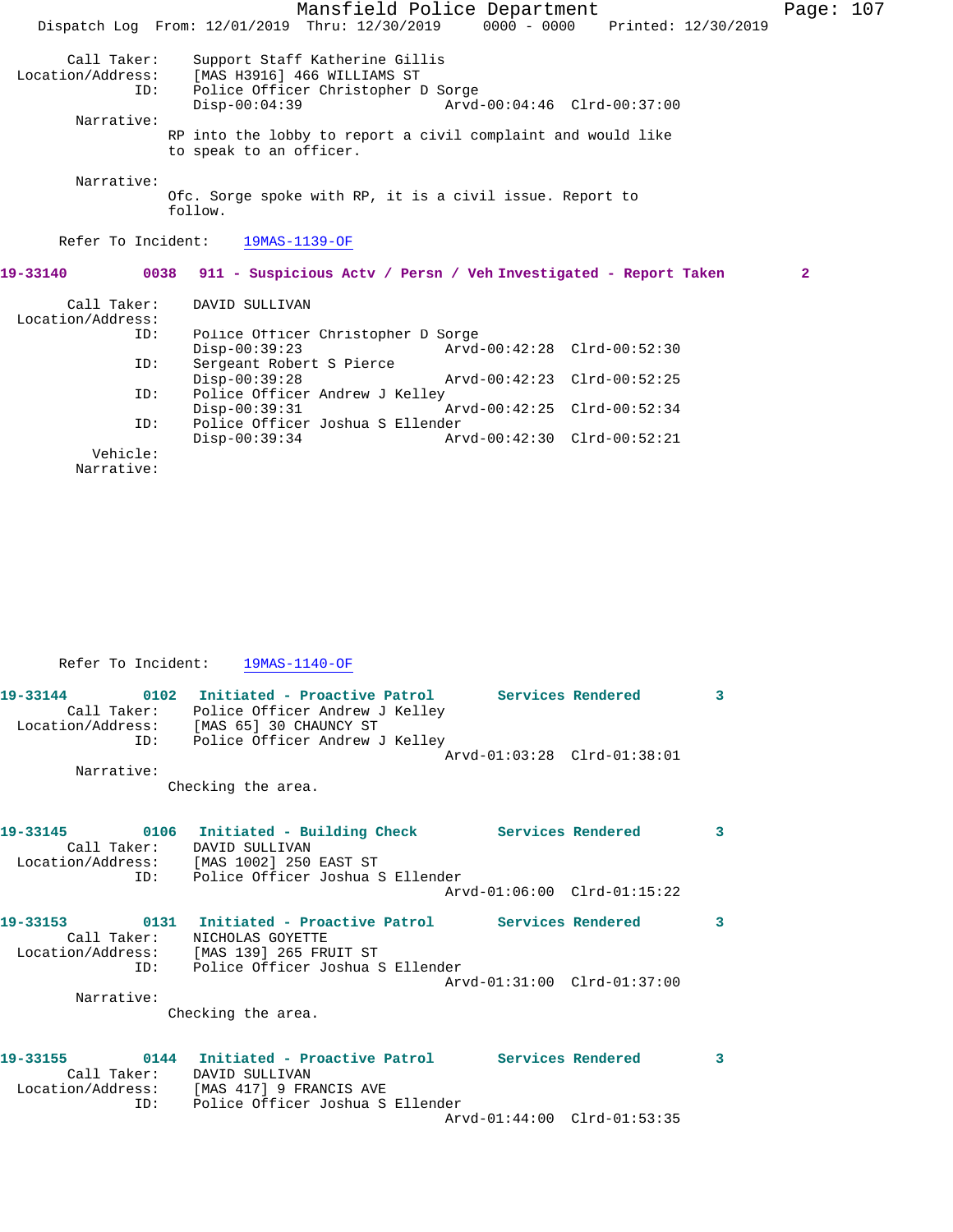Call Taker: Support Staff Katherine Gillis
Location/Address: [MAS H3916] 466 WILLIAMS ST
ID: Police Officer Christopher D Sorge
Disp-00:04:39 Arvd-00:04:46 Clrd-00:37:00

Narrative:
RP into the lobby to report a civil complaint and would like to speak to an officer.

Narrative:
Ofc. Sorge spoke with RP, it is a civil issue. Report to follow.

Refer To Incident: 19MAS-1139-OF

**19-33140 0038 911 - Suspicious Actv / Persn / Veh Investigated - Report Taken 2**

Call Taker: DAVID SULLIVAN
Location/Address:
ID: Police Officer Christopher D Sorge
Disp-00:39:23 Arvd-00:42:28 Clrd-00:52:30
ID: Sergeant Robert S Pierce
Disp-00:39:28 Arvd-00:42:23 Clrd-00:52:25
ID: Police Officer Andrew J Kelley
Disp-00:39:31 Arvd-00:42:25 Clrd-00:52:34
ID: Police Officer Joshua S Ellender
Disp-00:39:34 Arvd-00:42:30 Clrd-00:52:21
Vehicle:
Narrative:

Refer To Incident: 19MAS-1140-OF

**19-33144 0102 Initiated - Proactive Patrol Services Rendered 3**

Call Taker: Police Officer Andrew J Kelley
Location/Address: [MAS 65] 30 CHAUNCY ST
ID: Police Officer Andrew J Kelley
Arvd-01:03:28 Clrd-01:38:01

Narrative:
Checking the area.

**19-33145 0106 Initiated - Building Check Services Rendered 3**

Call Taker: DAVID SULLIVAN
Location/Address: [MAS 1002] 250 EAST ST
ID: Police Officer Joshua S Ellender
Arvd-01:06:00 Clrd-01:15:22

**19-33153 0131 Initiated - Proactive Patrol Services Rendered 3**

Call Taker: NICHOLAS GOYETTE
Location/Address: [MAS 139] 265 FRUIT ST
ID: Police Officer Joshua S Ellender
Arvd-01:31:00 Clrd-01:37:00

Narrative:
Checking the area.

**19-33155 0144 Initiated - Proactive Patrol Services Rendered 3**

Call Taker: DAVID SULLIVAN
Location/Address: [MAS 417] 9 FRANCIS AVE
ID: Police Officer Joshua S Ellender
Arvd-01:44:00 Clrd-01:53:35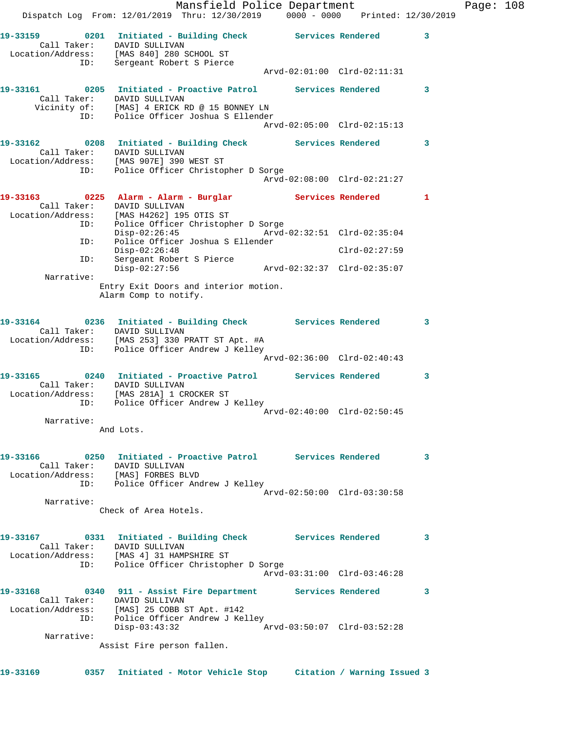19-33159 0201 Initiated - Building Check Services Rendered 3
Call Taker: DAVID SULLIVAN
Location/Address: [MAS 840] 280 SCHOOL ST
ID: Sergeant Robert S Pierce
Arvd-02:01:00 Clrd-02:11:31

19-33161 0205 Initiated - Proactive Patrol Services Rendered 3
Call Taker: DAVID SULLIVAN
Vicinity of: [MAS] 4 ERICK RD @ 15 BONNEY LN
ID: Police Officer Joshua S Ellender
Arvd-02:05:00 Clrd-02:15:13

19-33162 0208 Initiated - Building Check Services Rendered 3
Call Taker: DAVID SULLIVAN
Location/Address: [MAS 907E] 390 WEST ST
ID: Police Officer Christopher D Sorge
Arvd-02:08:00 Clrd-02:21:27

19-33163 0225 Alarm - Alarm - Burglar Services Rendered 1
Call Taker: DAVID SULLIVAN
Location/Address: [MAS H4262] 195 OTIS ST
ID: Police Officer Christopher D Sorge
Disp-02:26:45 Arvd-02:32:51 Clrd-02:35:04
ID: Police Officer Joshua S Ellender
Disp-02:26:48 Clrd-02:27:59
ID: Sergeant Robert S Pierce
Disp-02:27:56 Arvd-02:32:37 Clrd-02:35:07
Narrative:
Entry Exit Doors and interior motion.
Alarm Comp to notify.

19-33164 0236 Initiated - Building Check Services Rendered 3
Call Taker: DAVID SULLIVAN
Location/Address: [MAS 253] 330 PRATT ST Apt. #A
ID: Police Officer Andrew J Kelley
Arvd-02:36:00 Clrd-02:40:43

19-33165 0240 Initiated - Proactive Patrol Services Rendered 3
Call Taker: DAVID SULLIVAN
Location/Address: [MAS 281A] 1 CROCKER ST
ID: Police Officer Andrew J Kelley
Arvd-02:40:00 Clrd-02:50:45
Narrative:
And Lots.

19-33166 0250 Initiated - Proactive Patrol Services Rendered 3
Call Taker: DAVID SULLIVAN
Location/Address: [MAS] FORBES BLVD
ID: Police Officer Andrew J Kelley
Arvd-02:50:00 Clrd-03:30:58
Narrative:
Check of Area Hotels.

19-33167 0331 Initiated - Building Check Services Rendered 3
Call Taker: DAVID SULLIVAN
Location/Address: [MAS 4] 31 HAMPSHIRE ST
ID: Police Officer Christopher D Sorge
Arvd-03:31:00 Clrd-03:46:28

19-33168 0340 911 - Assist Fire Department Services Rendered 3
Call Taker: DAVID SULLIVAN
Location/Address: [MAS] 25 COBB ST Apt. #142
ID: Police Officer Andrew J Kelley
Disp-03:43:32 Arvd-03:50:07 Clrd-03:52:28
Narrative:
Assist Fire person fallen.

19-33169 0357 Initiated - Motor Vehicle Stop Citation / Warning Issued 3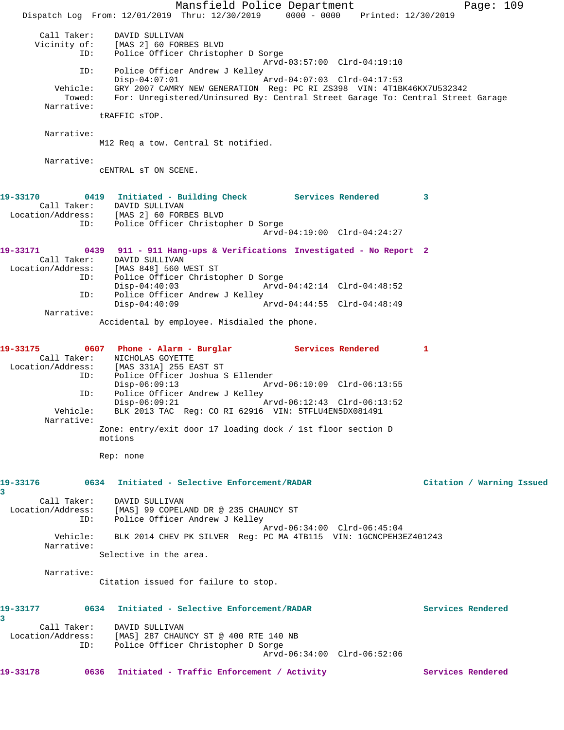Call Taker: DAVID SULLIVAN
Vicinity of: [MAS 2] 60 FORBES BLVD
ID: Police Officer Christopher D Sorge
Arvd-03:57:00 Clrd-04:19:10
ID: Police Officer Andrew J Kelley
Disp-04:07:01 Arvd-04:07:03 Clrd-04:17:53
Vehicle: GRY 2007 CAMRY NEW GENERATION Reg: PC RI ZS398 VIN: 4T1BK46KX7U532342
Towed: For: Unregistered/Uninsured By: Central Street Garage To: Central Street Garage
Narrative:
tRAFFIC sTOP.

Narrative:
M12 Req a tow. Central St notified.

Narrative:
cENTRAL sT ON SCENE.

**19-33170** 0419 Initiated - Building Check Services Rendered 3
Call Taker: DAVID SULLIVAN
Location/Address: [MAS 2] 60 FORBES BLVD
ID: Police Officer Christopher D Sorge
Arvd-04:19:00 Clrd-04:24:27

**19-33171** 0439 911 - 911 Hang-ups & Verifications Investigated - No Report 2
Call Taker: DAVID SULLIVAN
Location/Address: [MAS 848] 560 WEST ST
ID: Police Officer Christopher D Sorge
Disp-04:40:03 Arvd-04:42:14 Clrd-04:48:52
ID: Police Officer Andrew J Kelley
Disp-04:40:09 Arvd-04:44:55 Clrd-04:48:49
Narrative:
Accidental by employee. Misdialed the phone.

**19-33175** 0607 Phone - Alarm - Burglar Services Rendered 1
Call Taker: NICHOLAS GOYETTE
Location/Address: [MAS 331A] 255 EAST ST
ID: Police Officer Joshua S Ellender
Disp-06:09:13 Arvd-06:10:09 Clrd-06:13:55
ID: Police Officer Andrew J Kelley
Disp-06:09:21 Arvd-06:12:43 Clrd-06:13:52
Vehicle: BLK 2013 TAC Reg: CO RI 62916 VIN: 5TFLU4EN5DX081491
Narrative:
Zone: entry/exit door 17 loading dock / 1st floor section D
motions

Rep: none

**19-33176** 0634 Initiated - Selective Enforcement/RADAR Citation / Warning Issued 3
Call Taker: DAVID SULLIVAN
Location/Address: [MAS] 99 COPELAND DR @ 235 CHAUNCY ST
ID: Police Officer Andrew J Kelley
Arvd-06:34:00 Clrd-06:45:04
Vehicle: BLK 2014 CHEV PK SILVER Reg: PC MA 4TB115 VIN: 1GCNCPEH3EZ401243
Narrative:
Selective in the area.

Narrative:
Citation issued for failure to stop.

**19-33177** 0634 Initiated - Selective Enforcement/RADAR Services Rendered 3
Call Taker: DAVID SULLIVAN
Location/Address: [MAS] 287 CHAUNCY ST @ 400 RTE 140 NB
ID: Police Officer Christopher D Sorge
Arvd-06:34:00 Clrd-06:52:06

**19-33178** 0636 Initiated - Traffic Enforcement / Activity Services Rendered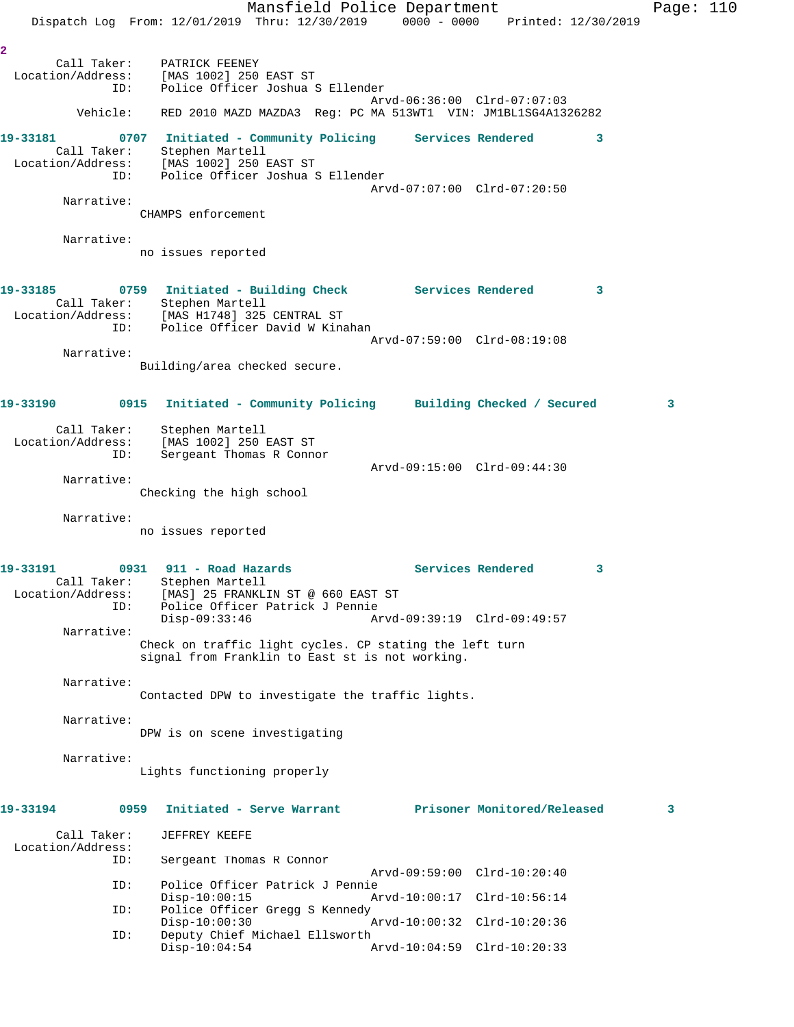2

Call Taker: PATRICK FEENEY
Location/Address: [MAS 1002] 250 EAST ST
ID: Police Officer Joshua S Ellender
Arvd-06:36:00 Clrd-07:07:03
Vehicle: RED 2010 MAZD MAZDA3 Reg: PC MA 513WT1 VIN: JM1BL1SG4A1326282

**19-33181 0707 Initiated - Community Policing Services Rendered 3**

Call Taker: Stephen Martell
Location/Address: [MAS 1002] 250 EAST ST
ID: Police Officer Joshua S Ellender
Arvd-07:07:00 Clrd-07:20:50

Narrative:
CHAMPS enforcement

Narrative:
no issues reported

**19-33185 0759 Initiated - Building Check Services Rendered 3**

Call Taker: Stephen Martell
Location/Address: [MAS H1748] 325 CENTRAL ST
ID: Police Officer David W Kinahan
Arvd-07:59:00 Clrd-08:19:08

Narrative:
Building/area checked secure.

**19-33190 0915 Initiated - Community Policing Building Checked / Secured 3**

Call Taker: Stephen Martell
Location/Address: [MAS 1002] 250 EAST ST
ID: Sergeant Thomas R Connor
Arvd-09:15:00 Clrd-09:44:30

Narrative:
Checking the high school

Narrative:
no issues reported

**19-33191 0931 911 - Road Hazards Services Rendered 3**

Call Taker: Stephen Martell
Location/Address: [MAS] 25 FRANKLIN ST @ 660 EAST ST
ID: Police Officer Patrick J Pennie
Disp-09:33:46 Arvd-09:39:19 Clrd-09:49:57

Narrative:
Check on traffic light cycles. CP stating the left turn signal from Franklin to East st is not working.

Narrative:
Contacted DPW to investigate the traffic lights.

Narrative:
DPW is on scene investigating

Narrative:
Lights functioning properly

**19-33194 0959 Initiated - Serve Warrant Prisoner Monitored/Released 3**

Call Taker: JEFFREY KEEFE
Location/Address:
ID: Sergeant Thomas R Connor
Arvd-09:59:00 Clrd-10:20:40
ID: Police Officer Patrick J Pennie
Disp-10:00:15 Arvd-10:00:17 Clrd-10:56:14
ID: Police Officer Gregg S Kennedy
Disp-10:00:30 Arvd-10:00:32 Clrd-10:20:36
ID: Deputy Chief Michael Ellsworth
Disp-10:04:54 Arvd-10:04:59 Clrd-10:20:33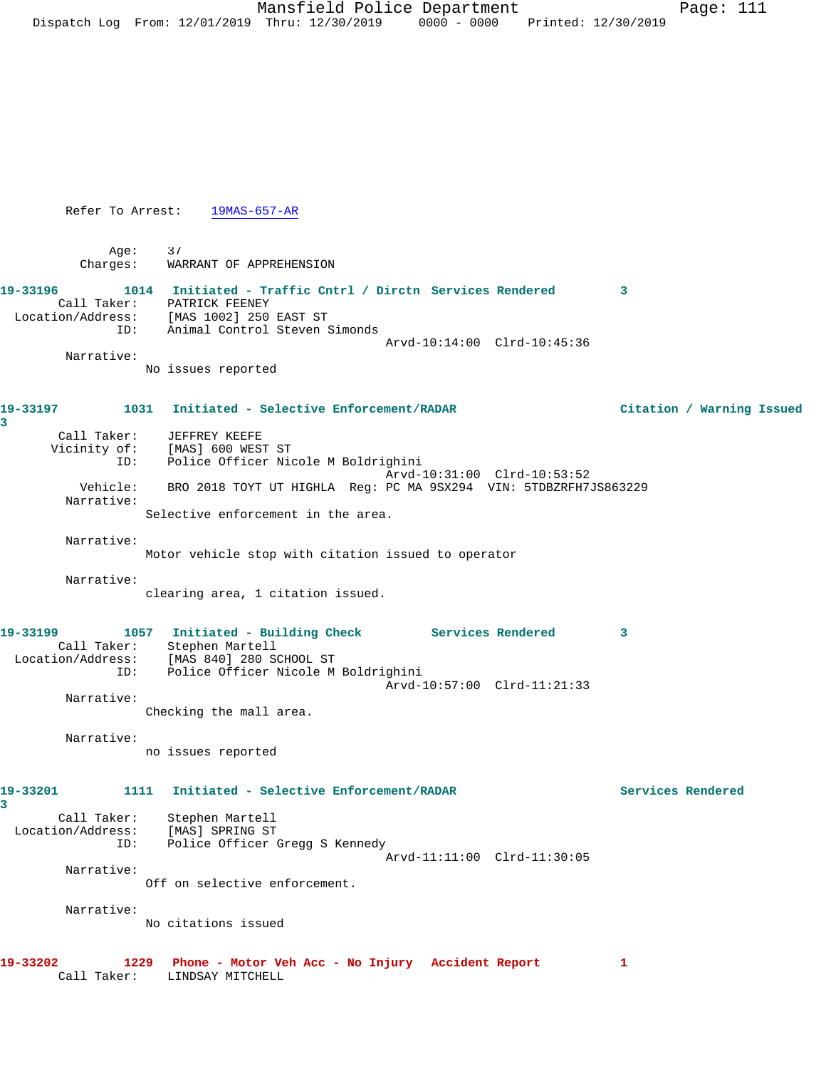Refer To Arrest: 19MAS-657-AR

Age: 37
Charges: WARRANT OF APPREHENSION

**19-33196 1014 Initiated - Traffic Cntrl / Dirctn Services Rendered 3**
Call Taker: PATRICK FEENEY
Location/Address: [MAS 1002] 250 EAST ST
ID: Animal Control Steven Simonds
Arvd-10:14:00 Clrd-10:45:36
Narrative:
No issues reported

**19-33197 1031 Initiated - Selective Enforcement/RADAR Citation / Warning Issued 3**
Call Taker: JEFFREY KEEFE
Vicinity of: [MAS] 600 WEST ST
ID: Police Officer Nicole M Boldrighini
Arvd-10:31:00 Clrd-10:53:52
Vehicle: BRO 2018 TOYT UT HIGHLA Reg: PC MA 9SX294 VIN: 5TDBZRFH7JS863229
Narrative:
Selective enforcement in the area.

Narrative:
Motor vehicle stop with citation issued to operator

Narrative:
clearing area, 1 citation issued.

**19-33199 1057 Initiated - Building Check Services Rendered 3**
Call Taker: Stephen Martell
Location/Address: [MAS 840] 280 SCHOOL ST
ID: Police Officer Nicole M Boldrighini
Arvd-10:57:00 Clrd-11:21:33
Narrative:
Checking the mall area.

Narrative:
no issues reported

**19-33201 1111 Initiated - Selective Enforcement/RADAR Services Rendered 3**
Call Taker: Stephen Martell
Location/Address: [MAS] SPRING ST
ID: Police Officer Gregg S Kennedy
Arvd-11:11:00 Clrd-11:30:05
Narrative:
Off on selective enforcement.

Narrative:
No citations issued

**19-33202 1229 Phone - Motor Veh Acc - No Injury Accident Report 1**
Call Taker: LINDSAY MITCHELL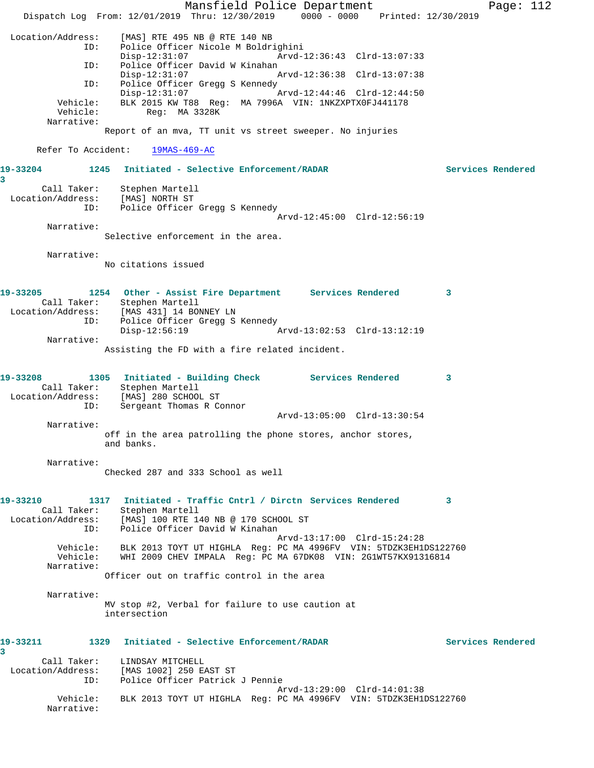```
Location/Address:    [MAS] RTE 495 NB @ RTE 140 NB
              ID:    Police Officer Nicole M Boldrighini
                     Disp-12:31:07                 Arvd-12:36:43  Clrd-13:07:33
              ID:    Police Officer David W Kinahan
                     Disp-12:31:07                 Arvd-12:36:38  Clrd-13:07:38
              ID:    Police Officer Gregg S Kennedy
                     Disp-12:31:07                 Arvd-12:44:46  Clrd-12:44:50
         Vehicle:    BLK 2015 KW T88  Reg:  MA 7996A  VIN: 1NKZXPTX0FJ441178
         Vehicle:          Reg:  MA 3328K
       Narrative:
                 Report of an mva, TT unit vs street sweeper. No injuries

      Refer To Accident:    19MAS-469-AC

19-33204        1245   Initiated - Selective Enforcement/RADAR                  Services Rendered
3
      Call Taker:    Stephen Martell
Location/Address:    [MAS] NORTH ST
              ID:    Police Officer Gregg S Kennedy
                                                   Arvd-12:45:00  Clrd-12:56:19
       Narrative:
                 Selective enforcement in the area.

       Narrative:
                 No citations issued


19-33205        1254   Other - Assist Fire Department      Services Rendered        3
      Call Taker:    Stephen Martell
Location/Address:    [MAS 431] 14 BONNEY LN
              ID:    Police Officer Gregg S Kennedy
                     Disp-12:56:19                 Arvd-13:02:53  Clrd-13:12:19
       Narrative:
                 Assisting the FD with a fire related incident.


19-33208        1305   Initiated - Building Check          Services Rendered        3
      Call Taker:    Stephen Martell
Location/Address:    [MAS] 280 SCHOOL ST
              ID:    Sergeant Thomas R Connor
                                                   Arvd-13:05:00  Clrd-13:30:54
       Narrative:
                 off in the area patrolling the phone stores, anchor stores,
                 and banks.

       Narrative:
                 Checked 287 and 333 School as well


19-33210        1317   Initiated - Traffic Cntrl / Dirctn  Services Rendered        3
      Call Taker:    Stephen Martell
Location/Address:    [MAS] 100 RTE 140 NB @ 170 SCHOOL ST
              ID:    Police Officer David W Kinahan
                                                   Arvd-13:17:00  Clrd-15:24:28
         Vehicle:    BLK 2013 TOYT UT HIGHLA  Reg: PC MA 4996FV  VIN: 5TDZK3EH1DS122760
         Vehicle:    WHI 2009 CHEV IMPALA  Reg: PC MA 67DK08  VIN: 2G1WT57KX91316814
       Narrative:
                 Officer out on traffic control in the area

       Narrative:
                 MV stop #2, Verbal for failure to use caution at
                 intersection


19-33211        1329   Initiated - Selective Enforcement/RADAR                  Services Rendered
3
      Call Taker:    LINDSAY MITCHELL
Location/Address:    [MAS 1002] 250 EAST ST
              ID:    Police Officer Patrick J Pennie
                                                   Arvd-13:29:00  Clrd-14:01:38
         Vehicle:    BLK 2013 TOYT UT HIGHLA  Reg: PC MA 4996FV  VIN: 5TDZK3EH1DS122760
       Narrative:
```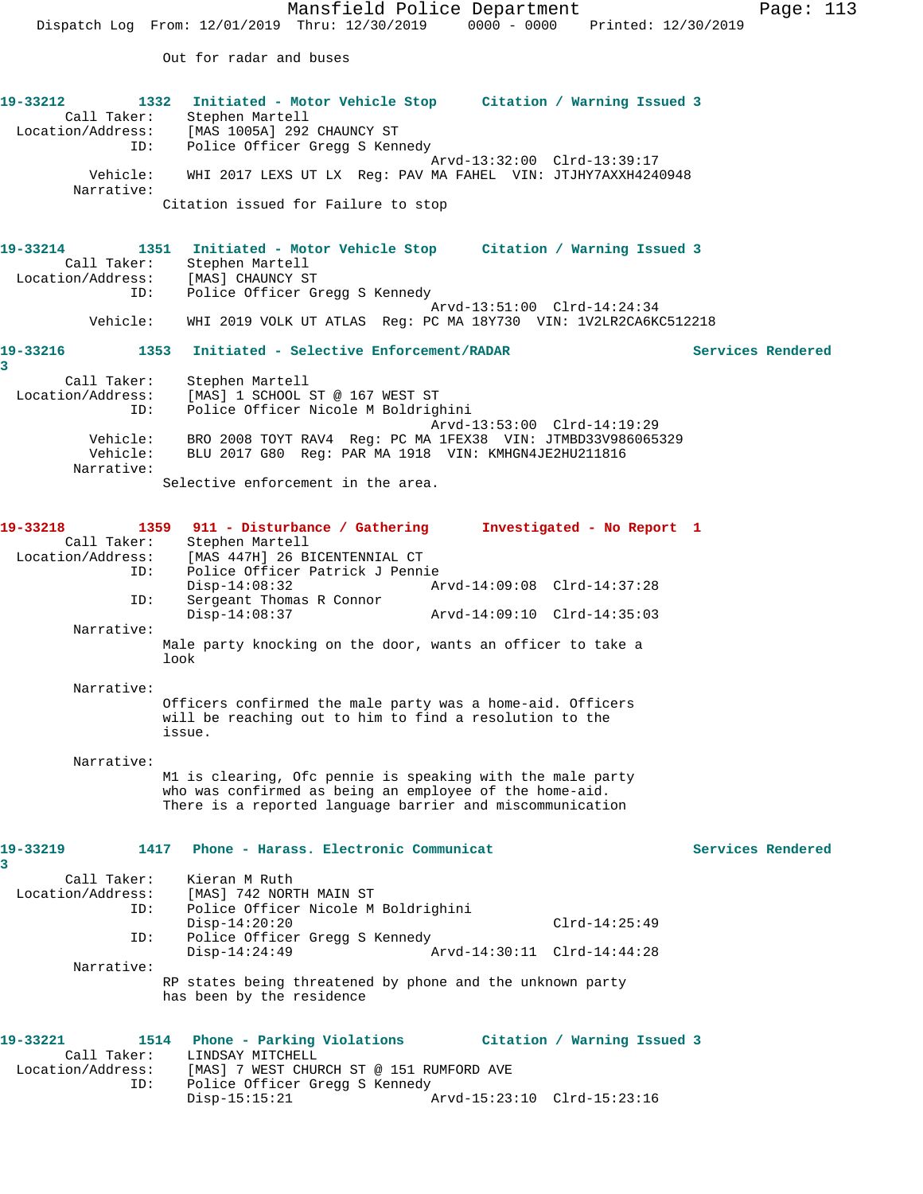Out for radar and buses

**19-33212** 1332 **Initiated - Motor Vehicle Stop** **Citation / Warning Issued 3**

Call Taker: Stephen Martell
Location/Address: [MAS 1005A] 292 CHAUNCY ST
ID: Police Officer Gregg S Kennedy
Arvd-13:32:00 Clrd-13:39:17
Vehicle: WHI 2017 LEXS UT LX Reg: PAV MA FAHEL VIN: JTJHY7AXXH4240948
Narrative:
Citation issued for Failure to stop

**19-33214** 1351 **Initiated - Motor Vehicle Stop** **Citation / Warning Issued 3**

Call Taker: Stephen Martell
Location/Address: [MAS] CHAUNCY ST
ID: Police Officer Gregg S Kennedy
Arvd-13:51:00 Clrd-14:24:34
Vehicle: WHI 2019 VOLK UT ATLAS Reg: PC MA 18Y730 VIN: 1V2LR2CA6KC512218

**19-33216** 1353 **Initiated - Selective Enforcement/RADAR** **Services Rendered 3**

Call Taker: Stephen Martell
Location/Address: [MAS] 1 SCHOOL ST @ 167 WEST ST
ID: Police Officer Nicole M Boldrighini
Arvd-13:53:00 Clrd-14:19:29
Vehicle: BRO 2008 TOYT RAV4 Reg: PC MA 1FEX38 VIN: JTMBD33V986065329
Vehicle: BLU 2017 G80 Reg: PAR MA 1918 VIN: KMHGN4JE2HU211816
Narrative:
Selective enforcement in the area.

**19-33218** 1359 **911 - Disturbance / Gathering** **Investigated - No Report 1**

Call Taker: Stephen Martell
Location/Address: [MAS 447H] 26 BICENTENNIAL CT
ID: Police Officer Patrick J Pennie
Disp-14:08:32 Arvd-14:09:08 Clrd-14:37:28
ID: Sergeant Thomas R Connor
Disp-14:08:37 Arvd-14:09:10 Clrd-14:35:03
Narrative:
Male party knocking on the door, wants an officer to take a look

Narrative:
Officers confirmed the male party was a home-aid. Officers will be reaching out to him to find a resolution to the issue.

Narrative:
M1 is clearing, Ofc pennie is speaking with the male party who was confirmed as being an employee of the home-aid. There is a reported language barrier and miscommunication

**19-33219** 1417 **Phone - Harass. Electronic Communicat** **Services Rendered 3**

Call Taker: Kieran M Ruth
Location/Address: [MAS] 742 NORTH MAIN ST
ID: Police Officer Nicole M Boldrighini
Disp-14:20:20 Clrd-14:25:49
ID: Police Officer Gregg S Kennedy
Disp-14:24:49 Arvd-14:30:11 Clrd-14:44:28
Narrative:
RP states being threatened by phone and the unknown party has been by the residence

**19-33221** 1514 **Phone - Parking Violations** **Citation / Warning Issued 3**

Call Taker: LINDSAY MITCHELL
Location/Address: [MAS] 7 WEST CHURCH ST @ 151 RUMFORD AVE
ID: Police Officer Gregg S Kennedy
Disp-15:15:21 Arvd-15:23:10 Clrd-15:23:16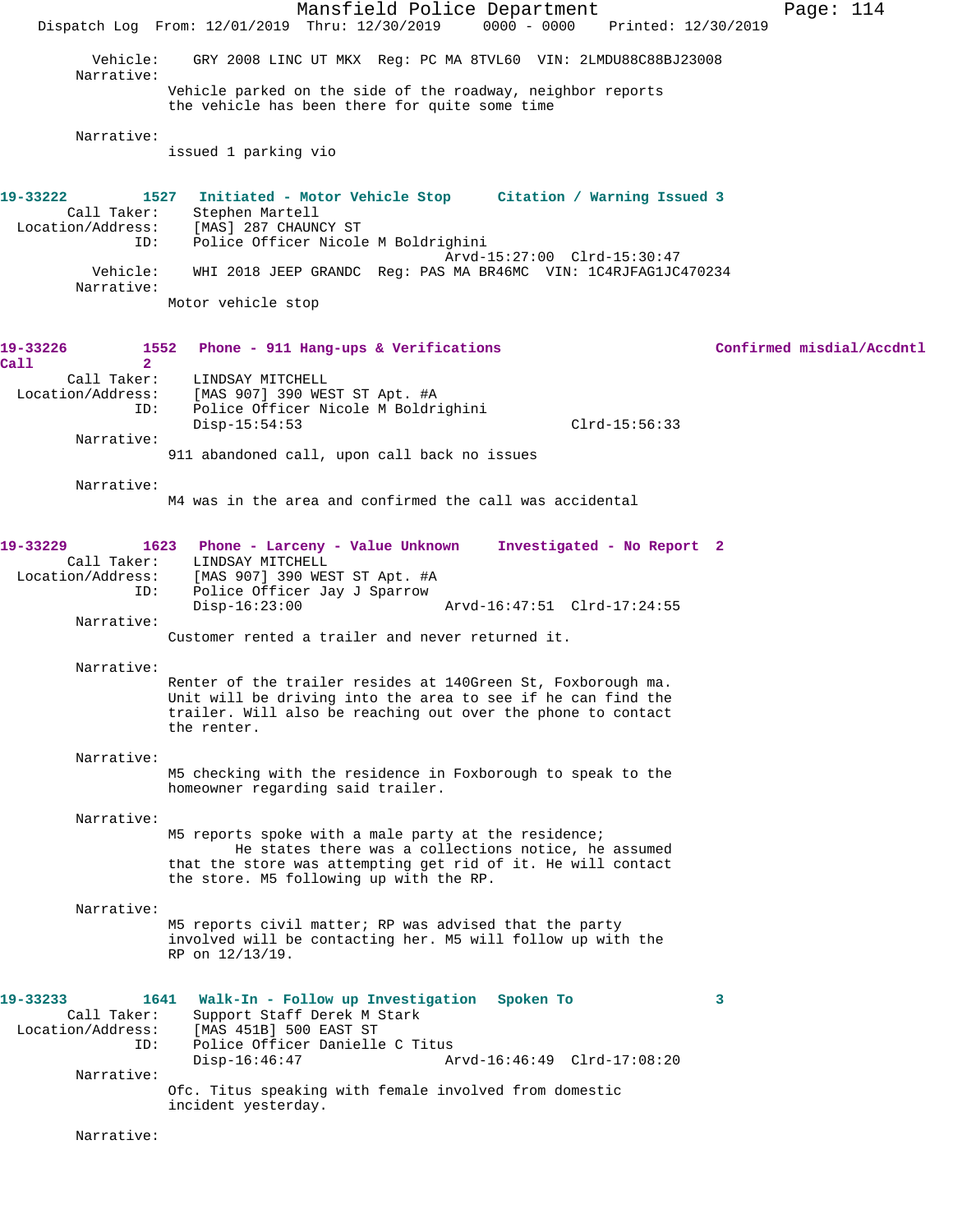Vehicle: GRY 2008 LINC UT MKX Reg: PC MA 8TVL60 VIN: 2LMDU88C88BJ23008

Narrative:
Vehicle parked on the side of the roadway, neighbor reports the vehicle has been there for quite some time

Narrative:
issued 1 parking vio

**19-33222** 1527 Initiated - Motor Vehicle Stop Citation / Warning Issued 3

Call Taker: Stephen Martell
Location/Address: [MAS] 287 CHAUNCY ST
ID: Police Officer Nicole M Boldrighini
Arvd-15:27:00 Clrd-15:30:47
Vehicle: WHI 2018 JEEP GRANDC Reg: PAS MA BR46MC VIN: 1C4RJFAG1JC470234

Narrative:
Motor vehicle stop

**19-33226** 1552 Phone - 911 Hang-ups & Verifications Confirmed misdial/Accdntl Call 2

Call Taker: LINDSAY MITCHELL
Location/Address: [MAS 907] 390 WEST ST Apt. #A
ID: Police Officer Nicole M Boldrighini
Disp-15:54:53 Clrd-15:56:33

Narrative:
911 abandoned call, upon call back no issues

Narrative:
M4 was in the area and confirmed the call was accidental

**19-33229** 1623 Phone - Larceny - Value Unknown Investigated - No Report 2

Call Taker: LINDSAY MITCHELL
Location/Address: [MAS 907] 390 WEST ST Apt. #A
ID: Police Officer Jay J Sparrow
Disp-16:23:00 Arvd-16:47:51 Clrd-17:24:55

Narrative:
Customer rented a trailer and never returned it.

Narrative:
Renter of the trailer resides at 140Green St, Foxborough ma. Unit will be driving into the area to see if he can find the trailer. Will also be reaching out over the phone to contact the renter.

Narrative:
M5 checking with the residence in Foxborough to speak to the homeowner regarding said trailer.

Narrative:
M5 reports spoke with a male party at the residence; He states there was a collections notice, he assumed that the store was attempting get rid of it. He will contact the store. M5 following up with the RP.

Narrative:
M5 reports civil matter; RP was advised that the party involved will be contacting her. M5 will follow up with the RP on 12/13/19.

**19-33233** 1641 Walk-In - Follow up Investigation Spoken To 3

Call Taker: Support Staff Derek M Stark
Location/Address: [MAS 451B] 500 EAST ST
ID: Police Officer Danielle C Titus
Disp-16:46:47 Arvd-16:46:49 Clrd-17:08:20

Narrative:
Ofc. Titus speaking with female involved from domestic incident yesterday.

Narrative: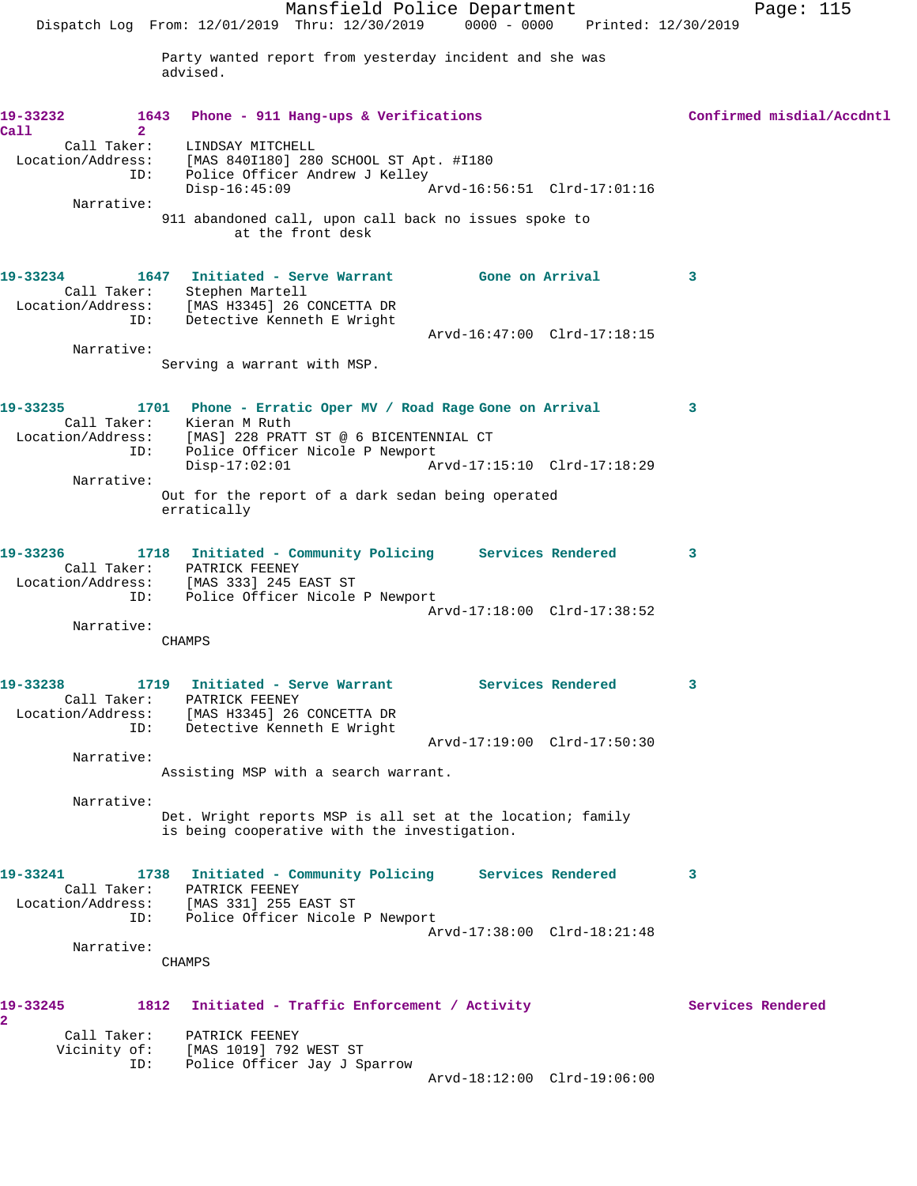Party wanted report from yesterday incident and she was advised.

**19-33232** 1643 **Phone - 911 Hang-ups & Verifications** **Confirmed misdial/Accdntl Call** **2**

Call Taker: LINDSAY MITCHELL
Location/Address: [MAS 840I180] 280 SCHOOL ST Apt. #I180
ID: Police Officer Andrew J Kelley
Disp-16:45:09 Arvd-16:56:51 Clrd-17:01:16

Narrative:
911 abandoned call, upon call back no issues spoke to at the front desk

**19-33234** 1647 **Initiated - Serve Warrant** **Gone on Arrival** **3**

Call Taker: Stephen Martell
Location/Address: [MAS H3345] 26 CONCETTA DR
ID: Detective Kenneth E Wright
Arvd-16:47:00 Clrd-17:18:15

Narrative:
Serving a warrant with MSP.

**19-33235** 1701 **Phone - Erratic Oper MV / Road Rage** **Gone on Arrival** **3**

Call Taker: Kieran M Ruth
Location/Address: [MAS] 228 PRATT ST @ 6 BICENTENNIAL CT
ID: Police Officer Nicole P Newport
Disp-17:02:01 Arvd-17:15:10 Clrd-17:18:29

Narrative:
Out for the report of a dark sedan being operated erratically

**19-33236** 1718 **Initiated - Community Policing** **Services Rendered** **3**

Call Taker: PATRICK FEENEY
Location/Address: [MAS 333] 245 EAST ST
ID: Police Officer Nicole P Newport
Arvd-17:18:00 Clrd-17:38:52

Narrative:
CHAMPS

**19-33238** 1719 **Initiated - Serve Warrant** **Services Rendered** **3**

Call Taker: PATRICK FEENEY
Location/Address: [MAS H3345] 26 CONCETTA DR
ID: Detective Kenneth E Wright
Arvd-17:19:00 Clrd-17:50:30

Narrative:
Assisting MSP with a search warrant.

Narrative:
Det. Wright reports MSP is all set at the location; family is being cooperative with the investigation.

**19-33241** 1738 **Initiated - Community Policing** **Services Rendered** **3**

Call Taker: PATRICK FEENEY
Location/Address: [MAS 331] 255 EAST ST
ID: Police Officer Nicole P Newport
Arvd-17:38:00 Clrd-18:21:48

Narrative:
CHAMPS

**19-33245** 1812 **Initiated - Traffic Enforcement / Activity** **Services Rendered** **2**

Call Taker: PATRICK FEENEY
Vicinity of: [MAS 1019] 792 WEST ST
ID: Police Officer Jay J Sparrow
Arvd-18:12:00 Clrd-19:06:00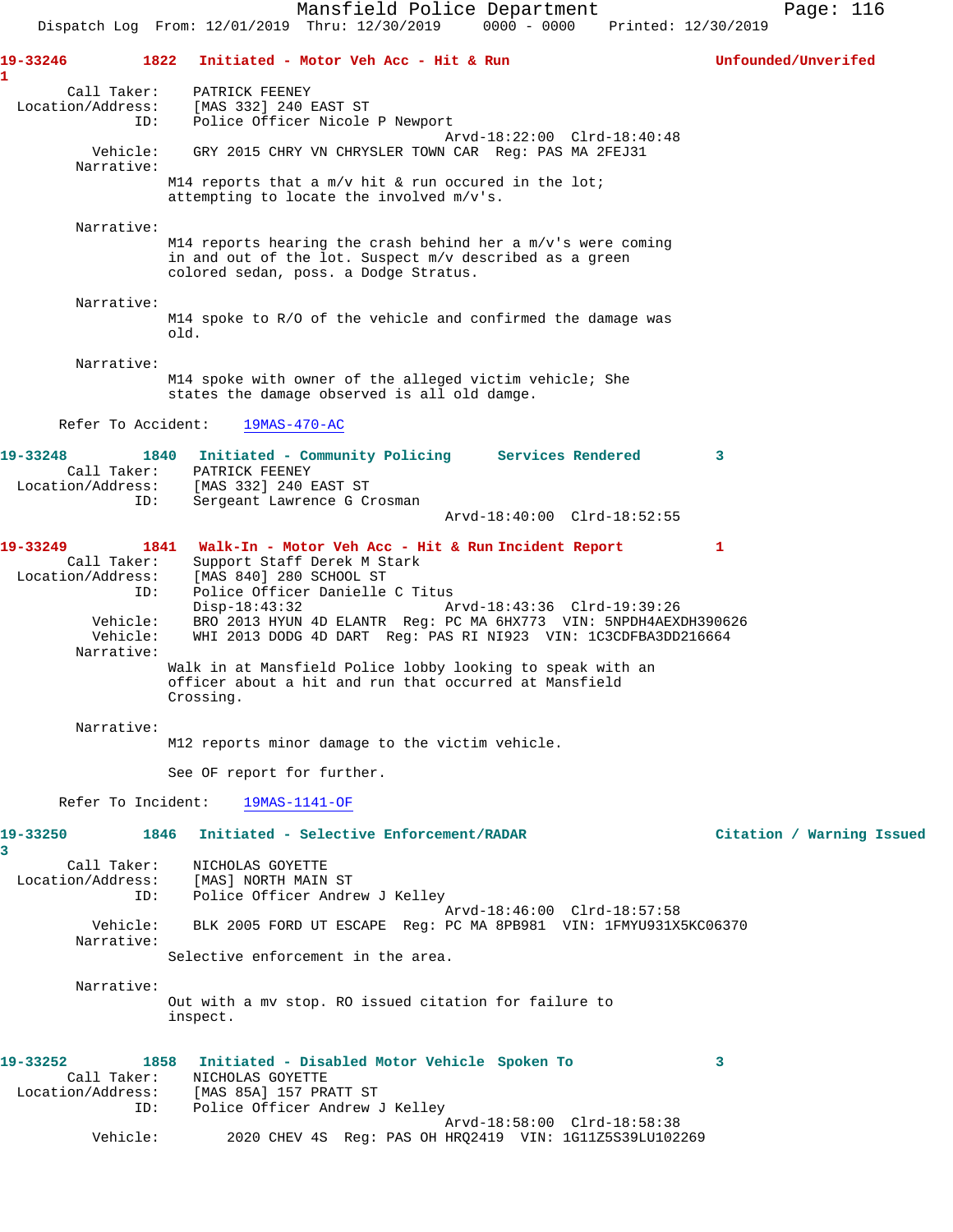**19-33246** 1822 **Initiated - Motor Veh Acc - Hit & Run** **Unfounded/Unverifed** 1

Call Taker: PATRICK FEENEY
Location/Address: [MAS 332] 240 EAST ST
ID: Police Officer Nicole P Newport
Arvd-18:22:00 Clrd-18:40:48
Vehicle: GRY 2015 CHRY VN CHRYSLER TOWN CAR Reg: PAS MA 2FEJ31
Narrative:
M14 reports that a m/v hit & run occured in the lot; attempting to locate the involved m/v's.

Narrative:
M14 reports hearing the crash behind her a m/v's were coming in and out of the lot. Suspect m/v described as a green colored sedan, poss. a Dodge Stratus.

Narrative:
M14 spoke to R/O of the vehicle and confirmed the damage was old.

Narrative:
M14 spoke with owner of the alleged victim vehicle; She states the damage observed is all old damge.

Refer To Accident: 19MAS-470-AC

**19-33248** 1840 **Initiated - Community Policing** **Services Rendered** 3

Call Taker: PATRICK FEENEY
Location/Address: [MAS 332] 240 EAST ST
ID: Sergeant Lawrence G Crosman
Arvd-18:40:00 Clrd-18:52:55

**19-33249** 1841 **Walk-In - Motor Veh Acc - Hit & Run Incident Report** 1

Call Taker: Support Staff Derek M Stark
Location/Address: [MAS 840] 280 SCHOOL ST
ID: Police Officer Danielle C Titus
Disp-18:43:32 Arvd-18:43:36 Clrd-19:39:26
Vehicle: BRO 2013 HYUN 4D ELANTR Reg: PC MA 6HX773 VIN: 5NPDH4AEXDH390626
Vehicle: WHI 2013 DODG 4D DART Reg: PAS RI NI923 VIN: 1C3CDFBA3DD216664
Narrative:
Walk in at Mansfield Police lobby looking to speak with an officer about a hit and run that occurred at Mansfield Crossing.

Narrative:
M12 reports minor damage to the victim vehicle.

See OF report for further.

Refer To Incident: 19MAS-1141-OF

**19-33250** 1846 **Initiated - Selective Enforcement/RADAR** **Citation / Warning Issued** 3

Call Taker: NICHOLAS GOYETTE
Location/Address: [MAS] NORTH MAIN ST
ID: Police Officer Andrew J Kelley
Arvd-18:46:00 Clrd-18:57:58
Vehicle: BLK 2005 FORD UT ESCAPE Reg: PC MA 8PB981 VIN: 1FMYU931X5KC06370
Narrative:
Selective enforcement in the area.

Narrative:
Out with a mv stop. RO issued citation for failure to inspect.

**19-33252** 1858 **Initiated - Disabled Motor Vehicle** **Spoken To** 3

Call Taker: NICHOLAS GOYETTE
Location/Address: [MAS 85A] 157 PRATT ST
ID: Police Officer Andrew J Kelley
Arvd-18:58:00 Clrd-18:58:38
Vehicle: 2020 CHEV 4S Reg: PAS OH HRQ2419 VIN: 1G11Z5S39LU102269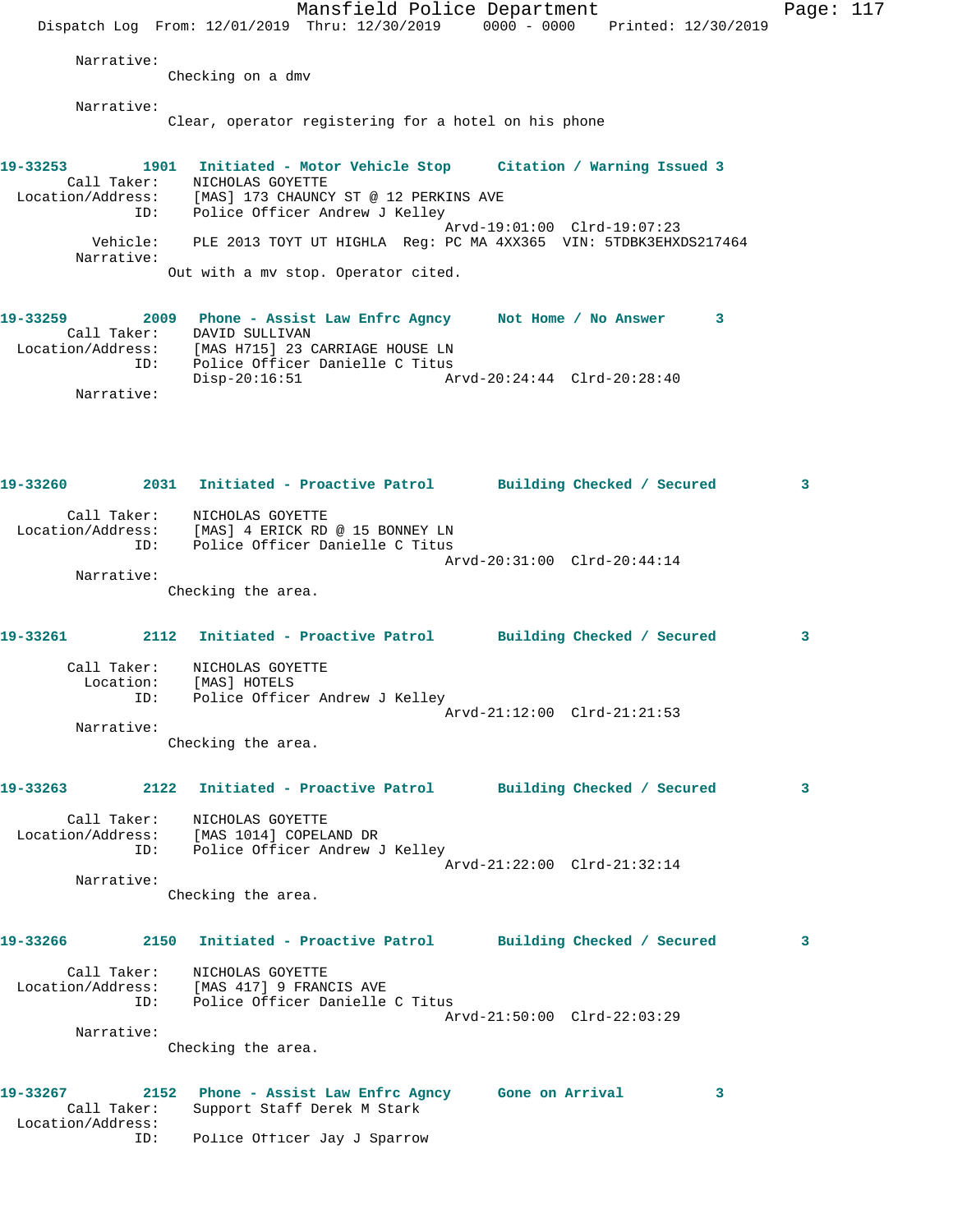Narrative:
Checking on a dmv

Narrative:
Clear, operator registering for a hotel on his phone

**19-33253 1901 Initiated - Motor Vehicle Stop Citation / Warning Issued 3**

Call Taker: NICHOLAS GOYETTE
Location/Address: [MAS] 173 CHAUNCY ST @ 12 PERKINS AVE
ID: Police Officer Andrew J Kelley
Arvd-19:01:00 Clrd-19:07:23
Vehicle: PLE 2013 TOYT UT HIGHLA Reg: PC MA 4XX365 VIN: 5TDBK3EHXDS217464
Narrative:
Out with a mv stop. Operator cited.

**19-33259 2009 Phone - Assist Law Enfrc Agncy Not Home / No Answer 3**

Call Taker: DAVID SULLIVAN
Location/Address: [MAS H715] 23 CARRIAGE HOUSE LN
ID: Police Officer Danielle C Titus
Disp-20:16:51 Arvd-20:24:44 Clrd-20:28:40
Narrative:

**19-33260 2031 Initiated - Proactive Patrol Building Checked / Secured 3**

Call Taker: NICHOLAS GOYETTE
Location/Address: [MAS] 4 ERICK RD @ 15 BONNEY LN
ID: Police Officer Danielle C Titus
Arvd-20:31:00 Clrd-20:44:14
Narrative:
Checking the area.

**19-33261 2112 Initiated - Proactive Patrol Building Checked / Secured 3**

Call Taker: NICHOLAS GOYETTE
Location: [MAS] HOTELS
ID: Police Officer Andrew J Kelley
Arvd-21:12:00 Clrd-21:21:53
Narrative:
Checking the area.

**19-33263 2122 Initiated - Proactive Patrol Building Checked / Secured 3**

Call Taker: NICHOLAS GOYETTE
Location/Address: [MAS 1014] COPELAND DR
ID: Police Officer Andrew J Kelley
Arvd-21:22:00 Clrd-21:32:14
Narrative:
Checking the area.

**19-33266 2150 Initiated - Proactive Patrol Building Checked / Secured 3**

Call Taker: NICHOLAS GOYETTE
Location/Address: [MAS 417] 9 FRANCIS AVE
ID: Police Officer Danielle C Titus
Arvd-21:50:00 Clrd-22:03:29
Narrative:
Checking the area.

**19-33267 2152 Phone - Assist Law Enfrc Agncy Gone on Arrival 3**

Call Taker: Support Staff Derek M Stark
Location/Address:
ID: Police Officer Jay J Sparrow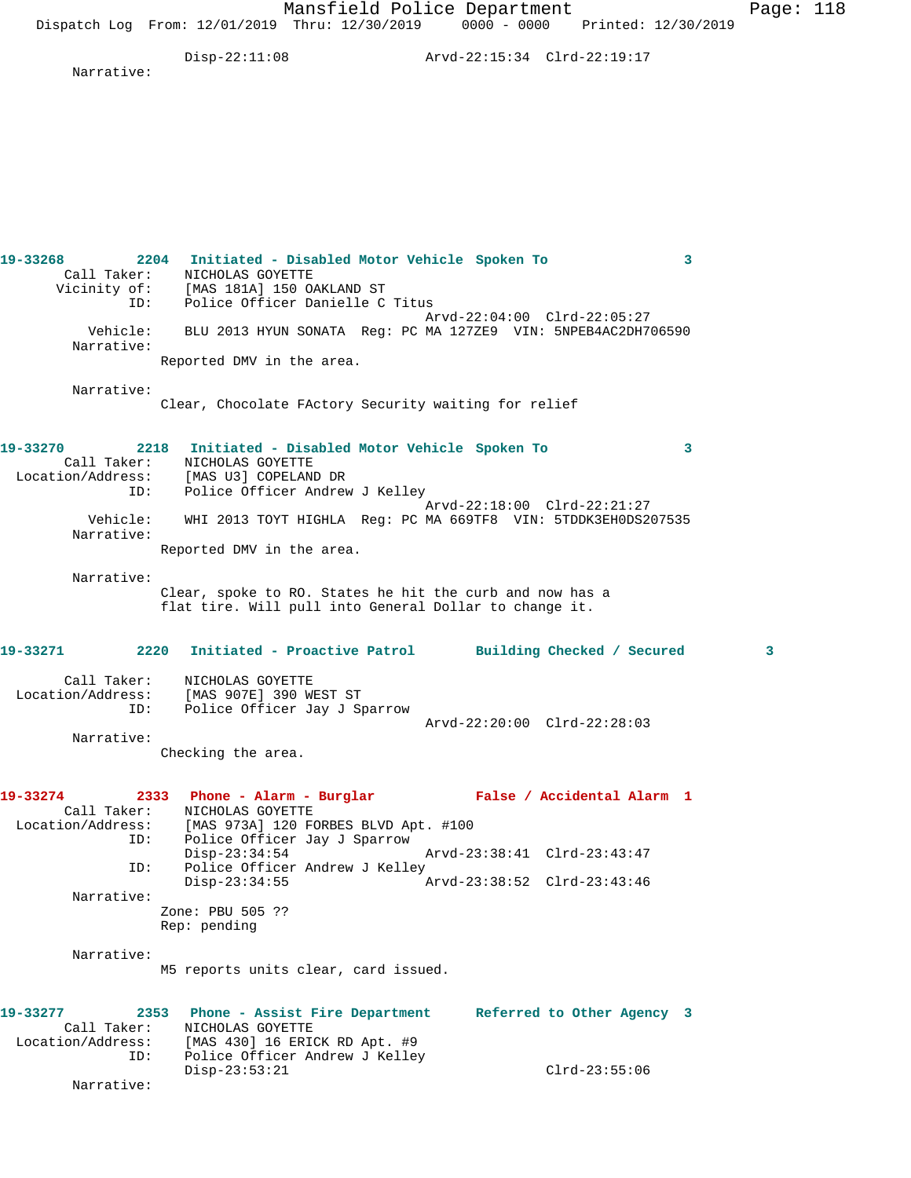Disp-22:11:08 Arvd-22:15:34 Clrd-22:19:17

Narrative:

**19-33268 2204 Initiated - Disabled Motor Vehicle Spoken To 3**

Call Taker: NICHOLAS GOYETTE
Vicinity of: [MAS 181A] 150 OAKLAND ST
ID: Police Officer Danielle C Titus
Arvd-22:04:00 Clrd-22:05:27
Vehicle: BLU 2013 HYUN SONATA Reg: PC MA 127ZE9 VIN: 5NPEB4AC2DH706590
Narrative:
Reported DMV in the area.

Narrative:
Clear, Chocolate FActory Security waiting for relief

**19-33270 2218 Initiated - Disabled Motor Vehicle Spoken To 3**

Call Taker: NICHOLAS GOYETTE
Location/Address: [MAS U3] COPELAND DR
ID: Police Officer Andrew J Kelley
Arvd-22:18:00 Clrd-22:21:27
Vehicle: WHI 2013 TOYT HIGHLA Reg: PC MA 669TF8 VIN: 5TDDK3EH0DS207535
Narrative:
Reported DMV in the area.

Narrative:
Clear, spoke to RO. States he hit the curb and now has a flat tire. Will pull into General Dollar to change it.

**19-33271 2220 Initiated - Proactive Patrol Building Checked / Secured 3**

Call Taker: NICHOLAS GOYETTE
Location/Address: [MAS 907E] 390 WEST ST
ID: Police Officer Jay J Sparrow
Arvd-22:20:00 Clrd-22:28:03
Narrative:
Checking the area.

**19-33274 2333 Phone - Alarm - Burglar False / Accidental Alarm 1**

Call Taker: NICHOLAS GOYETTE
Location/Address: [MAS 973A] 120 FORBES BLVD Apt. #100
ID: Police Officer Jay J Sparrow
Disp-23:34:54 Arvd-23:38:41 Clrd-23:43:47
ID: Police Officer Andrew J Kelley
Disp-23:34:55 Arvd-23:38:52 Clrd-23:43:46
Narrative:
Zone: PBU 505 ??
Rep: pending

Narrative:
M5 reports units clear, card issued.

**19-33277 2353 Phone - Assist Fire Department Referred to Other Agency 3**

Call Taker: NICHOLAS GOYETTE
Location/Address: [MAS 430] 16 ERICK RD Apt. #9
ID: Police Officer Andrew J Kelley
Disp-23:53:21 Clrd-23:55:06
Narrative: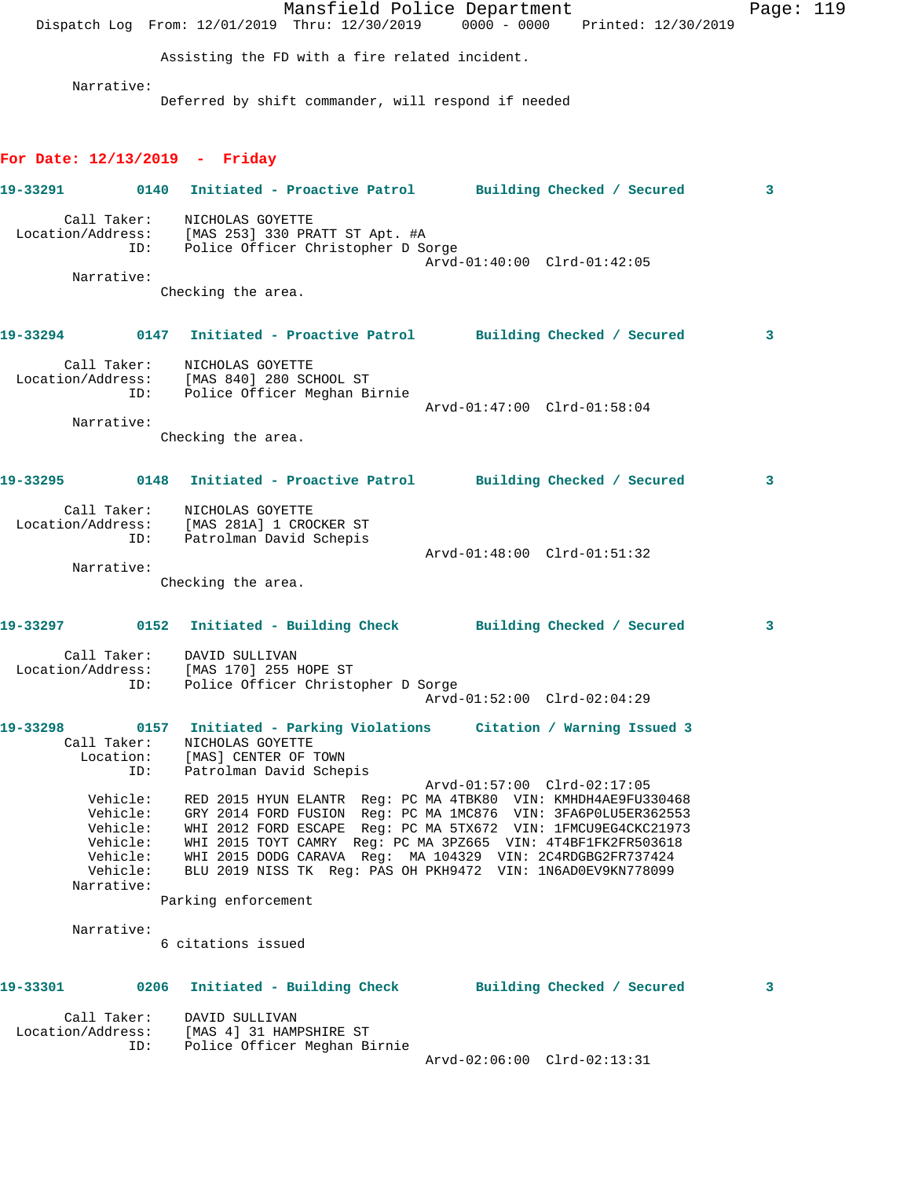Assisting the FD with a fire related incident.

Narrative:
Deferred by shift commander, will respond if needed

**For Date: 12/13/2019 - Friday**

**19-33291 0140 Initiated - Proactive Patrol Building Checked / Secured 3**

Call Taker: NICHOLAS GOYETTE
Location/Address: [MAS 253] 330 PRATT ST Apt. #A
ID: Police Officer Christopher D Sorge
Arvd-01:40:00 Clrd-01:42:05

Narrative:
Checking the area.

**19-33294 0147 Initiated - Proactive Patrol Building Checked / Secured 3**

Call Taker: NICHOLAS GOYETTE
Location/Address: [MAS 840] 280 SCHOOL ST
ID: Police Officer Meghan Birnie
Arvd-01:47:00 Clrd-01:58:04

Narrative:
Checking the area.

**19-33295 0148 Initiated - Proactive Patrol Building Checked / Secured 3**

Call Taker: NICHOLAS GOYETTE
Location/Address: [MAS 281A] 1 CROCKER ST
ID: Patrolman David Schepis
Arvd-01:48:00 Clrd-01:51:32

Narrative:
Checking the area.

**19-33297 0152 Initiated - Building Check Building Checked / Secured 3**

Call Taker: DAVID SULLIVAN
Location/Address: [MAS 170] 255 HOPE ST
ID: Police Officer Christopher D Sorge
Arvd-01:52:00 Clrd-02:04:29

**19-33298 0157 Initiated - Parking Violations Citation / Warning Issued 3**

Call Taker: NICHOLAS GOYETTE
Location: [MAS] CENTER OF TOWN
ID: Patrolman David Schepis
Arvd-01:57:00 Clrd-02:17:05
Vehicle: RED 2015 HYUN ELANTR Reg: PC MA 4TBK80 VIN: KMHDH4AE9FU330468
Vehicle: GRY 2014 FORD FUSION Reg: PC MA 1MC876 VIN: 3FA6P0LU5ER362553
Vehicle: WHI 2012 FORD ESCAPE Reg: PC MA 5TX672 VIN: 1FMCU9EG4CKC21973
Vehicle: WHI 2015 TOYT CAMRY Reg: PC MA 3PZ665 VIN: 4T4BF1FK2FR503618
Vehicle: WHI 2015 DODG CARAVA Reg: MA 104329 VIN: 2C4RDGBG2FR737424
Vehicle: BLU 2019 NISS TK Reg: PAS OH PKH9472 VIN: 1N6AD0EV9KN778099

Narrative:
Parking enforcement

Narrative:
6 citations issued

**19-33301 0206 Initiated - Building Check Building Checked / Secured 3**

Call Taker: DAVID SULLIVAN
Location/Address: [MAS 4] 31 HAMPSHIRE ST
ID: Police Officer Meghan Birnie
Arvd-02:06:00 Clrd-02:13:31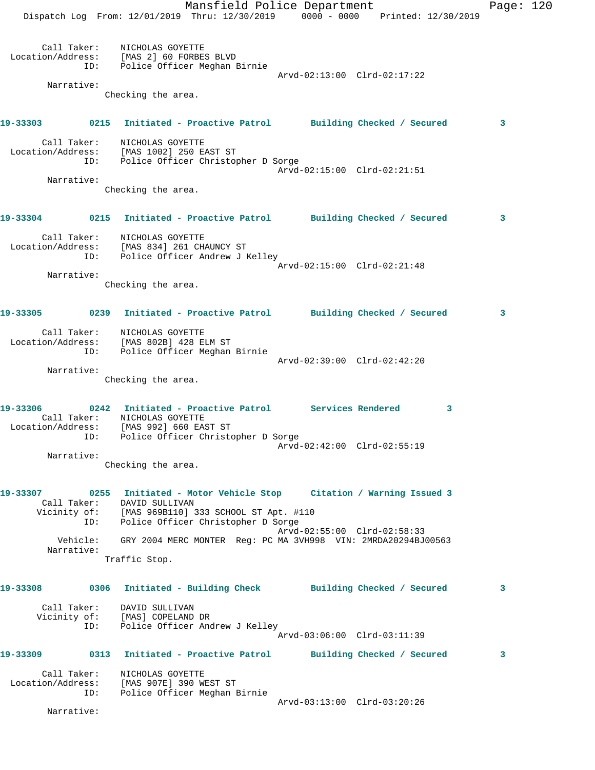Call Taker: NICHOLAS GOYETTE
Location/Address: [MAS 2] 60 FORBES BLVD
ID: Police Officer Meghan Birnie
Arvd-02:13:00 Clrd-02:17:22
Narrative:
Checking the area.

**19-33303 0215 Initiated - Proactive Patrol Building Checked / Secured 3**

Call Taker: NICHOLAS GOYETTE
Location/Address: [MAS 1002] 250 EAST ST
ID: Police Officer Christopher D Sorge
Arvd-02:15:00 Clrd-02:21:51
Narrative:
Checking the area.

**19-33304 0215 Initiated - Proactive Patrol Building Checked / Secured 3**

Call Taker: NICHOLAS GOYETTE
Location/Address: [MAS 834] 261 CHAUNCY ST
ID: Police Officer Andrew J Kelley
Arvd-02:15:00 Clrd-02:21:48
Narrative:
Checking the area.

**19-33305 0239 Initiated - Proactive Patrol Building Checked / Secured 3**

Call Taker: NICHOLAS GOYETTE
Location/Address: [MAS 802B] 428 ELM ST
ID: Police Officer Meghan Birnie
Arvd-02:39:00 Clrd-02:42:20
Narrative:
Checking the area.

**19-33306 0242 Initiated - Proactive Patrol Services Rendered 3**

Call Taker: NICHOLAS GOYETTE
Location/Address: [MAS 992] 660 EAST ST
ID: Police Officer Christopher D Sorge
Arvd-02:42:00 Clrd-02:55:19
Narrative:
Checking the area.

**19-33307 0255 Initiated - Motor Vehicle Stop Citation / Warning Issued 3**

Call Taker: DAVID SULLIVAN
Vicinity of: [MAS 969B110] 333 SCHOOL ST Apt. #110
ID: Police Officer Christopher D Sorge
Arvd-02:55:00 Clrd-02:58:33
Vehicle: GRY 2004 MERC MONTER Reg: PC MA 3VH998 VIN: 2MRDA20294BJ00563
Narrative:
Traffic Stop.

**19-33308 0306 Initiated - Building Check Building Checked / Secured 3**

Call Taker: DAVID SULLIVAN
Vicinity of: [MAS] COPELAND DR
ID: Police Officer Andrew J Kelley
Arvd-03:06:00 Clrd-03:11:39

**19-33309 0313 Initiated - Proactive Patrol Building Checked / Secured 3**

Call Taker: NICHOLAS GOYETTE
Location/Address: [MAS 907E] 390 WEST ST
ID: Police Officer Meghan Birnie
Arvd-03:13:00 Clrd-03:20:26
Narrative: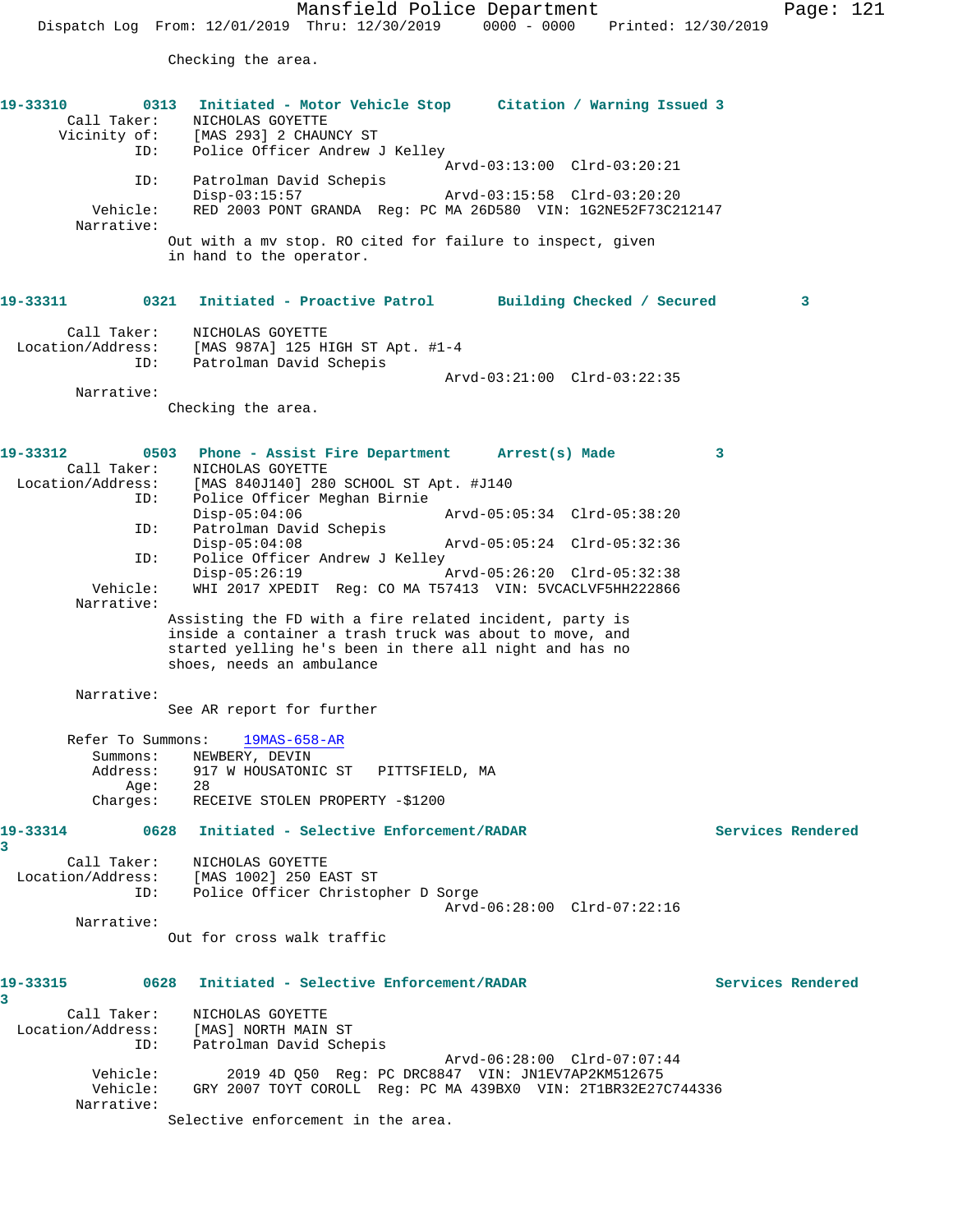Checking the area.

**19-33310** 0313 **Initiated - Motor Vehicle Stop** **Citation / Warning Issued 3**

Call Taker: NICHOLAS GOYETTE
Vicinity of: [MAS 293] 2 CHAUNCY ST
ID: Police Officer Andrew J Kelley
Arvd-03:13:00 Clrd-03:20:21
ID: Patrolman David Schepis
Disp-03:15:57 Arvd-03:15:58 Clrd-03:20:20
Vehicle: RED 2003 PONT GRANDA Reg: PC MA 26D580 VIN: 1G2NE52F73C212147
Narrative:
Out with a mv stop. RO cited for failure to inspect, given in hand to the operator.

**19-33311** 0321 **Initiated - Proactive Patrol** **Building Checked / Secured 3**

Call Taker: NICHOLAS GOYETTE
Location/Address: [MAS 987A] 125 HIGH ST Apt. #1-4
ID: Patrolman David Schepis
Arvd-03:21:00 Clrd-03:22:35
Narrative:
Checking the area.

**19-33312** 0503 **Phone - Assist Fire Department** **Arrest(s) Made 3**

Call Taker: NICHOLAS GOYETTE
Location/Address: [MAS 840J140] 280 SCHOOL ST Apt. #J140
ID: Police Officer Meghan Birnie
Disp-05:04:06 Arvd-05:05:34 Clrd-05:38:20
ID: Patrolman David Schepis
Disp-05:04:08 Arvd-05:05:24 Clrd-05:32:36
ID: Police Officer Andrew J Kelley
Disp-05:26:19 Arvd-05:26:20 Clrd-05:32:38
Vehicle: WHI 2017 XPEDIT Reg: CO MA T57413 VIN: 5VCACLVF5HH222866
Narrative:
Assisting the FD with a fire related incident, party is inside a container a trash truck was about to move, and started yelling he's been in there all night and has no shoes, needs an ambulance

Narrative:
See AR report for further

Refer To Summons: 19MAS-658-AR
Summons: NEWBERY, DEVIN
Address: 917 W HOUSATONIC ST PITTSFIELD, MA
Age: 28
Charges: RECEIVE STOLEN PROPERTY -$1200

**19-33314** 0628 **Initiated - Selective Enforcement/RADAR** **Services Rendered 3**

Call Taker: NICHOLAS GOYETTE
Location/Address: [MAS 1002] 250 EAST ST
ID: Police Officer Christopher D Sorge
Arvd-06:28:00 Clrd-07:22:16
Narrative:
Out for cross walk traffic

**19-33315** 0628 **Initiated - Selective Enforcement/RADAR** **Services Rendered 3**

Call Taker: NICHOLAS GOYETTE
Location/Address: [MAS] NORTH MAIN ST
ID: Patrolman David Schepis
Arvd-06:28:00 Clrd-07:07:44
Vehicle: 2019 4D Q50 Reg: PC DRC8847 VIN: JN1EV7AP2KM512675
Vehicle: GRY 2007 TOYT COROLL Reg: PC MA 439BX0 VIN: 2T1BR32E27C744336
Narrative:
Selective enforcement in the area.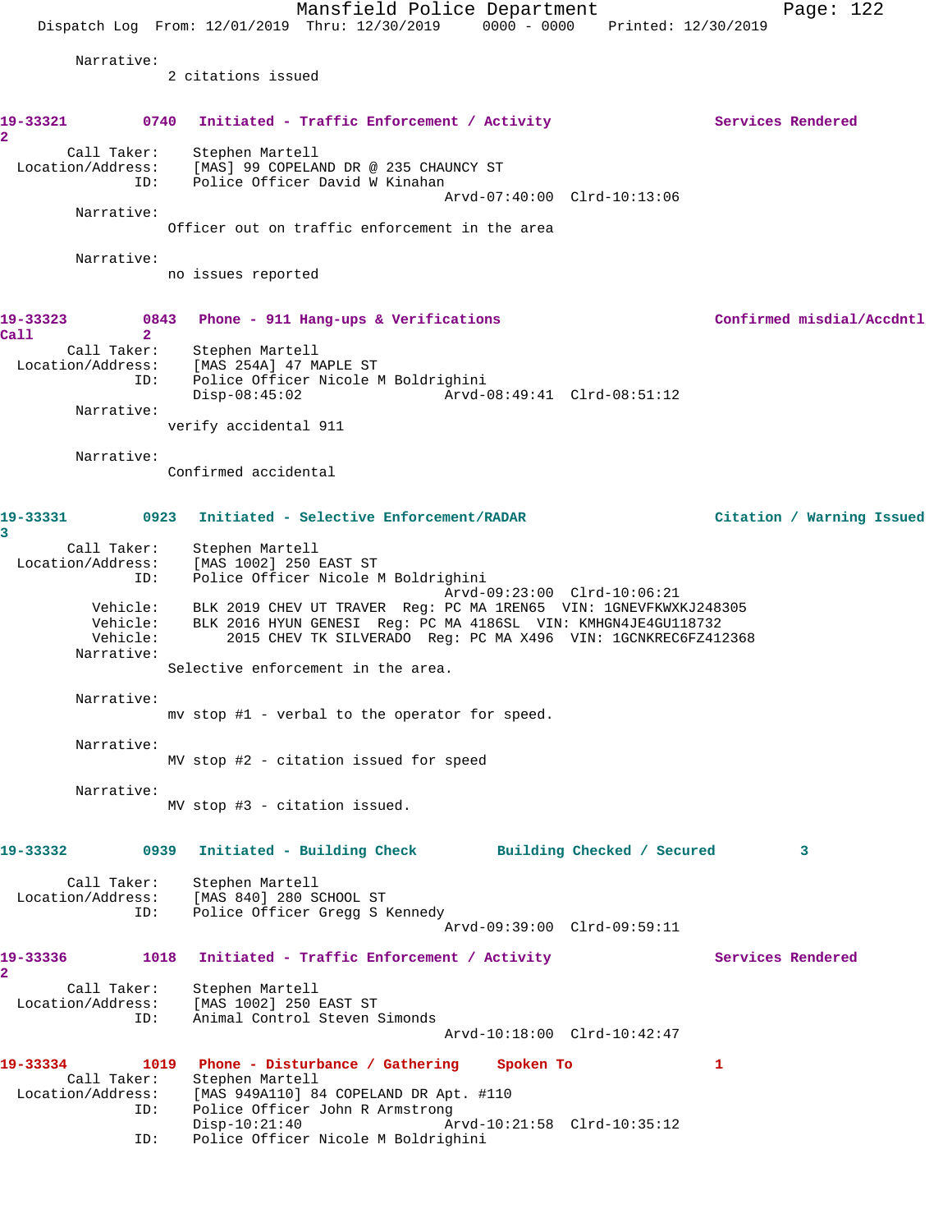Narrative:
2 citations issued

**19-33321 0740 Initiated - Traffic Enforcement / Activity Services Rendered 2**

Call Taker: Stephen Martell
Location/Address: [MAS] 99 COPELAND DR @ 235 CHAUNCY ST
ID: Police Officer David W Kinahan
Arvd-07:40:00 Clrd-10:13:06

Narrative:
Officer out on traffic enforcement in the area

Narrative:
no issues reported

**19-33323 0843 Phone - 911 Hang-ups & Verifications Confirmed misdial/Accdntl Call 2**

Call Taker: Stephen Martell
Location/Address: [MAS 254A] 47 MAPLE ST
ID: Police Officer Nicole M Boldrighini
Disp-08:45:02 Arvd-08:49:41 Clrd-08:51:12

Narrative:
verify accidental 911

Narrative:
Confirmed accidental

**19-33331 0923 Initiated - Selective Enforcement/RADAR Citation / Warning Issued 3**

Call Taker: Stephen Martell
Location/Address: [MAS 1002] 250 EAST ST
ID: Police Officer Nicole M Boldrighini
Arvd-09:23:00 Clrd-10:06:21
Vehicle: BLK 2019 CHEV UT TRAVER Reg: PC MA 1REN65 VIN: 1GNEVFKWXKJ248305
Vehicle: BLK 2016 HYUN GENESI Reg: PC MA 4186SL VIN: KMHGN4JE4GU118732
Vehicle: 2015 CHEV TK SILVERADO Reg: PC MA X496 VIN: 1GCNKREC6FZ412368

Narrative:
Selective enforcement in the area.

Narrative:
mv stop #1 - verbal to the operator for speed.

Narrative:
MV stop #2 - citation issued for speed

Narrative:
MV stop #3 - citation issued.

**19-33332 0939 Initiated - Building Check Building Checked / Secured 3**

Call Taker: Stephen Martell
Location/Address: [MAS 840] 280 SCHOOL ST
ID: Police Officer Gregg S Kennedy
Arvd-09:39:00 Clrd-09:59:11

**19-33336 1018 Initiated - Traffic Enforcement / Activity Services Rendered 2**

Call Taker: Stephen Martell
Location/Address: [MAS 1002] 250 EAST ST
ID: Animal Control Steven Simonds
Arvd-10:18:00 Clrd-10:42:47

**19-33334 1019 Phone - Disturbance / Gathering Spoken To 1**

Call Taker: Stephen Martell
Location/Address: [MAS 949A110] 84 COPELAND DR Apt. #110
ID: Police Officer John R Armstrong
Disp-10:21:40 Arvd-10:21:58 Clrd-10:35:12
ID: Police Officer Nicole M Boldrighini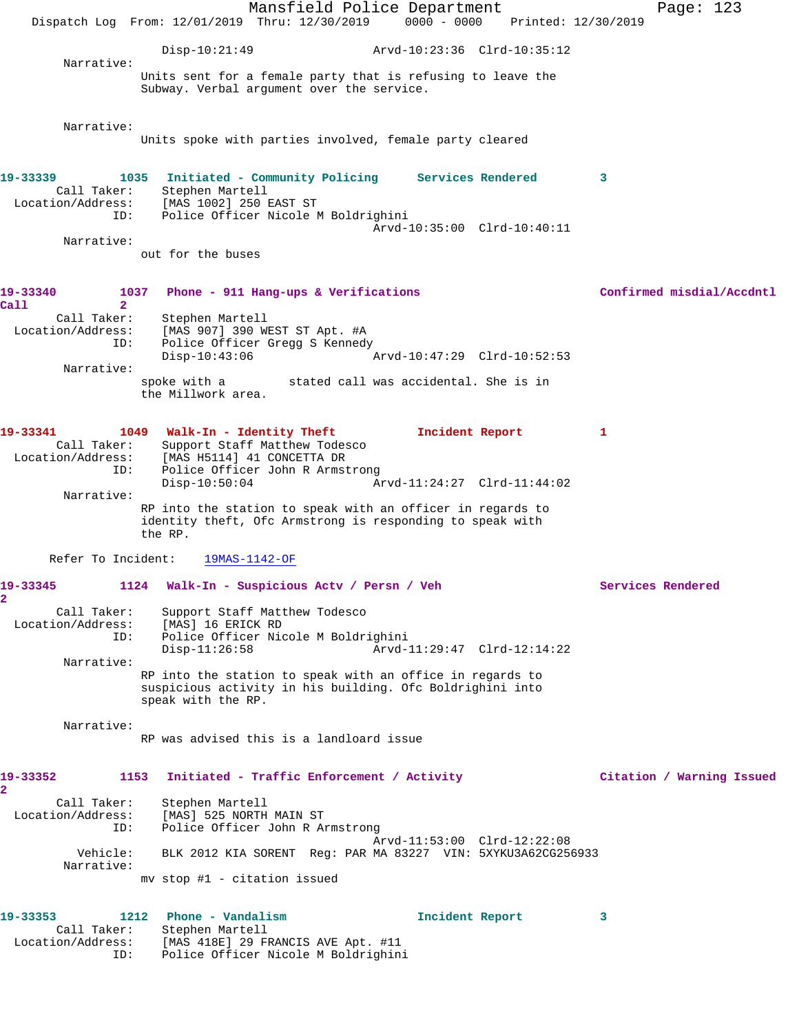Disp-10:21:49 Arvd-10:23:36 Clrd-10:35:12

Narrative:
Units sent for a female party that is refusing to leave the Subway. Verbal argument over the service.

Narrative:
Units spoke with parties involved, female party cleared

**19-33339** 1035 **Initiated - Community Policing** Services Rendered 3
Call Taker: Stephen Martell
Location/Address: [MAS 1002] 250 EAST ST
ID: Police Officer Nicole M Boldrighini
Arvd-10:35:00 Clrd-10:40:11
Narrative:
out for the buses

**19-33340** 1037 **Phone - 911 Hang-ups & Verifications** Confirmed misdial/Accdntl Call 2
Call Taker: Stephen Martell
Location/Address: [MAS 907] 390 WEST ST Apt. #A
ID: Police Officer Gregg S Kennedy
Disp-10:43:06 Arvd-10:47:29 Clrd-10:52:53
Narrative:
spoke with a stated call was accidental. She is in the Millwork area.

**19-33341** 1049 **Walk-In - Identity Theft** Incident Report 1
Call Taker: Support Staff Matthew Todesco
Location/Address: [MAS H5114] 41 CONCETTA DR
ID: Police Officer John R Armstrong
Disp-10:50:04 Arvd-11:24:27 Clrd-11:44:02
Narrative:
RP into the station to speak with an officer in regards to identity theft, Ofc Armstrong is responding to speak with the RP.

Refer To Incident: 19MAS-1142-OF

**19-33345** 1124 **Walk-In - Suspicious Actv / Persn / Veh** Services Rendered 2
Call Taker: Support Staff Matthew Todesco
Location/Address: [MAS] 16 ERICK RD
ID: Police Officer Nicole M Boldrighini
Disp-11:26:58 Arvd-11:29:47 Clrd-12:14:22
Narrative:
RP into the station to speak with an office in regards to suspicious activity in his building. Ofc Boldrighini into speak with the RP.

Narrative:
RP was advised this is a landloard issue

**19-33352** 1153 **Initiated - Traffic Enforcement / Activity** Citation / Warning Issued 2
Call Taker: Stephen Martell
Location/Address: [MAS] 525 NORTH MAIN ST
ID: Police Officer John R Armstrong
Arvd-11:53:00 Clrd-12:22:08
Vehicle: BLK 2012 KIA SORENT Reg: PAR MA 83227 VIN: 5XYKU3A62CG256933
Narrative:
mv stop #1 - citation issued

**19-33353** 1212 **Phone - Vandalism** Incident Report 3
Call Taker: Stephen Martell
Location/Address: [MAS 418E] 29 FRANCIS AVE Apt. #11
ID: Police Officer Nicole M Boldrighini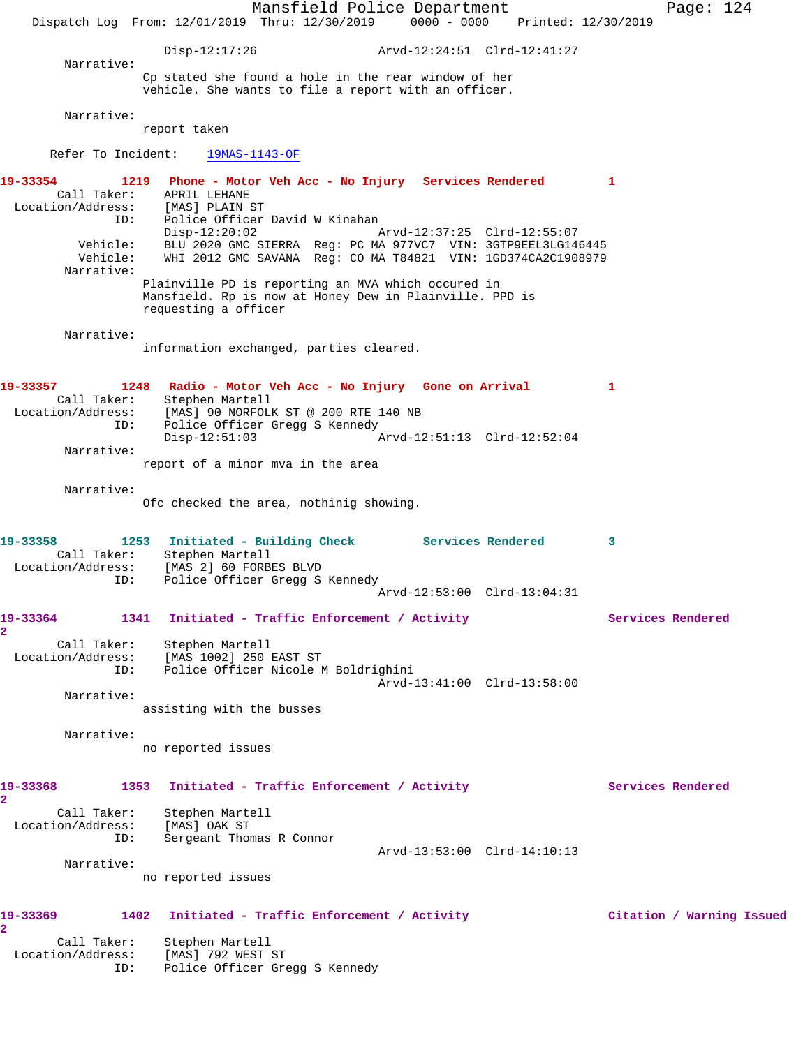Disp-12:17:26 Arvd-12:24:51 Clrd-12:41:27

Narrative:
Cp stated she found a hole in the rear window of her vehicle. She wants to file a report with an officer.

Narrative:
report taken

Refer To Incident: 19MAS-1143-OF

**19-33354 1219 Phone - Motor Veh Acc - No Injury Services Rendered 1**

Call Taker: APRIL LEHANE
Location/Address: [MAS] PLAIN ST
ID: Police Officer David W Kinahan
Disp-12:20:02 Arvd-12:37:25 Clrd-12:55:07
Vehicle: BLU 2020 GMC SIERRA Reg: PC MA 977VC7 VIN: 3GTP9EEL3LG146445
Vehicle: WHI 2012 GMC SAVANA Reg: CO MA T84821 VIN: 1GD374CA2C1908979

Narrative:
Plainville PD is reporting an MVA which occured in Mansfield. Rp is now at Honey Dew in Plainville. PPD is requesting a officer

Narrative:
information exchanged, parties cleared.

**19-33357 1248 Radio - Motor Veh Acc - No Injury Gone on Arrival 1**

Call Taker: Stephen Martell
Location/Address: [MAS] 90 NORFOLK ST @ 200 RTE 140 NB
ID: Police Officer Gregg S Kennedy
Disp-12:51:03 Arvd-12:51:13 Clrd-12:52:04

Narrative:
report of a minor mva in the area

Narrative:
Ofc checked the area, nothinig showing.

**19-33358 1253 Initiated - Building Check Services Rendered 3**

Call Taker: Stephen Martell
Location/Address: [MAS 2] 60 FORBES BLVD
ID: Police Officer Gregg S Kennedy
Arvd-12:53:00 Clrd-13:04:31

**19-33364 1341 Initiated - Traffic Enforcement / Activity Services Rendered 2**

Call Taker: Stephen Martell
Location/Address: [MAS 1002] 250 EAST ST
ID: Police Officer Nicole M Boldrighini
Arvd-13:41:00 Clrd-13:58:00

Narrative:
assisting with the busses

Narrative:
no reported issues

**19-33368 1353 Initiated - Traffic Enforcement / Activity Services Rendered 2**

Call Taker: Stephen Martell
Location/Address: [MAS] OAK ST
ID: Sergeant Thomas R Connor
Arvd-13:53:00 Clrd-14:10:13

Narrative:
no reported issues

**19-33369 1402 Initiated - Traffic Enforcement / Activity Citation / Warning Issued 2**

Call Taker: Stephen Martell
Location/Address: [MAS] 792 WEST ST
ID: Police Officer Gregg S Kennedy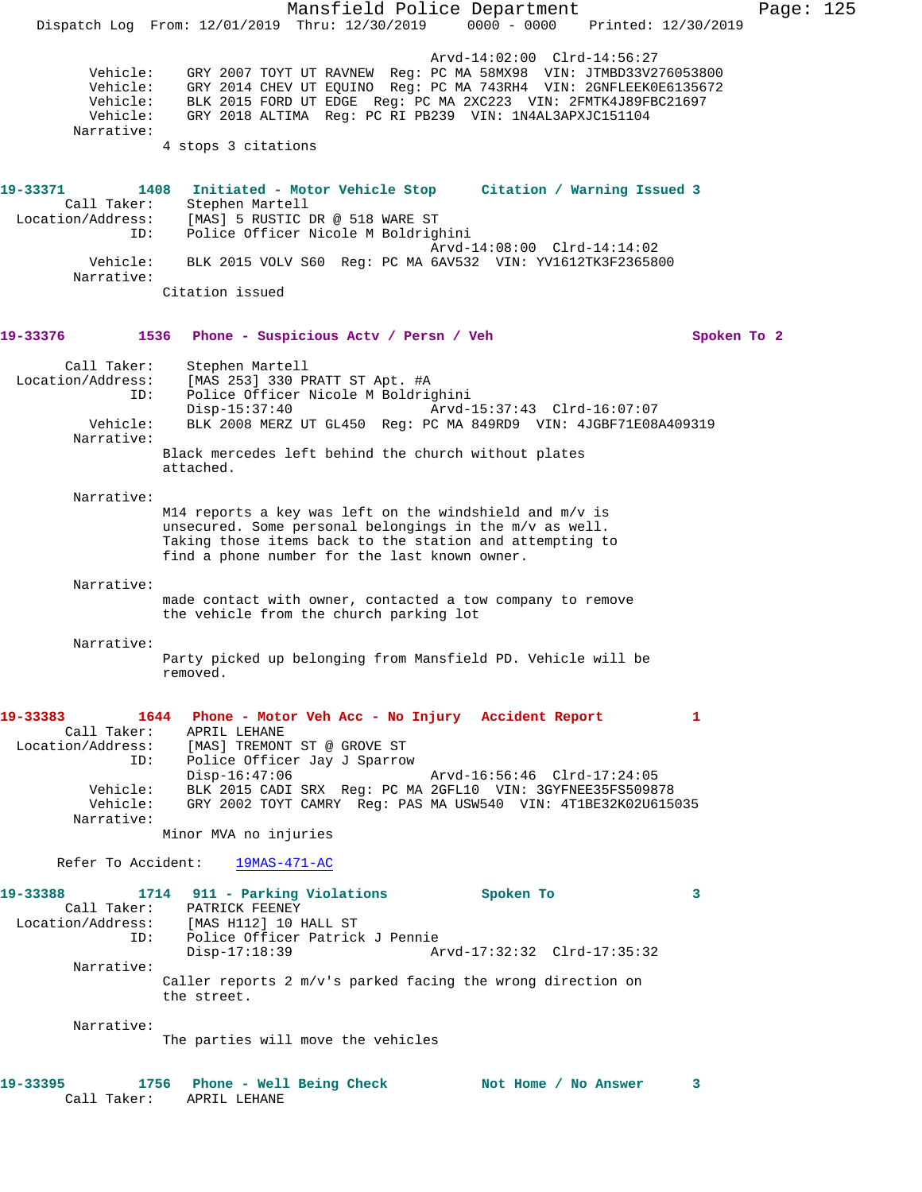Arvd-14:02:00 Clrd-14:56:27

Vehicle: GRY 2007 TOYT UT RAVNEW Reg: PC MA 58MX98 VIN: JTMBD33V276053800
Vehicle: GRY 2014 CHEV UT EQUINO Reg: PC MA 743RH4 VIN: 2GNFLEEK0E6135672
Vehicle: BLK 2015 FORD UT EDGE Reg: PC MA 2XC223 VIN: 2FMTK4J89FBC21697
Vehicle: GRY 2018 ALTIMA Reg: PC RI PB239 VIN: 1N4AL3APXJC151104
Narrative:
4 stops 3 citations

**19-33371 1408 Initiated - Motor Vehicle Stop Citation / Warning Issued 3**
Call Taker: Stephen Martell
Location/Address: [MAS] 5 RUSTIC DR @ 518 WARE ST
ID: Police Officer Nicole M Boldrighini
Arvd-14:08:00 Clrd-14:14:02
Vehicle: BLK 2015 VOLV S60 Reg: PC MA 6AV532 VIN: YV1612TK3F2365800
Narrative:
Citation issued

**19-33376 1536 Phone - Suspicious Actv / Persn / Veh Spoken To 2**
Call Taker: Stephen Martell
Location/Address: [MAS 253] 330 PRATT ST Apt. #A
ID: Police Officer Nicole M Boldrighini
Disp-15:37:40 Arvd-15:37:43 Clrd-16:07:07
Vehicle: BLK 2008 MERZ UT GL450 Reg: PC MA 849RD9 VIN: 4JGBF71E08A409319
Narrative:
Black mercedes left behind the church without plates attached.

Narrative:
M14 reports a key was left on the windshield and m/v is unsecured. Some personal belongings in the m/v as well. Taking those items back to the station and attempting to find a phone number for the last known owner.

Narrative:
made contact with owner, contacted a tow company to remove the vehicle from the church parking lot

Narrative:
Party picked up belonging from Mansfield PD. Vehicle will be removed.

**19-33383 1644 Phone - Motor Veh Acc - No Injury Accident Report 1**
Call Taker: APRIL LEHANE
Location/Address: [MAS] TREMONT ST @ GROVE ST
ID: Police Officer Jay J Sparrow
Disp-16:47:06 Arvd-16:56:46 Clrd-17:24:05
Vehicle: BLK 2015 CADI SRX Reg: PC MA 2GFL10 VIN: 3GYFNEE35FS509878
Vehicle: GRY 2002 TOYT CAMRY Reg: PAS MA USW540 VIN: 4T1BE32K02U615035
Narrative:
Minor MVA no injuries

Refer To Accident: 19MAS-471-AC

**19-33388 1714 911 - Parking Violations Spoken To 3**
Call Taker: PATRICK FEENEY
Location/Address: [MAS H112] 10 HALL ST
ID: Police Officer Patrick J Pennie
Disp-17:18:39 Arvd-17:32:32 Clrd-17:35:32
Narrative:
Caller reports 2 m/v's parked facing the wrong direction on the street.

Narrative:
The parties will move the vehicles

**19-33395 1756 Phone - Well Being Check Not Home / No Answer 3**
Call Taker: APRIL LEHANE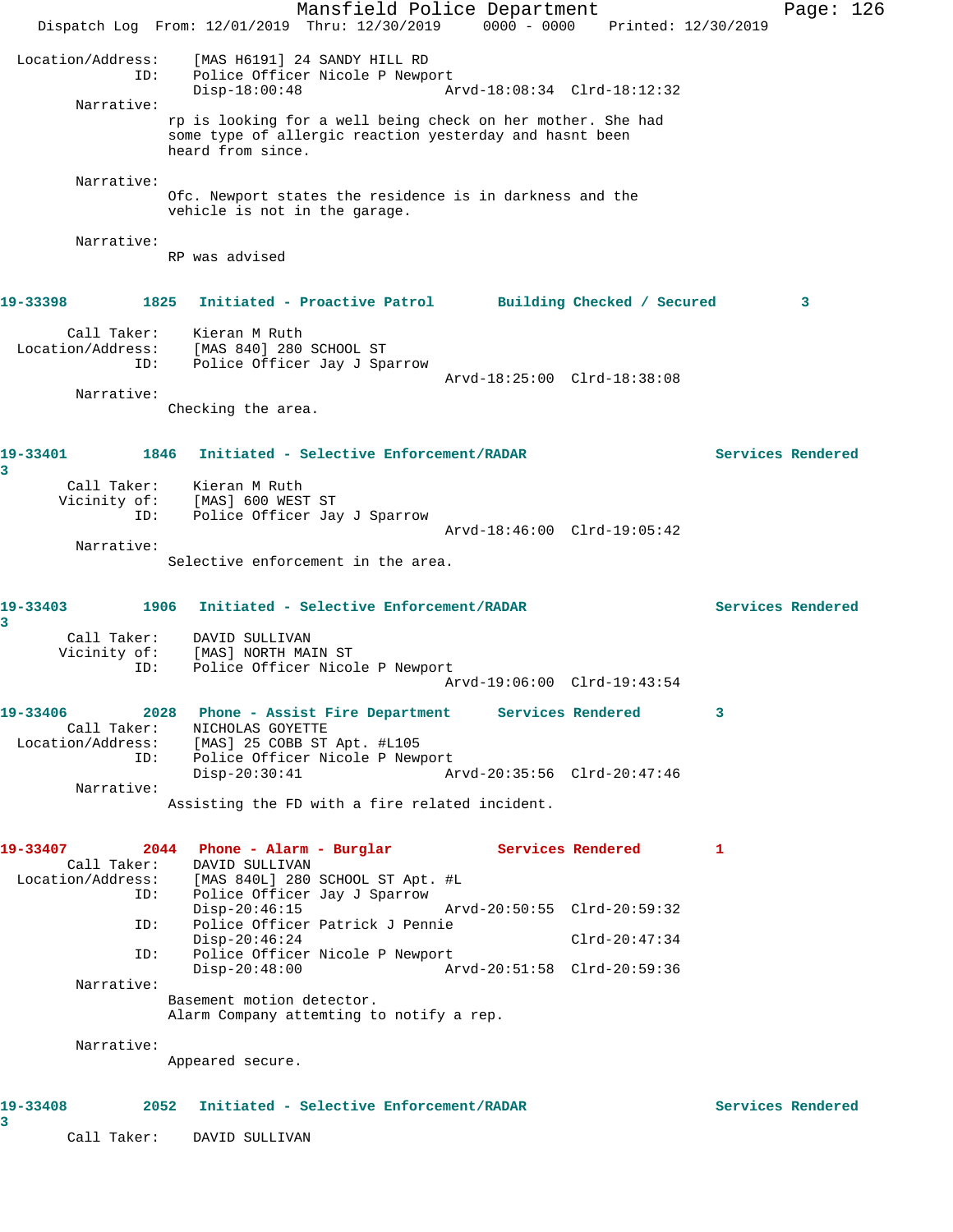Location/Address: [MAS H6191] 24 SANDY HILL RD
ID: Police Officer Nicole P Newport
Disp-18:00:48 Arvd-18:08:34 Clrd-18:12:32

Narrative:
rp is looking for a well being check on her mother. She had some type of allergic reaction yesterday and hasnt been heard from since.

Narrative:
Ofc. Newport states the residence is in darkness and the vehicle is not in the garage.

Narrative:
RP was advised

**19-33398 1825 Initiated - Proactive Patrol Building Checked / Secured 3**

Call Taker: Kieran M Ruth
Location/Address: [MAS 840] 280 SCHOOL ST
ID: Police Officer Jay J Sparrow
Arvd-18:25:00 Clrd-18:38:08

Narrative:
Checking the area.

**19-33401 1846 Initiated - Selective Enforcement/RADAR Services Rendered 3**

Call Taker: Kieran M Ruth
Vicinity of: [MAS] 600 WEST ST
ID: Police Officer Jay J Sparrow
Arvd-18:46:00 Clrd-19:05:42

Narrative:
Selective enforcement in the area.

**19-33403 1906 Initiated - Selective Enforcement/RADAR Services Rendered 3**

Call Taker: DAVID SULLIVAN
Vicinity of: [MAS] NORTH MAIN ST
ID: Police Officer Nicole P Newport
Arvd-19:06:00 Clrd-19:43:54

**19-33406 2028 Phone - Assist Fire Department Services Rendered 3**

Call Taker: NICHOLAS GOYETTE
Location/Address: [MAS] 25 COBB ST Apt. #L105
ID: Police Officer Nicole P Newport
Disp-20:30:41 Arvd-20:35:56 Clrd-20:47:46

Narrative:
Assisting the FD with a fire related incident.

**19-33407 2044 Phone - Alarm - Burglar Services Rendered 1**

Call Taker: DAVID SULLIVAN
Location/Address: [MAS 840L] 280 SCHOOL ST Apt. #L
ID: Police Officer Jay J Sparrow
Disp-20:46:15 Arvd-20:50:55 Clrd-20:59:32
ID: Police Officer Patrick J Pennie
Disp-20:46:24 Clrd-20:47:34
ID: Police Officer Nicole P Newport
Disp-20:48:00 Arvd-20:51:58 Clrd-20:59:36

Narrative:
Basement motion detector.
Alarm Company attemting to notify a rep.

Narrative:
Appeared secure.

**19-33408 2052 Initiated - Selective Enforcement/RADAR Services Rendered 3**

Call Taker: DAVID SULLIVAN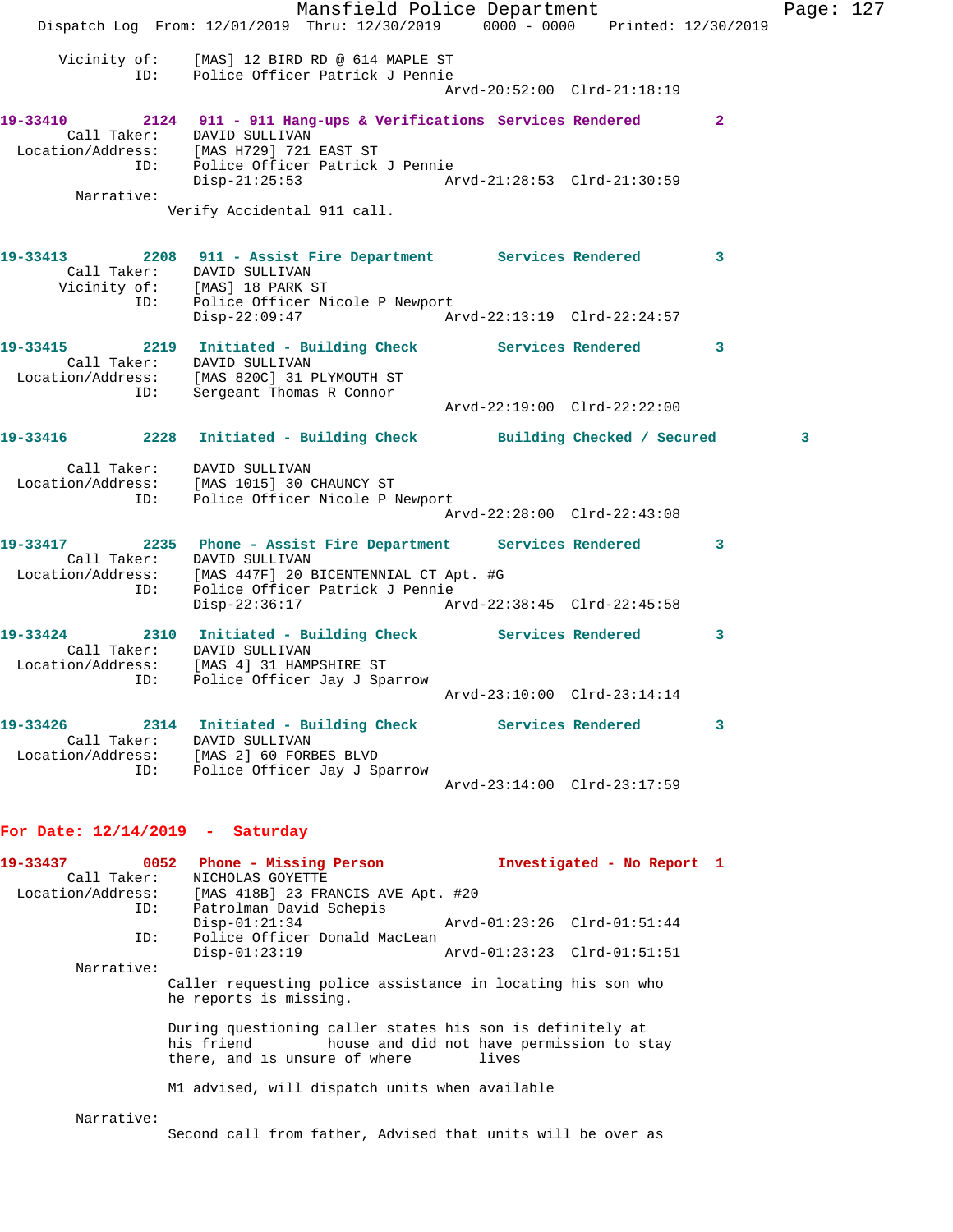```
      Vicinity of:     [MAS] 12 BIRD RD @ 614 MAPLE ST
               ID:     Police Officer Patrick J Pennie
                                               Arvd-20:52:00  Clrd-21:18:19

19-33410        2124   911 - 911 Hang-ups & Verifications  Services Rendered        2
       Call Taker:     DAVID SULLIVAN
  Location/Address:    [MAS H729] 721 EAST ST
               ID:     Police Officer Patrick J Pennie
                       Disp-21:25:53           Arvd-21:28:53  Clrd-21:30:59
         Narrative:
                    Verify Accidental 911 call.


19-33413        2208   911 - Assist Fire Department       Services Rendered        3
       Call Taker:     DAVID SULLIVAN
      Vicinity of:     [MAS] 18 PARK ST
               ID:     Police Officer Nicole P Newport
                       Disp-22:09:47           Arvd-22:13:19  Clrd-22:24:57

19-33415        2219   Initiated - Building Check         Services Rendered        3
       Call Taker:     DAVID SULLIVAN
  Location/Address:    [MAS 820C] 31 PLYMOUTH ST
               ID:     Sergeant Thomas R Connor
                                               Arvd-22:19:00  Clrd-22:22:00

19-33416        2228   Initiated - Building Check         Building Checked / Secured          3

       Call Taker:     DAVID SULLIVAN
  Location/Address:    [MAS 1015] 30 CHAUNCY ST
               ID:     Police Officer Nicole P Newport
                                               Arvd-22:28:00  Clrd-22:43:08

19-33417        2235   Phone - Assist Fire Department     Services Rendered        3
       Call Taker:     DAVID SULLIVAN
  Location/Address:    [MAS 447F] 20 BICENTENNIAL CT Apt. #G
               ID:     Police Officer Patrick J Pennie
                       Disp-22:36:17           Arvd-22:38:45  Clrd-22:45:58

19-33424        2310   Initiated - Building Check         Services Rendered        3
       Call Taker:     DAVID SULLIVAN
  Location/Address:    [MAS 4] 31 HAMPSHIRE ST
               ID:     Police Officer Jay J Sparrow
                                               Arvd-23:10:00  Clrd-23:14:14

19-33426        2314   Initiated - Building Check         Services Rendered        3
       Call Taker:     DAVID SULLIVAN
  Location/Address:    [MAS 2] 60 FORBES BLVD
               ID:     Police Officer Jay J Sparrow
                                               Arvd-23:14:00  Clrd-23:17:59
```

**For Date: 12/14/2019 - Saturday**

```
19-33437        0052   Phone - Missing Person             Investigated - No Report  1
       Call Taker:     NICHOLAS GOYETTE
  Location/Address:    [MAS 418B] 23 FRANCIS AVE Apt. #20
               ID:     Patrolman David Schepis
                       Disp-01:21:34           Arvd-01:23:26  Clrd-01:51:44
               ID:     Police Officer Donald MacLean
                       Disp-01:23:19           Arvd-01:23:23  Clrd-01:51:51
         Narrative:
                    Caller requesting police assistance in locating his son who
                    he reports is missing.

                    During questioning caller states his son is definitely at
                    his friend          house and did not have permission to stay
                    there, and is unsure of where        lives

                    M1 advised, will dispatch units when available

         Narrative:
                    Second call from father, Advised that units will be over as
```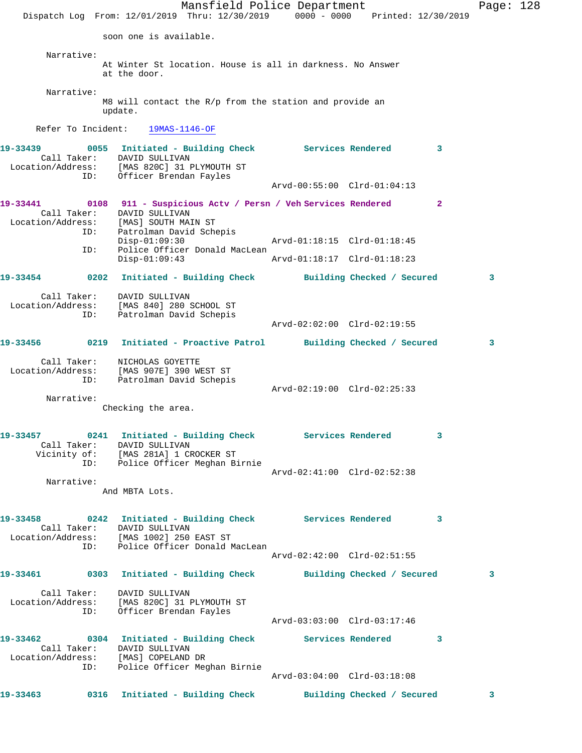soon one is available.

Narrative:
At Winter St location. House is all in darkness. No Answer at the door.

Narrative:
M8 will contact the R/p from the station and provide an update.

Refer To Incident: 19MAS-1146-OF

**19-33439 0055 Initiated - Building Check Services Rendered 3**
Call Taker: DAVID SULLIVAN
Location/Address: [MAS 820C] 31 PLYMOUTH ST
ID: Officer Brendan Fayles
Arvd-00:55:00 Clrd-01:04:13

**19-33441 0108 911 - Suspicious Actv / Persn / Veh Services Rendered 2**
Call Taker: DAVID SULLIVAN
Location/Address: [MAS] SOUTH MAIN ST
ID: Patrolman David Schepis
Disp-01:09:30 Arvd-01:18:15 Clrd-01:18:45
ID: Police Officer Donald MacLean
Disp-01:09:43 Arvd-01:18:17 Clrd-01:18:23

**19-33454 0202 Initiated - Building Check Building Checked / Secured 3**
Call Taker: DAVID SULLIVAN
Location/Address: [MAS 840] 280 SCHOOL ST
ID: Patrolman David Schepis
Arvd-02:02:00 Clrd-02:19:55

**19-33456 0219 Initiated - Proactive Patrol Building Checked / Secured 3**
Call Taker: NICHOLAS GOYETTE
Location/Address: [MAS 907E] 390 WEST ST
ID: Patrolman David Schepis
Arvd-02:19:00 Clrd-02:25:33
Narrative:
Checking the area.

**19-33457 0241 Initiated - Building Check Services Rendered 3**
Call Taker: DAVID SULLIVAN
Vicinity of: [MAS 281A] 1 CROCKER ST
ID: Police Officer Meghan Birnie
Arvd-02:41:00 Clrd-02:52:38
Narrative:
And MBTA Lots.

**19-33458 0242 Initiated - Building Check Services Rendered 3**
Call Taker: DAVID SULLIVAN
Location/Address: [MAS 1002] 250 EAST ST
ID: Police Officer Donald MacLean
Arvd-02:42:00 Clrd-02:51:55

**19-33461 0303 Initiated - Building Check Building Checked / Secured 3**
Call Taker: DAVID SULLIVAN
Location/Address: [MAS 820C] 31 PLYMOUTH ST
ID: Officer Brendan Fayles
Arvd-03:03:00 Clrd-03:17:46

**19-33462 0304 Initiated - Building Check Services Rendered 3**
Call Taker: DAVID SULLIVAN
Location/Address: [MAS] COPELAND DR
ID: Police Officer Meghan Birnie
Arvd-03:04:00 Clrd-03:18:08

**19-33463 0316 Initiated - Building Check Building Checked / Secured 3**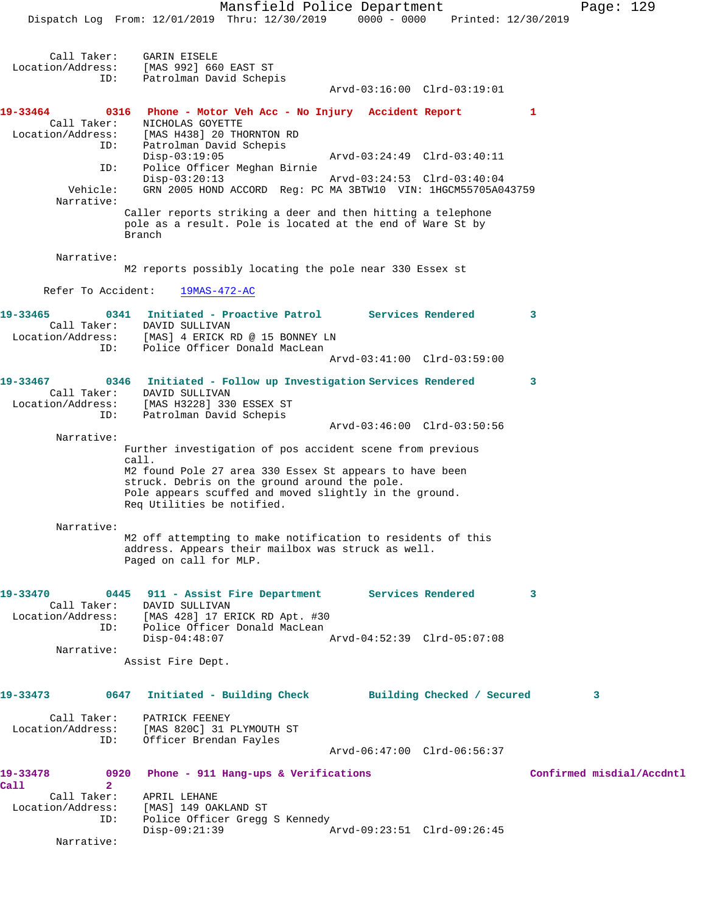Call Taker: GARIN EISELE
Location/Address: [MAS 992] 660 EAST ST
ID: Patrolman David Schepis
Arvd-03:16:00 Clrd-03:19:01

**19-33464 0316 Phone - Motor Veh Acc - No Injury Accident Report 1**

Call Taker: NICHOLAS GOYETTE
Location/Address: [MAS H438] 20 THORNTON RD
ID: Patrolman David Schepis
Disp-03:19:05 Arvd-03:24:49 Clrd-03:40:11
ID: Police Officer Meghan Birnie
Disp-03:20:13 Arvd-03:24:53 Clrd-03:40:04
Vehicle: GRN 2005 HOND ACCORD Reg: PC MA 3BTW10 VIN: 1HGCM55705A043759
Narrative:
Caller reports striking a deer and then hitting a telephone pole as a result. Pole is located at the end of Ware St by Branch

Narrative:
M2 reports possibly locating the pole near 330 Essex st

Refer To Accident: 19MAS-472-AC

**19-33465 0341 Initiated - Proactive Patrol Services Rendered 3**

Call Taker: DAVID SULLIVAN
Location/Address: [MAS] 4 ERICK RD @ 15 BONNEY LN
ID: Police Officer Donald MacLean
Arvd-03:41:00 Clrd-03:59:00

**19-33467 0346 Initiated - Follow up Investigation Services Rendered 3**

Call Taker: DAVID SULLIVAN
Location/Address: [MAS H3228] 330 ESSEX ST
ID: Patrolman David Schepis
Arvd-03:46:00 Clrd-03:50:56
Narrative:
Further investigation of pos accident scene from previous call.
M2 found Pole 27 area 330 Essex St appears to have been struck. Debris on the ground around the pole.
Pole appears scuffed and moved slightly in the ground.
Req Utilities be notified.

Narrative:
M2 off attempting to make notification to residents of this address. Appears their mailbox was struck as well.
Paged on call for MLP.

**19-33470 0445 911 - Assist Fire Department Services Rendered 3**

Call Taker: DAVID SULLIVAN
Location/Address: [MAS 428] 17 ERICK RD Apt. #30
ID: Police Officer Donald MacLean
Disp-04:48:07 Arvd-04:52:39 Clrd-05:07:08
Narrative:
Assist Fire Dept.

**19-33473 0647 Initiated - Building Check Building Checked / Secured 3**

Call Taker: PATRICK FEENEY
Location/Address: [MAS 820C] 31 PLYMOUTH ST
ID: Officer Brendan Fayles
Arvd-06:47:00 Clrd-06:56:37

**19-33478 0920 Phone - 911 Hang-ups & Verifications Confirmed misdial/Accdntl Call 2**

Call Taker: APRIL LEHANE
Location/Address: [MAS] 149 OAKLAND ST
ID: Police Officer Gregg S Kennedy
Disp-09:21:39 Arvd-09:23:51 Clrd-09:26:45
Narrative: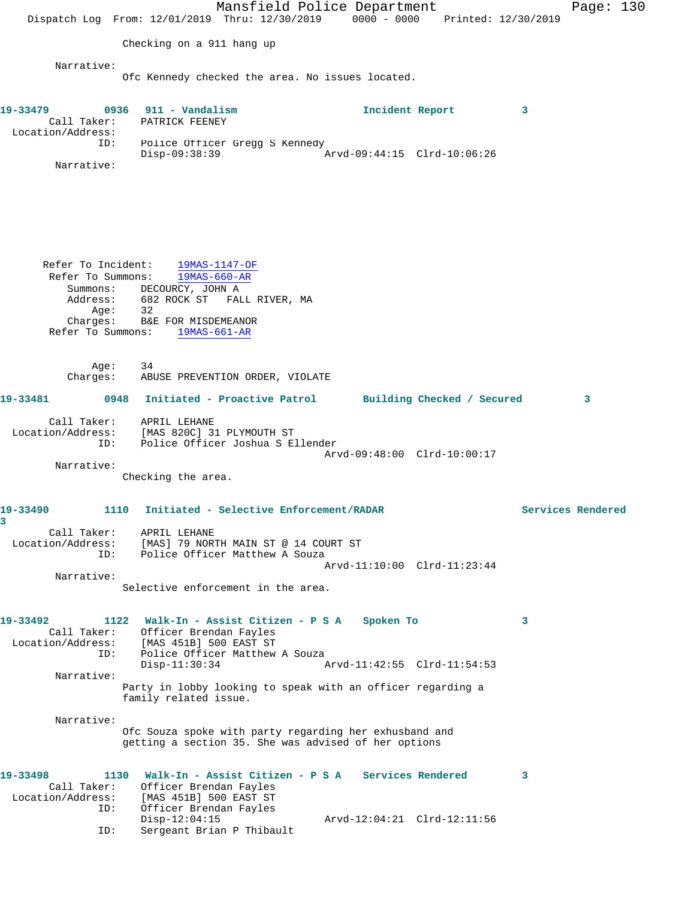Checking on a 911 hang up

Narrative:
Ofc Kennedy checked the area. No issues located.

**19-33479 0936 911 - Vandalism Incident Report 3**

Call Taker: PATRICK FEENEY
Location/Address:
ID: Police Officer Gregg S Kennedy
Disp-09:38:39 Arvd-09:44:15 Clrd-10:06:26

Narrative:

Refer To Incident: 19MAS-1147-OF
Refer To Summons: 19MAS-660-AR
Summons: DECOURCY, JOHN A
Address: 682 ROCK ST FALL RIVER, MA
Age: 32
Charges: B&E FOR MISDEMEANOR
Refer To Summons: 19MAS-661-AR

Age: 34
Charges: ABUSE PREVENTION ORDER, VIOLATE

**19-33481 0948 Initiated - Proactive Patrol Building Checked / Secured 3**

Call Taker: APRIL LEHANE
Location/Address: [MAS 820C] 31 PLYMOUTH ST
ID: Police Officer Joshua S Ellender
Arvd-09:48:00 Clrd-10:00:17

Narrative:
Checking the area.

**19-33490 1110 Initiated - Selective Enforcement/RADAR Services Rendered 3**

Call Taker: APRIL LEHANE
Location/Address: [MAS] 79 NORTH MAIN ST @ 14 COURT ST
ID: Police Officer Matthew A Souza
Arvd-11:10:00 Clrd-11:23:44

Narrative:
Selective enforcement in the area.

**19-33492 1122 Walk-In - Assist Citizen - P S A Spoken To 3**

Call Taker: Officer Brendan Fayles
Location/Address: [MAS 451B] 500 EAST ST
ID: Police Officer Matthew A Souza
Disp-11:30:34 Arvd-11:42:55 Clrd-11:54:53

Narrative:
Party in lobby looking to speak with an officer regarding a family related issue.

Narrative:
Ofc Souza spoke with party regarding her exhusband and getting a section 35. She was advised of her options

**19-33498 1130 Walk-In - Assist Citizen - P S A Services Rendered 3**

Call Taker: Officer Brendan Fayles
Location/Address: [MAS 451B] 500 EAST ST
ID: Officer Brendan Fayles
Disp-12:04:15 Arvd-12:04:21 Clrd-12:11:56
ID: Sergeant Brian P Thibault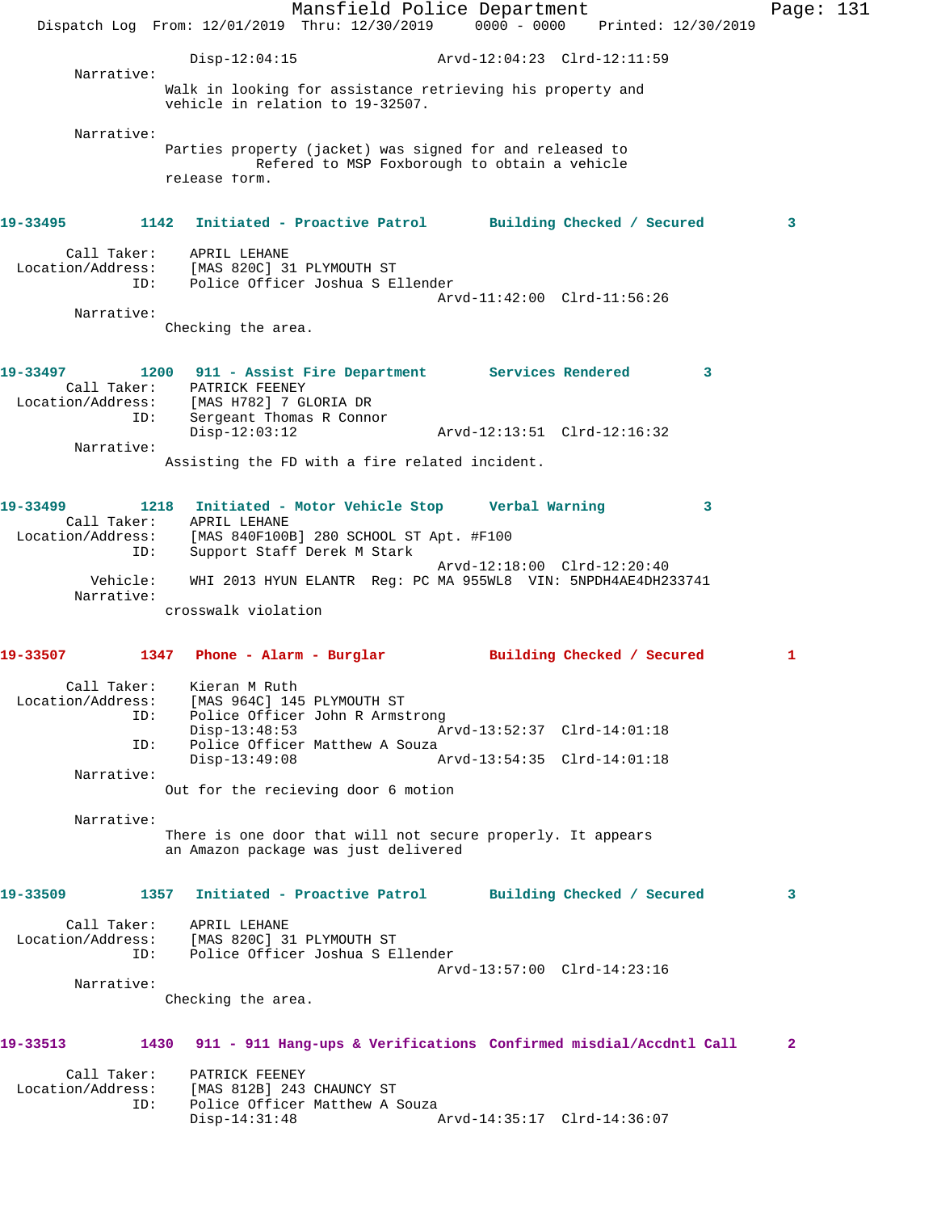Disp-12:04:15 Arvd-12:04:23 Clrd-12:11:59

Narrative:
Walk in looking for assistance retrieving his property and vehicle in relation to 19-32507.

Narrative:
Parties property (jacket) was signed for and released to Refered to MSP Foxborough to obtain a vehicle release form.

**19-33495 1142 Initiated - Proactive Patrol Building Checked / Secured 3**

Call Taker: APRIL LEHANE
Location/Address: [MAS 820C] 31 PLYMOUTH ST
ID: Police Officer Joshua S Ellender
Arvd-11:42:00 Clrd-11:56:26

Narrative:
Checking the area.

**19-33497 1200 911 - Assist Fire Department Services Rendered 3**

Call Taker: PATRICK FEENEY
Location/Address: [MAS H782] 7 GLORIA DR
ID: Sergeant Thomas R Connor
Disp-12:03:12 Arvd-12:13:51 Clrd-12:16:32

Narrative:
Assisting the FD with a fire related incident.

**19-33499 1218 Initiated - Motor Vehicle Stop Verbal Warning 3**

Call Taker: APRIL LEHANE
Location/Address: [MAS 840F100B] 280 SCHOOL ST Apt. #F100
ID: Support Staff Derek M Stark
Arvd-12:18:00 Clrd-12:20:40
Vehicle: WHI 2013 HYUN ELANTR Reg: PC MA 955WL8 VIN: 5NPDH4AE4DH233741

Narrative:
crosswalk violation

**19-33507 1347 Phone - Alarm - Burglar Building Checked / Secured 1**

Call Taker: Kieran M Ruth
Location/Address: [MAS 964C] 145 PLYMOUTH ST
ID: Police Officer John R Armstrong
Disp-13:48:53 Arvd-13:52:37 Clrd-14:01:18
ID: Police Officer Matthew A Souza
Disp-13:49:08 Arvd-13:54:35 Clrd-14:01:18

Narrative:
Out for the recieving door 6 motion

Narrative:
There is one door that will not secure properly. It appears an Amazon package was just delivered

**19-33509 1357 Initiated - Proactive Patrol Building Checked / Secured 3**

Call Taker: APRIL LEHANE
Location/Address: [MAS 820C] 31 PLYMOUTH ST
ID: Police Officer Joshua S Ellender
Arvd-13:57:00 Clrd-14:23:16

Narrative:
Checking the area.

**19-33513 1430 911 - 911 Hang-ups & Verifications Confirmed misdial/Accdntl Call 2**

Call Taker: PATRICK FEENEY
Location/Address: [MAS 812B] 243 CHAUNCY ST
ID: Police Officer Matthew A Souza
Disp-14:31:48 Arvd-14:35:17 Clrd-14:36:07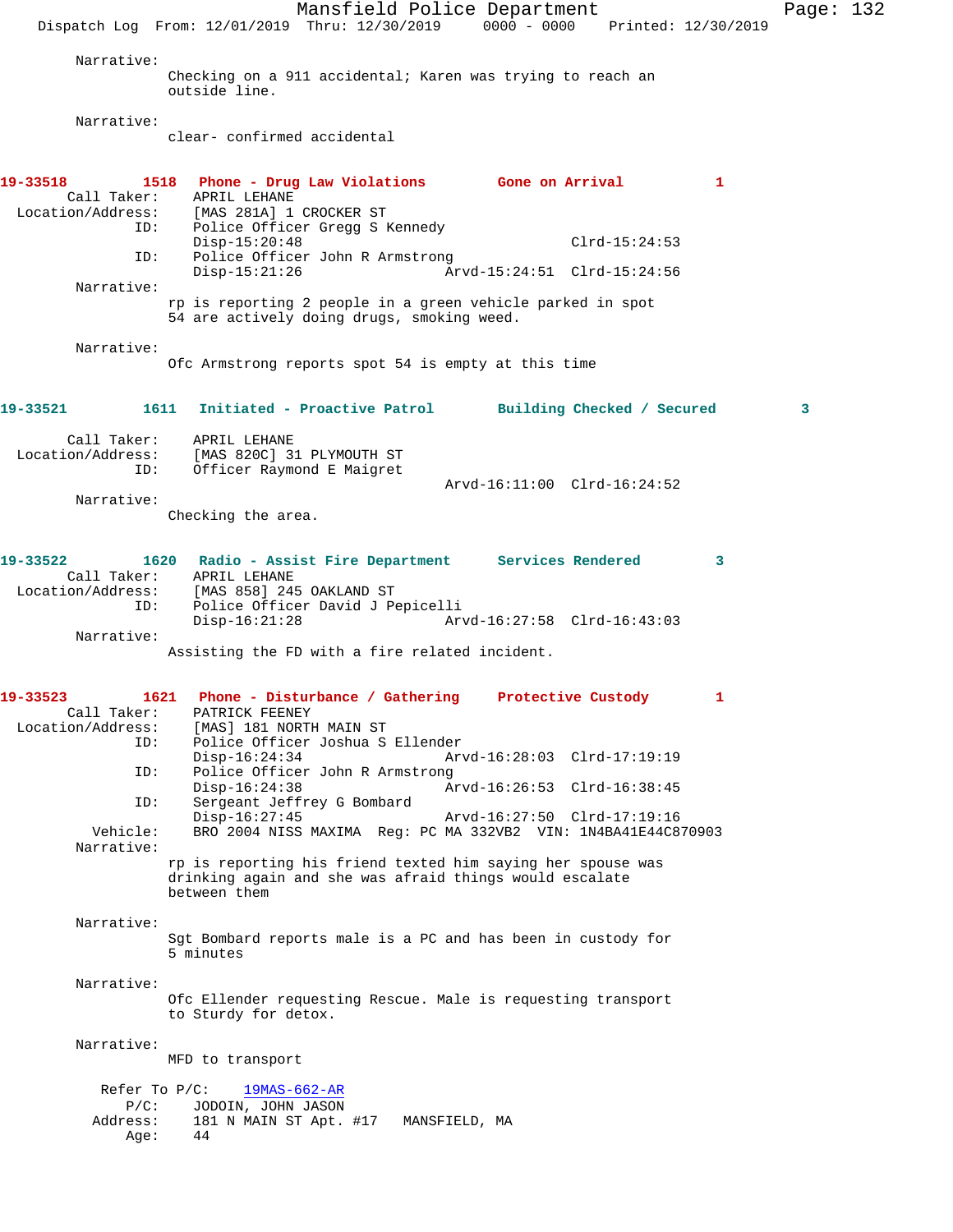Narrative:
Checking on a 911 accidental; Karen was trying to reach an outside line.

Narrative:
clear- confirmed accidental

**19-33518 1518 Phone - Drug Law Violations Gone on Arrival 1**

Call Taker: APRIL LEHANE
Location/Address: [MAS 281A] 1 CROCKER ST
ID: Police Officer Gregg S Kennedy
Disp-15:20:48 Clrd-15:24:53
ID: Police Officer John R Armstrong
Disp-15:21:26 Arvd-15:24:51 Clrd-15:24:56

Narrative:
rp is reporting 2 people in a green vehicle parked in spot 54 are actively doing drugs, smoking weed.

Narrative:
Ofc Armstrong reports spot 54 is empty at this time

**19-33521 1611 Initiated - Proactive Patrol Building Checked / Secured 3**

Call Taker: APRIL LEHANE
Location/Address: [MAS 820C] 31 PLYMOUTH ST
ID: Officer Raymond E Maigret
Arvd-16:11:00 Clrd-16:24:52

Narrative:
Checking the area.

**19-33522 1620 Radio - Assist Fire Department Services Rendered 3**

Call Taker: APRIL LEHANE
Location/Address: [MAS 858] 245 OAKLAND ST
ID: Police Officer David J Pepicelli
Disp-16:21:28 Arvd-16:27:58 Clrd-16:43:03

Narrative:
Assisting the FD with a fire related incident.

**19-33523 1621 Phone - Disturbance / Gathering Protective Custody 1**

Call Taker: PATRICK FEENEY
Location/Address: [MAS] 181 NORTH MAIN ST
ID: Police Officer Joshua S Ellender
Disp-16:24:34 Arvd-16:28:03 Clrd-17:19:19
ID: Police Officer John R Armstrong
Disp-16:24:38 Arvd-16:26:53 Clrd-16:38:45
ID: Sergeant Jeffrey G Bombard
Disp-16:27:45 Arvd-16:27:50 Clrd-17:19:16
Vehicle: BRO 2004 NISS MAXIMA Reg: PC MA 332VB2 VIN: 1N4BA41E44C870903

Narrative:
rp is reporting his friend texted him saying her spouse was drinking again and she was afraid things would escalate between them

Narrative:
Sgt Bombard reports male is a PC and has been in custody for 5 minutes

Narrative:
Ofc Ellender requesting Rescue. Male is requesting transport to Sturdy for detox.

Narrative:
MFD to transport

Refer To P/C: 19MAS-662-AR
P/C: JODOIN, JOHN JASON
Address: 181 N MAIN ST Apt. #17 MANSFIELD, MA
Age: 44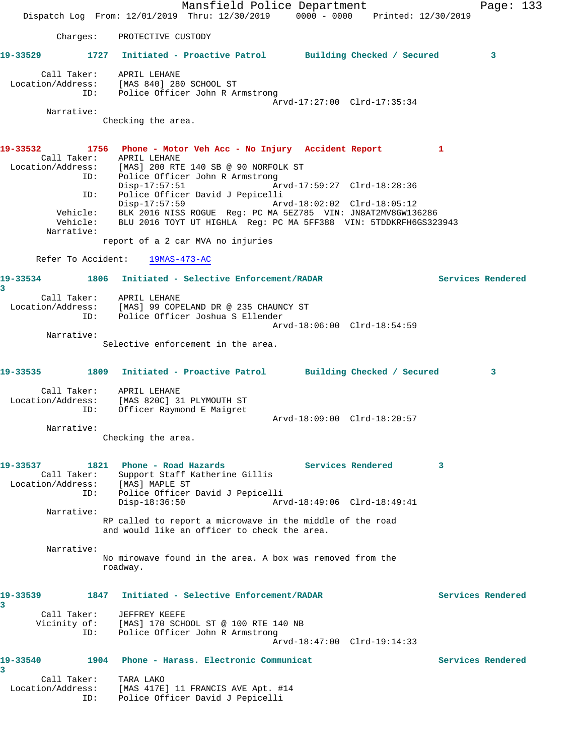Charges:    PROTECTIVE CUSTODY

**19-33529 1727 Initiated - Proactive Patrol Building Checked / Secured 3**

Call Taker: APRIL LEHANE
Location/Address: [MAS 840] 280 SCHOOL ST
ID: Police Officer John R Armstrong
Arvd-17:27:00 Clrd-17:35:34
Narrative:
Checking the area.

**19-33532 1756 Phone - Motor Veh Acc - No Injury Accident Report 1**

Call Taker: APRIL LEHANE
Location/Address: [MAS] 200 RTE 140 SB @ 90 NORFOLK ST
ID: Police Officer John R Armstrong
Disp-17:57:51 Arvd-17:59:27 Clrd-18:28:36
ID: Police Officer David J Pepicelli
Disp-17:57:59 Arvd-18:02:02 Clrd-18:05:12
Vehicle: BLK 2016 NISS ROGUE Reg: PC MA 5EZ785 VIN: JN8AT2MV8GW136286
Vehicle: BLU 2016 TOYT UT HIGHLA Reg: PC MA 5FF388 VIN: 5TDDKRFH6GS323943
Narrative:
report of a 2 car MVA no injuries

Refer To Accident: 19MAS-473-AC

**19-33534 1806 Initiated - Selective Enforcement/RADAR Services Rendered 3**

Call Taker: APRIL LEHANE
Location/Address: [MAS] 99 COPELAND DR @ 235 CHAUNCY ST
ID: Police Officer Joshua S Ellender
Arvd-18:06:00 Clrd-18:54:59
Narrative:
Selective enforcement in the area.

**19-33535 1809 Initiated - Proactive Patrol Building Checked / Secured 3**

Call Taker: APRIL LEHANE
Location/Address: [MAS 820C] 31 PLYMOUTH ST
ID: Officer Raymond E Maigret
Arvd-18:09:00 Clrd-18:20:57
Narrative:
Checking the area.

**19-33537 1821 Phone - Road Hazards Services Rendered 3**

Call Taker: Support Staff Katherine Gillis
Location/Address: [MAS] MAPLE ST
ID: Police Officer David J Pepicelli
Disp-18:36:50 Arvd-18:49:06 Clrd-18:49:41
Narrative:
RP called to report a microwave in the middle of the road and would like an officer to check the area.

Narrative:
No mirowave found in the area. A box was removed from the roadway.

**19-33539 1847 Initiated - Selective Enforcement/RADAR Services Rendered 3**

Call Taker: JEFFREY KEEFE
Vicinity of: [MAS] 170 SCHOOL ST @ 100 RTE 140 NB
ID: Police Officer John R Armstrong
Arvd-18:47:00 Clrd-19:14:33

**19-33540 1904 Phone - Harass. Electronic Communicat Services Rendered 3**

Call Taker: TARA LAKO
Location/Address: [MAS 417E] 11 FRANCIS AVE Apt. #14
ID: Police Officer David J Pepicelli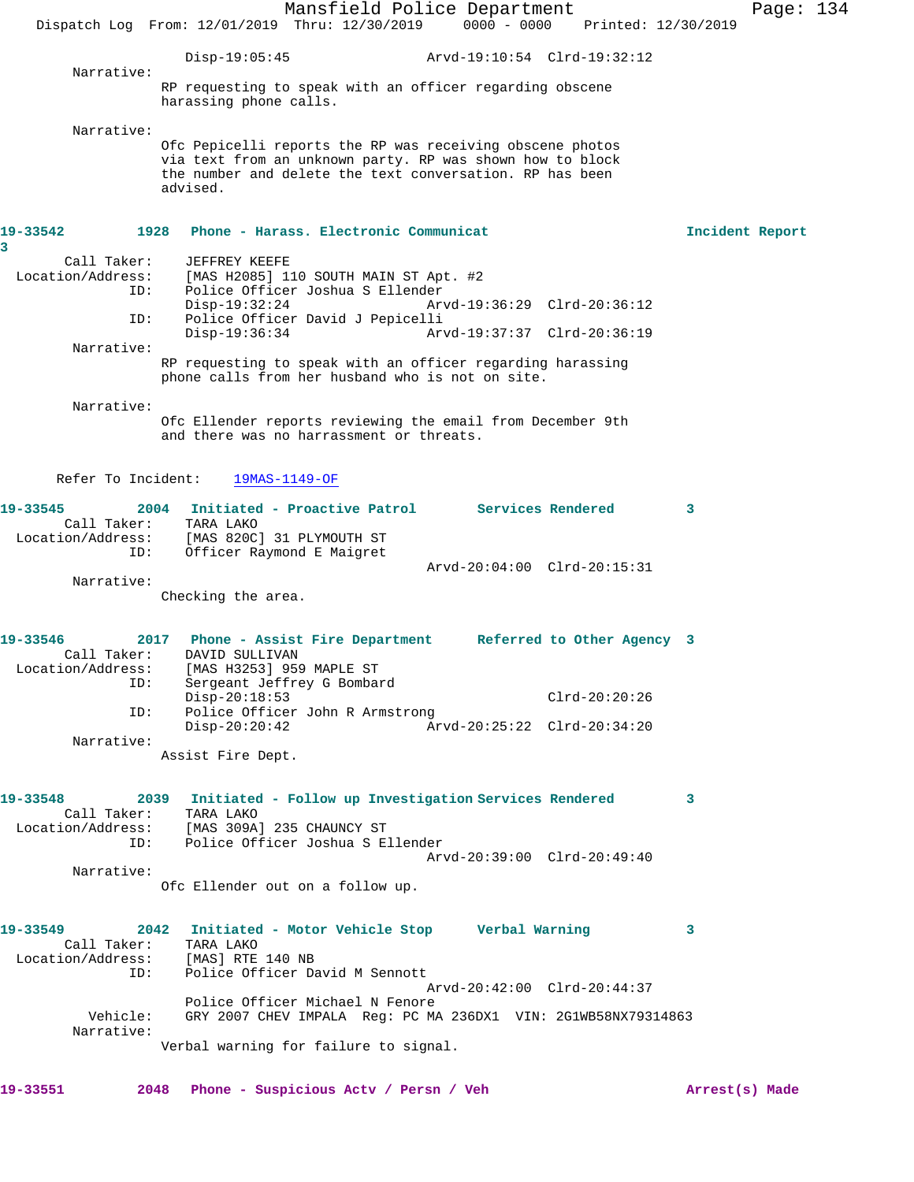Disp-19:05:45 Arvd-19:10:54 Clrd-19:32:12

Narrative:
RP requesting to speak with an officer regarding obscene harassing phone calls.

Narrative:
Ofc Pepicelli reports the RP was receiving obscene photos via text from an unknown party. RP was shown how to block the number and delete the text conversation. RP has been advised.

**19-33542 1928 Phone - Harass. Electronic Communicat Incident Report 3**

Call Taker: JEFFREY KEEFE
Location/Address: [MAS H2085] 110 SOUTH MAIN ST Apt. #2
ID: Police Officer Joshua S Ellender
Disp-19:32:24 Arvd-19:36:29 Clrd-20:36:12
ID: Police Officer David J Pepicelli
Disp-19:36:34 Arvd-19:37:37 Clrd-20:36:19

Narrative:
RP requesting to speak with an officer regarding harassing phone calls from her husband who is not on site.

Narrative:
Ofc Ellender reports reviewing the email from December 9th and there was no harrassment or threats.

Refer To Incident: 19MAS-1149-OF

**19-33545 2004 Initiated - Proactive Patrol Services Rendered 3**

Call Taker: TARA LAKO
Location/Address: [MAS 820C] 31 PLYMOUTH ST
ID: Officer Raymond E Maigret
Arvd-20:04:00 Clrd-20:15:31

Narrative:
Checking the area.

**19-33546 2017 Phone - Assist Fire Department Referred to Other Agency 3**

Call Taker: DAVID SULLIVAN
Location/Address: [MAS H3253] 959 MAPLE ST
ID: Sergeant Jeffrey G Bombard
Disp-20:18:53 Clrd-20:20:26
ID: Police Officer John R Armstrong
Disp-20:20:42 Arvd-20:25:22 Clrd-20:34:20

Narrative:
Assist Fire Dept.

**19-33548 2039 Initiated - Follow up Investigation Services Rendered 3**

Call Taker: TARA LAKO
Location/Address: [MAS 309A] 235 CHAUNCY ST
ID: Police Officer Joshua S Ellender
Arvd-20:39:00 Clrd-20:49:40

Narrative:
Ofc Ellender out on a follow up.

**19-33549 2042 Initiated - Motor Vehicle Stop Verbal Warning 3**

Call Taker: TARA LAKO
Location/Address: [MAS] RTE 140 NB
ID: Police Officer David M Sennott
Arvd-20:42:00 Clrd-20:44:37
Police Officer Michael N Fenore
Vehicle: GRY 2007 CHEV IMPALA Reg: PC MA 236DX1 VIN: 2G1WB58NX79314863

Narrative:
Verbal warning for failure to signal.

**19-33551 2048 Phone - Suspicious Actv / Persn / Veh Arrest(s) Made**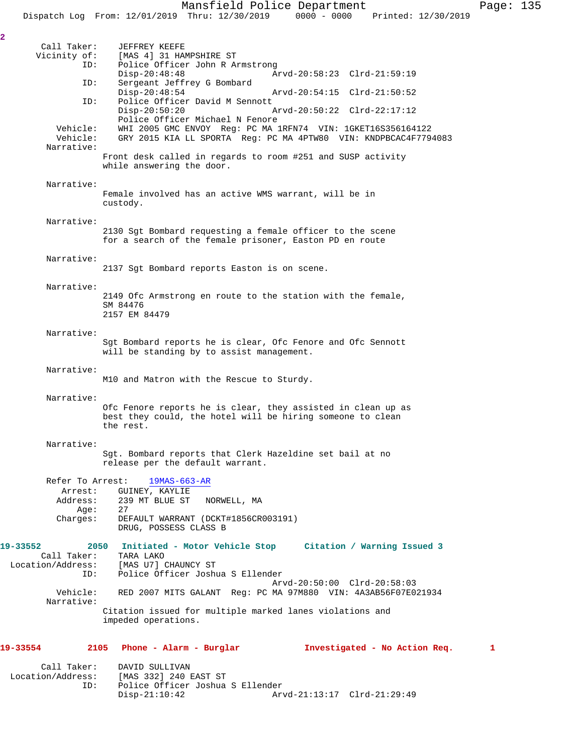2

```
      Call Taker:    JEFFREY KEEFE
     Vicinity of:    [MAS 4] 31 HAMPSHIRE ST
             ID:     Police Officer John R Armstrong
                     Disp-20:48:48                Arvd-20:58:23  Clrd-21:59:19
             ID:     Sergeant Jeffrey G Bombard
                     Disp-20:48:54                Arvd-20:54:15  Clrd-21:50:52
             ID:     Police Officer David M Sennott
                     Disp-20:50:20                Arvd-20:50:22  Clrd-22:17:12
                     Police Officer Michael N Fenore
        Vehicle:     WHI 2005 GMC ENVOY  Reg: PC MA 1RFN74  VIN: 1GKET16S356164122
        Vehicle:     GRY 2015 KIA LL SPORTA  Reg: PC MA 4PTW80  VIN: KNDPBCAC4F7794083
      Narrative:
                 Front desk called in regards to room #251 and SUSP activity
                 while answering the door.

      Narrative:
                 Female involved has an active WMS warrant, will be in
                 custody.

      Narrative:
                 2130 Sgt Bombard requesting a female officer to the scene
                 for a search of the female prisoner, Easton PD en route

      Narrative:
                 2137 Sgt Bombard reports Easton is on scene.

      Narrative:
                 2149 Ofc Armstrong en route to the station with the female,
                 SM 84476
                 2157 EM 84479

      Narrative:
                 Sgt Bombard reports he is clear, Ofc Fenore and Ofc Sennott
                 will be standing by to assist management.

      Narrative:
                 M10 and Matron with the Rescue to Sturdy.

      Narrative:
                 Ofc Fenore reports he is clear, they assisted in clean up as
                 best they could, the hotel will be hiring someone to clean
                 the rest.

      Narrative:
                 Sgt. Bombard reports that Clerk Hazeldine set bail at no
                 release per the default warrant.

      Refer To Arrest:    19MAS-663-AR
          Arrest:    GUINEY, KAYLIE
         Address:    239 MT BLUE ST   NORWELL, MA
             Age:    27
         Charges:    DEFAULT WARRANT (DCKT#1856CR003191)
                     DRUG, POSSESS CLASS B
```

**19-33552 2050 Initiated - Motor Vehicle Stop Citation / Warning Issued 3**

```
      Call Taker:    TARA LAKO
Location/Address:    [MAS U7] CHAUNCY ST
             ID:     Police Officer Joshua S Ellender
                                                  Arvd-20:50:00  Clrd-20:58:03
        Vehicle:     RED 2007 MITS GALANT  Reg: PC MA 97M880  VIN: 4A3AB56F07E021934
      Narrative:
                 Citation issued for multiple marked lanes violations and
                 impeded operations.
```

**19-33554 2105 Phone - Alarm - Burglar Investigated - No Action Req. 1**

```
      Call Taker:    DAVID SULLIVAN
Location/Address:    [MAS 332] 240 EAST ST
             ID:     Police Officer Joshua S Ellender
                     Disp-21:10:42                Arvd-21:13:17  Clrd-21:29:49
```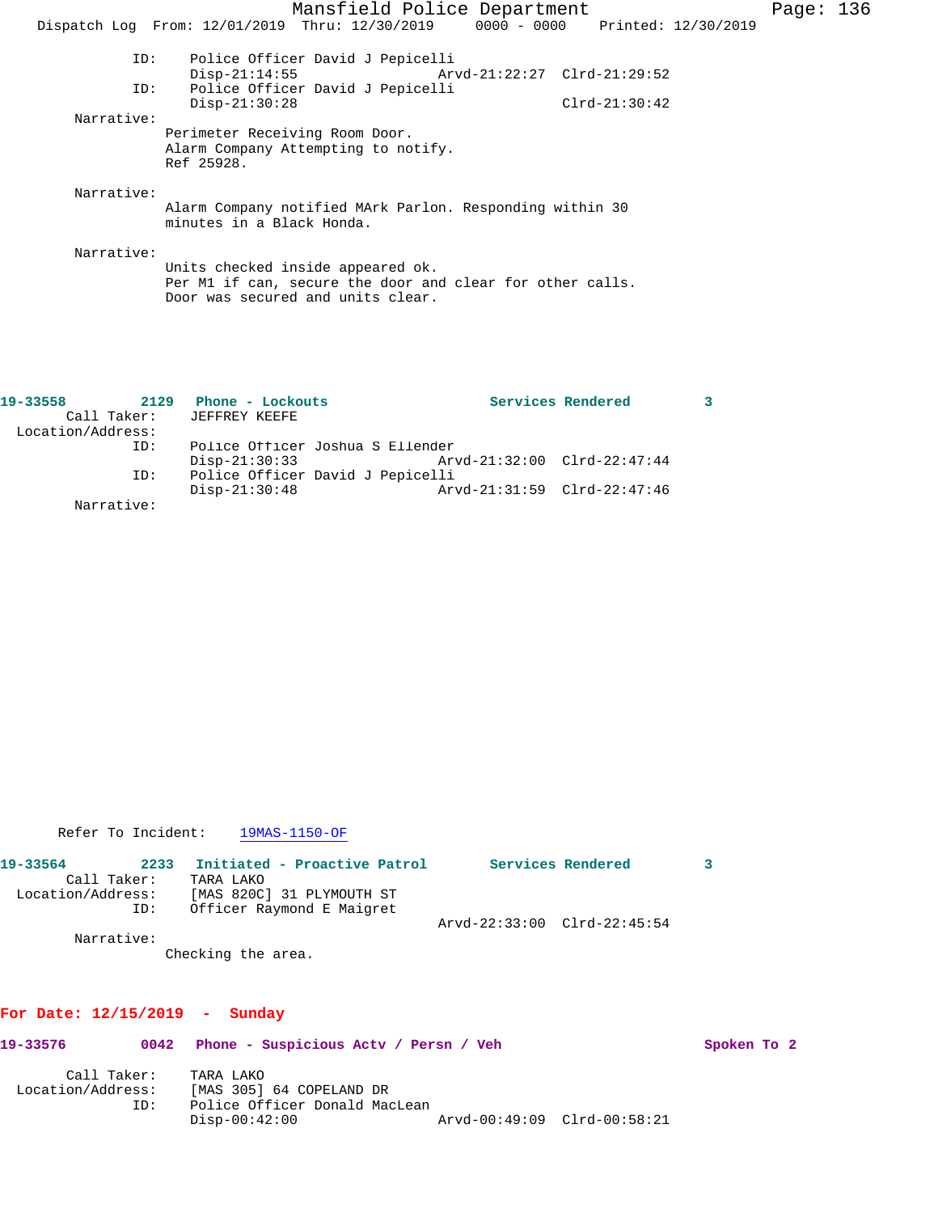ID: Police Officer David J Pepicelli
Disp-21:14:55 Arvd-21:22:27 Clrd-21:29:52
ID: Police Officer David J Pepicelli
Disp-21:30:28 Clrd-21:30:42

Narrative:
Perimeter Receiving Room Door.
Alarm Company Attempting to notify.
Ref 25928.

Narrative:
Alarm Company notified MArk Parlon. Responding within 30 minutes in a Black Honda.

Narrative:
Units checked inside appeared ok.
Per M1 if can, secure the door and clear for other calls.
Door was secured and units clear.

**19-33558 2129 Phone - Lockouts Services Rendered 3**

Call Taker: JEFFREY KEEFE
Location/Address:
ID: Police Officer Joshua S Ellender
Disp-21:30:33 Arvd-21:32:00 Clrd-22:47:44
ID: Police Officer David J Pepicelli
Disp-21:30:48 Arvd-21:31:59 Clrd-22:47:46

Narrative:

Refer To Incident: 19MAS-1150-OF

**19-33564 2233 Initiated - Proactive Patrol Services Rendered 3**

Call Taker: TARA LAKO
Location/Address: [MAS 820C] 31 PLYMOUTH ST
ID: Officer Raymond E Maigret
Arvd-22:33:00 Clrd-22:45:54

Narrative:
Checking the area.

## For Date: 12/15/2019 - Sunday

**19-33576 0042 Phone - Suspicious Actv / Persn / Veh Spoken To 2**

Call Taker: TARA LAKO
Location/Address: [MAS 305] 64 COPELAND DR
ID: Police Officer Donald MacLean
Disp-00:42:00 Arvd-00:49:09 Clrd-00:58:21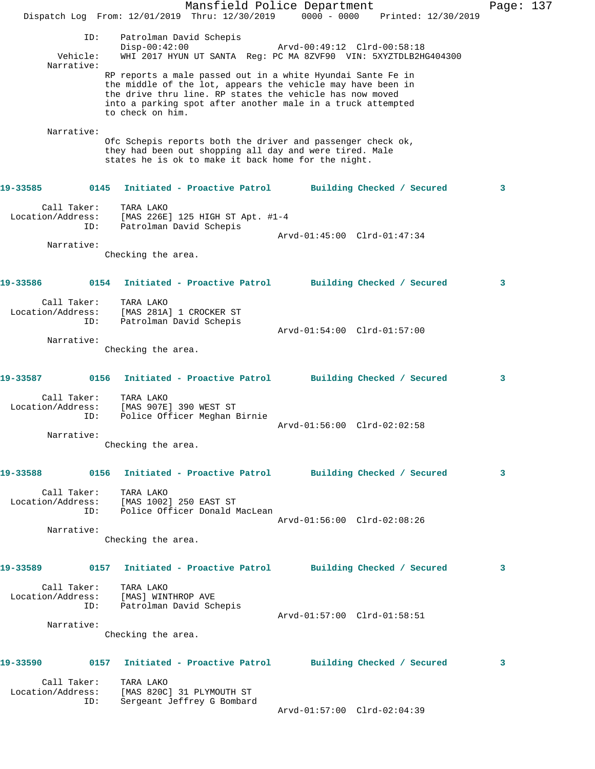ID: Patrolman David Schepis
Disp-00:42:00 Arvd-00:49:12 Clrd-00:58:18
Vehicle: WHI 2017 HYUN UT SANTA Reg: PC MA 8ZVF90 VIN: 5XYZTDLB2HG404300
Narrative:
RP reports a male passed out in a white Hyundai Sante Fe in the middle of the lot, appears the vehicle may have been in the drive thru line. RP states the vehicle has now moved into a parking spot after another male in a truck attempted to check on him.

Narrative:
Ofc Schepis reports both the driver and passenger check ok, they had been out shopping all day and were tired. Male states he is ok to make it back home for the night.

**19-33585 0145 Initiated - Proactive Patrol Building Checked / Secured 3**

Call Taker: TARA LAKO
Location/Address: [MAS 226E] 125 HIGH ST Apt. #1-4
ID: Patrolman David Schepis
Arvd-01:45:00 Clrd-01:47:34
Narrative:
Checking the area.

**19-33586 0154 Initiated - Proactive Patrol Building Checked / Secured 3**

Call Taker: TARA LAKO
Location/Address: [MAS 281A] 1 CROCKER ST
ID: Patrolman David Schepis
Arvd-01:54:00 Clrd-01:57:00
Narrative:
Checking the area.

**19-33587 0156 Initiated - Proactive Patrol Building Checked / Secured 3**

Call Taker: TARA LAKO
Location/Address: [MAS 907E] 390 WEST ST
ID: Police Officer Meghan Birnie
Arvd-01:56:00 Clrd-02:02:58
Narrative:
Checking the area.

**19-33588 0156 Initiated - Proactive Patrol Building Checked / Secured 3**

Call Taker: TARA LAKO
Location/Address: [MAS 1002] 250 EAST ST
ID: Police Officer Donald MacLean
Arvd-01:56:00 Clrd-02:08:26
Narrative:
Checking the area.

**19-33589 0157 Initiated - Proactive Patrol Building Checked / Secured 3**

Call Taker: TARA LAKO
Location/Address: [MAS] WINTHROP AVE
ID: Patrolman David Schepis
Arvd-01:57:00 Clrd-01:58:51
Narrative:
Checking the area.

**19-33590 0157 Initiated - Proactive Patrol Building Checked / Secured 3**

Call Taker: TARA LAKO
Location/Address: [MAS 820C] 31 PLYMOUTH ST
ID: Sergeant Jeffrey G Bombard
Arvd-01:57:00 Clrd-02:04:39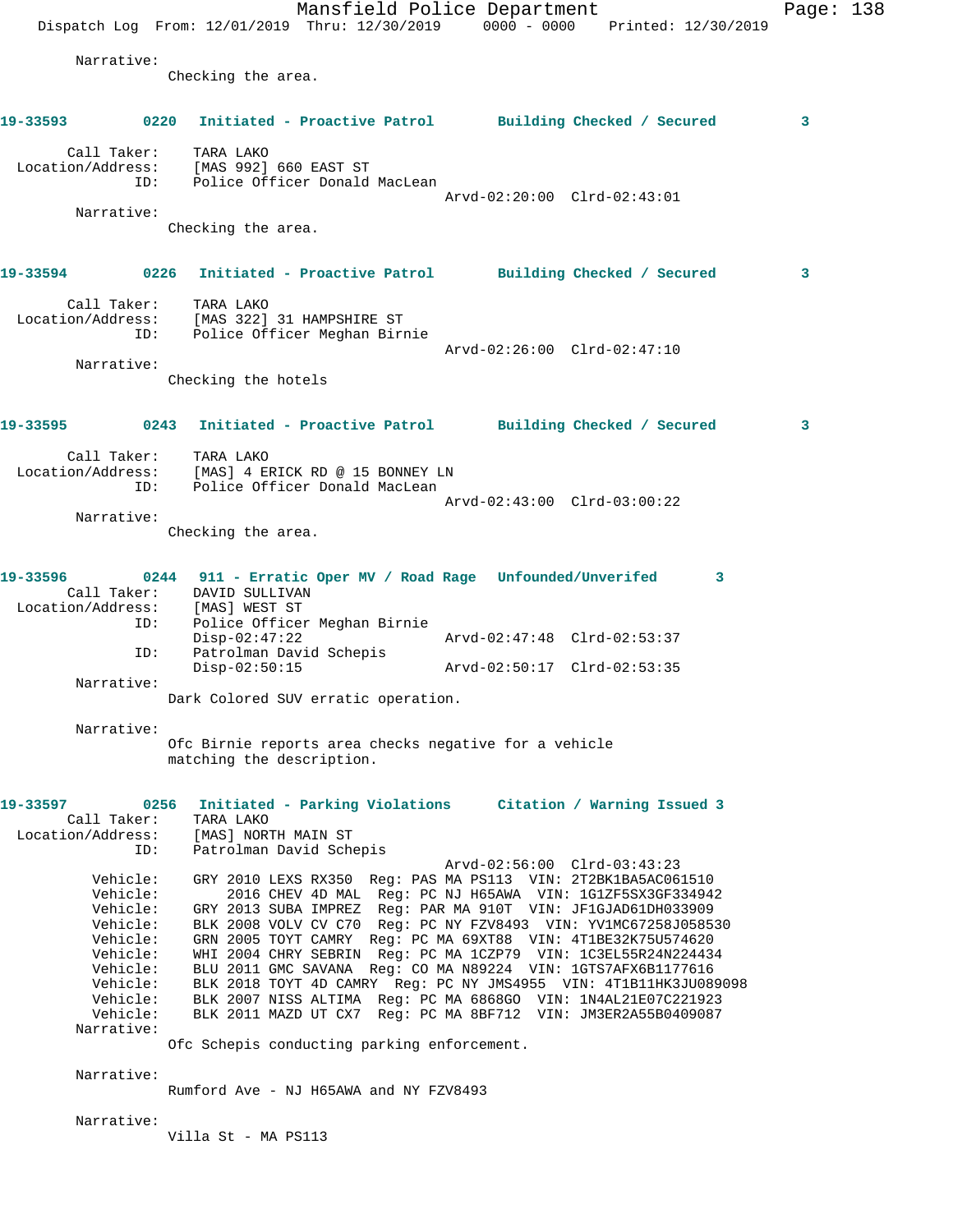Narrative:
Checking the area.

**19-33593** 0220 **Initiated - Proactive Patrol** **Building Checked / Secured** 3

Call Taker: TARA LAKO
Location/Address: [MAS 992] 660 EAST ST
ID: Police Officer Donald MacLean
Arvd-02:20:00 Clrd-02:43:01

Narrative:
Checking the area.

**19-33594** 0226 **Initiated - Proactive Patrol** **Building Checked / Secured** 3

Call Taker: TARA LAKO
Location/Address: [MAS 322] 31 HAMPSHIRE ST
ID: Police Officer Meghan Birnie
Arvd-02:26:00 Clrd-02:47:10

Narrative:
Checking the hotels

**19-33595** 0243 **Initiated - Proactive Patrol** **Building Checked / Secured** 3

Call Taker: TARA LAKO
Location/Address: [MAS] 4 ERICK RD @ 15 BONNEY LN
ID: Police Officer Donald MacLean
Arvd-02:43:00 Clrd-03:00:22

Narrative:
Checking the area.

**19-33596** 0244 **911 - Erratic Oper MV / Road Rage** **Unfounded/Unverifed** 3

Call Taker: DAVID SULLIVAN
Location/Address: [MAS] WEST ST
ID: Police Officer Meghan Birnie
Disp-02:47:22 Arvd-02:47:48 Clrd-02:53:37
ID: Patrolman David Schepis
Disp-02:50:15 Arvd-02:50:17 Clrd-02:53:35

Narrative:
Dark Colored SUV erratic operation.

Narrative:
Ofc Birnie reports area checks negative for a vehicle matching the description.

**19-33597** 0256 **Initiated - Parking Violations** **Citation / Warning Issued** 3

Call Taker: TARA LAKO
Location/Address: [MAS] NORTH MAIN ST
ID: Patrolman David Schepis
Arvd-02:56:00 Clrd-03:43:23

Vehicle: GRY 2010 LEXS RX350 Reg: PAS MA PS113 VIN: 2T2BK1BA5AC061510
Vehicle: 2016 CHEV 4D MAL Reg: PC NJ H65AWA VIN: 1G1ZF5SX3GF334942
Vehicle: GRY 2013 SUBA IMPREZ Reg: PAR MA 910T VIN: JF1GJAD61DH033909
Vehicle: BLK 2008 VOLV CV C70 Reg: PC NY FZV8493 VIN: YV1MC67258J058530
Vehicle: GRN 2005 TOYT CAMRY Reg: PC MA 69XT88 VIN: 4T1BE32K75U574620
Vehicle: WHI 2004 CHRY SEBRIN Reg: PC MA 1CZP79 VIN: 1C3EL55R24N224434
Vehicle: BLU 2011 GMC SAVANA Reg: CO MA N89224 VIN: 1GTS7AFX6B1177616
Vehicle: BLK 2018 TOYT 4D CAMRY Reg: PC NY JMS4955 VIN: 4T1B11HK3JU089098
Vehicle: BLK 2007 NISS ALTIMA Reg: PC MA 6868GO VIN: 1N4AL21E07C221923
Vehicle: BLK 2011 MAZD UT CX7 Reg: PC MA 8BF712 VIN: JM3ER2A55B0409087

Narrative:
Ofc Schepis conducting parking enforcement.

Narrative:
Rumford Ave - NJ H65AWA and NY FZV8493

Narrative:
Villa St - MA PS113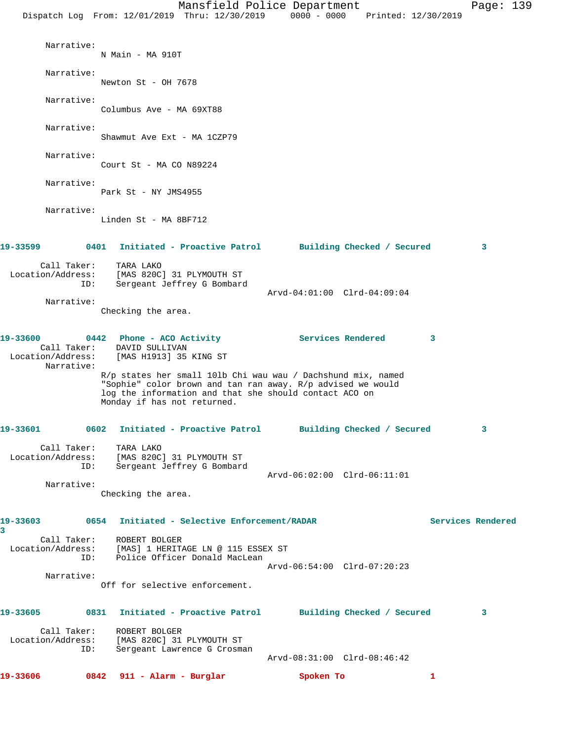Narrative:
N Main - MA 910T

Narrative:
Newton St - OH 7678

Narrative:
Columbus Ave - MA 69XT88

Narrative:
Shawmut Ave Ext - MA 1CZP79

Narrative:
Court St - MA CO N89224

Narrative:
Park St - NY JMS4955

Narrative:
Linden St - MA 8BF712

**19-33599 0401 Initiated - Proactive Patrol Building Checked / Secured 3**

Call Taker: TARA LAKO
Location/Address: [MAS 820C] 31 PLYMOUTH ST
ID: Sergeant Jeffrey G Bombard
Arvd-04:01:00 Clrd-04:09:04
Narrative:
Checking the area.

**19-33600 0442 Phone - ACO Activity Services Rendered 3**

Call Taker: DAVID SULLIVAN
Location/Address: [MAS H1913] 35 KING ST
Narrative:
R/p states her small 10lb Chi wau wau / Dachshund mix, named "Sophie" color brown and tan ran away. R/p advised we would log the information and that she should contact ACO on Monday if has not returned.

**19-33601 0602 Initiated - Proactive Patrol Building Checked / Secured 3**

Call Taker: TARA LAKO
Location/Address: [MAS 820C] 31 PLYMOUTH ST
ID: Sergeant Jeffrey G Bombard
Arvd-06:02:00 Clrd-06:11:01
Narrative:
Checking the area.

**19-33603 0654 Initiated - Selective Enforcement/RADAR Services Rendered 3**

Call Taker: ROBERT BOLGER
Location/Address: [MAS] 1 HERITAGE LN @ 115 ESSEX ST
ID: Police Officer Donald MacLean
Arvd-06:54:00 Clrd-07:20:23
Narrative:
Off for selective enforcement.

**19-33605 0831 Initiated - Proactive Patrol Building Checked / Secured 3**

Call Taker: ROBERT BOLGER
Location/Address: [MAS 820C] 31 PLYMOUTH ST
ID: Sergeant Lawrence G Crosman
Arvd-08:31:00 Clrd-08:46:42

**19-33606 0842 911 - Alarm - Burglar Spoken To 1**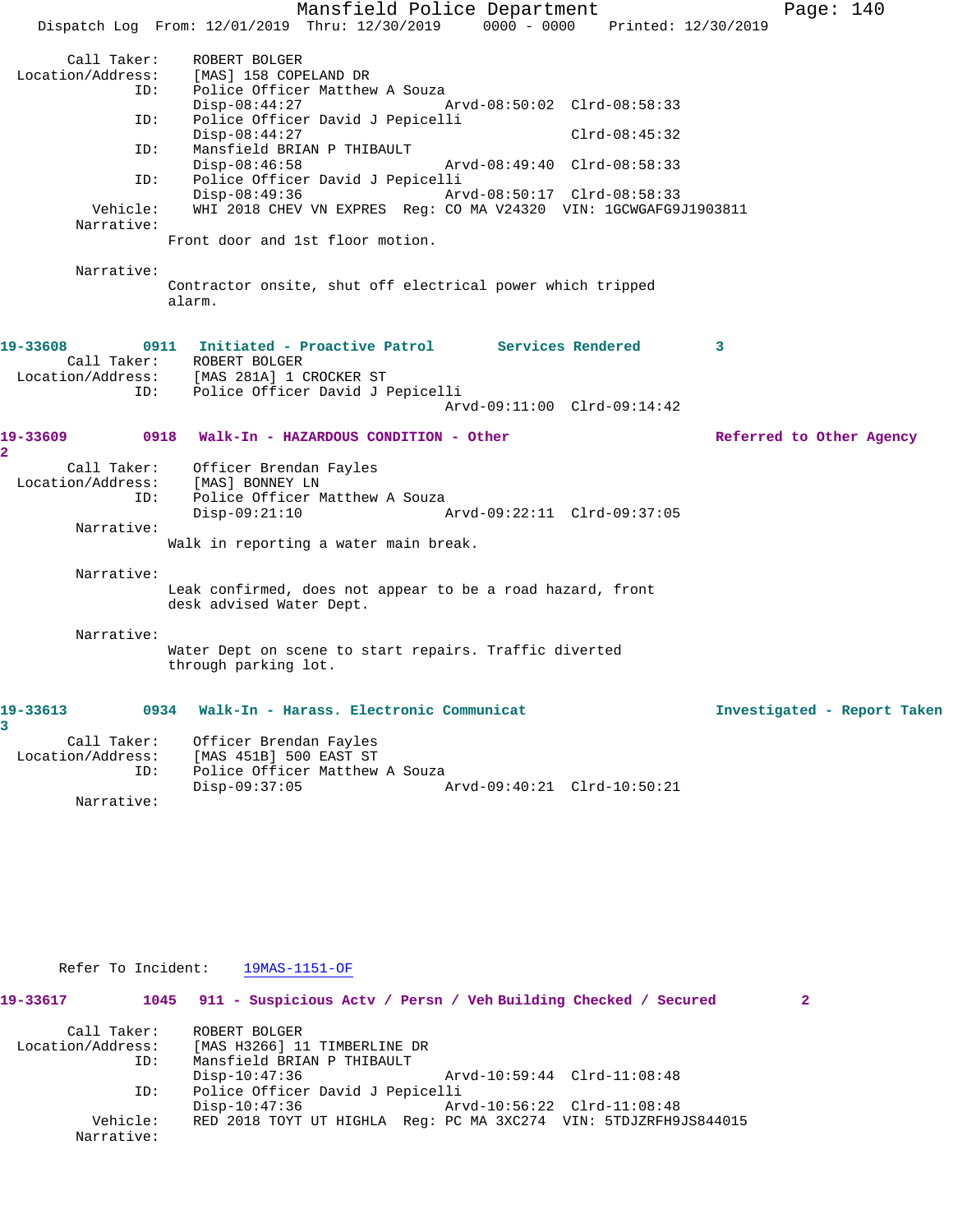```
    Call Taker:    ROBERT BOLGER
 Location/Address:    [MAS] 158 COPELAND DR
            ID:    Police Officer Matthew A Souza
                   Disp-08:44:27                Arvd-08:50:02  Clrd-08:58:33
            ID:    Police Officer David J Pepicelli
                   Disp-08:44:27                               Clrd-08:45:32
            ID:    Mansfield BRIAN P THIBAULT
                   Disp-08:46:58                Arvd-08:49:40  Clrd-08:58:33
            ID:    Police Officer David J Pepicelli
                   Disp-08:49:36                Arvd-08:50:17  Clrd-08:58:33
       Vehicle:    WHI 2018 CHEV VN EXPRES  Reg: CO MA V24320  VIN: 1GCWGAFG9J1903811
     Narrative:
                 Front door and 1st floor motion.

     Narrative:
                 Contractor onsite, shut off electrical power which tripped
                 alarm.
```

```
19-33608        0911  Initiated - Proactive Patrol       Services Rendered        3
    Call Taker:    ROBERT BOLGER
 Location/Address:    [MAS 281A] 1 CROCKER ST
            ID:    Police Officer David J Pepicelli
                                                Arvd-09:11:00  Clrd-09:14:42
```

```
19-33609        0918  Walk-In - HAZARDOUS CONDITION - Other                Referred to Other Agency
2
    Call Taker:    Officer Brendan Fayles
 Location/Address:    [MAS] BONNEY LN
            ID:    Police Officer Matthew A Souza
                   Disp-09:21:10                Arvd-09:22:11  Clrd-09:37:05
     Narrative:
                 Walk in reporting a water main break.

     Narrative:
                 Leak confirmed, does not appear to be a road hazard, front
                 desk advised Water Dept.

     Narrative:
                 Water Dept on scene to start repairs. Traffic diverted
                 through parking lot.
```

```
19-33613        0934  Walk-In - Harass. Electronic Communicat              Investigated - Report Taken
3
    Call Taker:    Officer Brendan Fayles
 Location/Address:    [MAS 451B] 500 EAST ST
            ID:    Police Officer Matthew A Souza
                   Disp-09:37:05                Arvd-09:40:21  Clrd-10:50:21
     Narrative:




    Refer To Incident:    19MAS-1151-OF
```

```
19-33617        1045  911 - Suspicious Actv / Persn / Veh Building Checked / Secured        2

    Call Taker:    ROBERT BOLGER
 Location/Address:    [MAS H3266] 11 TIMBERLINE DR
            ID:    Mansfield BRIAN P THIBAULT
                   Disp-10:47:36                Arvd-10:59:44  Clrd-11:08:48
            ID:    Police Officer David J Pepicelli
                   Disp-10:47:36                Arvd-10:56:22  Clrd-11:08:48
       Vehicle:    RED 2018 TOYT UT HIGHLA  Reg: PC MA 3XC274  VIN: 5TDJZRFH9JS844015
     Narrative:
```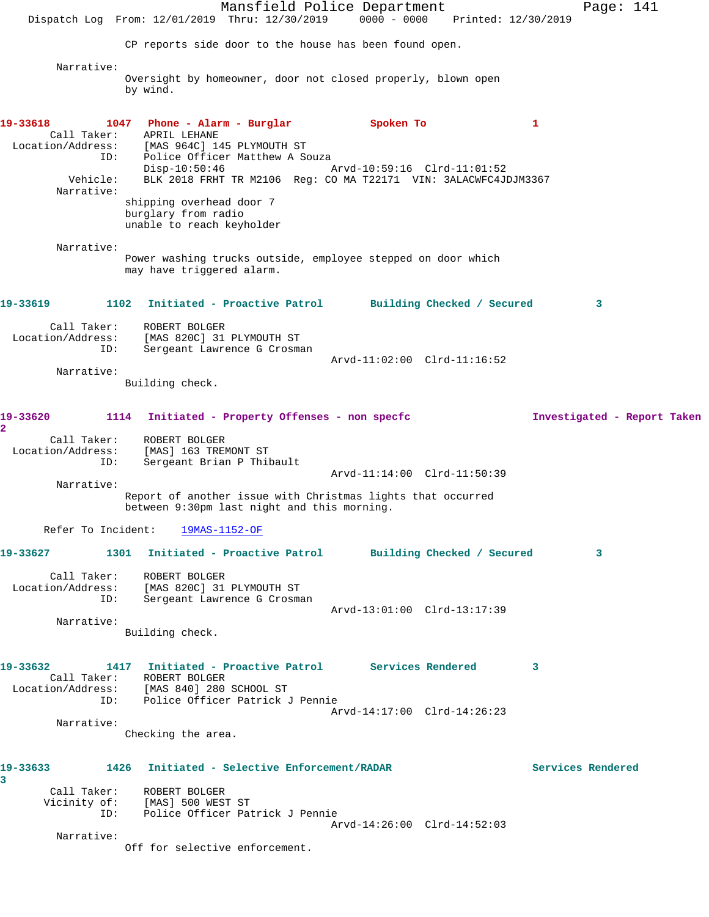CP reports side door to the house has been found open.

Narrative:
Oversight by homeowner, door not closed properly, blown open by wind.

**19-33618 1047 Phone - Alarm - Burglar Spoken To 1**

Call Taker: APRIL LEHANE
Location/Address: [MAS 964C] 145 PLYMOUTH ST
ID: Police Officer Matthew A Souza
Disp-10:50:46 Arvd-10:59:16 Clrd-11:01:52
Vehicle: BLK 2018 FRHT TR M2106 Reg: CO MA T22171 VIN: 3ALACWFC4JDJM3367

Narrative:
shipping overhead door 7
burglary from radio
unable to reach keyholder

Narrative:
Power washing trucks outside, employee stepped on door which may have triggered alarm.

**19-33619 1102 Initiated - Proactive Patrol Building Checked / Secured 3**

Call Taker: ROBERT BOLGER
Location/Address: [MAS 820C] 31 PLYMOUTH ST
ID: Sergeant Lawrence G Crosman
Arvd-11:02:00 Clrd-11:16:52

Narrative:
Building check.

**19-33620 1114 Initiated - Property Offenses - non specfc Investigated - Report Taken 2**

Call Taker: ROBERT BOLGER
Location/Address: [MAS] 163 TREMONT ST
ID: Sergeant Brian P Thibault
Arvd-11:14:00 Clrd-11:50:39

Narrative:
Report of another issue with Christmas lights that occurred between 9:30pm last night and this morning.

Refer To Incident: 19MAS-1152-OF

**19-33627 1301 Initiated - Proactive Patrol Building Checked / Secured 3**

Call Taker: ROBERT BOLGER
Location/Address: [MAS 820C] 31 PLYMOUTH ST
ID: Sergeant Lawrence G Crosman
Arvd-13:01:00 Clrd-13:17:39

Narrative:
Building check.

**19-33632 1417 Initiated - Proactive Patrol Services Rendered 3**

Call Taker: ROBERT BOLGER
Location/Address: [MAS 840] 280 SCHOOL ST
ID: Police Officer Patrick J Pennie
Arvd-14:17:00 Clrd-14:26:23

Narrative:
Checking the area.

**19-33633 1426 Initiated - Selective Enforcement/RADAR Services Rendered 3**

Call Taker: ROBERT BOLGER
Vicinity of: [MAS] 500 WEST ST
ID: Police Officer Patrick J Pennie
Arvd-14:26:00 Clrd-14:52:03

Narrative:
Off for selective enforcement.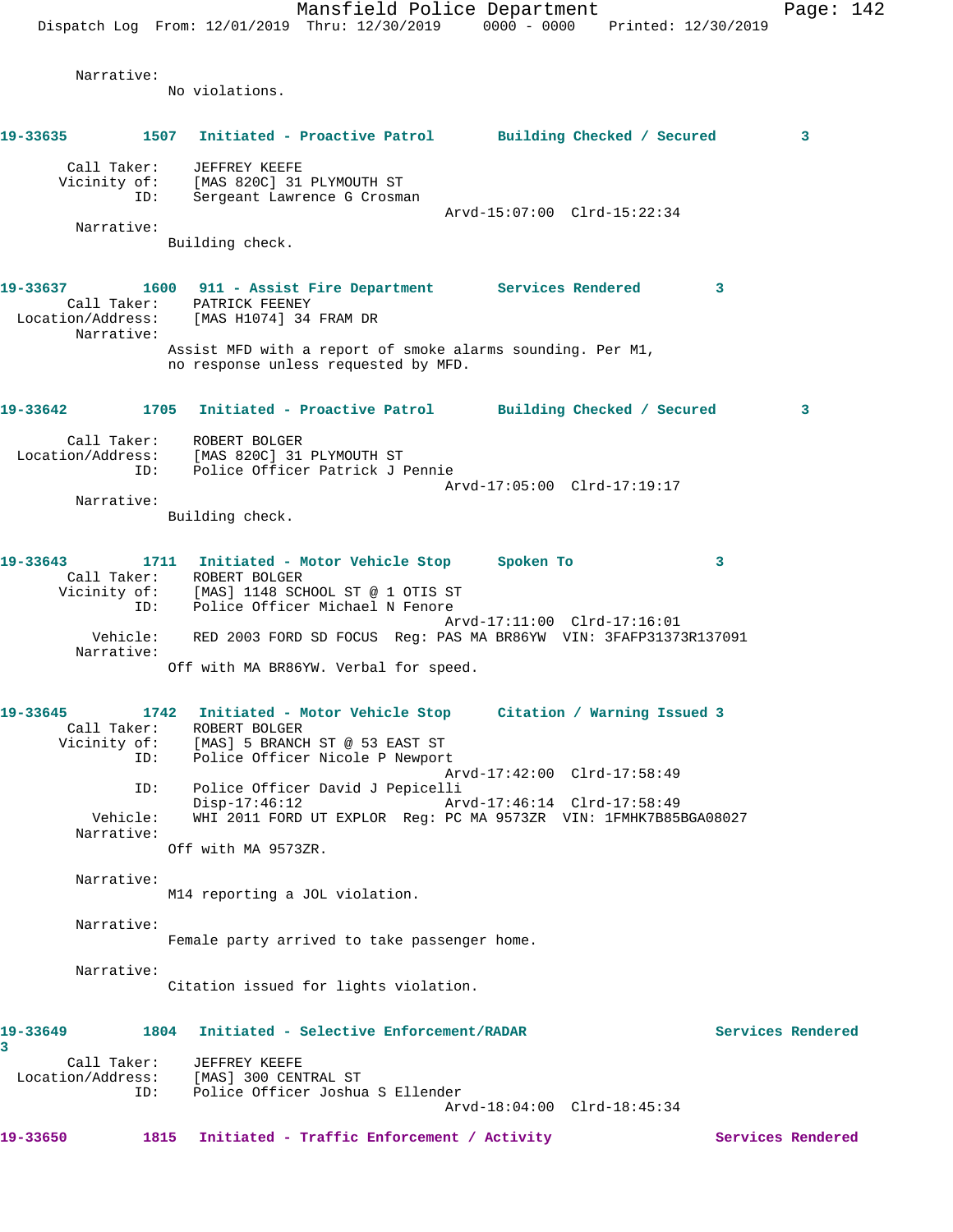Narrative:
No violations.

**19-33635** 1507 **Initiated - Proactive Patrol** **Building Checked / Secured** 3

Call Taker: JEFFREY KEEFE
Vicinity of: [MAS 820C] 31 PLYMOUTH ST
ID: Sergeant Lawrence G Crosman
Arvd-15:07:00 Clrd-15:22:34
Narrative:
Building check.

**19-33637** 1600 **911 - Assist Fire Department** **Services Rendered** 3
Call Taker: PATRICK FEENEY
Location/Address: [MAS H1074] 34 FRAM DR
Narrative:
Assist MFD with a report of smoke alarms sounding. Per M1, no response unless requested by MFD.

**19-33642** 1705 **Initiated - Proactive Patrol** **Building Checked / Secured** 3

Call Taker: ROBERT BOLGER
Location/Address: [MAS 820C] 31 PLYMOUTH ST
ID: Police Officer Patrick J Pennie
Arvd-17:05:00 Clrd-17:19:17
Narrative:
Building check.

**19-33643** 1711 **Initiated - Motor Vehicle Stop** **Spoken To** 3
Call Taker: ROBERT BOLGER
Vicinity of: [MAS] 1148 SCHOOL ST @ 1 OTIS ST
ID: Police Officer Michael N Fenore
Arvd-17:11:00 Clrd-17:16:01
Vehicle: RED 2003 FORD SD FOCUS Reg: PAS MA BR86YW VIN: 3FAFP31373R137091
Narrative:
Off with MA BR86YW. Verbal for speed.

**19-33645** 1742 **Initiated - Motor Vehicle Stop** **Citation / Warning Issued** 3
Call Taker: ROBERT BOLGER
Vicinity of: [MAS] 5 BRANCH ST @ 53 EAST ST
ID: Police Officer Nicole P Newport
Arvd-17:42:00 Clrd-17:58:49
ID: Police Officer David J Pepicelli
Disp-17:46:12 Arvd-17:46:14 Clrd-17:58:49
Vehicle: WHI 2011 FORD UT EXPLOR Reg: PC MA 9573ZR VIN: 1FMHK7B85BGA08027
Narrative:
Off with MA 9573ZR.

Narrative:
M14 reporting a JOL violation.

Narrative:
Female party arrived to take passenger home.

Narrative:
Citation issued for lights violation.

**19-33649** 1804 **Initiated - Selective Enforcement/RADAR** **Services Rendered** 3
Call Taker: JEFFREY KEEFE
Location/Address: [MAS] 300 CENTRAL ST
ID: Police Officer Joshua S Ellender
Arvd-18:04:00 Clrd-18:45:34

**19-33650** 1815 **Initiated - Traffic Enforcement / Activity** **Services Rendered**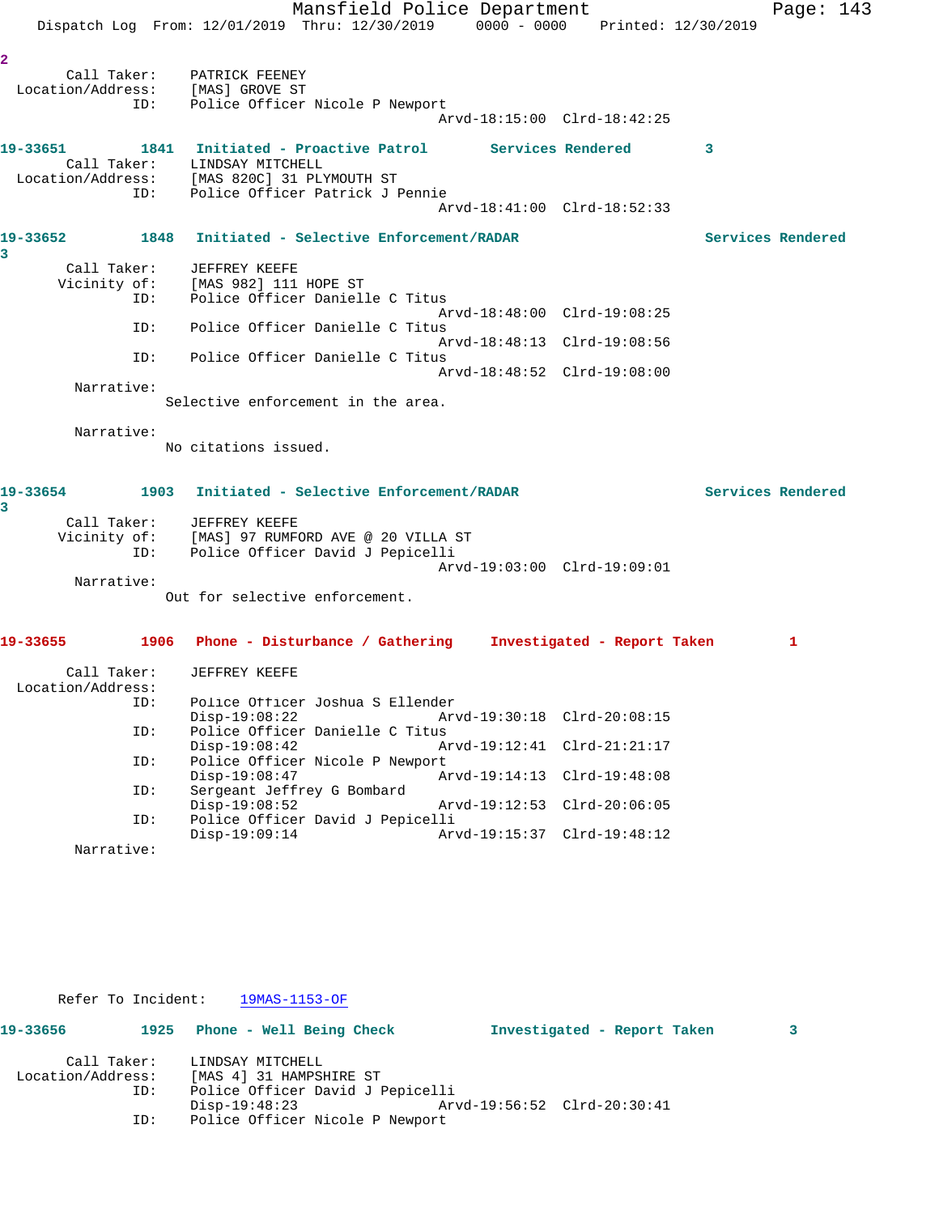2

Call Taker: PATRICK FEENEY
Location/Address: [MAS] GROVE ST
ID: Police Officer Nicole P Newport
Arvd-18:15:00 Clrd-18:42:25

**19-33651** 1841 Initiated - Proactive Patrol Services Rendered 3

Call Taker: LINDSAY MITCHELL
Location/Address: [MAS 820C] 31 PLYMOUTH ST
ID: Police Officer Patrick J Pennie
Arvd-18:41:00 Clrd-18:52:33

**19-33652** 1848 Initiated - Selective Enforcement/RADAR Services Rendered 3

Call Taker: JEFFREY KEEFE
Vicinity of: [MAS 982] 111 HOPE ST
ID: Police Officer Danielle C Titus
Arvd-18:48:00 Clrd-19:08:25
ID: Police Officer Danielle C Titus
Arvd-18:48:13 Clrd-19:08:56
ID: Police Officer Danielle C Titus
Arvd-18:48:52 Clrd-19:08:00

Narrative:
Selective enforcement in the area.

Narrative:
No citations issued.

**19-33654** 1903 Initiated - Selective Enforcement/RADAR Services Rendered 3

Call Taker: JEFFREY KEEFE
Vicinity of: [MAS] 97 RUMFORD AVE @ 20 VILLA ST
ID: Police Officer David J Pepicelli
Arvd-19:03:00 Clrd-19:09:01

Narrative:
Out for selective enforcement.

**19-33655** 1906 Phone - Disturbance / Gathering Investigated - Report Taken 1

Call Taker: JEFFREY KEEFE
Location/Address:
ID: Police Officer Joshua S Ellender
Disp-19:08:22 Arvd-19:30:18 Clrd-20:08:15
ID: Police Officer Danielle C Titus
Disp-19:08:42 Arvd-19:12:41 Clrd-21:21:17
ID: Police Officer Nicole P Newport
Disp-19:08:47 Arvd-19:14:13 Clrd-19:48:08
ID: Sergeant Jeffrey G Bombard
Disp-19:08:52 Arvd-19:12:53 Clrd-20:06:05
ID: Police Officer David J Pepicelli
Disp-19:09:14 Arvd-19:15:37 Clrd-19:48:12

Narrative:

Refer To Incident: 19MAS-1153-OF

**19-33656** 1925 Phone - Well Being Check Investigated - Report Taken 3

Call Taker: LINDSAY MITCHELL
Location/Address: [MAS 4] 31 HAMPSHIRE ST
ID: Police Officer David J Pepicelli
Disp-19:48:23 Arvd-19:56:52 Clrd-20:30:41
ID: Police Officer Nicole P Newport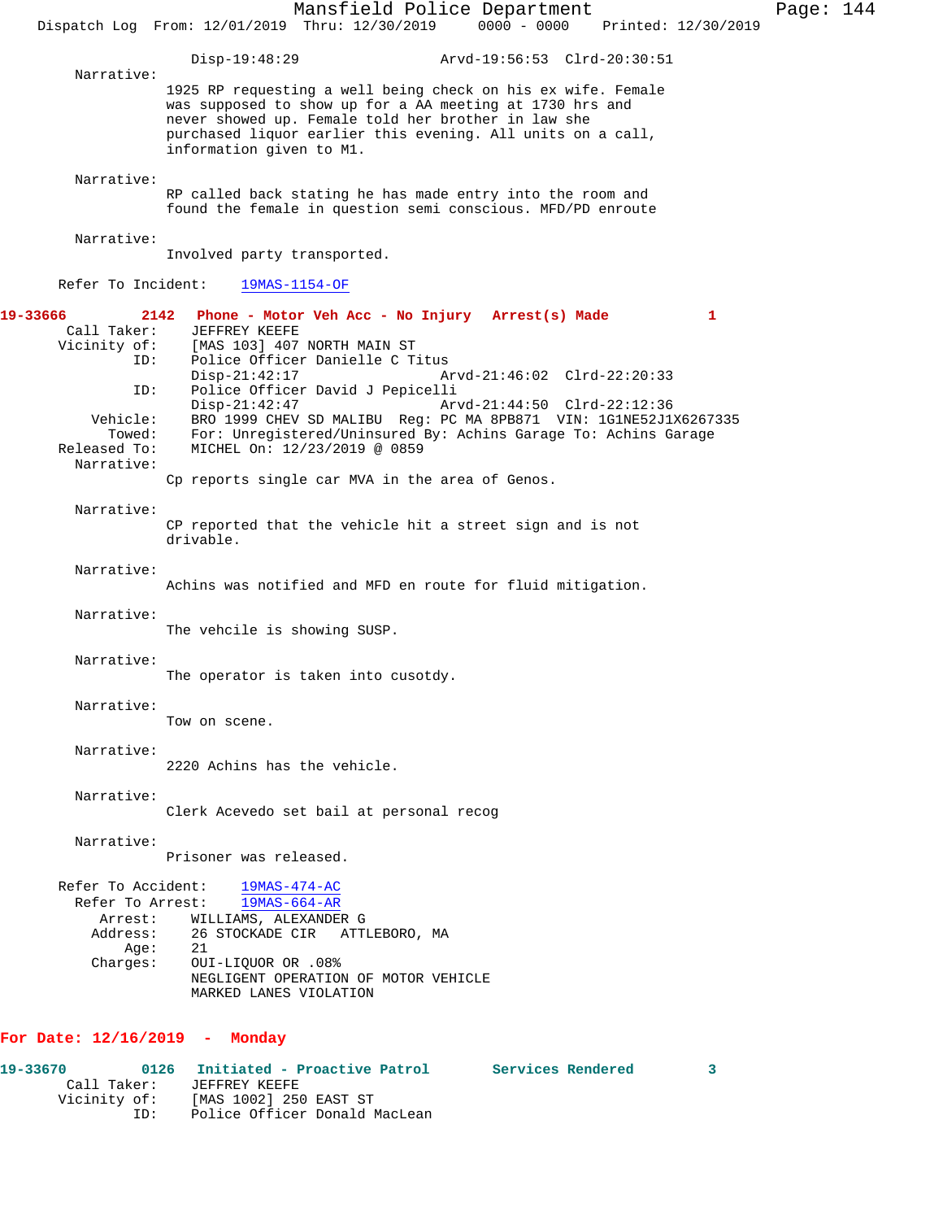Disp-19:48:29 Arvd-19:56:53 Clrd-20:30:51

Narrative:
1925 RP requesting a well being check on his ex wife. Female was supposed to show up for a AA meeting at 1730 hrs and never showed up. Female told her brother in law she purchased liquor earlier this evening. All units on a call, information given to M1.

Narrative:
RP called back stating he has made entry into the room and found the female in question semi conscious. MFD/PD enroute

Narrative:
Involved party transported.

Refer To Incident: 19MAS-1154-OF

**19-33666 2142 Phone - Motor Veh Acc - No Injury Arrest(s) Made 1**

Call Taker: JEFFREY KEEFE
Vicinity of: [MAS 103] 407 NORTH MAIN ST
ID: Police Officer Danielle C Titus
Disp-21:42:17 Arvd-21:46:02 Clrd-22:20:33
ID: Police Officer David J Pepicelli
Disp-21:42:47 Arvd-21:44:50 Clrd-22:12:36
Vehicle: BRO 1999 CHEV SD MALIBU Reg: PC MA 8PB871 VIN: 1G1NE52J1X6267335
Towed: For: Unregistered/Uninsured By: Achins Garage To: Achins Garage
Released To: MICHEL On: 12/23/2019 @ 0859

Narrative:
Cp reports single car MVA in the area of Genos.

Narrative:
CP reported that the vehicle hit a street sign and is not drivable.

Narrative:
Achins was notified and MFD en route for fluid mitigation.

Narrative:
The vehcile is showing SUSP.

Narrative:
The operator is taken into cusotdy.

Narrative:
Tow on scene.

Narrative:
2220 Achins has the vehicle.

Narrative:
Clerk Acevedo set bail at personal recog

Narrative:
Prisoner was released.

Refer To Accident: 19MAS-474-AC
Refer To Arrest: 19MAS-664-AR
Arrest: WILLIAMS, ALEXANDER G
Address: 26 STOCKADE CIR ATTLEBORO, MA
Age: 21
Charges: OUI-LIQUOR OR .08%
NEGLIGENT OPERATION OF MOTOR VEHICLE
MARKED LANES VIOLATION

## For Date: 12/16/2019 - Monday

**19-33670 0126 Initiated - Proactive Patrol Services Rendered 3**

Call Taker: JEFFREY KEEFE
Vicinity of: [MAS 1002] 250 EAST ST
ID: Police Officer Donald MacLean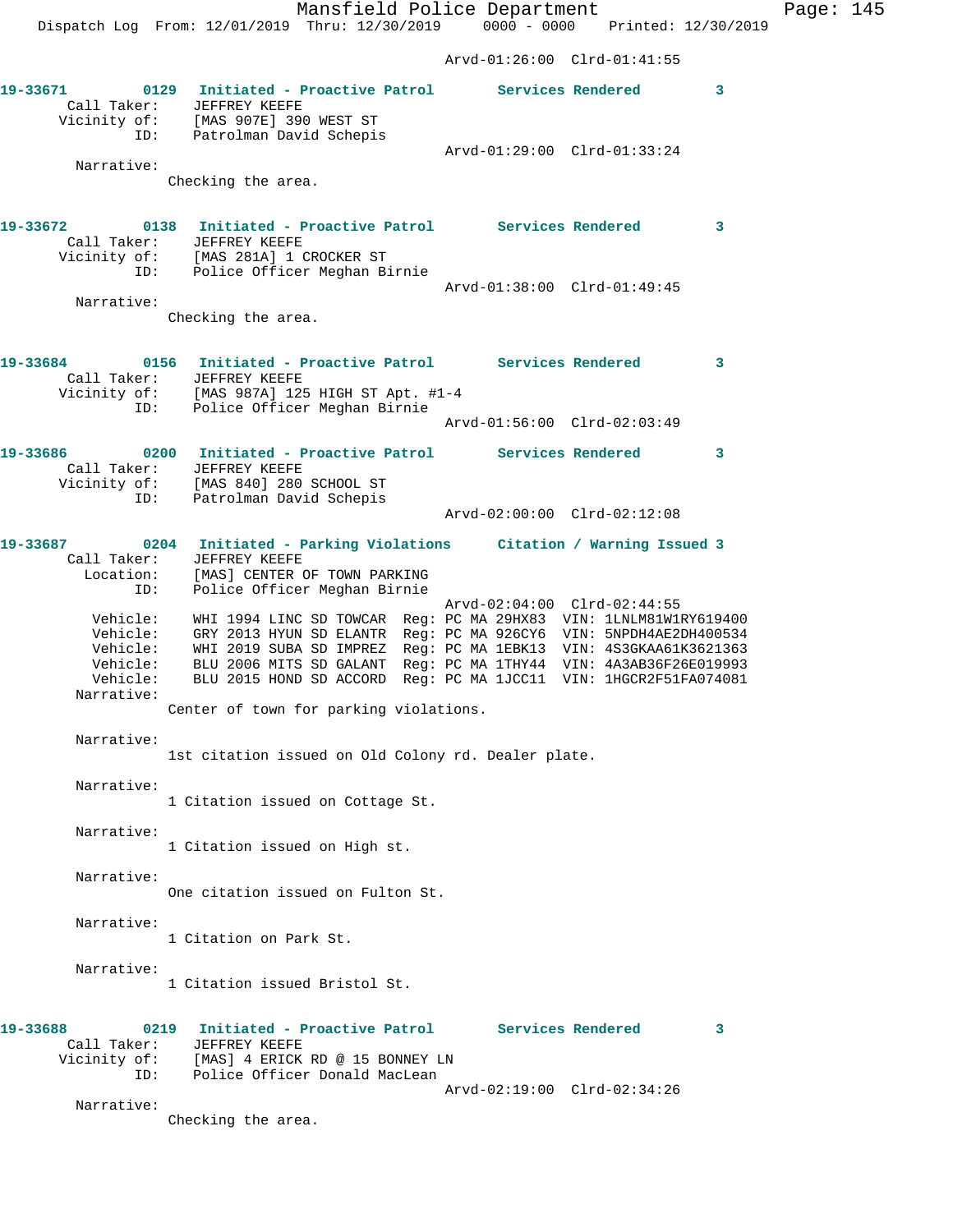Arvd-01:26:00 Clrd-01:41:55

**19-33671** 0129 **Initiated - Proactive Patrol** **Services Rendered** **3**
Call Taker: JEFFREY KEEFE
Vicinity of: [MAS 907E] 390 WEST ST
ID: Patrolman David Schepis
Arvd-01:29:00 Clrd-01:33:24
Narrative:
Checking the area.

**19-33672** 0138 **Initiated - Proactive Patrol** **Services Rendered** **3**
Call Taker: JEFFREY KEEFE
Vicinity of: [MAS 281A] 1 CROCKER ST
ID: Police Officer Meghan Birnie
Arvd-01:38:00 Clrd-01:49:45
Narrative:
Checking the area.

**19-33684** 0156 **Initiated - Proactive Patrol** **Services Rendered** **3**
Call Taker: JEFFREY KEEFE
Vicinity of: [MAS 987A] 125 HIGH ST Apt. #1-4
ID: Police Officer Meghan Birnie
Arvd-01:56:00 Clrd-02:03:49

**19-33686** 0200 **Initiated - Proactive Patrol** **Services Rendered** **3**
Call Taker: JEFFREY KEEFE
Vicinity of: [MAS 840] 280 SCHOOL ST
ID: Patrolman David Schepis
Arvd-02:00:00 Clrd-02:12:08

**19-33687** 0204 **Initiated - Parking Violations** **Citation / Warning Issued 3**
Call Taker: JEFFREY KEEFE
Location: [MAS] CENTER OF TOWN PARKING
ID: Police Officer Meghan Birnie
Arvd-02:04:00 Clrd-02:44:55
Vehicle: WHI 1994 LINC SD TOWCAR Reg: PC MA 29HX83 VIN: 1LNLM81W1RY619400
Vehicle: GRY 2013 HYUN SD ELANTR Reg: PC MA 926CY6 VIN: 5NPDH4AE2DH400534
Vehicle: WHI 2019 SUBA SD IMPREZ Reg: PC MA 1EBK13 VIN: 4S3GKAA61K3621363
Vehicle: BLU 2006 MITS SD GALANT Reg: PC MA 1THY44 VIN: 4A3AB36F26E019993
Vehicle: BLU 2015 HOND SD ACCORD Reg: PC MA 1JCC11 VIN: 1HGCR2F51FA074081
Narrative:
Center of town for parking violations.

Narrative:
1st citation issued on Old Colony rd. Dealer plate.

Narrative:
1 Citation issued on Cottage St.

Narrative:
1 Citation issued on High st.

Narrative:
One citation issued on Fulton St.

Narrative:
1 Citation on Park St.

Narrative:
1 Citation issued Bristol St.

**19-33688** 0219 **Initiated - Proactive Patrol** **Services Rendered** **3**
Call Taker: JEFFREY KEEFE
Vicinity of: [MAS] 4 ERICK RD @ 15 BONNEY LN
ID: Police Officer Donald MacLean
Arvd-02:19:00 Clrd-02:34:26
Narrative:
Checking the area.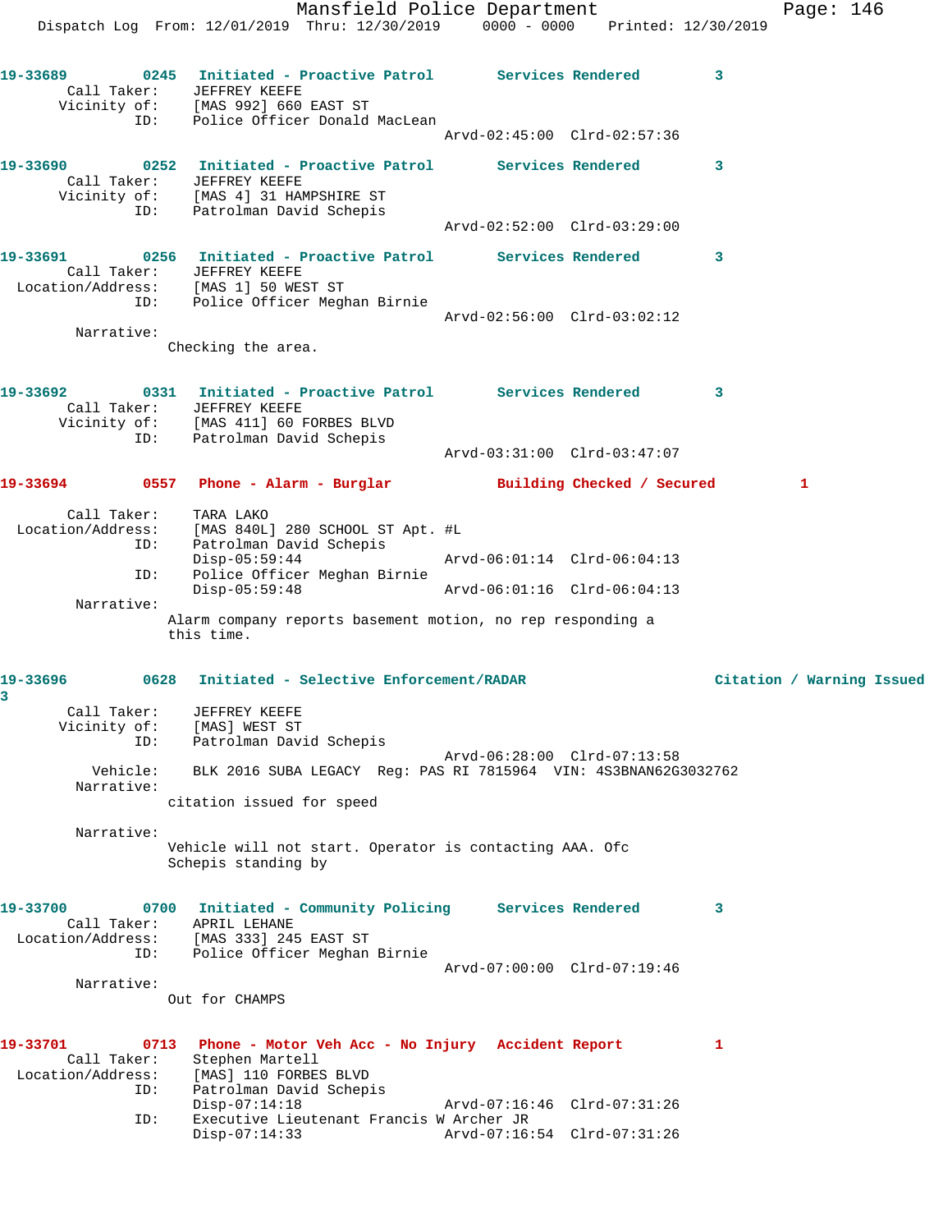**19-33689** 0245 Initiated - Proactive Patrol Services Rendered 3
Call Taker: JEFFREY KEEFE
Vicinity of: [MAS 992] 660 EAST ST
ID: Police Officer Donald MacLean
Arvd-02:45:00 Clrd-02:57:36

**19-33690** 0252 Initiated - Proactive Patrol Services Rendered 3
Call Taker: JEFFREY KEEFE
Vicinity of: [MAS 4] 31 HAMPSHIRE ST
ID: Patrolman David Schepis
Arvd-02:52:00 Clrd-03:29:00

**19-33691** 0256 Initiated - Proactive Patrol Services Rendered 3
Call Taker: JEFFREY KEEFE
Location/Address: [MAS 1] 50 WEST ST
ID: Police Officer Meghan Birnie
Arvd-02:56:00 Clrd-03:02:12
Narrative:
Checking the area.

**19-33692** 0331 Initiated - Proactive Patrol Services Rendered 3
Call Taker: JEFFREY KEEFE
Vicinity of: [MAS 411] 60 FORBES BLVD
ID: Patrolman David Schepis
Arvd-03:31:00 Clrd-03:47:07

**19-33694** 0557 Phone - Alarm - Burglar Building Checked / Secured 1
Call Taker: TARA LAKO
Location/Address: [MAS 840L] 280 SCHOOL ST Apt. #L
ID: Patrolman David Schepis
Disp-05:59:44 Arvd-06:01:14 Clrd-06:04:13
ID: Police Officer Meghan Birnie
Disp-05:59:48 Arvd-06:01:16 Clrd-06:04:13
Narrative:
Alarm company reports basement motion, no rep responding a this time.

**19-33696** 0628 Initiated - Selective Enforcement/RADAR Citation / Warning Issued 3
Call Taker: JEFFREY KEEFE
Vicinity of: [MAS] WEST ST
ID: Patrolman David Schepis
Arvd-06:28:00 Clrd-07:13:58
Vehicle: BLK 2016 SUBA LEGACY Reg: PAS RI 7815964 VIN: 4S3BNAN62G3032762
Narrative:
citation issued for speed

Narrative:
Vehicle will not start. Operator is contacting AAA. Ofc Schepis standing by

**19-33700** 0700 Initiated - Community Policing Services Rendered 3
Call Taker: APRIL LEHANE
Location/Address: [MAS 333] 245 EAST ST
ID: Police Officer Meghan Birnie
Arvd-07:00:00 Clrd-07:19:46
Narrative:
Out for CHAMPS

**19-33701** 0713 Phone - Motor Veh Acc - No Injury Accident Report 1
Call Taker: Stephen Martell
Location/Address: [MAS] 110 FORBES BLVD
ID: Patrolman David Schepis
Disp-07:14:18 Arvd-07:16:46 Clrd-07:31:26
ID: Executive Lieutenant Francis W Archer JR
Disp-07:14:33 Arvd-07:16:54 Clrd-07:31:26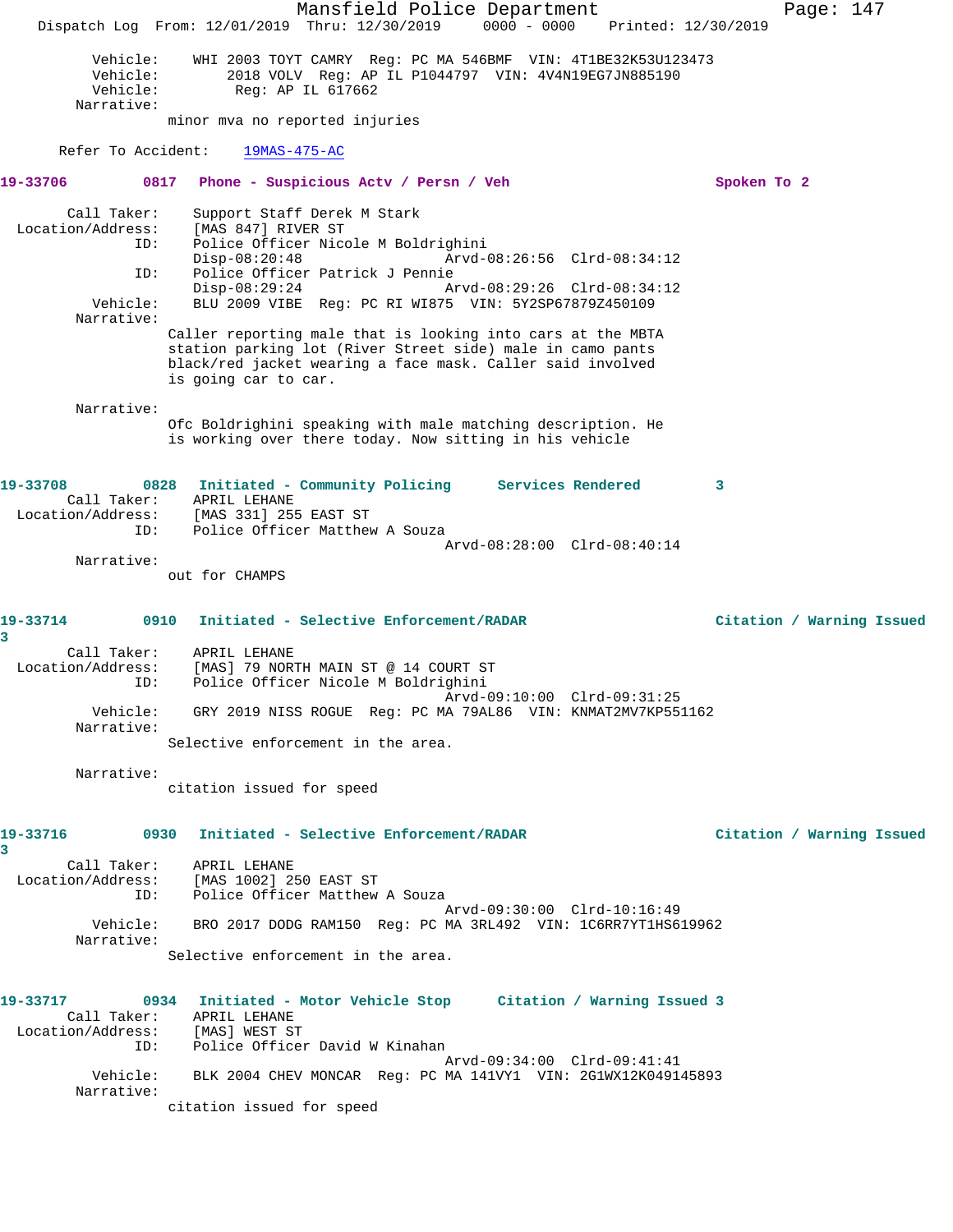```
        Vehicle:    WHI 2003 TOYT CAMRY  Reg: PC MA 546BMF  VIN: 4T1BE32K53U123473
        Vehicle:        2018 VOLV  Reg: AP IL P1044797  VIN: 4V4N19EG7JN885190
        Vehicle:         Reg: AP IL 617662
      Narrative:
                 minor mva no reported injuries

      Refer To Accident:    19MAS-475-AC
```

**19-33706          0817   Phone - Suspicious Actv / Persn / Veh                    Spoken To 2**

```
       Call Taker:    Support Staff Derek M Stark
 Location/Address:    [MAS 847] RIVER ST
               ID:    Police Officer Nicole M Boldrighini
                      Disp-08:20:48                Arvd-08:26:56  Clrd-08:34:12
               ID:    Police Officer Patrick J Pennie
                      Disp-08:29:24                Arvd-08:29:26  Clrd-08:34:12
          Vehicle:    BLU 2009 VIBE  Reg: PC RI WI875  VIN: 5Y2SP67879Z450109
        Narrative:
                 Caller reporting male that is looking into cars at the MBTA
                 station parking lot (River Street side) male in camo pants
                 black/red jacket wearing a face mask. Caller said involved
                 is going car to car.

        Narrative:
                 Ofc Boldrighini speaking with male matching description. He
                 is working over there today. Now sitting in his vehicle
```

**19-33708          0828   Initiated - Community Policing      Services Rendered        3**

```
       Call Taker:    APRIL LEHANE
 Location/Address:    [MAS 331] 255 EAST ST
               ID:    Police Officer Matthew A Souza
                                                   Arvd-08:28:00  Clrd-08:40:14
        Narrative:
                 out for CHAMPS
```

**19-33714          0910   Initiated - Selective Enforcement/RADAR                  Citation / Warning Issued 3**

```
       Call Taker:    APRIL LEHANE
 Location/Address:    [MAS] 79 NORTH MAIN ST @ 14 COURT ST
               ID:    Police Officer Nicole M Boldrighini
                                                   Arvd-09:10:00  Clrd-09:31:25
          Vehicle:    GRY 2019 NISS ROGUE  Reg: PC MA 79AL86  VIN: KNMAT2MV7KP551162
        Narrative:
                 Selective enforcement in the area.

        Narrative:
                 citation issued for speed
```

**19-33716          0930   Initiated - Selective Enforcement/RADAR                  Citation / Warning Issued 3**

```
       Call Taker:    APRIL LEHANE
 Location/Address:    [MAS 1002] 250 EAST ST
               ID:    Police Officer Matthew A Souza
                                                   Arvd-09:30:00  Clrd-10:16:49
          Vehicle:    BRO 2017 DODG RAM150  Reg: PC MA 3RL492  VIN: 1C6RR7YT1HS619962
        Narrative:
                 Selective enforcement in the area.
```

**19-33717          0934   Initiated - Motor Vehicle Stop      Citation / Warning Issued 3**

```
       Call Taker:    APRIL LEHANE
 Location/Address:    [MAS] WEST ST
               ID:    Police Officer David W Kinahan
                                                   Arvd-09:34:00  Clrd-09:41:41
          Vehicle:    BLK 2004 CHEV MONCAR  Reg: PC MA 141VY1  VIN: 2G1WX12K049145893
        Narrative:
                 citation issued for speed
```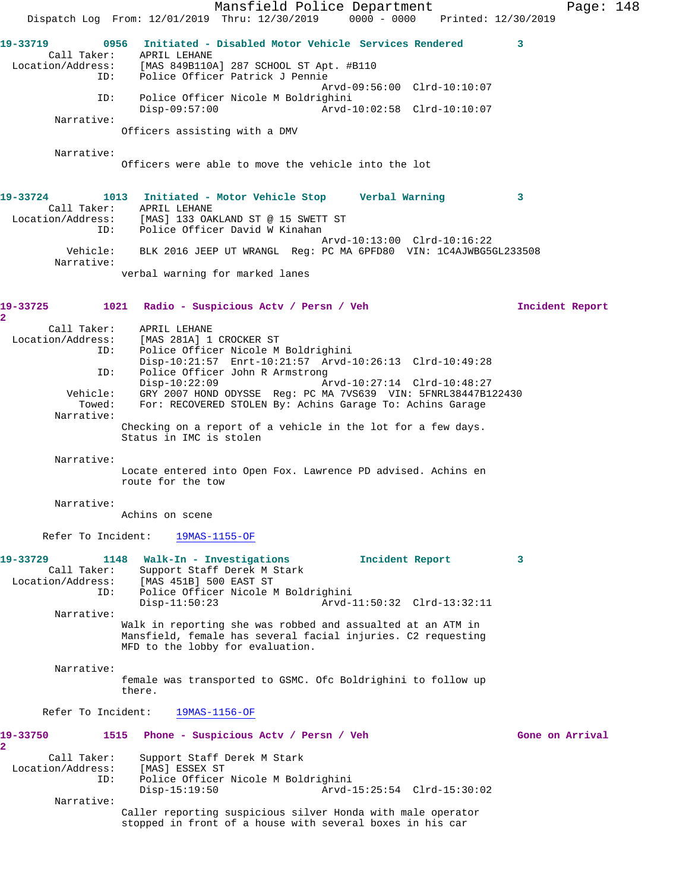19-33719 0956 Initiated - Disabled Motor Vehicle Services Rendered 3

Call Taker: APRIL LEHANE
Location/Address: [MAS 849B110A] 287 SCHOOL ST Apt. #B110
ID: Police Officer Patrick J Pennie
Arvd-09:56:00 Clrd-10:10:07
ID: Police Officer Nicole M Boldrighini
Disp-09:57:00 Arvd-10:02:58 Clrd-10:10:07
Narrative:
Officers assisting with a DMV

Narrative:
Officers were able to move the vehicle into the lot

19-33724 1013 Initiated - Motor Vehicle Stop Verbal Warning 3

Call Taker: APRIL LEHANE
Location/Address: [MAS] 133 OAKLAND ST @ 15 SWETT ST
ID: Police Officer David W Kinahan
Arvd-10:13:00 Clrd-10:16:22
Vehicle: BLK 2016 JEEP UT WRANGL Reg: PC MA 6PFD80 VIN: 1C4AJWBG5GL233508
Narrative:
verbal warning for marked lanes

19-33725 1021 Radio - Suspicious Actv / Persn / Veh Incident Report 2

Call Taker: APRIL LEHANE
Location/Address: [MAS 281A] 1 CROCKER ST
ID: Police Officer Nicole M Boldrighini
Disp-10:21:57 Enrt-10:21:57 Arvd-10:26:13 Clrd-10:49:28
ID: Police Officer John R Armstrong
Disp-10:22:09 Arvd-10:27:14 Clrd-10:48:27
Vehicle: GRY 2007 HOND ODYSSE Reg: PC MA 7VS639 VIN: 5FNRL38447B122430
Towed: For: RECOVERED STOLEN By: Achins Garage To: Achins Garage
Narrative:
Checking on a report of a vehicle in the lot for a few days.
Status in IMC is stolen

Narrative:
Locate entered into Open Fox. Lawrence PD advised. Achins en route for the tow

Narrative:
Achins on scene

Refer To Incident: 19MAS-1155-OF

19-33729 1148 Walk-In - Investigations Incident Report 3

Call Taker: Support Staff Derek M Stark
Location/Address: [MAS 451B] 500 EAST ST
ID: Police Officer Nicole M Boldrighini
Disp-11:50:23 Arvd-11:50:32 Clrd-13:32:11
Narrative:
Walk in reporting she was robbed and assualted at an ATM in Mansfield, female has several facial injuries. C2 requesting MFD to the lobby for evaluation.

Narrative:
female was transported to GSMC. Ofc Boldrighini to follow up there.

Refer To Incident: 19MAS-1156-OF

19-33750 1515 Phone - Suspicious Actv / Persn / Veh Gone on Arrival 2

Call Taker: Support Staff Derek M Stark
Location/Address: [MAS] ESSEX ST
ID: Police Officer Nicole M Boldrighini
Disp-15:19:50 Arvd-15:25:54 Clrd-15:30:02
Narrative:
Caller reporting suspicious silver Honda with male operator stopped in front of a house with several boxes in his car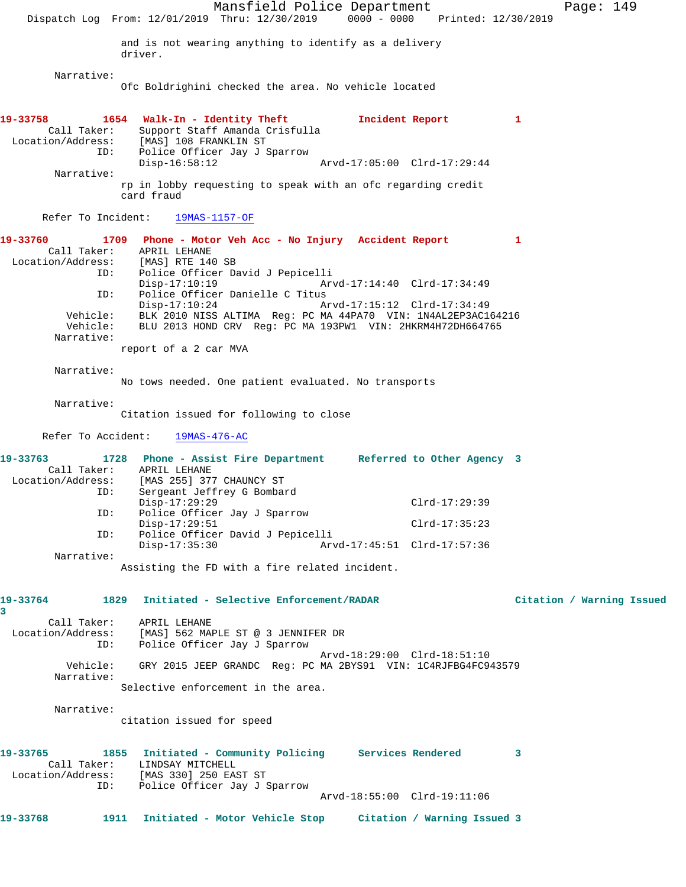and is not wearing anything to identify as a delivery driver.

Narrative:
Ofc Boldrighini checked the area. No vehicle located

**19-33758 1654 Walk-In - Identity Theft Incident Report 1**

Call Taker: Support Staff Amanda Crisfulla
Location/Address: [MAS] 108 FRANKLIN ST
ID: Police Officer Jay J Sparrow
Disp-16:58:12 Arvd-17:05:00 Clrd-17:29:44

Narrative:
rp in lobby requesting to speak with an ofc regarding credit card fraud

Refer To Incident: 19MAS-1157-OF

**19-33760 1709 Phone - Motor Veh Acc - No Injury Accident Report 1**

Call Taker: APRIL LEHANE
Location/Address: [MAS] RTE 140 SB
ID: Police Officer David J Pepicelli
Disp-17:10:19 Arvd-17:14:40 Clrd-17:34:49
ID: Police Officer Danielle C Titus
Disp-17:10:24 Arvd-17:15:12 Clrd-17:34:49
Vehicle: BLK 2010 NISS ALTIMA Reg: PC MA 44PA70 VIN: 1N4AL2EP3AC164216
Vehicle: BLU 2013 HOND CRV Reg: PC MA 193PW1 VIN: 2HKRM4H72DH664765

Narrative:
report of a 2 car MVA

Narrative:
No tows needed. One patient evaluated. No transports

Narrative:
Citation issued for following to close

Refer To Accident: 19MAS-476-AC

**19-33763 1728 Phone - Assist Fire Department Referred to Other Agency 3**

Call Taker: APRIL LEHANE
Location/Address: [MAS 255] 377 CHAUNCY ST
ID: Sergeant Jeffrey G Bombard
Disp-17:29:29 Clrd-17:29:39
ID: Police Officer Jay J Sparrow
Disp-17:29:51 Clrd-17:35:23
ID: Police Officer David J Pepicelli
Disp-17:35:30 Arvd-17:45:51 Clrd-17:57:36

Narrative:
Assisting the FD with a fire related incident.

**19-33764 1829 Initiated - Selective Enforcement/RADAR Citation / Warning Issued 3**

Call Taker: APRIL LEHANE
Location/Address: [MAS] 562 MAPLE ST @ 3 JENNIFER DR
ID: Police Officer Jay J Sparrow
Arvd-18:29:00 Clrd-18:51:10
Vehicle: GRY 2015 JEEP GRANDC Reg: PC MA 2BYS91 VIN: 1C4RJFBG4FC943579

Narrative:
Selective enforcement in the area.

Narrative:
citation issued for speed

**19-33765 1855 Initiated - Community Policing Services Rendered 3**

Call Taker: LINDSAY MITCHELL
Location/Address: [MAS 330] 250 EAST ST
ID: Police Officer Jay J Sparrow
Arvd-18:55:00 Clrd-19:11:06

**19-33768 1911 Initiated - Motor Vehicle Stop Citation / Warning Issued 3**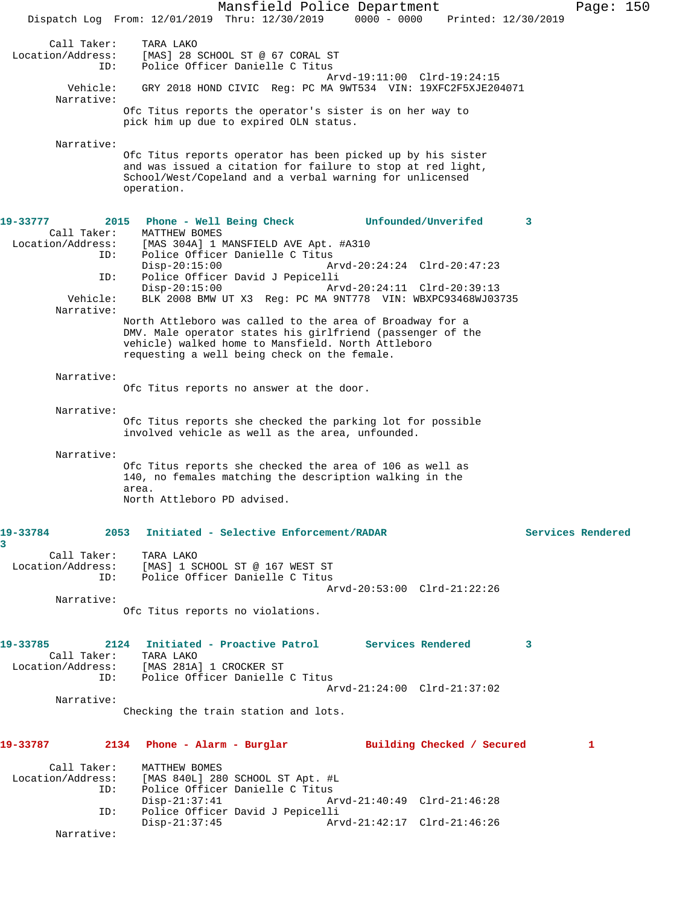```
        Call Taker:     TARA LAKO
  Location/Address:     [MAS] 28 SCHOOL ST @ 67 CORAL ST
                ID:     Police Officer Danielle C Titus
                                            Arvd-19:11:00  Clrd-19:24:15
           Vehicle:     GRY 2018 HOND CIVIC  Reg: PC MA 9WT534  VIN: 19XFC2F5XJE204071
         Narrative:
                    Ofc Titus reports the operator's sister is on her way to
                    pick him up due to expired OLN status.

         Narrative:
                    Ofc Titus reports operator has been picked up by his sister
                    and was issued a citation for failure to stop at red light,
                    School/West/Copeland and a verbal warning for unlicensed
                    operation.

19-33777         2015   Phone - Well Being Check           Unfounded/Unverifed       3
        Call Taker:     MATTHEW BOMES
  Location/Address:     [MAS 304A] 1 MANSFIELD AVE Apt. #A310
                ID:     Police Officer Danielle C Titus
                        Disp-20:15:00               Arvd-20:24:24  Clrd-20:47:23
                ID:     Police Officer David J Pepicelli
                        Disp-20:15:00               Arvd-20:24:11  Clrd-20:39:13
           Vehicle:     BLK 2008 BMW UT X3  Reg: PC MA 9NT778  VIN: WBXPC93468WJ03735
         Narrative:
                    North Attleboro was called to the area of Broadway for a
                    DMV. Male operator states his girlfriend (passenger of the
                    vehicle) walked home to Mansfield. North Attleboro
                    requesting a well being check on the female.

         Narrative:
                    Ofc Titus reports no answer at the door.

         Narrative:
                    Ofc Titus reports she checked the parking lot for possible
                    involved vehicle as well as the area, unfounded.

         Narrative:
                    Ofc Titus reports she checked the area of 106 as well as
                    140, no females matching the description walking in the
                    area.
                    North Attleboro PD advised.

19-33784         2053   Initiated - Selective Enforcement/RADAR                  Services Rendered
3
        Call Taker:     TARA LAKO
  Location/Address:     [MAS] 1 SCHOOL ST @ 167 WEST ST
                ID:     Police Officer Danielle C Titus
                                            Arvd-20:53:00  Clrd-21:22:26
         Narrative:
                    Ofc Titus reports no violations.

19-33785         2124   Initiated - Proactive Patrol       Services Rendered         3
        Call Taker:     TARA LAKO
  Location/Address:     [MAS 281A] 1 CROCKER ST
                ID:     Police Officer Danielle C Titus
                                            Arvd-21:24:00  Clrd-21:37:02
         Narrative:
                    Checking the train station and lots.

19-33787         2134   Phone - Alarm - Burglar            Building Checked / Secured         1

        Call Taker:     MATTHEW BOMES
  Location/Address:     [MAS 840L] 280 SCHOOL ST Apt. #L
                ID:     Police Officer Danielle C Titus
                        Disp-21:37:41               Arvd-21:40:49  Clrd-21:46:28
                ID:     Police Officer David J Pepicelli
                        Disp-21:37:45               Arvd-21:42:17  Clrd-21:46:26
         Narrative:
```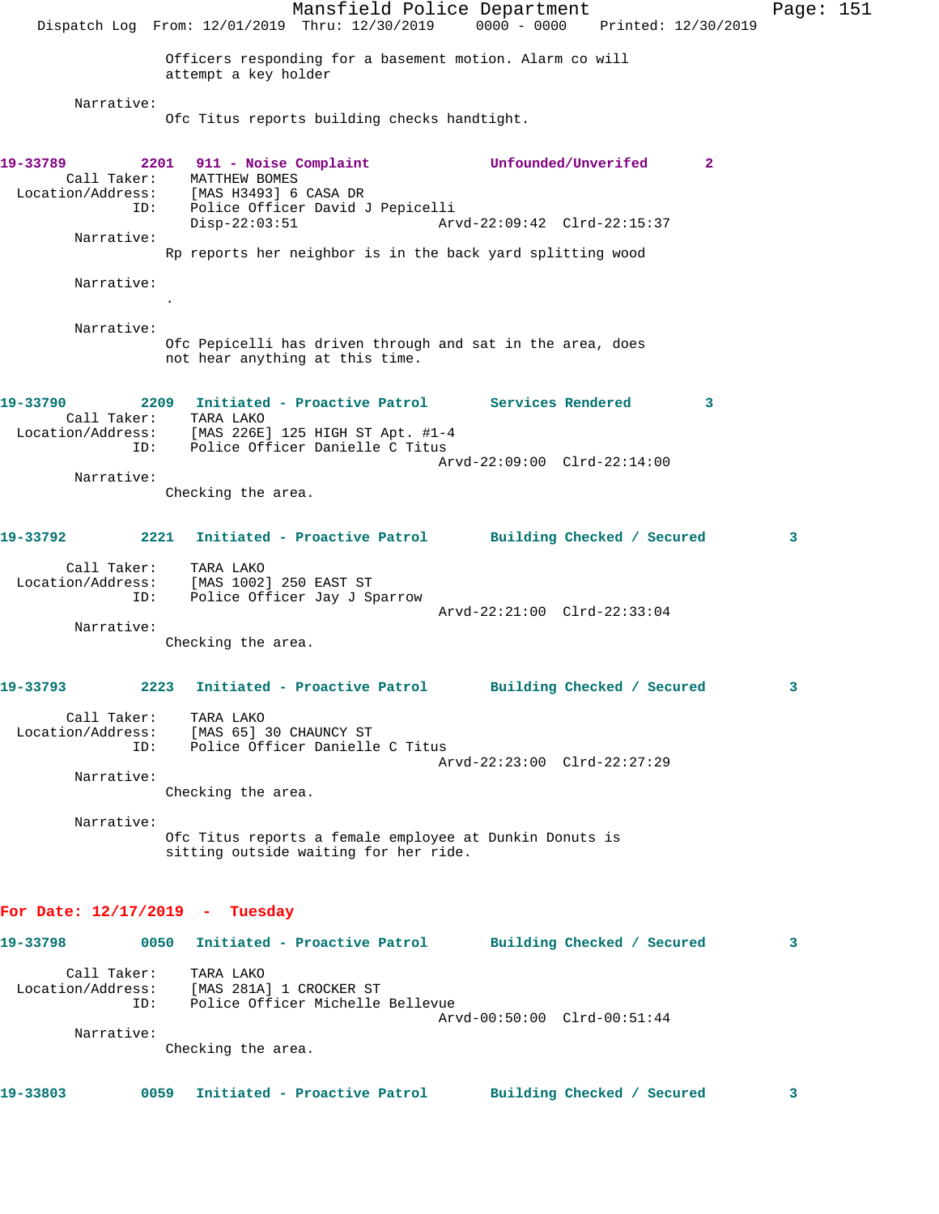Officers responding for a basement motion. Alarm co will attempt a key holder

Narrative:
Ofc Titus reports building checks handtight.

**19-33789** 2201 **911 - Noise Complaint** **Unfounded/Unverifed** 2

Call Taker: MATTHEW BOMES
Location/Address: [MAS H3493] 6 CASA DR
ID: Police Officer David J Pepicelli
Disp-22:03:51 Arvd-22:09:42 Clrd-22:15:37

Narrative:
Rp reports her neighbor is in the back yard splitting wood

Narrative:
.

Narrative:
Ofc Pepicelli has driven through and sat in the area, does not hear anything at this time.

**19-33790** 2209 **Initiated - Proactive Patrol** **Services Rendered** 3

Call Taker: TARA LAKO
Location/Address: [MAS 226E] 125 HIGH ST Apt. #1-4
ID: Police Officer Danielle C Titus
Arvd-22:09:00 Clrd-22:14:00

Narrative:
Checking the area.

**19-33792** 2221 **Initiated - Proactive Patrol** **Building Checked / Secured** 3

Call Taker: TARA LAKO
Location/Address: [MAS 1002] 250 EAST ST
ID: Police Officer Jay J Sparrow
Arvd-22:21:00 Clrd-22:33:04

Narrative:
Checking the area.

**19-33793** 2223 **Initiated - Proactive Patrol** **Building Checked / Secured** 3

Call Taker: TARA LAKO
Location/Address: [MAS 65] 30 CHAUNCY ST
ID: Police Officer Danielle C Titus
Arvd-22:23:00 Clrd-22:27:29

Narrative:
Checking the area.

Narrative:
Ofc Titus reports a female employee at Dunkin Donuts is sitting outside waiting for her ride.

## For Date: 12/17/2019 - Tuesday

**19-33798** 0050 **Initiated - Proactive Patrol** **Building Checked / Secured** 3

Call Taker: TARA LAKO
Location/Address: [MAS 281A] 1 CROCKER ST
ID: Police Officer Michelle Bellevue
Arvd-00:50:00 Clrd-00:51:44

Narrative:
Checking the area.

**19-33803** 0059 **Initiated - Proactive Patrol** **Building Checked / Secured** 3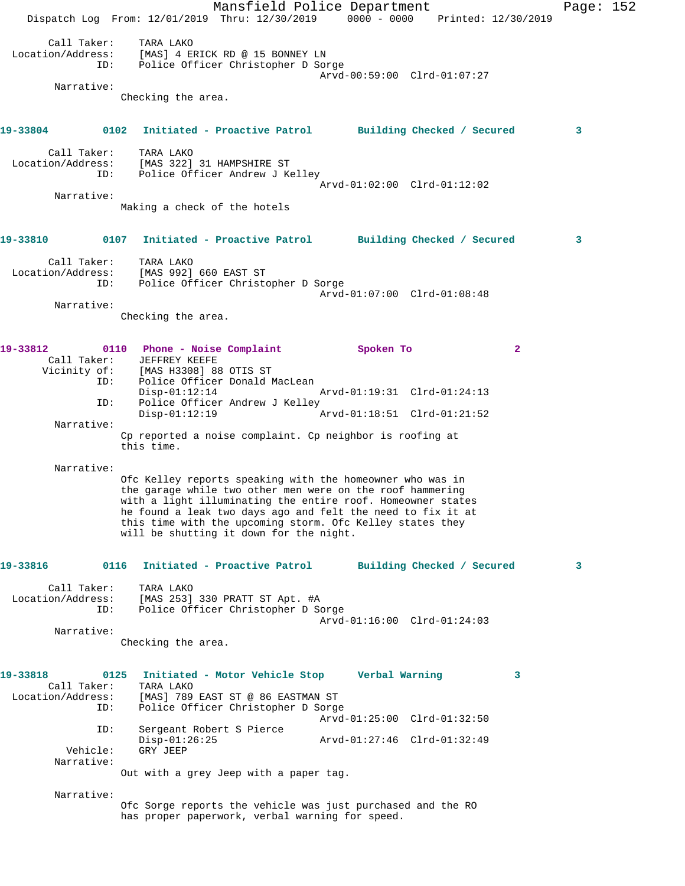Call Taker: TARA LAKO
Location/Address: [MAS] 4 ERICK RD @ 15 BONNEY LN
ID: Police Officer Christopher D Sorge
Arvd-00:59:00 Clrd-01:07:27
Narrative:
Checking the area.

**19-33804 0102 Initiated - Proactive Patrol Building Checked / Secured 3**

Call Taker: TARA LAKO
Location/Address: [MAS 322] 31 HAMPSHIRE ST
ID: Police Officer Andrew J Kelley
Arvd-01:02:00 Clrd-01:12:02
Narrative:
Making a check of the hotels

**19-33810 0107 Initiated - Proactive Patrol Building Checked / Secured 3**

Call Taker: TARA LAKO
Location/Address: [MAS 992] 660 EAST ST
ID: Police Officer Christopher D Sorge
Arvd-01:07:00 Clrd-01:08:48
Narrative:
Checking the area.

**19-33812 0110 Phone - Noise Complaint Spoken To 2**

Call Taker: JEFFREY KEEFE
Vicinity of: [MAS H3308] 88 OTIS ST
ID: Police Officer Donald MacLean
Disp-01:12:14 Arvd-01:19:31 Clrd-01:24:13
ID: Police Officer Andrew J Kelley
Disp-01:12:19 Arvd-01:18:51 Clrd-01:21:52
Narrative:
Cp reported a noise complaint. Cp neighbor is roofing at this time.

Narrative:
Ofc Kelley reports speaking with the homeowner who was in the garage while two other men were on the roof hammering with a light illuminating the entire roof. Homeowner states he found a leak two days ago and felt the need to fix it at this time with the upcoming storm. Ofc Kelley states they will be shutting it down for the night.

**19-33816 0116 Initiated - Proactive Patrol Building Checked / Secured 3**

Call Taker: TARA LAKO
Location/Address: [MAS 253] 330 PRATT ST Apt. #A
ID: Police Officer Christopher D Sorge
Arvd-01:16:00 Clrd-01:24:03
Narrative:
Checking the area.

**19-33818 0125 Initiated - Motor Vehicle Stop Verbal Warning 3**

Call Taker: TARA LAKO
Location/Address: [MAS] 789 EAST ST @ 86 EASTMAN ST
ID: Police Officer Christopher D Sorge
Arvd-01:25:00 Clrd-01:32:50
ID: Sergeant Robert S Pierce
Disp-01:26:25 Arvd-01:27:46 Clrd-01:32:49
Vehicle: GRY JEEP
Narrative:
Out with a grey Jeep with a paper tag.

Narrative:
Ofc Sorge reports the vehicle was just purchased and the RO has proper paperwork, verbal warning for speed.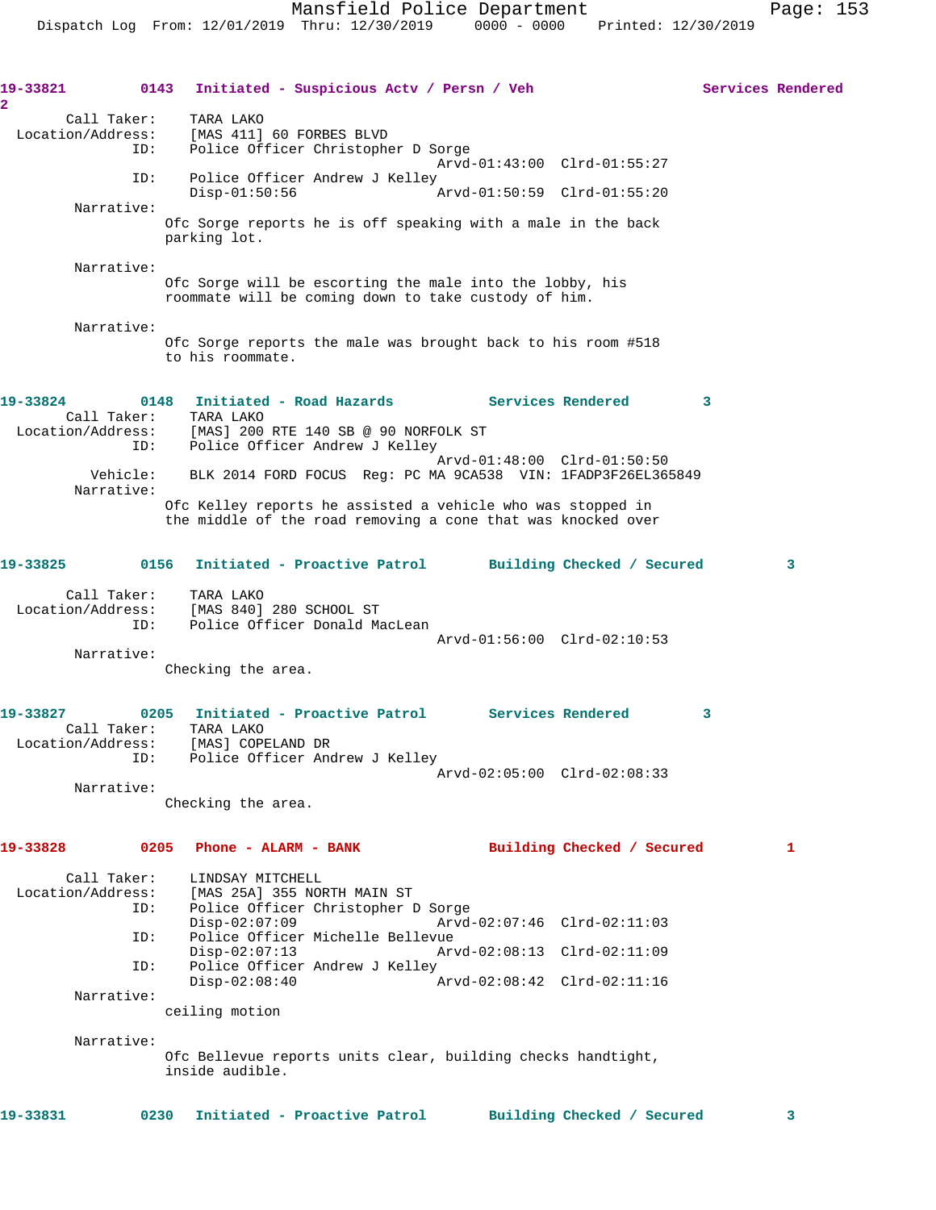**19-33821** 0143 **Initiated - Suspicious Actv / Persn / Veh** **Services Rendered** **2**

Call Taker: TARA LAKO
Location/Address: [MAS 411] 60 FORBES BLVD
ID: Police Officer Christopher D Sorge
Arvd-01:43:00 Clrd-01:55:27
ID: Police Officer Andrew J Kelley
Disp-01:50:56 Arvd-01:50:59 Clrd-01:55:20

Narrative:
Ofc Sorge reports he is off speaking with a male in the back parking lot.

Narrative:
Ofc Sorge will be escorting the male into the lobby, his roommate will be coming down to take custody of him.

Narrative:
Ofc Sorge reports the male was brought back to his room #518 to his roommate.

**19-33824** 0148 **Initiated - Road Hazards** **Services Rendered** **3**

Call Taker: TARA LAKO
Location/Address: [MAS] 200 RTE 140 SB @ 90 NORFOLK ST
ID: Police Officer Andrew J Kelley
Arvd-01:48:00 Clrd-01:50:50
Vehicle: BLK 2014 FORD FOCUS Reg: PC MA 9CA538 VIN: 1FADP3F26EL365849

Narrative:
Ofc Kelley reports he assisted a vehicle who was stopped in the middle of the road removing a cone that was knocked over

**19-33825** 0156 **Initiated - Proactive Patrol** **Building Checked / Secured** **3**

Call Taker: TARA LAKO
Location/Address: [MAS 840] 280 SCHOOL ST
ID: Police Officer Donald MacLean
Arvd-01:56:00 Clrd-02:10:53

Narrative:
Checking the area.

**19-33827** 0205 **Initiated - Proactive Patrol** **Services Rendered** **3**

Call Taker: TARA LAKO
Location/Address: [MAS] COPELAND DR
ID: Police Officer Andrew J Kelley
Arvd-02:05:00 Clrd-02:08:33

Narrative:
Checking the area.

**19-33828** 0205 **Phone - ALARM - BANK** **Building Checked / Secured** **1**

Call Taker: LINDSAY MITCHELL
Location/Address: [MAS 25A] 355 NORTH MAIN ST
ID: Police Officer Christopher D Sorge
Disp-02:07:09 Arvd-02:07:46 Clrd-02:11:03
ID: Police Officer Michelle Bellevue
Disp-02:07:13 Arvd-02:08:13 Clrd-02:11:09
ID: Police Officer Andrew J Kelley
Disp-02:08:40 Arvd-02:08:42 Clrd-02:11:16

Narrative:
ceiling motion

Narrative:
Ofc Bellevue reports units clear, building checks handtight, inside audible.

**19-33831** 0230 **Initiated - Proactive Patrol** **Building Checked / Secured** **3**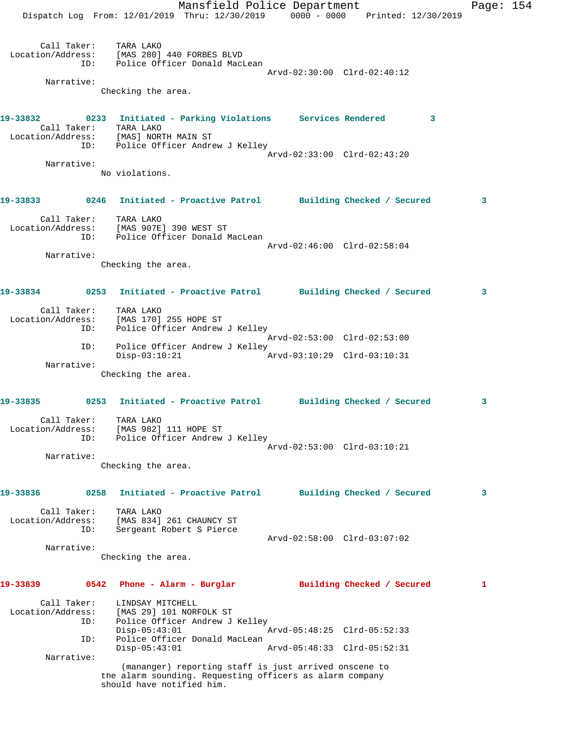Call Taker: TARA LAKO
Location/Address: [MAS 280] 440 FORBES BLVD
ID: Police Officer Donald MacLean
Arvd-02:30:00 Clrd-02:40:12
Narrative:
Checking the area.

**19-33832 0233 Initiated - Parking Violations Services Rendered 3**

Call Taker: TARA LAKO
Location/Address: [MAS] NORTH MAIN ST
ID: Police Officer Andrew J Kelley
Arvd-02:33:00 Clrd-02:43:20
Narrative:
No violations.

**19-33833 0246 Initiated - Proactive Patrol Building Checked / Secured 3**

Call Taker: TARA LAKO
Location/Address: [MAS 907E] 390 WEST ST
ID: Police Officer Donald MacLean
Arvd-02:46:00 Clrd-02:58:04
Narrative:
Checking the area.

**19-33834 0253 Initiated - Proactive Patrol Building Checked / Secured 3**

Call Taker: TARA LAKO
Location/Address: [MAS 170] 255 HOPE ST
ID: Police Officer Andrew J Kelley
Arvd-02:53:00 Clrd-02:53:00
ID: Police Officer Andrew J Kelley
Disp-03:10:21 Arvd-03:10:29 Clrd-03:10:31
Narrative:
Checking the area.

**19-33835 0253 Initiated - Proactive Patrol Building Checked / Secured 3**

Call Taker: TARA LAKO
Location/Address: [MAS 982] 111 HOPE ST
ID: Police Officer Andrew J Kelley
Arvd-02:53:00 Clrd-03:10:21
Narrative:
Checking the area.

**19-33836 0258 Initiated - Proactive Patrol Building Checked / Secured 3**

Call Taker: TARA LAKO
Location/Address: [MAS 834] 261 CHAUNCY ST
ID: Sergeant Robert S Pierce
Arvd-02:58:00 Clrd-03:07:02
Narrative:
Checking the area.

**19-33839 0542 Phone - Alarm - Burglar Building Checked / Secured 1**

Call Taker: LINDSAY MITCHELL
Location/Address: [MAS 29] 101 NORFOLK ST
ID: Police Officer Andrew J Kelley
Disp-05:43:01 Arvd-05:48:25 Clrd-05:52:33
ID: Police Officer Donald MacLean
Disp-05:43:01 Arvd-05:48:33 Clrd-05:52:31
Narrative:
(mananger) reporting staff is just arrived onscene to the alarm sounding. Requesting officers as alarm company should have notified him.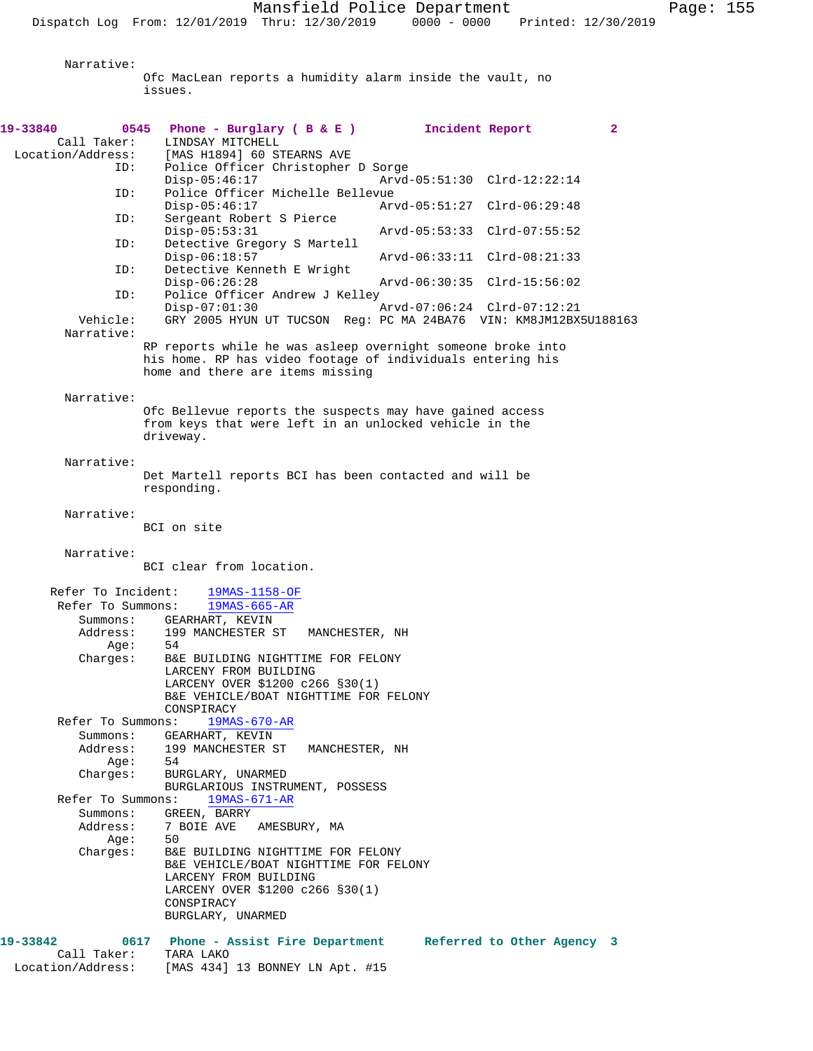Narrative:
Ofc MacLean reports a humidity alarm inside the vault, no issues.

**19-33840 0545 Phone - Burglary ( B & E ) Incident Report 2**

Call Taker: LINDSAY MITCHELL
Location/Address: [MAS H1894] 60 STEARNS AVE
ID: Police Officer Christopher D Sorge
Disp-05:46:17 Arvd-05:51:30 Clrd-12:22:14
ID: Police Officer Michelle Bellevue
Disp-05:46:17 Arvd-05:51:27 Clrd-06:29:48
ID: Sergeant Robert S Pierce
Disp-05:53:31 Arvd-05:53:33 Clrd-07:55:52
ID: Detective Gregory S Martell
Disp-06:18:57 Arvd-06:33:11 Clrd-08:21:33
ID: Detective Kenneth E Wright
Disp-06:26:28 Arvd-06:30:35 Clrd-15:56:02
ID: Police Officer Andrew J Kelley
Disp-07:01:30 Arvd-07:06:24 Clrd-07:12:21
Vehicle: GRY 2005 HYUN UT TUCSON Reg: PC MA 24BA76 VIN: KM8JM12BX5U188163

Narrative:
RP reports while he was asleep overnight someone broke into his home. RP has video footage of individuals entering his home and there are items missing

Narrative:
Ofc Bellevue reports the suspects may have gained access from keys that were left in an unlocked vehicle in the driveway.

Narrative:
Det Martell reports BCI has been contacted and will be responding.

Narrative:
BCI on site

Narrative:
BCI clear from location.

Refer To Incident: 19MAS-1158-OF
Refer To Summons: 19MAS-665-AR
Summons: GEARHART, KEVIN
Address: 199 MANCHESTER ST MANCHESTER, NH
Age: 54
Charges: B&E BUILDING NIGHTTIME FOR FELONY
LARCENY FROM BUILDING
LARCENY OVER $1200 c266 §30(1)
B&E VEHICLE/BOAT NIGHTTIME FOR FELONY
CONSPIRACY
Refer To Summons: 19MAS-670-AR
Summons: GEARHART, KEVIN
Address: 199 MANCHESTER ST MANCHESTER, NH
Age: 54
Charges: BURGLARY, UNARMED
BURGLARIOUS INSTRUMENT, POSSESS
Refer To Summons: 19MAS-671-AR
Summons: GREEN, BARRY
Address: 7 BOIE AVE AMESBURY, MA
Age: 50
Charges: B&E BUILDING NIGHTTIME FOR FELONY
B&E VEHICLE/BOAT NIGHTTIME FOR FELONY
LARCENY FROM BUILDING
LARCENY OVER $1200 c266 §30(1)
CONSPIRACY
BURGLARY, UNARMED

**19-33842 0617 Phone - Assist Fire Department Referred to Other Agency 3**

Call Taker: TARA LAKO
Location/Address: [MAS 434] 13 BONNEY LN Apt. #15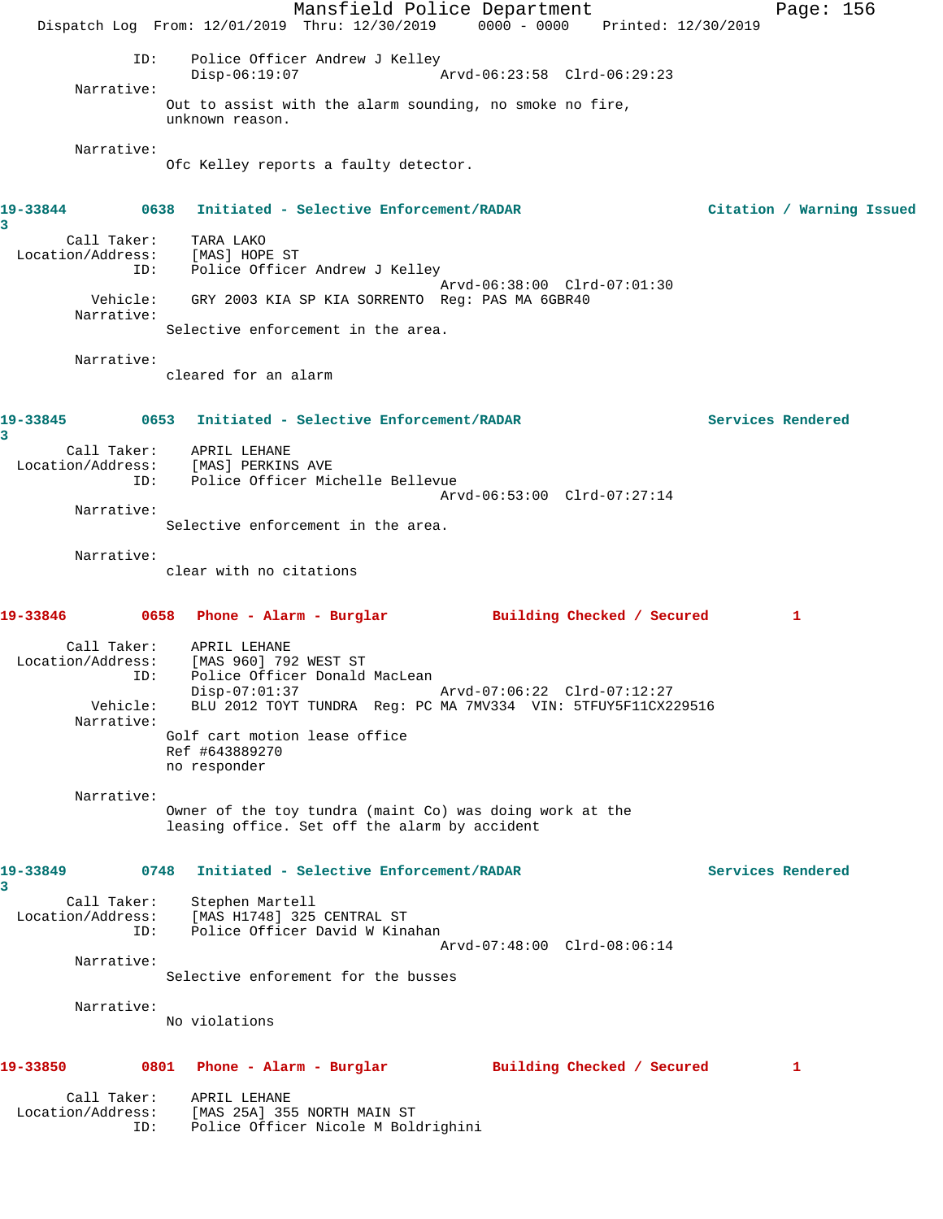ID: Police Officer Andrew J Kelley
Disp-06:19:07 Arvd-06:23:58 Clrd-06:29:23

Narrative:
Out to assist with the alarm sounding, no smoke no fire, unknown reason.

Narrative:
Ofc Kelley reports a faulty detector.

**19-33844 0638 Initiated - Selective Enforcement/RADAR Citation / Warning Issued 3**

Call Taker: TARA LAKO
Location/Address: [MAS] HOPE ST
ID: Police Officer Andrew J Kelley
Arvd-06:38:00 Clrd-07:01:30
Vehicle: GRY 2003 KIA SP KIA SORRENTO Reg: PAS MA 6GBR40

Narrative:
Selective enforcement in the area.

Narrative:
cleared for an alarm

**19-33845 0653 Initiated - Selective Enforcement/RADAR Services Rendered 3**

Call Taker: APRIL LEHANE
Location/Address: [MAS] PERKINS AVE
ID: Police Officer Michelle Bellevue
Arvd-06:53:00 Clrd-07:27:14

Narrative:
Selective enforcement in the area.

Narrative:
clear with no citations

**19-33846 0658 Phone - Alarm - Burglar Building Checked / Secured 1**

Call Taker: APRIL LEHANE
Location/Address: [MAS 960] 792 WEST ST
ID: Police Officer Donald MacLean
Disp-07:01:37 Arvd-07:06:22 Clrd-07:12:27
Vehicle: BLU 2012 TOYT TUNDRA Reg: PC MA 7MV334 VIN: 5TFUY5F11CX229516

Narrative:
Golf cart motion lease office
Ref #643889270
no responder

Narrative:
Owner of the toy tundra (maint Co) was doing work at the leasing office. Set off the alarm by accident

**19-33849 0748 Initiated - Selective Enforcement/RADAR Services Rendered 3**

Call Taker: Stephen Martell
Location/Address: [MAS H1748] 325 CENTRAL ST
ID: Police Officer David W Kinahan
Arvd-07:48:00 Clrd-08:06:14

Narrative:
Selective enforement for the busses

Narrative:
No violations

**19-33850 0801 Phone - Alarm - Burglar Building Checked / Secured 1**

Call Taker: APRIL LEHANE
Location/Address: [MAS 25A] 355 NORTH MAIN ST
ID: Police Officer Nicole M Boldrighini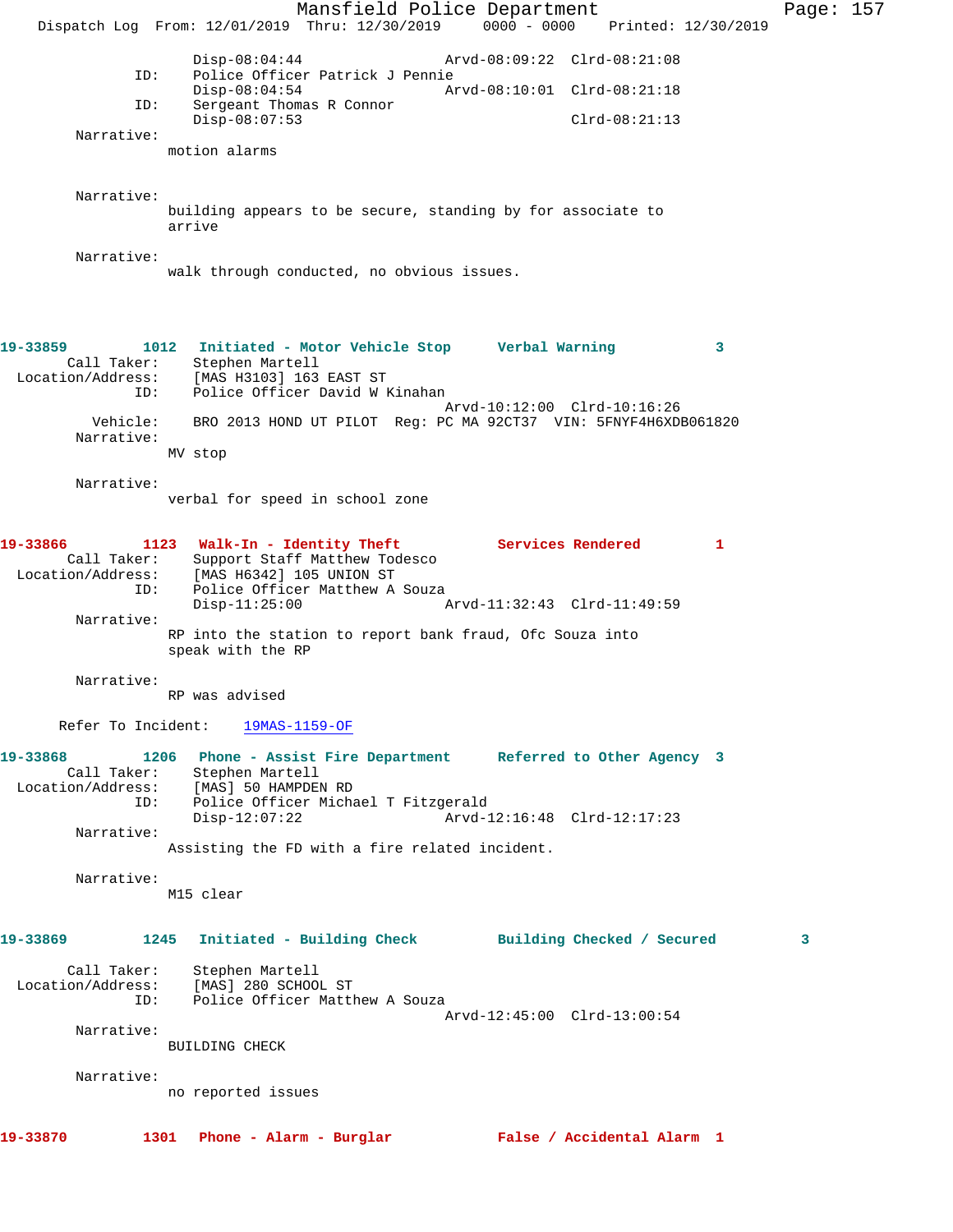```
                Disp-08:04:44                 Arvd-08:09:22  Clrd-08:21:08
           ID:    Police Officer Patrick J Pennie
                Disp-08:04:54                 Arvd-08:10:01  Clrd-08:21:18
           ID:    Sergeant Thomas R Connor
                Disp-08:07:53                                Clrd-08:21:13
     Narrative:
              motion alarms


     Narrative:
              building appears to be secure, standing by for associate to
              arrive

     Narrative:
              walk through conducted, no obvious issues.



19-33859        1012   Initiated - Motor Vehicle Stop     Verbal Warning           3
      Call Taker:     Stephen Martell
 Location/Address:    [MAS H3103] 163 EAST ST
              ID:     Police Officer David W Kinahan
                                              Arvd-10:12:00  Clrd-10:16:26
         Vehicle:     BRO 2013 HOND UT PILOT  Reg: PC MA 92CT37  VIN: 5FNYF4H6XDB061820
     Narrative:
              MV stop

     Narrative:
              verbal for speed in school zone


19-33866        1123   Walk-In - Identity Theft           Services Rendered        1
      Call Taker:     Support Staff Matthew Todesco
 Location/Address:    [MAS H6342] 105 UNION ST
              ID:     Police Officer Matthew A Souza
                      Disp-11:25:00                 Arvd-11:32:43  Clrd-11:49:59
     Narrative:
              RP into the station to report bank fraud, Ofc Souza into
              speak with the RP

     Narrative:
              RP was advised

   Refer To Incident:    19MAS-1159-OF

19-33868        1206   Phone - Assist Fire Department     Referred to Other Agency  3
      Call Taker:     Stephen Martell
 Location/Address:    [MAS] 50 HAMPDEN RD
              ID:     Police Officer Michael T Fitzgerald
                      Disp-12:07:22                 Arvd-12:16:48  Clrd-12:17:23
     Narrative:
              Assisting the FD with a fire related incident.

     Narrative:
              M15 clear


19-33869        1245   Initiated - Building Check         Building Checked / Secured         3

      Call Taker:     Stephen Martell
 Location/Address:    [MAS] 280 SCHOOL ST
              ID:     Police Officer Matthew A Souza
                                              Arvd-12:45:00  Clrd-13:00:54
     Narrative:
              BUILDING CHECK

     Narrative:
              no reported issues


19-33870        1301   Phone - Alarm - Burglar            False / Accidental Alarm  1
```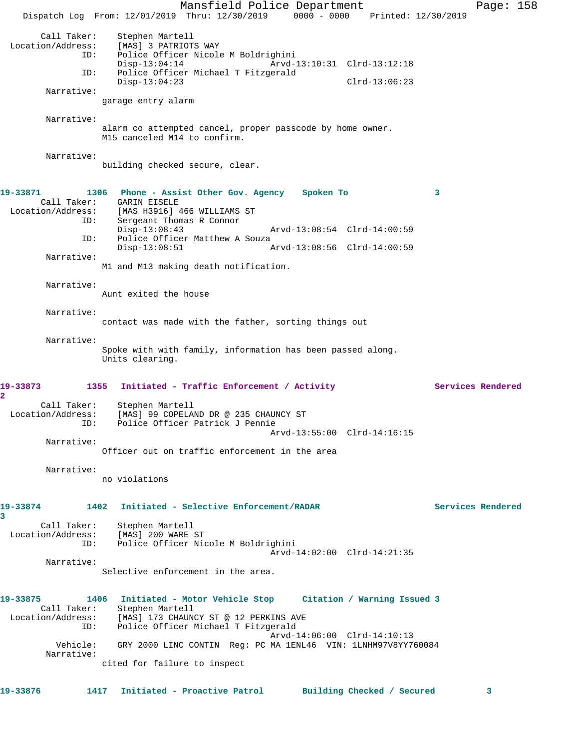```
Call Taker:    Stephen Martell
Location/Address:    [MAS] 3 PATRIOTS WAY
            ID:    Police Officer Nicole M Boldrighini
                   Disp-13:04:14              Arvd-13:10:31  Clrd-13:12:18
            ID:    Police Officer Michael T Fitzgerald
                   Disp-13:04:23                             Clrd-13:06:23
    Narrative:
                garage entry alarm

    Narrative:
                alarm co attempted cancel, proper passcode by home owner.
                M15 canceled M14 to confirm.

    Narrative:
                building checked secure, clear.
```

**19-33871 1306 Phone - Assist Other Gov. Agency Spoken To 3**

```
Call Taker:    GARIN EISELE
Location/Address:    [MAS H3916] 466 WILLIAMS ST
            ID:    Sergeant Thomas R Connor
                   Disp-13:08:43              Arvd-13:08:54  Clrd-14:00:59
            ID:    Police Officer Matthew A Souza
                   Disp-13:08:51              Arvd-13:08:56  Clrd-14:00:59
    Narrative:
                M1 and M13 making death notification.

    Narrative:
                Aunt exited the house

    Narrative:
                contact was made with the father, sorting things out

    Narrative:
                Spoke with with family, information has been passed along.
                Units clearing.
```

**19-33873 1355 Initiated - Traffic Enforcement / Activity Services Rendered 2**

```
Call Taker:    Stephen Martell
Location/Address:    [MAS] 99 COPELAND DR @ 235 CHAUNCY ST
            ID:    Police Officer Patrick J Pennie
                                              Arvd-13:55:00  Clrd-14:16:15
    Narrative:
                Officer out on traffic enforcement in the area

    Narrative:
                no violations
```

**19-33874 1402 Initiated - Selective Enforcement/RADAR Services Rendered 3**

```
Call Taker:    Stephen Martell
Location/Address:    [MAS] 200 WARE ST
            ID:    Police Officer Nicole M Boldrighini
                                              Arvd-14:02:00  Clrd-14:21:35
    Narrative:
                Selective enforcement in the area.
```

**19-33875 1406 Initiated - Motor Vehicle Stop Citation / Warning Issued 3**

```
Call Taker:    Stephen Martell
Location/Address:    [MAS] 173 CHAUNCY ST @ 12 PERKINS AVE
            ID:    Police Officer Michael T Fitzgerald
                                              Arvd-14:06:00  Clrd-14:10:13
      Vehicle:    GRY 2000 LINC CONTIN  Reg: PC MA 1ENL46  VIN: 1LNHM97V8YY760084
    Narrative:
                cited for failure to inspect
```

**19-33876 1417 Initiated - Proactive Patrol Building Checked / Secured 3**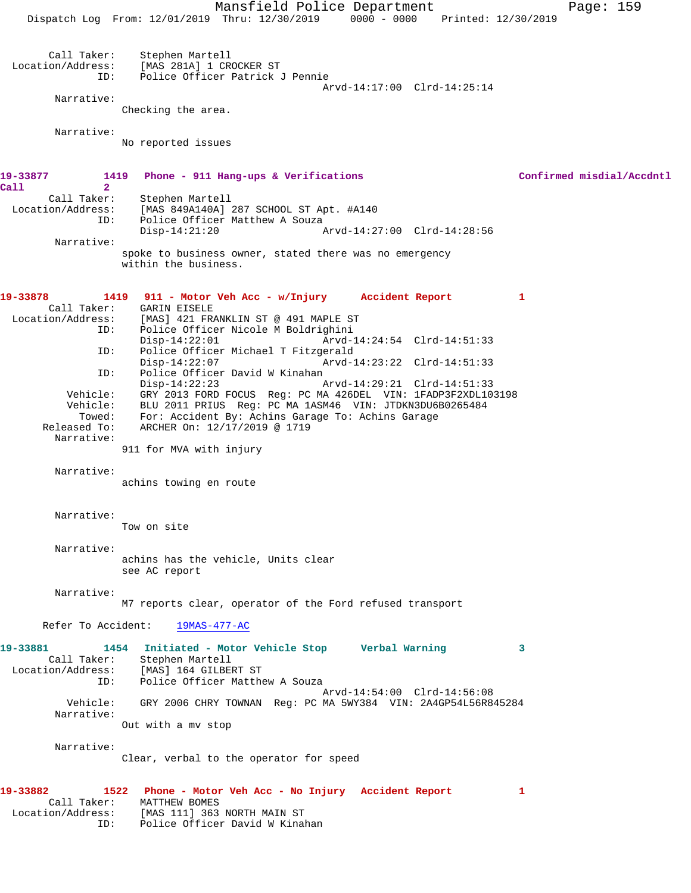Call Taker: Stephen Martell
Location/Address: [MAS 281A] 1 CROCKER ST
ID: Police Officer Patrick J Pennie
Arvd-14:17:00 Clrd-14:25:14

Narrative:
Checking the area.

Narrative:
No reported issues

**19-33877 1419 Phone - 911 Hang-ups & Verifications Confirmed misdial/Accdntl Call 2**

Call Taker: Stephen Martell
Location/Address: [MAS 849A140A] 287 SCHOOL ST Apt. #A140
ID: Police Officer Matthew A Souza
Disp-14:21:20 Arvd-14:27:00 Clrd-14:28:56

Narrative:
spoke to business owner, stated there was no emergency within the business.

**19-33878 1419 911 - Motor Veh Acc - w/Injury Accident Report 1**

Call Taker: GARIN EISELE
Location/Address: [MAS] 421 FRANKLIN ST @ 491 MAPLE ST
ID: Police Officer Nicole M Boldrighini
Disp-14:22:01 Arvd-14:24:54 Clrd-14:51:33
ID: Police Officer Michael T Fitzgerald
Disp-14:22:07 Arvd-14:23:22 Clrd-14:51:33
ID: Police Officer David W Kinahan
Disp-14:22:23 Arvd-14:29:21 Clrd-14:51:33
Vehicle: GRY 2013 FORD FOCUS Reg: PC MA 426DEL VIN: 1FADP3F2XDL103198
Vehicle: BLU 2011 PRIUS Reg: PC MA 1ASM46 VIN: JTDKN3DU6B0265484
Towed: For: Accident By: Achins Garage To: Achins Garage
Released To: ARCHER On: 12/17/2019 @ 1719

Narrative:
911 for MVA with injury

Narrative:
achins towing en route

Narrative:
Tow on site

Narrative:
achins has the vehicle, Units clear see AC report

Narrative:
M7 reports clear, operator of the Ford refused transport

Refer To Accident: 19MAS-477-AC

**19-33881 1454 Initiated - Motor Vehicle Stop Verbal Warning 3**

Call Taker: Stephen Martell
Location/Address: [MAS] 164 GILBERT ST
ID: Police Officer Matthew A Souza
Arvd-14:54:00 Clrd-14:56:08
Vehicle: GRY 2006 CHRY TOWNAN Reg: PC MA 5WY384 VIN: 2A4GP54L56R845284

Narrative:
Out with a mv stop

Narrative:
Clear, verbal to the operator for speed

**19-33882 1522 Phone - Motor Veh Acc - No Injury Accident Report 1**

Call Taker: MATTHEW BOMES
Location/Address: [MAS 111] 363 NORTH MAIN ST
ID: Police Officer David W Kinahan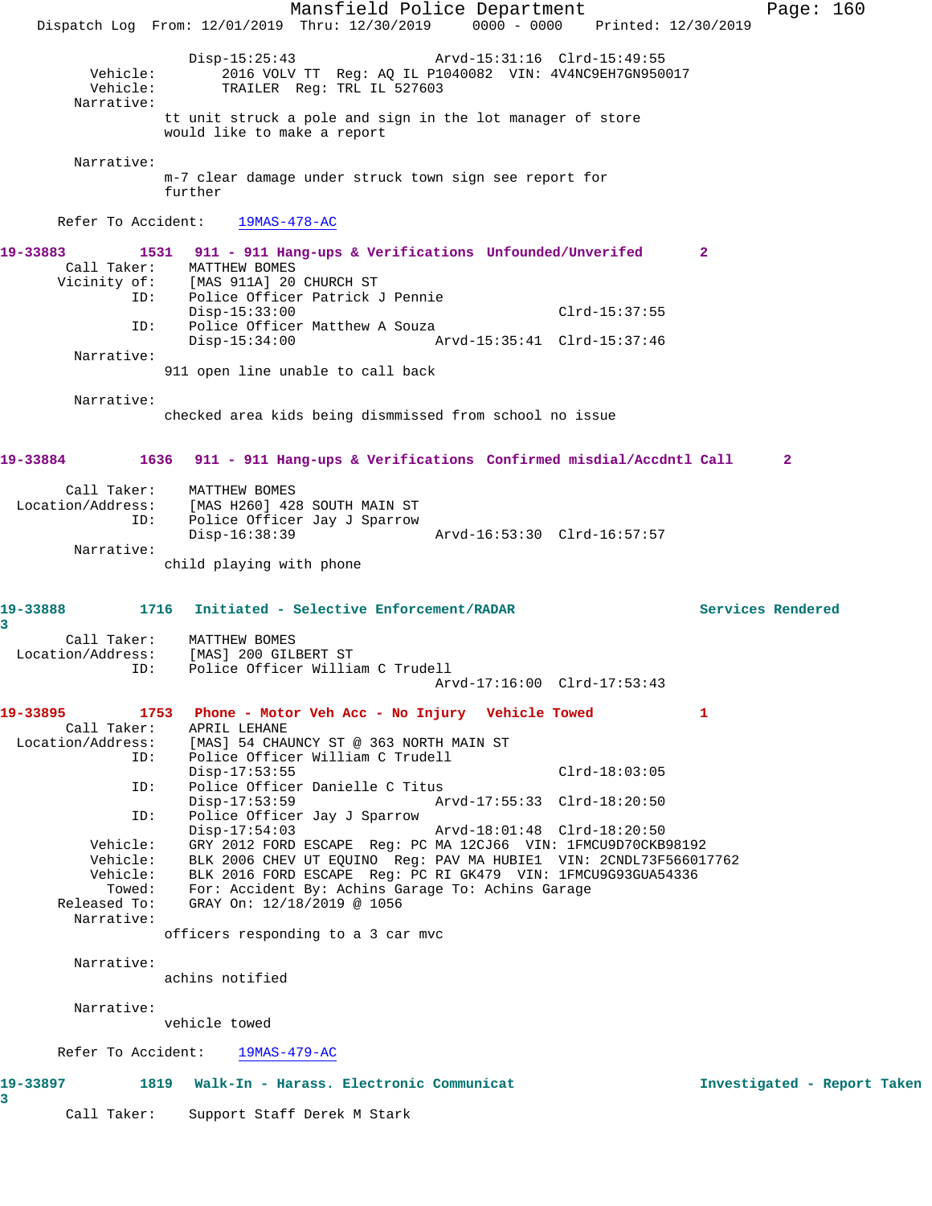Disp-15:25:43 Arvd-15:31:16 Clrd-15:49:55
Vehicle: 2016 VOLV TT Reg: AQ IL P1040082 VIN: 4V4NC9EH7GN950017
Vehicle: TRAILER Reg: TRL IL 527603
Narrative:
tt unit struck a pole and sign in the lot manager of store would like to make a report

Narrative:
m-7 clear damage under struck town sign see report for further

Refer To Accident: 19MAS-478-AC

**19-33883 1531 911 - 911 Hang-ups & Verifications Unfounded/Unverifed 2**

Call Taker: MATTHEW BOMES
Vicinity of: [MAS 911A] 20 CHURCH ST
ID: Police Officer Patrick J Pennie
Disp-15:33:00 Clrd-15:37:55
ID: Police Officer Matthew A Souza
Disp-15:34:00 Arvd-15:35:41 Clrd-15:37:46
Narrative:
911 open line unable to call back

Narrative:
checked area kids being dismmissed from school no issue

**19-33884 1636 911 - 911 Hang-ups & Verifications Confirmed misdial/Accdntl Call 2**

Call Taker: MATTHEW BOMES
Location/Address: [MAS H260] 428 SOUTH MAIN ST
ID: Police Officer Jay J Sparrow
Disp-16:38:39 Arvd-16:53:30 Clrd-16:57:57
Narrative:
child playing with phone

**19-33888 1716 Initiated - Selective Enforcement/RADAR Services Rendered 3**

Call Taker: MATTHEW BOMES
Location/Address: [MAS] 200 GILBERT ST
ID: Police Officer William C Trudell
Arvd-17:16:00 Clrd-17:53:43

**19-33895 1753 Phone - Motor Veh Acc - No Injury Vehicle Towed 1**

Call Taker: APRIL LEHANE
Location/Address: [MAS] 54 CHAUNCY ST @ 363 NORTH MAIN ST
ID: Police Officer William C Trudell
Disp-17:53:55 Clrd-18:03:05
ID: Police Officer Danielle C Titus
Disp-17:53:59 Arvd-17:55:33 Clrd-18:20:50
ID: Police Officer Jay J Sparrow
Disp-17:54:03 Arvd-18:01:48 Clrd-18:20:50
Vehicle: GRY 2012 FORD ESCAPE Reg: PC MA 12CJ66 VIN: 1FMCU9D70CKB98192
Vehicle: BLK 2006 CHEV UT EQUINO Reg: PAV MA HUBIE1 VIN: 2CNDL73F566017762
Vehicle: BLK 2016 FORD ESCAPE Reg: PC RI GK479 VIN: 1FMCU9G93GUA54336
Towed: For: Accident By: Achins Garage To: Achins Garage
Released To: GRAY On: 12/18/2019 @ 1056
Narrative:
officers responding to a 3 car mvc

Narrative:
achins notified

Narrative:
vehicle towed

Refer To Accident: 19MAS-479-AC

**19-33897 1819 Walk-In - Harass. Electronic Communicat Investigated - Report Taken 3**

Call Taker: Support Staff Derek M Stark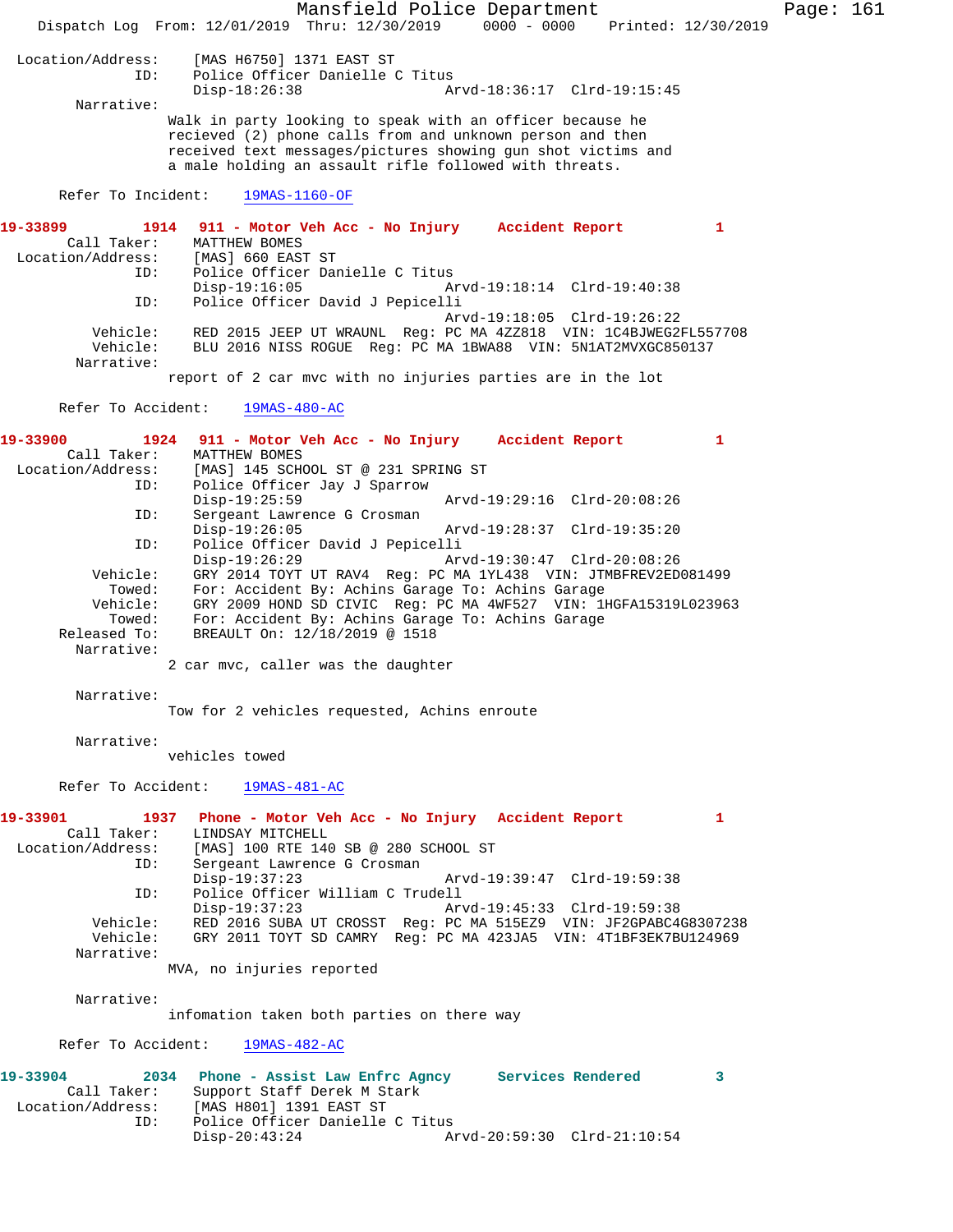Location/Address: [MAS H6750] 1371 EAST ST
ID: Police Officer Danielle C Titus
Disp-18:26:38 Arvd-18:36:17 Clrd-19:15:45

Narrative:
Walk in party looking to speak with an officer because he recieved (2) phone calls from and unknown person and then received text messages/pictures showing gun shot victims and a male holding an assault rifle followed with threats.

Refer To Incident: 19MAS-1160-OF

**19-33899 1914 911 - Motor Veh Acc - No Injury Accident Report 1**

Call Taker: MATTHEW BOMES
Location/Address: [MAS] 660 EAST ST
ID: Police Officer Danielle C Titus
Disp-19:16:05 Arvd-19:18:14 Clrd-19:40:38
ID: Police Officer David J Pepicelli
Arvd-19:18:05 Clrd-19:26:22
Vehicle: RED 2015 JEEP UT WRAUNL Reg: PC MA 4ZZ818 VIN: 1C4BJWEG2FL557708
Vehicle: BLU 2016 NISS ROGUE Reg: PC MA 1BWA88 VIN: 5N1AT2MVXGC850137

Narrative:
report of 2 car mvc with no injuries parties are in the lot

Refer To Accident: 19MAS-480-AC

**19-33900 1924 911 - Motor Veh Acc - No Injury Accident Report 1**

Call Taker: MATTHEW BOMES
Location/Address: [MAS] 145 SCHOOL ST @ 231 SPRING ST
ID: Police Officer Jay J Sparrow
Disp-19:25:59 Arvd-19:29:16 Clrd-20:08:26
ID: Sergeant Lawrence G Crosman
Disp-19:26:05 Arvd-19:28:37 Clrd-19:35:20
ID: Police Officer David J Pepicelli
Disp-19:26:29 Arvd-19:30:47 Clrd-20:08:26
Vehicle: GRY 2014 TOYT UT RAV4 Reg: PC MA 1YL438 VIN: JTMBFREV2ED081499
Towed: For: Accident By: Achins Garage To: Achins Garage
Vehicle: GRY 2009 HOND SD CIVIC Reg: PC MA 4WF527 VIN: 1HGFA15319L023963
Towed: For: Accident By: Achins Garage To: Achins Garage
Released To: BREAULT On: 12/18/2019 @ 1518

Narrative:
2 car mvc, caller was the daughter

Narrative:
Tow for 2 vehicles requested, Achins enroute

Narrative:
vehicles towed

Refer To Accident: 19MAS-481-AC

**19-33901 1937 Phone - Motor Veh Acc - No Injury Accident Report 1**

Call Taker: LINDSAY MITCHELL
Location/Address: [MAS] 100 RTE 140 SB @ 280 SCHOOL ST
ID: Sergeant Lawrence G Crosman
Disp-19:37:23 Arvd-19:39:47 Clrd-19:59:38
ID: Police Officer William C Trudell
Disp-19:37:23 Arvd-19:45:33 Clrd-19:59:38
Vehicle: RED 2016 SUBA UT CROSST Reg: PC MA 515EZ9 VIN: JF2GPABC4G8307238
Vehicle: GRY 2011 TOYT SD CAMRY Reg: PC MA 423JA5 VIN: 4T1BF3EK7BU124969

Narrative:
MVA, no injuries reported

Narrative:
infomation taken both parties on there way

Refer To Accident: 19MAS-482-AC

**19-33904 2034 Phone - Assist Law Enfrc Agncy Services Rendered 3**

Call Taker: Support Staff Derek M Stark
Location/Address: [MAS H801] 1391 EAST ST
ID: Police Officer Danielle C Titus
Disp-20:43:24 Arvd-20:59:30 Clrd-21:10:54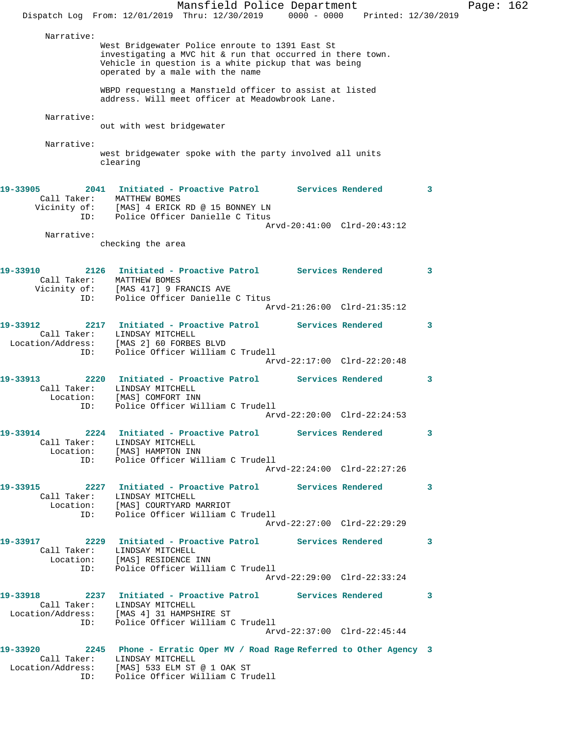Narrative:
West Bridgewater Police enroute to 1391 East St investigating a MVC hit & run that occurred in there town. Vehicle in question is a white pickup that was being operated by a male with the name

WBPD requesting a Mansfield officer to assist at listed address. Will meet officer at Meadowbrook Lane.

Narrative:
out with west bridgewater

Narrative:
west bridgewater spoke with the party involved all units clearing

**19-33905** 2041 **Initiated - Proactive Patrol** **Services Rendered** 3
Call Taker: MATTHEW BOMES
Vicinity of: [MAS] 4 ERICK RD @ 15 BONNEY LN
ID: Police Officer Danielle C Titus
Arvd-20:41:00 Clrd-20:43:12

Narrative:
checking the area

**19-33910** 2126 **Initiated - Proactive Patrol** **Services Rendered** 3
Call Taker: MATTHEW BOMES
Vicinity of: [MAS 417] 9 FRANCIS AVE
ID: Police Officer Danielle C Titus
Arvd-21:26:00 Clrd-21:35:12

**19-33912** 2217 **Initiated - Proactive Patrol** **Services Rendered** 3
Call Taker: LINDSAY MITCHELL
Location/Address: [MAS 2] 60 FORBES BLVD
ID: Police Officer William C Trudell
Arvd-22:17:00 Clrd-22:20:48

**19-33913** 2220 **Initiated - Proactive Patrol** **Services Rendered** 3
Call Taker: LINDSAY MITCHELL
Location: [MAS] COMFORT INN
ID: Police Officer William C Trudell
Arvd-22:20:00 Clrd-22:24:53

**19-33914** 2224 **Initiated - Proactive Patrol** **Services Rendered** 3
Call Taker: LINDSAY MITCHELL
Location: [MAS] HAMPTON INN
ID: Police Officer William C Trudell
Arvd-22:24:00 Clrd-22:27:26

**19-33915** 2227 **Initiated - Proactive Patrol** **Services Rendered** 3
Call Taker: LINDSAY MITCHELL
Location: [MAS] COURTYARD MARRIOT
ID: Police Officer William C Trudell
Arvd-22:27:00 Clrd-22:29:29

**19-33917** 2229 **Initiated - Proactive Patrol** **Services Rendered** 3
Call Taker: LINDSAY MITCHELL
Location: [MAS] RESIDENCE INN
ID: Police Officer William C Trudell
Arvd-22:29:00 Clrd-22:33:24

**19-33918** 2237 **Initiated - Proactive Patrol** **Services Rendered** 3
Call Taker: LINDSAY MITCHELL
Location/Address: [MAS 4] 31 HAMPSHIRE ST
ID: Police Officer William C Trudell
Arvd-22:37:00 Clrd-22:45:44

**19-33920** 2245 **Phone - Erratic Oper MV / Road Rage** **Referred to Other Agency** 3
Call Taker: LINDSAY MITCHELL
Location/Address: [MAS] 533 ELM ST @ 1 OAK ST
ID: Police Officer William C Trudell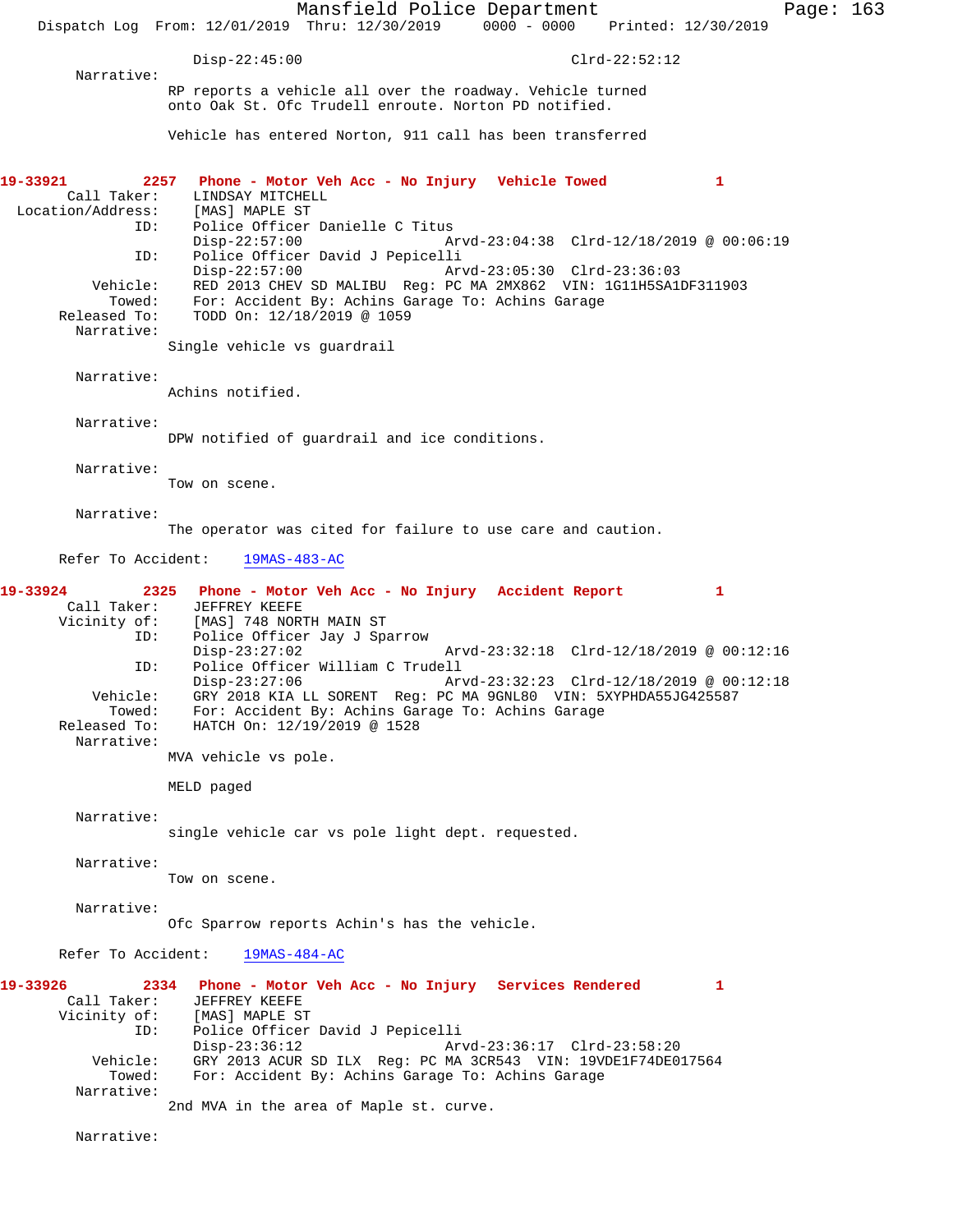Disp-22:45:00 Clrd-22:52:12

Narrative:

RP reports a vehicle all over the roadway. Vehicle turned onto Oak St. Ofc Trudell enroute. Norton PD notified.

Vehicle has entered Norton, 911 call has been transferred

**19-33921 2257 Phone - Motor Veh Acc - No Injury Vehicle Towed 1**

Call Taker: LINDSAY MITCHELL
Location/Address: [MAS] MAPLE ST
ID: Police Officer Danielle C Titus
Disp-22:57:00 Arvd-23:04:38 Clrd-12/18/2019 @ 00:06:19
ID: Police Officer David J Pepicelli
Disp-22:57:00 Arvd-23:05:30 Clrd-23:36:03
Vehicle: RED 2013 CHEV SD MALIBU Reg: PC MA 2MX862 VIN: 1G11H5SA1DF311903
Towed: For: Accident By: Achins Garage To: Achins Garage
Released To: TODD On: 12/18/2019 @ 1059

Narrative:

Single vehicle vs guardrail

Narrative:

Achins notified.

Narrative:

DPW notified of guardrail and ice conditions.

Narrative:

Tow on scene.

Narrative:

The operator was cited for failure to use care and caution.

Refer To Accident: 19MAS-483-AC

**19-33924 2325 Phone - Motor Veh Acc - No Injury Accident Report 1**

Call Taker: JEFFREY KEEFE
Vicinity of: [MAS] 748 NORTH MAIN ST
ID: Police Officer Jay J Sparrow
Disp-23:27:02 Arvd-23:32:18 Clrd-12/18/2019 @ 00:12:16
ID: Police Officer William C Trudell
Disp-23:27:06 Arvd-23:32:23 Clrd-12/18/2019 @ 00:12:18
Vehicle: GRY 2018 KIA LL SORENT Reg: PC MA 9GNL80 VIN: 5XYPHDA55JG425587
Towed: For: Accident By: Achins Garage To: Achins Garage
Released To: HATCH On: 12/19/2019 @ 1528

Narrative:

MVA vehicle vs pole.

MELD paged

Narrative:

single vehicle car vs pole light dept. requested.

Narrative:

Tow on scene.

Narrative:

Ofc Sparrow reports Achin's has the vehicle.

Refer To Accident: 19MAS-484-AC

**19-33926 2334 Phone - Motor Veh Acc - No Injury Services Rendered 1**

Call Taker: JEFFREY KEEFE
Vicinity of: [MAS] MAPLE ST
ID: Police Officer David J Pepicelli
Disp-23:36:12 Arvd-23:36:17 Clrd-23:58:20
Vehicle: GRY 2013 ACUR SD ILX Reg: PC MA 3CR543 VIN: 19VDE1F74DE017564
Towed: For: Accident By: Achins Garage To: Achins Garage

Narrative:

2nd MVA in the area of Maple st. curve.

Narrative: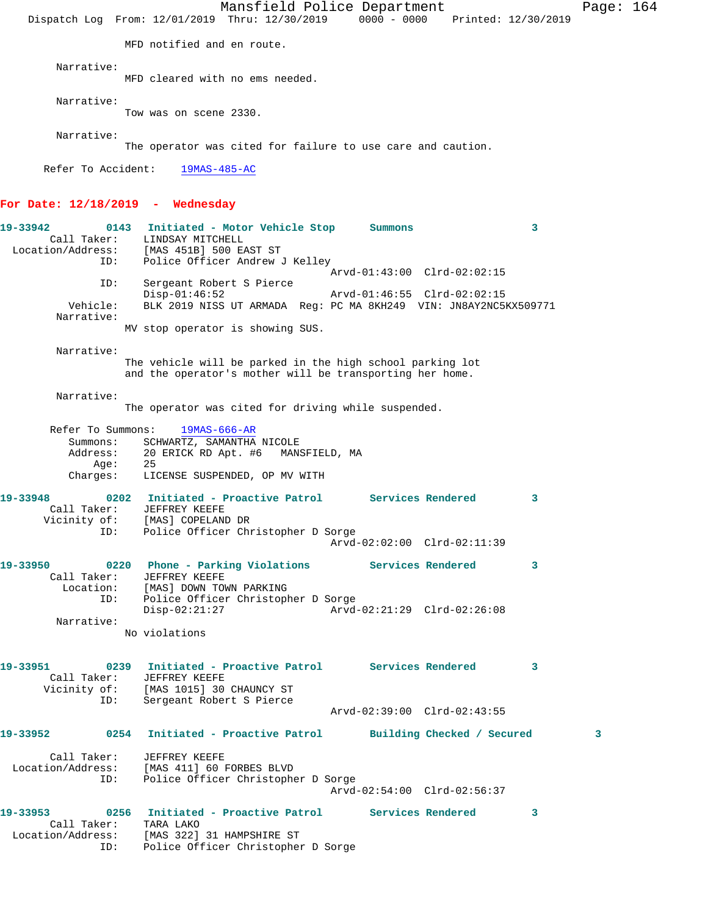MFD notified and en route.

Narrative:
MFD cleared with no ems needed.

Narrative:
Tow was on scene 2330.

Narrative:
The operator was cited for failure to use care and caution.

Refer To Accident: 19MAS-485-AC

## For Date: 12/18/2019 - Wednesday

**19-33942 0143 Initiated - Motor Vehicle Stop Summons 3**

Call Taker: LINDSAY MITCHELL
Location/Address: [MAS 451B] 500 EAST ST
ID: Police Officer Andrew J Kelley
Arvd-01:43:00 Clrd-02:02:15
ID: Sergeant Robert S Pierce
Disp-01:46:52 Arvd-01:46:55 Clrd-02:02:15
Vehicle: BLK 2019 NISS UT ARMADA Reg: PC MA 8KH249 VIN: JN8AY2NC5KX509771
Narrative:
MV stop operator is showing SUS.

Narrative:
The vehicle will be parked in the high school parking lot and the operator's mother will be transporting her home.

Narrative:
The operator was cited for driving while suspended.

Refer To Summons: 19MAS-666-AR
Summons: SCHWARTZ, SAMANTHA NICOLE
Address: 20 ERICK RD Apt. #6 MANSFIELD, MA
Age: 25
Charges: LICENSE SUSPENDED, OP MV WITH

**19-33948 0202 Initiated - Proactive Patrol Services Rendered 3**

Call Taker: JEFFREY KEEFE
Vicinity of: [MAS] COPELAND DR
ID: Police Officer Christopher D Sorge
Arvd-02:02:00 Clrd-02:11:39

**19-33950 0220 Phone - Parking Violations Services Rendered 3**

Call Taker: JEFFREY KEEFE
Location: [MAS] DOWN TOWN PARKING
ID: Police Officer Christopher D Sorge
Disp-02:21:27 Arvd-02:21:29 Clrd-02:26:08
Narrative:
No violations

**19-33951 0239 Initiated - Proactive Patrol Services Rendered 3**

Call Taker: JEFFREY KEEFE
Vicinity of: [MAS 1015] 30 CHAUNCY ST
ID: Sergeant Robert S Pierce
Arvd-02:39:00 Clrd-02:43:55

**19-33952 0254 Initiated - Proactive Patrol Building Checked / Secured 3**

Call Taker: JEFFREY KEEFE
Location/Address: [MAS 411] 60 FORBES BLVD
ID: Police Officer Christopher D Sorge
Arvd-02:54:00 Clrd-02:56:37

**19-33953 0256 Initiated - Proactive Patrol Services Rendered 3**

Call Taker: TARA LAKO
Location/Address: [MAS 322] 31 HAMPSHIRE ST
ID: Police Officer Christopher D Sorge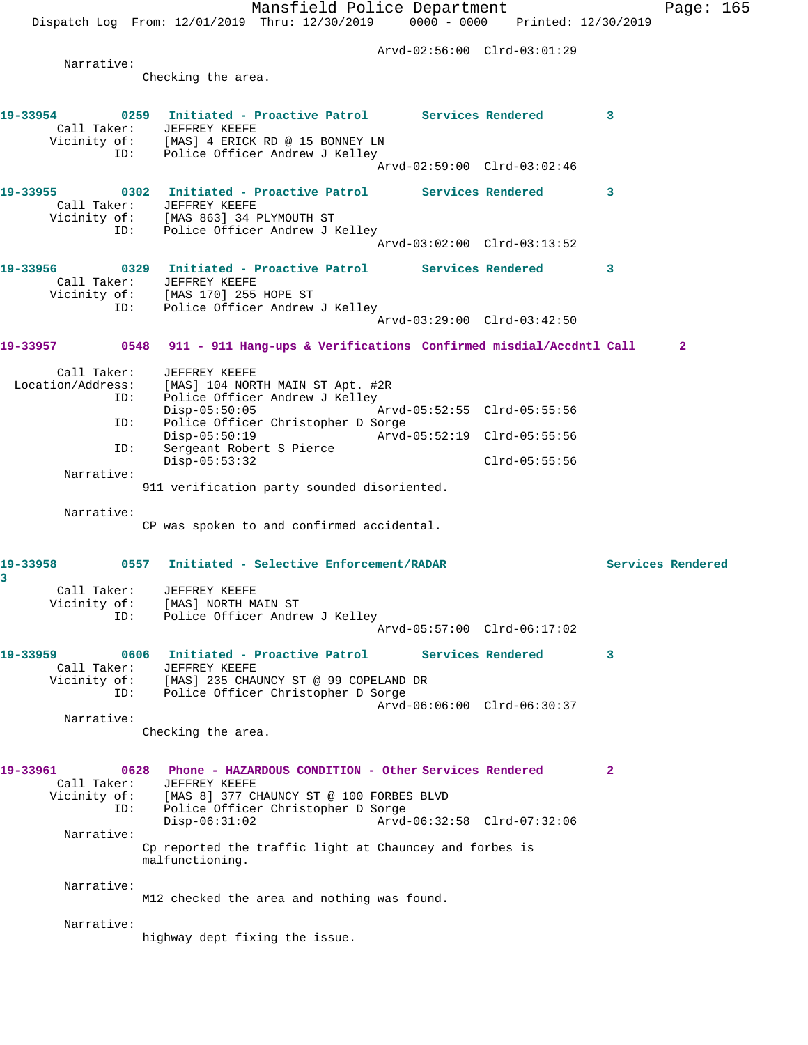Arvd-02:56:00 Clrd-03:01:29

Narrative:
Checking the area.

**19-33954 0259 Initiated - Proactive Patrol Services Rendered 3**
Call Taker: JEFFREY KEEFE
Vicinity of: [MAS] 4 ERICK RD @ 15 BONNEY LN
ID: Police Officer Andrew J Kelley
Arvd-02:59:00 Clrd-03:02:46

**19-33955 0302 Initiated - Proactive Patrol Services Rendered 3**
Call Taker: JEFFREY KEEFE
Vicinity of: [MAS 863] 34 PLYMOUTH ST
ID: Police Officer Andrew J Kelley
Arvd-03:02:00 Clrd-03:13:52

**19-33956 0329 Initiated - Proactive Patrol Services Rendered 3**
Call Taker: JEFFREY KEEFE
Vicinity of: [MAS 170] 255 HOPE ST
ID: Police Officer Andrew J Kelley
Arvd-03:29:00 Clrd-03:42:50

**19-33957 0548 911 - 911 Hang-ups & Verifications Confirmed misdial/Accdntl Call 2**

Call Taker: JEFFREY KEEFE
Location/Address: [MAS] 104 NORTH MAIN ST Apt. #2R
ID: Police Officer Andrew J Kelley
Disp-05:50:05 Arvd-05:52:55 Clrd-05:55:56
ID: Police Officer Christopher D Sorge
Disp-05:50:19 Arvd-05:52:19 Clrd-05:55:56
ID: Sergeant Robert S Pierce
Disp-05:53:32 Clrd-05:55:56

Narrative:
911 verification party sounded disoriented.

Narrative:
CP was spoken to and confirmed accidental.

**19-33958 0557 Initiated - Selective Enforcement/RADAR Services Rendered 3**
Call Taker: JEFFREY KEEFE
Vicinity of: [MAS] NORTH MAIN ST
ID: Police Officer Andrew J Kelley
Arvd-05:57:00 Clrd-06:17:02

**19-33959 0606 Initiated - Proactive Patrol Services Rendered 3**
Call Taker: JEFFREY KEEFE
Vicinity of: [MAS] 235 CHAUNCY ST @ 99 COPELAND DR
ID: Police Officer Christopher D Sorge
Arvd-06:06:00 Clrd-06:30:37

Narrative:
Checking the area.

**19-33961 0628 Phone - HAZARDOUS CONDITION - Other Services Rendered 2**
Call Taker: JEFFREY KEEFE
Vicinity of: [MAS 8] 377 CHAUNCY ST @ 100 FORBES BLVD
ID: Police Officer Christopher D Sorge
Disp-06:31:02 Arvd-06:32:58 Clrd-07:32:06

Narrative:
Cp reported the traffic light at Chauncey and forbes is malfunctioning.

Narrative:
M12 checked the area and nothing was found.

Narrative:
highway dept fixing the issue.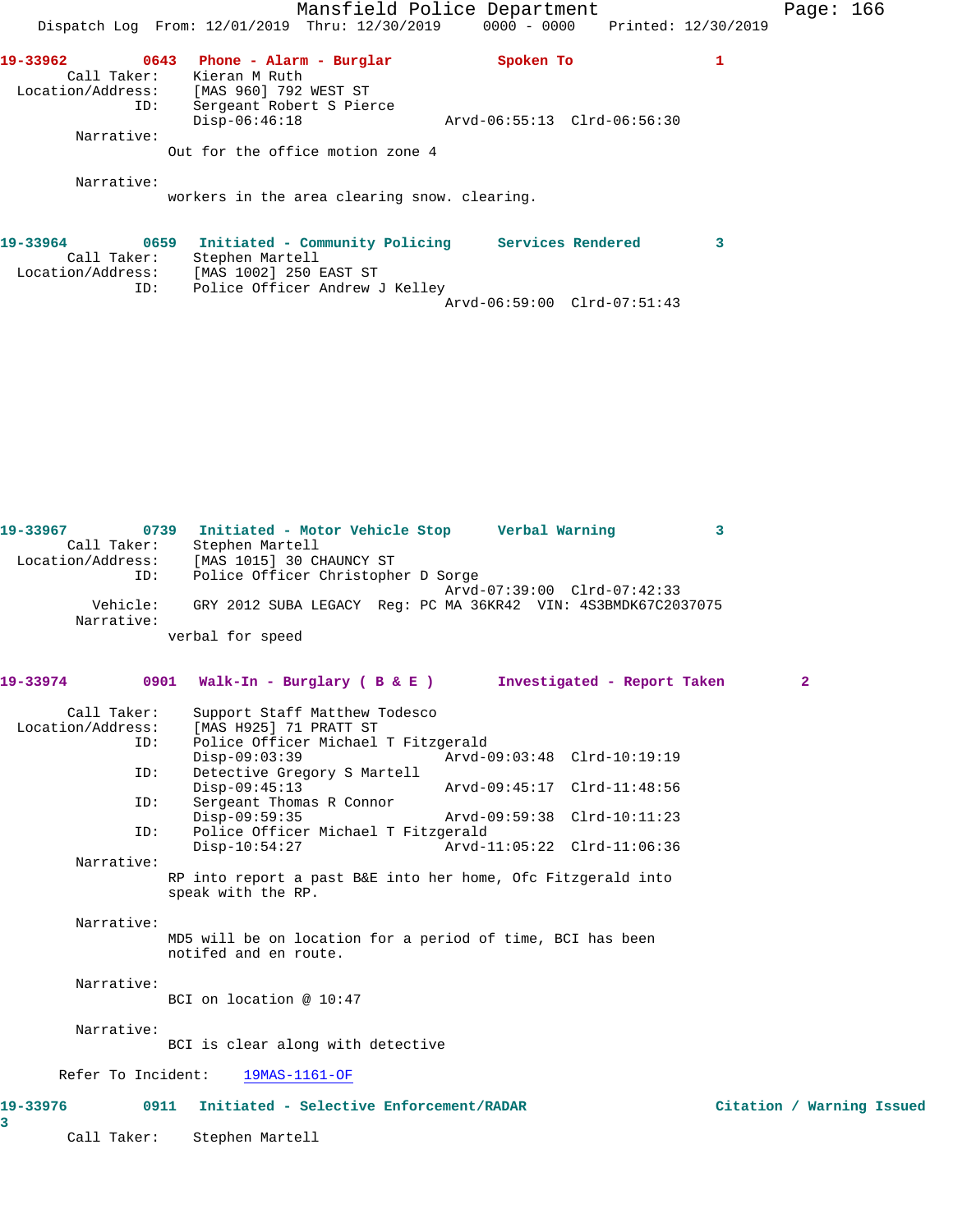**19-33962** 0643 **Phone - Alarm - Burglar** **Spoken To** **1**

Call Taker: Kieran M Ruth
Location/Address: [MAS 960] 792 WEST ST
ID: Sergeant Robert S Pierce
Disp-06:46:18 Arvd-06:55:13 Clrd-06:56:30

Narrative:
Out for the office motion zone 4

Narrative:
workers in the area clearing snow. clearing.

**19-33964** 0659 **Initiated - Community Policing** **Services Rendered** **3**

Call Taker: Stephen Martell
Location/Address: [MAS 1002] 250 EAST ST
ID: Police Officer Andrew J Kelley
Arvd-06:59:00 Clrd-07:51:43

**19-33967** 0739 **Initiated - Motor Vehicle Stop** **Verbal Warning** **3**

Call Taker: Stephen Martell
Location/Address: [MAS 1015] 30 CHAUNCY ST
ID: Police Officer Christopher D Sorge
Arvd-07:39:00 Clrd-07:42:33
Vehicle: GRY 2012 SUBA LEGACY Reg: PC MA 36KR42 VIN: 4S3BMDK67C2037075

Narrative:
verbal for speed

**19-33974** 0901 **Walk-In - Burglary ( B & E )** **Investigated - Report Taken** **2**

Call Taker: Support Staff Matthew Todesco
Location/Address: [MAS H925] 71 PRATT ST
ID: Police Officer Michael T Fitzgerald
Disp-09:03:39 Arvd-09:03:48 Clrd-10:19:19
ID: Detective Gregory S Martell
Disp-09:45:13 Arvd-09:45:17 Clrd-11:48:56
ID: Sergeant Thomas R Connor
Disp-09:59:35 Arvd-09:59:38 Clrd-10:11:23
ID: Police Officer Michael T Fitzgerald
Disp-10:54:27 Arvd-11:05:22 Clrd-11:06:36

Narrative:
RP into report a past B&E into her home, Ofc Fitzgerald into speak with the RP.

Narrative:
MD5 will be on location for a period of time, BCI has been notifed and en route.

Narrative:
BCI on location @ 10:47

Narrative:
BCI is clear along with detective

Refer To Incident: 19MAS-1161-OF

**19-33976** 0911 **Initiated - Selective Enforcement/RADAR** **Citation / Warning Issued** **3**

Call Taker: Stephen Martell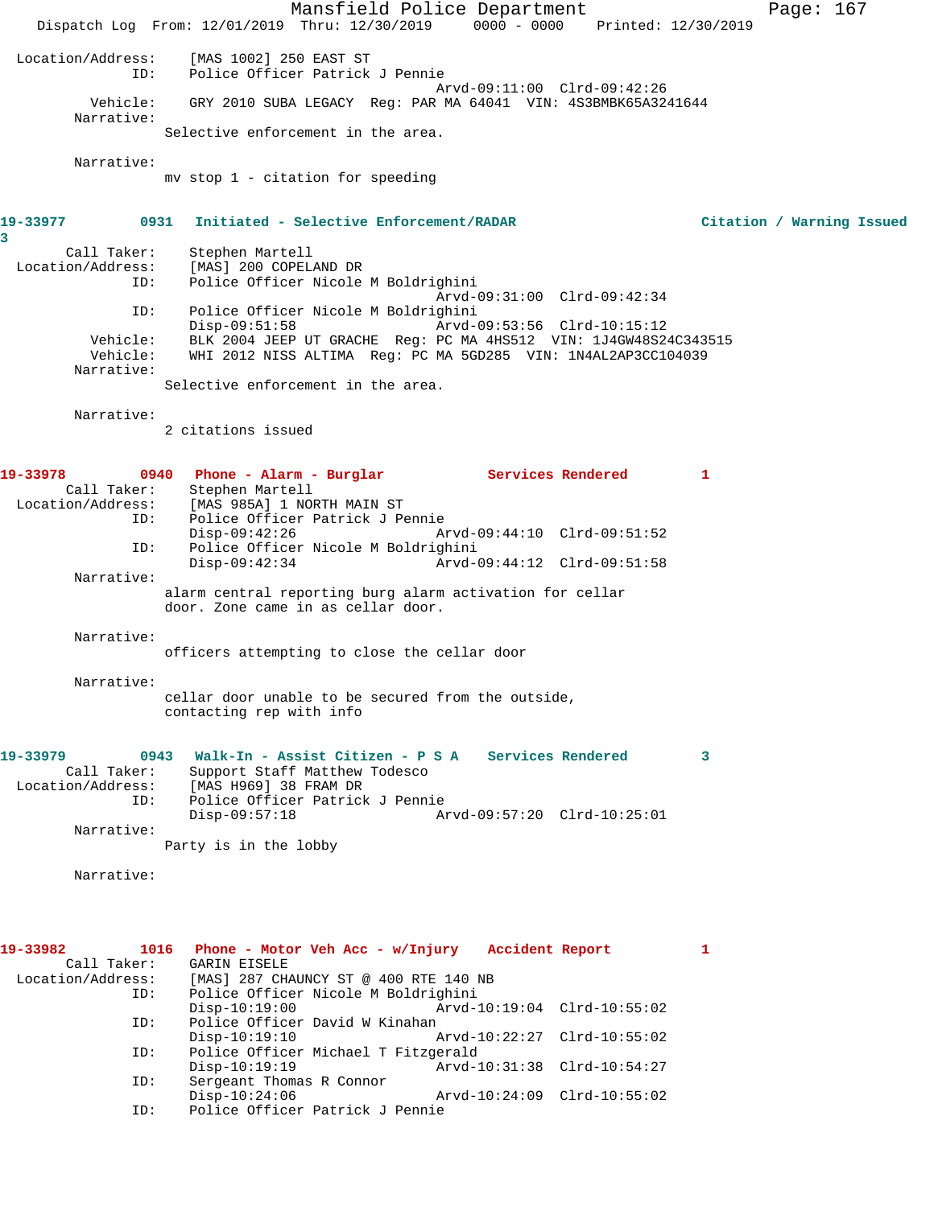```
Location/Address:     [MAS 1002] 250 EAST ST
              ID:     Police Officer Patrick J Pennie
                                          Arvd-09:11:00  Clrd-09:42:26
         Vehicle:     GRY 2010 SUBA LEGACY  Reg: PAR MA 64041  VIN: 4S3BMBK65A3241644
       Narrative:
                   Selective enforcement in the area.

       Narrative:
                   mv stop 1 - citation for speeding
```

```
19-33977        0931   Initiated - Selective Enforcement/RADAR                 Citation / Warning Issued
3
       Call Taker:    Stephen Martell
 Location/Address:    [MAS] 200 COPELAND DR
              ID:     Police Officer Nicole M Boldrighini
                                          Arvd-09:31:00  Clrd-09:42:34
              ID:     Police Officer Nicole M Boldrighini
                      Disp-09:51:58       Arvd-09:53:56  Clrd-10:15:12
         Vehicle:     BLK 2004 JEEP UT GRACHE  Reg: PC MA 4HS512  VIN: 1J4GW48S24C343515
         Vehicle:     WHI 2012 NISS ALTIMA  Reg: PC MA 5GD285  VIN: 1N4AL2AP3CC104039
       Narrative:
                   Selective enforcement in the area.

       Narrative:
                   2 citations issued
```

```
19-33978        0940   Phone - Alarm - Burglar          Services Rendered        1
       Call Taker:    Stephen Martell
 Location/Address:    [MAS 985A] 1 NORTH MAIN ST
              ID:     Police Officer Patrick J Pennie
                      Disp-09:42:26       Arvd-09:44:10  Clrd-09:51:52
              ID:     Police Officer Nicole M Boldrighini
                      Disp-09:42:34       Arvd-09:44:12  Clrd-09:51:58
       Narrative:
                   alarm central reporting burg alarm activation for cellar
                   door. Zone came in as cellar door.

       Narrative:
                   officers attempting to close the cellar door

       Narrative:
                   cellar door unable to be secured from the outside,
                   contacting rep with info
```

```
19-33979        0943   Walk-In - Assist Citizen - P S A   Services Rendered        3
       Call Taker:    Support Staff Matthew Todesco
 Location/Address:    [MAS H969] 38 FRAM DR
              ID:     Police Officer Patrick J Pennie
                      Disp-09:57:18       Arvd-09:57:20  Clrd-10:25:01
       Narrative:
                   Party is in the lobby

       Narrative:
```

```
19-33982        1016   Phone - Motor Veh Acc - w/Injury   Accident Report          1
       Call Taker:    GARIN EISELE
 Location/Address:    [MAS] 287 CHAUNCY ST @ 400 RTE 140 NB
              ID:     Police Officer Nicole M Boldrighini
                      Disp-10:19:00       Arvd-10:19:04  Clrd-10:55:02
              ID:     Police Officer David W Kinahan
                      Disp-10:19:10       Arvd-10:22:27  Clrd-10:55:02
              ID:     Police Officer Michael T Fitzgerald
                      Disp-10:19:19       Arvd-10:31:38  Clrd-10:54:27
              ID:     Sergeant Thomas R Connor
                      Disp-10:24:06       Arvd-10:24:09  Clrd-10:55:02
              ID:     Police Officer Patrick J Pennie
```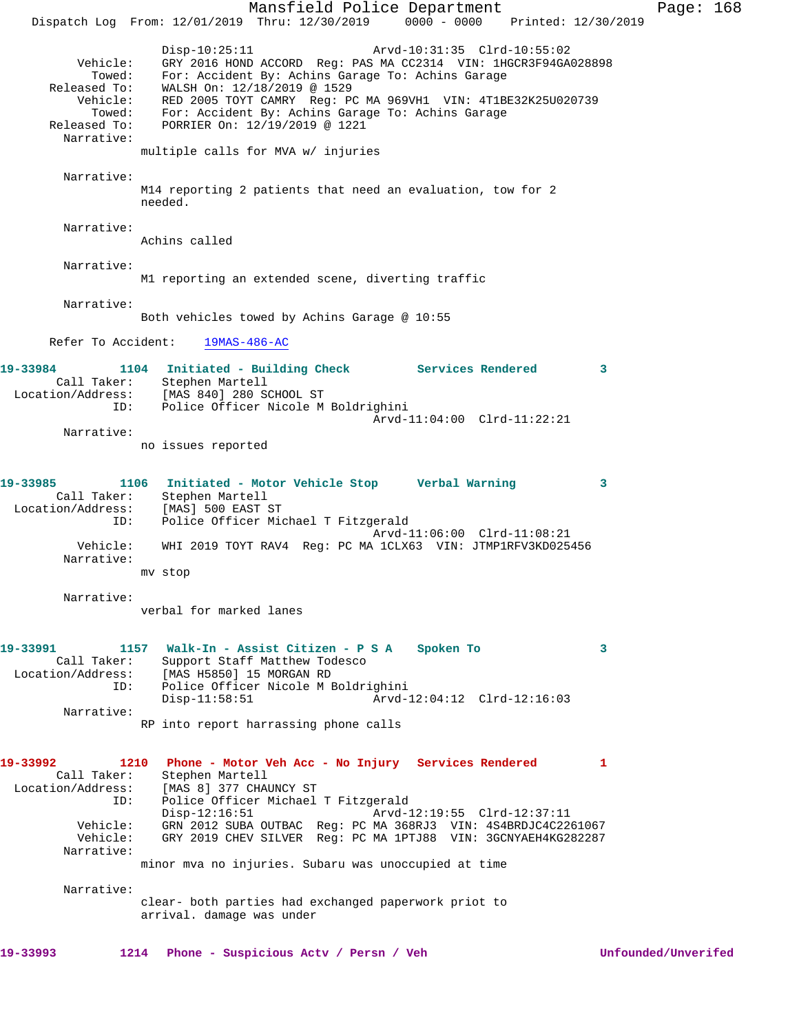```
        Disp-10:25:11                  Arvd-10:31:35  Clrd-10:55:02
   Vehicle:    GRY 2016 HOND ACCORD  Reg: PAS MA CC2314  VIN: 1HGCR3F94GA028898
     Towed:    For: Accident By: Achins Garage To: Achins Garage
Released To:   WALSH On: 12/18/2019 @ 1529
   Vehicle:    RED 2005 TOYT CAMRY  Reg: PC MA 969VH1  VIN: 4T1BE32K25U020739
     Towed:    For: Accident By: Achins Garage To: Achins Garage
Released To:   PORRIER On: 12/19/2019 @ 1221
  Narrative:
        multiple calls for MVA w/ injuries

  Narrative:
        M14 reporting 2 patients that need an evaluation, tow for 2
        needed.

  Narrative:
        Achins called

  Narrative:
        M1 reporting an extended scene, diverting traffic

  Narrative:
        Both vehicles towed by Achins Garage @ 10:55

 Refer To Accident:    19MAS-486-AC

19-33984        1104   Initiated - Building Check        Services Rendered        3
    Call Taker:    Stephen Martell
 Location/Address:    [MAS 840] 280 SCHOOL ST
           ID:    Police Officer Nicole M Boldrighini
                                       Arvd-11:04:00  Clrd-11:22:21
  Narrative:
        no issues reported

19-33985        1106   Initiated - Motor Vehicle Stop     Verbal Warning           3
    Call Taker:    Stephen Martell
 Location/Address:    [MAS] 500 EAST ST
           ID:    Police Officer Michael T Fitzgerald
                                       Arvd-11:06:00  Clrd-11:08:21
   Vehicle:    WHI 2019 TOYT RAV4  Reg: PC MA 1CLX63  VIN: JTMP1RFV3KD025456
  Narrative:
        mv stop

  Narrative:
        verbal for marked lanes

19-33991        1157   Walk-In - Assist Citizen - P S A   Spoken To                3
    Call Taker:    Support Staff Matthew Todesco
 Location/Address:    [MAS H5850] 15 MORGAN RD
           ID:    Police Officer Nicole M Boldrighini
        Disp-11:58:51                  Arvd-12:04:12  Clrd-12:16:03
  Narrative:
        RP into report harrassing phone calls

19-33992        1210   Phone - Motor Veh Acc - No Injury  Services Rendered        1
    Call Taker:    Stephen Martell
 Location/Address:    [MAS 8] 377 CHAUNCY ST
           ID:    Police Officer Michael T Fitzgerald
        Disp-12:16:51                  Arvd-12:19:55  Clrd-12:37:11
   Vehicle:    GRN 2012 SUBA OUTBAC  Reg: PC MA 368RJ3  VIN: 4S4BRDJC4C2261067
   Vehicle:    GRY 2019 CHEV SILVER  Reg: PC MA 1PTJ88  VIN: 3GCNYAEH4KG282287
  Narrative:
        minor mva no injuries. Subaru was unoccupied at time

  Narrative:
        clear- both parties had exchanged paperwork priot to
        arrival. damage was under

19-33993        1214   Phone - Suspicious Actv / Persn / Veh              Unfounded/Unverifed
```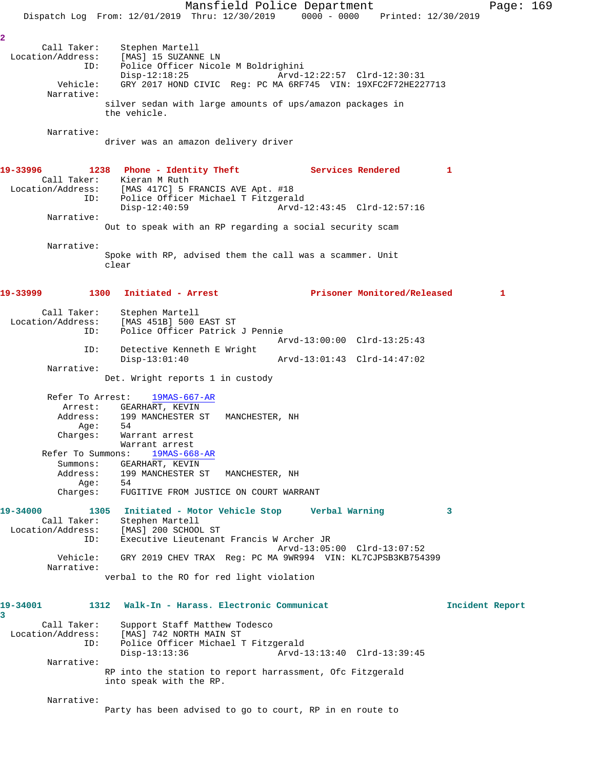2

```
       Call Taker:    Stephen Martell
 Location/Address:    [MAS] 15 SUZANNE LN
               ID:    Police Officer Nicole M Boldrighini
                      Disp-12:18:25                 Arvd-12:22:57  Clrd-12:30:31
          Vehicle:    GRY 2017 HOND CIVIC  Reg: PC MA 6RF745  VIN: 19XFC2F72HE227713
        Narrative:
                     silver sedan with large amounts of ups/amazon packages in
                     the vehicle.

        Narrative:
                     driver was an amazon delivery driver
```

**19-33996    1238   Phone - Identity Theft    Services Rendered    1**

```
       Call Taker:    Kieran M Ruth
 Location/Address:    [MAS 417C] 5 FRANCIS AVE Apt. #18
               ID:    Police Officer Michael T Fitzgerald
                      Disp-12:40:59                 Arvd-12:43:45  Clrd-12:57:16
        Narrative:
                     Out to speak with an RP regarding a social security scam

        Narrative:
                     Spoke with RP, advised them the call was a scammer. Unit
                     clear
```

**19-33999    1300   Initiated - Arrest    Prisoner Monitored/Released    1**

```
       Call Taker:    Stephen Martell
 Location/Address:    [MAS 451B] 500 EAST ST
               ID:    Police Officer Patrick J Pennie
                                                    Arvd-13:00:00  Clrd-13:25:43
               ID:    Detective Kenneth E Wright
                      Disp-13:01:40                 Arvd-13:01:43  Clrd-14:47:02
        Narrative:
                     Det. Wright reports 1 in custody

        Refer To Arrest:    19MAS-667-AR
           Arrest:    GEARHART, KEVIN
          Address:    199 MANCHESTER ST   MANCHESTER, NH
              Age:    54
          Charges:    Warrant arrest
                      Warrant arrest
       Refer To Summons:    19MAS-668-AR
          Summons:    GEARHART, KEVIN
          Address:    199 MANCHESTER ST   MANCHESTER, NH
              Age:    54
          Charges:    FUGITIVE FROM JUSTICE ON COURT WARRANT
```

**19-34000    1305   Initiated - Motor Vehicle Stop    Verbal Warning    3**

```
       Call Taker:    Stephen Martell
 Location/Address:    [MAS] 200 SCHOOL ST
               ID:    Executive Lieutenant Francis W Archer JR
                                                    Arvd-13:05:00  Clrd-13:07:52
          Vehicle:    GRY 2019 CHEV TRAX  Reg: PC MA 9WR994  VIN: KL7CJPSB3KB754399
        Narrative:
                     verbal to the RO for red light violation
```

**19-34001    1312   Walk-In - Harass. Electronic Communicat    Incident Report 3**

```
       Call Taker:    Support Staff Matthew Todesco
 Location/Address:    [MAS] 742 NORTH MAIN ST
               ID:    Police Officer Michael T Fitzgerald
                      Disp-13:13:36                 Arvd-13:13:40  Clrd-13:39:45
        Narrative:
                     RP into the station to report harrassment, Ofc Fitzgerald
                     into speak with the RP.

        Narrative:
                     Party has been advised to go to court, RP in en route to
```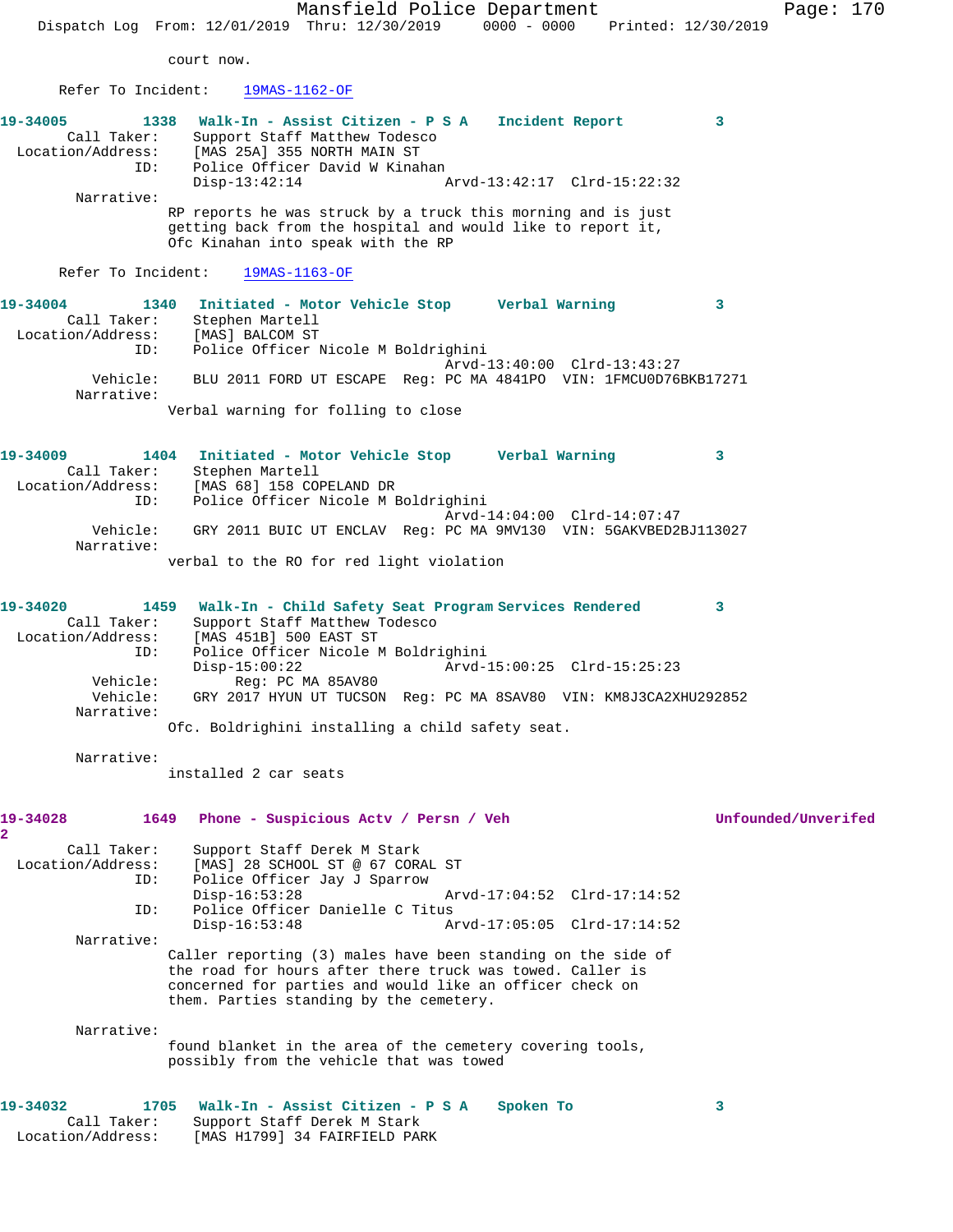court now.

Refer To Incident: 19MAS-1162-OF

**19-34005** 1338 **Walk-In - Assist Citizen - P S A** **Incident Report** 3
Call Taker: Support Staff Matthew Todesco
Location/Address: [MAS 25A] 355 NORTH MAIN ST
ID: Police Officer David W Kinahan
Disp-13:42:14 Arvd-13:42:17 Clrd-15:22:32
Narrative:
RP reports he was struck by a truck this morning and is just getting back from the hospital and would like to report it, Ofc Kinahan into speak with the RP

Refer To Incident: 19MAS-1163-OF

**19-34004** 1340 **Initiated - Motor Vehicle Stop** **Verbal Warning** 3
Call Taker: Stephen Martell
Location/Address: [MAS] BALCOM ST
ID: Police Officer Nicole M Boldrighini
Arvd-13:40:00 Clrd-13:43:27
Vehicle: BLU 2011 FORD UT ESCAPE Reg: PC MA 4841PO VIN: 1FMCU0D76BKB17271
Narrative:
Verbal warning for folling to close

**19-34009** 1404 **Initiated - Motor Vehicle Stop** **Verbal Warning** 3
Call Taker: Stephen Martell
Location/Address: [MAS 68] 158 COPELAND DR
ID: Police Officer Nicole M Boldrighini
Arvd-14:04:00 Clrd-14:07:47
Vehicle: GRY 2011 BUIC UT ENCLAV Reg: PC MA 9MV130 VIN: 5GAKVBED2BJ113027
Narrative:
verbal to the RO for red light violation

**19-34020** 1459 **Walk-In - Child Safety Seat Program** **Services Rendered** 3
Call Taker: Support Staff Matthew Todesco
Location/Address: [MAS 451B] 500 EAST ST
ID: Police Officer Nicole M Boldrighini
Disp-15:00:22 Arvd-15:00:25 Clrd-15:25:23
Vehicle: Reg: PC MA 85AV80
Vehicle: GRY 2017 HYUN UT TUCSON Reg: PC MA 8SAV80 VIN: KM8J3CA2XHU292852
Narrative:
Ofc. Boldrighini installing a child safety seat.

Narrative:
installed 2 car seats

**19-34028** 1649 **Phone - Suspicious Actv / Persn / Veh** **Unfounded/Unverifed** 2
Call Taker: Support Staff Derek M Stark
Location/Address: [MAS] 28 SCHOOL ST @ 67 CORAL ST
ID: Police Officer Jay J Sparrow
Disp-16:53:28 Arvd-17:04:52 Clrd-17:14:52
ID: Police Officer Danielle C Titus
Disp-16:53:48 Arvd-17:05:05 Clrd-17:14:52
Narrative:
Caller reporting (3) males have been standing on the side of the road for hours after there truck was towed. Caller is concerned for parties and would like an officer check on them. Parties standing by the cemetery.

Narrative:
found blanket in the area of the cemetery covering tools, possibly from the vehicle that was towed

**19-34032** 1705 **Walk-In - Assist Citizen - P S A** **Spoken To** 3
Call Taker: Support Staff Derek M Stark
Location/Address: [MAS H1799] 34 FAIRFIELD PARK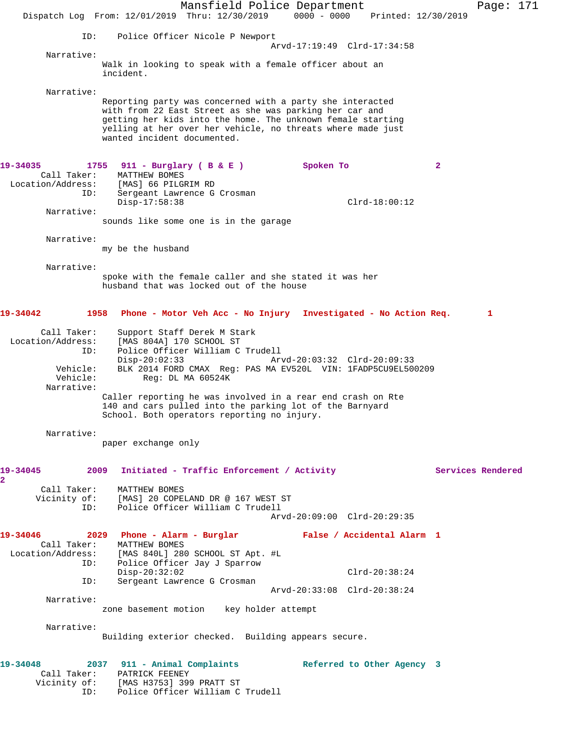ID: Police Officer Nicole P Newport
Arvd-17:19:49 Clrd-17:34:58

Narrative:
Walk in looking to speak with a female officer about an incident.

Narrative:
Reporting party was concerned with a party she interacted with from 22 East Street as she was parking her car and getting her kids into the home. The unknown female starting yelling at her over her vehicle, no threats where made just wanted incident documented.

**19-34035 1755 911 - Burglary ( B & E ) Spoken To 2**

Call Taker: MATTHEW BOMES
Location/Address: [MAS] 66 PILGRIM RD
ID: Sergeant Lawrence G Crosman
Disp-17:58:38 Clrd-18:00:12

Narrative:
sounds like some one is in the garage

Narrative:
my be the husband

Narrative:
spoke with the female caller and she stated it was her husband that was locked out of the house

**19-34042 1958 Phone - Motor Veh Acc - No Injury Investigated - No Action Req. 1**

Call Taker: Support Staff Derek M Stark
Location/Address: [MAS 804A] 170 SCHOOL ST
ID: Police Officer William C Trudell
Disp-20:02:33 Arvd-20:03:32 Clrd-20:09:33
Vehicle: BLK 2014 FORD CMAX Reg: PAS MA EV520L VIN: 1FADP5CU9EL500209
Vehicle: Reg: DL MA 60524K

Narrative:
Caller reporting he was involved in a rear end crash on Rte 140 and cars pulled into the parking lot of the Barnyard School. Both operators reporting no injury.

Narrative:
paper exchange only

**19-34045 2009 Initiated - Traffic Enforcement / Activity Services Rendered 2**

Call Taker: MATTHEW BOMES
Vicinity of: [MAS] 20 COPELAND DR @ 167 WEST ST
ID: Police Officer William C Trudell
Arvd-20:09:00 Clrd-20:29:35

**19-34046 2029 Phone - Alarm - Burglar False / Accidental Alarm 1**

Call Taker: MATTHEW BOMES
Location/Address: [MAS 840L] 280 SCHOOL ST Apt. #L
ID: Police Officer Jay J Sparrow
Disp-20:32:02 Clrd-20:38:24
ID: Sergeant Lawrence G Crosman
Arvd-20:33:08 Clrd-20:38:24

Narrative:
zone basement motion key holder attempt

Narrative:
Building exterior checked. Building appears secure.

**19-34048 2037 911 - Animal Complaints Referred to Other Agency 3**

Call Taker: PATRICK FEENEY
Vicinity of: [MAS H3753] 399 PRATT ST
ID: Police Officer William C Trudell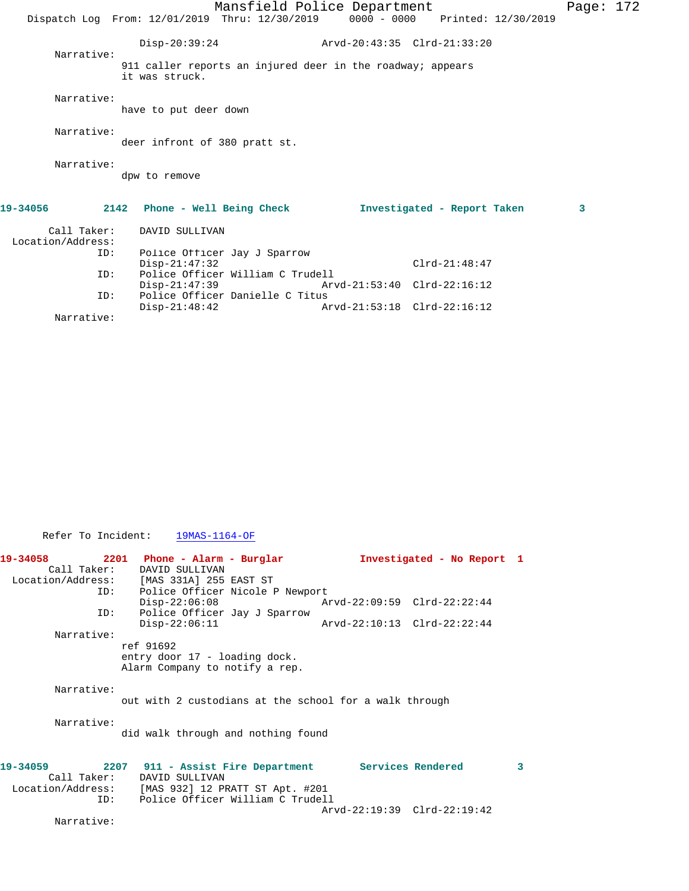Disp-20:39:24 Arvd-20:43:35 Clrd-21:33:20

Narrative:
911 caller reports an injured deer in the roadway; appears it was struck.

Narrative:
have to put deer down

Narrative:
deer infront of 380 pratt st.

Narrative:
dpw to remove

**19-34056 2142 Phone - Well Being Check Investigated - Report Taken 3**

Call Taker: DAVID SULLIVAN
Location/Address:
ID: Police Officer Jay J Sparrow
Disp-21:47:32 Clrd-21:48:47
ID: Police Officer William C Trudell
Disp-21:47:39 Arvd-21:53:40 Clrd-22:16:12
ID: Police Officer Danielle C Titus
Disp-21:48:42 Arvd-21:53:18 Clrd-22:16:12
Narrative:

Refer To Incident: 19MAS-1164-OF

**19-34058 2201 Phone - Alarm - Burglar Investigated - No Report 1**

Call Taker: DAVID SULLIVAN
Location/Address: [MAS 331A] 255 EAST ST
ID: Police Officer Nicole P Newport
Disp-22:06:08 Arvd-22:09:59 Clrd-22:22:44
ID: Police Officer Jay J Sparrow
Disp-22:06:11 Arvd-22:10:13 Clrd-22:22:44
Narrative:
ref 91692
entry door 17 - loading dock.
Alarm Company to notify a rep.

Narrative:
out with 2 custodians at the school for a walk through

Narrative:
did walk through and nothing found

**19-34059 2207 911 - Assist Fire Department Services Rendered 3**

Call Taker: DAVID SULLIVAN
Location/Address: [MAS 932] 12 PRATT ST Apt. #201
ID: Police Officer William C Trudell
Arvd-22:19:39 Clrd-22:19:42
Narrative: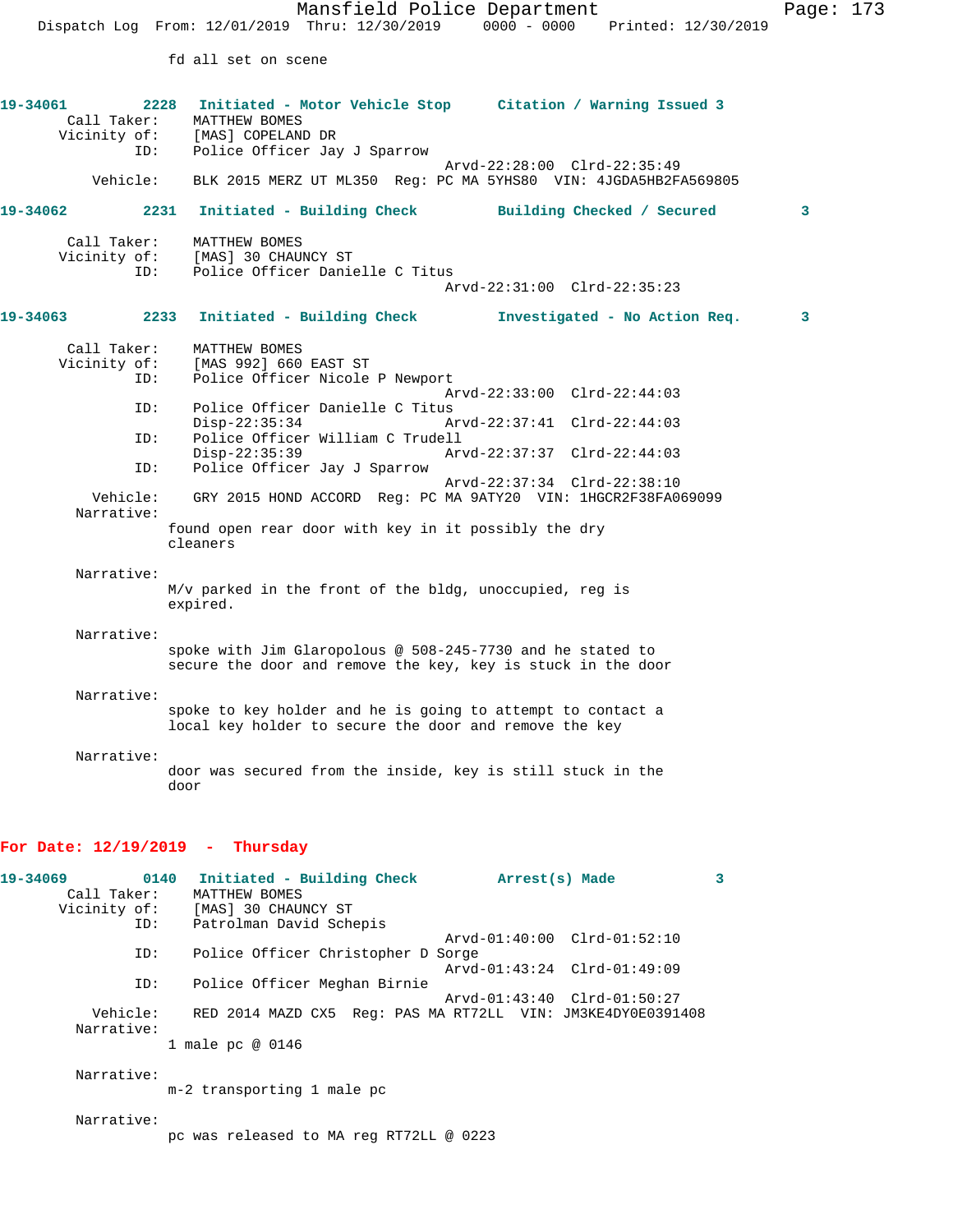fd all set on scene

**19-34061 2228 Initiated - Motor Vehicle Stop Citation / Warning Issued 3**

Call Taker: MATTHEW BOMES
Vicinity of: [MAS] COPELAND DR
ID: Police Officer Jay J Sparrow
Arvd-22:28:00 Clrd-22:35:49
Vehicle: BLK 2015 MERZ UT ML350 Reg: PC MA 5YHS80 VIN: 4JGDA5HB2FA569805

**19-34062 2231 Initiated - Building Check Building Checked / Secured 3**

Call Taker: MATTHEW BOMES
Vicinity of: [MAS] 30 CHAUNCY ST
ID: Police Officer Danielle C Titus
Arvd-22:31:00 Clrd-22:35:23

**19-34063 2233 Initiated - Building Check Investigated - No Action Req. 3**

Call Taker: MATTHEW BOMES
Vicinity of: [MAS 992] 660 EAST ST
ID: Police Officer Nicole P Newport
Arvd-22:33:00 Clrd-22:44:03
ID: Police Officer Danielle C Titus
Disp-22:35:34 Arvd-22:37:41 Clrd-22:44:03
ID: Police Officer William C Trudell
Disp-22:35:39 Arvd-22:37:37 Clrd-22:44:03
ID: Police Officer Jay J Sparrow
Arvd-22:37:34 Clrd-22:38:10
Vehicle: GRY 2015 HOND ACCORD Reg: PC MA 9ATY20 VIN: 1HGCR2F38FA069099

Narrative:
found open rear door with key in it possibly the dry cleaners

Narrative:
M/v parked in the front of the bldg, unoccupied, reg is expired.

Narrative:
spoke with Jim Glaropolous @ 508-245-7730 and he stated to secure the door and remove the key, key is stuck in the door

Narrative:
spoke to key holder and he is going to attempt to contact a local key holder to secure the door and remove the key

Narrative:
door was secured from the inside, key is still stuck in the door

## For Date: 12/19/2019 - Thursday

**19-34069 0140 Initiated - Building Check Arrest(s) Made 3**

Call Taker: MATTHEW BOMES
Vicinity of: [MAS] 30 CHAUNCY ST
ID: Patrolman David Schepis
Arvd-01:40:00 Clrd-01:52:10
ID: Police Officer Christopher D Sorge
Arvd-01:43:24 Clrd-01:49:09
ID: Police Officer Meghan Birnie
Arvd-01:43:40 Clrd-01:50:27
Vehicle: RED 2014 MAZD CX5 Reg: PAS MA RT72LL VIN: JM3KE4DY0E0391408

Narrative:
1 male pc @ 0146

Narrative:
m-2 transporting 1 male pc

Narrative:
pc was released to MA reg RT72LL @ 0223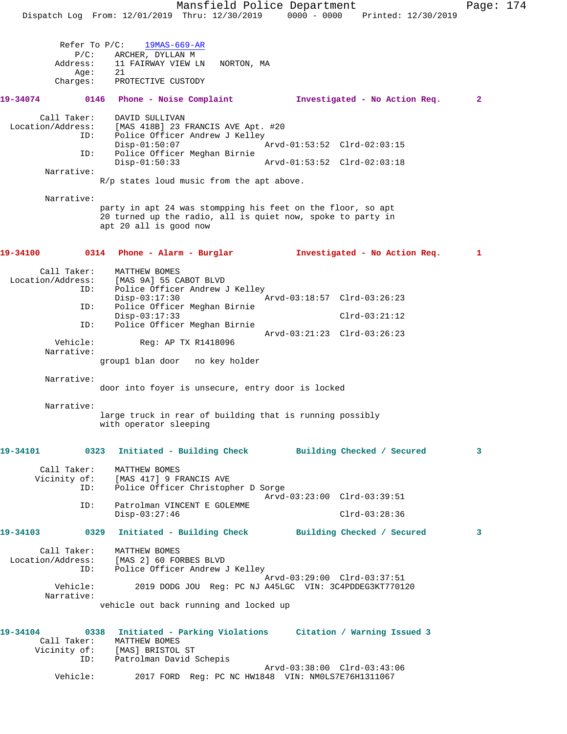Refer To P/C: 19MAS-669-AR
P/C: ARCHER, DYLLAN M
Address: 11 FAIRWAY VIEW LN NORTON, MA
Age: 21
Charges: PROTECTIVE CUSTODY

**19-34074 0146 Phone - Noise Complaint Investigated - No Action Req. 2**

Call Taker: DAVID SULLIVAN
Location/Address: [MAS 418B] 23 FRANCIS AVE Apt. #20
ID: Police Officer Andrew J Kelley
Disp-01:50:07 Arvd-01:53:52 Clrd-02:03:15
ID: Police Officer Meghan Birnie
Disp-01:50:33 Arvd-01:53:52 Clrd-02:03:18

Narrative:
R/p states loud music from the apt above.

Narrative:
party in apt 24 was stompping his feet on the floor, so apt 20 turned up the radio, all is quiet now, spoke to party in apt 20 all is good now

**19-34100 0314 Phone - Alarm - Burglar Investigated - No Action Req. 1**

Call Taker: MATTHEW BOMES
Location/Address: [MAS 9A] 55 CABOT BLVD
ID: Police Officer Andrew J Kelley
Disp-03:17:30 Arvd-03:18:57 Clrd-03:26:23
ID: Police Officer Meghan Birnie
Disp-03:17:33 Clrd-03:21:12
ID: Police Officer Meghan Birnie
Arvd-03:21:23 Clrd-03:26:23
Vehicle: Reg: AP TX R1418096

Narrative:
group1 blan door no key holder

Narrative:
door into foyer is unsecure, entry door is locked

Narrative:
large truck in rear of building that is running possibly with operator sleeping

**19-34101 0323 Initiated - Building Check Building Checked / Secured 3**

Call Taker: MATTHEW BOMES
Vicinity of: [MAS 417] 9 FRANCIS AVE
ID: Police Officer Christopher D Sorge
Arvd-03:23:00 Clrd-03:39:51
ID: Patrolman VINCENT E GOLEMME
Disp-03:27:46 Clrd-03:28:36

**19-34103 0329 Initiated - Building Check Building Checked / Secured 3**

Call Taker: MATTHEW BOMES
Location/Address: [MAS 2] 60 FORBES BLVD
ID: Police Officer Andrew J Kelley
Arvd-03:29:00 Clrd-03:37:51
Vehicle: 2019 DODG JOU Reg: PC NJ A45LGC VIN: 3C4PDDEG3KT770120

Narrative:
vehicle out back running and locked up

**19-34104 0338 Initiated - Parking Violations Citation / Warning Issued 3**

Call Taker: MATTHEW BOMES
Vicinity of: [MAS] BRISTOL ST
ID: Patrolman David Schepis
Arvd-03:38:00 Clrd-03:43:06
Vehicle: 2017 FORD Reg: PC NC HW1848 VIN: NM0LS7E76H1311067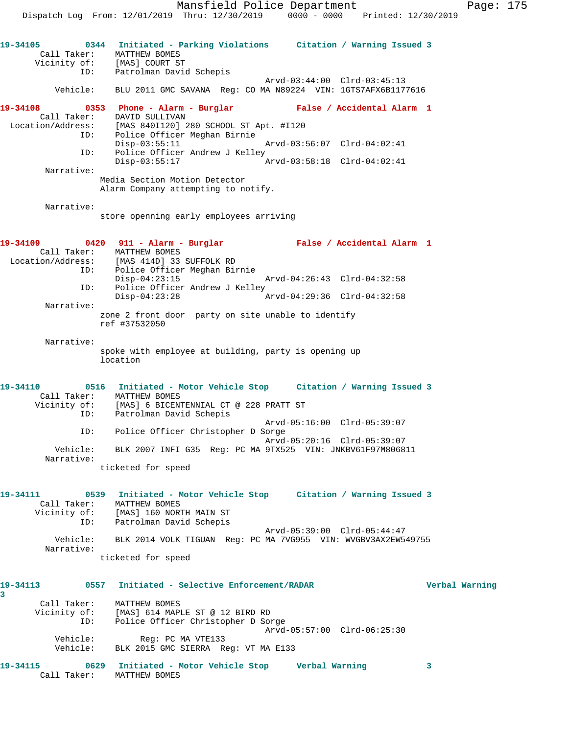19-34105 0344 Initiated - Parking Violations Citation / Warning Issued 3

```
        Call Taker:    MATTHEW BOMES
       Vicinity of:    [MAS] COURT ST
                ID:    Patrolman David Schepis
                                            Arvd-03:44:00  Clrd-03:45:13
           Vehicle:    BLU 2011 GMC SAVANA  Reg: CO MA N89224  VIN: 1GTS7AFX6B1177616
```

19-34108 0353 Phone - Alarm - Burglar False / Accidental Alarm 1

```
        Call Taker:    DAVID SULLIVAN
  Location/Address:    [MAS 840I120] 280 SCHOOL ST Apt. #I120
                ID:    Police Officer Meghan Birnie
                       Disp-03:55:11        Arvd-03:56:07  Clrd-04:02:41
                ID:    Police Officer Andrew J Kelley
                       Disp-03:55:17        Arvd-03:58:18  Clrd-04:02:41
         Narrative:
                    Media Section Motion Detector
                    Alarm Company attempting to notify.

         Narrative:
                    store openning early employees arriving
```

19-34109 0420 911 - Alarm - Burglar False / Accidental Alarm 1

```
        Call Taker:    MATTHEW BOMES
  Location/Address:    [MAS 414D] 33 SUFFOLK RD
                ID:    Police Officer Meghan Birnie
                       Disp-04:23:15        Arvd-04:26:43  Clrd-04:32:58
                ID:    Police Officer Andrew J Kelley
                       Disp-04:23:28        Arvd-04:29:36  Clrd-04:32:58
         Narrative:
                    zone 2 front door  party on site unable to identify
                    ref #37532050

         Narrative:
                    spoke with employee at building, party is opening up
                    location
```

19-34110 0516 Initiated - Motor Vehicle Stop Citation / Warning Issued 3

```
        Call Taker:    MATTHEW BOMES
       Vicinity of:    [MAS] 6 BICENTENNIAL CT @ 228 PRATT ST
                ID:    Patrolman David Schepis
                                            Arvd-05:16:00  Clrd-05:39:07
                ID:    Police Officer Christopher D Sorge
                                            Arvd-05:20:16  Clrd-05:39:07
           Vehicle:    BLK 2007 INFI G35  Reg: PC MA 9TX525  VIN: JNKBV61F97M806811
         Narrative:
                    ticketed for speed
```

19-34111 0539 Initiated - Motor Vehicle Stop Citation / Warning Issued 3

```
        Call Taker:    MATTHEW BOMES
       Vicinity of:    [MAS] 160 NORTH MAIN ST
                ID:    Patrolman David Schepis
                                            Arvd-05:39:00  Clrd-05:44:47
           Vehicle:    BLK 2014 VOLK TIGUAN  Reg: PC MA 7VG955  VIN: WVGBV3AX2EW549755
         Narrative:
                    ticketed for speed
```

19-34113 0557 Initiated - Selective Enforcement/RADAR Verbal Warning 3

```
        Call Taker:    MATTHEW BOMES
       Vicinity of:    [MAS] 614 MAPLE ST @ 12 BIRD RD
                ID:    Police Officer Christopher D Sorge
                                            Arvd-05:57:00  Clrd-06:25:30
           Vehicle:         Reg: PC MA VTE133
           Vehicle:    BLK 2015 GMC SIERRA  Reg: VT MA E133
```

19-34115 0629 Initiated - Motor Vehicle Stop Verbal Warning 3

```
        Call Taker:    MATTHEW BOMES
```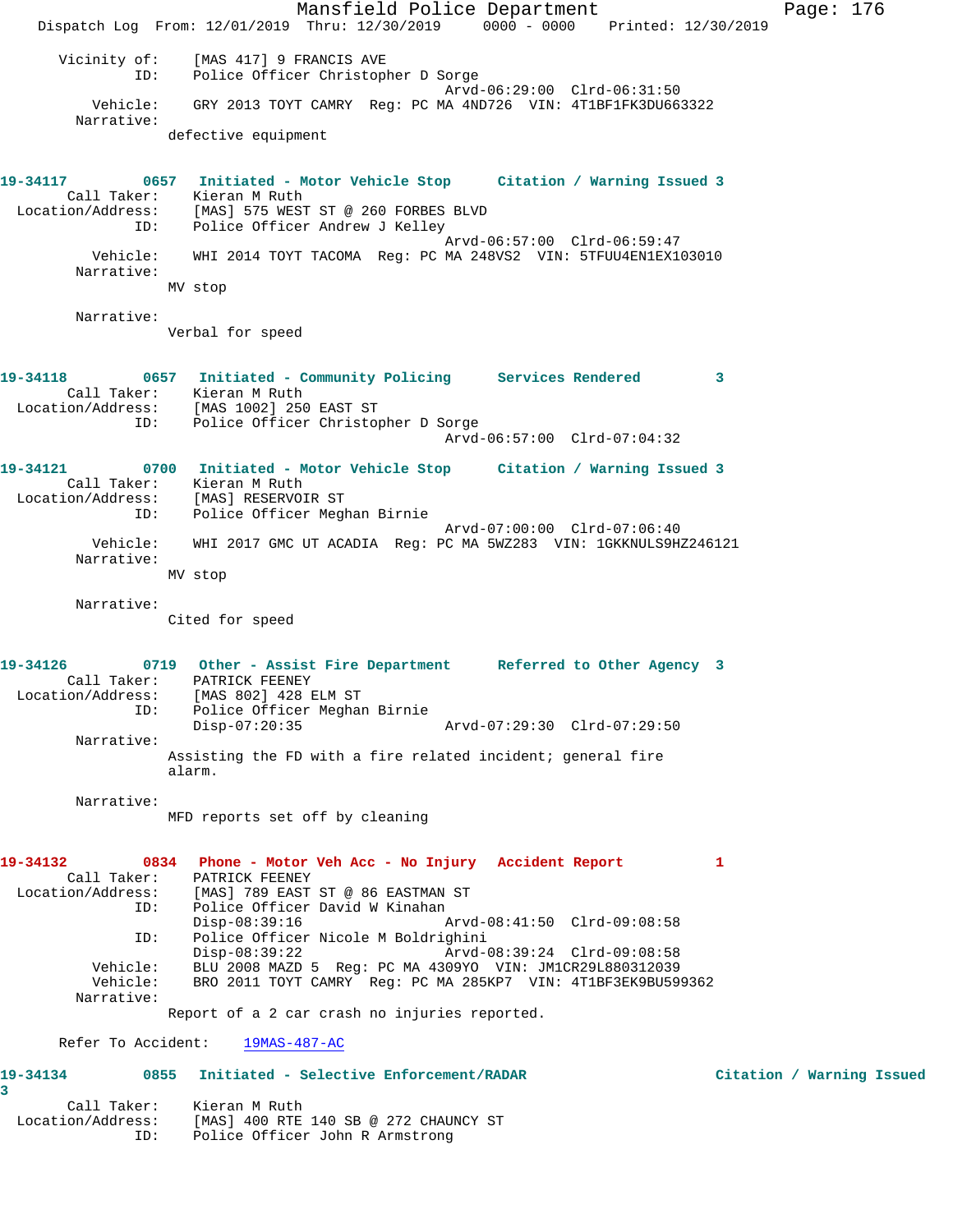Vicinity of: [MAS 417] 9 FRANCIS AVE
ID: Police Officer Christopher D Sorge
Arvd-06:29:00 Clrd-06:31:50
Vehicle: GRY 2013 TOYT CAMRY Reg: PC MA 4ND726 VIN: 4T1BF1FK3DU663322
Narrative:
defective equipment

**19-34117 0657 Initiated - Motor Vehicle Stop Citation / Warning Issued 3**
Call Taker: Kieran M Ruth
Location/Address: [MAS] 575 WEST ST @ 260 FORBES BLVD
ID: Police Officer Andrew J Kelley
Arvd-06:57:00 Clrd-06:59:47
Vehicle: WHI 2014 TOYT TACOMA Reg: PC MA 248VS2 VIN: 5TFUU4EN1EX103010
Narrative:
MV stop

Narrative:
Verbal for speed

**19-34118 0657 Initiated - Community Policing Services Rendered 3**
Call Taker: Kieran M Ruth
Location/Address: [MAS 1002] 250 EAST ST
ID: Police Officer Christopher D Sorge
Arvd-06:57:00 Clrd-07:04:32

**19-34121 0700 Initiated - Motor Vehicle Stop Citation / Warning Issued 3**
Call Taker: Kieran M Ruth
Location/Address: [MAS] RESERVOIR ST
ID: Police Officer Meghan Birnie
Arvd-07:00:00 Clrd-07:06:40
Vehicle: WHI 2017 GMC UT ACADIA Reg: PC MA 5WZ283 VIN: 1GKKNULS9HZ246121
Narrative:
MV stop

Narrative:
Cited for speed

**19-34126 0719 Other - Assist Fire Department Referred to Other Agency 3**
Call Taker: PATRICK FEENEY
Location/Address: [MAS 802] 428 ELM ST
ID: Police Officer Meghan Birnie
Disp-07:20:35 Arvd-07:29:30 Clrd-07:29:50
Narrative:
Assisting the FD with a fire related incident; general fire alarm.

Narrative:
MFD reports set off by cleaning

**19-34132 0834 Phone - Motor Veh Acc - No Injury Accident Report 1**
Call Taker: PATRICK FEENEY
Location/Address: [MAS] 789 EAST ST @ 86 EASTMAN ST
ID: Police Officer David W Kinahan
Disp-08:39:16 Arvd-08:41:50 Clrd-09:08:58
ID: Police Officer Nicole M Boldrighini
Disp-08:39:22 Arvd-08:39:24 Clrd-09:08:58
Vehicle: BLU 2008 MAZD 5 Reg: PC MA 4309YO VIN: JM1CR29L880312039
Vehicle: BRO 2011 TOYT CAMRY Reg: PC MA 285KP7 VIN: 4T1BF3EK9BU599362
Narrative:
Report of a 2 car crash no injuries reported.

Refer To Accident: 19MAS-487-AC

**19-34134 0855 Initiated - Selective Enforcement/RADAR Citation / Warning Issued 3**
Call Taker: Kieran M Ruth
Location/Address: [MAS] 400 RTE 140 SB @ 272 CHAUNCY ST
ID: Police Officer John R Armstrong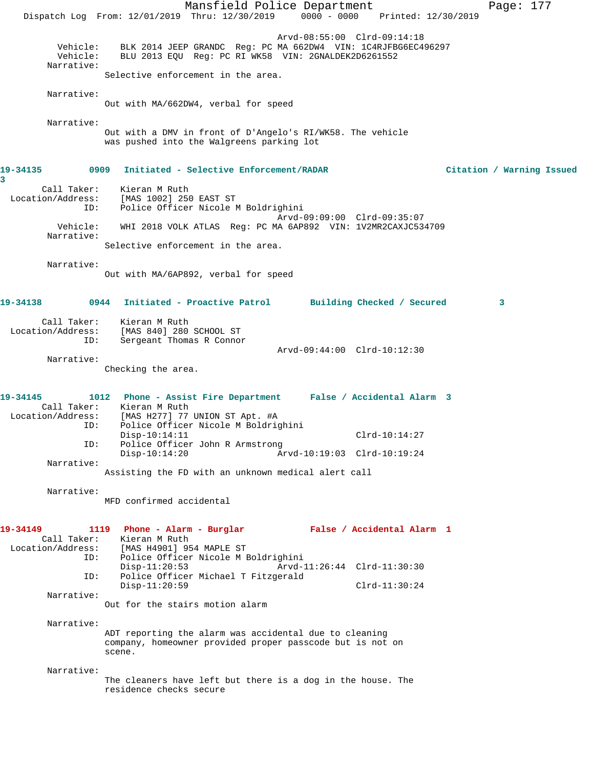Arvd-08:55:00 Clrd-09:14:18

Vehicle: BLK 2014 JEEP GRANDC Reg: PC MA 662DW4 VIN: 1C4RJFBG6EC496297
Vehicle: BLU 2013 EQU Reg: PC RI WK58 VIN: 2GNALDEK2D6261552

Narrative:
Selective enforcement in the area.

Narrative:
Out with MA/662DW4, verbal for speed

Narrative:
Out with a DMV in front of D'Angelo's RI/WK58. The vehicle was pushed into the Walgreens parking lot

**19-34135 0909 Initiated - Selective Enforcement/RADAR Citation / Warning Issued 3**

Call Taker: Kieran M Ruth
Location/Address: [MAS 1002] 250 EAST ST
ID: Police Officer Nicole M Boldrighini
Arvd-09:09:00 Clrd-09:35:07
Vehicle: WHI 2018 VOLK ATLAS Reg: PC MA 6AP892 VIN: 1V2MR2CAXJC534709

Narrative:
Selective enforcement in the area.

Narrative:
Out with MA/6AP892, verbal for speed

**19-34138 0944 Initiated - Proactive Patrol Building Checked / Secured 3**

Call Taker: Kieran M Ruth
Location/Address: [MAS 840] 280 SCHOOL ST
ID: Sergeant Thomas R Connor
Arvd-09:44:00 Clrd-10:12:30

Narrative:
Checking the area.

**19-34145 1012 Phone - Assist Fire Department False / Accidental Alarm 3**

Call Taker: Kieran M Ruth
Location/Address: [MAS H277] 77 UNION ST Apt. #A
ID: Police Officer Nicole M Boldrighini
Disp-10:14:11 Clrd-10:14:27
ID: Police Officer John R Armstrong
Disp-10:14:20 Arvd-10:19:03 Clrd-10:19:24

Narrative:
Assisting the FD with an unknown medical alert call

Narrative:
MFD confirmed accidental

**19-34149 1119 Phone - Alarm - Burglar False / Accidental Alarm 1**

Call Taker: Kieran M Ruth
Location/Address: [MAS H4901] 954 MAPLE ST
ID: Police Officer Nicole M Boldrighini
Disp-11:20:53 Arvd-11:26:44 Clrd-11:30:30
ID: Police Officer Michael T Fitzgerald
Disp-11:20:59 Clrd-11:30:24

Narrative:
Out for the stairs motion alarm

Narrative:
ADT reporting the alarm was accidental due to cleaning company, homeowner provided proper passcode but is not on scene.

Narrative:
The cleaners have left but there is a dog in the house. The residence checks secure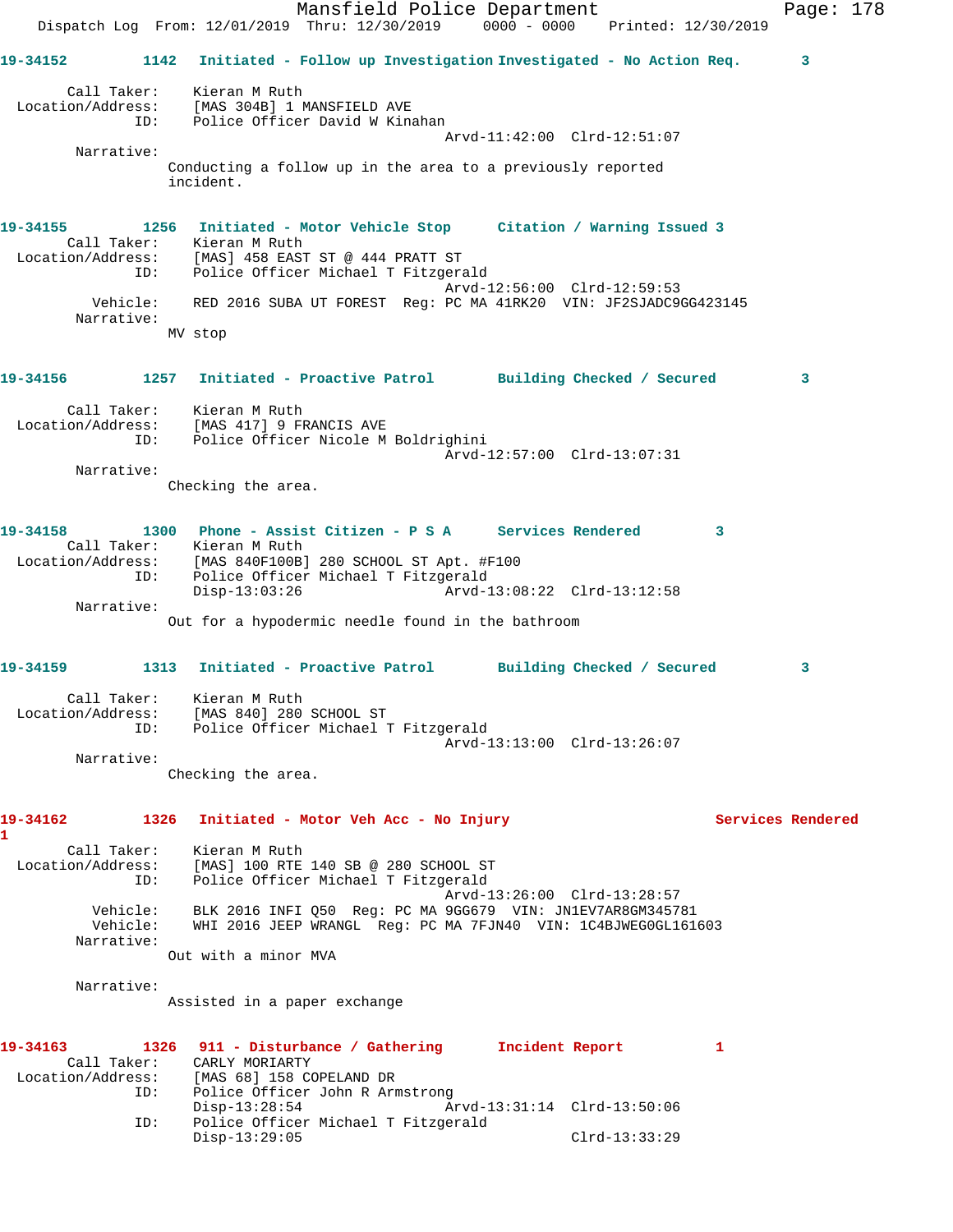Mansfield Police Department
Dispatch Log From: 12/01/2019 Thru: 12/30/2019 0000 - 0000 Printed: 12/30/2019

**19-34152** 1142 Initiated - Follow up Investigation Investigated - No Action Req. 3

Call Taker: Kieran M Ruth
Location/Address: [MAS 304B] 1 MANSFIELD AVE
ID: Police Officer David W Kinahan
Arvd-11:42:00 Clrd-12:51:07
Narrative:
Conducting a follow up in the area to a previously reported incident.

**19-34155** 1256 Initiated - Motor Vehicle Stop Citation / Warning Issued 3

Call Taker: Kieran M Ruth
Location/Address: [MAS] 458 EAST ST @ 444 PRATT ST
ID: Police Officer Michael T Fitzgerald
Arvd-12:56:00 Clrd-12:59:53
Vehicle: RED 2016 SUBA UT FOREST Reg: PC MA 41RK20 VIN: JF2SJADC9GG423145
Narrative:
MV stop

**19-34156** 1257 Initiated - Proactive Patrol Building Checked / Secured 3

Call Taker: Kieran M Ruth
Location/Address: [MAS 417] 9 FRANCIS AVE
ID: Police Officer Nicole M Boldrighini
Arvd-12:57:00 Clrd-13:07:31
Narrative:
Checking the area.

**19-34158** 1300 Phone - Assist Citizen - P S A Services Rendered 3

Call Taker: Kieran M Ruth
Location/Address: [MAS 840F100B] 280 SCHOOL ST Apt. #F100
ID: Police Officer Michael T Fitzgerald
Disp-13:03:26 Arvd-13:08:22 Clrd-13:12:58
Narrative:
Out for a hypodermic needle found in the bathroom

**19-34159** 1313 Initiated - Proactive Patrol Building Checked / Secured 3

Call Taker: Kieran M Ruth
Location/Address: [MAS 840] 280 SCHOOL ST
ID: Police Officer Michael T Fitzgerald
Arvd-13:13:00 Clrd-13:26:07
Narrative:
Checking the area.

**19-34162** 1326 Initiated - Motor Veh Acc - No Injury Services Rendered 1

Call Taker: Kieran M Ruth
Location/Address: [MAS] 100 RTE 140 SB @ 280 SCHOOL ST
ID: Police Officer Michael T Fitzgerald
Arvd-13:26:00 Clrd-13:28:57
Vehicle: BLK 2016 INFI Q50 Reg: PC MA 9GG679 VIN: JN1EV7AR8GM345781
Vehicle: WHI 2016 JEEP WRANGL Reg: PC MA 7FJN40 VIN: 1C4BJWEG0GL161603
Narrative:
Out with a minor MVA

Narrative:
Assisted in a paper exchange

**19-34163** 1326 911 - Disturbance / Gathering Incident Report 1

Call Taker: CARLY MORIARTY
Location/Address: [MAS 68] 158 COPELAND DR
ID: Police Officer John R Armstrong
Disp-13:28:54 Arvd-13:31:14 Clrd-13:50:06
ID: Police Officer Michael T Fitzgerald
Disp-13:29:05 Clrd-13:33:29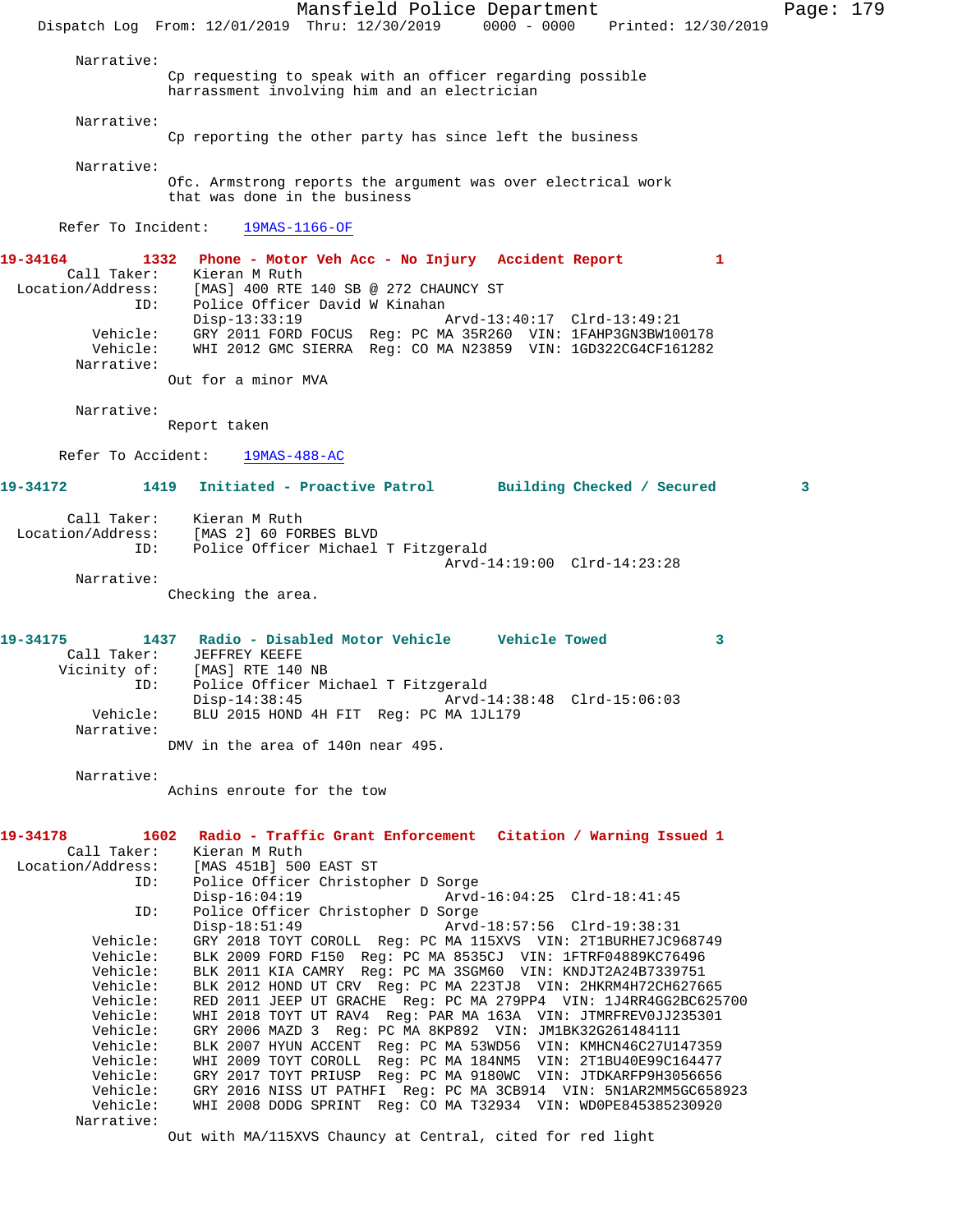Narrative:
Cp requesting to speak with an officer regarding possible harrassment involving him and an electrician

Narrative:
Cp reporting the other party has since left the business

Narrative:
Ofc. Armstrong reports the argument was over electrical work that was done in the business

Refer To Incident: 19MAS-1166-OF

**19-34164 1332 Phone - Motor Veh Acc - No Injury Accident Report 1**

Call Taker: Kieran M Ruth
Location/Address: [MAS] 400 RTE 140 SB @ 272 CHAUNCY ST
ID: Police Officer David W Kinahan
Disp-13:33:19 Arvd-13:40:17 Clrd-13:49:21
Vehicle: GRY 2011 FORD FOCUS Reg: PC MA 35R260 VIN: 1FAHP3GN3BW100178
Vehicle: WHI 2012 GMC SIERRA Reg: CO MA N23859 VIN: 1GD322CG4CF161282
Narrative:
Out for a minor MVA

Narrative:
Report taken

Refer To Accident: 19MAS-488-AC

**19-34172 1419 Initiated - Proactive Patrol Building Checked / Secured 3**

Call Taker: Kieran M Ruth
Location/Address: [MAS 2] 60 FORBES BLVD
ID: Police Officer Michael T Fitzgerald
Arvd-14:19:00 Clrd-14:23:28
Narrative:
Checking the area.

**19-34175 1437 Radio - Disabled Motor Vehicle Vehicle Towed 3**

Call Taker: JEFFREY KEEFE
Vicinity of: [MAS] RTE 140 NB
ID: Police Officer Michael T Fitzgerald
Disp-14:38:45 Arvd-14:38:48 Clrd-15:06:03
Vehicle: BLU 2015 HOND 4H FIT Reg: PC MA 1JL179
Narrative:
DMV in the area of 140n near 495.

Narrative:
Achins enroute for the tow

**19-34178 1602 Radio - Traffic Grant Enforcement Citation / Warning Issued 1**

Call Taker: Kieran M Ruth
Location/Address: [MAS 451B] 500 EAST ST
ID: Police Officer Christopher D Sorge
Disp-16:04:19 Arvd-16:04:25 Clrd-18:41:45
ID: Police Officer Christopher D Sorge
Disp-18:51:49 Arvd-18:57:56 Clrd-19:38:31
Vehicle: GRY 2018 TOYT COROLL Reg: PC MA 115XVS VIN: 2T1BURHE7JC968749
Vehicle: BLK 2009 FORD F150 Reg: PC MA 8535CJ VIN: 1FTRF04889KC76496
Vehicle: BLK 2011 KIA CAMRY Reg: PC MA 3SGM60 VIN: KNDJT2A24B7339751
Vehicle: BLK 2012 HOND UT CRV Reg: PC MA 223TJ8 VIN: 2HKRM4H72CH627665
Vehicle: RED 2011 JEEP UT GRACHE Reg: PC MA 279PP4 VIN: 1J4RR4GG2BC625700
Vehicle: WHI 2018 TOYT UT RAV4 Reg: PAR MA 163A VIN: JTMRFREV0JJ235301
Vehicle: GRY 2006 MAZD 3 Reg: PC MA 8KP892 VIN: JM1BK32G261484111
Vehicle: BLK 2007 HYUN ACCENT Reg: PC MA 53WD56 VIN: KMHCN46C27U147359
Vehicle: WHI 2009 TOYT COROLL Reg: PC MA 184NM5 VIN: 2T1BU40E99C164477
Vehicle: GRY 2017 TOYT PRIUSP Reg: PC MA 9180WC VIN: JTDKARFP9H3056656
Vehicle: GRY 2016 NISS UT PATHFI Reg: PC MA 3CB914 VIN: 5N1AR2MM5GC658923
Vehicle: WHI 2008 DODG SPRINT Reg: CO MA T32934 VIN: WD0PE845385230920
Narrative:
Out with MA/115XVS Chauncy at Central, cited for red light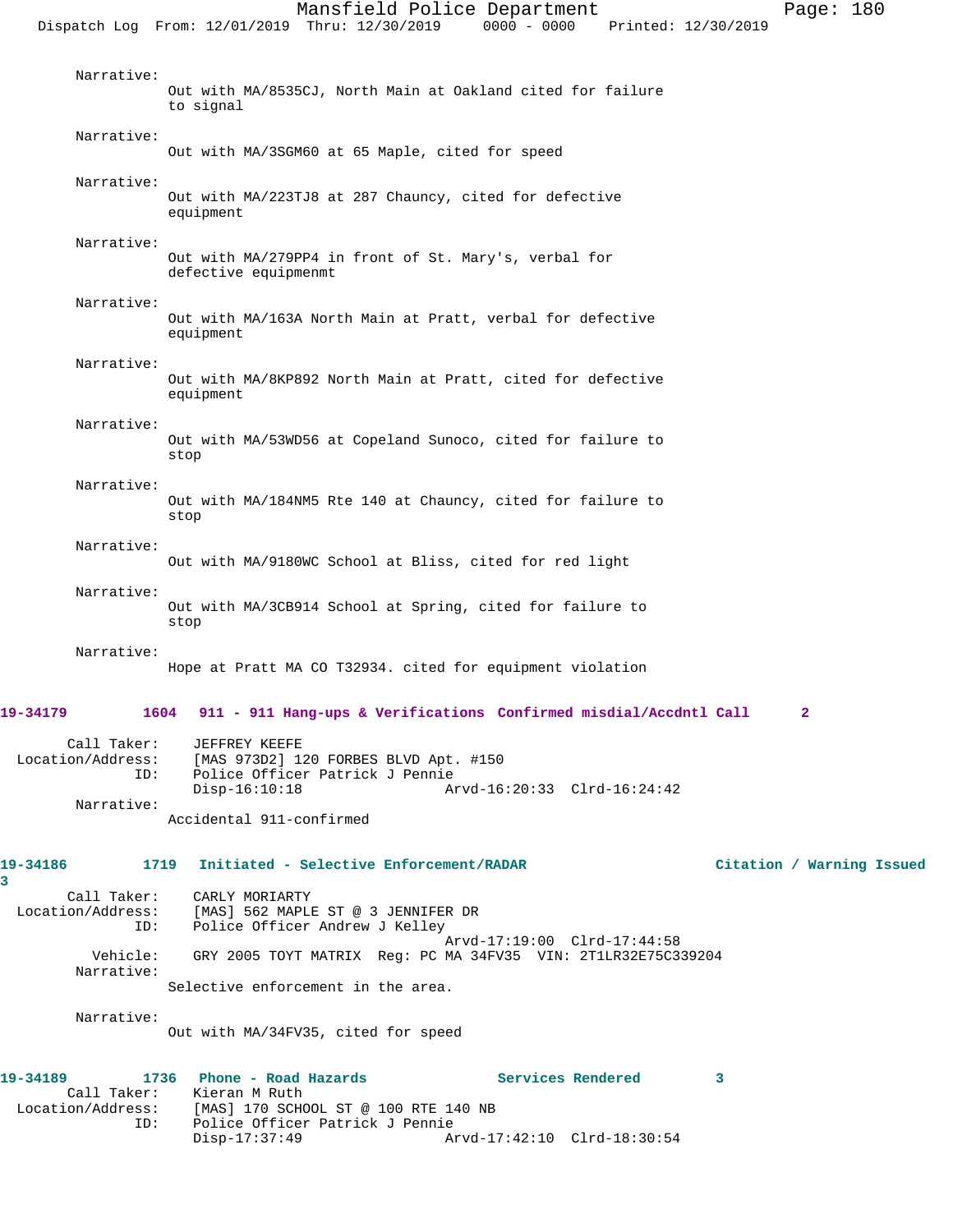Narrative:
Out with MA/8535CJ, North Main at Oakland cited for failure to signal

Narrative:
Out with MA/3SGM60 at 65 Maple, cited for speed

Narrative:
Out with MA/223TJ8 at 287 Chauncy, cited for defective equipment

Narrative:
Out with MA/279PP4 in front of St. Mary's, verbal for defective equipmenmt

Narrative:
Out with MA/163A North Main at Pratt, verbal for defective equipment

Narrative:
Out with MA/8KP892 North Main at Pratt, cited for defective equipment

Narrative:
Out with MA/53WD56 at Copeland Sunoco, cited for failure to stop

Narrative:
Out with MA/184NM5 Rte 140 at Chauncy, cited for failure to stop

Narrative:
Out with MA/9180WC School at Bliss, cited for red light

Narrative:
Out with MA/3CB914 School at Spring, cited for failure to stop

Narrative:
Hope at Pratt MA CO T32934. cited for equipment violation

**19-34179 1604 911 - 911 Hang-ups & Verifications Confirmed misdial/Accdntl Call 2**

Call Taker: JEFFREY KEEFE
Location/Address: [MAS 973D2] 120 FORBES BLVD Apt. #150
ID: Police Officer Patrick J Pennie
Disp-16:10:18 Arvd-16:20:33 Clrd-16:24:42
Narrative:
Accidental 911-confirmed

**19-34186 1719 Initiated - Selective Enforcement/RADAR Citation / Warning Issued 3**

Call Taker: CARLY MORIARTY
Location/Address: [MAS] 562 MAPLE ST @ 3 JENNIFER DR
ID: Police Officer Andrew J Kelley
Arvd-17:19:00 Clrd-17:44:58
Vehicle: GRY 2005 TOYT MATRIX Reg: PC MA 34FV35 VIN: 2T1LR32E75C339204
Narrative:
Selective enforcement in the area.

Narrative:
Out with MA/34FV35, cited for speed

**19-34189 1736 Phone - Road Hazards Services Rendered 3**

Call Taker: Kieran M Ruth
Location/Address: [MAS] 170 SCHOOL ST @ 100 RTE 140 NB
ID: Police Officer Patrick J Pennie
Disp-17:37:49 Arvd-17:42:10 Clrd-18:30:54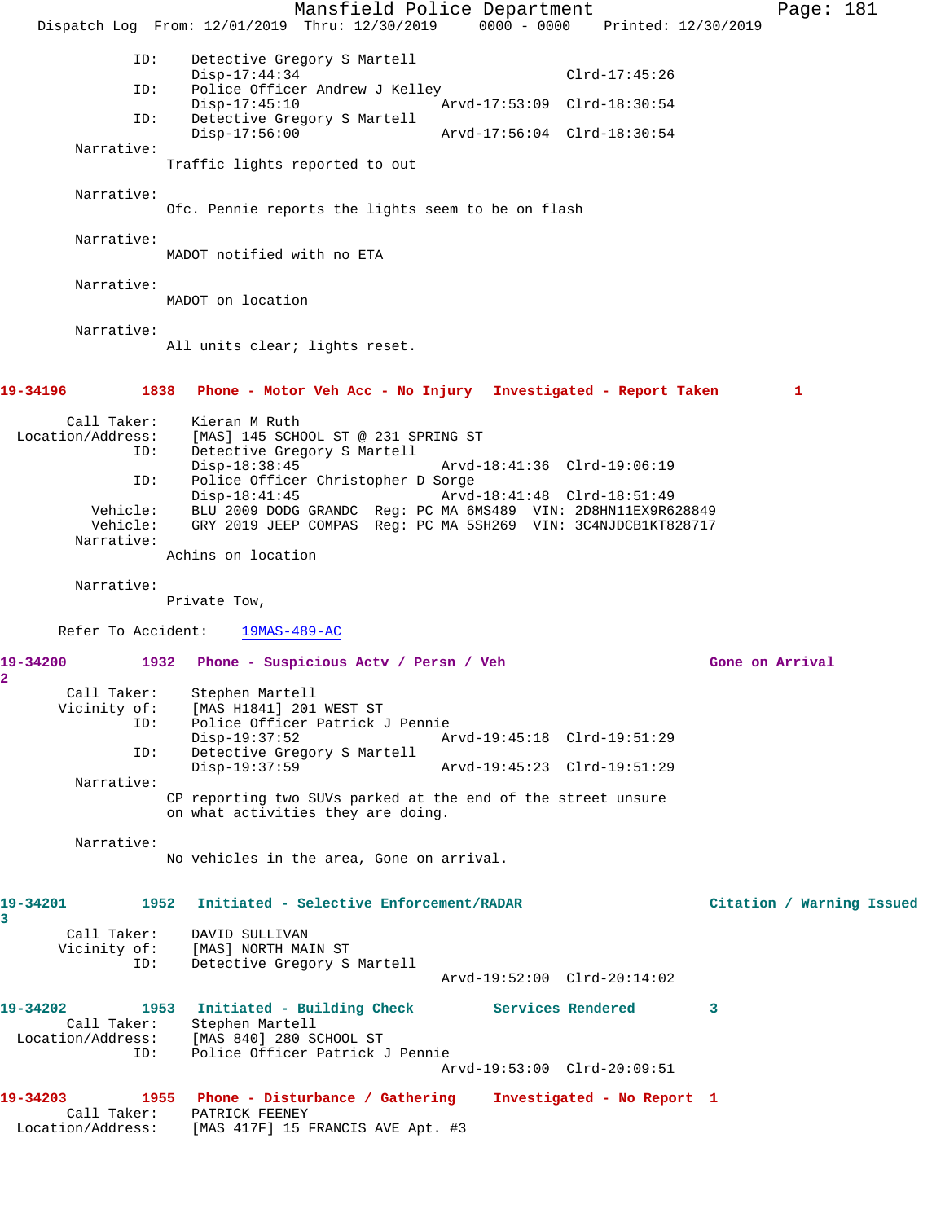ID: Detective Gregory S Martell
Disp-17:44:34 Clrd-17:45:26
ID: Police Officer Andrew J Kelley
Disp-17:45:10 Arvd-17:53:09 Clrd-18:30:54
ID: Detective Gregory S Martell
Disp-17:56:00 Arvd-17:56:04 Clrd-18:30:54

Narrative:
Traffic lights reported to out

Narrative:
Ofc. Pennie reports the lights seem to be on flash

Narrative:
MADOT notified with no ETA

Narrative:
MADOT on location

Narrative:
All units clear; lights reset.

**19-34196 1838 Phone - Motor Veh Acc - No Injury Investigated - Report Taken 1**

Call Taker: Kieran M Ruth
Location/Address: [MAS] 145 SCHOOL ST @ 231 SPRING ST
ID: Detective Gregory S Martell
Disp-18:38:45 Arvd-18:41:36 Clrd-19:06:19
ID: Police Officer Christopher D Sorge
Disp-18:41:45 Arvd-18:41:48 Clrd-18:51:49
Vehicle: BLU 2009 DODG GRANDC Reg: PC MA 6MS489 VIN: 2D8HN11EX9R628849
Vehicle: GRY 2019 JEEP COMPAS Reg: PC MA 5SH269 VIN: 3C4NJDCB1KT828717

Narrative:
Achins on location

Narrative:
Private Tow,

Refer To Accident: 19MAS-489-AC

**19-34200 1932 Phone - Suspicious Actv / Persn / Veh Gone on Arrival 2**

Call Taker: Stephen Martell
Vicinity of: [MAS H1841] 201 WEST ST
ID: Police Officer Patrick J Pennie
Disp-19:37:52 Arvd-19:45:18 Clrd-19:51:29
ID: Detective Gregory S Martell
Disp-19:37:59 Arvd-19:45:23 Clrd-19:51:29

Narrative:
CP reporting two SUVs parked at the end of the street unsure on what activities they are doing.

Narrative:
No vehicles in the area, Gone on arrival.

**19-34201 1952 Initiated - Selective Enforcement/RADAR Citation / Warning Issued 3**

Call Taker: DAVID SULLIVAN
Vicinity of: [MAS] NORTH MAIN ST
ID: Detective Gregory S Martell
Arvd-19:52:00 Clrd-20:14:02

**19-34202 1953 Initiated - Building Check Services Rendered 3**

Call Taker: Stephen Martell
Location/Address: [MAS 840] 280 SCHOOL ST
ID: Police Officer Patrick J Pennie
Arvd-19:53:00 Clrd-20:09:51

**19-34203 1955 Phone - Disturbance / Gathering Investigated - No Report 1**

Call Taker: PATRICK FEENEY
Location/Address: [MAS 417F] 15 FRANCIS AVE Apt. #3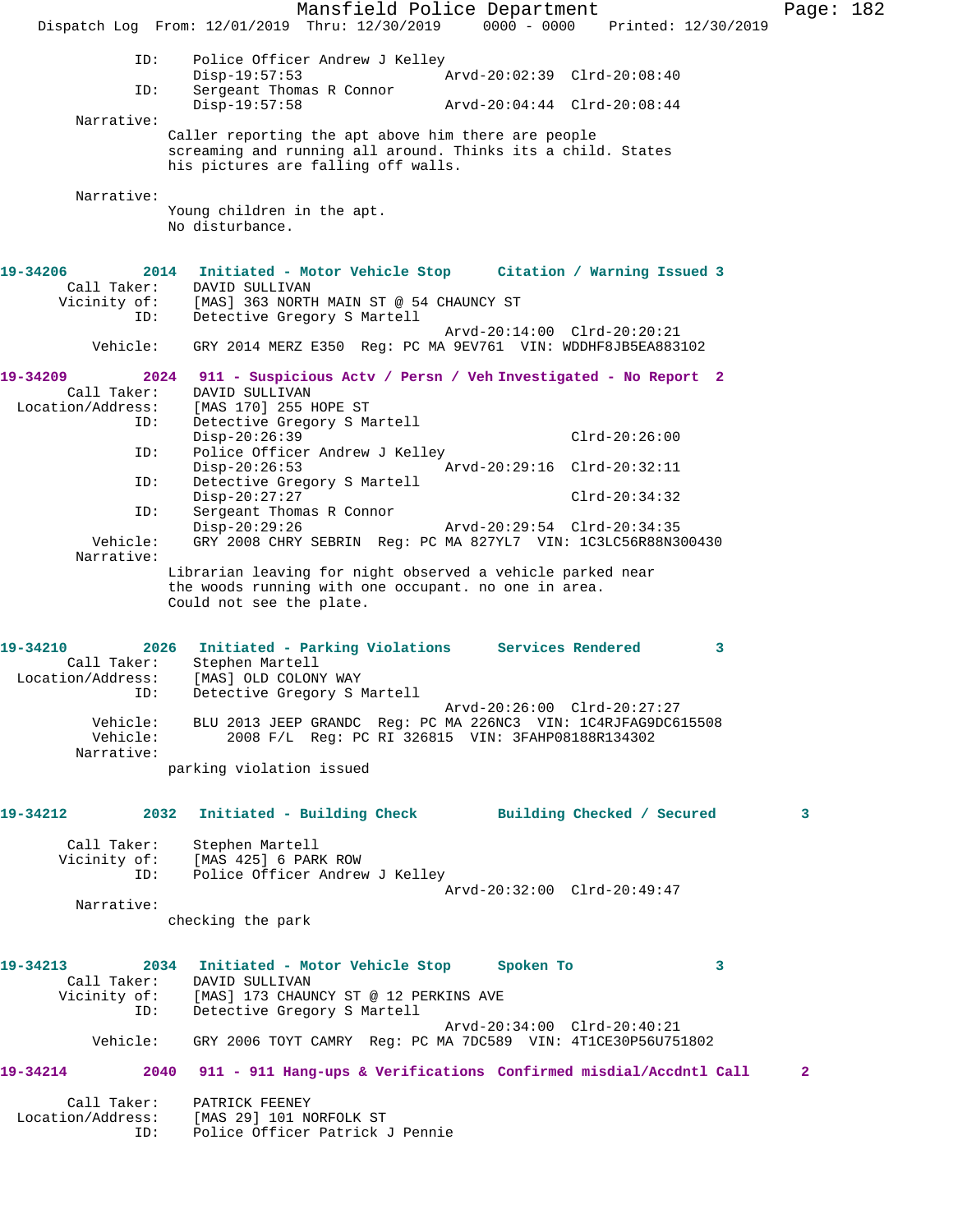```
            ID:    Police Officer Andrew J Kelley
                   Disp-19:57:53                 Arvd-20:02:39  Clrd-20:08:40
            ID:    Sergeant Thomas R Connor
                   Disp-19:57:58                 Arvd-20:04:44  Clrd-20:08:44
     Narrative:
                   Caller reporting the apt above him there are people
                   screaming and running all around. Thinks its a child. States
                   his pictures are falling off walls.

     Narrative:
                   Young children in the apt.
                   No disturbance.


19-34206        2014   Initiated - Motor Vehicle Stop     Citation / Warning Issued 3
        Call Taker:    DAVID SULLIVAN
       Vicinity of:    [MAS] 363 NORTH MAIN ST @ 54 CHAUNCY ST
                ID:    Detective Gregory S Martell
                                                 Arvd-20:14:00  Clrd-20:20:21
           Vehicle:    GRY 2014 MERZ E350  Reg: PC MA 9EV761  VIN: WDDHF8JB5EA883102

19-34209        2024   911 - Suspicious Actv / Persn / Veh Investigated - No Report  2
        Call Taker:    DAVID SULLIVAN
  Location/Address:    [MAS 170] 255 HOPE ST
                ID:    Detective Gregory S Martell
                       Disp-20:26:39                            Clrd-20:26:00
                ID:    Police Officer Andrew J Kelley
                       Disp-20:26:53                 Arvd-20:29:16  Clrd-20:32:11
                ID:    Detective Gregory S Martell
                       Disp-20:27:27                            Clrd-20:34:32
                ID:    Sergeant Thomas R Connor
                       Disp-20:29:26                 Arvd-20:29:54  Clrd-20:34:35
           Vehicle:    GRY 2008 CHRY SEBRIN  Reg: PC MA 827YL7  VIN: 1C3LC56R88N300430
         Narrative:
                       Librarian leaving for night observed a vehicle parked near
                       the woods running with one occupant. no one in area.
                       Could not see the plate.


19-34210        2026   Initiated - Parking Violations     Services Rendered        3
        Call Taker:    Stephen Martell
  Location/Address:    [MAS] OLD COLONY WAY
                ID:    Detective Gregory S Martell
                                                 Arvd-20:26:00  Clrd-20:27:27
           Vehicle:    BLU 2013 JEEP GRANDC  Reg: PC MA 226NC3  VIN: 1C4RJFAG9DC615508
           Vehicle:        2008 F/L  Reg: PC RI 326815  VIN: 3FAHP08188R134302
         Narrative:
                       parking violation issued


19-34212        2032   Initiated - Building Check         Building Checked / Secured        3

        Call Taker:    Stephen Martell
       Vicinity of:    [MAS 425] 6 PARK ROW
                ID:    Police Officer Andrew J Kelley
                                                 Arvd-20:32:00  Clrd-20:49:47
         Narrative:
                       checking the park


19-34213        2034   Initiated - Motor Vehicle Stop     Spoken To                3
        Call Taker:    DAVID SULLIVAN
       Vicinity of:    [MAS] 173 CHAUNCY ST @ 12 PERKINS AVE
                ID:    Detective Gregory S Martell
                                                 Arvd-20:34:00  Clrd-20:40:21
           Vehicle:    GRY 2006 TOYT CAMRY  Reg: PC MA 7DC589  VIN: 4T1CE30P56U751802

19-34214        2040   911 - 911 Hang-ups & Verifications  Confirmed misdial/Accdntl Call      2

        Call Taker:    PATRICK FEENEY
  Location/Address:    [MAS 29] 101 NORFOLK ST
                ID:    Police Officer Patrick J Pennie
```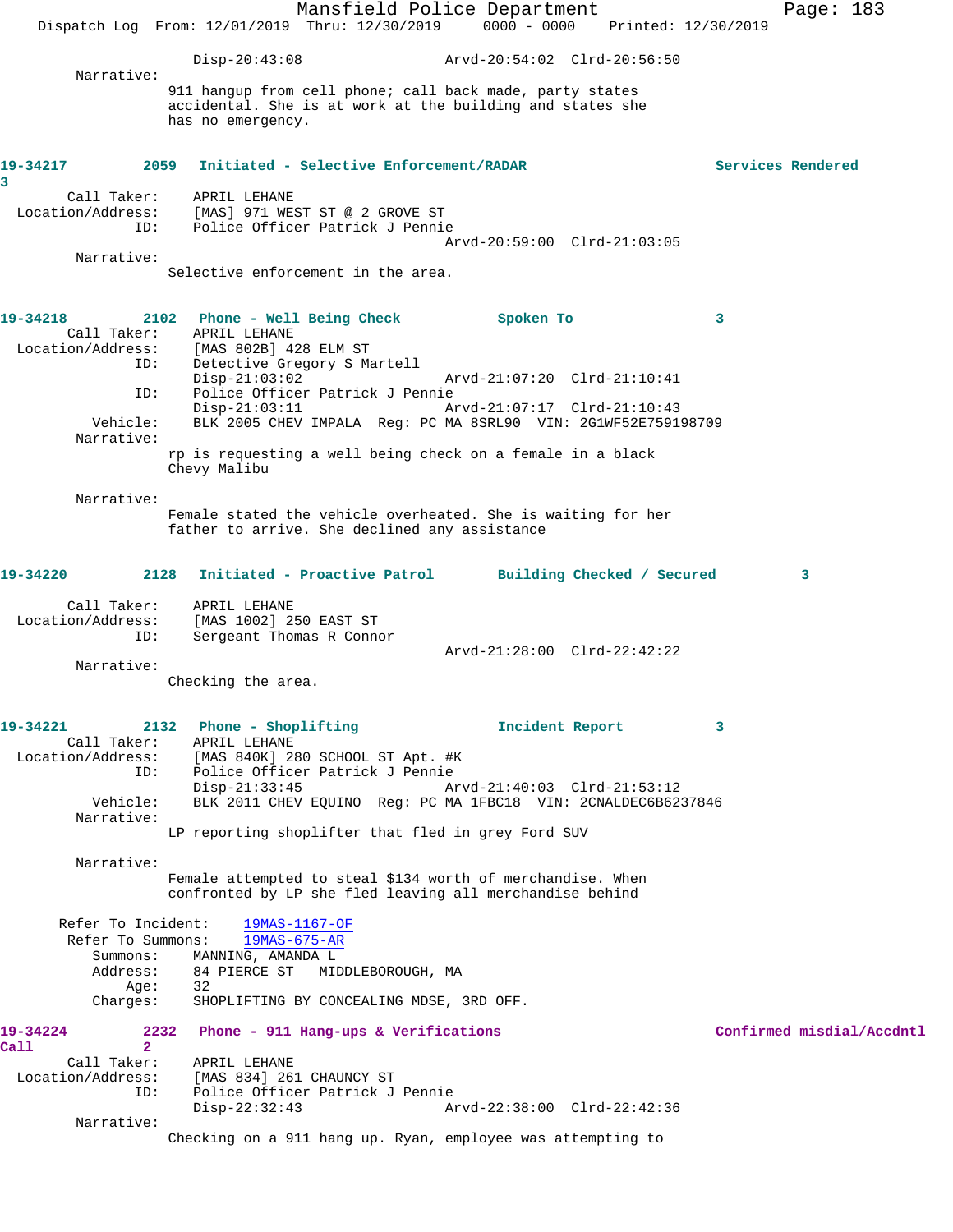Disp-20:43:08 Arvd-20:54:02 Clrd-20:56:50

Narrative:

911 hangup from cell phone; call back made, party states accidental. She is at work at the building and states she has no emergency.

**19-34217 2059 Initiated - Selective Enforcement/RADAR Services Rendered 3**

Call Taker: APRIL LEHANE
Location/Address: [MAS] 971 WEST ST @ 2 GROVE ST
ID: Police Officer Patrick J Pennie
Arvd-20:59:00 Clrd-21:03:05

Narrative:

Selective enforcement in the area.

**19-34218 2102 Phone - Well Being Check Spoken To 3**

Call Taker: APRIL LEHANE
Location/Address: [MAS 802B] 428 ELM ST
ID: Detective Gregory S Martell
Disp-21:03:02 Arvd-21:07:20 Clrd-21:10:41
ID: Police Officer Patrick J Pennie
Disp-21:03:11 Arvd-21:07:17 Clrd-21:10:43
Vehicle: BLK 2005 CHEV IMPALA Reg: PC MA 8SRL90 VIN: 2G1WF52E759198709

Narrative:

rp is requesting a well being check on a female in a black Chevy Malibu

Narrative:

Female stated the vehicle overheated. She is waiting for her father to arrive. She declined any assistance

**19-34220 2128 Initiated - Proactive Patrol Building Checked / Secured 3**

Call Taker: APRIL LEHANE
Location/Address: [MAS 1002] 250 EAST ST
ID: Sergeant Thomas R Connor
Arvd-21:28:00 Clrd-22:42:22

Narrative:

Checking the area.

**19-34221 2132 Phone - Shoplifting Incident Report 3**

Call Taker: APRIL LEHANE
Location/Address: [MAS 840K] 280 SCHOOL ST Apt. #K
ID: Police Officer Patrick J Pennie
Disp-21:33:45 Arvd-21:40:03 Clrd-21:53:12
Vehicle: BLK 2011 CHEV EQUINO Reg: PC MA 1FBC18 VIN: 2CNALDEC6B6237846

Narrative:

LP reporting shoplifter that fled in grey Ford SUV

Narrative:

Female attempted to steal $134 worth of merchandise. When confronted by LP she fled leaving all merchandise behind

Refer To Incident: 19MAS-1167-OF
Refer To Summons: 19MAS-675-AR
Summons: MANNING, AMANDA L
Address: 84 PIERCE ST MIDDLEBOROUGH, MA
Age: 32
Charges: SHOPLIFTING BY CONCEALING MDSE, 3RD OFF.

**19-34224 2232 Phone - 911 Hang-ups & Verifications Confirmed misdial/Accdntl Call 2**

Call Taker: APRIL LEHANE
Location/Address: [MAS 834] 261 CHAUNCY ST
ID: Police Officer Patrick J Pennie
Disp-22:32:43 Arvd-22:38:00 Clrd-22:42:36

Narrative:

Checking on a 911 hang up. Ryan, employee was attempting to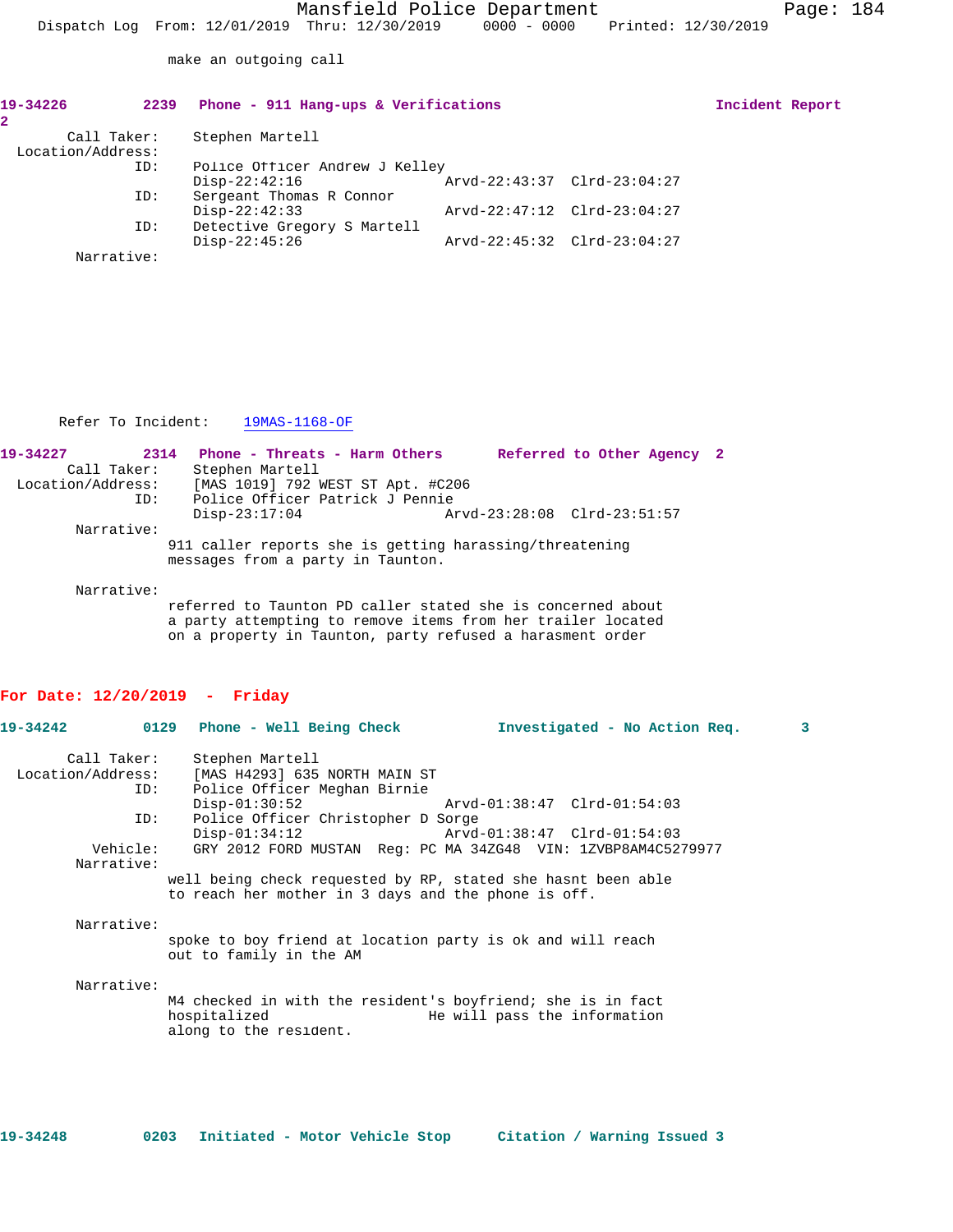make an outgoing call

**19-34226 2239 Phone - 911 Hang-ups & Verifications Incident Report 2**

Call Taker: Stephen Martell
Location/Address:
ID: Police Officer Andrew J Kelley
Disp-22:42:16 Arvd-22:43:37 Clrd-23:04:27
ID: Sergeant Thomas R Connor
Disp-22:42:33 Arvd-22:47:12 Clrd-23:04:27
ID: Detective Gregory S Martell
Disp-22:45:26 Arvd-22:45:32 Clrd-23:04:27
Narrative:

Refer To Incident: 19MAS-1168-OF

**19-34227 2314 Phone - Threats - Harm Others Referred to Other Agency 2**

Call Taker: Stephen Martell
Location/Address: [MAS 1019] 792 WEST ST Apt. #C206
ID: Police Officer Patrick J Pennie
Disp-23:17:04 Arvd-23:28:08 Clrd-23:51:57
Narrative:
911 caller reports she is getting harassing/threatening messages from a party in Taunton.

Narrative:
referred to Taunton PD caller stated she is concerned about a party attempting to remove items from her trailer located on a property in Taunton, party refused a harasment order

## For Date: 12/20/2019 - Friday

**19-34242 0129 Phone - Well Being Check Investigated - No Action Req. 3**

Call Taker: Stephen Martell
Location/Address: [MAS H4293] 635 NORTH MAIN ST
ID: Police Officer Meghan Birnie
Disp-01:30:52 Arvd-01:38:47 Clrd-01:54:03
ID: Police Officer Christopher D Sorge
Disp-01:34:12 Arvd-01:38:47 Clrd-01:54:03
Vehicle: GRY 2012 FORD MUSTAN Reg: PC MA 34ZG48 VIN: 1ZVBP8AM4C5279977
Narrative:
well being check requested by RP, stated she hasnt been able to reach her mother in 3 days and the phone is off.

Narrative:
spoke to boy friend at location party is ok and will reach out to family in the AM

Narrative:
M4 checked in with the resident's boyfriend; she is in fact hospitalized He will pass the information along to the resident.

**19-34248 0203 Initiated - Motor Vehicle Stop Citation / Warning Issued 3**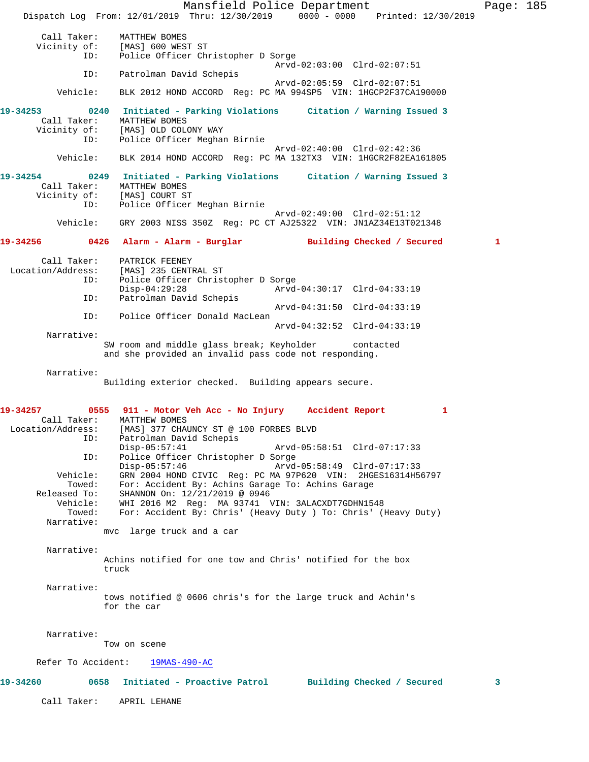```
       Call Taker:    MATTHEW BOMES
      Vicinity of:    [MAS] 600 WEST ST
               ID:    Police Officer Christopher D Sorge
                                            Arvd-02:03:00  Clrd-02:07:51
               ID:    Patrolman David Schepis
                                            Arvd-02:05:59  Clrd-02:07:51
          Vehicle:    BLK 2012 HOND ACCORD  Reg: PC MA 994SP5  VIN: 1HGCP2F37CA190000

19-34253        0240   Initiated - Parking Violations     Citation / Warning Issued 3
       Call Taker:    MATTHEW BOMES
      Vicinity of:    [MAS] OLD COLONY WAY
               ID:    Police Officer Meghan Birnie
                                            Arvd-02:40:00  Clrd-02:42:36
          Vehicle:    BLK 2014 HOND ACCORD  Reg: PC MA 132TX3  VIN: 1HGCR2F82EA161805

19-34254        0249   Initiated - Parking Violations     Citation / Warning Issued 3
       Call Taker:    MATTHEW BOMES
      Vicinity of:    [MAS] COURT ST
               ID:    Police Officer Meghan Birnie
                                            Arvd-02:49:00  Clrd-02:51:12
          Vehicle:    GRY 2003 NISS 350Z  Reg: PC CT AJ25322  VIN: JN1AZ34E13T021348

19-34256        0426   Alarm - Alarm - Burglar            Building Checked / Secured          1

       Call Taker:    PATRICK FEENEY
 Location/Address:    [MAS] 235 CENTRAL ST
               ID:    Police Officer Christopher D Sorge
                      Disp-04:29:28         Arvd-04:30:17  Clrd-04:33:19
               ID:    Patrolman David Schepis
                                            Arvd-04:31:50  Clrd-04:33:19
               ID:    Police Officer Donald MacLean
                                            Arvd-04:32:52  Clrd-04:33:19
        Narrative:
                     SW room and middle glass break; Keyholder       contacted
                     and she provided an invalid pass code not responding.

        Narrative:
                     Building exterior checked.  Building appears secure.


19-34257        0555   911 - Motor Veh Acc - No Injury    Accident Report          1
       Call Taker:    MATTHEW BOMES
 Location/Address:    [MAS] 377 CHAUNCY ST @ 100 FORBES BLVD
               ID:    Patrolman David Schepis
                      Disp-05:57:41         Arvd-05:58:51  Clrd-07:17:33
               ID:    Police Officer Christopher D Sorge
                      Disp-05:57:46         Arvd-05:58:49  Clrd-07:17:33
          Vehicle:    GRN 2004 HOND CIVIC  Reg: PC MA 97P620  VIN:  2HGES16314H56797
            Towed:    For: Accident By: Achins Garage To: Achins Garage
      Released To:    SHANNON On: 12/21/2019 @ 0946
          Vehicle:    WHI 2016 M2  Reg:  MA 93741  VIN: 3ALACXDT7GDHN1548
            Towed:    For: Accident By: Chris' (Heavy Duty ) To: Chris' (Heavy Duty)
        Narrative:
                     mvc  large truck and a car

        Narrative:
                     Achins notified for one tow and Chris' notified for the box
                     truck

        Narrative:
                     tows notified @ 0606 chris's for the large truck and Achin's
                     for the car


        Narrative:
                     Tow on scene

      Refer To Accident:    19MAS-490-AC

19-34260        0658   Initiated - Proactive Patrol       Building Checked / Secured          3

       Call Taker:    APRIL LEHANE
```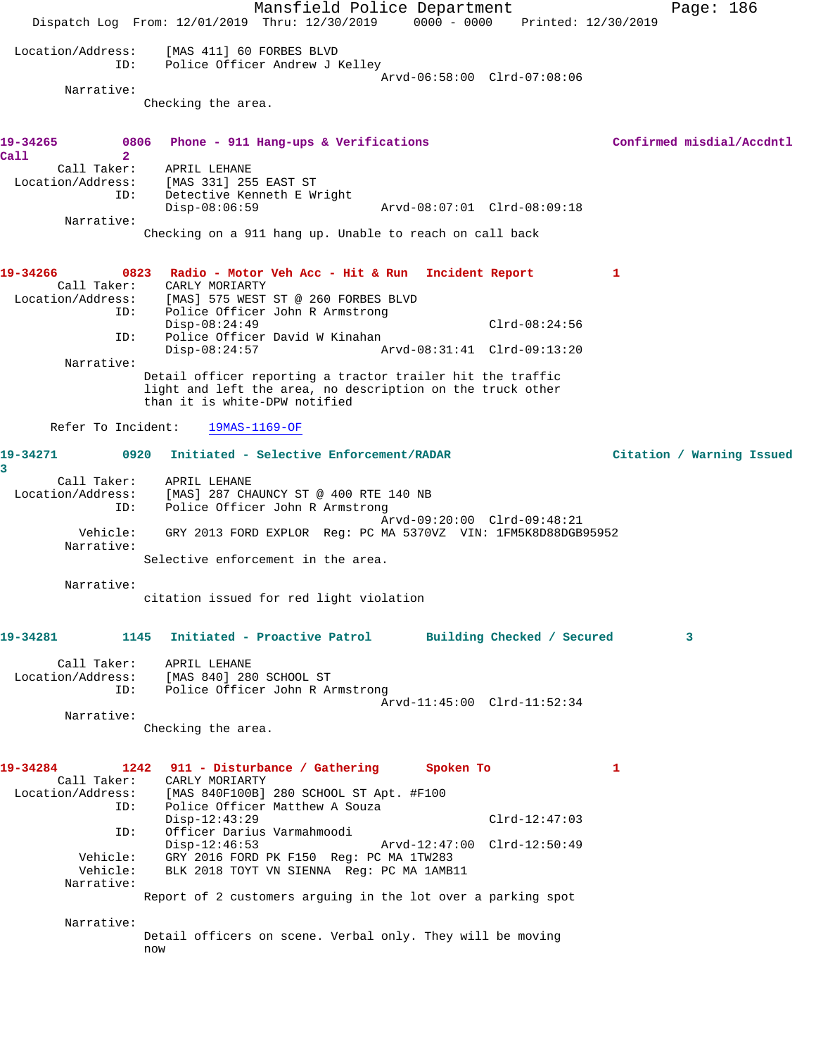```
Location/Address:     [MAS 411] 60 FORBES BLVD
              ID:     Police Officer Andrew J Kelley
                                               Arvd-06:58:00  Clrd-07:08:06
        Narrative:
               Checking the area.


19-34265         0806   Phone - 911 Hang-ups & Verifications              Confirmed misdial/Accdntl
Call              2
        Call Taker:     APRIL LEHANE
   Location/Address:     [MAS 331] 255 EAST ST
              ID:     Detective Kenneth E Wright
                      Disp-08:06:59              Arvd-08:07:01  Clrd-08:09:18
        Narrative:
               Checking on a 911 hang up. Unable to reach on call back


19-34266         0823   Radio - Motor Veh Acc - Hit & Run   Incident Report          1
        Call Taker:     CARLY MORIARTY
   Location/Address:     [MAS] 575 WEST ST @ 260 FORBES BLVD
              ID:     Police Officer John R Armstrong
                      Disp-08:24:49                             Clrd-08:24:56
              ID:     Police Officer David W Kinahan
                      Disp-08:24:57              Arvd-08:31:41  Clrd-09:13:20
        Narrative:
               Detail officer reporting a tractor trailer hit the traffic
               light and left the area, no description on the truck other
               than it is white-DPW notified

      Refer To Incident:    19MAS-1169-OF

19-34271         0920   Initiated - Selective Enforcement/RADAR            Citation / Warning Issued
3
        Call Taker:     APRIL LEHANE
   Location/Address:     [MAS] 287 CHAUNCY ST @ 400 RTE 140 NB
              ID:     Police Officer John R Armstrong
                                               Arvd-09:20:00  Clrd-09:48:21
          Vehicle:     GRY 2013 FORD EXPLOR  Reg: PC MA 5370VZ  VIN: 1FM5K8D88DGB95952
        Narrative:
               Selective enforcement in the area.

        Narrative:
               citation issued for red light violation


19-34281         1145   Initiated - Proactive Patrol       Building Checked / Secured         3

        Call Taker:     APRIL LEHANE
   Location/Address:     [MAS 840] 280 SCHOOL ST
              ID:     Police Officer John R Armstrong
                                               Arvd-11:45:00  Clrd-11:52:34
        Narrative:
               Checking the area.


19-34284         1242   911 - Disturbance / Gathering      Spoken To                1
        Call Taker:     CARLY MORIARTY
   Location/Address:     [MAS 840F100B] 280 SCHOOL ST Apt. #F100
              ID:     Police Officer Matthew A Souza
                      Disp-12:43:29                             Clrd-12:47:03
              ID:     Officer Darius Varmahmoodi
                      Disp-12:46:53              Arvd-12:47:00  Clrd-12:50:49
          Vehicle:     GRY 2016 FORD PK F150  Reg: PC MA 1TW283
          Vehicle:     BLK 2018 TOYT VN SIENNA  Reg: PC MA 1AMB11
        Narrative:
               Report of 2 customers arguing in the lot over a parking spot

        Narrative:
               Detail officers on scene. Verbal only. They will be moving
               now
```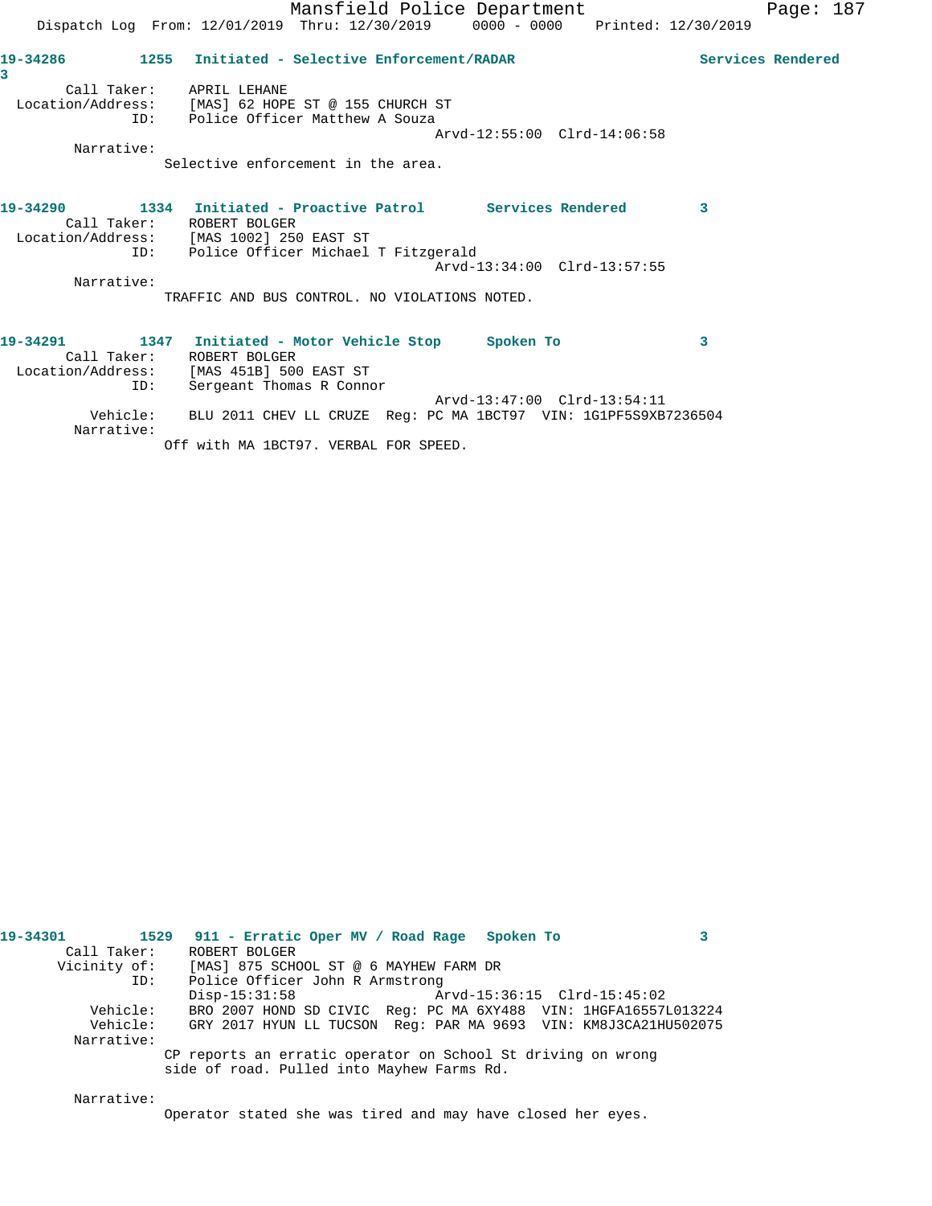**19-34286** 1255 Initiated - Selective Enforcement/RADAR Services Rendered 3

Call Taker: APRIL LEHANE
Location/Address: [MAS] 62 HOPE ST @ 155 CHURCH ST
ID: Police Officer Matthew A Souza
Arvd-12:55:00 Clrd-14:06:58

Narrative:
Selective enforcement in the area.

**19-34290** 1334 Initiated - Proactive Patrol Services Rendered 3

Call Taker: ROBERT BOLGER
Location/Address: [MAS 1002] 250 EAST ST
ID: Police Officer Michael T Fitzgerald
Arvd-13:34:00 Clrd-13:57:55

Narrative:
TRAFFIC AND BUS CONTROL. NO VIOLATIONS NOTED.

**19-34291** 1347 Initiated - Motor Vehicle Stop Spoken To 3

Call Taker: ROBERT BOLGER
Location/Address: [MAS 451B] 500 EAST ST
ID: Sergeant Thomas R Connor
Arvd-13:47:00 Clrd-13:54:11
Vehicle: BLU 2011 CHEV LL CRUZE Reg: PC MA 1BCT97 VIN: 1G1PF5S9XB7236504

Narrative:
Off with MA 1BCT97. VERBAL FOR SPEED.

**19-34301** 1529 911 - Erratic Oper MV / Road Rage Spoken To 3

Call Taker: ROBERT BOLGER
Vicinity of: [MAS] 875 SCHOOL ST @ 6 MAYHEW FARM DR
ID: Police Officer John R Armstrong
Disp-15:31:58 Arvd-15:36:15 Clrd-15:45:02
Vehicle: BRO 2007 HOND SD CIVIC Reg: PC MA 6XY488 VIN: 1HGFA16557L013224
Vehicle: GRY 2017 HYUN LL TUCSON Reg: PAR MA 9693 VIN: KM8J3CA21HU502075

Narrative:
CP reports an erratic operator on School St driving on wrong side of road. Pulled into Mayhew Farms Rd.

Narrative:
Operator stated she was tired and may have closed her eyes.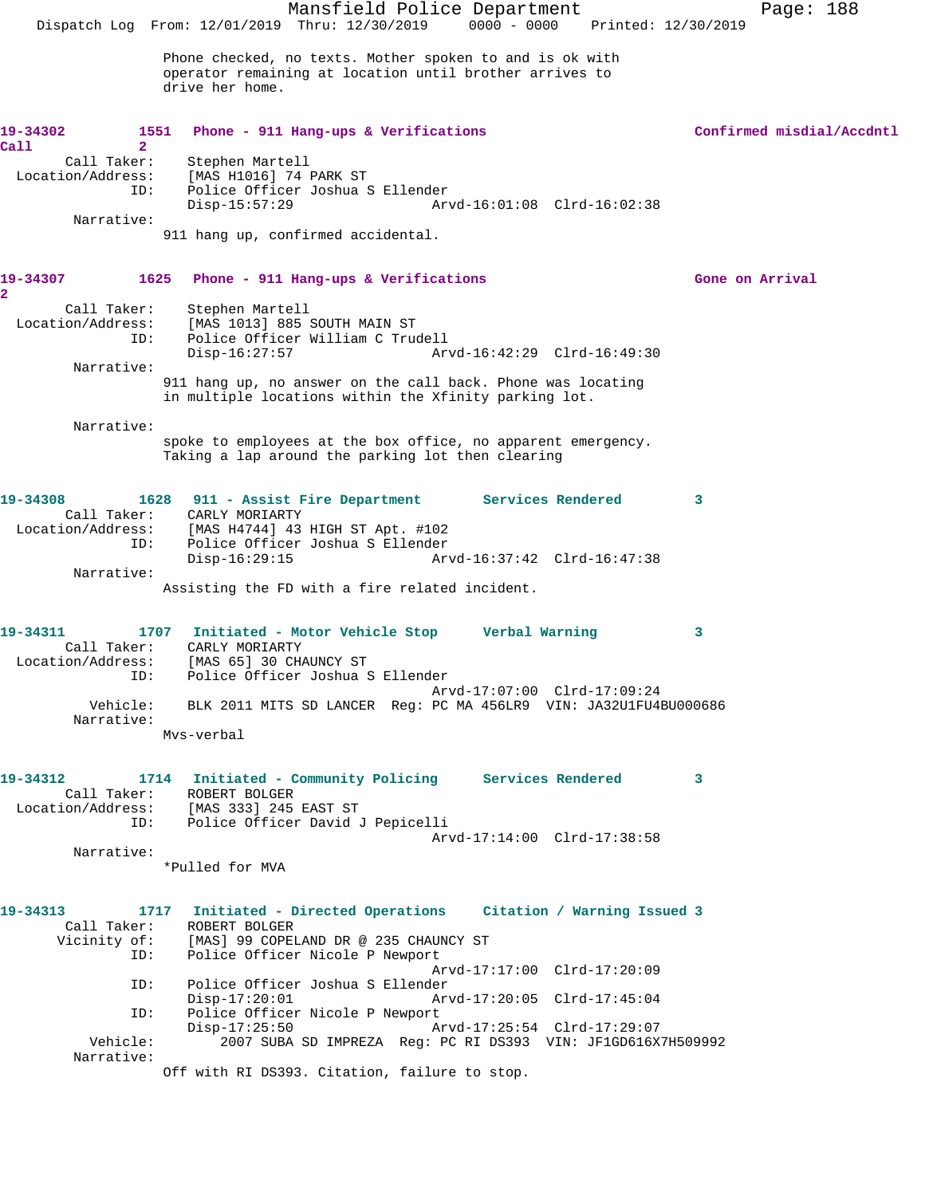Phone checked, no texts. Mother spoken to and is ok with operator remaining at location until brother arrives to drive her home.

**19-34302** 1551 **Phone - 911 Hang-ups & Verifications** **Confirmed misdial/Accdntl Call** 2

Call Taker: Stephen Martell
Location/Address: [MAS H1016] 74 PARK ST
ID: Police Officer Joshua S Ellender
Disp-15:57:29 Arvd-16:01:08 Clrd-16:02:38

Narrative:
911 hang up, confirmed accidental.

**19-34307** 1625 **Phone - 911 Hang-ups & Verifications** **Gone on Arrival** 2

Call Taker: Stephen Martell
Location/Address: [MAS 1013] 885 SOUTH MAIN ST
ID: Police Officer William C Trudell
Disp-16:27:57 Arvd-16:42:29 Clrd-16:49:30

Narrative:
911 hang up, no answer on the call back. Phone was locating in multiple locations within the Xfinity parking lot.

Narrative:
spoke to employees at the box office, no apparent emergency. Taking a lap around the parking lot then clearing

**19-34308** 1628 **911 - Assist Fire Department** **Services Rendered** 3

Call Taker: CARLY MORIARTY
Location/Address: [MAS H4744] 43 HIGH ST Apt. #102
ID: Police Officer Joshua S Ellender
Disp-16:29:15 Arvd-16:37:42 Clrd-16:47:38

Narrative:
Assisting the FD with a fire related incident.

**19-34311** 1707 **Initiated - Motor Vehicle Stop** **Verbal Warning** 3

Call Taker: CARLY MORIARTY
Location/Address: [MAS 65] 30 CHAUNCY ST
ID: Police Officer Joshua S Ellender
Arvd-17:07:00 Clrd-17:09:24
Vehicle: BLK 2011 MITS SD LANCER Reg: PC MA 456LR9 VIN: JA32U1FU4BU000686

Narrative:
Mvs-verbal

**19-34312** 1714 **Initiated - Community Policing** **Services Rendered** 3

Call Taker: ROBERT BOLGER
Location/Address: [MAS 333] 245 EAST ST
ID: Police Officer David J Pepicelli
Arvd-17:14:00 Clrd-17:38:58

Narrative:
*Pulled for MVA

**19-34313** 1717 **Initiated - Directed Operations** **Citation / Warning Issued** 3

Call Taker: ROBERT BOLGER
Vicinity of: [MAS] 99 COPELAND DR @ 235 CHAUNCY ST
ID: Police Officer Nicole P Newport
Arvd-17:17:00 Clrd-17:20:09
ID: Police Officer Joshua S Ellender
Disp-17:20:01 Arvd-17:20:05 Clrd-17:45:04
ID: Police Officer Nicole P Newport
Disp-17:25:50 Arvd-17:25:54 Clrd-17:29:07
Vehicle: 2007 SUBA SD IMPREZA Reg: PC RI DS393 VIN: JF1GD616X7H509992

Narrative:
Off with RI DS393. Citation, failure to stop.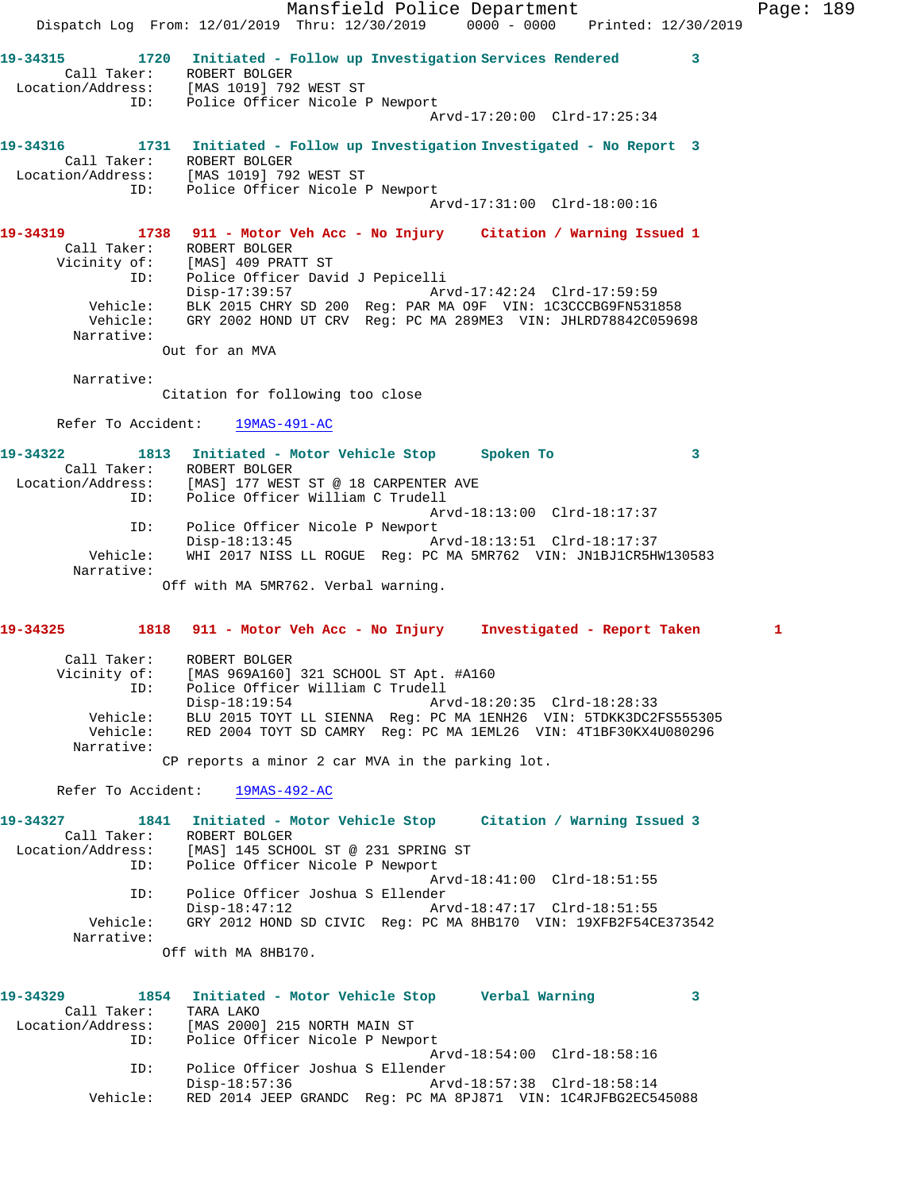Mansfield Police Department
Dispatch Log From: 12/01/2019 Thru: 12/30/2019 0000 - 0000 Printed: 12/30/2019

**19-34315** 1720 Initiated - Follow up Investigation Services Rendered 3
Call Taker: ROBERT BOLGER
Location/Address: [MAS 1019] 792 WEST ST
ID: Police Officer Nicole P Newport
Arvd-17:20:00 Clrd-17:25:34

**19-34316** 1731 Initiated - Follow up Investigation Investigated - No Report 3
Call Taker: ROBERT BOLGER
Location/Address: [MAS 1019] 792 WEST ST
ID: Police Officer Nicole P Newport
Arvd-17:31:00 Clrd-18:00:16

**19-34319** 1738 911 - Motor Veh Acc - No Injury Citation / Warning Issued 1
Call Taker: ROBERT BOLGER
Vicinity of: [MAS] 409 PRATT ST
ID: Police Officer David J Pepicelli
Disp-17:39:57 Arvd-17:42:24 Clrd-17:59:59
Vehicle: BLK 2015 CHRY SD 200 Reg: PAR MA O9F VIN: 1C3CCCBG9FN531858
Vehicle: GRY 2002 HOND UT CRV Reg: PC MA 289ME3 VIN: JHLRD78842C059698
Narrative:
Out for an MVA

Narrative:
Citation for following too close

Refer To Accident: 19MAS-491-AC

**19-34322** 1813 Initiated - Motor Vehicle Stop Spoken To 3
Call Taker: ROBERT BOLGER
Location/Address: [MAS] 177 WEST ST @ 18 CARPENTER AVE
ID: Police Officer William C Trudell
Arvd-18:13:00 Clrd-18:17:37
ID: Police Officer Nicole P Newport
Disp-18:13:45 Arvd-18:13:51 Clrd-18:17:37
Vehicle: WHI 2017 NISS LL ROGUE Reg: PC MA 5MR762 VIN: JN1BJ1CR5HW130583
Narrative:
Off with MA 5MR762. Verbal warning.

**19-34325** 1818 911 - Motor Veh Acc - No Injury Investigated - Report Taken 1
Call Taker: ROBERT BOLGER
Vicinity of: [MAS 969A160] 321 SCHOOL ST Apt. #A160
ID: Police Officer William C Trudell
Disp-18:19:54 Arvd-18:20:35 Clrd-18:28:33
Vehicle: BLU 2015 TOYT LL SIENNA Reg: PC MA 1ENH26 VIN: 5TDKK3DC2FS555305
Vehicle: RED 2004 TOYT SD CAMRY Reg: PC MA 1EML26 VIN: 4T1BF30KX4U080296
Narrative:
CP reports a minor 2 car MVA in the parking lot.

Refer To Accident: 19MAS-492-AC

**19-34327** 1841 Initiated - Motor Vehicle Stop Citation / Warning Issued 3
Call Taker: ROBERT BOLGER
Location/Address: [MAS] 145 SCHOOL ST @ 231 SPRING ST
ID: Police Officer Nicole P Newport
Arvd-18:41:00 Clrd-18:51:55
ID: Police Officer Joshua S Ellender
Disp-18:47:12 Arvd-18:47:17 Clrd-18:51:55
Vehicle: GRY 2012 HOND SD CIVIC Reg: PC MA 8HB170 VIN: 19XFB2F54CE373542
Narrative:
Off with MA 8HB170.

**19-34329** 1854 Initiated - Motor Vehicle Stop Verbal Warning 3
Call Taker: TARA LAKO
Location/Address: [MAS 2000] 215 NORTH MAIN ST
ID: Police Officer Nicole P Newport
Arvd-18:54:00 Clrd-18:58:16
ID: Police Officer Joshua S Ellender
Disp-18:57:36 Arvd-18:57:38 Clrd-18:58:14
Vehicle: RED 2014 JEEP GRANDC Reg: PC MA 8PJ871 VIN: 1C4RJFBG2EC545088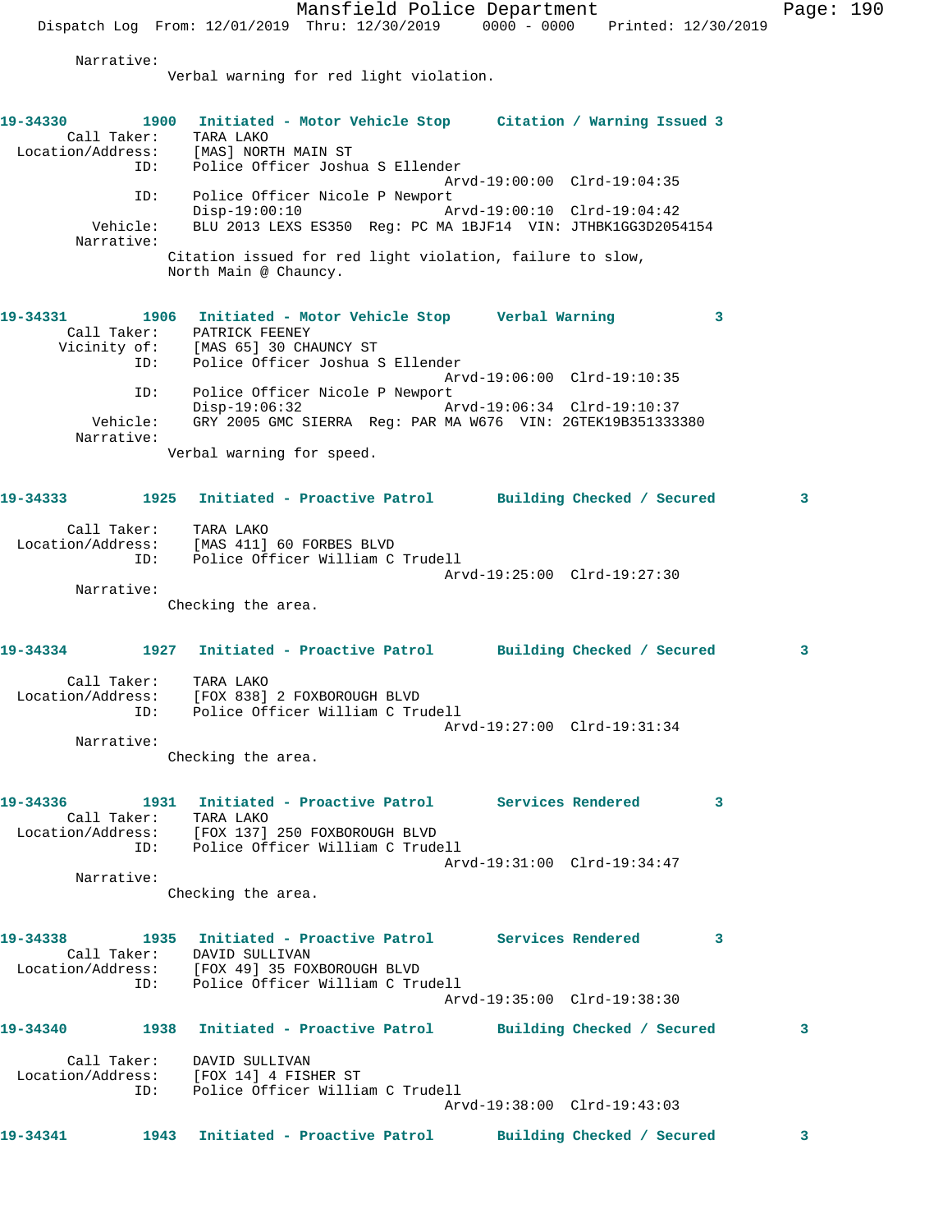Narrative:
Verbal warning for red light violation.

**19-34330 1900 Initiated - Motor Vehicle Stop Citation / Warning Issued 3**

Call Taker: TARA LAKO
Location/Address: [MAS] NORTH MAIN ST
ID: Police Officer Joshua S Ellender
Arvd-19:00:00 Clrd-19:04:35
ID: Police Officer Nicole P Newport
Disp-19:00:10 Arvd-19:00:10 Clrd-19:04:42
Vehicle: BLU 2013 LEXS ES350 Reg: PC MA 1BJF14 VIN: JTHBK1GG3D2054154
Narrative:
Citation issued for red light violation, failure to slow, North Main @ Chauncy.

**19-34331 1906 Initiated - Motor Vehicle Stop Verbal Warning 3**

Call Taker: PATRICK FEENEY
Vicinity of: [MAS 65] 30 CHAUNCY ST
ID: Police Officer Joshua S Ellender
Arvd-19:06:00 Clrd-19:10:35
ID: Police Officer Nicole P Newport
Disp-19:06:32 Arvd-19:06:34 Clrd-19:10:37
Vehicle: GRY 2005 GMC SIERRA Reg: PAR MA W676 VIN: 2GTEK19B351333380
Narrative:
Verbal warning for speed.

**19-34333 1925 Initiated - Proactive Patrol Building Checked / Secured 3**

Call Taker: TARA LAKO
Location/Address: [MAS 411] 60 FORBES BLVD
ID: Police Officer William C Trudell
Arvd-19:25:00 Clrd-19:27:30
Narrative:
Checking the area.

**19-34334 1927 Initiated - Proactive Patrol Building Checked / Secured 3**

Call Taker: TARA LAKO
Location/Address: [FOX 838] 2 FOXBOROUGH BLVD
ID: Police Officer William C Trudell
Arvd-19:27:00 Clrd-19:31:34
Narrative:
Checking the area.

**19-34336 1931 Initiated - Proactive Patrol Services Rendered 3**

Call Taker: TARA LAKO
Location/Address: [FOX 137] 250 FOXBOROUGH BLVD
ID: Police Officer William C Trudell
Arvd-19:31:00 Clrd-19:34:47
Narrative:
Checking the area.

**19-34338 1935 Initiated - Proactive Patrol Services Rendered 3**

Call Taker: DAVID SULLIVAN
Location/Address: [FOX 49] 35 FOXBOROUGH BLVD
ID: Police Officer William C Trudell
Arvd-19:35:00 Clrd-19:38:30

**19-34340 1938 Initiated - Proactive Patrol Building Checked / Secured 3**

Call Taker: DAVID SULLIVAN
Location/Address: [FOX 14] 4 FISHER ST
ID: Police Officer William C Trudell
Arvd-19:38:00 Clrd-19:43:03

**19-34341 1943 Initiated - Proactive Patrol Building Checked / Secured 3**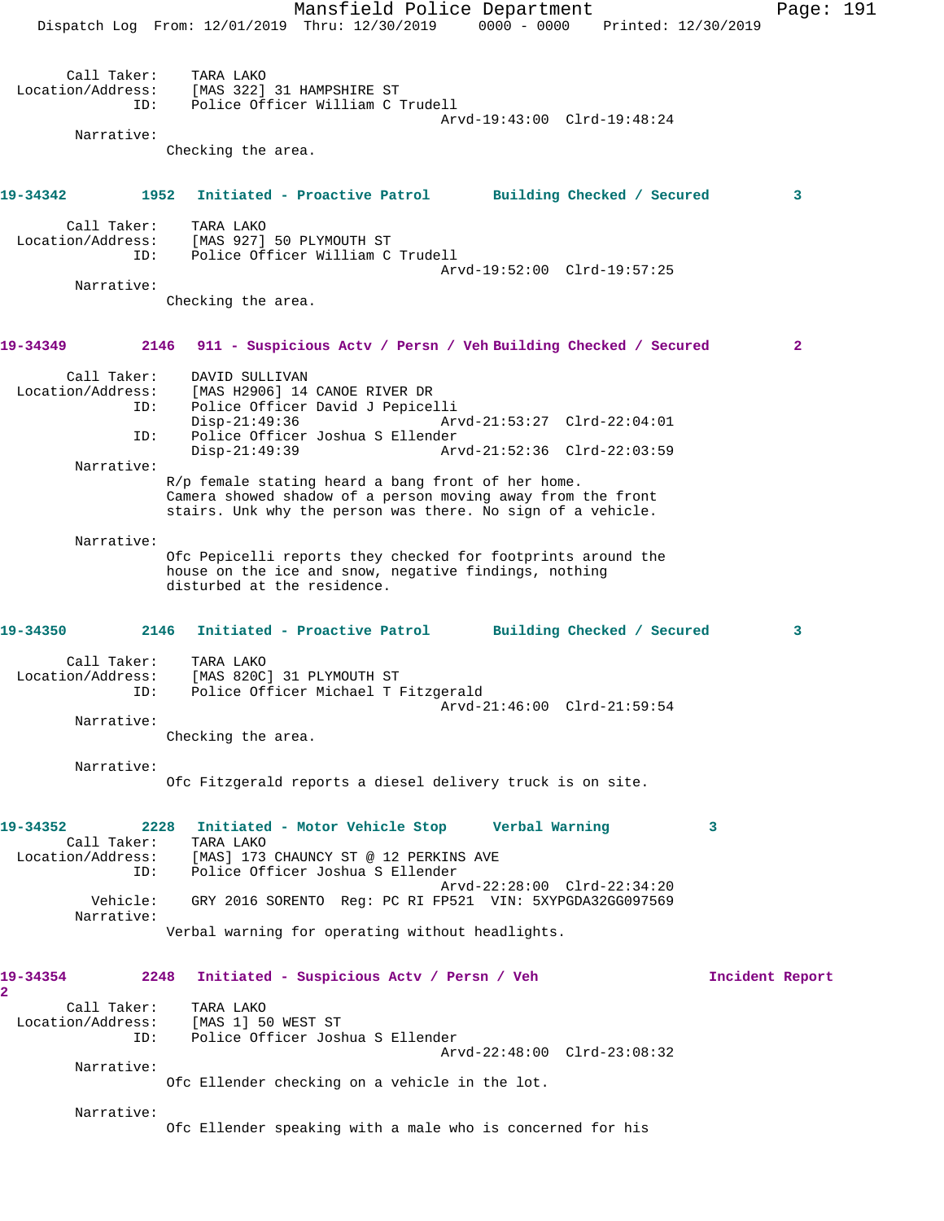Call Taker: TARA LAKO
Location/Address: [MAS 322] 31 HAMPSHIRE ST
ID: Police Officer William C Trudell
Arvd-19:43:00 Clrd-19:48:24

Narrative:
Checking the area.

**19-34342 1952 Initiated - Proactive Patrol Building Checked / Secured 3**

Call Taker: TARA LAKO
Location/Address: [MAS 927] 50 PLYMOUTH ST
ID: Police Officer William C Trudell
Arvd-19:52:00 Clrd-19:57:25

Narrative:
Checking the area.

**19-34349 2146 911 - Suspicious Actv / Persn / Veh Building Checked / Secured 2**

Call Taker: DAVID SULLIVAN
Location/Address: [MAS H2906] 14 CANOE RIVER DR
ID: Police Officer David J Pepicelli
Disp-21:49:36 Arvd-21:53:27 Clrd-22:04:01
ID: Police Officer Joshua S Ellender
Disp-21:49:39 Arvd-21:52:36 Clrd-22:03:59

Narrative:
R/p female stating heard a bang front of her home. Camera showed shadow of a person moving away from the front stairs. Unk why the person was there. No sign of a vehicle.

Narrative:
Ofc Pepicelli reports they checked for footprints around the house on the ice and snow, negative findings, nothing disturbed at the residence.

**19-34350 2146 Initiated - Proactive Patrol Building Checked / Secured 3**

Call Taker: TARA LAKO
Location/Address: [MAS 820C] 31 PLYMOUTH ST
ID: Police Officer Michael T Fitzgerald
Arvd-21:46:00 Clrd-21:59:54

Narrative:
Checking the area.

Narrative:
Ofc Fitzgerald reports a diesel delivery truck is on site.

**19-34352 2228 Initiated - Motor Vehicle Stop Verbal Warning 3**

Call Taker: TARA LAKO
Location/Address: [MAS] 173 CHAUNCY ST @ 12 PERKINS AVE
ID: Police Officer Joshua S Ellender
Arvd-22:28:00 Clrd-22:34:20
Vehicle: GRY 2016 SORENTO Reg: PC RI FP521 VIN: 5XYPGDA32GG097569

Narrative:
Verbal warning for operating without headlights.

**19-34354 2248 Initiated - Suspicious Actv / Persn / Veh Incident Report 2**

Call Taker: TARA LAKO
Location/Address: [MAS 1] 50 WEST ST
ID: Police Officer Joshua S Ellender
Arvd-22:48:00 Clrd-23:08:32

Narrative:
Ofc Ellender checking on a vehicle in the lot.

Narrative:
Ofc Ellender speaking with a male who is concerned for his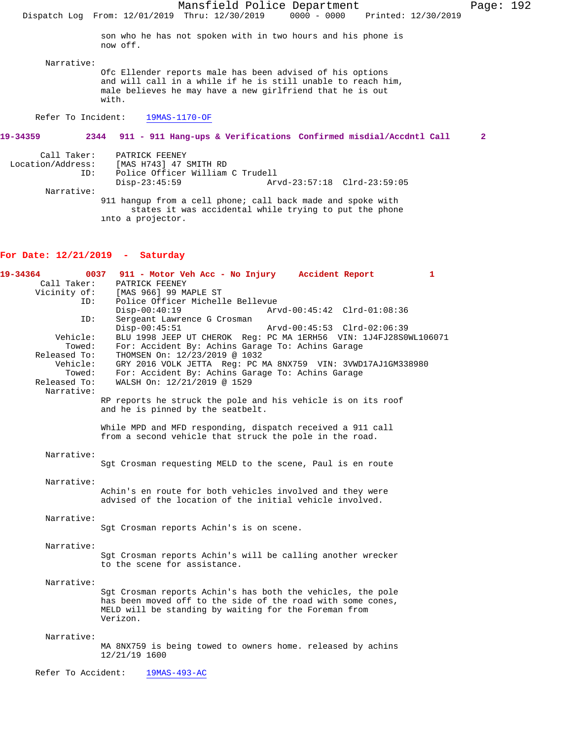son who he has not spoken with in two hours and his phone is now off.

Narrative:
Ofc Ellender reports male has been advised of his options and will call in a while if he is still unable to reach him, male believes he may have a new girlfriend that he is out with.

Refer To Incident: 19MAS-1170-OF

**19-34359 2344 911 - 911 Hang-ups & Verifications Confirmed misdial/Accdntl Call 2**

Call Taker: PATRICK FEENEY
Location/Address: [MAS H743] 47 SMITH RD
ID: Police Officer William C Trudell
Disp-23:45:59 Arvd-23:57:18 Clrd-23:59:05

Narrative:
911 hangup from a cell phone; call back made and spoke with states it was accidental while trying to put the phone into a projector.

## For Date: 12/21/2019 - Saturday

**19-34364 0037 911 - Motor Veh Acc - No Injury Accident Report 1**

Call Taker: PATRICK FEENEY
Vicinity of: [MAS 966] 99 MAPLE ST
ID: Police Officer Michelle Bellevue
Disp-00:40:19 Arvd-00:45:42 Clrd-01:08:36
ID: Sergeant Lawrence G Crosman
Disp-00:45:51 Arvd-00:45:53 Clrd-02:06:39
Vehicle: BLU 1998 JEEP UT CHEROK Reg: PC MA 1ERH56 VIN: 1J4FJ28S0WL106071
Towed: For: Accident By: Achins Garage To: Achins Garage
Released To: THOMSEN On: 12/23/2019 @ 1032
Vehicle: GRY 2016 VOLK JETTA Reg: PC MA 8NX759 VIN: 3VWD17AJ1GM338980
Towed: For: Accident By: Achins Garage To: Achins Garage
Released To: WALSH On: 12/21/2019 @ 1529

Narrative:
RP reports he struck the pole and his vehicle is on its roof and he is pinned by the seatbelt.

While MPD and MFD responding, dispatch received a 911 call from a second vehicle that struck the pole in the road.

Narrative:
Sgt Crosman requesting MELD to the scene, Paul is en route

Narrative:
Achin's en route for both vehicles involved and they were advised of the location of the initial vehicle involved.

Narrative:
Sgt Crosman reports Achin's is on scene.

Narrative:
Sgt Crosman reports Achin's will be calling another wrecker to the scene for assistance.

Narrative:
Sgt Crosman reports Achin's has both the vehicles, the pole has been moved off to the side of the road with some cones, MELD will be standing by waiting for the Foreman from Verizon.

Narrative:
MA 8NX759 is being towed to owners home. released by achins 12/21/19 1600

Refer To Accident: 19MAS-493-AC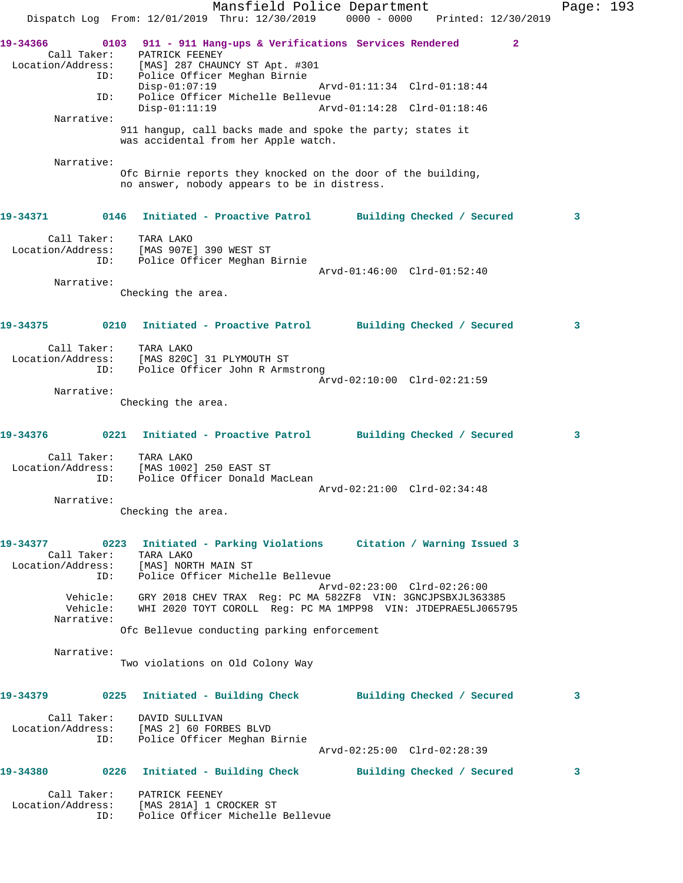**19-34366** 0103 **911 - 911 Hang-ups & Verifications** **Services Rendered** 2

Call Taker: PATRICK FEENEY
Location/Address: [MAS] 287 CHAUNCY ST Apt. #301
ID: Police Officer Meghan Birnie
Disp-01:07:19 Arvd-01:11:34 Clrd-01:18:44
ID: Police Officer Michelle Bellevue
Disp-01:11:19 Arvd-01:14:28 Clrd-01:18:46

Narrative:
911 hangup, call backs made and spoke the party; states it was accidental from her Apple watch.

Narrative:
Ofc Birnie reports they knocked on the door of the building, no answer, nobody appears to be in distress.

**19-34371** 0146 **Initiated - Proactive Patrol** **Building Checked / Secured** 3

Call Taker: TARA LAKO
Location/Address: [MAS 907E] 390 WEST ST
ID: Police Officer Meghan Birnie
Arvd-01:46:00 Clrd-01:52:40

Narrative:
Checking the area.

**19-34375** 0210 **Initiated - Proactive Patrol** **Building Checked / Secured** 3

Call Taker: TARA LAKO
Location/Address: [MAS 820C] 31 PLYMOUTH ST
ID: Police Officer John R Armstrong
Arvd-02:10:00 Clrd-02:21:59

Narrative:
Checking the area.

**19-34376** 0221 **Initiated - Proactive Patrol** **Building Checked / Secured** 3

Call Taker: TARA LAKO
Location/Address: [MAS 1002] 250 EAST ST
ID: Police Officer Donald MacLean
Arvd-02:21:00 Clrd-02:34:48

Narrative:
Checking the area.

**19-34377** 0223 **Initiated - Parking Violations** **Citation / Warning Issued** 3

Call Taker: TARA LAKO
Location/Address: [MAS] NORTH MAIN ST
ID: Police Officer Michelle Bellevue
Arvd-02:23:00 Clrd-02:26:00
Vehicle: GRY 2018 CHEV TRAX Reg: PC MA 582ZF8 VIN: 3GNCJPSBXJL363385
Vehicle: WHI 2020 TOYT COROLL Reg: PC MA 1MPP98 VIN: JTDEPRAE5LJ065795

Narrative:
Ofc Bellevue conducting parking enforcement

Narrative:
Two violations on Old Colony Way

**19-34379** 0225 **Initiated - Building Check** **Building Checked / Secured** 3

Call Taker: DAVID SULLIVAN
Location/Address: [MAS 2] 60 FORBES BLVD
ID: Police Officer Meghan Birnie
Arvd-02:25:00 Clrd-02:28:39

**19-34380** 0226 **Initiated - Building Check** **Building Checked / Secured** 3

Call Taker: PATRICK FEENEY
Location/Address: [MAS 281A] 1 CROCKER ST
ID: Police Officer Michelle Bellevue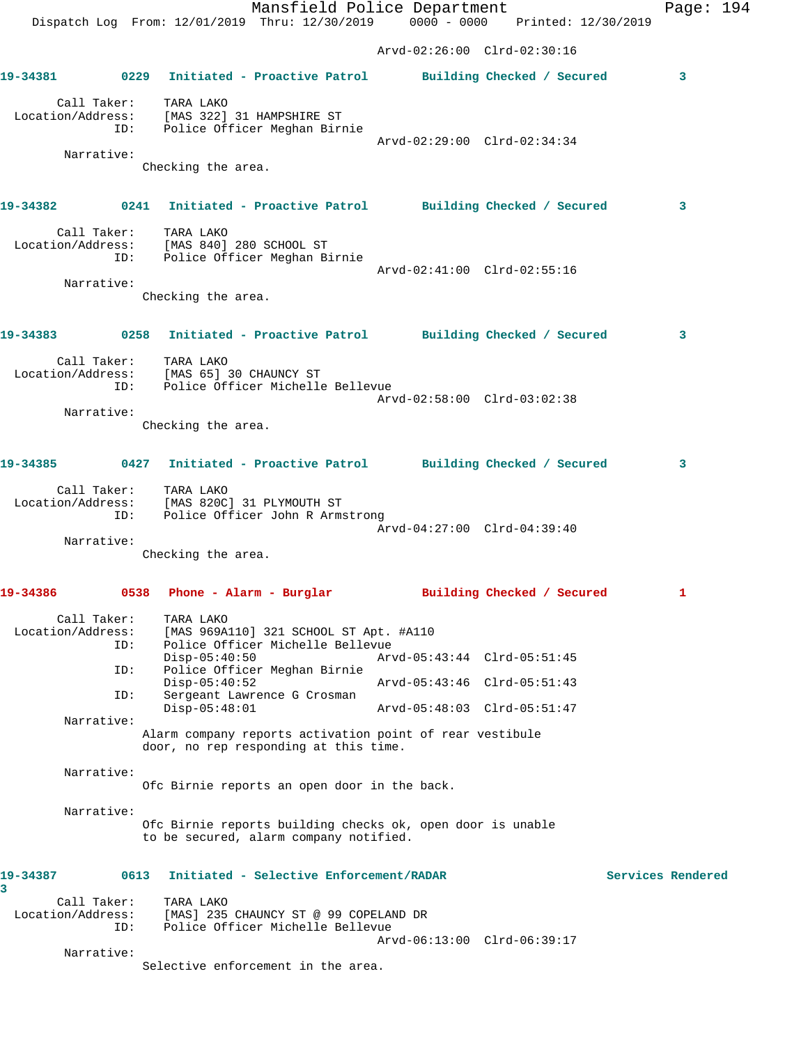Arvd-02:26:00 Clrd-02:30:16

**19-34381** 0229 Initiated - Proactive Patrol Building Checked / Secured 3

Call Taker: TARA LAKO
Location/Address: [MAS 322] 31 HAMPSHIRE ST
ID: Police Officer Meghan Birnie
Arvd-02:29:00 Clrd-02:34:34

Narrative:
Checking the area.

**19-34382** 0241 Initiated - Proactive Patrol Building Checked / Secured 3

Call Taker: TARA LAKO
Location/Address: [MAS 840] 280 SCHOOL ST
ID: Police Officer Meghan Birnie
Arvd-02:41:00 Clrd-02:55:16

Narrative:
Checking the area.

**19-34383** 0258 Initiated - Proactive Patrol Building Checked / Secured 3

Call Taker: TARA LAKO
Location/Address: [MAS 65] 30 CHAUNCY ST
ID: Police Officer Michelle Bellevue
Arvd-02:58:00 Clrd-03:02:38

Narrative:
Checking the area.

**19-34385** 0427 Initiated - Proactive Patrol Building Checked / Secured 3

Call Taker: TARA LAKO
Location/Address: [MAS 820C] 31 PLYMOUTH ST
ID: Police Officer John R Armstrong
Arvd-04:27:00 Clrd-04:39:40

Narrative:
Checking the area.

**19-34386** 0538 Phone - Alarm - Burglar Building Checked / Secured 1

Call Taker: TARA LAKO
Location/Address: [MAS 969A110] 321 SCHOOL ST Apt. #A110
ID: Police Officer Michelle Bellevue
Disp-05:40:50 Arvd-05:43:44 Clrd-05:51:45
ID: Police Officer Meghan Birnie
Disp-05:40:52 Arvd-05:43:46 Clrd-05:51:43
ID: Sergeant Lawrence G Crosman
Disp-05:48:01 Arvd-05:48:03 Clrd-05:51:47

Narrative:
Alarm company reports activation point of rear vestibule door, no rep responding at this time.

Narrative:
Ofc Birnie reports an open door in the back.

Narrative:
Ofc Birnie reports building checks ok, open door is unable to be secured, alarm company notified.

**19-34387** 0613 Initiated - Selective Enforcement/RADAR Services Rendered 3

Call Taker: TARA LAKO
Location/Address: [MAS] 235 CHAUNCY ST @ 99 COPELAND DR
ID: Police Officer Michelle Bellevue
Arvd-06:13:00 Clrd-06:39:17

Narrative:
Selective enforcement in the area.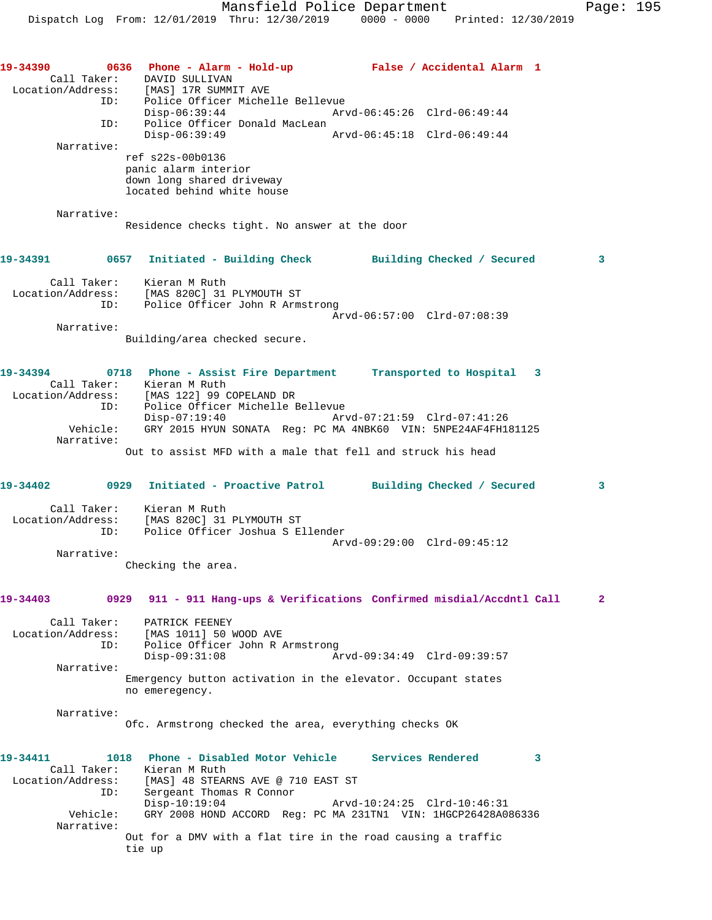**19-34390 0636 Phone - Alarm - Hold-up False / Accidental Alarm 1**

```
     Call Taker:    DAVID SULLIVAN
Location/Address:   [MAS] 17R SUMMIT AVE
             ID:    Police Officer Michelle Bellevue
                    Disp-06:39:44                Arvd-06:45:26  Clrd-06:49:44
             ID:    Police Officer Donald MacLean
                    Disp-06:39:49                Arvd-06:45:18  Clrd-06:49:44
      Narrative:
                    ref s22s-00b0136
                    panic alarm interior
                    down long shared driveway
                    located behind white house

      Narrative:
                    Residence checks tight. No answer at the door
```

**19-34391 0657 Initiated - Building Check Building Checked / Secured 3**

```
     Call Taker:    Kieran M Ruth
Location/Address:   [MAS 820C] 31 PLYMOUTH ST
             ID:    Police Officer John R Armstrong
                                                 Arvd-06:57:00  Clrd-07:08:39
      Narrative:
                    Building/area checked secure.
```

**19-34394 0718 Phone - Assist Fire Department Transported to Hospital 3**

```
     Call Taker:    Kieran M Ruth
Location/Address:   [MAS 122] 99 COPELAND DR
             ID:    Police Officer Michelle Bellevue
                    Disp-07:19:40                Arvd-07:21:59  Clrd-07:41:26
        Vehicle:    GRY 2015 HYUN SONATA  Reg: PC MA 4NBK60  VIN: 5NPE24AF4FH181125
      Narrative:
                    Out to assist MFD with a male that fell and struck his head
```

**19-34402 0929 Initiated - Proactive Patrol Building Checked / Secured 3**

```
     Call Taker:    Kieran M Ruth
Location/Address:   [MAS 820C] 31 PLYMOUTH ST
             ID:    Police Officer Joshua S Ellender
                                                 Arvd-09:29:00  Clrd-09:45:12
      Narrative:
                    Checking the area.
```

**19-34403 0929 911 - 911 Hang-ups & Verifications Confirmed misdial/Accdntl Call 2**

```
     Call Taker:    PATRICK FEENEY
Location/Address:   [MAS 1011] 50 WOOD AVE
             ID:    Police Officer John R Armstrong
                    Disp-09:31:08                Arvd-09:34:49  Clrd-09:39:57
      Narrative:
                    Emergency button activation in the elevator. Occupant states
                    no emeregency.

      Narrative:
                    Ofc. Armstrong checked the area, everything checks OK
```

**19-34411 1018 Phone - Disabled Motor Vehicle Services Rendered 3**

```
     Call Taker:    Kieran M Ruth
Location/Address:   [MAS] 48 STEARNS AVE @ 710 EAST ST
             ID:    Sergeant Thomas R Connor
                    Disp-10:19:04                Arvd-10:24:25  Clrd-10:46:31
        Vehicle:    GRY 2008 HOND ACCORD  Reg: PC MA 231TN1  VIN: 1HGCP26428A086336
      Narrative:
                    Out for a DMV with a flat tire in the road causing a traffic
                    tie up
```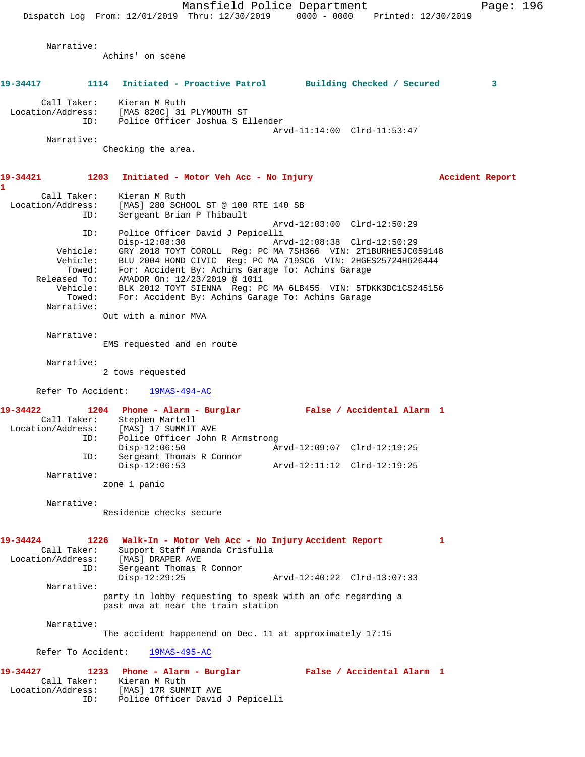Narrative:
Achins' on scene

**19-34417 1114 Initiated - Proactive Patrol Building Checked / Secured 3**

Call Taker: Kieran M Ruth
Location/Address: [MAS 820C] 31 PLYMOUTH ST
ID: Police Officer Joshua S Ellender
Arvd-11:14:00 Clrd-11:53:47
Narrative:
Checking the area.

**19-34421 1203 Initiated - Motor Veh Acc - No Injury Accident Report 1**

Call Taker: Kieran M Ruth
Location/Address: [MAS] 280 SCHOOL ST @ 100 RTE 140 SB
ID: Sergeant Brian P Thibault
Arvd-12:03:00 Clrd-12:50:29
ID: Police Officer David J Pepicelli
Disp-12:08:30 Arvd-12:08:38 Clrd-12:50:29
Vehicle: GRY 2018 TOYT COROLL Reg: PC MA 7SH366 VIN: 2T1BURHE5JC059148
Vehicle: BLU 2004 HOND CIVIC Reg: PC MA 719SC6 VIN: 2HGES25724H626444
Towed: For: Accident By: Achins Garage To: Achins Garage
Released To: AMADOR On: 12/23/2019 @ 1011
Vehicle: BLK 2012 TOYT SIENNA Reg: PC MA 6LB455 VIN: 5TDKK3DC1CS245156
Towed: For: Accident By: Achins Garage To: Achins Garage
Narrative:
Out with a minor MVA

Narrative:
EMS requested and en route

Narrative:
2 tows requested

Refer To Accident: 19MAS-494-AC

**19-34422 1204 Phone - Alarm - Burglar False / Accidental Alarm 1**

Call Taker: Stephen Martell
Location/Address: [MAS] 17 SUMMIT AVE
ID: Police Officer John R Armstrong
Disp-12:06:50 Arvd-12:09:07 Clrd-12:19:25
ID: Sergeant Thomas R Connor
Disp-12:06:53 Arvd-12:11:12 Clrd-12:19:25
Narrative:
zone 1 panic

Narrative:
Residence checks secure

**19-34424 1226 Walk-In - Motor Veh Acc - No Injury Accident Report 1**

Call Taker: Support Staff Amanda Crisfulla
Location/Address: [MAS] DRAPER AVE
ID: Sergeant Thomas R Connor
Disp-12:29:25 Arvd-12:40:22 Clrd-13:07:33
Narrative:
party in lobby requesting to speak with an ofc regarding a past mva at near the train station

Narrative:
The accident happenend on Dec. 11 at approximately 17:15

Refer To Accident: 19MAS-495-AC

**19-34427 1233 Phone - Alarm - Burglar False / Accidental Alarm 1**

Call Taker: Kieran M Ruth
Location/Address: [MAS] 17R SUMMIT AVE
ID: Police Officer David J Pepicelli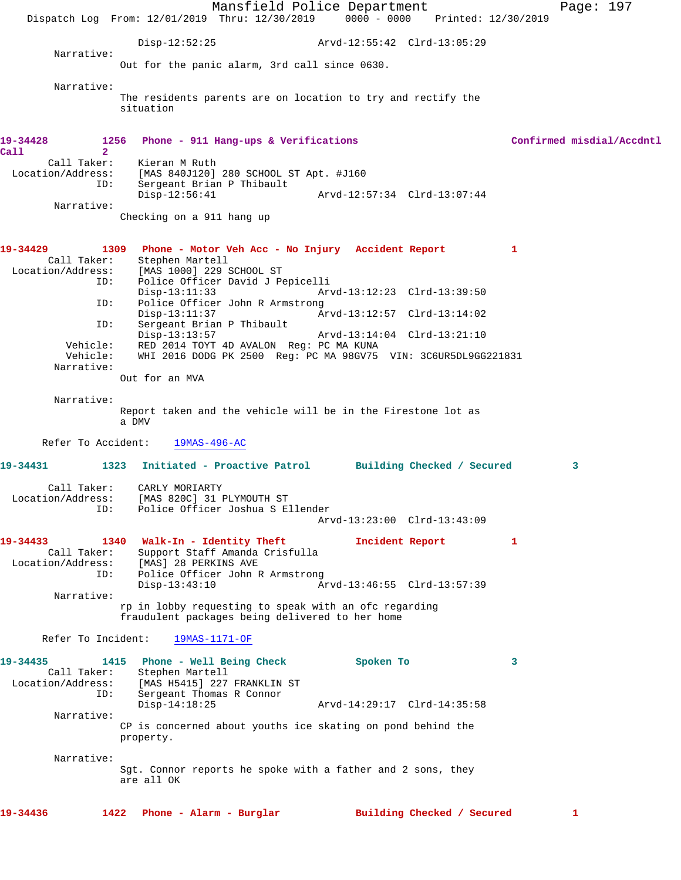Disp-12:52:25 Arvd-12:55:42 Clrd-13:05:29

Narrative:
Out for the panic alarm, 3rd call since 0630.

Narrative:
The residents parents are on location to try and rectify the situation

**19-34428 1256 Phone - 911 Hang-ups & Verifications Confirmed misdial/Accdntl Call 2**

Call Taker: Kieran M Ruth
Location/Address: [MAS 840J120] 280 SCHOOL ST Apt. #J160
ID: Sergeant Brian P Thibault
Disp-12:56:41 Arvd-12:57:34 Clrd-13:07:44

Narrative:
Checking on a 911 hang up

**19-34429 1309 Phone - Motor Veh Acc - No Injury Accident Report 1**

Call Taker: Stephen Martell
Location/Address: [MAS 1000] 229 SCHOOL ST
ID: Police Officer David J Pepicelli
Disp-13:11:33 Arvd-13:12:23 Clrd-13:39:50
ID: Police Officer John R Armstrong
Disp-13:11:37 Arvd-13:12:57 Clrd-13:14:02
ID: Sergeant Brian P Thibault
Disp-13:13:57 Arvd-13:14:04 Clrd-13:21:10
Vehicle: RED 2014 TOYT 4D AVALON Reg: PC MA KUNA
Vehicle: WHI 2016 DODG PK 2500 Reg: PC MA 98GV75 VIN: 3C6UR5DL9GG221831

Narrative:
Out for an MVA

Narrative:
Report taken and the vehicle will be in the Firestone lot as a DMV

Refer To Accident: 19MAS-496-AC

**19-34431 1323 Initiated - Proactive Patrol Building Checked / Secured 3**

Call Taker: CARLY MORIARTY
Location/Address: [MAS 820C] 31 PLYMOUTH ST
ID: Police Officer Joshua S Ellender
Arvd-13:23:00 Clrd-13:43:09

**19-34433 1340 Walk-In - Identity Theft Incident Report 1**

Call Taker: Support Staff Amanda Crisfulla
Location/Address: [MAS] 28 PERKINS AVE
ID: Police Officer John R Armstrong
Disp-13:43:10 Arvd-13:46:55 Clrd-13:57:39

Narrative:
rp in lobby requesting to speak with an ofc regarding fraudulent packages being delivered to her home

Refer To Incident: 19MAS-1171-OF

**19-34435 1415 Phone - Well Being Check Spoken To 3**

Call Taker: Stephen Martell
Location/Address: [MAS H5415] 227 FRANKLIN ST
ID: Sergeant Thomas R Connor
Disp-14:18:25 Arvd-14:29:17 Clrd-14:35:58

Narrative:
CP is concerned about youths ice skating on pond behind the property.

Narrative:
Sgt. Connor reports he spoke with a father and 2 sons, they are all OK

**19-34436 1422 Phone - Alarm - Burglar Building Checked / Secured 1**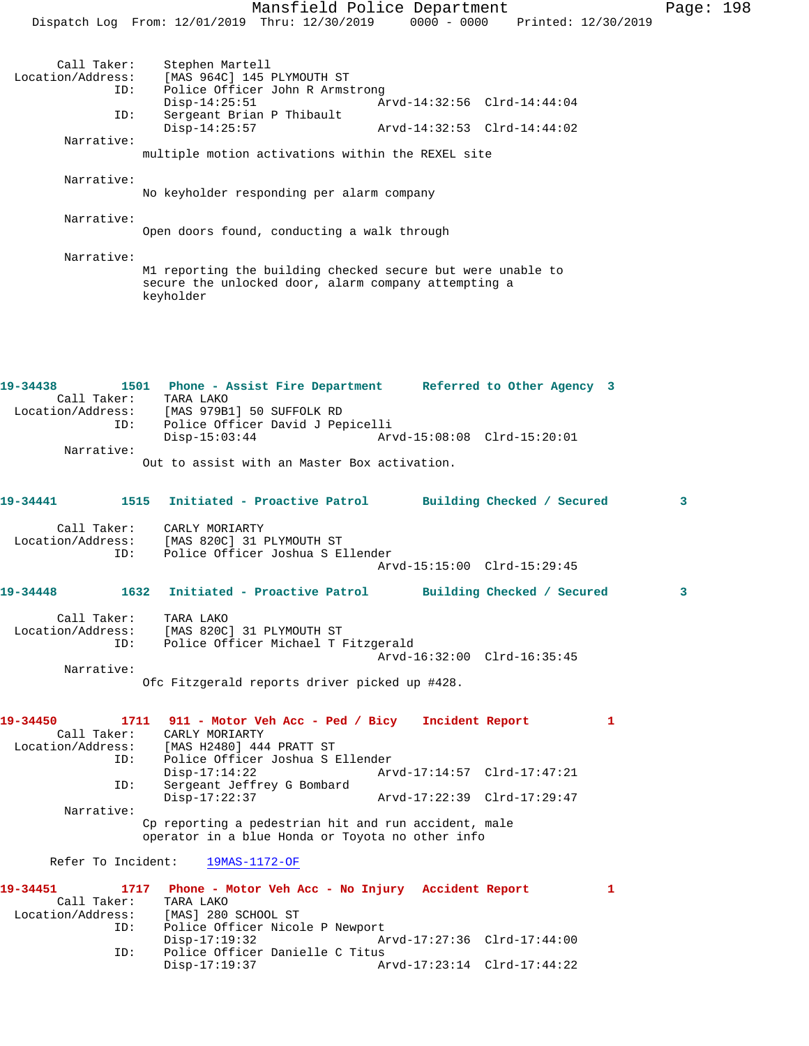Call Taker: Stephen Martell
Location/Address: [MAS 964C] 145 PLYMOUTH ST
ID: Police Officer John R Armstrong
Disp-14:25:51 Arvd-14:32:56 Clrd-14:44:04
ID: Sergeant Brian P Thibault
Disp-14:25:57 Arvd-14:32:53 Clrd-14:44:02

Narrative:
multiple motion activations within the REXEL site

Narrative:
No keyholder responding per alarm company

Narrative:
Open doors found, conducting a walk through

Narrative:
M1 reporting the building checked secure but were unable to secure the unlocked door, alarm company attempting a keyholder

**19-34438 1501 Phone - Assist Fire Department Referred to Other Agency 3**

Call Taker: TARA LAKO
Location/Address: [MAS 979B1] 50 SUFFOLK RD
ID: Police Officer David J Pepicelli
Disp-15:03:44 Arvd-15:08:08 Clrd-15:20:01

Narrative:
Out to assist with an Master Box activation.

**19-34441 1515 Initiated - Proactive Patrol Building Checked / Secured 3**

Call Taker: CARLY MORIARTY
Location/Address: [MAS 820C] 31 PLYMOUTH ST
ID: Police Officer Joshua S Ellender
Arvd-15:15:00 Clrd-15:29:45

**19-34448 1632 Initiated - Proactive Patrol Building Checked / Secured 3**

Call Taker: TARA LAKO
Location/Address: [MAS 820C] 31 PLYMOUTH ST
ID: Police Officer Michael T Fitzgerald
Arvd-16:32:00 Clrd-16:35:45

Narrative:
Ofc Fitzgerald reports driver picked up #428.

**19-34450 1711 911 - Motor Veh Acc - Ped / Bicy Incident Report 1**

Call Taker: CARLY MORIARTY
Location/Address: [MAS H2480] 444 PRATT ST
ID: Police Officer Joshua S Ellender
Disp-17:14:22 Arvd-17:14:57 Clrd-17:47:21
ID: Sergeant Jeffrey G Bombard
Disp-17:22:37 Arvd-17:22:39 Clrd-17:29:47

Narrative:
Cp reporting a pedestrian hit and run accident, male operator in a blue Honda or Toyota no other info

Refer To Incident: 19MAS-1172-OF

**19-34451 1717 Phone - Motor Veh Acc - No Injury Accident Report 1**

Call Taker: TARA LAKO
Location/Address: [MAS] 280 SCHOOL ST
ID: Police Officer Nicole P Newport
Disp-17:19:32 Arvd-17:27:36 Clrd-17:44:00
ID: Police Officer Danielle C Titus
Disp-17:19:37 Arvd-17:23:14 Clrd-17:44:22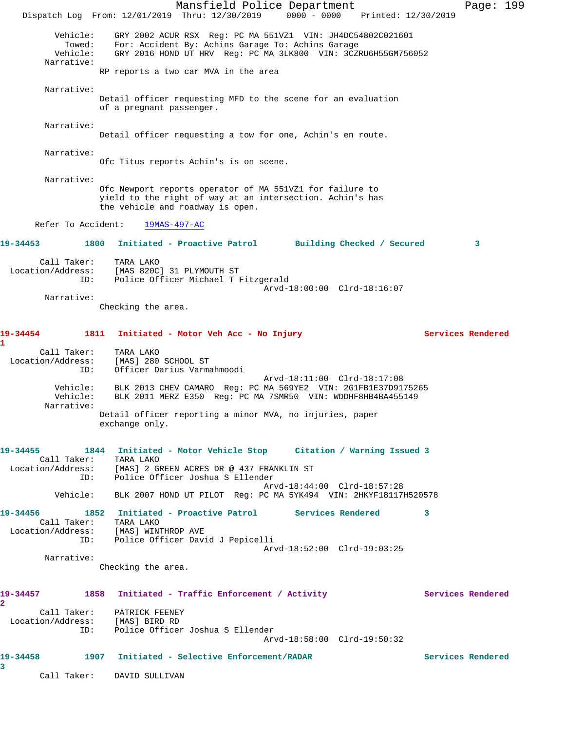Vehicle: GRY 2002 ACUR RSX Reg: PC MA 551VZ1 VIN: JH4DC54802C021601
Towed: For: Accident By: Achins Garage To: Achins Garage
Vehicle: GRY 2016 HOND UT HRV Reg: PC MA 3LK800 VIN: 3CZRU6H55GM756052

Narrative:
RP reports a two car MVA in the area

Narrative:
Detail officer requesting MFD to the scene for an evaluation of a pregnant passenger.

Narrative:
Detail officer requesting a tow for one, Achin's en route.

Narrative:
Ofc Titus reports Achin's is on scene.

Narrative:
Ofc Newport reports operator of MA 551VZ1 for failure to yield to the right of way at an intersection. Achin's has the vehicle and roadway is open.

Refer To Accident: 19MAS-497-AC

**19-34453 1800 Initiated - Proactive Patrol — Building Checked / Secured — 3**

Call Taker: TARA LAKO
Location/Address: [MAS 820C] 31 PLYMOUTH ST
ID: Police Officer Michael T Fitzgerald
Arvd-18:00:00 Clrd-18:16:07

Narrative:
Checking the area.

**19-34454 1811 Initiated - Motor Veh Acc - No Injury — Services Rendered — 1**

Call Taker: TARA LAKO
Location/Address: [MAS] 280 SCHOOL ST
ID: Officer Darius Varmahmoodi
Arvd-18:11:00 Clrd-18:17:08
Vehicle: BLK 2013 CHEV CAMARO Reg: PC MA 569YE2 VIN: 2G1FB1E37D9175265
Vehicle: BLK 2011 MERZ E350 Reg: PC MA 7SMR50 VIN: WDDHF8HB4BA455149

Narrative:
Detail officer reporting a minor MVA, no injuries, paper exchange only.

**19-34455 1844 Initiated - Motor Vehicle Stop — Citation / Warning Issued 3**

Call Taker: TARA LAKO
Location/Address: [MAS] 2 GREEN ACRES DR @ 437 FRANKLIN ST
ID: Police Officer Joshua S Ellender
Arvd-18:44:00 Clrd-18:57:28
Vehicle: BLK 2007 HOND UT PILOT Reg: PC MA 5YK494 VIN: 2HKYF18117H520578

**19-34456 1852 Initiated - Proactive Patrol — Services Rendered — 3**

Call Taker: TARA LAKO
Location/Address: [MAS] WINTHROP AVE
ID: Police Officer David J Pepicelli
Arvd-18:52:00 Clrd-19:03:25

Narrative:
Checking the area.

**19-34457 1858 Initiated - Traffic Enforcement / Activity — Services Rendered — 2**

Call Taker: PATRICK FEENEY
Location/Address: [MAS] BIRD RD
ID: Police Officer Joshua S Ellender
Arvd-18:58:00 Clrd-19:50:32

**19-34458 1907 Initiated - Selective Enforcement/RADAR — Services Rendered — 3**

Call Taker: DAVID SULLIVAN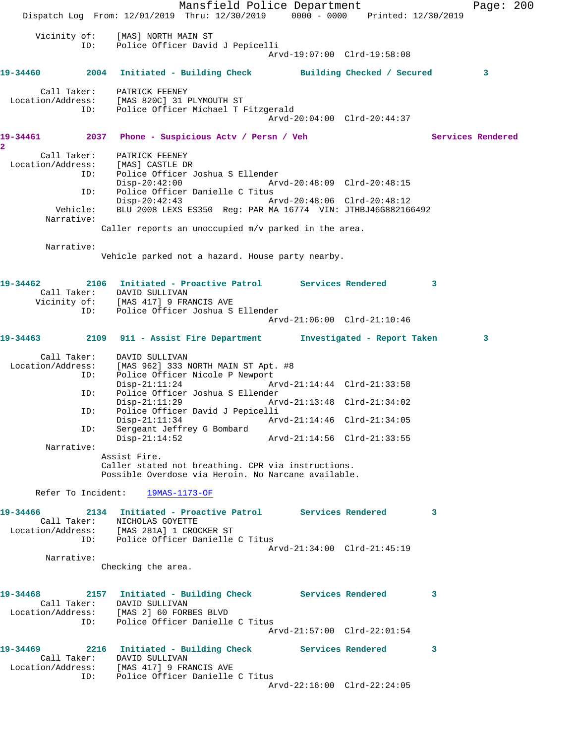Vicinity of: [MAS] NORTH MAIN ST
ID: Police Officer David J Pepicelli
Arvd-19:07:00 Clrd-19:58:08

**19-34460 2004 Initiated - Building Check Building Checked / Secured 3**

Call Taker: PATRICK FEENEY
Location/Address: [MAS 820C] 31 PLYMOUTH ST
ID: Police Officer Michael T Fitzgerald
Arvd-20:04:00 Clrd-20:44:37

**19-34461 2037 Phone - Suspicious Actv / Persn / Veh Services Rendered 2**

Call Taker: PATRICK FEENEY
Location/Address: [MAS] CASTLE DR
ID: Police Officer Joshua S Ellender
Disp-20:42:00 Arvd-20:48:09 Clrd-20:48:15
ID: Police Officer Danielle C Titus
Disp-20:42:43 Arvd-20:48:06 Clrd-20:48:12
Vehicle: BLU 2008 LEXS ES350 Reg: PAR MA 16774 VIN: JTHBJ46G882166492
Narrative:
Caller reports an unoccupied m/v parked in the area.

Narrative:
Vehicle parked not a hazard. House party nearby.

**19-34462 2106 Initiated - Proactive Patrol Services Rendered 3**

Call Taker: DAVID SULLIVAN
Vicinity of: [MAS 417] 9 FRANCIS AVE
ID: Police Officer Joshua S Ellender
Arvd-21:06:00 Clrd-21:10:46

**19-34463 2109 911 - Assist Fire Department Investigated - Report Taken 3**

Call Taker: DAVID SULLIVAN
Location/Address: [MAS 962] 333 NORTH MAIN ST Apt. #8
ID: Police Officer Nicole P Newport
Disp-21:11:24 Arvd-21:14:44 Clrd-21:33:58
ID: Police Officer Joshua S Ellender
Disp-21:11:29 Arvd-21:13:48 Clrd-21:34:02
ID: Police Officer David J Pepicelli
Disp-21:11:34 Arvd-21:14:46 Clrd-21:34:05
ID: Sergeant Jeffrey G Bombard
Disp-21:14:52 Arvd-21:14:56 Clrd-21:33:55
Narrative:
Assist Fire.
Caller stated not breathing. CPR via instructions.
Possible Overdose via Heroin. No Narcane available.

Refer To Incident: 19MAS-1173-OF

**19-34466 2134 Initiated - Proactive Patrol Services Rendered 3**

Call Taker: NICHOLAS GOYETTE
Location/Address: [MAS 281A] 1 CROCKER ST
ID: Police Officer Danielle C Titus
Arvd-21:34:00 Clrd-21:45:19
Narrative:
Checking the area.

**19-34468 2157 Initiated - Building Check Services Rendered 3**

Call Taker: DAVID SULLIVAN
Location/Address: [MAS 2] 60 FORBES BLVD
ID: Police Officer Danielle C Titus
Arvd-21:57:00 Clrd-22:01:54

**19-34469 2216 Initiated - Building Check Services Rendered 3**

Call Taker: DAVID SULLIVAN
Location/Address: [MAS 417] 9 FRANCIS AVE
ID: Police Officer Danielle C Titus
Arvd-22:16:00 Clrd-22:24:05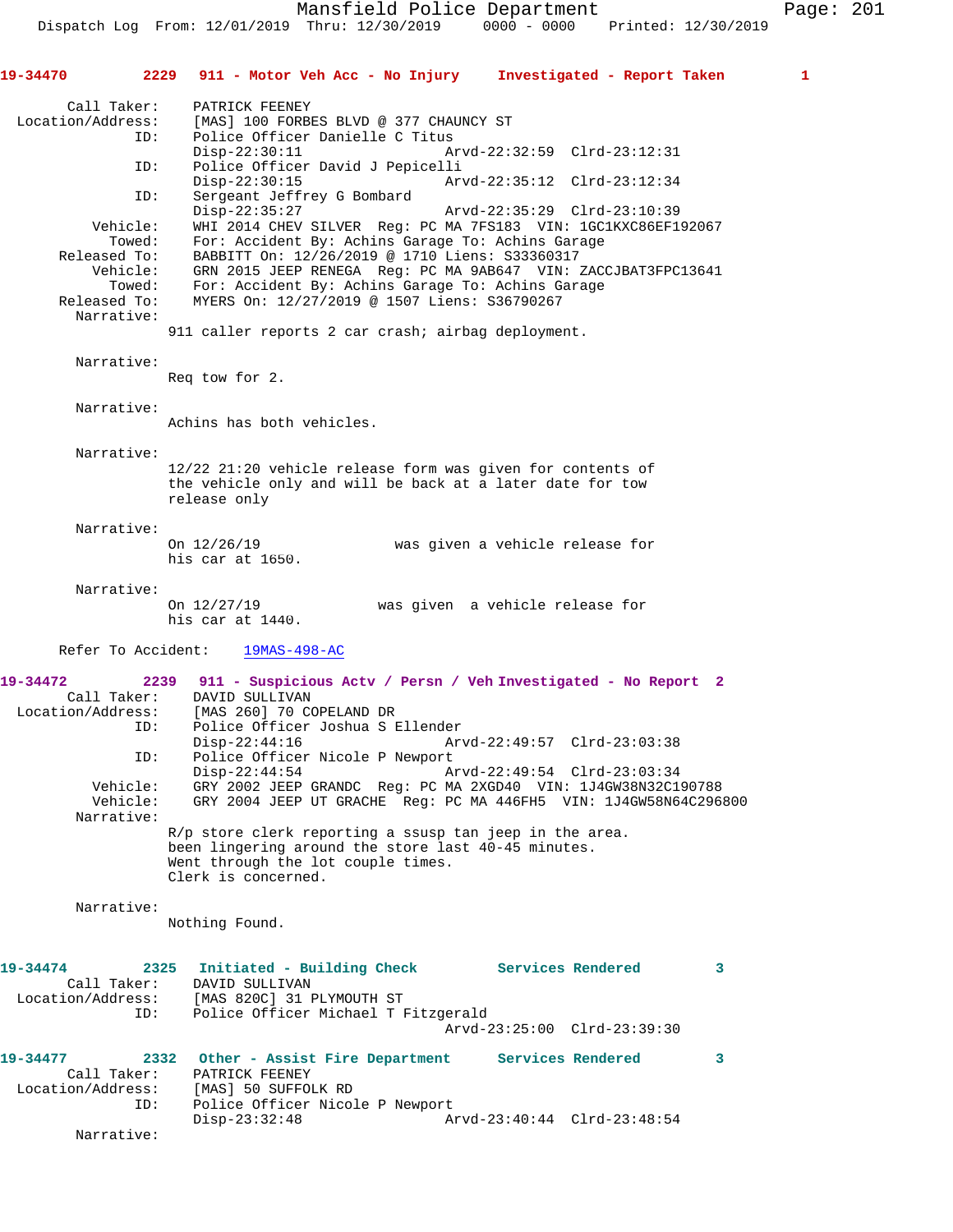Mansfield Police Department
Dispatch Log From: 12/01/2019 Thru: 12/30/2019 0000 - 0000 Printed: 12/30/2019

**19-34470 2229 911 - Motor Veh Acc - No Injury Investigated - Report Taken 1**

```
        Call Taker:    PATRICK FEENEY
  Location/Address:    [MAS] 100 FORBES BLVD @ 377 CHAUNCY ST
                ID:    Police Officer Danielle C Titus
                       Disp-22:30:11               Arvd-22:32:59  Clrd-23:12:31
                ID:    Police Officer David J Pepicelli
                       Disp-22:30:15               Arvd-22:35:12  Clrd-23:12:34
                ID:    Sergeant Jeffrey G Bombard
                       Disp-22:35:27               Arvd-22:35:29  Clrd-23:10:39
           Vehicle:    WHI 2014 CHEV SILVER  Reg: PC MA 7FS183  VIN: 1GC1KXC86EF192067
             Towed:    For: Accident By: Achins Garage To: Achins Garage
       Released To:    BABBITT On: 12/26/2019 @ 1710 Liens: S33360317
           Vehicle:    GRN 2015 JEEP RENEGA  Reg: PC MA 9AB647  VIN: ZACCJBAT3FPC13641
             Towed:    For: Accident By: Achins Garage To: Achins Garage
       Released To:    MYERS On: 12/27/2019 @ 1507 Liens: S36790267
         Narrative:
                     911 caller reports 2 car crash; airbag deployment.

         Narrative:
                     Req tow for 2.

         Narrative:
                     Achins has both vehicles.

         Narrative:
                     12/22 21:20 vehicle release form was given for contents of
                     the vehicle only and will be back at a later date for tow
                     release only

         Narrative:
                     On 12/26/19                was given a vehicle release for
                     his car at 1650.

         Narrative:
                     On 12/27/19             was given  a vehicle release for
                     his car at 1440.

      Refer To Accident:    19MAS-498-AC
```

**19-34472 2239 911 - Suspicious Actv / Persn / Veh Investigated - No Report 2**

```
        Call Taker:    DAVID SULLIVAN
  Location/Address:    [MAS 260] 70 COPELAND DR
                ID:    Police Officer Joshua S Ellender
                       Disp-22:44:16               Arvd-22:49:57  Clrd-23:03:38
                ID:    Police Officer Nicole P Newport
                       Disp-22:44:54               Arvd-22:49:54  Clrd-23:03:34
           Vehicle:    GRY 2002 JEEP GRANDC  Reg: PC MA 2XGD40  VIN: 1J4GW38N32C190788
           Vehicle:    GRY 2004 JEEP UT GRACHE  Reg: PC MA 446FH5  VIN: 1J4GW58N64C296800
         Narrative:
                     R/p store clerk reporting a ssusp tan jeep in the area.
                     been lingering around the store last 40-45 minutes.
                     Went through the lot couple times.
                     Clerk is concerned.

         Narrative:
                     Nothing Found.
```

**19-34474 2325 Initiated - Building Check Services Rendered 3**

```
        Call Taker:    DAVID SULLIVAN
  Location/Address:    [MAS 820C] 31 PLYMOUTH ST
                ID:    Police Officer Michael T Fitzgerald
                                                   Arvd-23:25:00  Clrd-23:39:30
```

**19-34477 2332 Other - Assist Fire Department Services Rendered 3**

```
        Call Taker:    PATRICK FEENEY
  Location/Address:    [MAS] 50 SUFFOLK RD
                ID:    Police Officer Nicole P Newport
                       Disp-23:32:48               Arvd-23:40:44  Clrd-23:48:54
         Narrative:
```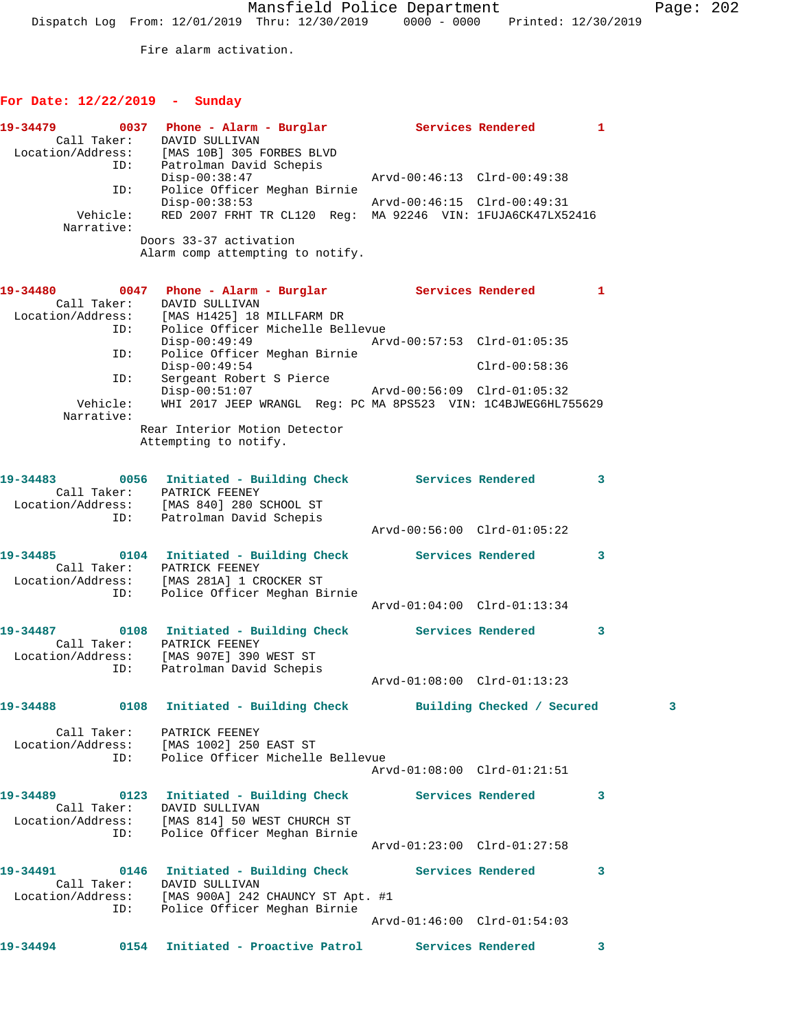Fire alarm activation.

## For Date: 12/22/2019 - Sunday

**19-34479 0037 Phone - Alarm - Burglar — Services Rendered 1**

Call Taker: DAVID SULLIVAN
Location/Address: [MAS 10B] 305 FORBES BLVD
ID: Patrolman David Schepis
Disp-00:38:47 Arvd-00:46:13 Clrd-00:49:38
ID: Police Officer Meghan Birnie
Disp-00:38:53 Arvd-00:46:15 Clrd-00:49:31
Vehicle: RED 2007 FRHT TR CL120 Reg: MA 92246 VIN: 1FUJA6CK47LX52416
Narrative:
Doors 33-37 activation
Alarm comp attempting to notify.

**19-34480 0047 Phone - Alarm - Burglar — Services Rendered 1**

Call Taker: DAVID SULLIVAN
Location/Address: [MAS H1425] 18 MILLFARM DR
ID: Police Officer Michelle Bellevue
Disp-00:49:49 Arvd-00:57:53 Clrd-01:05:35
ID: Police Officer Meghan Birnie
Disp-00:49:54 Clrd-00:58:36
ID: Sergeant Robert S Pierce
Disp-00:51:07 Arvd-00:56:09 Clrd-01:05:32
Vehicle: WHI 2017 JEEP WRANGL Reg: PC MA 8PS523 VIN: 1C4BJWEG6HL755629
Narrative:
Rear Interior Motion Detector
Attempting to notify.

**19-34483 0056 Initiated - Building Check — Services Rendered 3**

Call Taker: PATRICK FEENEY
Location/Address: [MAS 840] 280 SCHOOL ST
ID: Patrolman David Schepis
Arvd-00:56:00 Clrd-01:05:22

**19-34485 0104 Initiated - Building Check — Services Rendered 3**

Call Taker: PATRICK FEENEY
Location/Address: [MAS 281A] 1 CROCKER ST
ID: Police Officer Meghan Birnie
Arvd-01:04:00 Clrd-01:13:34

**19-34487 0108 Initiated - Building Check — Services Rendered 3**

Call Taker: PATRICK FEENEY
Location/Address: [MAS 907E] 390 WEST ST
ID: Patrolman David Schepis
Arvd-01:08:00 Clrd-01:13:23

**19-34488 0108 Initiated - Building Check — Building Checked / Secured 3**

Call Taker: PATRICK FEENEY
Location/Address: [MAS 1002] 250 EAST ST
ID: Police Officer Michelle Bellevue
Arvd-01:08:00 Clrd-01:21:51

**19-34489 0123 Initiated - Building Check — Services Rendered 3**

Call Taker: DAVID SULLIVAN
Location/Address: [MAS 814] 50 WEST CHURCH ST
ID: Police Officer Meghan Birnie
Arvd-01:23:00 Clrd-01:27:58

**19-34491 0146 Initiated - Building Check — Services Rendered 3**

Call Taker: DAVID SULLIVAN
Location/Address: [MAS 900A] 242 CHAUNCY ST Apt. #1
ID: Police Officer Meghan Birnie
Arvd-01:46:00 Clrd-01:54:03

**19-34494 0154 Initiated - Proactive Patrol — Services Rendered 3**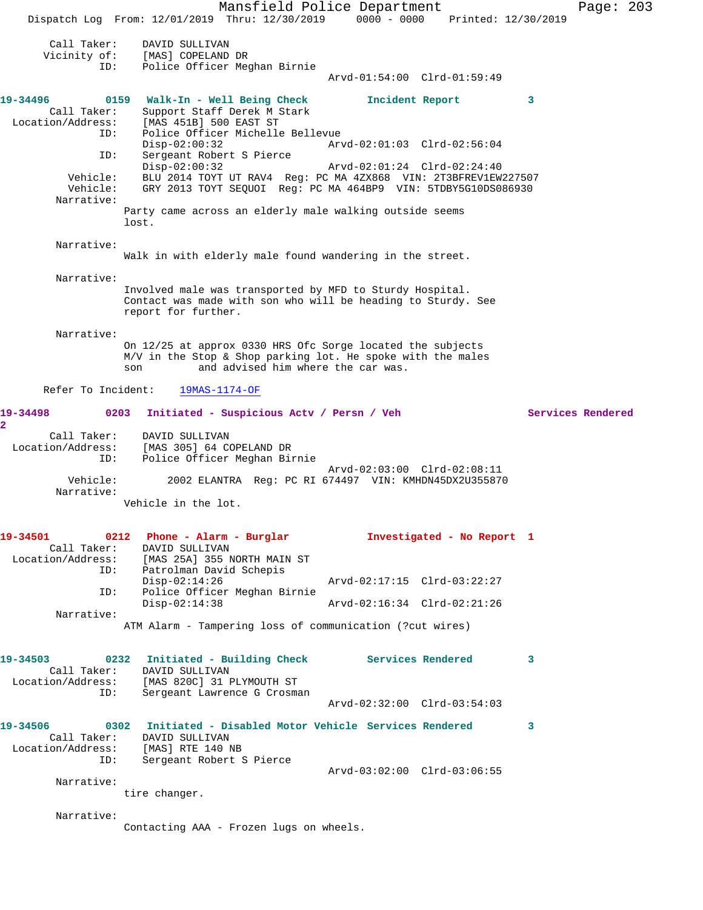Call Taker: DAVID SULLIVAN
Vicinity of: [MAS] COPELAND DR
ID: Police Officer Meghan Birnie
Arvd-01:54:00 Clrd-01:59:49

**19-34496** 0159 **Walk-In - Well Being Check** **Incident Report** 3
Call Taker: Support Staff Derek M Stark
Location/Address: [MAS 451B] 500 EAST ST
ID: Police Officer Michelle Bellevue
Disp-02:00:32 Arvd-02:01:03 Clrd-02:56:04
ID: Sergeant Robert S Pierce
Disp-02:00:32 Arvd-02:01:24 Clrd-02:24:40
Vehicle: BLU 2014 TOYT UT RAV4 Reg: PC MA 4ZX868 VIN: 2T3BFREV1EW227507
Vehicle: GRY 2013 TOYT SEQUOI Reg: PC MA 464BP9 VIN: 5TDBY5G10DS086930
Narrative:
Party came across an elderly male walking outside seems lost.

Narrative:
Walk in with elderly male found wandering in the street.

Narrative:
Involved male was transported by MFD to Sturdy Hospital. Contact was made with son who will be heading to Sturdy. See report for further.

Narrative:
On 12/25 at approx 0330 HRS Ofc Sorge located the subjects M/V in the Stop & Shop parking lot. He spoke with the males son and advised him where the car was.

Refer To Incident: 19MAS-1174-OF

**19-34498** 0203 **Initiated - Suspicious Actv / Persn / Veh** **Services Rendered** 2
Call Taker: DAVID SULLIVAN
Location/Address: [MAS 305] 64 COPELAND DR
ID: Police Officer Meghan Birnie
Arvd-02:03:00 Clrd-02:08:11
Vehicle: 2002 ELANTRA Reg: PC RI 674497 VIN: KMHDN45DX2U355870
Narrative:
Vehicle in the lot.

**19-34501** 0212 **Phone - Alarm - Burglar** **Investigated - No Report** 1
Call Taker: DAVID SULLIVAN
Location/Address: [MAS 25A] 355 NORTH MAIN ST
ID: Patrolman David Schepis
Disp-02:14:26 Arvd-02:17:15 Clrd-03:22:27
ID: Police Officer Meghan Birnie
Disp-02:14:38 Arvd-02:16:34 Clrd-02:21:26
Narrative:
ATM Alarm - Tampering loss of communication (?cut wires)

**19-34503** 0232 **Initiated - Building Check** **Services Rendered** 3
Call Taker: DAVID SULLIVAN
Location/Address: [MAS 820C] 31 PLYMOUTH ST
ID: Sergeant Lawrence G Crosman
Arvd-02:32:00 Clrd-03:54:03

**19-34506** 0302 **Initiated - Disabled Motor Vehicle** **Services Rendered** 3
Call Taker: DAVID SULLIVAN
Location/Address: [MAS] RTE 140 NB
ID: Sergeant Robert S Pierce
Arvd-03:02:00 Clrd-03:06:55
Narrative:
tire changer.

Narrative:
Contacting AAA - Frozen lugs on wheels.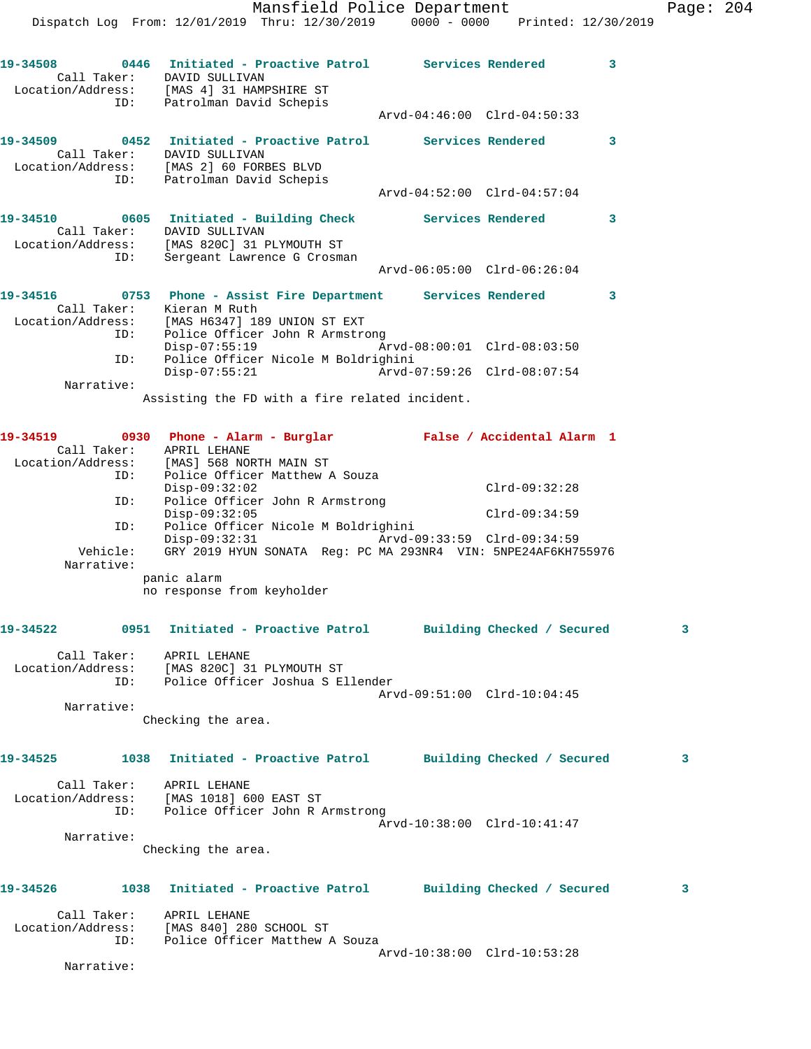**19-34508** 0446 **Initiated - Proactive Patrol** **Services Rendered** 3
Call Taker: DAVID SULLIVAN
Location/Address: [MAS 4] 31 HAMPSHIRE ST
ID: Patrolman David Schepis
Arvd-04:46:00 Clrd-04:50:33

**19-34509** 0452 **Initiated - Proactive Patrol** **Services Rendered** 3
Call Taker: DAVID SULLIVAN
Location/Address: [MAS 2] 60 FORBES BLVD
ID: Patrolman David Schepis
Arvd-04:52:00 Clrd-04:57:04

**19-34510** 0605 **Initiated - Building Check** **Services Rendered** 3
Call Taker: DAVID SULLIVAN
Location/Address: [MAS 820C] 31 PLYMOUTH ST
ID: Sergeant Lawrence G Crosman
Arvd-06:05:00 Clrd-06:26:04

**19-34516** 0753 **Phone - Assist Fire Department** **Services Rendered** 3
Call Taker: Kieran M Ruth
Location/Address: [MAS H6347] 189 UNION ST EXT
ID: Police Officer John R Armstrong
Disp-07:55:19 Arvd-08:00:01 Clrd-08:03:50
ID: Police Officer Nicole M Boldrighini
Disp-07:55:21 Arvd-07:59:26 Clrd-08:07:54
Narrative:
Assisting the FD with a fire related incident.

**19-34519** 0930 **Phone - Alarm - Burglar** **False / Accidental Alarm** 1
Call Taker: APRIL LEHANE
Location/Address: [MAS] 568 NORTH MAIN ST
ID: Police Officer Matthew A Souza
Disp-09:32:02 Clrd-09:32:28
ID: Police Officer John R Armstrong
Disp-09:32:05 Clrd-09:34:59
ID: Police Officer Nicole M Boldrighini
Disp-09:32:31 Arvd-09:33:59 Clrd-09:34:59
Vehicle: GRY 2019 HYUN SONATA Reg: PC MA 293NR4 VIN: 5NPE24AF6KH755976
Narrative:
panic alarm
no response from keyholder

**19-34522** 0951 **Initiated - Proactive Patrol** **Building Checked / Secured** 3
Call Taker: APRIL LEHANE
Location/Address: [MAS 820C] 31 PLYMOUTH ST
ID: Police Officer Joshua S Ellender
Arvd-09:51:00 Clrd-10:04:45
Narrative:
Checking the area.

**19-34525** 1038 **Initiated - Proactive Patrol** **Building Checked / Secured** 3
Call Taker: APRIL LEHANE
Location/Address: [MAS 1018] 600 EAST ST
ID: Police Officer John R Armstrong
Arvd-10:38:00 Clrd-10:41:47
Narrative:
Checking the area.

**19-34526** 1038 **Initiated - Proactive Patrol** **Building Checked / Secured** 3
Call Taker: APRIL LEHANE
Location/Address: [MAS 840] 280 SCHOOL ST
ID: Police Officer Matthew A Souza
Arvd-10:38:00 Clrd-10:53:28
Narrative: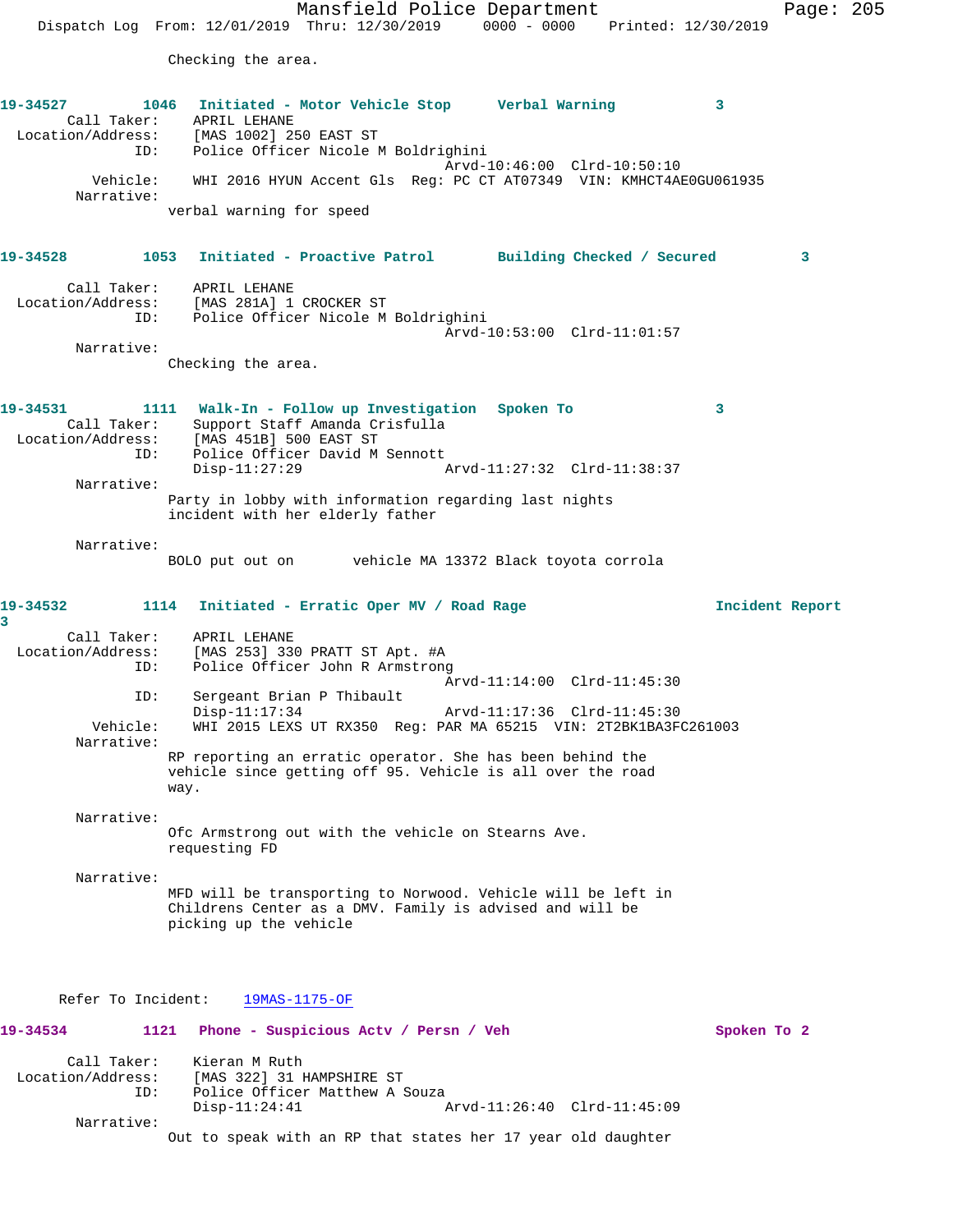Checking the area.

**19-34527** 1046 **Initiated - Motor Vehicle Stop** **Verbal Warning** 3

Call Taker: APRIL LEHANE
Location/Address: [MAS 1002] 250 EAST ST
ID: Police Officer Nicole M Boldrighini
Arvd-10:46:00 Clrd-10:50:10
Vehicle: WHI 2016 HYUN Accent Gls Reg: PC CT AT07349 VIN: KMHCT4AE0GU061935
Narrative:
verbal warning for speed

**19-34528** 1053 **Initiated - Proactive Patrol** **Building Checked / Secured** 3

Call Taker: APRIL LEHANE
Location/Address: [MAS 281A] 1 CROCKER ST
ID: Police Officer Nicole M Boldrighini
Arvd-10:53:00 Clrd-11:01:57
Narrative:
Checking the area.

**19-34531** 1111 **Walk-In - Follow up Investigation** **Spoken To** 3

Call Taker: Support Staff Amanda Crisfulla
Location/Address: [MAS 451B] 500 EAST ST
ID: Police Officer David M Sennott
Disp-11:27:29 Arvd-11:27:32 Clrd-11:38:37
Narrative:
Party in lobby with information regarding last nights incident with her elderly father

Narrative:
BOLO put out on vehicle MA 13372 Black toyota corrola

**19-34532** 1114 **Initiated - Erratic Oper MV / Road Rage** **Incident Report** 3

Call Taker: APRIL LEHANE
Location/Address: [MAS 253] 330 PRATT ST Apt. #A
ID: Police Officer John R Armstrong
Arvd-11:14:00 Clrd-11:45:30
ID: Sergeant Brian P Thibault
Disp-11:17:34 Arvd-11:17:36 Clrd-11:45:30
Vehicle: WHI 2015 LEXS UT RX350 Reg: PAR MA 65215 VIN: 2T2BK1BA3FC261003
Narrative:
RP reporting an erratic operator. She has been behind the vehicle since getting off 95. Vehicle is all over the road way.

Narrative:
Ofc Armstrong out with the vehicle on Stearns Ave. requesting FD

Narrative:
MFD will be transporting to Norwood. Vehicle will be left in Childrens Center as a DMV. Family is advised and will be picking up the vehicle

Refer To Incident: 19MAS-1175-OF

**19-34534** 1121 **Phone - Suspicious Actv / Persn / Veh** **Spoken To** 2

Call Taker: Kieran M Ruth
Location/Address: [MAS 322] 31 HAMPSHIRE ST
ID: Police Officer Matthew A Souza
Disp-11:24:41 Arvd-11:26:40 Clrd-11:45:09
Narrative:
Out to speak with an RP that states her 17 year old daughter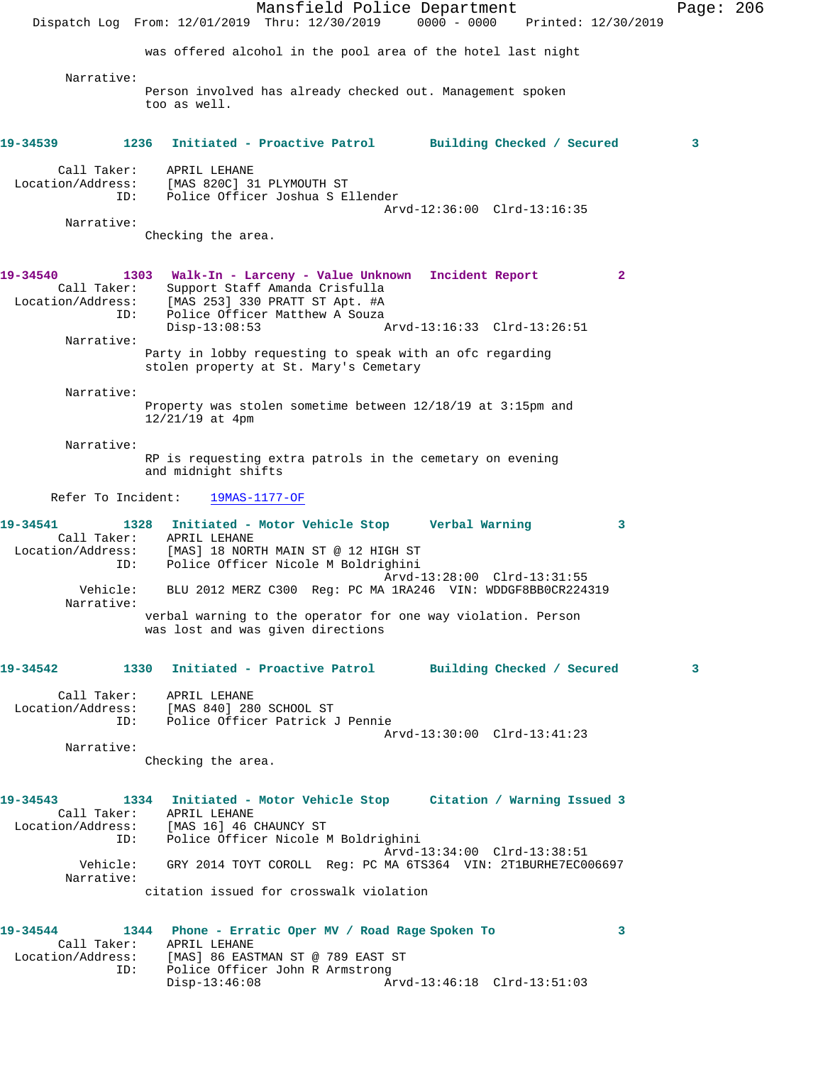was offered alcohol in the pool area of the hotel last night

Narrative:
Person involved has already checked out. Management spoken too as well.

**19-34539 1236 Initiated - Proactive Patrol Building Checked / Secured 3**

Call Taker: APRIL LEHANE
Location/Address: [MAS 820C] 31 PLYMOUTH ST
ID: Police Officer Joshua S Ellender
Arvd-12:36:00 Clrd-13:16:35

Narrative:
Checking the area.

**19-34540 1303 Walk-In - Larceny - Value Unknown Incident Report 2**

Call Taker: Support Staff Amanda Crisfulla
Location/Address: [MAS 253] 330 PRATT ST Apt. #A
ID: Police Officer Matthew A Souza
Disp-13:08:53 Arvd-13:16:33 Clrd-13:26:51

Narrative:
Party in lobby requesting to speak with an ofc regarding stolen property at St. Mary's Cemetary

Narrative:
Property was stolen sometime between 12/18/19 at 3:15pm and 12/21/19 at 4pm

Narrative:
RP is requesting extra patrols in the cemetary on evening and midnight shifts

Refer To Incident: 19MAS-1177-OF

**19-34541 1328 Initiated - Motor Vehicle Stop Verbal Warning 3**

Call Taker: APRIL LEHANE
Location/Address: [MAS] 18 NORTH MAIN ST @ 12 HIGH ST
ID: Police Officer Nicole M Boldrighini
Arvd-13:28:00 Clrd-13:31:55
Vehicle: BLU 2012 MERZ C300 Reg: PC MA 1RA246 VIN: WDDGF8BB0CR224319

Narrative:
verbal warning to the operator for one way violation. Person was lost and was given directions

**19-34542 1330 Initiated - Proactive Patrol Building Checked / Secured 3**

Call Taker: APRIL LEHANE
Location/Address: [MAS 840] 280 SCHOOL ST
ID: Police Officer Patrick J Pennie
Arvd-13:30:00 Clrd-13:41:23

Narrative:
Checking the area.

**19-34543 1334 Initiated - Motor Vehicle Stop Citation / Warning Issued 3**

Call Taker: APRIL LEHANE
Location/Address: [MAS 16] 46 CHAUNCY ST
ID: Police Officer Nicole M Boldrighini
Arvd-13:34:00 Clrd-13:38:51
Vehicle: GRY 2014 TOYT COROLL Reg: PC MA 6TS364 VIN: 2T1BURHE7EC006697

Narrative:
citation issued for crosswalk violation

**19-34544 1344 Phone - Erratic Oper MV / Road Rage Spoken To 3**

Call Taker: APRIL LEHANE
Location/Address: [MAS] 86 EASTMAN ST @ 789 EAST ST
ID: Police Officer John R Armstrong
Disp-13:46:08 Arvd-13:46:18 Clrd-13:51:03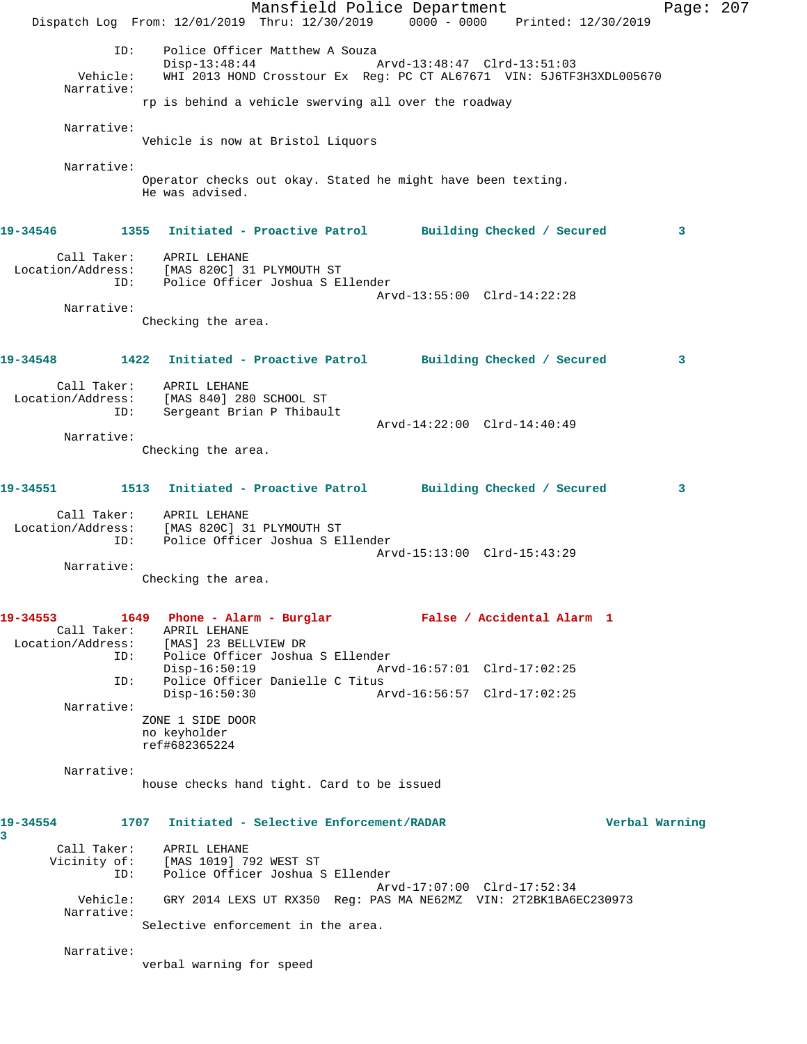ID: Police Officer Matthew A Souza
Disp-13:48:44 Arvd-13:48:47 Clrd-13:51:03
Vehicle: WHI 2013 HOND Crosstour Ex Reg: PC CT AL67671 VIN: 5J6TF3H3XDL005670
Narrative:
rp is behind a vehicle swerving all over the roadway

Narrative:
Vehicle is now at Bristol Liquors

Narrative:
Operator checks out okay. Stated he might have been texting.
He was advised.

**19-34546 1355 Initiated - Proactive Patrol Building Checked / Secured 3**

Call Taker: APRIL LEHANE
Location/Address: [MAS 820C] 31 PLYMOUTH ST
ID: Police Officer Joshua S Ellender
Arvd-13:55:00 Clrd-14:22:28
Narrative:
Checking the area.

**19-34548 1422 Initiated - Proactive Patrol Building Checked / Secured 3**

Call Taker: APRIL LEHANE
Location/Address: [MAS 840] 280 SCHOOL ST
ID: Sergeant Brian P Thibault
Arvd-14:22:00 Clrd-14:40:49
Narrative:
Checking the area.

**19-34551 1513 Initiated - Proactive Patrol Building Checked / Secured 3**

Call Taker: APRIL LEHANE
Location/Address: [MAS 820C] 31 PLYMOUTH ST
ID: Police Officer Joshua S Ellender
Arvd-15:13:00 Clrd-15:43:29
Narrative:
Checking the area.

**19-34553 1649 Phone - Alarm - Burglar False / Accidental Alarm 1**

Call Taker: APRIL LEHANE
Location/Address: [MAS] 23 BELLVIEW DR
ID: Police Officer Joshua S Ellender
Disp-16:50:19 Arvd-16:57:01 Clrd-17:02:25
ID: Police Officer Danielle C Titus
Disp-16:50:30 Arvd-16:56:57 Clrd-17:02:25
Narrative:
ZONE 1 SIDE DOOR
no keyholder
ref#682365224

Narrative:
house checks hand tight. Card to be issued

**19-34554 1707 Initiated - Selective Enforcement/RADAR Verbal Warning 3**

Call Taker: APRIL LEHANE
Vicinity of: [MAS 1019] 792 WEST ST
ID: Police Officer Joshua S Ellender
Arvd-17:07:00 Clrd-17:52:34
Vehicle: GRY 2014 LEXS UT RX350 Reg: PAS MA NE62MZ VIN: 2T2BK1BA6EC230973
Narrative:
Selective enforcement in the area.

Narrative:
verbal warning for speed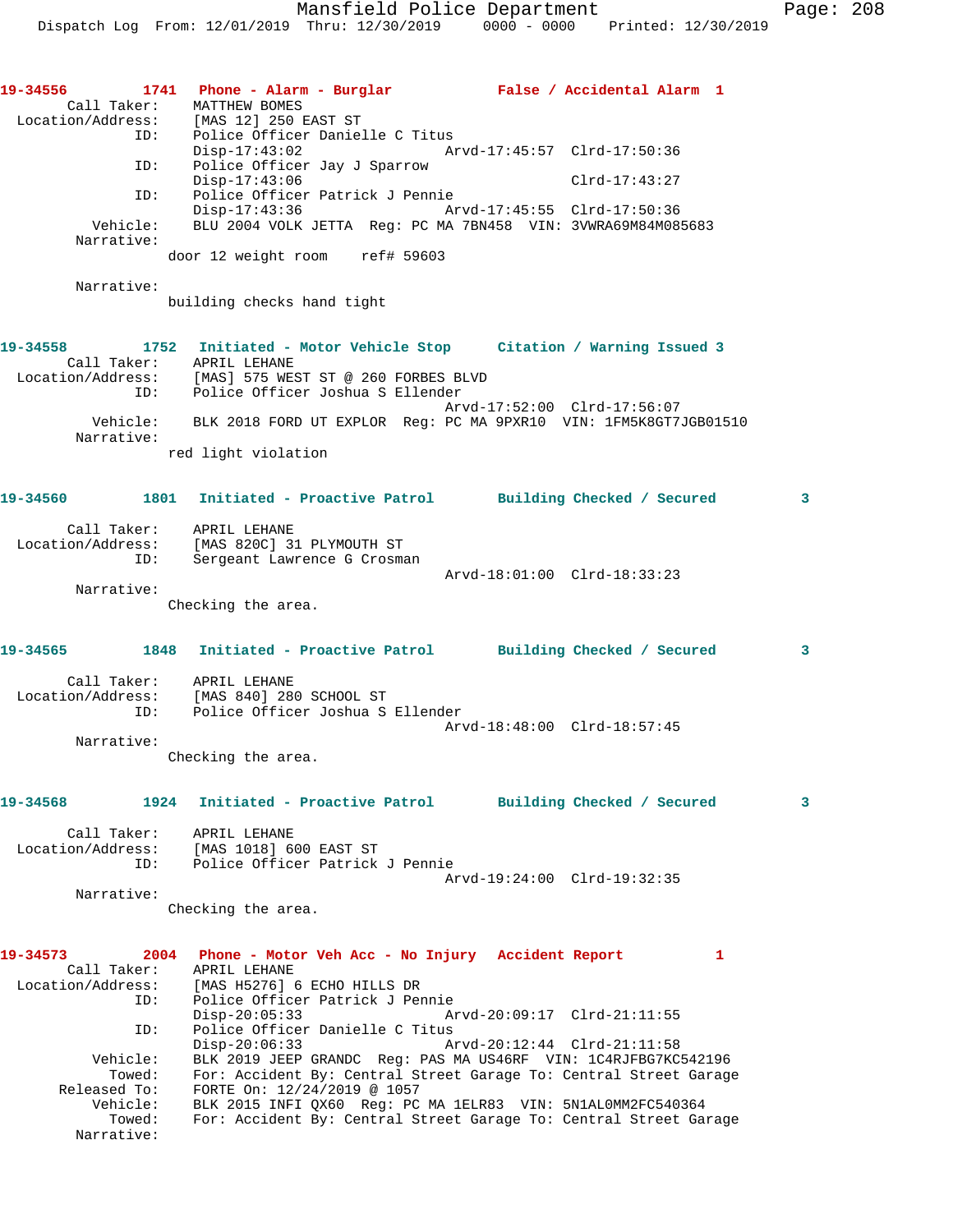**19-34556 1741 Phone - Alarm - Burglar False / Accidental Alarm 1**

```
        Call Taker:     MATTHEW BOMES
  Location/Address:     [MAS 12] 250 EAST ST
                ID:     Police Officer Danielle C Titus
                        Disp-17:43:02                Arvd-17:45:57  Clrd-17:50:36
                ID:     Police Officer Jay J Sparrow
                        Disp-17:43:06                               Clrd-17:43:27
                ID:     Police Officer Patrick J Pennie
                        Disp-17:43:36                Arvd-17:45:55  Clrd-17:50:36
           Vehicle:     BLU 2004 VOLK JETTA  Reg: PC MA 7BN458  VIN: 3VWRA69M84M085683
         Narrative:
                     door 12 weight room    ref# 59603

         Narrative:
                     building checks hand tight
```

**19-34558 1752 Initiated - Motor Vehicle Stop Citation / Warning Issued 3**

```
        Call Taker:     APRIL LEHANE
  Location/Address:     [MAS] 575 WEST ST @ 260 FORBES BLVD
                ID:     Police Officer Joshua S Ellender
                                                     Arvd-17:52:00  Clrd-17:56:07
           Vehicle:     BLK 2018 FORD UT EXPLOR  Reg: PC MA 9PXR10  VIN: 1FM5K8GT7JGB01510
         Narrative:
                     red light violation
```

**19-34560 1801 Initiated - Proactive Patrol Building Checked / Secured 3**

```
        Call Taker:     APRIL LEHANE
  Location/Address:     [MAS 820C] 31 PLYMOUTH ST
                ID:     Sergeant Lawrence G Crosman
                                                     Arvd-18:01:00  Clrd-18:33:23
         Narrative:
                     Checking the area.
```

**19-34565 1848 Initiated - Proactive Patrol Building Checked / Secured 3**

```
        Call Taker:     APRIL LEHANE
  Location/Address:     [MAS 840] 280 SCHOOL ST
                ID:     Police Officer Joshua S Ellender
                                                     Arvd-18:48:00  Clrd-18:57:45
         Narrative:
                     Checking the area.
```

**19-34568 1924 Initiated - Proactive Patrol Building Checked / Secured 3**

```
        Call Taker:     APRIL LEHANE
  Location/Address:     [MAS 1018] 600 EAST ST
                ID:     Police Officer Patrick J Pennie
                                                     Arvd-19:24:00  Clrd-19:32:35
         Narrative:
                     Checking the area.
```

**19-34573 2004 Phone - Motor Veh Acc - No Injury Accident Report 1**

```
        Call Taker:     APRIL LEHANE
  Location/Address:     [MAS H5276] 6 ECHO HILLS DR
                ID:     Police Officer Patrick J Pennie
                        Disp-20:05:33                Arvd-20:09:17  Clrd-21:11:55
                ID:     Police Officer Danielle C Titus
                        Disp-20:06:33                Arvd-20:12:44  Clrd-21:11:58
           Vehicle:     BLK 2019 JEEP GRANDC  Reg: PAS MA US46RF  VIN: 1C4RJFBG7KC542196
             Towed:     For: Accident By: Central Street Garage To: Central Street Garage
       Released To:     FORTE On: 12/24/2019 @ 1057
           Vehicle:     BLK 2015 INFI QX60  Reg: PC MA 1ELR83  VIN: 5N1AL0MM2FC540364
             Towed:     For: Accident By: Central Street Garage To: Central Street Garage
         Narrative:
```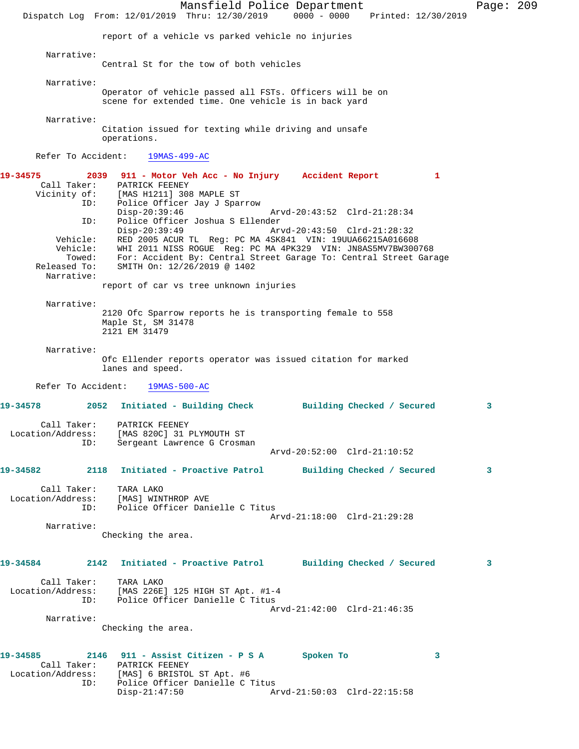report of a vehicle vs parked vehicle no injuries

Narrative:
Central St for the tow of both vehicles

Narrative:
Operator of vehicle passed all FSTs. Officers will be on scene for extended time. One vehicle is in back yard

Narrative:
Citation issued for texting while driving and unsafe operations.

Refer To Accident: 19MAS-499-AC

**19-34575 2039 911 - Motor Veh Acc - No Injury Accident Report 1**

Call Taker: PATRICK FEENEY
Vicinity of: [MAS H1211] 308 MAPLE ST
ID: Police Officer Jay J Sparrow
Disp-20:39:46 Arvd-20:43:52 Clrd-21:28:34
ID: Police Officer Joshua S Ellender
Disp-20:39:49 Arvd-20:43:50 Clrd-21:28:32
Vehicle: RED 2005 ACUR TL Reg: PC MA 4SK841 VIN: 19UUA66215A016608
Vehicle: WHI 2011 NISS ROGUE Reg: PC MA 4PK329 VIN: JN8AS5MV7BW300768
Towed: For: Accident By: Central Street Garage To: Central Street Garage
Released To: SMITH On: 12/26/2019 @ 1402
Narrative:
report of car vs tree unknown injuries

Narrative:
2120 Ofc Sparrow reports he is transporting female to 558 Maple St, SM 31478
2121 EM 31479

Narrative:
Ofc Ellender reports operator was issued citation for marked lanes and speed.

Refer To Accident: 19MAS-500-AC

**19-34578 2052 Initiated - Building Check Building Checked / Secured 3**

Call Taker: PATRICK FEENEY
Location/Address: [MAS 820C] 31 PLYMOUTH ST
ID: Sergeant Lawrence G Crosman
Arvd-20:52:00 Clrd-21:10:52

**19-34582 2118 Initiated - Proactive Patrol Building Checked / Secured 3**

Call Taker: TARA LAKO
Location/Address: [MAS] WINTHROP AVE
ID: Police Officer Danielle C Titus
Arvd-21:18:00 Clrd-21:29:28
Narrative:
Checking the area.

**19-34584 2142 Initiated - Proactive Patrol Building Checked / Secured 3**

Call Taker: TARA LAKO
Location/Address: [MAS 226E] 125 HIGH ST Apt. #1-4
ID: Police Officer Danielle C Titus
Arvd-21:42:00 Clrd-21:46:35
Narrative:
Checking the area.

**19-34585 2146 911 - Assist Citizen - P S A Spoken To 3**

Call Taker: PATRICK FEENEY
Location/Address: [MAS] 6 BRISTOL ST Apt. #6
ID: Police Officer Danielle C Titus
Disp-21:47:50 Arvd-21:50:03 Clrd-22:15:58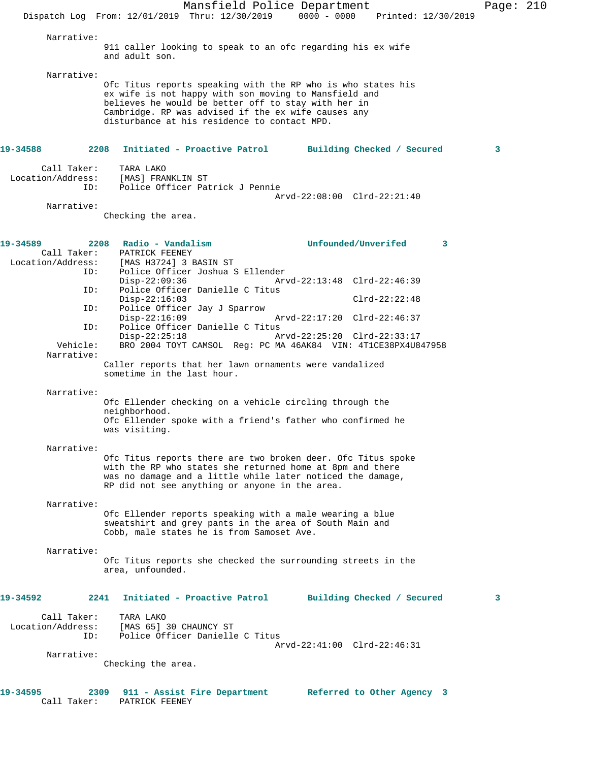Narrative:
911 caller looking to speak to an ofc regarding his ex wife and adult son.

Narrative:
Ofc Titus reports speaking with the RP who is who states his ex wife is not happy with son moving to Mansfield and believes he would be better off to stay with her in Cambridge. RP was advised if the ex wife causes any disturbance at his residence to contact MPD.

**19-34588 2208 Initiated - Proactive Patrol Building Checked / Secured 3**

Call Taker: TARA LAKO
Location/Address: [MAS] FRANKLIN ST
ID: Police Officer Patrick J Pennie
Arvd-22:08:00 Clrd-22:21:40
Narrative:
Checking the area.

**19-34589 2208 Radio - Vandalism Unfounded/Unverifed 3**

Call Taker: PATRICK FEENEY
Location/Address: [MAS H3724] 3 BASIN ST
ID: Police Officer Joshua S Ellender
Disp-22:09:36 Arvd-22:13:48 Clrd-22:46:39
ID: Police Officer Danielle C Titus
Disp-22:16:03 Clrd-22:22:48
ID: Police Officer Jay J Sparrow
Disp-22:16:09 Arvd-22:17:20 Clrd-22:46:37
ID: Police Officer Danielle C Titus
Disp-22:25:18 Arvd-22:25:20 Clrd-22:33:17
Vehicle: BRO 2004 TOYT CAMSOL Reg: PC MA 46AK84 VIN: 4T1CE38PX4U847958
Narrative:
Caller reports that her lawn ornaments were vandalized sometime in the last hour.

Narrative:
Ofc Ellender checking on a vehicle circling through the neighborhood.
Ofc Ellender spoke with a friend's father who confirmed he was visiting.

Narrative:
Ofc Titus reports there are two broken deer. Ofc Titus spoke with the RP who states she returned home at 8pm and there was no damage and a little while later noticed the damage, RP did not see anything or anyone in the area.

Narrative:
Ofc Ellender reports speaking with a male wearing a blue sweatshirt and grey pants in the area of South Main and Cobb, male states he is from Samoset Ave.

Narrative:
Ofc Titus reports she checked the surrounding streets in the area, unfounded.

**19-34592 2241 Initiated - Proactive Patrol Building Checked / Secured 3**

Call Taker: TARA LAKO
Location/Address: [MAS 65] 30 CHAUNCY ST
ID: Police Officer Danielle C Titus
Arvd-22:41:00 Clrd-22:46:31
Narrative:
Checking the area.

**19-34595 2309 911 - Assist Fire Department Referred to Other Agency 3**

Call Taker: PATRICK FEENEY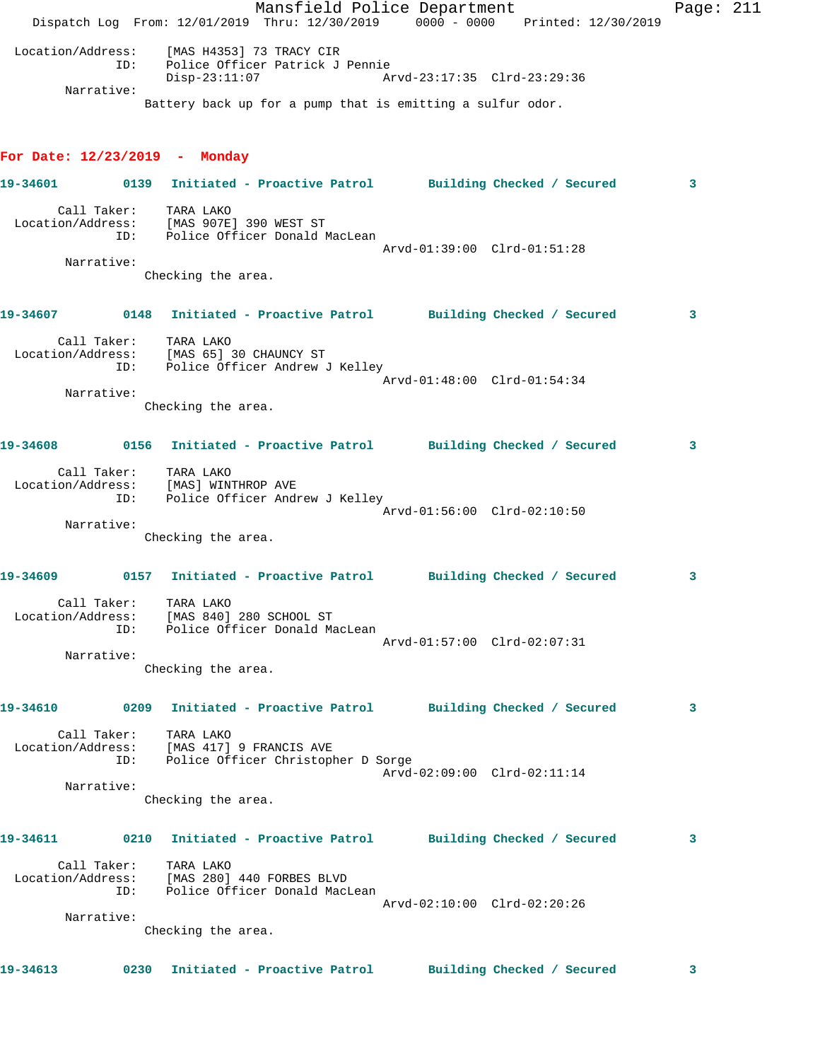Location/Address: [MAS H4353] 73 TRACY CIR
ID: Police Officer Patrick J Pennie
Disp-23:11:07 Arvd-23:17:35 Clrd-23:29:36

Narrative:
Battery back up for a pump that is emitting a sulfur odor.

## For Date: 12/23/2019 - Monday

**19-34601 0139 Initiated - Proactive Patrol Building Checked / Secured 3**

Call Taker: TARA LAKO
Location/Address: [MAS 907E] 390 WEST ST
ID: Police Officer Donald MacLean
Arvd-01:39:00 Clrd-01:51:28

Narrative:
Checking the area.

**19-34607 0148 Initiated - Proactive Patrol Building Checked / Secured 3**

Call Taker: TARA LAKO
Location/Address: [MAS 65] 30 CHAUNCY ST
ID: Police Officer Andrew J Kelley
Arvd-01:48:00 Clrd-01:54:34

Narrative:
Checking the area.

**19-34608 0156 Initiated - Proactive Patrol Building Checked / Secured 3**

Call Taker: TARA LAKO
Location/Address: [MAS] WINTHROP AVE
ID: Police Officer Andrew J Kelley
Arvd-01:56:00 Clrd-02:10:50

Narrative:
Checking the area.

**19-34609 0157 Initiated - Proactive Patrol Building Checked / Secured 3**

Call Taker: TARA LAKO
Location/Address: [MAS 840] 280 SCHOOL ST
ID: Police Officer Donald MacLean
Arvd-01:57:00 Clrd-02:07:31

Narrative:
Checking the area.

**19-34610 0209 Initiated - Proactive Patrol Building Checked / Secured 3**

Call Taker: TARA LAKO
Location/Address: [MAS 417] 9 FRANCIS AVE
ID: Police Officer Christopher D Sorge
Arvd-02:09:00 Clrd-02:11:14

Narrative:
Checking the area.

**19-34611 0210 Initiated - Proactive Patrol Building Checked / Secured 3**

Call Taker: TARA LAKO
Location/Address: [MAS 280] 440 FORBES BLVD
ID: Police Officer Donald MacLean
Arvd-02:10:00 Clrd-02:20:26

Narrative:
Checking the area.

**19-34613 0230 Initiated - Proactive Patrol Building Checked / Secured 3**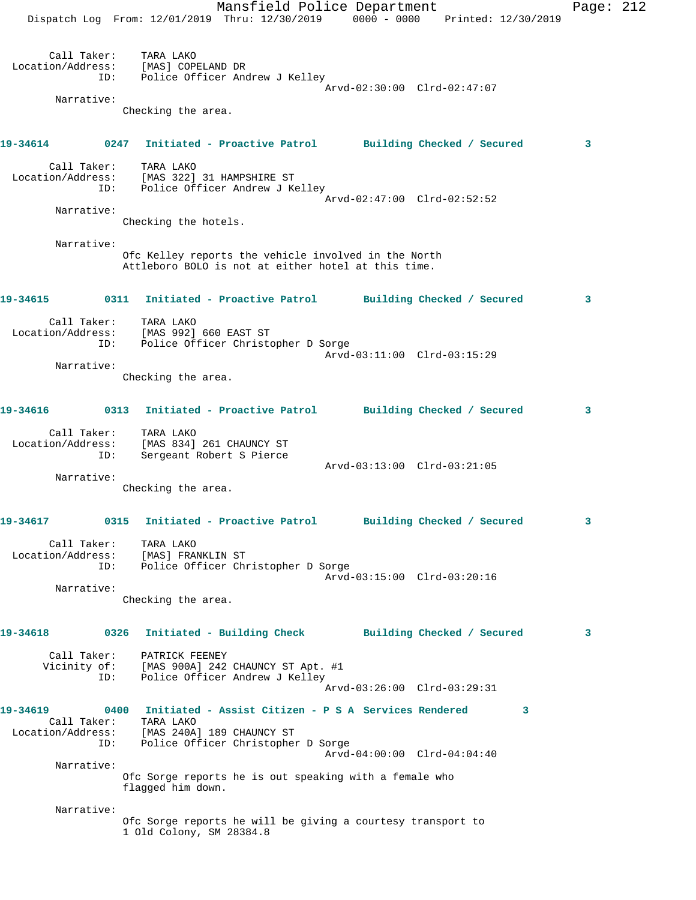Call Taker: TARA LAKO
Location/Address: [MAS] COPELAND DR
ID: Police Officer Andrew J Kelley
Arvd-02:30:00 Clrd-02:47:07

Narrative:
Checking the area.

**19-34614 0247 Initiated - Proactive Patrol Building Checked / Secured 3**

Call Taker: TARA LAKO
Location/Address: [MAS 322] 31 HAMPSHIRE ST
ID: Police Officer Andrew J Kelley
Arvd-02:47:00 Clrd-02:52:52

Narrative:
Checking the hotels.

Narrative:
Ofc Kelley reports the vehicle involved in the North Attleboro BOLO is not at either hotel at this time.

**19-34615 0311 Initiated - Proactive Patrol Building Checked / Secured 3**

Call Taker: TARA LAKO
Location/Address: [MAS 992] 660 EAST ST
ID: Police Officer Christopher D Sorge
Arvd-03:11:00 Clrd-03:15:29

Narrative:
Checking the area.

**19-34616 0313 Initiated - Proactive Patrol Building Checked / Secured 3**

Call Taker: TARA LAKO
Location/Address: [MAS 834] 261 CHAUNCY ST
ID: Sergeant Robert S Pierce
Arvd-03:13:00 Clrd-03:21:05

Narrative:
Checking the area.

**19-34617 0315 Initiated - Proactive Patrol Building Checked / Secured 3**

Call Taker: TARA LAKO
Location/Address: [MAS] FRANKLIN ST
ID: Police Officer Christopher D Sorge
Arvd-03:15:00 Clrd-03:20:16

Narrative:
Checking the area.

**19-34618 0326 Initiated - Building Check Building Checked / Secured 3**

Call Taker: PATRICK FEENEY
Vicinity of: [MAS 900A] 242 CHAUNCY ST Apt. #1
ID: Police Officer Andrew J Kelley
Arvd-03:26:00 Clrd-03:29:31

**19-34619 0400 Initiated - Assist Citizen - P S A Services Rendered 3**

Call Taker: TARA LAKO
Location/Address: [MAS 240A] 189 CHAUNCY ST
ID: Police Officer Christopher D Sorge
Arvd-04:00:00 Clrd-04:04:40

Narrative:
Ofc Sorge reports he is out speaking with a female who flagged him down.

Narrative:
Ofc Sorge reports he will be giving a courtesy transport to 1 Old Colony, SM 28384.8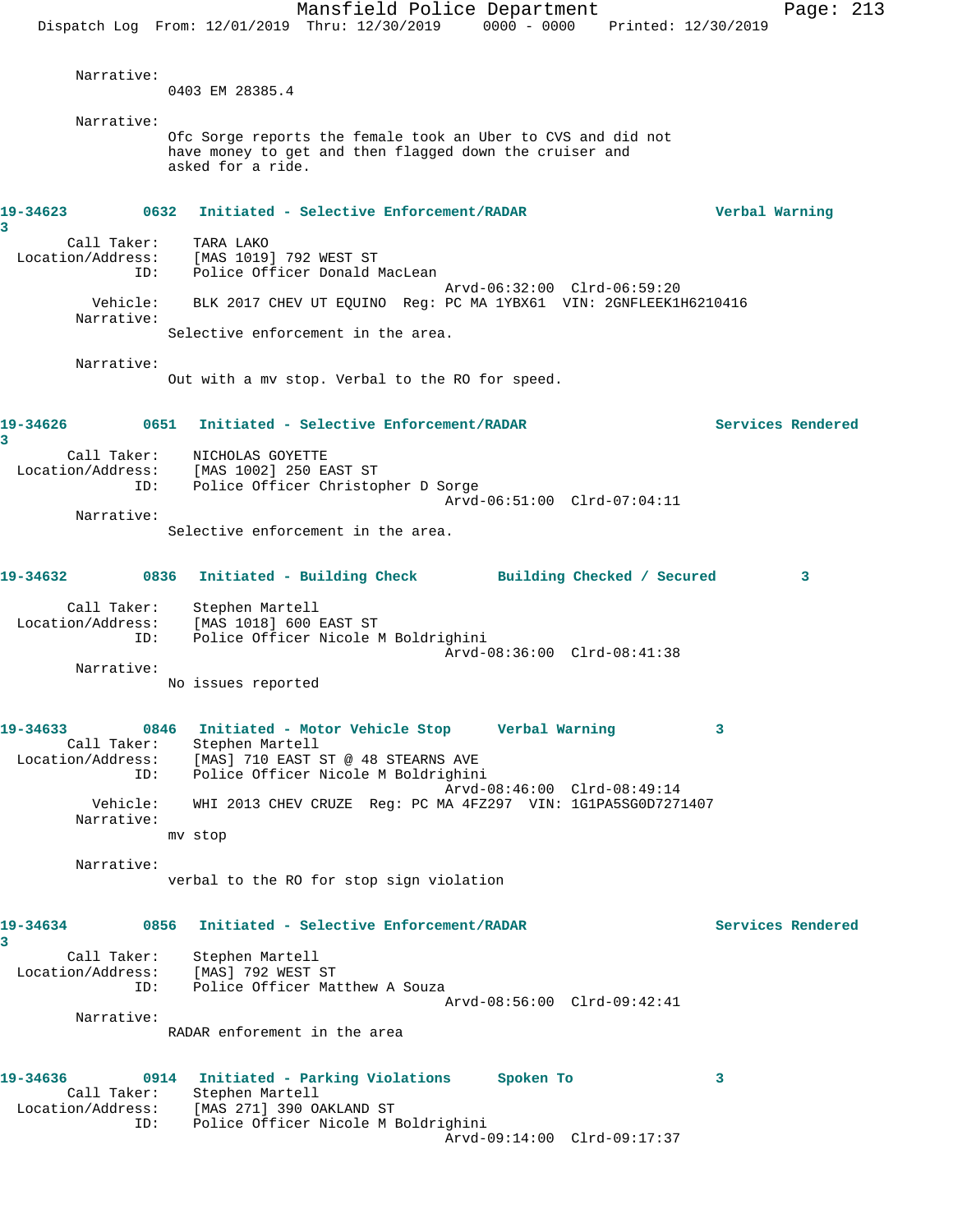Narrative:
0403 EM 28385.4

Narrative:
Ofc Sorge reports the female took an Uber to CVS and did not have money to get and then flagged down the cruiser and asked for a ride.

**19-34623 0632 Initiated - Selective Enforcement/RADAR Verbal Warning 3**

Call Taker: TARA LAKO
Location/Address: [MAS 1019] 792 WEST ST
ID: Police Officer Donald MacLean
Arvd-06:32:00 Clrd-06:59:20
Vehicle: BLK 2017 CHEV UT EQUINO Reg: PC MA 1YBX61 VIN: 2GNFLEEK1H6210416
Narrative:
Selective enforcement in the area.

Narrative:
Out with a mv stop. Verbal to the RO for speed.

**19-34626 0651 Initiated - Selective Enforcement/RADAR Services Rendered 3**

Call Taker: NICHOLAS GOYETTE
Location/Address: [MAS 1002] 250 EAST ST
ID: Police Officer Christopher D Sorge
Arvd-06:51:00 Clrd-07:04:11
Narrative:
Selective enforcement in the area.

**19-34632 0836 Initiated - Building Check Building Checked / Secured 3**

Call Taker: Stephen Martell
Location/Address: [MAS 1018] 600 EAST ST
ID: Police Officer Nicole M Boldrighini
Arvd-08:36:00 Clrd-08:41:38
Narrative:
No issues reported

**19-34633 0846 Initiated - Motor Vehicle Stop Verbal Warning 3**

Call Taker: Stephen Martell
Location/Address: [MAS] 710 EAST ST @ 48 STEARNS AVE
ID: Police Officer Nicole M Boldrighini
Arvd-08:46:00 Clrd-08:49:14
Vehicle: WHI 2013 CHEV CRUZE Reg: PC MA 4FZ297 VIN: 1G1PA5SG0D7271407
Narrative:
mv stop

Narrative:
verbal to the RO for stop sign violation

**19-34634 0856 Initiated - Selective Enforcement/RADAR Services Rendered 3**

Call Taker: Stephen Martell
Location/Address: [MAS] 792 WEST ST
ID: Police Officer Matthew A Souza
Arvd-08:56:00 Clrd-09:42:41
Narrative:
RADAR enforement in the area

**19-34636 0914 Initiated - Parking Violations Spoken To 3**

Call Taker: Stephen Martell
Location/Address: [MAS 271] 390 OAKLAND ST
ID: Police Officer Nicole M Boldrighini
Arvd-09:14:00 Clrd-09:17:37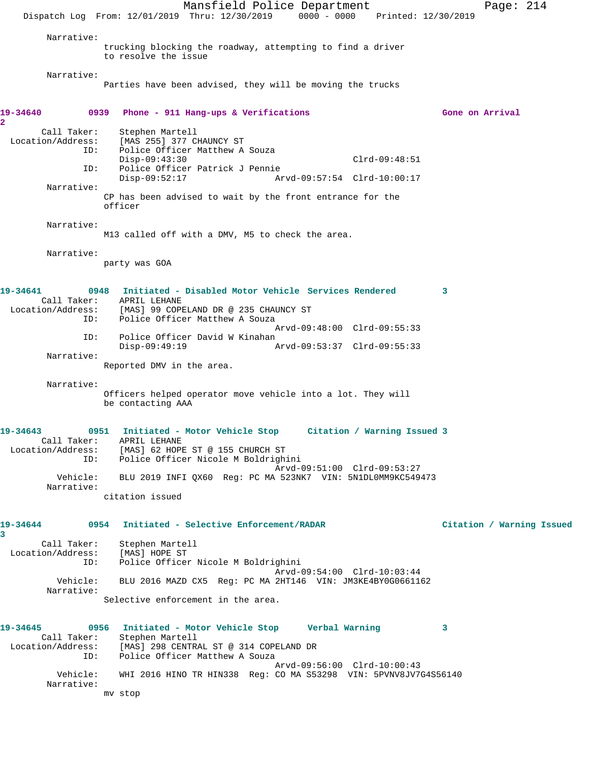Narrative:
trucking blocking the roadway, attempting to find a driver to resolve the issue

Narrative:
Parties have been advised, they will be moving the trucks

**19-34640 0939 Phone - 911 Hang-ups & Verifications Gone on Arrival 2**

Call Taker: Stephen Martell
Location/Address: [MAS 255] 377 CHAUNCY ST
ID: Police Officer Matthew A Souza
Disp-09:43:30 Clrd-09:48:51
ID: Police Officer Patrick J Pennie
Disp-09:52:17 Arvd-09:57:54 Clrd-10:00:17

Narrative:
CP has been advised to wait by the front entrance for the officer

Narrative:
M13 called off with a DMV, M5 to check the area.

Narrative:
party was GOA

**19-34641 0948 Initiated - Disabled Motor Vehicle Services Rendered 3**

Call Taker: APRIL LEHANE
Location/Address: [MAS] 99 COPELAND DR @ 235 CHAUNCY ST
ID: Police Officer Matthew A Souza
Arvd-09:48:00 Clrd-09:55:33
ID: Police Officer David W Kinahan
Disp-09:49:19 Arvd-09:53:37 Clrd-09:55:33

Narrative:
Reported DMV in the area.

Narrative:
Officers helped operator move vehicle into a lot. They will be contacting AAA

**19-34643 0951 Initiated - Motor Vehicle Stop Citation / Warning Issued 3**

Call Taker: APRIL LEHANE
Location/Address: [MAS] 62 HOPE ST @ 155 CHURCH ST
ID: Police Officer Nicole M Boldrighini
Arvd-09:51:00 Clrd-09:53:27
Vehicle: BLU 2019 INFI QX60 Reg: PC MA 523NK7 VIN: 5N1DL0MM9KC549473

Narrative:
citation issued

**19-34644 0954 Initiated - Selective Enforcement/RADAR Citation / Warning Issued 3**

Call Taker: Stephen Martell
Location/Address: [MAS] HOPE ST
ID: Police Officer Nicole M Boldrighini
Arvd-09:54:00 Clrd-10:03:44
Vehicle: BLU 2016 MAZD CX5 Reg: PC MA 2HT146 VIN: JM3KE4BY0G0661162

Narrative:
Selective enforcement in the area.

**19-34645 0956 Initiated - Motor Vehicle Stop Verbal Warning 3**

Call Taker: Stephen Martell
Location/Address: [MAS] 298 CENTRAL ST @ 314 COPELAND DR
ID: Police Officer Matthew A Souza
Arvd-09:56:00 Clrd-10:00:43
Vehicle: WHI 2016 HINO TR HIN338 Reg: CO MA S53298 VIN: 5PVNV8JV7G4S56140

Narrative:
mv stop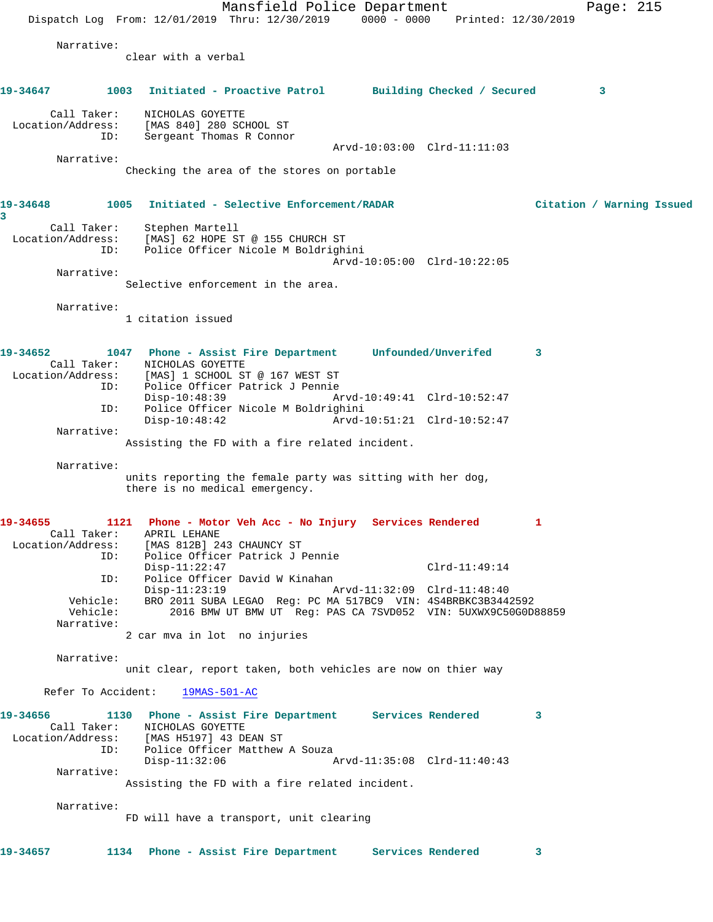Narrative:
clear with a verbal

**19-34647** 1003 Initiated - Proactive Patrol Building Checked / Secured 3

Call Taker: NICHOLAS GOYETTE
Location/Address: [MAS 840] 280 SCHOOL ST
ID: Sergeant Thomas R Connor
Arvd-10:03:00 Clrd-11:11:03
Narrative:
Checking the area of the stores on portable

**19-34648** 1005 Initiated - Selective Enforcement/RADAR Citation / Warning Issued 3

Call Taker: Stephen Martell
Location/Address: [MAS] 62 HOPE ST @ 155 CHURCH ST
ID: Police Officer Nicole M Boldrighini
Arvd-10:05:00 Clrd-10:22:05
Narrative:
Selective enforcement in the area.

Narrative:
1 citation issued

**19-34652** 1047 Phone - Assist Fire Department Unfounded/Unverifed 3

Call Taker: NICHOLAS GOYETTE
Location/Address: [MAS] 1 SCHOOL ST @ 167 WEST ST
ID: Police Officer Patrick J Pennie
Disp-10:48:39 Arvd-10:49:41 Clrd-10:52:47
ID: Police Officer Nicole M Boldrighini
Disp-10:48:42 Arvd-10:51:21 Clrd-10:52:47
Narrative:
Assisting the FD with a fire related incident.

Narrative:
units reporting the female party was sitting with her dog, there is no medical emergency.

**19-34655** 1121 Phone - Motor Veh Acc - No Injury Services Rendered 1

Call Taker: APRIL LEHANE
Location/Address: [MAS 812B] 243 CHAUNCY ST
ID: Police Officer Patrick J Pennie
Disp-11:22:47 Clrd-11:49:14
ID: Police Officer David W Kinahan
Disp-11:23:19 Arvd-11:32:09 Clrd-11:48:40
Vehicle: BRO 2011 SUBA LEGAO Reg: PC MA 517BC9 VIN: 4S4BRBKC3B3442592
Vehicle: 2016 BMW UT BMW UT Reg: PAS CA 7SVD052 VIN: 5UXWX9C50G0D88859
Narrative:
2 car mva in lot no injuries

Narrative:
unit clear, report taken, both vehicles are now on thier way

Refer To Accident: 19MAS-501-AC

**19-34656** 1130 Phone - Assist Fire Department Services Rendered 3

Call Taker: NICHOLAS GOYETTE
Location/Address: [MAS H5197] 43 DEAN ST
ID: Police Officer Matthew A Souza
Disp-11:32:06 Arvd-11:35:08 Clrd-11:40:43
Narrative:
Assisting the FD with a fire related incident.

Narrative:
FD will have a transport, unit clearing

**19-34657** 1134 Phone - Assist Fire Department Services Rendered 3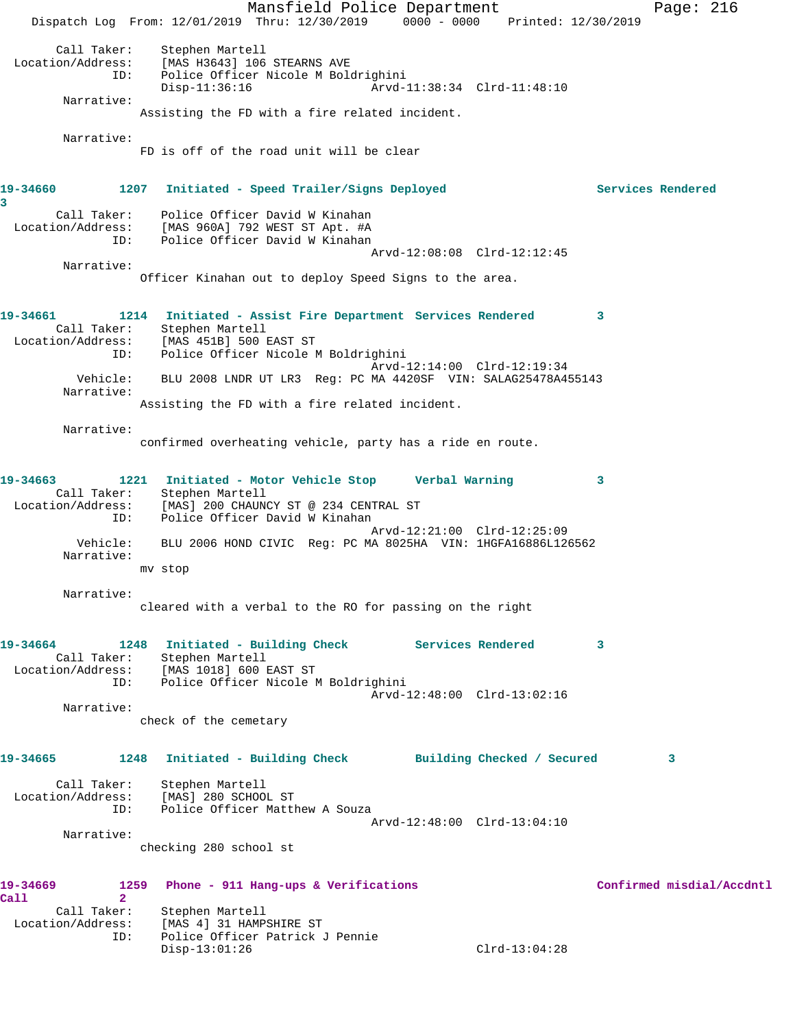Call Taker: Stephen Martell
Location/Address: [MAS H3643] 106 STEARNS AVE
ID: Police Officer Nicole M Boldrighini
Disp-11:36:16 Arvd-11:38:34 Clrd-11:48:10

Narrative:
Assisting the FD with a fire related incident.

Narrative:
FD is off of the road unit will be clear

**19-34660 1207 Initiated - Speed Trailer/Signs Deployed Services Rendered 3**

Call Taker: Police Officer David W Kinahan
Location/Address: [MAS 960A] 792 WEST ST Apt. #A
ID: Police Officer David W Kinahan
Arvd-12:08:08 Clrd-12:12:45

Narrative:
Officer Kinahan out to deploy Speed Signs to the area.

**19-34661 1214 Initiated - Assist Fire Department Services Rendered 3**

Call Taker: Stephen Martell
Location/Address: [MAS 451B] 500 EAST ST
ID: Police Officer Nicole M Boldrighini
Arvd-12:14:00 Clrd-12:19:34
Vehicle: BLU 2008 LNDR UT LR3 Reg: PC MA 4420SF VIN: SALAG25478A455143

Narrative:
Assisting the FD with a fire related incident.

Narrative:
confirmed overheating vehicle, party has a ride en route.

**19-34663 1221 Initiated - Motor Vehicle Stop Verbal Warning 3**

Call Taker: Stephen Martell
Location/Address: [MAS] 200 CHAUNCY ST @ 234 CENTRAL ST
ID: Police Officer David W Kinahan
Arvd-12:21:00 Clrd-12:25:09
Vehicle: BLU 2006 HOND CIVIC Reg: PC MA 8025HA VIN: 1HGFA16886L126562

Narrative:
mv stop

Narrative:
cleared with a verbal to the RO for passing on the right

**19-34664 1248 Initiated - Building Check Services Rendered 3**

Call Taker: Stephen Martell
Location/Address: [MAS 1018] 600 EAST ST
ID: Police Officer Nicole M Boldrighini
Arvd-12:48:00 Clrd-13:02:16

Narrative:
check of the cemetary

**19-34665 1248 Initiated - Building Check Building Checked / Secured 3**

Call Taker: Stephen Martell
Location/Address: [MAS] 280 SCHOOL ST
ID: Police Officer Matthew A Souza
Arvd-12:48:00 Clrd-13:04:10

Narrative:
checking 280 school st

**19-34669 1259 Phone - 911 Hang-ups & Verifications Confirmed misdial/Accdntl Call 2**

Call Taker: Stephen Martell
Location/Address: [MAS 4] 31 HAMPSHIRE ST
ID: Police Officer Patrick J Pennie
Disp-13:01:26 Clrd-13:04:28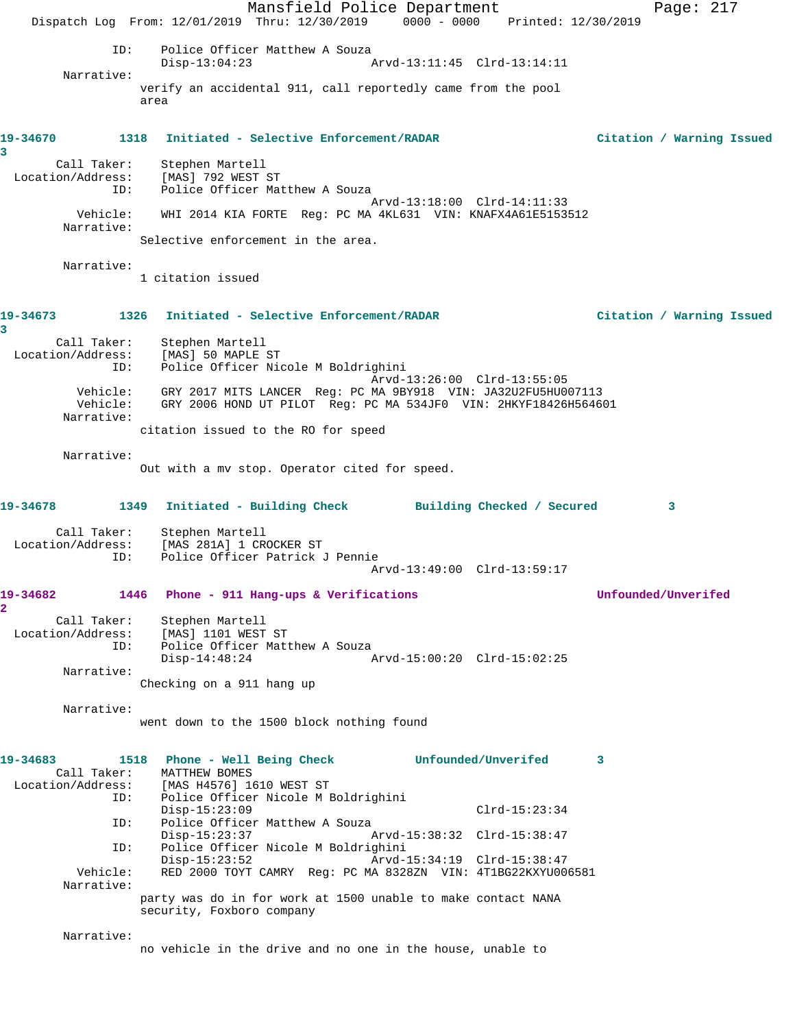ID: Police Officer Matthew A Souza
Disp-13:04:23 Arvd-13:11:45 Clrd-13:14:11

Narrative:
verify an accidental 911, call reportedly came from the pool area

**19-34670 1318 Initiated - Selective Enforcement/RADAR — Citation / Warning Issued 3**

Call Taker: Stephen Martell
Location/Address: [MAS] 792 WEST ST
ID: Police Officer Matthew A Souza
Arvd-13:18:00 Clrd-14:11:33
Vehicle: WHI 2014 KIA FORTE Reg: PC MA 4KL631 VIN: KNAFX4A61E5153512

Narrative:
Selective enforcement in the area.

Narrative:
1 citation issued

**19-34673 1326 Initiated - Selective Enforcement/RADAR — Citation / Warning Issued 3**

Call Taker: Stephen Martell
Location/Address: [MAS] 50 MAPLE ST
ID: Police Officer Nicole M Boldrighini
Arvd-13:26:00 Clrd-13:55:05
Vehicle: GRY 2017 MITS LANCER Reg: PC MA 9BY918 VIN: JA32U2FU5HU007113
Vehicle: GRY 2006 HOND UT PILOT Reg: PC MA 534JF0 VIN: 2HKYF18426H564601

Narrative:
citation issued to the RO for speed

Narrative:
Out with a mv stop. Operator cited for speed.

**19-34678 1349 Initiated - Building Check — Building Checked / Secured 3**

Call Taker: Stephen Martell
Location/Address: [MAS 281A] 1 CROCKER ST
ID: Police Officer Patrick J Pennie
Arvd-13:49:00 Clrd-13:59:17

**19-34682 1446 Phone - 911 Hang-ups & Verifications — Unfounded/Unverifed 2**

Call Taker: Stephen Martell
Location/Address: [MAS] 1101 WEST ST
ID: Police Officer Matthew A Souza
Disp-14:48:24 Arvd-15:00:20 Clrd-15:02:25

Narrative:
Checking on a 911 hang up

Narrative:
went down to the 1500 block nothing found

**19-34683 1518 Phone - Well Being Check — Unfounded/Unverifed 3**

Call Taker: MATTHEW BOMES
Location/Address: [MAS H4576] 1610 WEST ST
ID: Police Officer Nicole M Boldrighini
Disp-15:23:09 Clrd-15:23:34
ID: Police Officer Matthew A Souza
Disp-15:23:37 Arvd-15:38:32 Clrd-15:38:47
ID: Police Officer Nicole M Boldrighini
Disp-15:23:52 Arvd-15:34:19 Clrd-15:38:47
Vehicle: RED 2000 TOYT CAMRY Reg: PC MA 8328ZN VIN: 4T1BG22KXYU006581

Narrative:
party was do in for work at 1500 unable to make contact NANA security, Foxboro company

Narrative:
no vehicle in the drive and no one in the house, unable to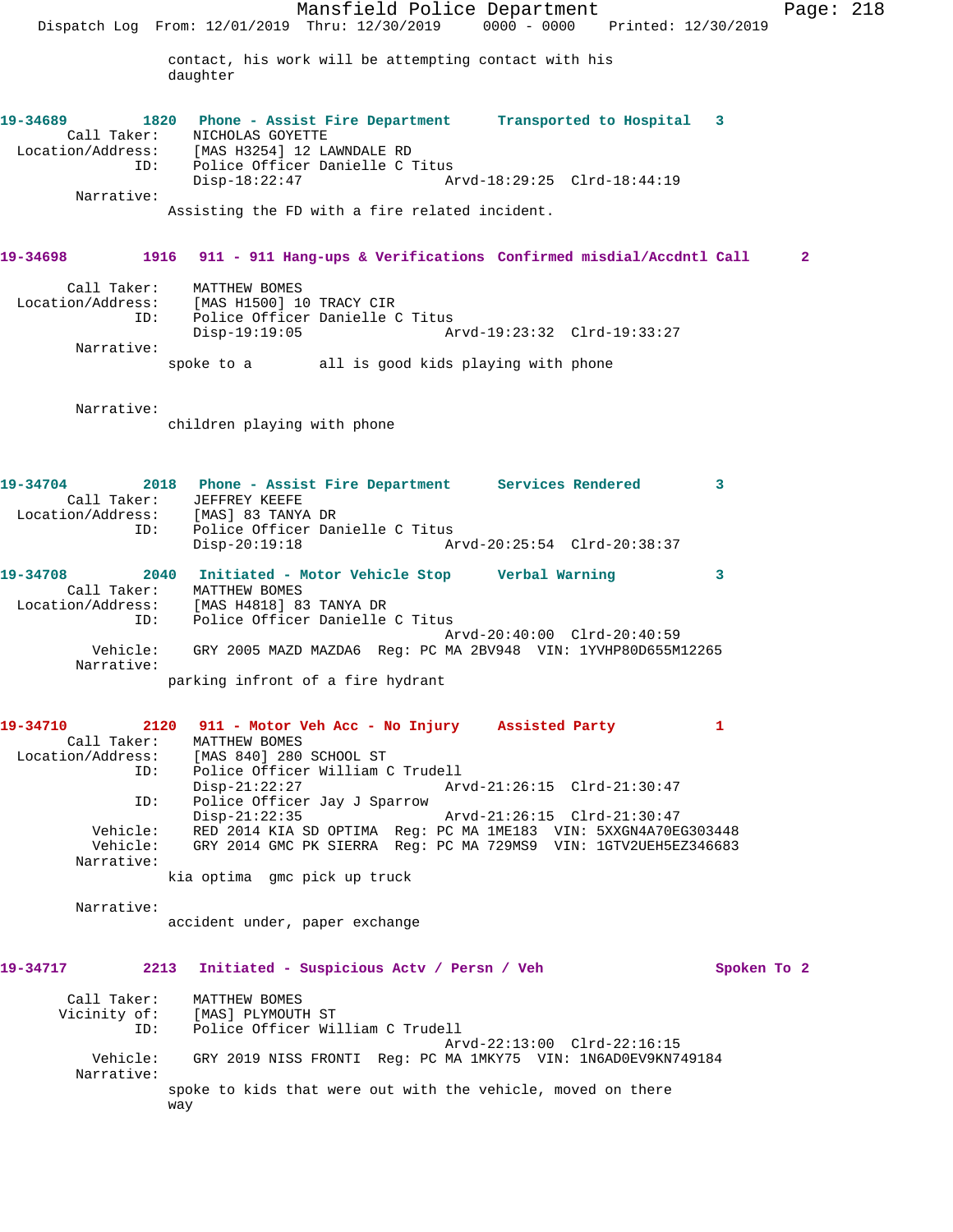contact, his work will be attempting contact with his daughter

**19-34689** 1820 Phone - Assist Fire Department Transported to Hospital 3

Call Taker: NICHOLAS GOYETTE
Location/Address: [MAS H3254] 12 LAWNDALE RD
ID: Police Officer Danielle C Titus
Disp-18:22:47 Arvd-18:29:25 Clrd-18:44:19

Narrative:
Assisting the FD with a fire related incident.

**19-34698** 1916 911 - 911 Hang-ups & Verifications Confirmed misdial/Accdntl Call 2

Call Taker: MATTHEW BOMES
Location/Address: [MAS H1500] 10 TRACY CIR
ID: Police Officer Danielle C Titus
Disp-19:19:05 Arvd-19:23:32 Clrd-19:33:27

Narrative:
spoke to a all is good kids playing with phone

Narrative:
children playing with phone

**19-34704** 2018 Phone - Assist Fire Department Services Rendered 3

Call Taker: JEFFREY KEEFE
Location/Address: [MAS] 83 TANYA DR
ID: Police Officer Danielle C Titus
Disp-20:19:18 Arvd-20:25:54 Clrd-20:38:37

**19-34708** 2040 Initiated - Motor Vehicle Stop Verbal Warning 3

Call Taker: MATTHEW BOMES
Location/Address: [MAS H4818] 83 TANYA DR
ID: Police Officer Danielle C Titus
Arvd-20:40:00 Clrd-20:40:59
Vehicle: GRY 2005 MAZD MAZDA6 Reg: PC MA 2BV948 VIN: 1YVHP80D655M12265

Narrative:
parking infront of a fire hydrant

**19-34710** 2120 911 - Motor Veh Acc - No Injury Assisted Party 1

Call Taker: MATTHEW BOMES
Location/Address: [MAS 840] 280 SCHOOL ST
ID: Police Officer William C Trudell
Disp-21:22:27 Arvd-21:26:15 Clrd-21:30:47
ID: Police Officer Jay J Sparrow
Disp-21:22:35 Arvd-21:26:15 Clrd-21:30:47
Vehicle: RED 2014 KIA SD OPTIMA Reg: PC MA 1ME183 VIN: 5XXGN4A70EG303448
Vehicle: GRY 2014 GMC PK SIERRA Reg: PC MA 729MS9 VIN: 1GTV2UEH5EZ346683

Narrative:
kia optima gmc pick up truck

Narrative:
accident under, paper exchange

**19-34717** 2213 Initiated - Suspicious Actv / Persn / Veh Spoken To 2

Call Taker: MATTHEW BOMES
Vicinity of: [MAS] PLYMOUTH ST
ID: Police Officer William C Trudell
Arvd-22:13:00 Clrd-22:16:15
Vehicle: GRY 2019 NISS FRONTI Reg: PC MA 1MKY75 VIN: 1N6AD0EV9KN749184

Narrative:
spoke to kids that were out with the vehicle, moved on there way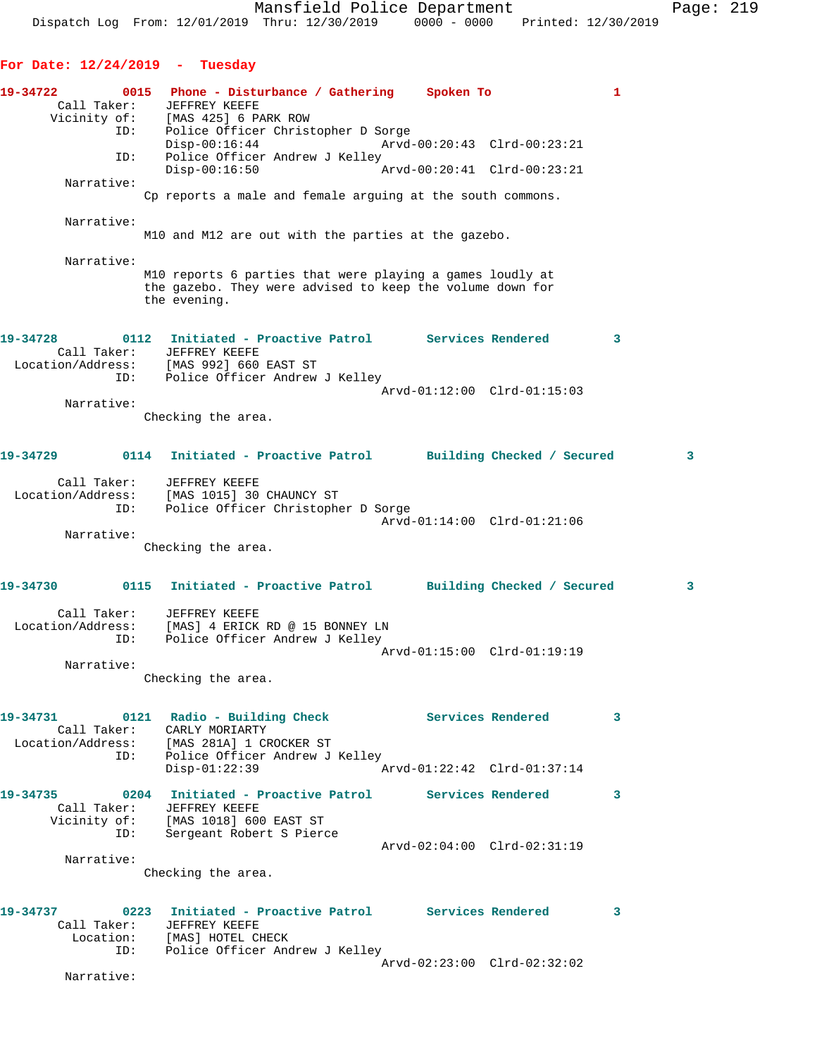## For Date: 12/24/2019 - Tuesday

**19-34722** 0015 **Phone - Disturbance / Gathering** **Spoken To** 1

Call Taker: JEFFREY KEEFE
Vicinity of: [MAS 425] 6 PARK ROW
ID: Police Officer Christopher D Sorge
Disp-00:16:44 Arvd-00:20:43 Clrd-00:23:21
ID: Police Officer Andrew J Kelley
Disp-00:16:50 Arvd-00:20:41 Clrd-00:23:21

Narrative:
Cp reports a male and female arguing at the south commons.

Narrative:
M10 and M12 are out with the parties at the gazebo.

Narrative:
M10 reports 6 parties that were playing a games loudly at the gazebo. They were advised to keep the volume down for the evening.

**19-34728** 0112 **Initiated - Proactive Patrol** **Services Rendered** 3

Call Taker: JEFFREY KEEFE
Location/Address: [MAS 992] 660 EAST ST
ID: Police Officer Andrew J Kelley
Arvd-01:12:00 Clrd-01:15:03

Narrative:
Checking the area.

**19-34729** 0114 **Initiated - Proactive Patrol** **Building Checked / Secured** 3

Call Taker: JEFFREY KEEFE
Location/Address: [MAS 1015] 30 CHAUNCY ST
ID: Police Officer Christopher D Sorge
Arvd-01:14:00 Clrd-01:21:06

Narrative:
Checking the area.

**19-34730** 0115 **Initiated - Proactive Patrol** **Building Checked / Secured** 3

Call Taker: JEFFREY KEEFE
Location/Address: [MAS] 4 ERICK RD @ 15 BONNEY LN
ID: Police Officer Andrew J Kelley
Arvd-01:15:00 Clrd-01:19:19

Narrative:
Checking the area.

**19-34731** 0121 **Radio - Building Check** **Services Rendered** 3

Call Taker: CARLY MORIARTY
Location/Address: [MAS 281A] 1 CROCKER ST
ID: Police Officer Andrew J Kelley
Disp-01:22:39 Arvd-01:22:42 Clrd-01:37:14

**19-34735** 0204 **Initiated - Proactive Patrol** **Services Rendered** 3

Call Taker: JEFFREY KEEFE
Vicinity of: [MAS 1018] 600 EAST ST
ID: Sergeant Robert S Pierce
Arvd-02:04:00 Clrd-02:31:19

Narrative:
Checking the area.

**19-34737** 0223 **Initiated - Proactive Patrol** **Services Rendered** 3

Call Taker: JEFFREY KEEFE
Location: [MAS] HOTEL CHECK
ID: Police Officer Andrew J Kelley
Arvd-02:23:00 Clrd-02:32:02

Narrative: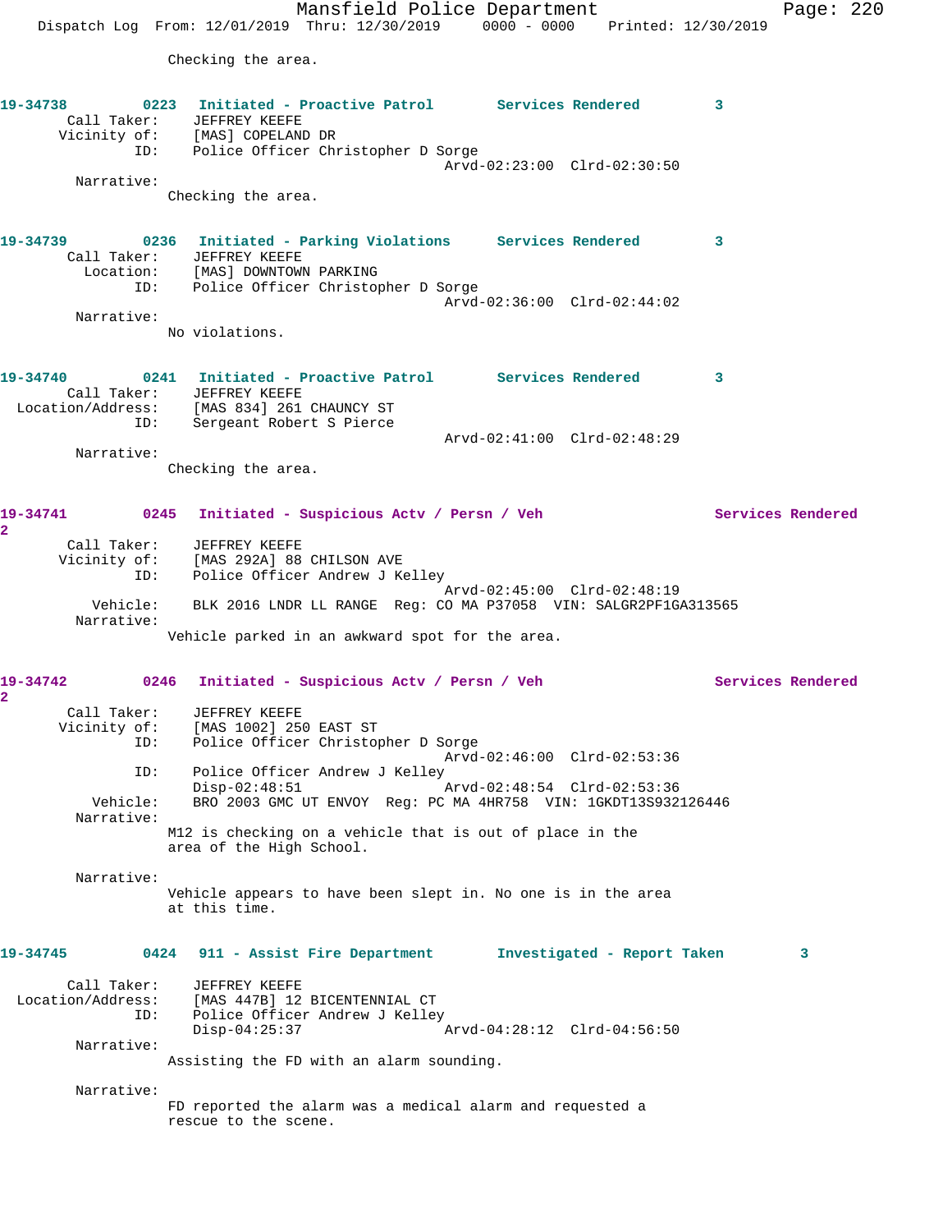Checking the area.

**19-34738** 0223 **Initiated - Proactive Patrol** **Services Rendered** 3
Call Taker: JEFFREY KEEFE
Vicinity of: [MAS] COPELAND DR
ID: Police Officer Christopher D Sorge
Arvd-02:23:00 Clrd-02:30:50
Narrative:
Checking the area.

**19-34739** 0236 **Initiated - Parking Violations** **Services Rendered** 3
Call Taker: JEFFREY KEEFE
Location: [MAS] DOWNTOWN PARKING
ID: Police Officer Christopher D Sorge
Arvd-02:36:00 Clrd-02:44:02
Narrative:
No violations.

**19-34740** 0241 **Initiated - Proactive Patrol** **Services Rendered** 3
Call Taker: JEFFREY KEEFE
Location/Address: [MAS 834] 261 CHAUNCY ST
ID: Sergeant Robert S Pierce
Arvd-02:41:00 Clrd-02:48:29
Narrative:
Checking the area.

**19-34741** 0245 **Initiated - Suspicious Actv / Persn / Veh** **Services Rendered** 2
Call Taker: JEFFREY KEEFE
Vicinity of: [MAS 292A] 88 CHILSON AVE
ID: Police Officer Andrew J Kelley
Arvd-02:45:00 Clrd-02:48:19
Vehicle: BLK 2016 LNDR LL RANGE Reg: CO MA P37058 VIN: SALGR2PF1GA313565
Narrative:
Vehicle parked in an awkward spot for the area.

**19-34742** 0246 **Initiated - Suspicious Actv / Persn / Veh** **Services Rendered** 2
Call Taker: JEFFREY KEEFE
Vicinity of: [MAS 1002] 250 EAST ST
ID: Police Officer Christopher D Sorge
Arvd-02:46:00 Clrd-02:53:36
ID: Police Officer Andrew J Kelley
Disp-02:48:51 Arvd-02:48:54 Clrd-02:53:36
Vehicle: BRO 2003 GMC UT ENVOY Reg: PC MA 4HR758 VIN: 1GKDT13S932126446
Narrative:
M12 is checking on a vehicle that is out of place in the area of the High School.

Narrative:
Vehicle appears to have been slept in. No one is in the area at this time.

**19-34745** 0424 **911 - Assist Fire Department** **Investigated - Report Taken** 3
Call Taker: JEFFREY KEEFE
Location/Address: [MAS 447B] 12 BICENTENNIAL CT
ID: Police Officer Andrew J Kelley
Disp-04:25:37 Arvd-04:28:12 Clrd-04:56:50
Narrative:
Assisting the FD with an alarm sounding.

Narrative:
FD reported the alarm was a medical alarm and requested a rescue to the scene.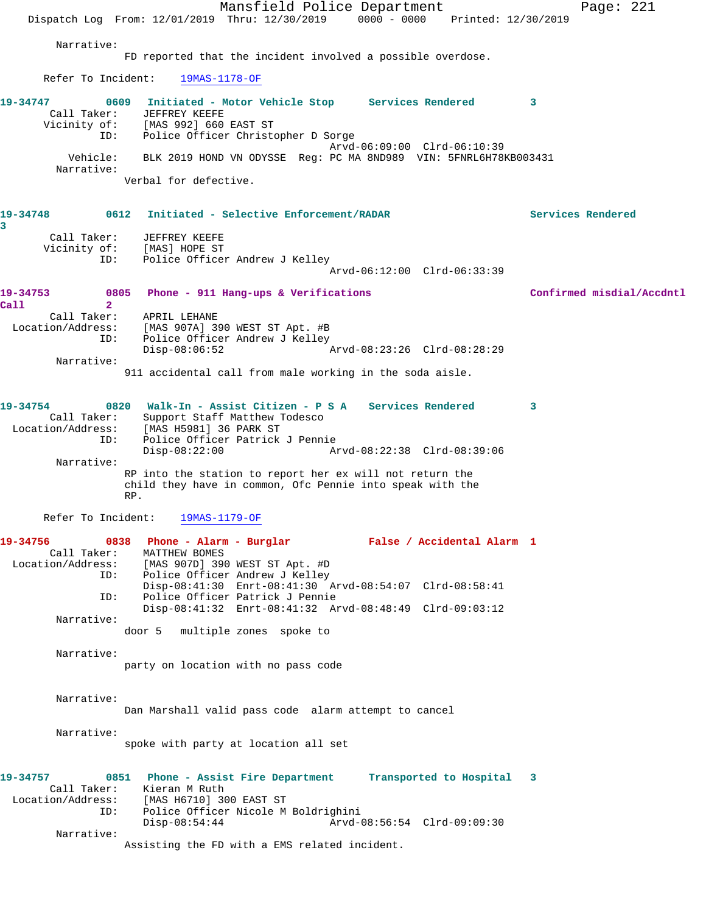Narrative:
FD reported that the incident involved a possible overdose.

Refer To Incident: 19MAS-1178-OF

**19-34747 0609 Initiated - Motor Vehicle Stop Services Rendered 3**

Call Taker: JEFFREY KEEFE
Vicinity of: [MAS 992] 660 EAST ST
ID: Police Officer Christopher D Sorge
Arvd-06:09:00 Clrd-06:10:39
Vehicle: BLK 2019 HOND VN ODYSSE Reg: PC MA 8ND989 VIN: 5FNRL6H78KB003431
Narrative:
Verbal for defective.

**19-34748 0612 Initiated - Selective Enforcement/RADAR Services Rendered 3**

Call Taker: JEFFREY KEEFE
Vicinity of: [MAS] HOPE ST
ID: Police Officer Andrew J Kelley
Arvd-06:12:00 Clrd-06:33:39

**19-34753 0805 Phone - 911 Hang-ups & Verifications Confirmed misdial/Accdntl Call 2**

Call Taker: APRIL LEHANE
Location/Address: [MAS 907A] 390 WEST ST Apt. #B
ID: Police Officer Andrew J Kelley
Disp-08:06:52 Arvd-08:23:26 Clrd-08:28:29
Narrative:
911 accidental call from male working in the soda aisle.

**19-34754 0820 Walk-In - Assist Citizen - P S A Services Rendered 3**

Call Taker: Support Staff Matthew Todesco
Location/Address: [MAS H5981] 36 PARK ST
ID: Police Officer Patrick J Pennie
Disp-08:22:00 Arvd-08:22:38 Clrd-08:39:06
Narrative:
RP into the station to report her ex will not return the child they have in common, Ofc Pennie into speak with the RP.

Refer To Incident: 19MAS-1179-OF

**19-34756 0838 Phone - Alarm - Burglar False / Accidental Alarm 1**

Call Taker: MATTHEW BOMES
Location/Address: [MAS 907D] 390 WEST ST Apt. #D
ID: Police Officer Andrew J Kelley
Disp-08:41:30 Enrt-08:41:30 Arvd-08:54:07 Clrd-08:58:41
ID: Police Officer Patrick J Pennie
Disp-08:41:32 Enrt-08:41:32 Arvd-08:48:49 Clrd-09:03:12
Narrative:
door 5 multiple zones spoke to

Narrative:
party on location with no pass code

Narrative:
Dan Marshall valid pass code alarm attempt to cancel

Narrative:
spoke with party at location all set

**19-34757 0851 Phone - Assist Fire Department Transported to Hospital 3**

Call Taker: Kieran M Ruth
Location/Address: [MAS H6710] 300 EAST ST
ID: Police Officer Nicole M Boldrighini
Disp-08:54:44 Arvd-08:56:54 Clrd-09:09:30
Narrative:
Assisting the FD with a EMS related incident.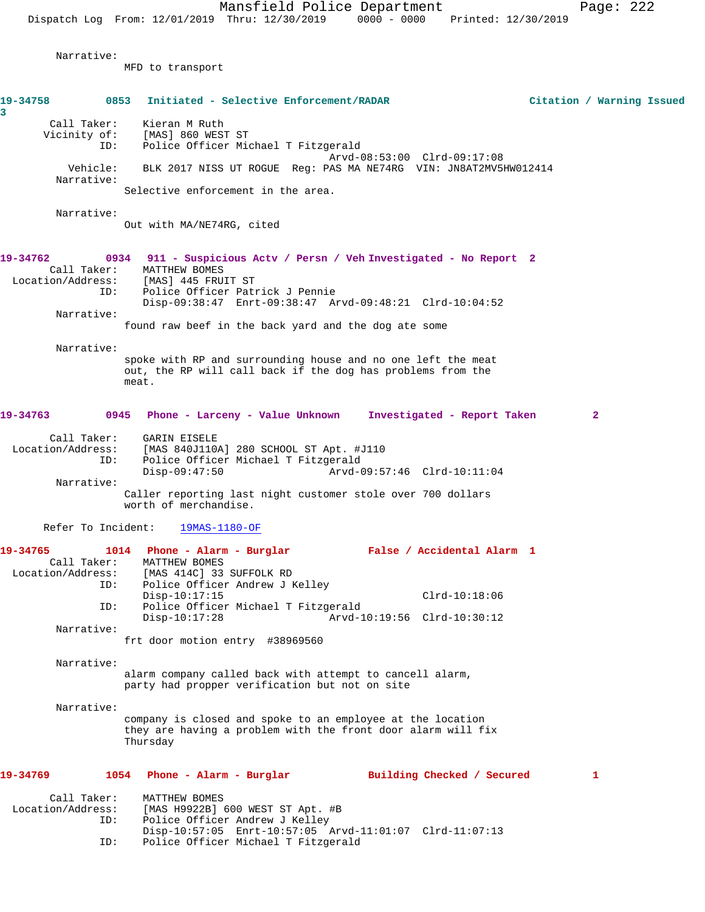Narrative:
MFD to transport

**19-34758 0853 Initiated - Selective Enforcement/RADAR Citation / Warning Issued 3**

Call Taker: Kieran M Ruth
Vicinity of: [MAS] 860 WEST ST
ID: Police Officer Michael T Fitzgerald
Arvd-08:53:00 Clrd-09:17:08
Vehicle: BLK 2017 NISS UT ROGUE Reg: PAS MA NE74RG VIN: JN8AT2MV5HW012414
Narrative:
Selective enforcement in the area.

Narrative:
Out with MA/NE74RG, cited

**19-34762 0934 911 - Suspicious Actv / Persn / Veh Investigated - No Report 2**

Call Taker: MATTHEW BOMES
Location/Address: [MAS] 445 FRUIT ST
ID: Police Officer Patrick J Pennie
Disp-09:38:47 Enrt-09:38:47 Arvd-09:48:21 Clrd-10:04:52
Narrative:
found raw beef in the back yard and the dog ate some

Narrative:
spoke with RP and surrounding house and no one left the meat out, the RP will call back if the dog has problems from the meat.

**19-34763 0945 Phone - Larceny - Value Unknown Investigated - Report Taken 2**

Call Taker: GARIN EISELE
Location/Address: [MAS 840J110A] 280 SCHOOL ST Apt. #J110
ID: Police Officer Michael T Fitzgerald
Disp-09:47:50 Arvd-09:57:46 Clrd-10:11:04
Narrative:
Caller reporting last night customer stole over 700 dollars worth of merchandise.

Refer To Incident: 19MAS-1180-OF

**19-34765 1014 Phone - Alarm - Burglar False / Accidental Alarm 1**

Call Taker: MATTHEW BOMES
Location/Address: [MAS 414C] 33 SUFFOLK RD
ID: Police Officer Andrew J Kelley
Disp-10:17:15 Clrd-10:18:06
ID: Police Officer Michael T Fitzgerald
Disp-10:17:28 Arvd-10:19:56 Clrd-10:30:12
Narrative:
frt door motion entry #38969560

Narrative:
alarm company called back with attempt to cancell alarm, party had proper verification but not on site

Narrative:
company is closed and spoke to an employee at the location they are having a problem with the front door alarm will fix Thursday

**19-34769 1054 Phone - Alarm - Burglar Building Checked / Secured 1**

Call Taker: MATTHEW BOMES
Location/Address: [MAS H9922B] 600 WEST ST Apt. #B
ID: Police Officer Andrew J Kelley
Disp-10:57:05 Enrt-10:57:05 Arvd-11:01:07 Clrd-11:07:13
ID: Police Officer Michael T Fitzgerald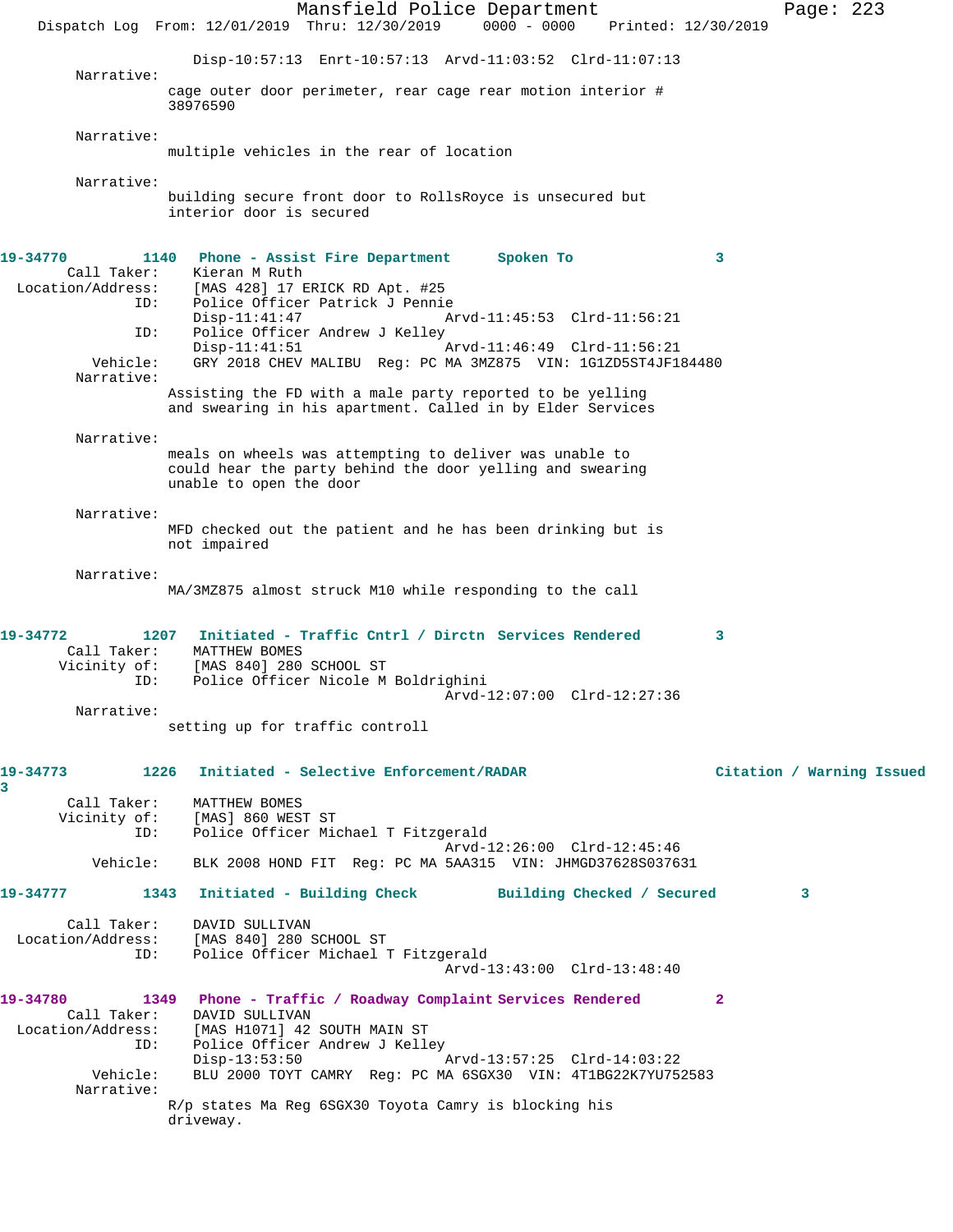Disp-10:57:13 Enrt-10:57:13 Arvd-11:03:52 Clrd-11:07:13

Narrative:
cage outer door perimeter, rear cage rear motion interior # 38976590

Narrative:
multiple vehicles in the rear of location

Narrative:
building secure front door to RollsRoyce is unsecured but interior door is secured

**19-34770 1140 Phone - Assist Fire Department Spoken To 3**

Call Taker: Kieran M Ruth
Location/Address: [MAS 428] 17 ERICK RD Apt. #25
ID: Police Officer Patrick J Pennie
Disp-11:41:47 Arvd-11:45:53 Clrd-11:56:21
ID: Police Officer Andrew J Kelley
Disp-11:41:51 Arvd-11:46:49 Clrd-11:56:21
Vehicle: GRY 2018 CHEV MALIBU Reg: PC MA 3MZ875 VIN: 1G1ZD5ST4JF184480

Narrative:
Assisting the FD with a male party reported to be yelling and swearing in his apartment. Called in by Elder Services

Narrative:
meals on wheels was attempting to deliver was unable to could hear the party behind the door yelling and swearing unable to open the door

Narrative:
MFD checked out the patient and he has been drinking but is not impaired

Narrative:
MA/3MZ875 almost struck M10 while responding to the call

**19-34772 1207 Initiated - Traffic Cntrl / Dirctn Services Rendered 3**

Call Taker: MATTHEW BOMES
Vicinity of: [MAS 840] 280 SCHOOL ST
ID: Police Officer Nicole M Boldrighini
Arvd-12:07:00 Clrd-12:27:36

Narrative:
setting up for traffic controll

**19-34773 1226 Initiated - Selective Enforcement/RADAR Citation / Warning Issued 3**

Call Taker: MATTHEW BOMES
Vicinity of: [MAS] 860 WEST ST
ID: Police Officer Michael T Fitzgerald
Arvd-12:26:00 Clrd-12:45:46
Vehicle: BLK 2008 HOND FIT Reg: PC MA 5AA315 VIN: JHMGD37628S037631

**19-34777 1343 Initiated - Building Check Building Checked / Secured 3**

Call Taker: DAVID SULLIVAN
Location/Address: [MAS 840] 280 SCHOOL ST
ID: Police Officer Michael T Fitzgerald
Arvd-13:43:00 Clrd-13:48:40

**19-34780 1349 Phone - Traffic / Roadway Complaint Services Rendered 2**

Call Taker: DAVID SULLIVAN
Location/Address: [MAS H1071] 42 SOUTH MAIN ST
ID: Police Officer Andrew J Kelley
Disp-13:53:50 Arvd-13:57:25 Clrd-14:03:22
Vehicle: BLU 2000 TOYT CAMRY Reg: PC MA 6SGX30 VIN: 4T1BG22K7YU752583

Narrative:
R/p states Ma Reg 6SGX30 Toyota Camry is blocking his driveway.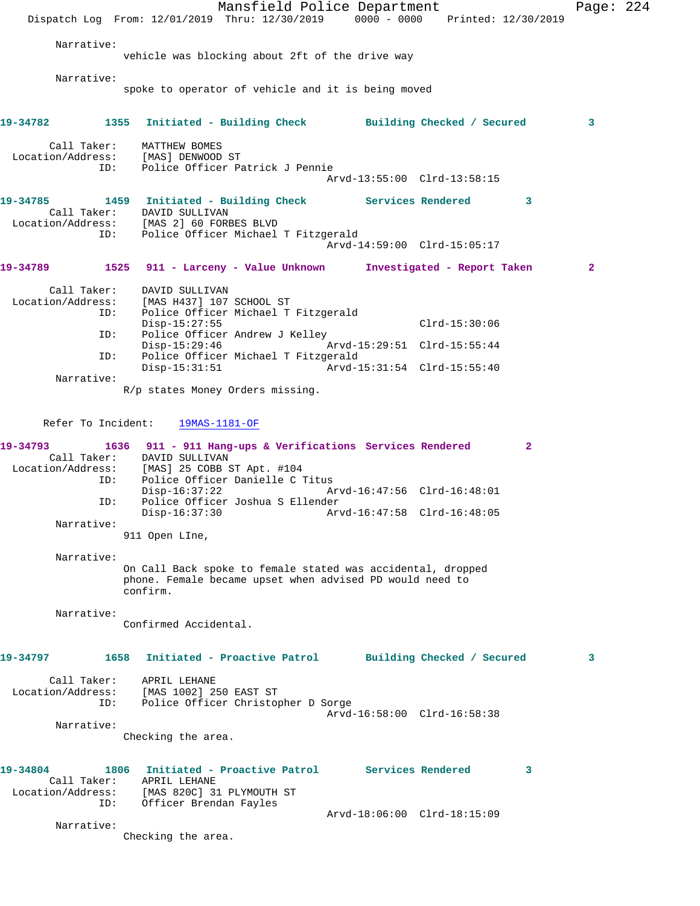Narrative:
vehicle was blocking about 2ft of the drive way

Narrative:
spoke to operator of vehicle and it is being moved

**19-34782 1355 Initiated - Building Check Building Checked / Secured 3**

Call Taker: MATTHEW BOMES
Location/Address: [MAS] DENWOOD ST
ID: Police Officer Patrick J Pennie
Arvd-13:55:00 Clrd-13:58:15

**19-34785 1459 Initiated - Building Check Services Rendered 3**

Call Taker: DAVID SULLIVAN
Location/Address: [MAS 2] 60 FORBES BLVD
ID: Police Officer Michael T Fitzgerald
Arvd-14:59:00 Clrd-15:05:17

**19-34789 1525 911 - Larceny - Value Unknown Investigated - Report Taken 2**

Call Taker: DAVID SULLIVAN
Location/Address: [MAS H437] 107 SCHOOL ST
ID: Police Officer Michael T Fitzgerald
Disp-15:27:55 Clrd-15:30:06
ID: Police Officer Andrew J Kelley
Disp-15:29:46 Arvd-15:29:51 Clrd-15:55:44
ID: Police Officer Michael T Fitzgerald
Disp-15:31:51 Arvd-15:31:54 Clrd-15:55:40
Narrative:
R/p states Money Orders missing.

Refer To Incident: 19MAS-1181-OF

**19-34793 1636 911 - 911 Hang-ups & Verifications Services Rendered 2**

Call Taker: DAVID SULLIVAN
Location/Address: [MAS] 25 COBB ST Apt. #104
ID: Police Officer Danielle C Titus
Disp-16:37:22 Arvd-16:47:56 Clrd-16:48:01
ID: Police Officer Joshua S Ellender
Disp-16:37:30 Arvd-16:47:58 Clrd-16:48:05
Narrative:
911 Open LIne,

Narrative:
On Call Back spoke to female stated was accidental, dropped phone. Female became upset when advised PD would need to confirm.

Narrative:
Confirmed Accidental.

**19-34797 1658 Initiated - Proactive Patrol Building Checked / Secured 3**

Call Taker: APRIL LEHANE
Location/Address: [MAS 1002] 250 EAST ST
ID: Police Officer Christopher D Sorge
Arvd-16:58:00 Clrd-16:58:38
Narrative:
Checking the area.

**19-34804 1806 Initiated - Proactive Patrol Services Rendered 3**

Call Taker: APRIL LEHANE
Location/Address: [MAS 820C] 31 PLYMOUTH ST
ID: Officer Brendan Fayles
Arvd-18:06:00 Clrd-18:15:09
Narrative:
Checking the area.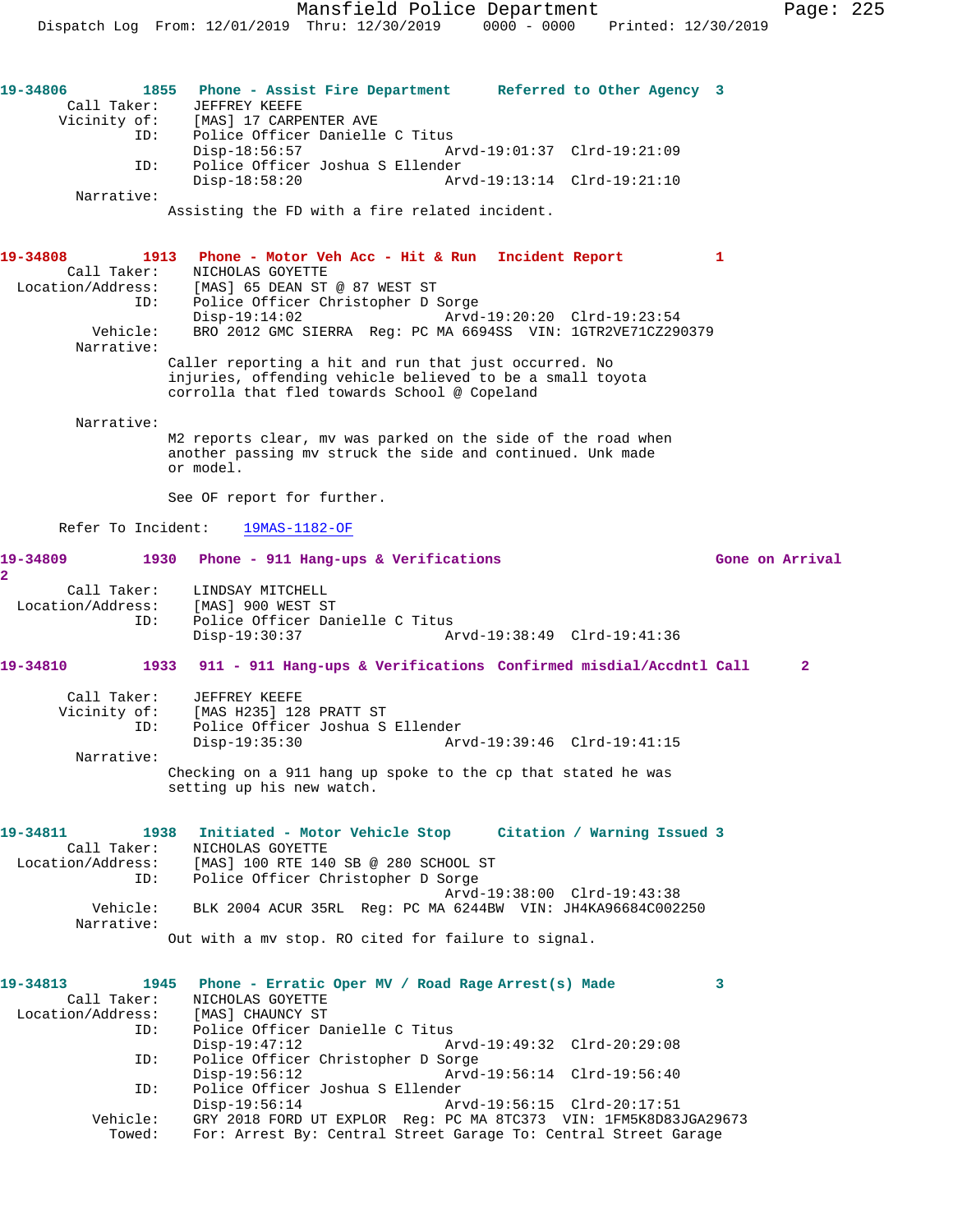**19-34806** **1855** **Phone - Assist Fire Department** **Referred to Other Agency 3**

Call Taker: JEFFREY KEEFE
Vicinity of: [MAS] 17 CARPENTER AVE
ID: Police Officer Danielle C Titus
Disp-18:56:57 Arvd-19:01:37 Clrd-19:21:09
ID: Police Officer Joshua S Ellender
Disp-18:58:20 Arvd-19:13:14 Clrd-19:21:10
Narrative:
Assisting the FD with a fire related incident.

**19-34808** **1913** **Phone - Motor Veh Acc - Hit & Run** **Incident Report 1**

Call Taker: NICHOLAS GOYETTE
Location/Address: [MAS] 65 DEAN ST @ 87 WEST ST
ID: Police Officer Christopher D Sorge
Disp-19:14:02 Arvd-19:20:20 Clrd-19:23:54
Vehicle: BRO 2012 GMC SIERRA Reg: PC MA 6694SS VIN: 1GTR2VE71CZ290379
Narrative:
Caller reporting a hit and run that just occurred. No injuries, offending vehicle believed to be a small toyota corrolla that fled towards School @ Copeland

Narrative:
M2 reports clear, mv was parked on the side of the road when another passing mv struck the side and continued. Unk made or model.

See OF report for further.

Refer To Incident: 19MAS-1182-OF

**19-34809** **1930** **Phone - 911 Hang-ups & Verifications** **Gone on Arrival 2**

Call Taker: LINDSAY MITCHELL
Location/Address: [MAS] 900 WEST ST
ID: Police Officer Danielle C Titus
Disp-19:30:37 Arvd-19:38:49 Clrd-19:41:36

**19-34810** **1933** **911 - 911 Hang-ups & Verifications** **Confirmed misdial/Accdntl Call 2**

Call Taker: JEFFREY KEEFE
Vicinity of: [MAS H235] 128 PRATT ST
ID: Police Officer Joshua S Ellender
Disp-19:35:30 Arvd-19:39:46 Clrd-19:41:15
Narrative:
Checking on a 911 hang up spoke to the cp that stated he was setting up his new watch.

**19-34811** **1938** **Initiated - Motor Vehicle Stop** **Citation / Warning Issued 3**

Call Taker: NICHOLAS GOYETTE
Location/Address: [MAS] 100 RTE 140 SB @ 280 SCHOOL ST
ID: Police Officer Christopher D Sorge
Arvd-19:38:00 Clrd-19:43:38
Vehicle: BLK 2004 ACUR 35RL Reg: PC MA 6244BW VIN: JH4KA96684C002250
Narrative:
Out with a mv stop. RO cited for failure to signal.

**19-34813** **1945** **Phone - Erratic Oper MV / Road Rage** **Arrest(s) Made 3**

Call Taker: NICHOLAS GOYETTE
Location/Address: [MAS] CHAUNCY ST
ID: Police Officer Danielle C Titus
Disp-19:47:12 Arvd-19:49:32 Clrd-20:29:08
ID: Police Officer Christopher D Sorge
Disp-19:56:12 Arvd-19:56:14 Clrd-19:56:40
ID: Police Officer Joshua S Ellender
Disp-19:56:14 Arvd-19:56:15 Clrd-20:17:51
Vehicle: GRY 2018 FORD UT EXPLOR Reg: PC MA 8TC373 VIN: 1FM5K8D83JGA29673
Towed: For: Arrest By: Central Street Garage To: Central Street Garage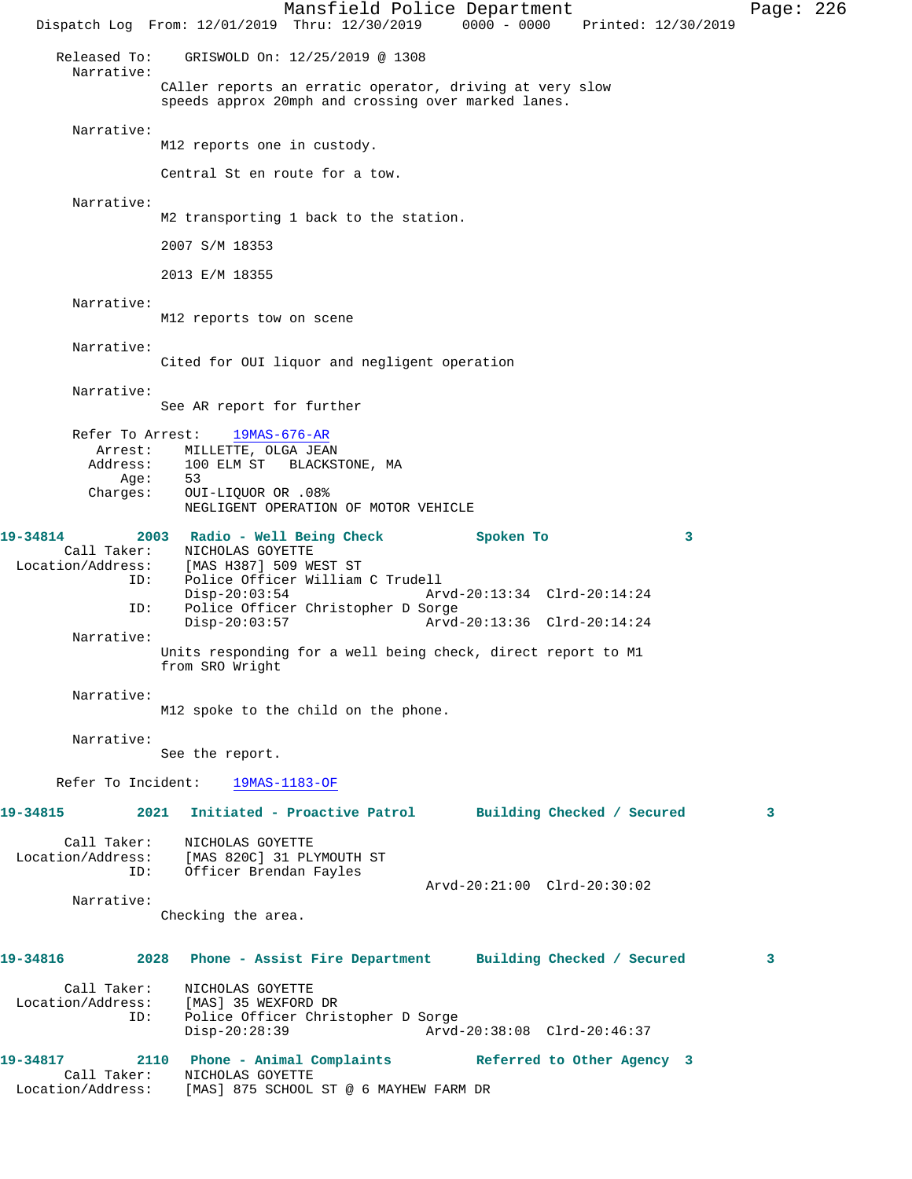Released To: GRISWOLD On: 12/25/2019 @ 1308

Narrative:
CAller reports an erratic operator, driving at very slow speeds approx 20mph and crossing over marked lanes.

Narrative:
M12 reports one in custody.

Central St en route for a tow.

Narrative:
M2 transporting 1 back to the station.

2007 S/M 18353

2013 E/M 18355

Narrative:
M12 reports tow on scene

Narrative:
Cited for OUI liquor and negligent operation

Narrative:
See AR report for further

Refer To Arrest: 19MAS-676-AR
Arrest: MILLETTE, OLGA JEAN
Address: 100 ELM ST BLACKSTONE, MA
Age: 53
Charges: OUI-LIQUOR OR .08%
NEGLIGENT OPERATION OF MOTOR VEHICLE

**19-34814 2003 Radio - Well Being Check Spoken To 3**

Call Taker: NICHOLAS GOYETTE
Location/Address: [MAS H387] 509 WEST ST
ID: Police Officer William C Trudell
Disp-20:03:54 Arvd-20:13:34 Clrd-20:14:24
ID: Police Officer Christopher D Sorge
Disp-20:03:57 Arvd-20:13:36 Clrd-20:14:24

Narrative:
Units responding for a well being check, direct report to M1 from SRO Wright

Narrative:
M12 spoke to the child on the phone.

Narrative:
See the report.

Refer To Incident: 19MAS-1183-OF

**19-34815 2021 Initiated - Proactive Patrol Building Checked / Secured 3**

Call Taker: NICHOLAS GOYETTE
Location/Address: [MAS 820C] 31 PLYMOUTH ST
ID: Officer Brendan Fayles
Arvd-20:21:00 Clrd-20:30:02

Narrative:
Checking the area.

**19-34816 2028 Phone - Assist Fire Department Building Checked / Secured 3**

Call Taker: NICHOLAS GOYETTE
Location/Address: [MAS] 35 WEXFORD DR
ID: Police Officer Christopher D Sorge
Disp-20:28:39 Arvd-20:38:08 Clrd-20:46:37

**19-34817 2110 Phone - Animal Complaints Referred to Other Agency 3**

Call Taker: NICHOLAS GOYETTE
Location/Address: [MAS] 875 SCHOOL ST @ 6 MAYHEW FARM DR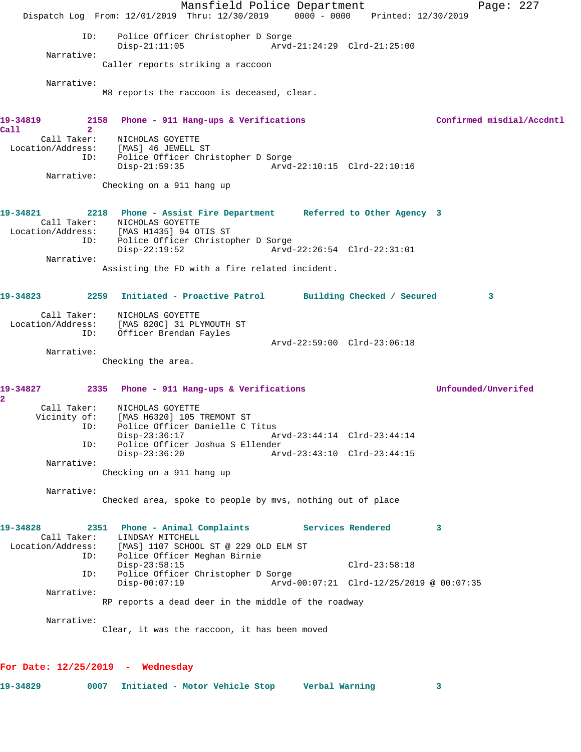ID: Police Officer Christopher D Sorge
Disp-21:11:05 Arvd-21:24:29 Clrd-21:25:00

Narrative:
Caller reports striking a raccoon

Narrative:
M8 reports the raccoon is deceased, clear.

**19-34819 2158 Phone - 911 Hang-ups & Verifications Confirmed misdial/Accdntl Call 2**

Call Taker: NICHOLAS GOYETTE
Location/Address: [MAS] 46 JEWELL ST
ID: Police Officer Christopher D Sorge
Disp-21:59:35 Arvd-22:10:15 Clrd-22:10:16

Narrative:
Checking on a 911 hang up

**19-34821 2218 Phone - Assist Fire Department Referred to Other Agency 3**

Call Taker: NICHOLAS GOYETTE
Location/Address: [MAS H1435] 94 OTIS ST
ID: Police Officer Christopher D Sorge
Disp-22:19:52 Arvd-22:26:54 Clrd-22:31:01

Narrative:
Assisting the FD with a fire related incident.

**19-34823 2259 Initiated - Proactive Patrol Building Checked / Secured 3**

Call Taker: NICHOLAS GOYETTE
Location/Address: [MAS 820C] 31 PLYMOUTH ST
ID: Officer Brendan Fayles
Arvd-22:59:00 Clrd-23:06:18

Narrative:
Checking the area.

**19-34827 2335 Phone - 911 Hang-ups & Verifications Unfounded/Unverifed 2**

Call Taker: NICHOLAS GOYETTE
Vicinity of: [MAS H6320] 105 TREMONT ST
ID: Police Officer Danielle C Titus
Disp-23:36:17 Arvd-23:44:14 Clrd-23:44:14
ID: Police Officer Joshua S Ellender
Disp-23:36:20 Arvd-23:43:10 Clrd-23:44:15

Narrative:
Checking on a 911 hang up

Narrative:
Checked area, spoke to people by mvs, nothing out of place

**19-34828 2351 Phone - Animal Complaints Services Rendered 3**

Call Taker: LINDSAY MITCHELL
Location/Address: [MAS] 1107 SCHOOL ST @ 229 OLD ELM ST
ID: Police Officer Meghan Birnie
Disp-23:58:15 Clrd-23:58:18
ID: Police Officer Christopher D Sorge
Disp-00:07:19 Arvd-00:07:21 Clrd-12/25/2019 @ 00:07:35

Narrative:
RP reports a dead deer in the middle of the roadway

Narrative:
Clear, it was the raccoon, it has been moved

## For Date: 12/25/2019 - Wednesday

**19-34829 0007 Initiated - Motor Vehicle Stop Verbal Warning 3**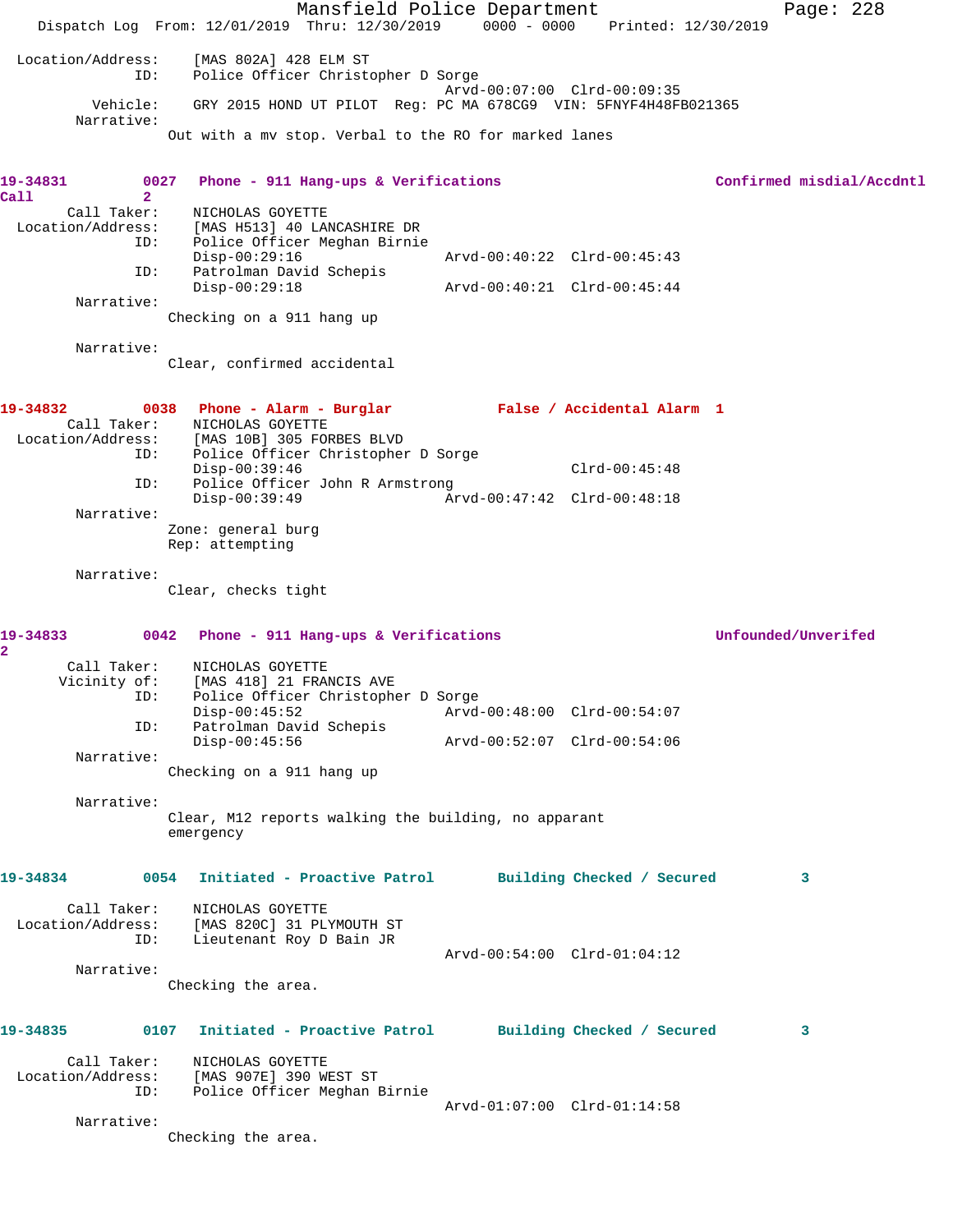Location/Address: [MAS 802A] 428 ELM ST
ID: Police Officer Christopher D Sorge
Arvd-00:07:00 Clrd-00:09:35
Vehicle: GRY 2015 HOND UT PILOT Reg: PC MA 678CG9 VIN: 5FNYF4H48FB021365
Narrative:
Out with a mv stop. Verbal to the RO for marked lanes

**19-34831 0027 Phone - 911 Hang-ups & Verifications Confirmed misdial/Accdntl Call 2**

Call Taker: NICHOLAS GOYETTE
Location/Address: [MAS H513] 40 LANCASHIRE DR
ID: Police Officer Meghan Birnie
Disp-00:29:16 Arvd-00:40:22 Clrd-00:45:43
ID: Patrolman David Schepis
Disp-00:29:18 Arvd-00:40:21 Clrd-00:45:44
Narrative:
Checking on a 911 hang up

Narrative:
Clear, confirmed accidental

**19-34832 0038 Phone - Alarm - Burglar False / Accidental Alarm 1**

Call Taker: NICHOLAS GOYETTE
Location/Address: [MAS 10B] 305 FORBES BLVD
ID: Police Officer Christopher D Sorge
Disp-00:39:46 Clrd-00:45:48
ID: Police Officer John R Armstrong
Disp-00:39:49 Arvd-00:47:42 Clrd-00:48:18
Narrative:
Zone: general burg
Rep: attempting

Narrative:
Clear, checks tight

**19-34833 0042 Phone - 911 Hang-ups & Verifications Unfounded/Unverifed 2**

Call Taker: NICHOLAS GOYETTE
Vicinity of: [MAS 418] 21 FRANCIS AVE
ID: Police Officer Christopher D Sorge
Disp-00:45:52 Arvd-00:48:00 Clrd-00:54:07
ID: Patrolman David Schepis
Disp-00:45:56 Arvd-00:52:07 Clrd-00:54:06
Narrative:
Checking on a 911 hang up

Narrative:
Clear, M12 reports walking the building, no apparant emergency

**19-34834 0054 Initiated - Proactive Patrol Building Checked / Secured 3**

Call Taker: NICHOLAS GOYETTE
Location/Address: [MAS 820C] 31 PLYMOUTH ST
ID: Lieutenant Roy D Bain JR
Arvd-00:54:00 Clrd-01:04:12
Narrative:
Checking the area.

**19-34835 0107 Initiated - Proactive Patrol Building Checked / Secured 3**

Call Taker: NICHOLAS GOYETTE
Location/Address: [MAS 907E] 390 WEST ST
ID: Police Officer Meghan Birnie
Arvd-01:07:00 Clrd-01:14:58
Narrative:
Checking the area.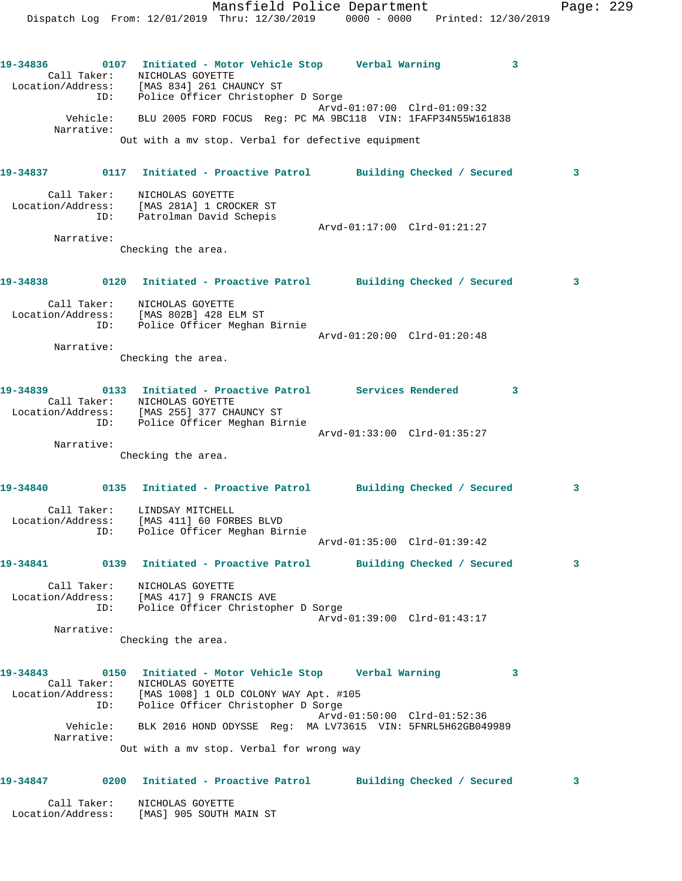19-34836 0107 **Initiated - Motor Vehicle Stop** **Verbal Warning** 3

Call Taker: NICHOLAS GOYETTE
Location/Address: [MAS 834] 261 CHAUNCY ST
ID: Police Officer Christopher D Sorge
Arvd-01:07:00 Clrd-01:09:32
Vehicle: BLU 2005 FORD FOCUS Reg: PC MA 9BC118 VIN: 1FAFP34N55W161838
Narrative:
Out with a mv stop. Verbal for defective equipment

19-34837 0117 **Initiated - Proactive Patrol** **Building Checked / Secured** 3

Call Taker: NICHOLAS GOYETTE
Location/Address: [MAS 281A] 1 CROCKER ST
ID: Patrolman David Schepis
Arvd-01:17:00 Clrd-01:21:27
Narrative:
Checking the area.

19-34838 0120 **Initiated - Proactive Patrol** **Building Checked / Secured** 3

Call Taker: NICHOLAS GOYETTE
Location/Address: [MAS 802B] 428 ELM ST
ID: Police Officer Meghan Birnie
Arvd-01:20:00 Clrd-01:20:48
Narrative:
Checking the area.

19-34839 0133 **Initiated - Proactive Patrol** **Services Rendered** 3

Call Taker: NICHOLAS GOYETTE
Location/Address: [MAS 255] 377 CHAUNCY ST
ID: Police Officer Meghan Birnie
Arvd-01:33:00 Clrd-01:35:27
Narrative:
Checking the area.

19-34840 0135 **Initiated - Proactive Patrol** **Building Checked / Secured** 3

Call Taker: LINDSAY MITCHELL
Location/Address: [MAS 411] 60 FORBES BLVD
ID: Police Officer Meghan Birnie
Arvd-01:35:00 Clrd-01:39:42

19-34841 0139 **Initiated - Proactive Patrol** **Building Checked / Secured** 3

Call Taker: NICHOLAS GOYETTE
Location/Address: [MAS 417] 9 FRANCIS AVE
ID: Police Officer Christopher D Sorge
Arvd-01:39:00 Clrd-01:43:17
Narrative:
Checking the area.

19-34843 0150 **Initiated - Motor Vehicle Stop** **Verbal Warning** 3

Call Taker: NICHOLAS GOYETTE
Location/Address: [MAS 1008] 1 OLD COLONY WAY Apt. #105
ID: Police Officer Christopher D Sorge
Arvd-01:50:00 Clrd-01:52:36
Vehicle: BLK 2016 HOND ODYSSE Reg: MA LV73615 VIN: 5FNRL5H62GB049989
Narrative:
Out with a mv stop. Verbal for wrong way

19-34847 0200 **Initiated - Proactive Patrol** **Building Checked / Secured** 3

Call Taker: NICHOLAS GOYETTE
Location/Address: [MAS] 905 SOUTH MAIN ST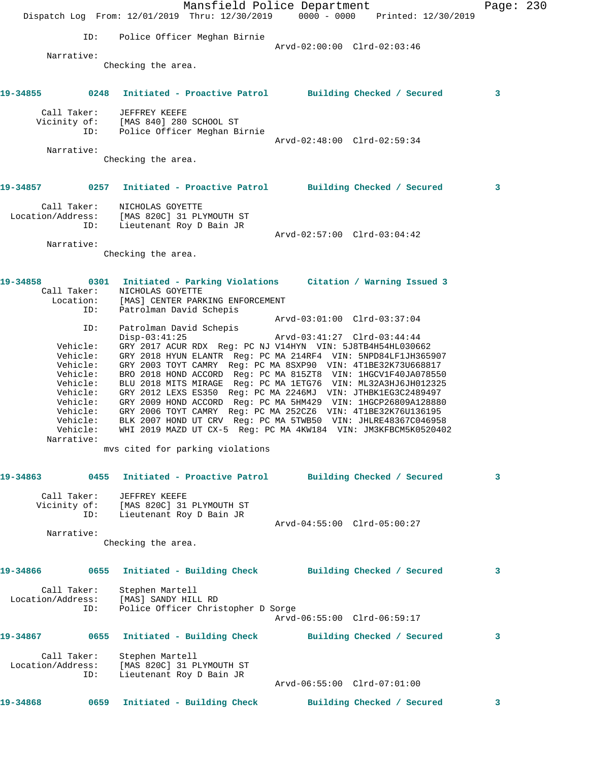ID: Police Officer Meghan Birnie
Arvd-02:00:00 Clrd-02:03:46

Narrative:
Checking the area.

**19-34855 0248 Initiated - Proactive Patrol Building Checked / Secured 3**

Call Taker: JEFFREY KEEFE
Vicinity of: [MAS 840] 280 SCHOOL ST
ID: Police Officer Meghan Birnie
Arvd-02:48:00 Clrd-02:59:34

Narrative:
Checking the area.

**19-34857 0257 Initiated - Proactive Patrol Building Checked / Secured 3**

Call Taker: NICHOLAS GOYETTE
Location/Address: [MAS 820C] 31 PLYMOUTH ST
ID: Lieutenant Roy D Bain JR
Arvd-02:57:00 Clrd-03:04:42

Narrative:
Checking the area.

**19-34858 0301 Initiated - Parking Violations Citation / Warning Issued 3**

Call Taker: NICHOLAS GOYETTE
Location: [MAS] CENTER PARKING ENFORCEMENT
ID: Patrolman David Schepis
Arvd-03:01:00 Clrd-03:37:04
ID: Patrolman David Schepis
Disp-03:41:25 Arvd-03:41:27 Clrd-03:44:44
Vehicle: GRY 2017 ACUR RDX Reg: PC NJ V14HYN VIN: 5J8TB4H54HL030662
Vehicle: GRY 2018 HYUN ELANTR Reg: PC MA 214RF4 VIN: 5NPD84LF1JH365907
Vehicle: GRY 2003 TOYT CAMRY Reg: PC MA 8SXP90 VIN: 4T1BE32K73U668817
Vehicle: BRO 2018 HOND ACCORD Reg: PC MA 815ZT8 VIN: 1HGCV1F40JA078550
Vehicle: BLU 2018 MITS MIRAGE Reg: PC MA 1ETG76 VIN: ML32A3HJ6JH012325
Vehicle: GRY 2012 LEXS ES350 Reg: PC MA 2246MJ VIN: JTHBK1EG3C2489497
Vehicle: GRY 2009 HOND ACCORD Reg: PC MA 5HM429 VIN: 1HGCP26809A128880
Vehicle: GRY 2006 TOYT CAMRY Reg: PC MA 252CZ6 VIN: 4T1BE32K76U136195
Vehicle: BLK 2007 HOND UT CRV Reg: PC MA 5TWB50 VIN: JHLRE48367C046958
Vehicle: WHI 2019 MAZD UT CX-5 Reg: PC MA 4KW184 VIN: JM3KFBCM5K0520402

Narrative:
mvs cited for parking violations

**19-34863 0455 Initiated - Proactive Patrol Building Checked / Secured 3**

Call Taker: JEFFREY KEEFE
Vicinity of: [MAS 820C] 31 PLYMOUTH ST
ID: Lieutenant Roy D Bain JR
Arvd-04:55:00 Clrd-05:00:27

Narrative:
Checking the area.

**19-34866 0655 Initiated - Building Check Building Checked / Secured 3**

Call Taker: Stephen Martell
Location/Address: [MAS] SANDY HILL RD
ID: Police Officer Christopher D Sorge
Arvd-06:55:00 Clrd-06:59:17

**19-34867 0655 Initiated - Building Check Building Checked / Secured 3**

Call Taker: Stephen Martell
Location/Address: [MAS 820C] 31 PLYMOUTH ST
ID: Lieutenant Roy D Bain JR
Arvd-06:55:00 Clrd-07:01:00

**19-34868 0659 Initiated - Building Check Building Checked / Secured 3**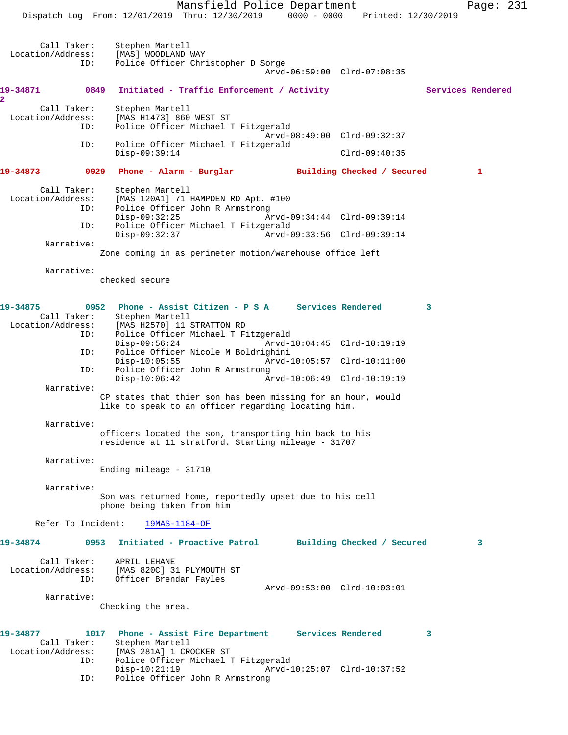Call Taker: Stephen Martell
Location/Address: [MAS] WOODLAND WAY
ID: Police Officer Christopher D Sorge
Arvd-06:59:00 Clrd-07:08:35

**19-34871 0849 Initiated - Traffic Enforcement / Activity Services Rendered 2**

Call Taker: Stephen Martell
Location/Address: [MAS H1473] 860 WEST ST
ID: Police Officer Michael T Fitzgerald
Arvd-08:49:00 Clrd-09:32:37
ID: Police Officer Michael T Fitzgerald
Disp-09:39:14 Clrd-09:40:35

**19-34873 0929 Phone - Alarm - Burglar Building Checked / Secured 1**

Call Taker: Stephen Martell
Location/Address: [MAS 120A1] 71 HAMPDEN RD Apt. #100
ID: Police Officer John R Armstrong
Disp-09:32:25 Arvd-09:34:44 Clrd-09:39:14
ID: Police Officer Michael T Fitzgerald
Disp-09:32:37 Arvd-09:33:56 Clrd-09:39:14

Narrative:
Zone coming in as perimeter motion/warehouse office left

Narrative:
checked secure

**19-34875 0952 Phone - Assist Citizen - P S A Services Rendered 3**

Call Taker: Stephen Martell
Location/Address: [MAS H2570] 11 STRATTON RD
ID: Police Officer Michael T Fitzgerald
Disp-09:56:24 Arvd-10:04:45 Clrd-10:19:19
ID: Police Officer Nicole M Boldrighini
Disp-10:05:55 Arvd-10:05:57 Clrd-10:11:00
ID: Police Officer John R Armstrong
Disp-10:06:42 Arvd-10:06:49 Clrd-10:19:19

Narrative:
CP states that thier son has been missing for an hour, would like to speak to an officer regarding locating him.

Narrative:
officers located the son, transporting him back to his residence at 11 stratford. Starting mileage - 31707

Narrative:
Ending mileage - 31710

Narrative:
Son was returned home, reportedly upset due to his cell phone being taken from him

Refer To Incident: 19MAS-1184-OF

**19-34874 0953 Initiated - Proactive Patrol Building Checked / Secured 3**

Call Taker: APRIL LEHANE
Location/Address: [MAS 820C] 31 PLYMOUTH ST
ID: Officer Brendan Fayles
Arvd-09:53:00 Clrd-10:03:01

Narrative:
Checking the area.

**19-34877 1017 Phone - Assist Fire Department Services Rendered 3**

Call Taker: Stephen Martell
Location/Address: [MAS 281A] 1 CROCKER ST
ID: Police Officer Michael T Fitzgerald
Disp-10:21:19 Arvd-10:25:07 Clrd-10:37:52
ID: Police Officer John R Armstrong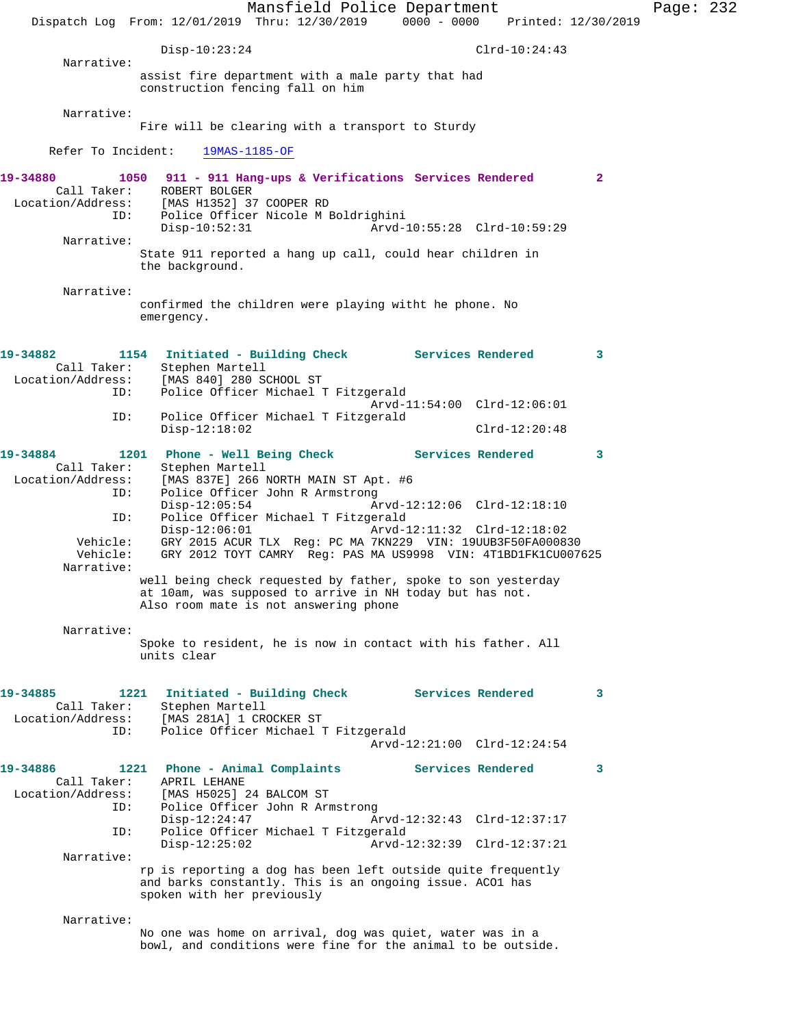Disp-10:23:24 Clrd-10:24:43

Narrative:

assist fire department with a male party that had construction fencing fall on him

Narrative:

Fire will be clearing with a transport to Sturdy

Refer To Incident: 19MAS-1185-OF

**19-34880 1050 911 - 911 Hang-ups & Verifications Services Rendered 2**

Call Taker: ROBERT BOLGER
Location/Address: [MAS H1352] 37 COOPER RD
ID: Police Officer Nicole M Boldrighini
Disp-10:52:31 Arvd-10:55:28 Clrd-10:59:29

Narrative:

State 911 reported a hang up call, could hear children in the background.

Narrative:

confirmed the children were playing witht he phone. No emergency.

**19-34882 1154 Initiated - Building Check Services Rendered 3**

Call Taker: Stephen Martell
Location/Address: [MAS 840] 280 SCHOOL ST
ID: Police Officer Michael T Fitzgerald
Arvd-11:54:00 Clrd-12:06:01
ID: Police Officer Michael T Fitzgerald
Disp-12:18:02 Clrd-12:20:48

**19-34884 1201 Phone - Well Being Check Services Rendered 3**

Call Taker: Stephen Martell
Location/Address: [MAS 837E] 266 NORTH MAIN ST Apt. #6
ID: Police Officer John R Armstrong
Disp-12:05:54 Arvd-12:12:06 Clrd-12:18:10
ID: Police Officer Michael T Fitzgerald
Disp-12:06:01 Arvd-12:11:32 Clrd-12:18:02
Vehicle: GRY 2015 ACUR TLX Reg: PC MA 7KN229 VIN: 19UUB3F50FA000830
Vehicle: GRY 2012 TOYT CAMRY Reg: PAS MA US9998 VIN: 4T1BD1FK1CU007625

Narrative:

well being check requested by father, spoke to son yesterday at 10am, was supposed to arrive in NH today but has not. Also room mate is not answering phone

Narrative:

Spoke to resident, he is now in contact with his father. All units clear

**19-34885 1221 Initiated - Building Check Services Rendered 3**

Call Taker: Stephen Martell
Location/Address: [MAS 281A] 1 CROCKER ST
ID: Police Officer Michael T Fitzgerald
Arvd-12:21:00 Clrd-12:24:54

**19-34886 1221 Phone - Animal Complaints Services Rendered 3**

Call Taker: APRIL LEHANE
Location/Address: [MAS H5025] 24 BALCOM ST
ID: Police Officer John R Armstrong
Disp-12:24:47 Arvd-12:32:43 Clrd-12:37:17
ID: Police Officer Michael T Fitzgerald
Disp-12:25:02 Arvd-12:32:39 Clrd-12:37:21

Narrative:

rp is reporting a dog has been left outside quite frequently and barks constantly. This is an ongoing issue. ACO1 has spoken with her previously

Narrative:

No one was home on arrival, dog was quiet, water was in a bowl, and conditions were fine for the animal to be outside.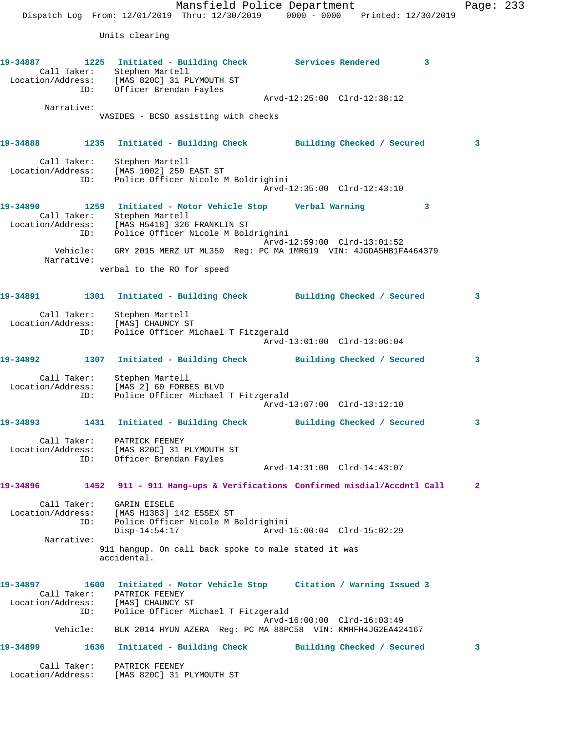Units clearing

**19-34887** 1225 **Initiated - Building Check** **Services Rendered** 3
Call Taker: Stephen Martell
Location/Address: [MAS 820C] 31 PLYMOUTH ST
ID: Officer Brendan Fayles
Arvd-12:25:00 Clrd-12:38:12
Narrative:
VASIDES - BCSO assisting with checks

**19-34888** 1235 **Initiated - Building Check** **Building Checked / Secured** 3
Call Taker: Stephen Martell
Location/Address: [MAS 1002] 250 EAST ST
ID: Police Officer Nicole M Boldrighini
Arvd-12:35:00 Clrd-12:43:10

**19-34890** 1259 **Initiated - Motor Vehicle Stop** **Verbal Warning** 3
Call Taker: Stephen Martell
Location/Address: [MAS H5418] 326 FRANKLIN ST
ID: Police Officer Nicole M Boldrighini
Arvd-12:59:00 Clrd-13:01:52
Vehicle: GRY 2015 MERZ UT ML350 Reg: PC MA 1MR619 VIN: 4JGDA5HB1FA464379
Narrative:
verbal to the RO for speed

**19-34891** 1301 **Initiated - Building Check** **Building Checked / Secured** 3
Call Taker: Stephen Martell
Location/Address: [MAS] CHAUNCY ST
ID: Police Officer Michael T Fitzgerald
Arvd-13:01:00 Clrd-13:06:04

**19-34892** 1307 **Initiated - Building Check** **Building Checked / Secured** 3
Call Taker: Stephen Martell
Location/Address: [MAS 2] 60 FORBES BLVD
ID: Police Officer Michael T Fitzgerald
Arvd-13:07:00 Clrd-13:12:10

**19-34893** 1431 **Initiated - Building Check** **Building Checked / Secured** 3
Call Taker: PATRICK FEENEY
Location/Address: [MAS 820C] 31 PLYMOUTH ST
ID: Officer Brendan Fayles
Arvd-14:31:00 Clrd-14:43:07

**19-34896** 1452 **911 - 911 Hang-ups & Verifications** **Confirmed misdial/Accdntl Call** 2
Call Taker: GARIN EISELE
Location/Address: [MAS H1383] 142 ESSEX ST
ID: Police Officer Nicole M Boldrighini
Disp-14:54:17 Arvd-15:00:04 Clrd-15:02:29
Narrative:
911 hangup. On call back spoke to male stated it was accidental.

**19-34897** 1600 **Initiated - Motor Vehicle Stop** **Citation / Warning Issued** 3
Call Taker: PATRICK FEENEY
Location/Address: [MAS] CHAUNCY ST
ID: Police Officer Michael T Fitzgerald
Arvd-16:00:00 Clrd-16:03:49
Vehicle: BLK 2014 HYUN AZERA Reg: PC MA 88PC58 VIN: KMHFH4JG2EA424167

**19-34899** 1636 **Initiated - Building Check** **Building Checked / Secured** 3
Call Taker: PATRICK FEENEY
Location/Address: [MAS 820C] 31 PLYMOUTH ST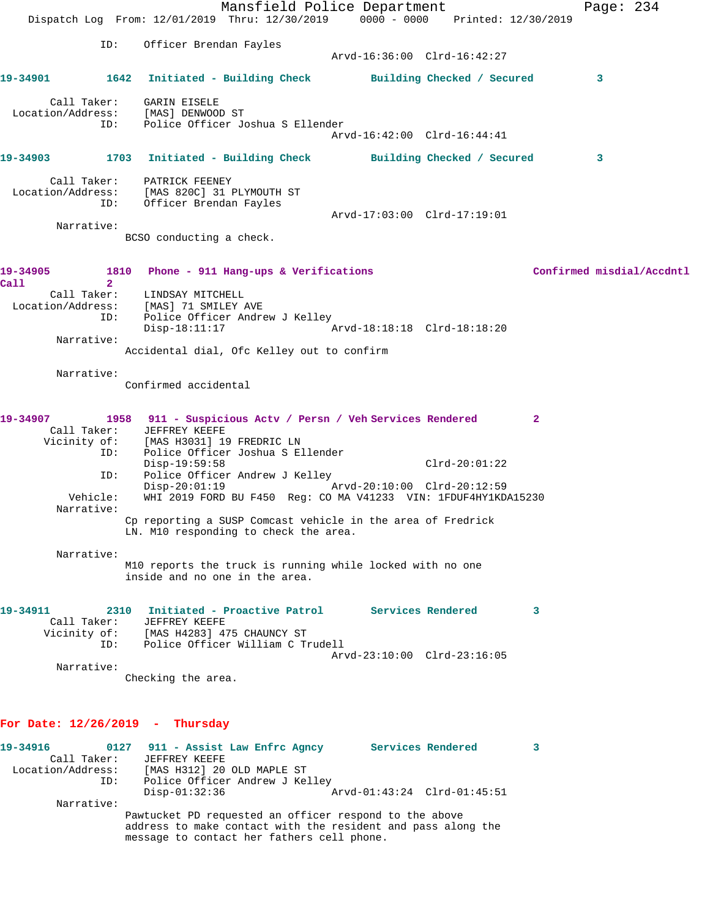ID: Officer Brendan Fayles
Arvd-16:36:00 Clrd-16:42:27

**19-34901 1642 Initiated - Building Check Building Checked / Secured 3**

Call Taker: GARIN EISELE
Location/Address: [MAS] DENWOOD ST
ID: Police Officer Joshua S Ellender
Arvd-16:42:00 Clrd-16:44:41

**19-34903 1703 Initiated - Building Check Building Checked / Secured 3**

Call Taker: PATRICK FEENEY
Location/Address: [MAS 820C] 31 PLYMOUTH ST
ID: Officer Brendan Fayles
Arvd-17:03:00 Clrd-17:19:01
Narrative:
BCSO conducting a check.

**19-34905 1810 Phone - 911 Hang-ups & Verifications Confirmed misdial/Accdntl Call 2**

Call Taker: LINDSAY MITCHELL
Location/Address: [MAS] 71 SMILEY AVE
ID: Police Officer Andrew J Kelley
Disp-18:11:17 Arvd-18:18:18 Clrd-18:18:20
Narrative:
Accidental dial, Ofc Kelley out to confirm

Narrative:
Confirmed accidental

**19-34907 1958 911 - Suspicious Actv / Persn / Veh Services Rendered 2**

Call Taker: JEFFREY KEEFE
Vicinity of: [MAS H3031] 19 FREDRIC LN
ID: Police Officer Joshua S Ellender
Disp-19:59:58 Clrd-20:01:22
ID: Police Officer Andrew J Kelley
Disp-20:01:19 Arvd-20:10:00 Clrd-20:12:59
Vehicle: WHI 2019 FORD BU F450 Reg: CO MA V41233 VIN: 1FDUF4HY1KDA15230
Narrative:
Cp reporting a SUSP Comcast vehicle in the area of Fredrick LN. M10 responding to check the area.

Narrative:
M10 reports the truck is running while locked with no one inside and no one in the area.

**19-34911 2310 Initiated - Proactive Patrol Services Rendered 3**

Call Taker: JEFFREY KEEFE
Vicinity of: [MAS H4283] 475 CHAUNCY ST
ID: Police Officer William C Trudell
Arvd-23:10:00 Clrd-23:16:05
Narrative:
Checking the area.

## For Date: 12/26/2019 - Thursday

**19-34916 0127 911 - Assist Law Enfrc Agncy Services Rendered 3**

Call Taker: JEFFREY KEEFE
Location/Address: [MAS H312] 20 OLD MAPLE ST
ID: Police Officer Andrew J Kelley
Disp-01:32:36 Arvd-01:43:24 Clrd-01:45:51
Narrative:
Pawtucket PD requested an officer respond to the above address to make contact with the resident and pass along the message to contact her fathers cell phone.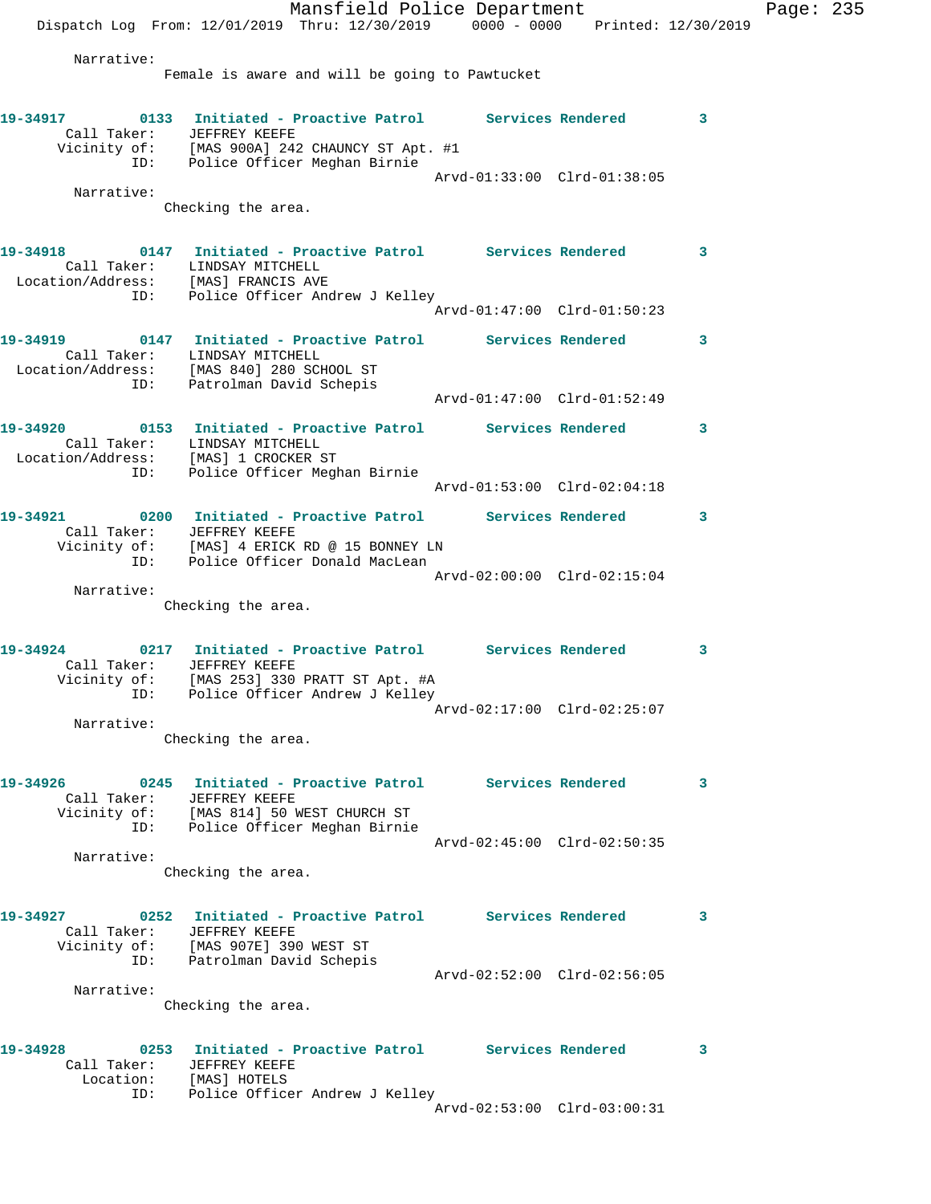Narrative:
Female is aware and will be going to Pawtucket

**19-34917** 0133 Initiated - Proactive Patrol Services Rendered 3
Call Taker: JEFFREY KEEFE
Vicinity of: [MAS 900A] 242 CHAUNCY ST Apt. #1
ID: Police Officer Meghan Birnie
Arvd-01:33:00 Clrd-01:38:05
Narrative:
Checking the area.

**19-34918** 0147 Initiated - Proactive Patrol Services Rendered 3
Call Taker: LINDSAY MITCHELL
Location/Address: [MAS] FRANCIS AVE
ID: Police Officer Andrew J Kelley
Arvd-01:47:00 Clrd-01:50:23

**19-34919** 0147 Initiated - Proactive Patrol Services Rendered 3
Call Taker: LINDSAY MITCHELL
Location/Address: [MAS 840] 280 SCHOOL ST
ID: Patrolman David Schepis
Arvd-01:47:00 Clrd-01:52:49

**19-34920** 0153 Initiated - Proactive Patrol Services Rendered 3
Call Taker: LINDSAY MITCHELL
Location/Address: [MAS] 1 CROCKER ST
ID: Police Officer Meghan Birnie
Arvd-01:53:00 Clrd-02:04:18

**19-34921** 0200 Initiated - Proactive Patrol Services Rendered 3
Call Taker: JEFFREY KEEFE
Vicinity of: [MAS] 4 ERICK RD @ 15 BONNEY LN
ID: Police Officer Donald MacLean
Arvd-02:00:00 Clrd-02:15:04
Narrative:
Checking the area.

**19-34924** 0217 Initiated - Proactive Patrol Services Rendered 3
Call Taker: JEFFREY KEEFE
Vicinity of: [MAS 253] 330 PRATT ST Apt. #A
ID: Police Officer Andrew J Kelley
Arvd-02:17:00 Clrd-02:25:07
Narrative:
Checking the area.

**19-34926** 0245 Initiated - Proactive Patrol Services Rendered 3
Call Taker: JEFFREY KEEFE
Vicinity of: [MAS 814] 50 WEST CHURCH ST
ID: Police Officer Meghan Birnie
Arvd-02:45:00 Clrd-02:50:35
Narrative:
Checking the area.

**19-34927** 0252 Initiated - Proactive Patrol Services Rendered 3
Call Taker: JEFFREY KEEFE
Vicinity of: [MAS 907E] 390 WEST ST
ID: Patrolman David Schepis
Arvd-02:52:00 Clrd-02:56:05
Narrative:
Checking the area.

**19-34928** 0253 Initiated - Proactive Patrol Services Rendered 3
Call Taker: JEFFREY KEEFE
Location: [MAS] HOTELS
ID: Police Officer Andrew J Kelley
Arvd-02:53:00 Clrd-03:00:31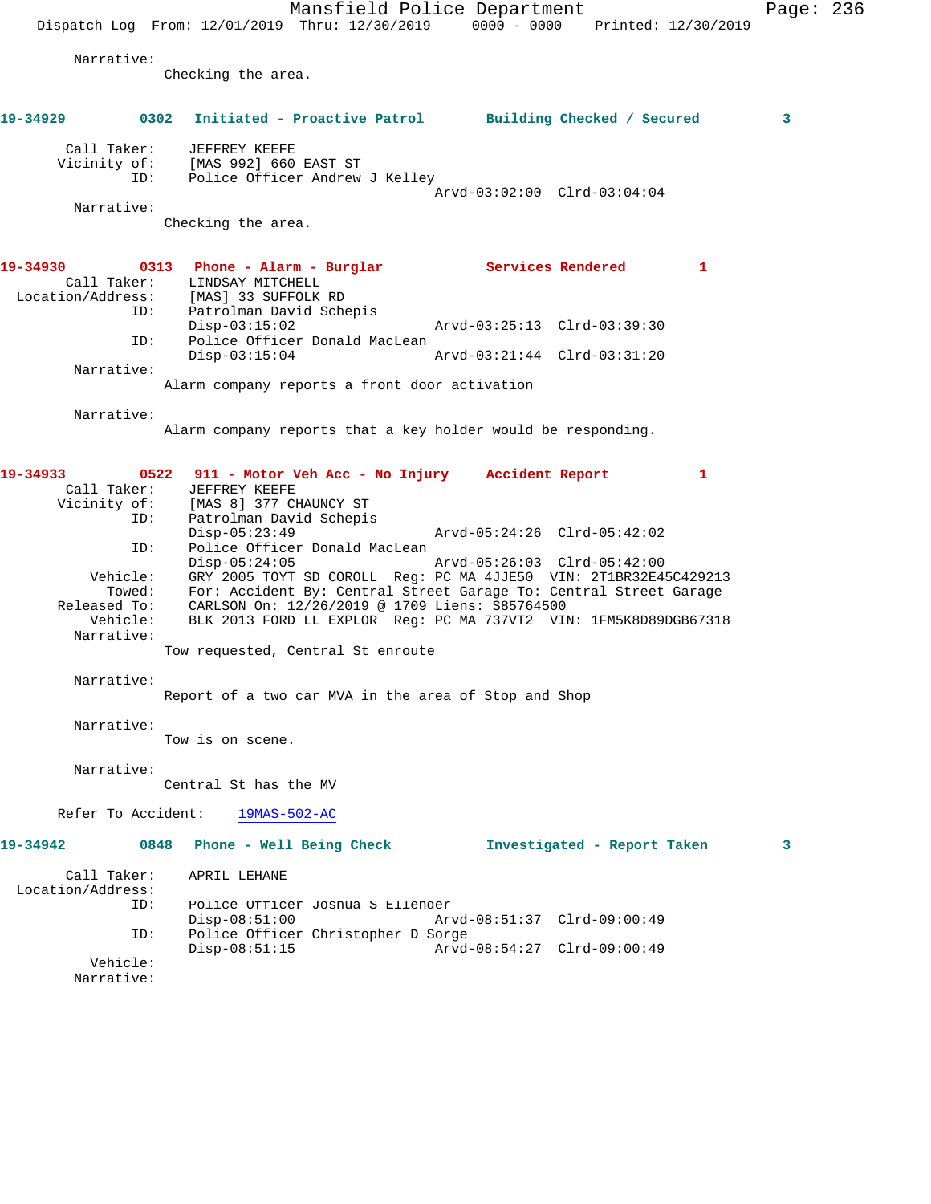Narrative:
Checking the area.

**19-34929 0302 Initiated - Proactive Patrol Building Checked / Secured 3**

Call Taker: JEFFREY KEEFE
Vicinity of: [MAS 992] 660 EAST ST
ID: Police Officer Andrew J Kelley
Arvd-03:02:00 Clrd-03:04:04
Narrative:
Checking the area.

**19-34930 0313 Phone - Alarm - Burglar Services Rendered 1**

Call Taker: LINDSAY MITCHELL
Location/Address: [MAS] 33 SUFFOLK RD
ID: Patrolman David Schepis
Disp-03:15:02 Arvd-03:25:13 Clrd-03:39:30
ID: Police Officer Donald MacLean
Disp-03:15:04 Arvd-03:21:44 Clrd-03:31:20
Narrative:
Alarm company reports a front door activation

Narrative:
Alarm company reports that a key holder would be responding.

**19-34933 0522 911 - Motor Veh Acc - No Injury Accident Report 1**

Call Taker: JEFFREY KEEFE
Vicinity of: [MAS 8] 377 CHAUNCY ST
ID: Patrolman David Schepis
Disp-05:23:49 Arvd-05:24:26 Clrd-05:42:02
ID: Police Officer Donald MacLean
Disp-05:24:05 Arvd-05:26:03 Clrd-05:42:00
Vehicle: GRY 2005 TOYT SD COROLL Reg: PC MA 4JJE50 VIN: 2T1BR32E45C429213
Towed: For: Accident By: Central Street Garage To: Central Street Garage
Released To: CARLSON On: 12/26/2019 @ 1709 Liens: S85764500
Vehicle: BLK 2013 FORD LL EXPLOR Reg: PC MA 737VT2 VIN: 1FM5K8D89DGB67318
Narrative:
Tow requested, Central St enroute

Narrative:
Report of a two car MVA in the area of Stop and Shop

Narrative:
Tow is on scene.

Narrative:
Central St has the MV

Refer To Accident: 19MAS-502-AC

**19-34942 0848 Phone - Well Being Check Investigated - Report Taken 3**

Call Taker: APRIL LEHANE
Location/Address:
ID: Police Officer Joshua S Ellender
Disp-08:51:00 Arvd-08:51:37 Clrd-09:00:49
ID: Police Officer Christopher D Sorge
Disp-08:51:15 Arvd-08:54:27 Clrd-09:00:49
Vehicle:
Narrative: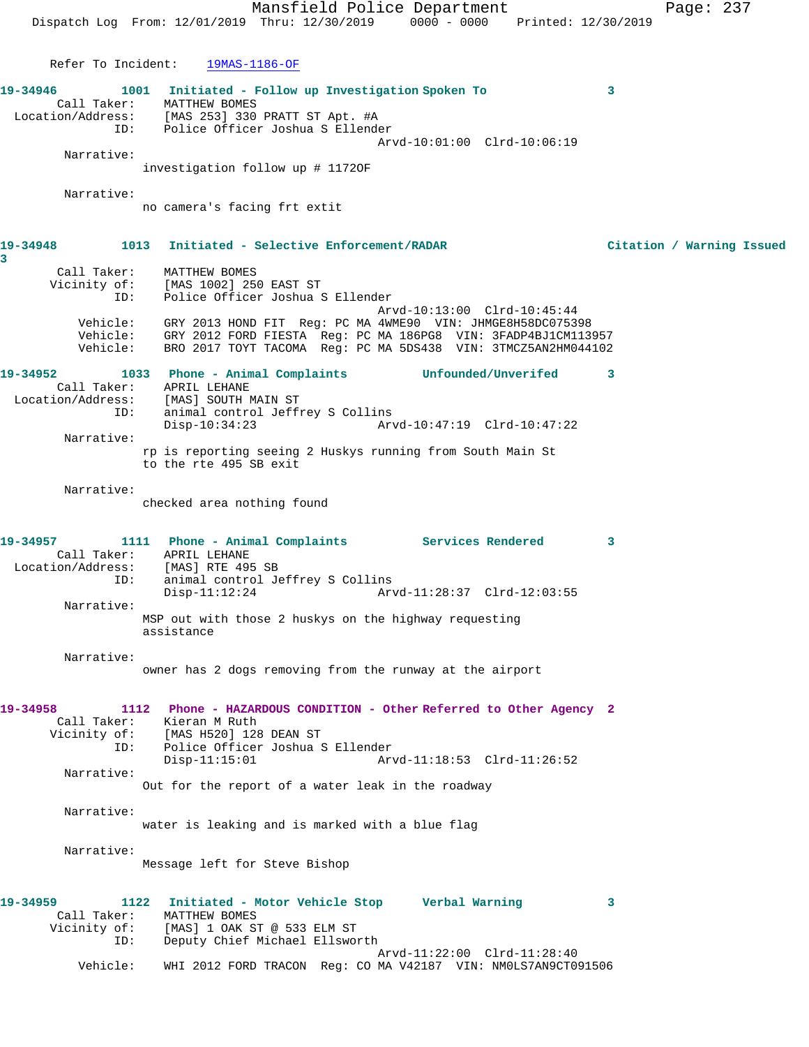Refer To Incident: 19MAS-1186-OF

**19-34946** 1001 **Initiated - Follow up Investigation Spoken To** 3
Call Taker: MATTHEW BOMES
Location/Address: [MAS 253] 330 PRATT ST Apt. #A
ID: Police Officer Joshua S Ellender
Arvd-10:01:00 Clrd-10:06:19
Narrative:
investigation follow up # 1172OF

Narrative:
no camera's facing frt extit

**19-34948** 1013 **Initiated - Selective Enforcement/RADAR** **Citation / Warning Issued** 3
Call Taker: MATTHEW BOMES
Vicinity of: [MAS 1002] 250 EAST ST
ID: Police Officer Joshua S Ellender
Arvd-10:13:00 Clrd-10:45:44
Vehicle: GRY 2013 HOND FIT Reg: PC MA 4WME90 VIN: JHMGE8H58DC075398
Vehicle: GRY 2012 FORD FIESTA Reg: PC MA 186PG8 VIN: 3FADP4BJ1CM113957
Vehicle: BRO 2017 TOYT TACOMA Reg: PC MA 5DS438 VIN: 3TMCZ5AN2HM044102

**19-34952** 1033 **Phone - Animal Complaints** **Unfounded/Unverifed** 3
Call Taker: APRIL LEHANE
Location/Address: [MAS] SOUTH MAIN ST
ID: animal control Jeffrey S Collins
Disp-10:34:23 Arvd-10:47:19 Clrd-10:47:22
Narrative:
rp is reporting seeing 2 Huskys running from South Main St to the rte 495 SB exit

Narrative:
checked area nothing found

**19-34957** 1111 **Phone - Animal Complaints** **Services Rendered** 3
Call Taker: APRIL LEHANE
Location/Address: [MAS] RTE 495 SB
ID: animal control Jeffrey S Collins
Disp-11:12:24 Arvd-11:28:37 Clrd-12:03:55
Narrative:
MSP out with those 2 huskys on the highway requesting assistance

Narrative:
owner has 2 dogs removing from the runway at the airport

**19-34958** 1112 **Phone - HAZARDOUS CONDITION - Other Referred to Other Agency** 2
Call Taker: Kieran M Ruth
Vicinity of: [MAS H520] 128 DEAN ST
ID: Police Officer Joshua S Ellender
Disp-11:15:01 Arvd-11:18:53 Clrd-11:26:52
Narrative:
Out for the report of a water leak in the roadway

Narrative:
water is leaking and is marked with a blue flag

Narrative:
Message left for Steve Bishop

**19-34959** 1122 **Initiated - Motor Vehicle Stop** **Verbal Warning** 3
Call Taker: MATTHEW BOMES
Vicinity of: [MAS] 1 OAK ST @ 533 ELM ST
ID: Deputy Chief Michael Ellsworth
Arvd-11:22:00 Clrd-11:28:40
Vehicle: WHI 2012 FORD TRACON Reg: CO MA V42187 VIN: NM0LS7AN9CT091506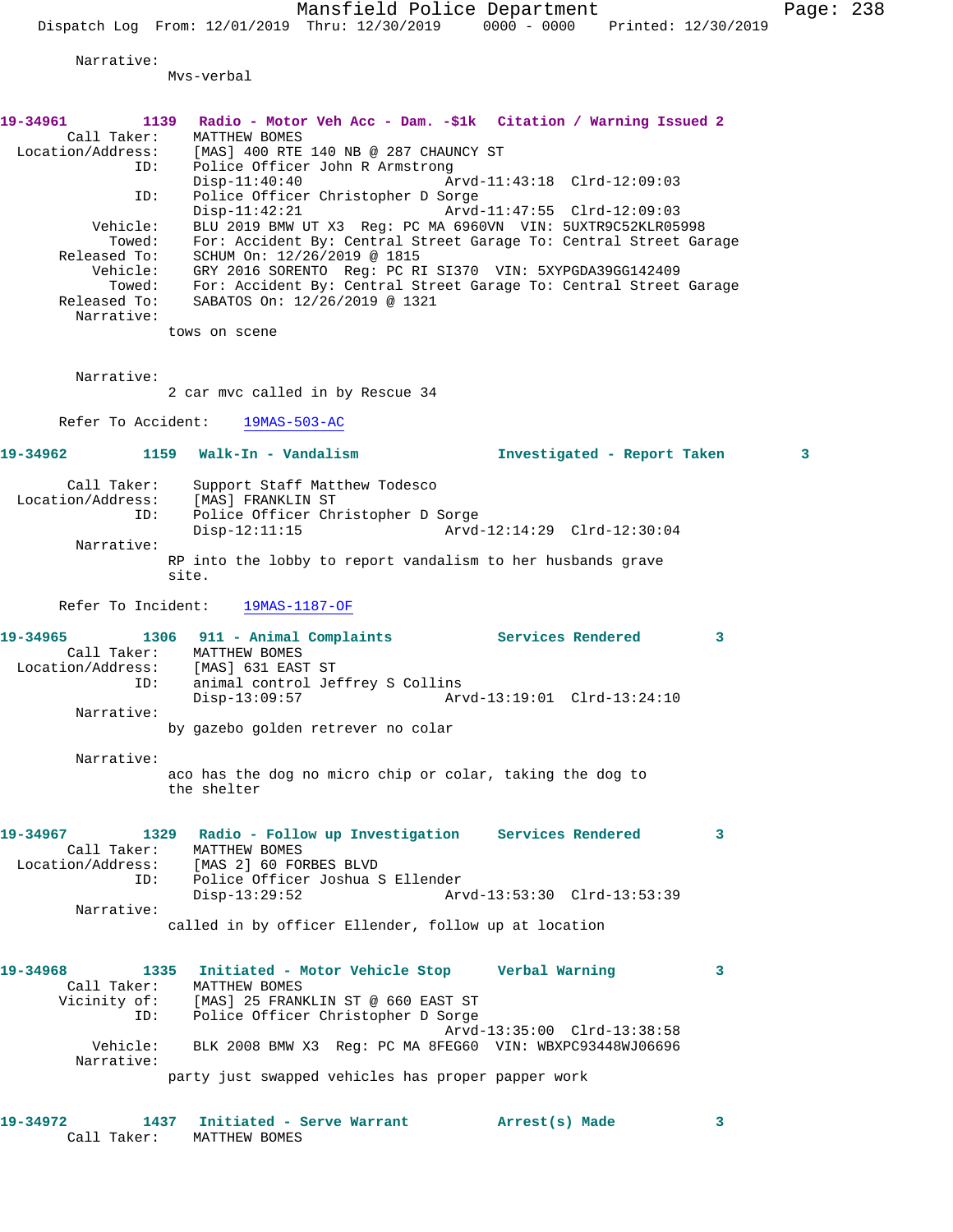Narrative:
Mvs-verbal

**19-34961 1139 Radio - Motor Veh Acc - Dam. -$1k Citation / Warning Issued 2**

Call Taker: MATTHEW BOMES
Location/Address: [MAS] 400 RTE 140 NB @ 287 CHAUNCY ST
ID: Police Officer John R Armstrong
Disp-11:40:40 Arvd-11:43:18 Clrd-12:09:03
ID: Police Officer Christopher D Sorge
Disp-11:42:21 Arvd-11:47:55 Clrd-12:09:03
Vehicle: BLU 2019 BMW UT X3 Reg: PC MA 6960VN VIN: 5UXTR9C52KLR05998
Towed: For: Accident By: Central Street Garage To: Central Street Garage
Released To: SCHUM On: 12/26/2019 @ 1815
Vehicle: GRY 2016 SORENTO Reg: PC RI SI370 VIN: 5XYPGDA39GG142409
Towed: For: Accident By: Central Street Garage To: Central Street Garage
Released To: SABATOS On: 12/26/2019 @ 1321
Narrative:
tows on scene

Narrative:
2 car mvc called in by Rescue 34

Refer To Accident: 19MAS-503-AC

**19-34962 1159 Walk-In - Vandalism Investigated - Report Taken 3**

Call Taker: Support Staff Matthew Todesco
Location/Address: [MAS] FRANKLIN ST
ID: Police Officer Christopher D Sorge
Disp-12:11:15 Arvd-12:14:29 Clrd-12:30:04
Narrative:
RP into the lobby to report vandalism to her husbands grave site.

Refer To Incident: 19MAS-1187-OF

**19-34965 1306 911 - Animal Complaints Services Rendered 3**

Call Taker: MATTHEW BOMES
Location/Address: [MAS] 631 EAST ST
ID: animal control Jeffrey S Collins
Disp-13:09:57 Arvd-13:19:01 Clrd-13:24:10
Narrative:
by gazebo golden retrever no colar

Narrative:
aco has the dog no micro chip or colar, taking the dog to the shelter

**19-34967 1329 Radio - Follow up Investigation Services Rendered 3**

Call Taker: MATTHEW BOMES
Location/Address: [MAS 2] 60 FORBES BLVD
ID: Police Officer Joshua S Ellender
Disp-13:29:52 Arvd-13:53:30 Clrd-13:53:39
Narrative:
called in by officer Ellender, follow up at location

**19-34968 1335 Initiated - Motor Vehicle Stop Verbal Warning 3**

Call Taker: MATTHEW BOMES
Vicinity of: [MAS] 25 FRANKLIN ST @ 660 EAST ST
ID: Police Officer Christopher D Sorge
Arvd-13:35:00 Clrd-13:38:58
Vehicle: BLK 2008 BMW X3 Reg: PC MA 8FEG60 VIN: WBXPC93448WJ06696
Narrative:
party just swapped vehicles has proper papper work

**19-34972 1437 Initiated - Serve Warrant Arrest(s) Made 3**

Call Taker: MATTHEW BOMES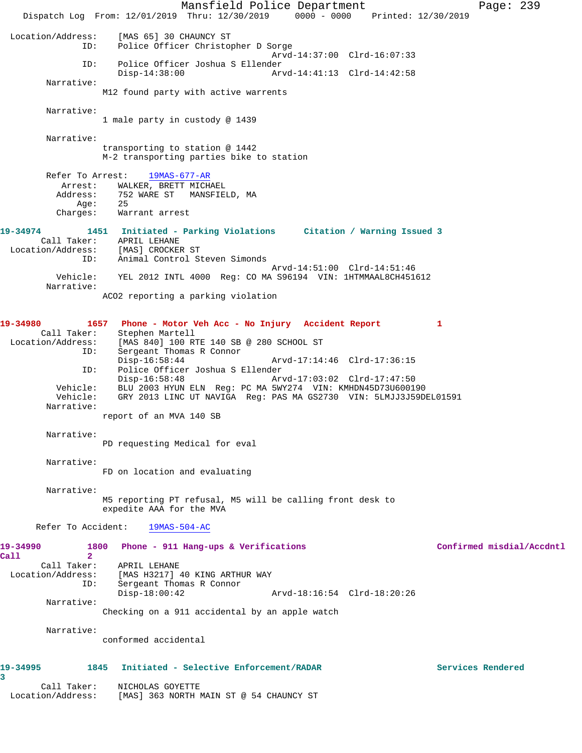Location/Address: [MAS 65] 30 CHAUNCY ST
ID: Police Officer Christopher D Sorge
Arvd-14:37:00 Clrd-16:07:33
ID: Police Officer Joshua S Ellender
Disp-14:38:00 Arvd-14:41:13 Clrd-14:42:58

Narrative:
M12 found party with active warrents

Narrative:
1 male party in custody @ 1439

Narrative:
transporting to station @ 1442
M-2 transporting parties bike to station

Refer To Arrest: 19MAS-677-AR
Arrest: WALKER, BRETT MICHAEL
Address: 752 WARE ST MANSFIELD, MA
Age: 25
Charges: Warrant arrest

**19-34974 1451 Initiated - Parking Violations Citation / Warning Issued 3**

Call Taker: APRIL LEHANE
Location/Address: [MAS] CROCKER ST
ID: Animal Control Steven Simonds
Arvd-14:51:00 Clrd-14:51:46
Vehicle: YEL 2012 INTL 4000 Reg: CO MA S96194 VIN: 1HTMMAAL8CH451612

Narrative:
ACO2 reporting a parking violation

**19-34980 1657 Phone - Motor Veh Acc - No Injury Accident Report 1**

Call Taker: Stephen Martell
Location/Address: [MAS 840] 100 RTE 140 SB @ 280 SCHOOL ST
ID: Sergeant Thomas R Connor
Disp-16:58:44 Arvd-17:14:46 Clrd-17:36:15
ID: Police Officer Joshua S Ellender
Disp-16:58:48 Arvd-17:03:02 Clrd-17:47:50
Vehicle: BLU 2003 HYUN ELN Reg: PC MA 5WY274 VIN: KMHDN45D73U600190
Vehicle: GRY 2013 LINC UT NAVIGA Reg: PAS MA GS2730 VIN: 5LMJJ3J59DEL01591

Narrative:
report of an MVA 140 SB

Narrative:
PD requesting Medical for eval

Narrative:
FD on location and evaluating

Narrative:
M5 reporting PT refusal, M5 will be calling front desk to
expedite AAA for the MVA

Refer To Accident: 19MAS-504-AC

**19-34990 1800 Phone - 911 Hang-ups & Verifications Confirmed misdial/Accdntl Call 2**

Call Taker: APRIL LEHANE
Location/Address: [MAS H3217] 40 KING ARTHUR WAY
ID: Sergeant Thomas R Connor
Disp-18:00:42 Arvd-18:16:54 Clrd-18:20:26

Narrative:
Checking on a 911 accidental by an apple watch

Narrative:
conformed accidental

**19-34995 1845 Initiated - Selective Enforcement/RADAR Services Rendered 3**

Call Taker: NICHOLAS GOYETTE
Location/Address: [MAS] 363 NORTH MAIN ST @ 54 CHAUNCY ST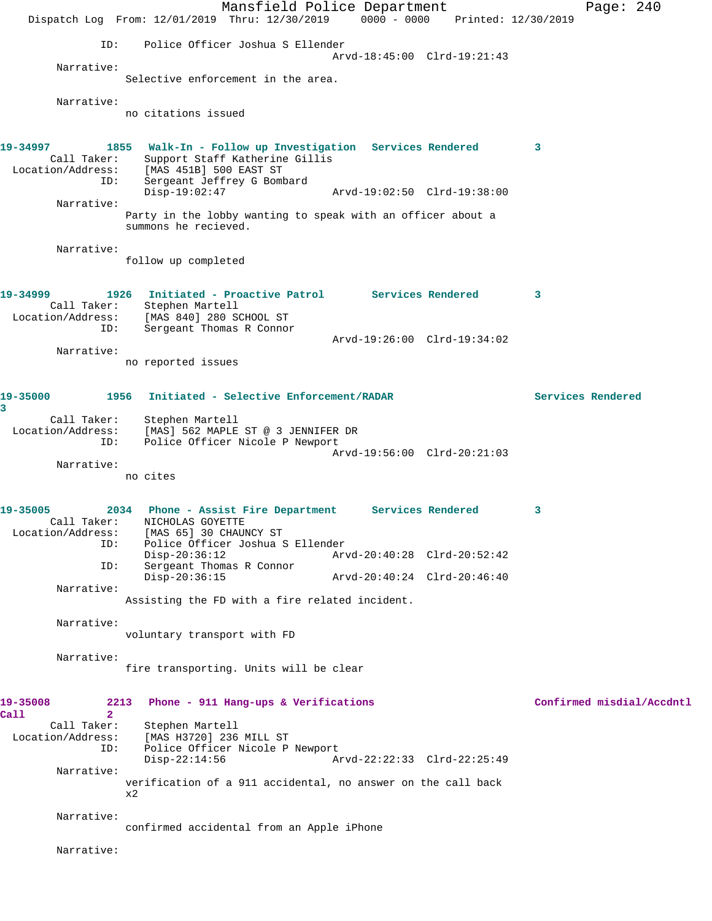ID: Police Officer Joshua S Ellender
Arvd-18:45:00 Clrd-19:21:43

Narrative:
Selective enforcement in the area.

Narrative:
no citations issued

**19-34997 1855 Walk-In - Follow up Investigation Services Rendered 3**

Call Taker: Support Staff Katherine Gillis
Location/Address: [MAS 451B] 500 EAST ST
ID: Sergeant Jeffrey G Bombard
Disp-19:02:47 Arvd-19:02:50 Clrd-19:38:00

Narrative:
Party in the lobby wanting to speak with an officer about a summons he recieved.

Narrative:
follow up completed

**19-34999 1926 Initiated - Proactive Patrol Services Rendered 3**

Call Taker: Stephen Martell
Location/Address: [MAS 840] 280 SCHOOL ST
ID: Sergeant Thomas R Connor
Arvd-19:26:00 Clrd-19:34:02

Narrative:
no reported issues

**19-35000 1956 Initiated - Selective Enforcement/RADAR Services Rendered 3**

Call Taker: Stephen Martell
Location/Address: [MAS] 562 MAPLE ST @ 3 JENNIFER DR
ID: Police Officer Nicole P Newport
Arvd-19:56:00 Clrd-20:21:03

Narrative:
no cites

**19-35005 2034 Phone - Assist Fire Department Services Rendered 3**

Call Taker: NICHOLAS GOYETTE
Location/Address: [MAS 65] 30 CHAUNCY ST
ID: Police Officer Joshua S Ellender
Disp-20:36:12 Arvd-20:40:28 Clrd-20:52:42
ID: Sergeant Thomas R Connor
Disp-20:36:15 Arvd-20:40:24 Clrd-20:46:40

Narrative:
Assisting the FD with a fire related incident.

Narrative:
voluntary transport with FD

Narrative:
fire transporting. Units will be clear

**19-35008 2213 Phone - 911 Hang-ups & Verifications Confirmed misdial/Accdntl Call 2**

Call Taker: Stephen Martell
Location/Address: [MAS H3720] 236 MILL ST
ID: Police Officer Nicole P Newport
Disp-22:14:56 Arvd-22:22:33 Clrd-22:25:49

Narrative:
verification of a 911 accidental, no answer on the call back x2

Narrative:
confirmed accidental from an Apple iPhone

Narrative: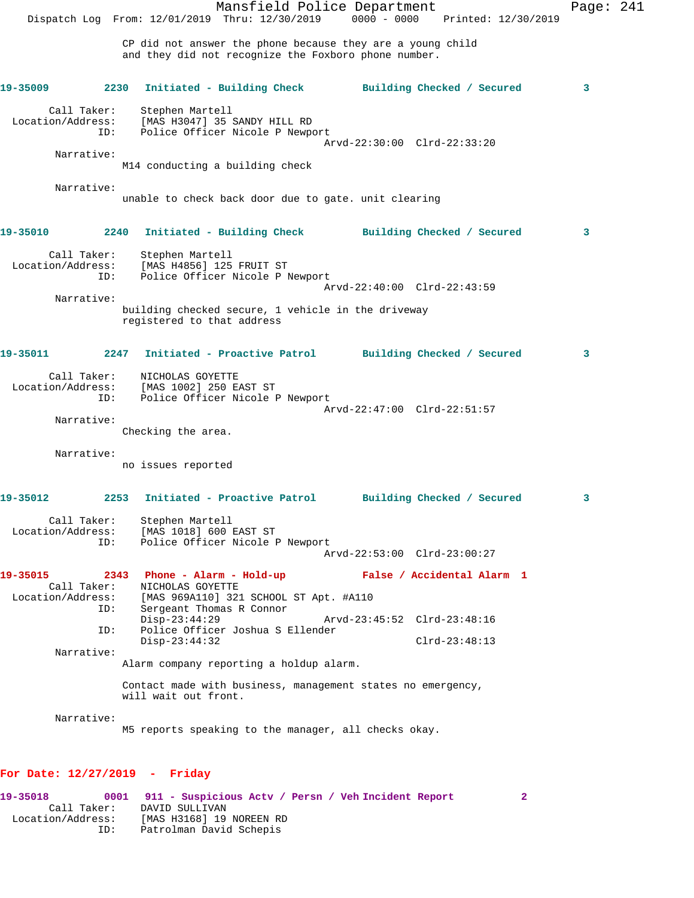CP did not answer the phone because they are a young child and they did not recognize the Foxboro phone number.

**19-35009 2230 Initiated - Building Check Building Checked / Secured 3**

Call Taker: Stephen Martell
Location/Address: [MAS H3047] 35 SANDY HILL RD
ID: Police Officer Nicole P Newport
Arvd-22:30:00 Clrd-22:33:20

Narrative:
M14 conducting a building check

Narrative:
unable to check back door due to gate. unit clearing

**19-35010 2240 Initiated - Building Check Building Checked / Secured 3**

Call Taker: Stephen Martell
Location/Address: [MAS H4856] 125 FRUIT ST
ID: Police Officer Nicole P Newport
Arvd-22:40:00 Clrd-22:43:59

Narrative:
building checked secure, 1 vehicle in the driveway registered to that address

**19-35011 2247 Initiated - Proactive Patrol Building Checked / Secured 3**

Call Taker: NICHOLAS GOYETTE
Location/Address: [MAS 1002] 250 EAST ST
ID: Police Officer Nicole P Newport
Arvd-22:47:00 Clrd-22:51:57

Narrative:
Checking the area.

Narrative:
no issues reported

**19-35012 2253 Initiated - Proactive Patrol Building Checked / Secured 3**

Call Taker: Stephen Martell
Location/Address: [MAS 1018] 600 EAST ST
ID: Police Officer Nicole P Newport
Arvd-22:53:00 Clrd-23:00:27

**19-35015 2343 Phone - Alarm - Hold-up False / Accidental Alarm 1**

Call Taker: NICHOLAS GOYETTE
Location/Address: [MAS 969A110] 321 SCHOOL ST Apt. #A110
ID: Sergeant Thomas R Connor
Disp-23:44:29 Arvd-23:45:52 Clrd-23:48:16
ID: Police Officer Joshua S Ellender
Disp-23:44:32 Clrd-23:48:13

Narrative:
Alarm company reporting a holdup alarm.

Contact made with business, management states no emergency, will wait out front.

Narrative:
M5 reports speaking to the manager, all checks okay.

## For Date: 12/27/2019 - Friday

**19-35018 0001 911 - Suspicious Actv / Persn / Veh Incident Report 2**

Call Taker: DAVID SULLIVAN
Location/Address: [MAS H3168] 19 NOREEN RD
ID: Patrolman David Schepis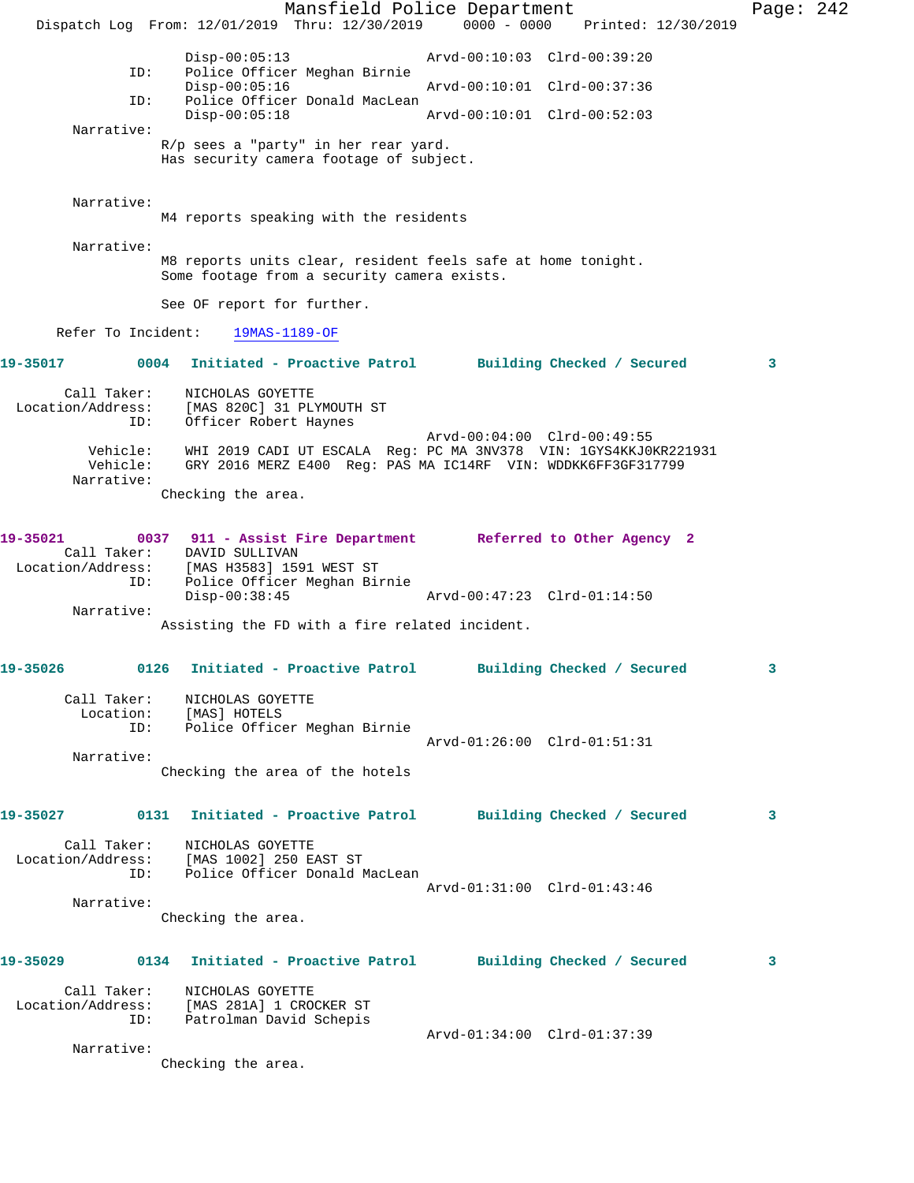Disp-00:05:13 Arvd-00:10:03 Clrd-00:39:20
ID: Police Officer Meghan Birnie
Disp-00:05:16 Arvd-00:10:01 Clrd-00:37:36
ID: Police Officer Donald MacLean
Disp-00:05:18 Arvd-00:10:01 Clrd-00:52:03

Narrative:
R/p sees a "party" in her rear yard.
Has security camera footage of subject.

Narrative:
M4 reports speaking with the residents

Narrative:
M8 reports units clear, resident feels safe at home tonight.
Some footage from a security camera exists.

See OF report for further.

Refer To Incident: 19MAS-1189-OF

**19-35017 0004 Initiated - Proactive Patrol Building Checked / Secured 3**

Call Taker: NICHOLAS GOYETTE
Location/Address: [MAS 820C] 31 PLYMOUTH ST
ID: Officer Robert Haynes
Arvd-00:04:00 Clrd-00:49:55
Vehicle: WHI 2019 CADI UT ESCALA Reg: PC MA 3NV378 VIN: 1GYS4KKJ0KR221931
Vehicle: GRY 2016 MERZ E400 Reg: PAS MA IC14RF VIN: WDDKK6FF3GF317799
Narrative:
Checking the area.

**19-35021 0037 911 - Assist Fire Department Referred to Other Agency 2**

Call Taker: DAVID SULLIVAN
Location/Address: [MAS H3583] 1591 WEST ST
ID: Police Officer Meghan Birnie
Disp-00:38:45 Arvd-00:47:23 Clrd-01:14:50
Narrative:
Assisting the FD with a fire related incident.

**19-35026 0126 Initiated - Proactive Patrol Building Checked / Secured 3**

Call Taker: NICHOLAS GOYETTE
Location: [MAS] HOTELS
ID: Police Officer Meghan Birnie
Arvd-01:26:00 Clrd-01:51:31
Narrative:
Checking the area of the hotels

**19-35027 0131 Initiated - Proactive Patrol Building Checked / Secured 3**

Call Taker: NICHOLAS GOYETTE
Location/Address: [MAS 1002] 250 EAST ST
ID: Police Officer Donald MacLean
Arvd-01:31:00 Clrd-01:43:46
Narrative:
Checking the area.

**19-35029 0134 Initiated - Proactive Patrol Building Checked / Secured 3**

Call Taker: NICHOLAS GOYETTE
Location/Address: [MAS 281A] 1 CROCKER ST
ID: Patrolman David Schepis
Arvd-01:34:00 Clrd-01:37:39
Narrative:
Checking the area.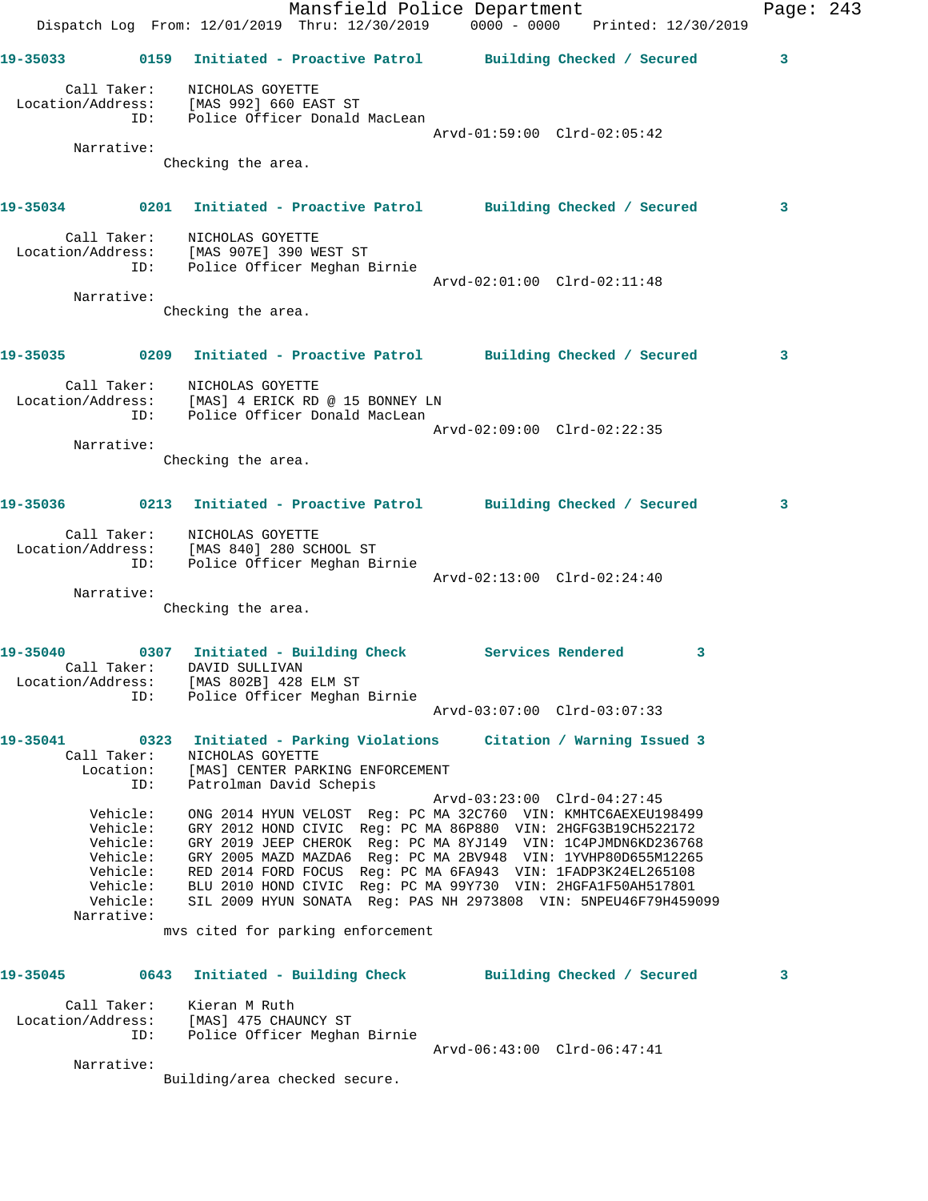**19-35033** 0159 Initiated - Proactive Patrol Building Checked / Secured 3

Call Taker: NICHOLAS GOYETTE
Location/Address: [MAS 992] 660 EAST ST
ID: Police Officer Donald MacLean
Arvd-01:59:00 Clrd-02:05:42

Narrative:
Checking the area.

**19-35034** 0201 Initiated - Proactive Patrol Building Checked / Secured 3

Call Taker: NICHOLAS GOYETTE
Location/Address: [MAS 907E] 390 WEST ST
ID: Police Officer Meghan Birnie
Arvd-02:01:00 Clrd-02:11:48

Narrative:
Checking the area.

**19-35035** 0209 Initiated - Proactive Patrol Building Checked / Secured 3

Call Taker: NICHOLAS GOYETTE
Location/Address: [MAS] 4 ERICK RD @ 15 BONNEY LN
ID: Police Officer Donald MacLean
Arvd-02:09:00 Clrd-02:22:35

Narrative:
Checking the area.

**19-35036** 0213 Initiated - Proactive Patrol Building Checked / Secured 3

Call Taker: NICHOLAS GOYETTE
Location/Address: [MAS 840] 280 SCHOOL ST
ID: Police Officer Meghan Birnie
Arvd-02:13:00 Clrd-02:24:40

Narrative:
Checking the area.

**19-35040** 0307 Initiated - Building Check Services Rendered 3

Call Taker: DAVID SULLIVAN
Location/Address: [MAS 802B] 428 ELM ST
ID: Police Officer Meghan Birnie
Arvd-03:07:00 Clrd-03:07:33

**19-35041** 0323 Initiated - Parking Violations Citation / Warning Issued 3

Call Taker: NICHOLAS GOYETTE
Location: [MAS] CENTER PARKING ENFORCEMENT
ID: Patrolman David Schepis
Arvd-03:23:00 Clrd-04:27:45

Vehicle: ONG 2014 HYUN VELOST Reg: PC MA 32C760 VIN: KMHTC6AEXEU198499
Vehicle: GRY 2012 HOND CIVIC Reg: PC MA 86P880 VIN: 2HGFG3B19CH522172
Vehicle: GRY 2019 JEEP CHEROK Reg: PC MA 8YJ149 VIN: 1C4PJMDN6KD236768
Vehicle: GRY 2005 MAZD MAZDA6 Reg: PC MA 2BV948 VIN: 1YVHP80D655M12265
Vehicle: RED 2014 FORD FOCUS Reg: PC MA 6FA943 VIN: 1FADP3K24EL265108
Vehicle: BLU 2010 HOND CIVIC Reg: PC MA 99Y730 VIN: 2HGFA1F50AH517801
Vehicle: SIL 2009 HYUN SONATA Reg: PAS NH 2973808 VIN: 5NPEU46F79H459099

Narrative:
mvs cited for parking enforcement

**19-35045** 0643 Initiated - Building Check Building Checked / Secured 3

Call Taker: Kieran M Ruth
Location/Address: [MAS] 475 CHAUNCY ST
ID: Police Officer Meghan Birnie
Arvd-06:43:00 Clrd-06:47:41

Narrative:
Building/area checked secure.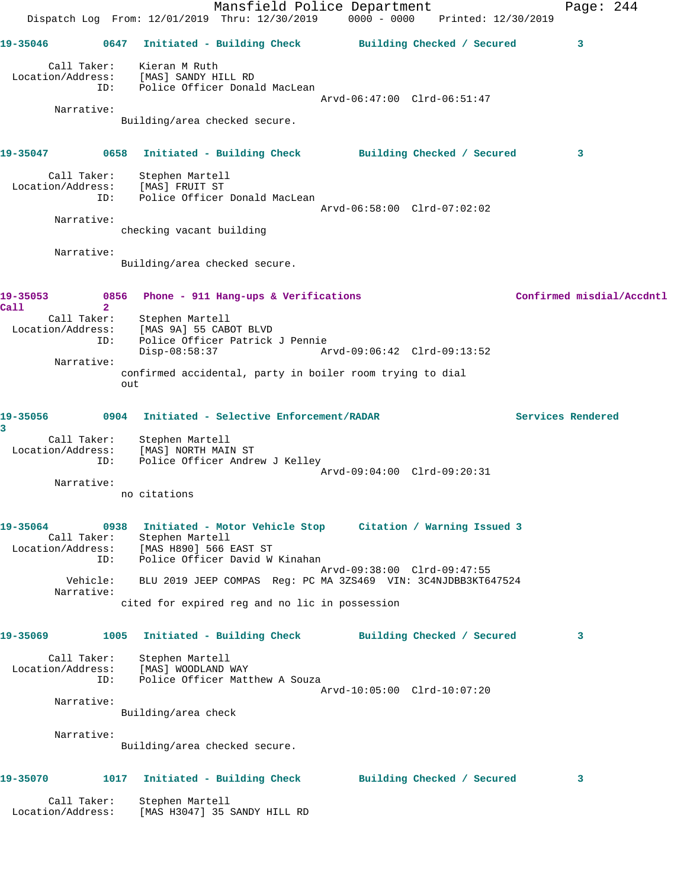**19-35046** 0647 Initiated - Building Check — Building Checked / Secured 3

Call Taker: Kieran M Ruth
Location/Address: [MAS] SANDY HILL RD
ID: Police Officer Donald MacLean
Arvd-06:47:00 Clrd-06:51:47

Narrative:
Building/area checked secure.

**19-35047** 0658 Initiated - Building Check — Building Checked / Secured 3

Call Taker: Stephen Martell
Location/Address: [MAS] FRUIT ST
ID: Police Officer Donald MacLean
Arvd-06:58:00 Clrd-07:02:02

Narrative:
checking vacant building

Narrative:
Building/area checked secure.

**19-35053** 0856 Phone - 911 Hang-ups & Verifications — Confirmed misdial/Accdntl Call 2

Call Taker: Stephen Martell
Location/Address: [MAS 9A] 55 CABOT BLVD
ID: Police Officer Patrick J Pennie
Disp-08:58:37 Arvd-09:06:42 Clrd-09:13:52

Narrative:
confirmed accidental, party in boiler room trying to dial out

**19-35056** 0904 Initiated - Selective Enforcement/RADAR — Services Rendered 3

Call Taker: Stephen Martell
Location/Address: [MAS] NORTH MAIN ST
ID: Police Officer Andrew J Kelley
Arvd-09:04:00 Clrd-09:20:31

Narrative:
no citations

**19-35064** 0938 Initiated - Motor Vehicle Stop — Citation / Warning Issued 3

Call Taker: Stephen Martell
Location/Address: [MAS H890] 566 EAST ST
ID: Police Officer David W Kinahan
Arvd-09:38:00 Clrd-09:47:55

Vehicle: BLU 2019 JEEP COMPAS Reg: PC MA 3ZS469 VIN: 3C4NJDBB3KT647524

Narrative:
cited for expired reg and no lic in possession

**19-35069** 1005 Initiated - Building Check — Building Checked / Secured 3

Call Taker: Stephen Martell
Location/Address: [MAS] WOODLAND WAY
ID: Police Officer Matthew A Souza
Arvd-10:05:00 Clrd-10:07:20

Narrative:
Building/area check

Narrative:
Building/area checked secure.

**19-35070** 1017 Initiated - Building Check — Building Checked / Secured 3

Call Taker: Stephen Martell
Location/Address: [MAS H3047] 35 SANDY HILL RD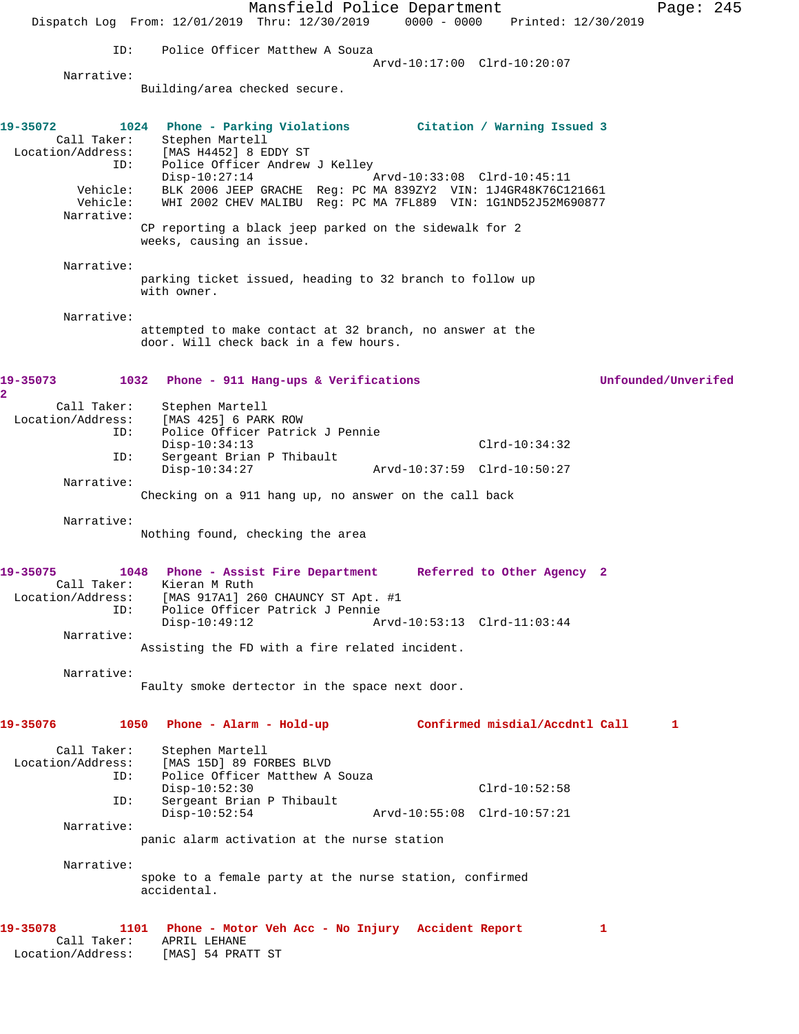ID: Police Officer Matthew A Souza
Arvd-10:17:00 Clrd-10:20:07

Narrative:
Building/area checked secure.

**19-35072 1024 Phone - Parking Violations Citation / Warning Issued 3**

Call Taker: Stephen Martell
Location/Address: [MAS H4452] 8 EDDY ST
ID: Police Officer Andrew J Kelley
Disp-10:27:14 Arvd-10:33:08 Clrd-10:45:11
Vehicle: BLK 2006 JEEP GRACHE Reg: PC MA 839ZY2 VIN: 1J4GR48K76C121661
Vehicle: WHI 2002 CHEV MALIBU Reg: PC MA 7FL889 VIN: 1G1ND52J52M690877

Narrative:
CP reporting a black jeep parked on the sidewalk for 2 weeks, causing an issue.

Narrative:
parking ticket issued, heading to 32 branch to follow up with owner.

Narrative:
attempted to make contact at 32 branch, no answer at the door. Will check back in a few hours.

**19-35073 1032 Phone - 911 Hang-ups & Verifications Unfounded/Unverifed 2**

Call Taker: Stephen Martell
Location/Address: [MAS 425] 6 PARK ROW
ID: Police Officer Patrick J Pennie
Disp-10:34:13 Clrd-10:34:32
ID: Sergeant Brian P Thibault
Disp-10:34:27 Arvd-10:37:59 Clrd-10:50:27

Narrative:
Checking on a 911 hang up, no answer on the call back

Narrative:
Nothing found, checking the area

**19-35075 1048 Phone - Assist Fire Department Referred to Other Agency 2**

Call Taker: Kieran M Ruth
Location/Address: [MAS 917A1] 260 CHAUNCY ST Apt. #1
ID: Police Officer Patrick J Pennie
Disp-10:49:12 Arvd-10:53:13 Clrd-11:03:44

Narrative:
Assisting the FD with a fire related incident.

Narrative:
Faulty smoke dertector in the space next door.

**19-35076 1050 Phone - Alarm - Hold-up Confirmed misdial/Accdntl Call 1**

Call Taker: Stephen Martell
Location/Address: [MAS 15D] 89 FORBES BLVD
ID: Police Officer Matthew A Souza
Disp-10:52:30 Clrd-10:52:58
ID: Sergeant Brian P Thibault
Disp-10:52:54 Arvd-10:55:08 Clrd-10:57:21

Narrative:
panic alarm activation at the nurse station

Narrative:
spoke to a female party at the nurse station, confirmed accidental.

**19-35078 1101 Phone - Motor Veh Acc - No Injury Accident Report 1**

Call Taker: APRIL LEHANE
Location/Address: [MAS] 54 PRATT ST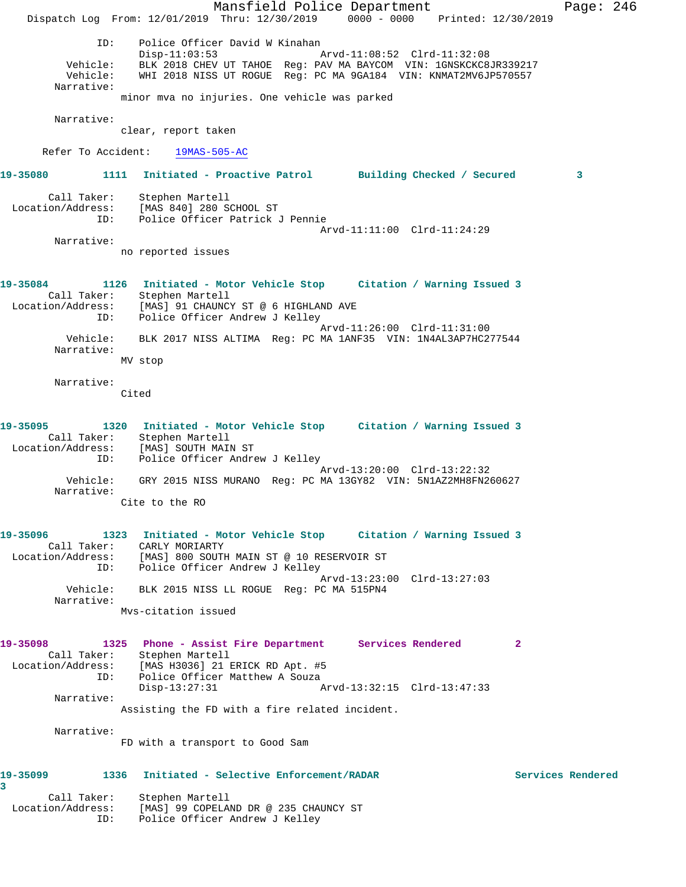ID: Police Officer David W Kinahan
Disp-11:03:53 Arvd-11:08:52 Clrd-11:32:08
Vehicle: BLK 2018 CHEV UT TAHOE Reg: PAV MA BAYCOM VIN: 1GNSKCKC8JR339217
Vehicle: WHI 2018 NISS UT ROGUE Reg: PC MA 9GA184 VIN: KNMAT2MV6JP570557
Narrative:
minor mva no injuries. One vehicle was parked

Narrative:
clear, report taken

Refer To Accident: 19MAS-505-AC

**19-35080 1111 Initiated - Proactive Patrol Building Checked / Secured 3**

Call Taker: Stephen Martell
Location/Address: [MAS 840] 280 SCHOOL ST
ID: Police Officer Patrick J Pennie
Arvd-11:11:00 Clrd-11:24:29
Narrative:
no reported issues

**19-35084 1126 Initiated - Motor Vehicle Stop Citation / Warning Issued 3**

Call Taker: Stephen Martell
Location/Address: [MAS] 91 CHAUNCY ST @ 6 HIGHLAND AVE
ID: Police Officer Andrew J Kelley
Arvd-11:26:00 Clrd-11:31:00
Vehicle: BLK 2017 NISS ALTIMA Reg: PC MA 1ANF35 VIN: 1N4AL3AP7HC277544
Narrative:
MV stop

Narrative:
Cited

**19-35095 1320 Initiated - Motor Vehicle Stop Citation / Warning Issued 3**

Call Taker: Stephen Martell
Location/Address: [MAS] SOUTH MAIN ST
ID: Police Officer Andrew J Kelley
Arvd-13:20:00 Clrd-13:22:32
Vehicle: GRY 2015 NISS MURANO Reg: PC MA 13GY82 VIN: 5N1AZ2MH8FN260627
Narrative:
Cite to the RO

**19-35096 1323 Initiated - Motor Vehicle Stop Citation / Warning Issued 3**

Call Taker: CARLY MORIARTY
Location/Address: [MAS] 800 SOUTH MAIN ST @ 10 RESERVOIR ST
ID: Police Officer Andrew J Kelley
Arvd-13:23:00 Clrd-13:27:03
Vehicle: BLK 2015 NISS LL ROGUE Reg: PC MA 515PN4
Narrative:
Mvs-citation issued

**19-35098 1325 Phone - Assist Fire Department Services Rendered 2**

Call Taker: Stephen Martell
Location/Address: [MAS H3036] 21 ERICK RD Apt. #5
ID: Police Officer Matthew A Souza
Disp-13:27:31 Arvd-13:32:15 Clrd-13:47:33
Narrative:
Assisting the FD with a fire related incident.

Narrative:
FD with a transport to Good Sam

**19-35099 1336 Initiated - Selective Enforcement/RADAR Services Rendered 3**

Call Taker: Stephen Martell
Location/Address: [MAS] 99 COPELAND DR @ 235 CHAUNCY ST
ID: Police Officer Andrew J Kelley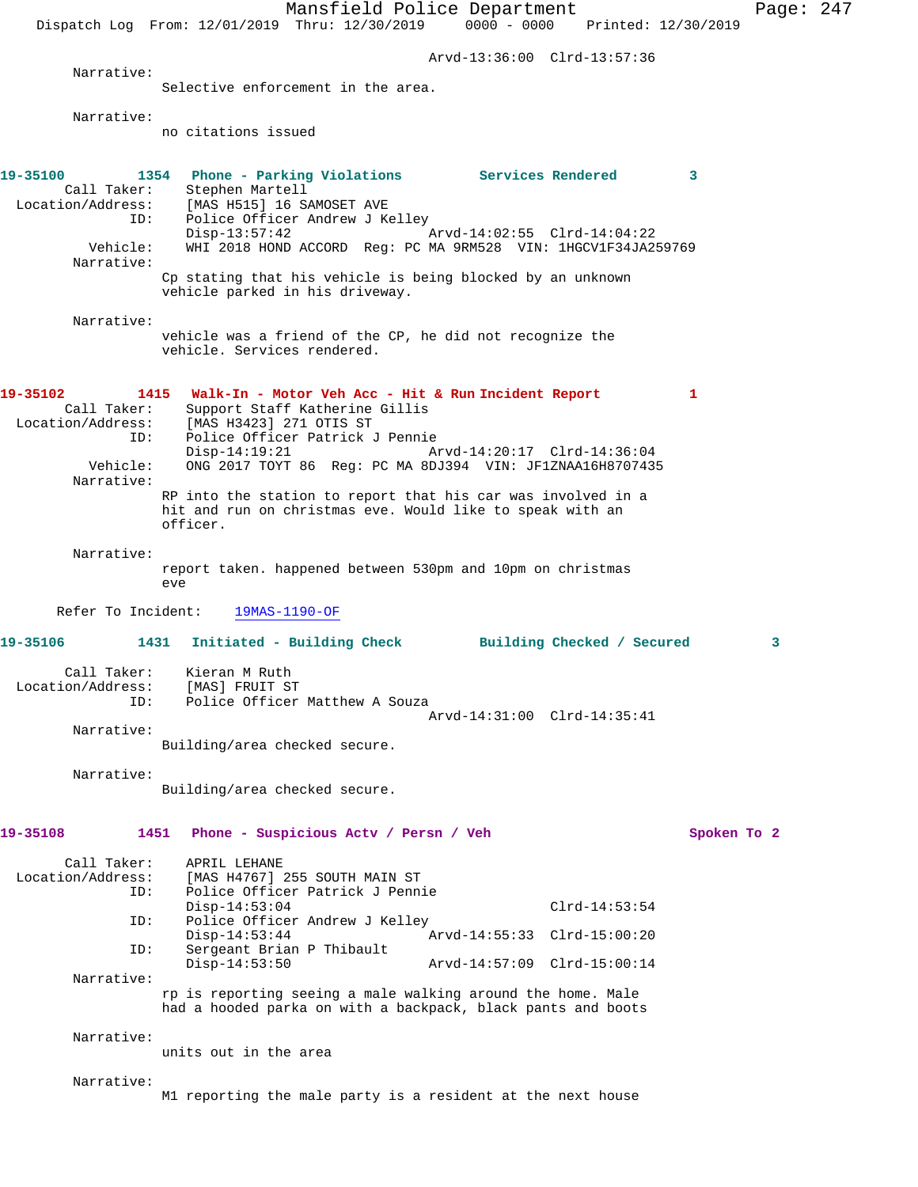Arvd-13:36:00 Clrd-13:57:36

Narrative:
Selective enforcement in the area.

Narrative:
no citations issued

**19-35100 1354 Phone - Parking Violations Services Rendered 3**

Call Taker: Stephen Martell
Location/Address: [MAS H515] 16 SAMOSET AVE
ID: Police Officer Andrew J Kelley
Disp-13:57:42 Arvd-14:02:55 Clrd-14:04:22
Vehicle: WHI 2018 HOND ACCORD Reg: PC MA 9RM528 VIN: 1HGCV1F34JA259769
Narrative:
Cp stating that his vehicle is being blocked by an unknown vehicle parked in his driveway.

Narrative:
vehicle was a friend of the CP, he did not recognize the vehicle. Services rendered.

**19-35102 1415 Walk-In - Motor Veh Acc - Hit & Run Incident Report 1**

Call Taker: Support Staff Katherine Gillis
Location/Address: [MAS H3423] 271 OTIS ST
ID: Police Officer Patrick J Pennie
Disp-14:19:21 Arvd-14:20:17 Clrd-14:36:04
Vehicle: ONG 2017 TOYT 86 Reg: PC MA 8DJ394 VIN: JF1ZNAA16H8707435
Narrative:
RP into the station to report that his car was involved in a hit and run on christmas eve. Would like to speak with an officer.

Narrative:
report taken. happened between 530pm and 10pm on christmas eve

Refer To Incident: 19MAS-1190-OF

**19-35106 1431 Initiated - Building Check Building Checked / Secured 3**

Call Taker: Kieran M Ruth
Location/Address: [MAS] FRUIT ST
ID: Police Officer Matthew A Souza
Arvd-14:31:00 Clrd-14:35:41
Narrative:
Building/area checked secure.

Narrative:
Building/area checked secure.

**19-35108 1451 Phone - Suspicious Actv / Persn / Veh Spoken To 2**

Call Taker: APRIL LEHANE
Location/Address: [MAS H4767] 255 SOUTH MAIN ST
ID: Police Officer Patrick J Pennie
Disp-14:53:04 Clrd-14:53:54
ID: Police Officer Andrew J Kelley
Disp-14:53:44 Arvd-14:55:33 Clrd-15:00:20
ID: Sergeant Brian P Thibault
Disp-14:53:50 Arvd-14:57:09 Clrd-15:00:14
Narrative:
rp is reporting seeing a male walking around the home. Male had a hooded parka on with a backpack, black pants and boots

Narrative:
units out in the area

Narrative:
M1 reporting the male party is a resident at the next house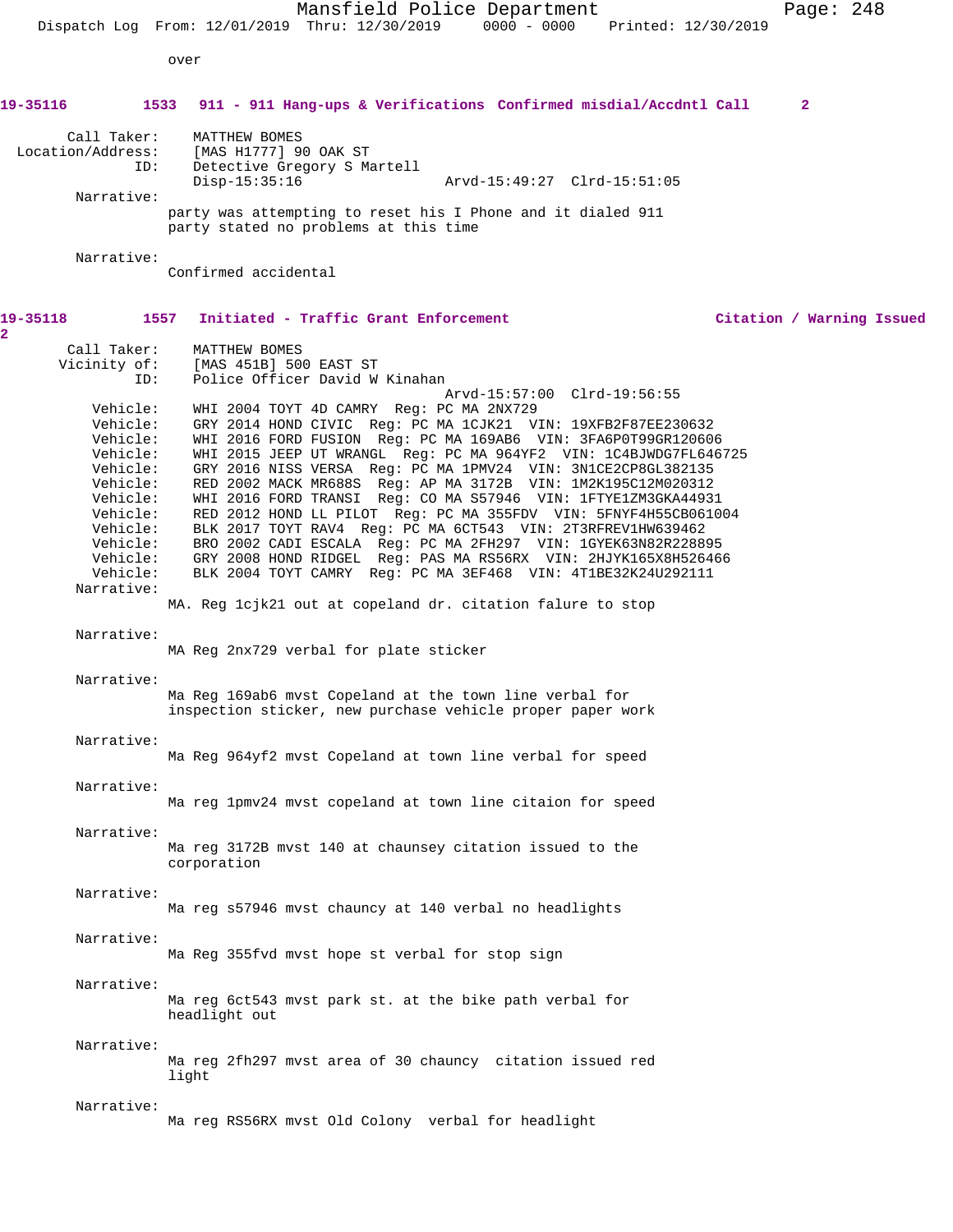over

**19-35116 1533 911 - 911 Hang-ups & Verifications Confirmed misdial/Accdntl Call 2**

Call Taker: MATTHEW BOMES
Location/Address: [MAS H1777] 90 OAK ST
ID: Detective Gregory S Martell
Disp-15:35:16 Arvd-15:49:27 Clrd-15:51:05

Narrative:
party was attempting to reset his I Phone and it dialed 911
party stated no problems at this time

Narrative:
Confirmed accidental

**19-35118 1557 Initiated - Traffic Grant Enforcement Citation / Warning Issued 2**

Call Taker: MATTHEW BOMES
Vicinity of: [MAS 451B] 500 EAST ST
ID: Police Officer David W Kinahan
Arvd-15:57:00 Clrd-19:56:55

Vehicle: WHI 2004 TOYT 4D CAMRY Reg: PC MA 2NX729
Vehicle: GRY 2014 HOND CIVIC Reg: PC MA 1CJK21 VIN: 19XFB2F87EE230632
Vehicle: WHI 2016 FORD FUSION Reg: PC MA 169AB6 VIN: 3FA6P0T99GR120606
Vehicle: WHI 2015 JEEP UT WRANGL Reg: PC MA 964YF2 VIN: 1C4BJWDG7FL646725
Vehicle: GRY 2016 NISS VERSA Reg: PC MA 1PMV24 VIN: 3N1CE2CP8GL382135
Vehicle: RED 2002 MACK MR688S Reg: AP MA 3172B VIN: 1M2K195C12M020312
Vehicle: WHI 2016 FORD TRANSI Reg: CO MA S57946 VIN: 1FTYE1ZM3GKA44931
Vehicle: RED 2012 HOND LL PILOT Reg: PC MA 355FDV VIN: 5FNYF4H55CB061004
Vehicle: BLK 2017 TOYT RAV4 Reg: PC MA 6CT543 VIN: 2T3RFREV1HW639462
Vehicle: BRO 2002 CADI ESCALA Reg: PC MA 2FH297 VIN: 1GYEK63N82R228895
Vehicle: GRY 2008 HOND RIDGEL Reg: PAS MA RS56RX VIN: 2HJYK165X8H526466
Vehicle: BLK 2004 TOYT CAMRY Reg: PC MA 3EF468 VIN: 4T1BE32K24U292111

Narrative:
MA. Reg 1cjk21 out at copeland dr. citation falure to stop

Narrative:
MA Reg 2nx729 verbal for plate sticker

Narrative:
Ma Reg 169ab6 mvst Copeland at the town line verbal for inspection sticker, new purchase vehicle proper paper work

Narrative:
Ma Reg 964yf2 mvst Copeland at town line verbal for speed

Narrative:
Ma reg 1pmv24 mvst copeland at town line citaion for speed

Narrative:
Ma reg 3172B mvst 140 at chaunsey citation issued to the corporation

Narrative:
Ma reg s57946 mvst chauncy at 140 verbal no headlights

Narrative:
Ma Reg 355fvd mvst hope st verbal for stop sign

Narrative:
Ma reg 6ct543 mvst park st. at the bike path verbal for headlight out

Narrative:
Ma reg 2fh297 mvst area of 30 chauncy citation issued red light

Narrative:
Ma reg RS56RX mvst Old Colony verbal for headlight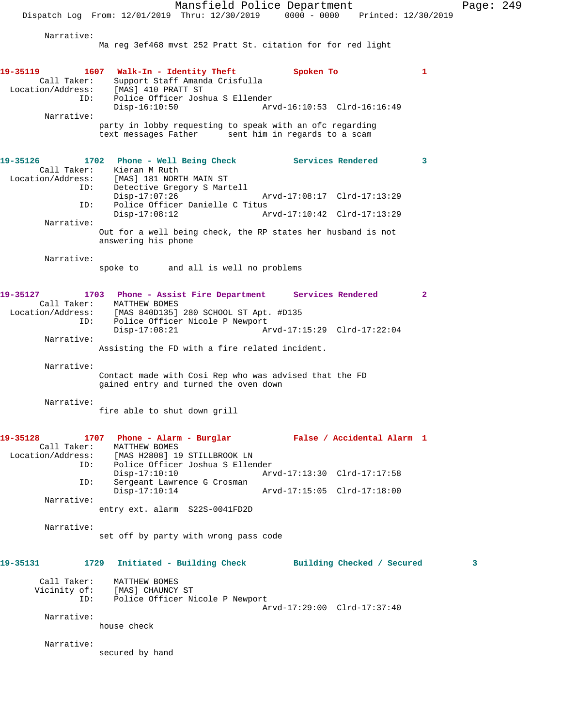Narrative:
Ma reg 3ef468 mvst 252 Pratt St. citation for for red light

**19-35119** 1607 **Walk-In - Identity Theft** **Spoken To** 1
Call Taker: Support Staff Amanda Crisfulla
Location/Address: [MAS] 410 PRATT ST
ID: Police Officer Joshua S Ellender
Disp-16:10:50 Arvd-16:10:53 Clrd-16:16:49
Narrative:
party in lobby requesting to speak with an ofc regarding text messages Father sent him in regards to a scam

**19-35126** 1702 **Phone - Well Being Check** **Services Rendered** 3
Call Taker: Kieran M Ruth
Location/Address: [MAS] 181 NORTH MAIN ST
ID: Detective Gregory S Martell
Disp-17:07:26 Arvd-17:08:17 Clrd-17:13:29
ID: Police Officer Danielle C Titus
Disp-17:08:12 Arvd-17:10:42 Clrd-17:13:29
Narrative:
Out for a well being check, the RP states her husband is not answering his phone

Narrative:
spoke to and all is well no problems

**19-35127** 1703 **Phone - Assist Fire Department** **Services Rendered** 2
Call Taker: MATTHEW BOMES
Location/Address: [MAS 840D135] 280 SCHOOL ST Apt. #D135
ID: Police Officer Nicole P Newport
Disp-17:08:21 Arvd-17:15:29 Clrd-17:22:04
Narrative:
Assisting the FD with a fire related incident.

Narrative:
Contact made with Cosi Rep who was advised that the FD gained entry and turned the oven down

Narrative:
fire able to shut down grill

**19-35128** 1707 **Phone - Alarm - Burglar** **False / Accidental Alarm** 1
Call Taker: MATTHEW BOMES
Location/Address: [MAS H2808] 19 STILLBROOK LN
ID: Police Officer Joshua S Ellender
Disp-17:10:10 Arvd-17:13:30 Clrd-17:17:58
ID: Sergeant Lawrence G Crosman
Disp-17:10:14 Arvd-17:15:05 Clrd-17:18:00
Narrative:
entry ext. alarm S22S-0041FD2D

Narrative:
set off by party with wrong pass code

**19-35131** 1729 **Initiated - Building Check** **Building Checked / Secured** 3
Call Taker: MATTHEW BOMES
Vicinity of: [MAS] CHAUNCY ST
ID: Police Officer Nicole P Newport
Arvd-17:29:00 Clrd-17:37:40
Narrative:
house check

Narrative:
secured by hand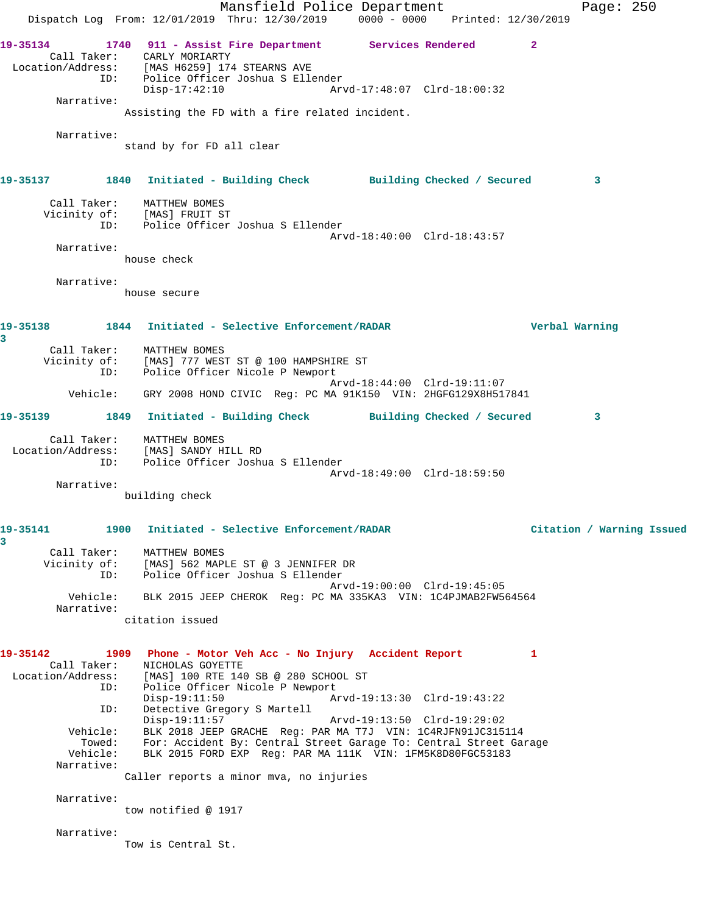Mansfield Police Department
Dispatch Log From: 12/01/2019 Thru: 12/30/2019 0000 - 0000 Printed: 12/30/2019

**19-35134** 1740 **911 - Assist Fire Department** **Services Rendered** 2
Call Taker: CARLY MORIARTY
Location/Address: [MAS H6259] 174 STEARNS AVE
ID: Police Officer Joshua S Ellender
Disp-17:42:10 Arvd-17:48:07 Clrd-18:00:32
Narrative:
Assisting the FD with a fire related incident.

Narrative:
stand by for FD all clear

**19-35137** 1840 **Initiated - Building Check** **Building Checked / Secured** 3
Call Taker: MATTHEW BOMES
Vicinity of: [MAS] FRUIT ST
ID: Police Officer Joshua S Ellender
Arvd-18:40:00 Clrd-18:43:57
Narrative:
house check

Narrative:
house secure

**19-35138** 1844 **Initiated - Selective Enforcement/RADAR** **Verbal Warning** 3
Call Taker: MATTHEW BOMES
Vicinity of: [MAS] 777 WEST ST @ 100 HAMPSHIRE ST
ID: Police Officer Nicole P Newport
Arvd-18:44:00 Clrd-19:11:07
Vehicle: GRY 2008 HOND CIVIC Reg: PC MA 91K150 VIN: 2HGFG129X8H517841

**19-35139** 1849 **Initiated - Building Check** **Building Checked / Secured** 3
Call Taker: MATTHEW BOMES
Location/Address: [MAS] SANDY HILL RD
ID: Police Officer Joshua S Ellender
Arvd-18:49:00 Clrd-18:59:50
Narrative:
building check

**19-35141** 1900 **Initiated - Selective Enforcement/RADAR** **Citation / Warning Issued** 3
Call Taker: MATTHEW BOMES
Vicinity of: [MAS] 562 MAPLE ST @ 3 JENNIFER DR
ID: Police Officer Joshua S Ellender
Arvd-19:00:00 Clrd-19:45:05
Vehicle: BLK 2015 JEEP CHEROK Reg: PC MA 335KA3 VIN: 1C4PJMAB2FW564564
Narrative:
citation issued

**19-35142** 1909 **Phone - Motor Veh Acc - No Injury** **Accident Report** 1
Call Taker: NICHOLAS GOYETTE
Location/Address: [MAS] 100 RTE 140 SB @ 280 SCHOOL ST
ID: Police Officer Nicole P Newport
Disp-19:11:50 Arvd-19:13:30 Clrd-19:43:22
ID: Detective Gregory S Martell
Disp-19:11:57 Arvd-19:13:50 Clrd-19:29:02
Vehicle: BLK 2018 JEEP GRACHE Reg: PAR MA T7J VIN: 1C4RJFN91JC315114
Towed: For: Accident By: Central Street Garage To: Central Street Garage
Vehicle: BLK 2015 FORD EXP Reg: PAR MA 111K VIN: 1FM5K8D80FGC53183
Narrative:
Caller reports a minor mva, no injuries

Narrative:
tow notified @ 1917

Narrative:
Tow is Central St.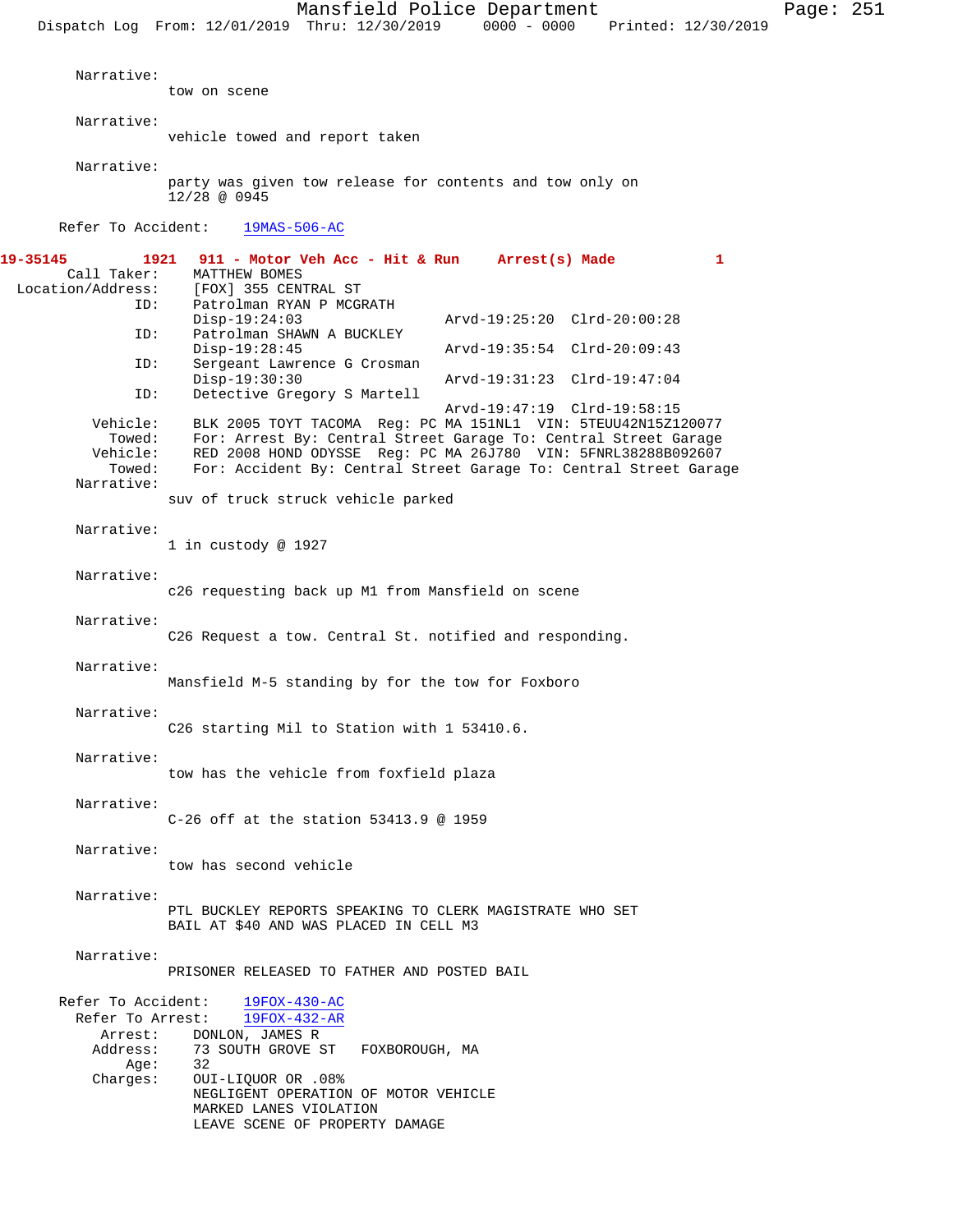Narrative:
tow on scene

Narrative:
vehicle towed and report taken

Narrative:
party was given tow release for contents and tow only on 12/28 @ 0945

Refer To Accident: 19MAS-506-AC

**19-35145 1921 911 - Motor Veh Acc - Hit & Run Arrest(s) Made 1**

Call Taker: MATTHEW BOMES
Location/Address: [FOX] 355 CENTRAL ST
ID: Patrolman RYAN P MCGRATH
Disp-19:24:03 Arvd-19:25:20 Clrd-20:00:28
ID: Patrolman SHAWN A BUCKLEY
Disp-19:28:45 Arvd-19:35:54 Clrd-20:09:43
ID: Sergeant Lawrence G Crosman
Disp-19:30:30 Arvd-19:31:23 Clrd-19:47:04
ID: Detective Gregory S Martell
Arvd-19:47:19 Clrd-19:58:15
Vehicle: BLK 2005 TOYT TACOMA Reg: PC MA 151NL1 VIN: 5TEUU42N15Z120077
Towed: For: Arrest By: Central Street Garage To: Central Street Garage
Vehicle: RED 2008 HOND ODYSSE Reg: PC MA 26J780 VIN: 5FNRL38288B092607
Towed: For: Accident By: Central Street Garage To: Central Street Garage

Narrative:
suv of truck struck vehicle parked

Narrative:
1 in custody @ 1927

Narrative:
c26 requesting back up M1 from Mansfield on scene

Narrative:
C26 Request a tow. Central St. notified and responding.

Narrative:
Mansfield M-5 standing by for the tow for Foxboro

Narrative:
C26 starting Mil to Station with 1 53410.6.

Narrative:
tow has the vehicle from foxfield plaza

Narrative:
C-26 off at the station 53413.9 @ 1959

Narrative:
tow has second vehicle

Narrative:
PTL BUCKLEY REPORTS SPEAKING TO CLERK MAGISTRATE WHO SET BAIL AT $40 AND WAS PLACED IN CELL M3

Narrative:
PRISONER RELEASED TO FATHER AND POSTED BAIL

Refer To Accident: 19FOX-430-AC
Refer To Arrest: 19FOX-432-AR
Arrest: DONLON, JAMES R
Address: 73 SOUTH GROVE ST FOXBOROUGH, MA
Age: 32
Charges: OUI-LIQUOR OR .08%
NEGLIGENT OPERATION OF MOTOR VEHICLE
MARKED LANES VIOLATION
LEAVE SCENE OF PROPERTY DAMAGE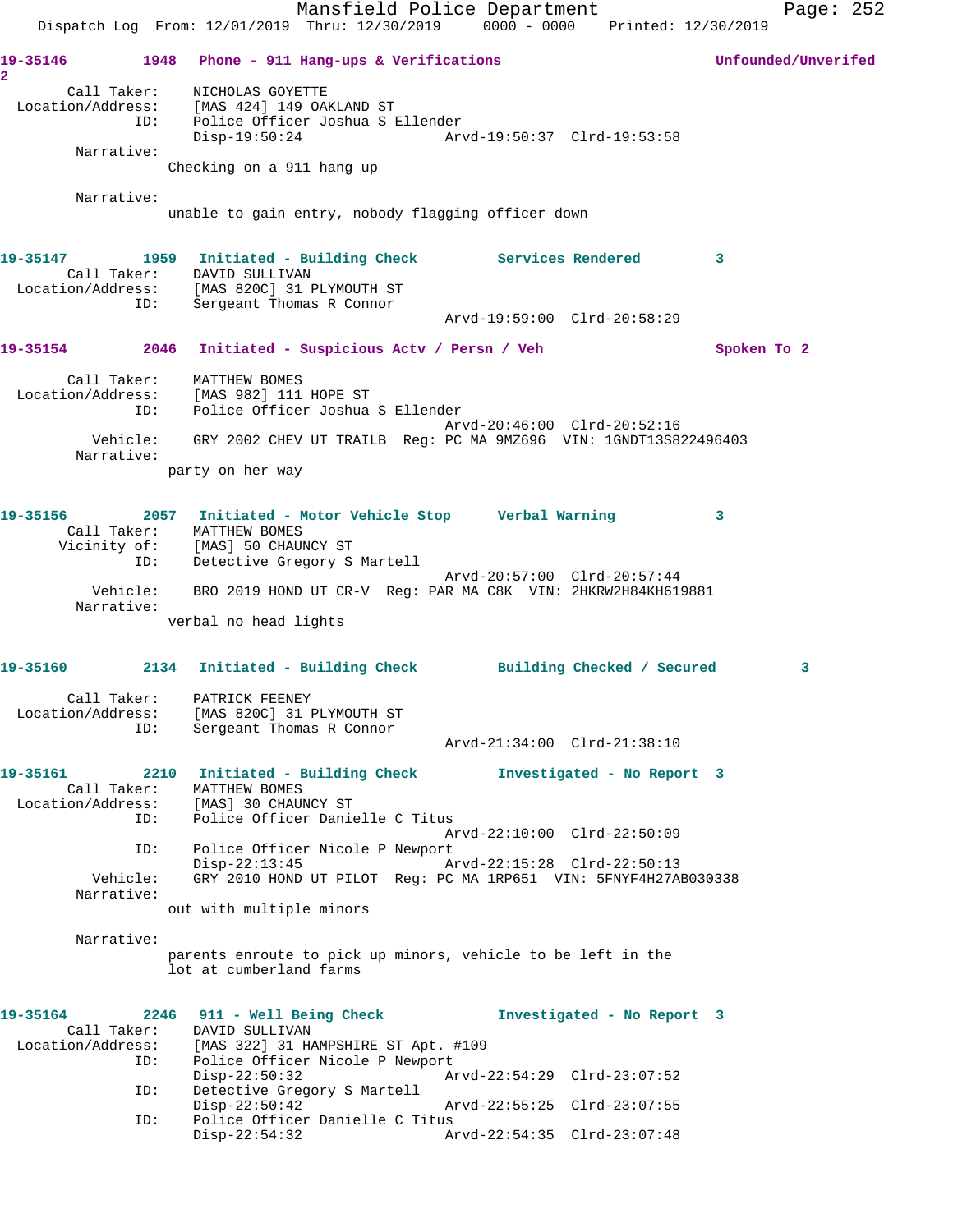**19-35146** 1948 **Phone - 911 Hang-ups & Verifications** **Unfounded/Unverifed 2**

Call Taker: NICHOLAS GOYETTE
Location/Address: [MAS 424] 149 OAKLAND ST
ID: Police Officer Joshua S Ellender
Disp-19:50:24 Arvd-19:50:37 Clrd-19:53:58

Narrative:
Checking on a 911 hang up

Narrative:
unable to gain entry, nobody flagging officer down

**19-35147** 1959 **Initiated - Building Check** **Services Rendered 3**

Call Taker: DAVID SULLIVAN
Location/Address: [MAS 820C] 31 PLYMOUTH ST
ID: Sergeant Thomas R Connor
Arvd-19:59:00 Clrd-20:58:29

**19-35154** 2046 **Initiated - Suspicious Actv / Persn / Veh** **Spoken To 2**

Call Taker: MATTHEW BOMES
Location/Address: [MAS 982] 111 HOPE ST
ID: Police Officer Joshua S Ellender
Arvd-20:46:00 Clrd-20:52:16
Vehicle: GRY 2002 CHEV UT TRAILB Reg: PC MA 9MZ696 VIN: 1GNDT13S822496403

Narrative:
party on her way

**19-35156** 2057 **Initiated - Motor Vehicle Stop** **Verbal Warning 3**

Call Taker: MATTHEW BOMES
Vicinity of: [MAS] 50 CHAUNCY ST
ID: Detective Gregory S Martell
Arvd-20:57:00 Clrd-20:57:44
Vehicle: BRO 2019 HOND UT CR-V Reg: PAR MA C8K VIN: 2HKRW2H84KH619881

Narrative:
verbal no head lights

**19-35160** 2134 **Initiated - Building Check** **Building Checked / Secured 3**

Call Taker: PATRICK FEENEY
Location/Address: [MAS 820C] 31 PLYMOUTH ST
ID: Sergeant Thomas R Connor
Arvd-21:34:00 Clrd-21:38:10

**19-35161** 2210 **Initiated - Building Check** **Investigated - No Report 3**

Call Taker: MATTHEW BOMES
Location/Address: [MAS] 30 CHAUNCY ST
ID: Police Officer Danielle C Titus
Arvd-22:10:00 Clrd-22:50:09
ID: Police Officer Nicole P Newport
Disp-22:13:45 Arvd-22:15:28 Clrd-22:50:13
Vehicle: GRY 2010 HOND UT PILOT Reg: PC MA 1RP651 VIN: 5FNYF4H27AB030338

Narrative:
out with multiple minors

Narrative:
parents enroute to pick up minors, vehicle to be left in the lot at cumberland farms

**19-35164** 2246 **911 - Well Being Check** **Investigated - No Report 3**

Call Taker: DAVID SULLIVAN
Location/Address: [MAS 322] 31 HAMPSHIRE ST Apt. #109
ID: Police Officer Nicole P Newport
Disp-22:50:32 Arvd-22:54:29 Clrd-23:07:52
ID: Detective Gregory S Martell
Disp-22:50:42 Arvd-22:55:25 Clrd-23:07:55
ID: Police Officer Danielle C Titus
Disp-22:54:32 Arvd-22:54:35 Clrd-23:07:48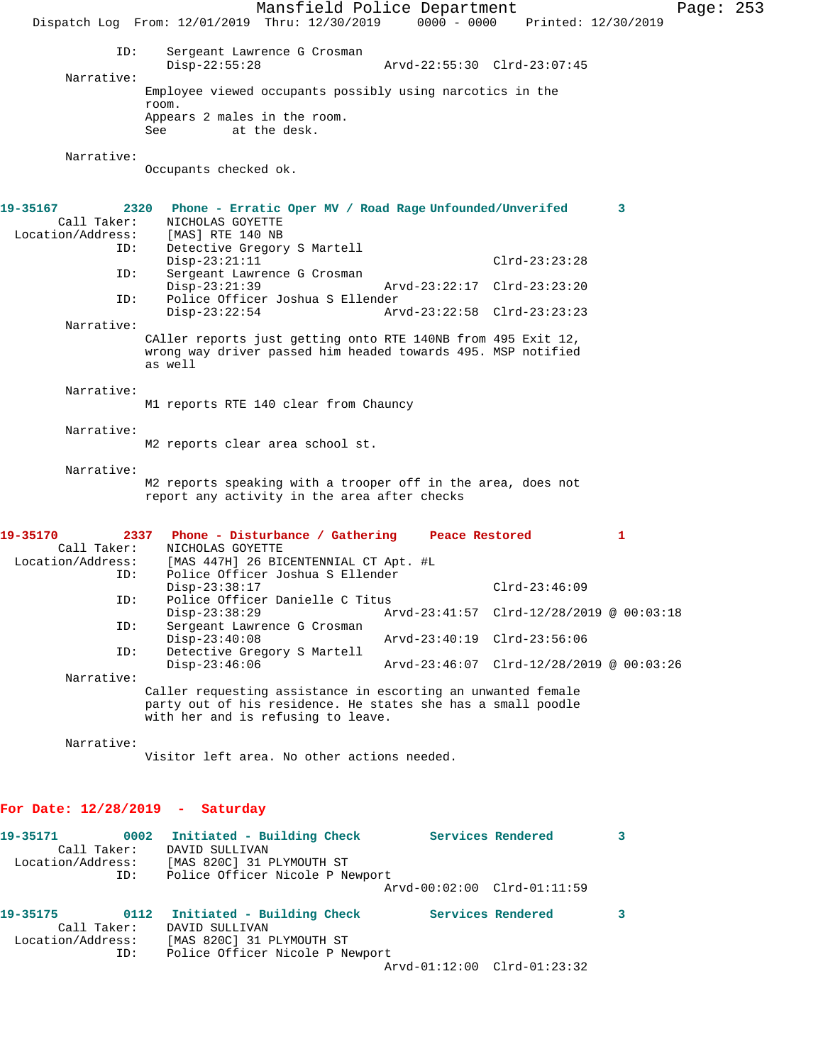ID: Sergeant Lawrence G Crosman
Disp-22:55:28 Arvd-22:55:30 Clrd-23:07:45

Narrative:
Employee viewed occupants possibly using narcotics in the room.
Appears 2 males in the room.
See at the desk.

Narrative:
Occupants checked ok.

**19-35167 2320 Phone - Erratic Oper MV / Road Rage Unfounded/Unverifed 3**

Call Taker: NICHOLAS GOYETTE
Location/Address: [MAS] RTE 140 NB
ID: Detective Gregory S Martell
Disp-23:21:11 Clrd-23:23:28
ID: Sergeant Lawrence G Crosman
Disp-23:21:39 Arvd-23:22:17 Clrd-23:23:20
ID: Police Officer Joshua S Ellender
Disp-23:22:54 Arvd-23:22:58 Clrd-23:23:23

Narrative:
CAller reports just getting onto RTE 140NB from 495 Exit 12, wrong way driver passed him headed towards 495. MSP notified as well

Narrative:
M1 reports RTE 140 clear from Chauncy

Narrative:
M2 reports clear area school st.

Narrative:
M2 reports speaking with a trooper off in the area, does not report any activity in the area after checks

**19-35170 2337 Phone - Disturbance / Gathering Peace Restored 1**

Call Taker: NICHOLAS GOYETTE
Location/Address: [MAS 447H] 26 BICENTENNIAL CT Apt. #L
ID: Police Officer Joshua S Ellender
Disp-23:38:17 Clrd-23:46:09
ID: Police Officer Danielle C Titus
Disp-23:38:29 Arvd-23:41:57 Clrd-12/28/2019 @ 00:03:18
ID: Sergeant Lawrence G Crosman
Disp-23:40:08 Arvd-23:40:19 Clrd-23:56:06
ID: Detective Gregory S Martell
Disp-23:46:06 Arvd-23:46:07 Clrd-12/28/2019 @ 00:03:26

Narrative:
Caller requesting assistance in escorting an unwanted female party out of his residence. He states she has a small poodle with her and is refusing to leave.

Narrative:
Visitor left area. No other actions needed.

## For Date: 12/28/2019 - Saturday

**19-35171 0002 Initiated - Building Check Services Rendered 3**

Call Taker: DAVID SULLIVAN
Location/Address: [MAS 820C] 31 PLYMOUTH ST
ID: Police Officer Nicole P Newport
Arvd-00:02:00 Clrd-01:11:59

**19-35175 0112 Initiated - Building Check Services Rendered 3**

Call Taker: DAVID SULLIVAN
Location/Address: [MAS 820C] 31 PLYMOUTH ST
ID: Police Officer Nicole P Newport
Arvd-01:12:00 Clrd-01:23:32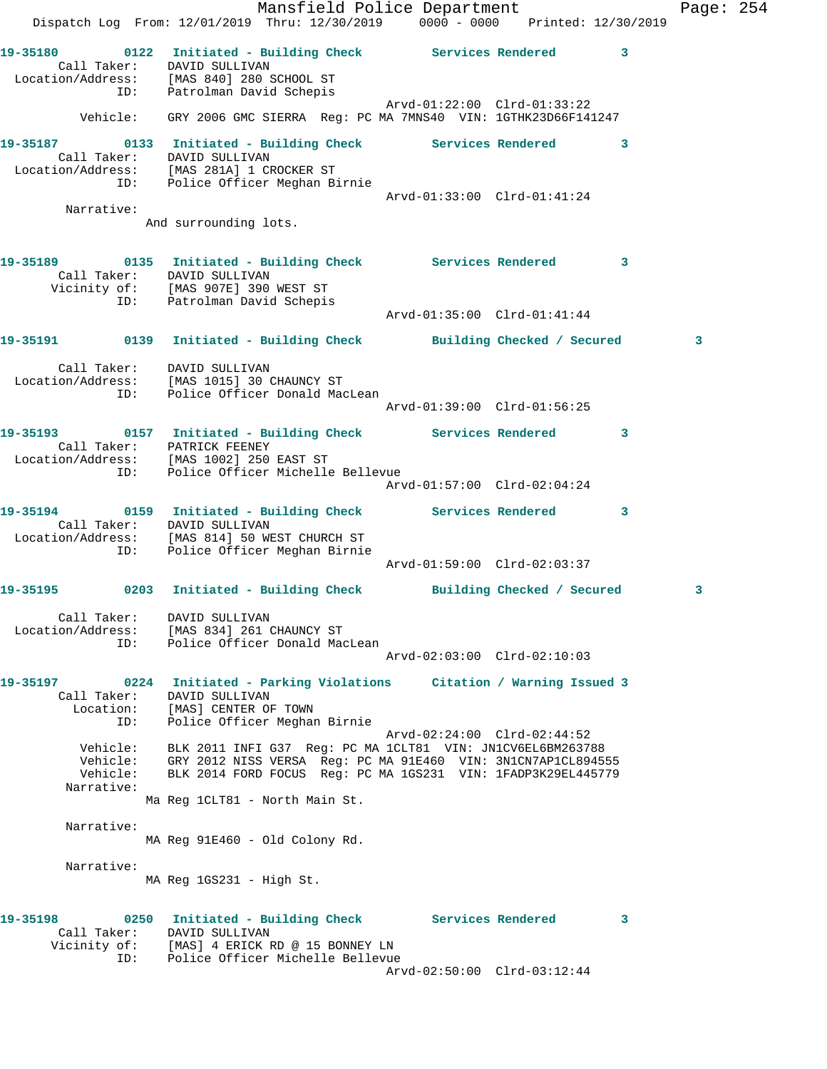Mansfield Police Department
Dispatch Log From: 12/01/2019 Thru: 12/30/2019 0000 - 0000 Printed: 12/30/2019

**19-35180** 0122 Initiated - Building Check Services Rendered 3
Call Taker: DAVID SULLIVAN
Location/Address: [MAS 840] 280 SCHOOL ST
ID: Patrolman David Schepis
Arvd-01:22:00 Clrd-01:33:22
Vehicle: GRY 2006 GMC SIERRA Reg: PC MA 7MNS40 VIN: 1GTHK23D66F141247

**19-35187** 0133 Initiated - Building Check Services Rendered 3
Call Taker: DAVID SULLIVAN
Location/Address: [MAS 281A] 1 CROCKER ST
ID: Police Officer Meghan Birnie
Arvd-01:33:00 Clrd-01:41:24
Narrative:
And surrounding lots.

**19-35189** 0135 Initiated - Building Check Services Rendered 3
Call Taker: DAVID SULLIVAN
Vicinity of: [MAS 907E] 390 WEST ST
ID: Patrolman David Schepis
Arvd-01:35:00 Clrd-01:41:44

**19-35191** 0139 Initiated - Building Check Building Checked / Secured 3
Call Taker: DAVID SULLIVAN
Location/Address: [MAS 1015] 30 CHAUNCY ST
ID: Police Officer Donald MacLean
Arvd-01:39:00 Clrd-01:56:25

**19-35193** 0157 Initiated - Building Check Services Rendered 3
Call Taker: PATRICK FEENEY
Location/Address: [MAS 1002] 250 EAST ST
ID: Police Officer Michelle Bellevue
Arvd-01:57:00 Clrd-02:04:24

**19-35194** 0159 Initiated - Building Check Services Rendered 3
Call Taker: DAVID SULLIVAN
Location/Address: [MAS 814] 50 WEST CHURCH ST
ID: Police Officer Meghan Birnie
Arvd-01:59:00 Clrd-02:03:37

**19-35195** 0203 Initiated - Building Check Building Checked / Secured 3
Call Taker: DAVID SULLIVAN
Location/Address: [MAS 834] 261 CHAUNCY ST
ID: Police Officer Donald MacLean
Arvd-02:03:00 Clrd-02:10:03

**19-35197** 0224 Initiated - Parking Violations Citation / Warning Issued 3
Call Taker: DAVID SULLIVAN
Location: [MAS] CENTER OF TOWN
ID: Police Officer Meghan Birnie
Arvd-02:24:00 Clrd-02:44:52
Vehicle: BLK 2011 INFI G37 Reg: PC MA 1CLT81 VIN: JN1CV6EL6BM263788
Vehicle: GRY 2012 NISS VERSA Reg: PC MA 91E460 VIN: 3N1CN7AP1CL894555
Vehicle: BLK 2014 FORD FOCUS Reg: PC MA 1GS231 VIN: 1FADP3K29EL445779
Narrative:
Ma Reg 1CLT81 - North Main St.
Narrative:
MA Reg 91E460 - Old Colony Rd.
Narrative:
MA Reg 1GS231 - High St.

**19-35198** 0250 Initiated - Building Check Services Rendered 3
Call Taker: DAVID SULLIVAN
Vicinity of: [MAS] 4 ERICK RD @ 15 BONNEY LN
ID: Police Officer Michelle Bellevue
Arvd-02:50:00 Clrd-03:12:44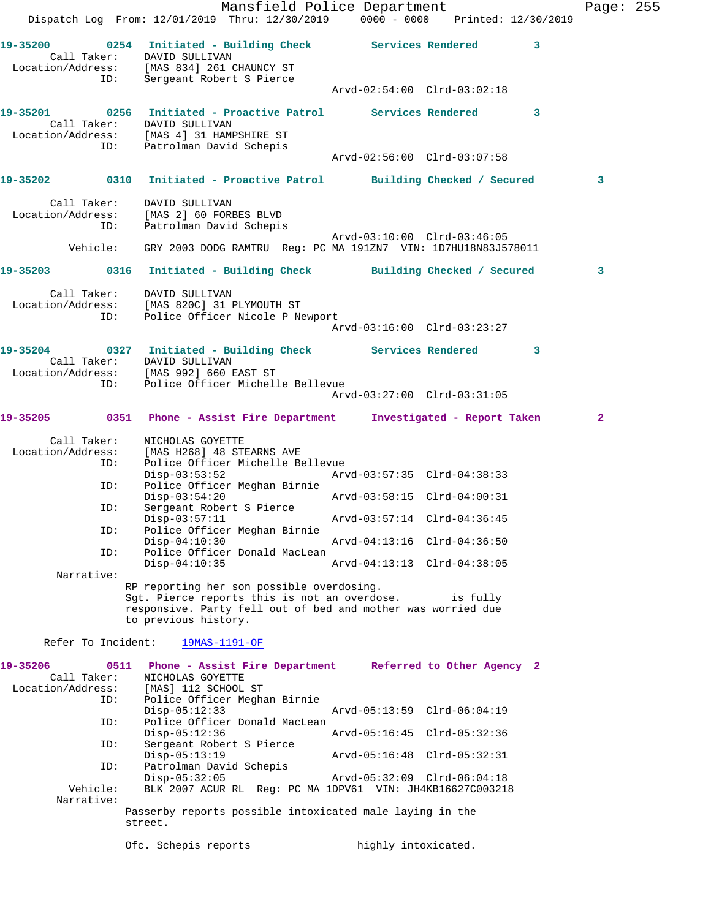19-35200 0254 Initiated - Building Check Services Rendered 3
Call Taker: DAVID SULLIVAN
Location/Address: [MAS 834] 261 CHAUNCY ST
ID: Sergeant Robert S Pierce
Arvd-02:54:00 Clrd-03:02:18

19-35201 0256 Initiated - Proactive Patrol Services Rendered 3
Call Taker: DAVID SULLIVAN
Location/Address: [MAS 4] 31 HAMPSHIRE ST
ID: Patrolman David Schepis
Arvd-02:56:00 Clrd-03:07:58

19-35202 0310 Initiated - Proactive Patrol Building Checked / Secured 3
Call Taker: DAVID SULLIVAN
Location/Address: [MAS 2] 60 FORBES BLVD
ID: Patrolman David Schepis
Arvd-03:10:00 Clrd-03:46:05
Vehicle: GRY 2003 DODG RAMTRU Reg: PC MA 191ZN7 VIN: 1D7HU18N83J578011

19-35203 0316 Initiated - Building Check Building Checked / Secured 3
Call Taker: DAVID SULLIVAN
Location/Address: [MAS 820C] 31 PLYMOUTH ST
ID: Police Officer Nicole P Newport
Arvd-03:16:00 Clrd-03:23:27

19-35204 0327 Initiated - Building Check Services Rendered 3
Call Taker: DAVID SULLIVAN
Location/Address: [MAS 992] 660 EAST ST
ID: Police Officer Michelle Bellevue
Arvd-03:27:00 Clrd-03:31:05

19-35205 0351 Phone - Assist Fire Department Investigated - Report Taken 2
Call Taker: NICHOLAS GOYETTE
Location/Address: [MAS H268] 48 STEARNS AVE
ID: Police Officer Michelle Bellevue
Disp-03:53:52 Arvd-03:57:35 Clrd-04:38:33
ID: Police Officer Meghan Birnie
Disp-03:54:20 Arvd-03:58:15 Clrd-04:00:31
ID: Sergeant Robert S Pierce
Disp-03:57:11 Arvd-03:57:14 Clrd-04:36:45
ID: Police Officer Meghan Birnie
Disp-04:10:30 Arvd-04:13:16 Clrd-04:36:50
ID: Police Officer Donald MacLean
Disp-04:10:35 Arvd-04:13:13 Clrd-04:38:05
Narrative:
RP reporting her son possible overdosing.
Sgt. Pierce reports this is not an overdose. is fully responsive. Party fell out of bed and mother was worried due to previous history.

Refer To Incident: 19MAS-1191-OF

19-35206 0511 Phone - Assist Fire Department Referred to Other Agency 2
Call Taker: NICHOLAS GOYETTE
Location/Address: [MAS] 112 SCHOOL ST
ID: Police Officer Meghan Birnie
Disp-05:12:33 Arvd-05:13:59 Clrd-06:04:19
ID: Police Officer Donald MacLean
Disp-05:12:36 Arvd-05:16:45 Clrd-05:32:36
ID: Sergeant Robert S Pierce
Disp-05:13:19 Arvd-05:16:48 Clrd-05:32:31
ID: Patrolman David Schepis
Disp-05:32:05 Arvd-05:32:09 Clrd-06:04:18
Vehicle: BLK 2007 ACUR RL Reg: PC MA 1DPV61 VIN: JH4KB16627C003218
Narrative:
Passerby reports possible intoxicated male laying in the street.

Ofc. Schepis reports highly intoxicated.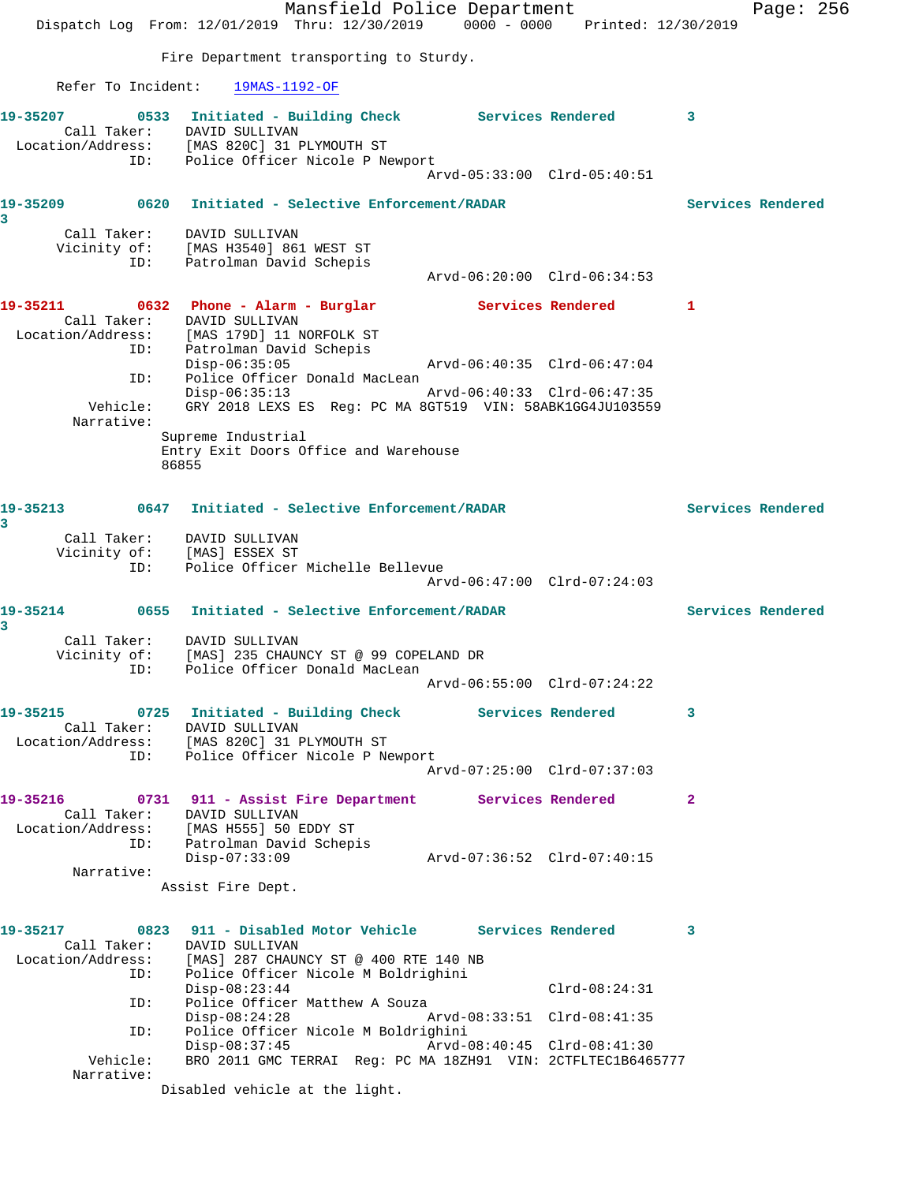Fire Department transporting to Sturdy.

Refer To Incident: 19MAS-1192-OF

**19-35207** 0533 Initiated - Building Check Services Rendered 3
Call Taker: DAVID SULLIVAN
Location/Address: [MAS 820C] 31 PLYMOUTH ST
ID: Police Officer Nicole P Newport
Arvd-05:33:00 Clrd-05:40:51

**19-35209** 0620 Initiated - Selective Enforcement/RADAR Services Rendered 3
Call Taker: DAVID SULLIVAN
Vicinity of: [MAS H3540] 861 WEST ST
ID: Patrolman David Schepis
Arvd-06:20:00 Clrd-06:34:53

**19-35211** 0632 Phone - Alarm - Burglar Services Rendered 1
Call Taker: DAVID SULLIVAN
Location/Address: [MAS 179D] 11 NORFOLK ST
ID: Patrolman David Schepis
Disp-06:35:05 Arvd-06:40:35 Clrd-06:47:04
ID: Police Officer Donald MacLean
Disp-06:35:13 Arvd-06:40:33 Clrd-06:47:35
Vehicle: GRY 2018 LEXS ES Reg: PC MA 8GT519 VIN: 58ABK1GG4JU103559
Narrative:
Supreme Industrial
Entry Exit Doors Office and Warehouse
86855

**19-35213** 0647 Initiated - Selective Enforcement/RADAR Services Rendered 3
Call Taker: DAVID SULLIVAN
Vicinity of: [MAS] ESSEX ST
ID: Police Officer Michelle Bellevue
Arvd-06:47:00 Clrd-07:24:03

**19-35214** 0655 Initiated - Selective Enforcement/RADAR Services Rendered 3
Call Taker: DAVID SULLIVAN
Vicinity of: [MAS] 235 CHAUNCY ST @ 99 COPELAND DR
ID: Police Officer Donald MacLean
Arvd-06:55:00 Clrd-07:24:22

**19-35215** 0725 Initiated - Building Check Services Rendered 3
Call Taker: DAVID SULLIVAN
Location/Address: [MAS 820C] 31 PLYMOUTH ST
ID: Police Officer Nicole P Newport
Arvd-07:25:00 Clrd-07:37:03

**19-35216** 0731 911 - Assist Fire Department Services Rendered 2
Call Taker: DAVID SULLIVAN
Location/Address: [MAS H555] 50 EDDY ST
ID: Patrolman David Schepis
Disp-07:33:09 Arvd-07:36:52 Clrd-07:40:15
Narrative:
Assist Fire Dept.

**19-35217** 0823 911 - Disabled Motor Vehicle Services Rendered 3
Call Taker: DAVID SULLIVAN
Location/Address: [MAS] 287 CHAUNCY ST @ 400 RTE 140 NB
ID: Police Officer Nicole M Boldrighini
Disp-08:23:44 Clrd-08:24:31
ID: Police Officer Matthew A Souza
Disp-08:24:28 Arvd-08:33:51 Clrd-08:41:35
ID: Police Officer Nicole M Boldrighini
Disp-08:37:45 Arvd-08:40:45 Clrd-08:41:30
Vehicle: BRO 2011 GMC TERRAI Reg: PC MA 18ZH91 VIN: 2CTFLTEC1B6465777
Narrative:
Disabled vehicle at the light.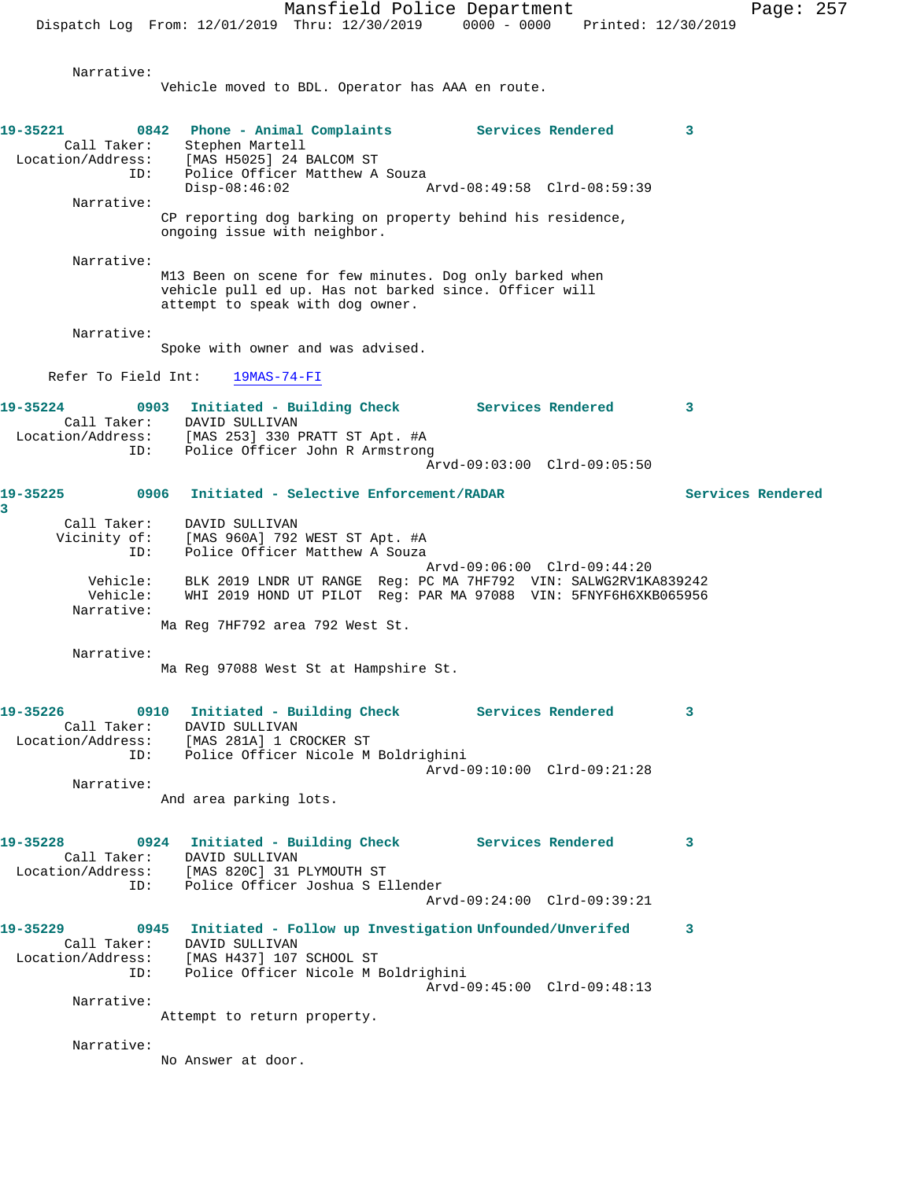Narrative:
Vehicle moved to BDL. Operator has AAA en route.

**19-35221** 0842 **Phone - Animal Complaints** **Services Rendered** 3
Call Taker: Stephen Martell
Location/Address: [MAS H5025] 24 BALCOM ST
ID: Police Officer Matthew A Souza
Disp-08:46:02 Arvd-08:49:58 Clrd-08:59:39

Narrative:
CP reporting dog barking on property behind his residence, ongoing issue with neighbor.

Narrative:
M13 Been on scene for few minutes. Dog only barked when vehicle pull ed up. Has not barked since. Officer will attempt to speak with dog owner.

Narrative:
Spoke with owner and was advised.

Refer To Field Int: 19MAS-74-FI

**19-35224** 0903 **Initiated - Building Check** **Services Rendered** 3
Call Taker: DAVID SULLIVAN
Location/Address: [MAS 253] 330 PRATT ST Apt. #A
ID: Police Officer John R Armstrong
Arvd-09:03:00 Clrd-09:05:50

**19-35225** 0906 **Initiated - Selective Enforcement/RADAR** **Services Rendered** 3
Call Taker: DAVID SULLIVAN
Vicinity of: [MAS 960A] 792 WEST ST Apt. #A
ID: Police Officer Matthew A Souza
Arvd-09:06:00 Clrd-09:44:20
Vehicle: BLK 2019 LNDR UT RANGE Reg: PC MA 7HF792 VIN: SALWG2RV1KA839242
Vehicle: WHI 2019 HOND UT PILOT Reg: PAR MA 97088 VIN: 5FNYF6H6XKB065956

Narrative:
Ma Reg 7HF792 area 792 West St.

Narrative:
Ma Reg 97088 West St at Hampshire St.

**19-35226** 0910 **Initiated - Building Check** **Services Rendered** 3
Call Taker: DAVID SULLIVAN
Location/Address: [MAS 281A] 1 CROCKER ST
ID: Police Officer Nicole M Boldrighini
Arvd-09:10:00 Clrd-09:21:28

Narrative:
And area parking lots.

**19-35228** 0924 **Initiated - Building Check** **Services Rendered** 3
Call Taker: DAVID SULLIVAN
Location/Address: [MAS 820C] 31 PLYMOUTH ST
ID: Police Officer Joshua S Ellender
Arvd-09:24:00 Clrd-09:39:21

**19-35229** 0945 **Initiated - Follow up Investigation** **Unfounded/Unverifed** 3
Call Taker: DAVID SULLIVAN
Location/Address: [MAS H437] 107 SCHOOL ST
ID: Police Officer Nicole M Boldrighini
Arvd-09:45:00 Clrd-09:48:13

Narrative:
Attempt to return property.

Narrative:
No Answer at door.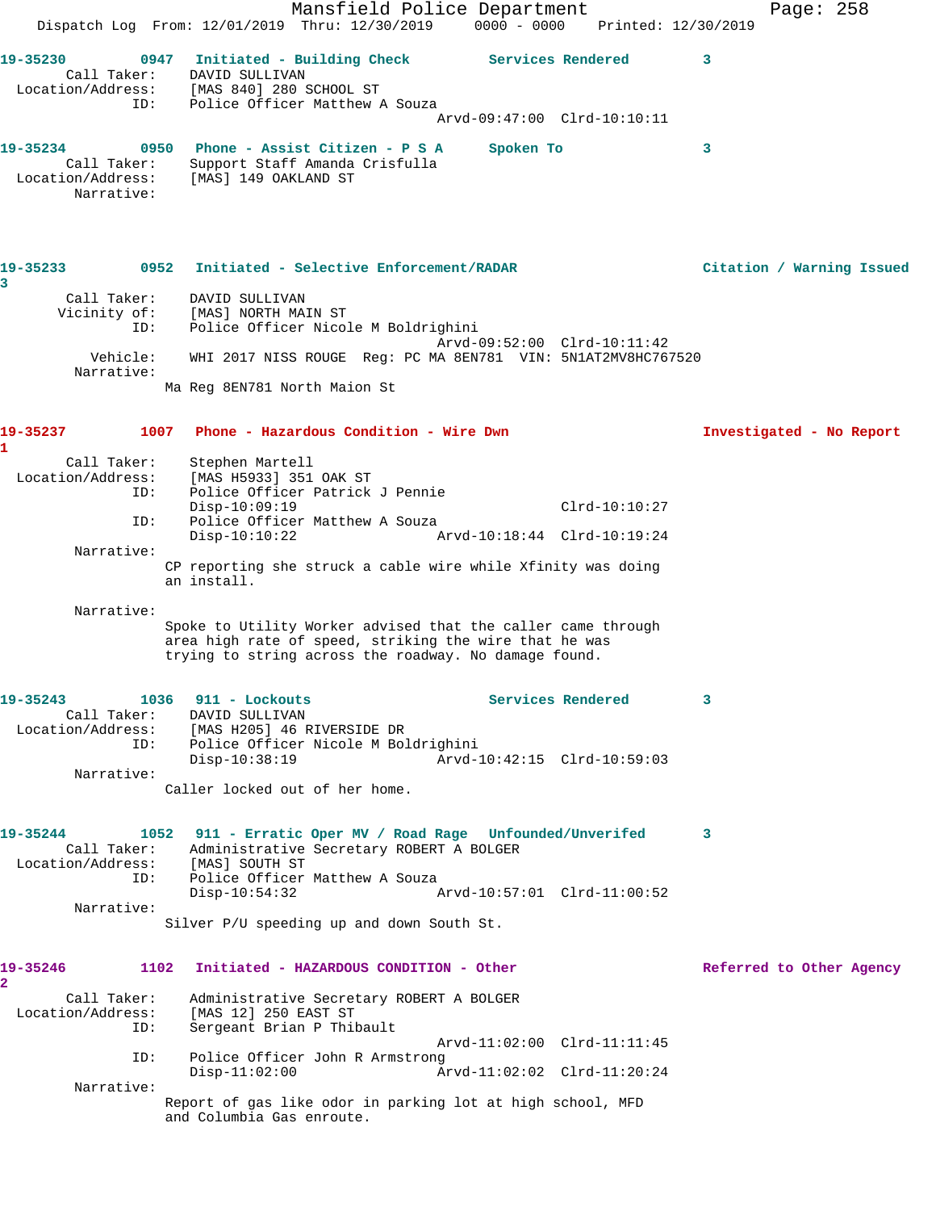19-35230 0947 Initiated - Building Check Services Rendered 3
Call Taker: DAVID SULLIVAN
Location/Address: [MAS 840] 280 SCHOOL ST
ID: Police Officer Matthew A Souza
Arvd-09:47:00 Clrd-10:10:11

19-35234 0950 Phone - Assist Citizen - P S A Spoken To 3
Call Taker: Support Staff Amanda Crisfulla
Location/Address: [MAS] 149 OAKLAND ST
Narrative:

19-35233 0952 Initiated - Selective Enforcement/RADAR Citation / Warning Issued 3
Call Taker: DAVID SULLIVAN
Vicinity of: [MAS] NORTH MAIN ST
ID: Police Officer Nicole M Boldrighini
Arvd-09:52:00 Clrd-10:11:42
Vehicle: WHI 2017 NISS ROUGE Reg: PC MA 8EN781 VIN: 5N1AT2MV8HC767520
Narrative:
Ma Reg 8EN781 North Maion St

19-35237 1007 Phone - Hazardous Condition - Wire Dwn Investigated - No Report 1
Call Taker: Stephen Martell
Location/Address: [MAS H5933] 351 OAK ST
ID: Police Officer Patrick J Pennie
Disp-10:09:19 Clrd-10:10:27
ID: Police Officer Matthew A Souza
Disp-10:10:22 Arvd-10:18:44 Clrd-10:19:24
Narrative:
CP reporting she struck a cable wire while Xfinity was doing an install.

Narrative:
Spoke to Utility Worker advised that the caller came through area high rate of speed, striking the wire that he was trying to string across the roadway. No damage found.

19-35243 1036 911 - Lockouts Services Rendered 3
Call Taker: DAVID SULLIVAN
Location/Address: [MAS H205] 46 RIVERSIDE DR
ID: Police Officer Nicole M Boldrighini
Disp-10:38:19 Arvd-10:42:15 Clrd-10:59:03
Narrative:
Caller locked out of her home.

19-35244 1052 911 - Erratic Oper MV / Road Rage Unfounded/Unverifed 3
Call Taker: Administrative Secretary ROBERT A BOLGER
Location/Address: [MAS] SOUTH ST
ID: Police Officer Matthew A Souza
Disp-10:54:32 Arvd-10:57:01 Clrd-11:00:52
Narrative:
Silver P/U speeding up and down South St.

19-35246 1102 Initiated - HAZARDOUS CONDITION - Other Referred to Other Agency 2
Call Taker: Administrative Secretary ROBERT A BOLGER
Location/Address: [MAS 12] 250 EAST ST
ID: Sergeant Brian P Thibault
Arvd-11:02:00 Clrd-11:11:45
ID: Police Officer John R Armstrong
Disp-11:02:00 Arvd-11:02:02 Clrd-11:20:24
Narrative:
Report of gas like odor in parking lot at high school, MFD and Columbia Gas enroute.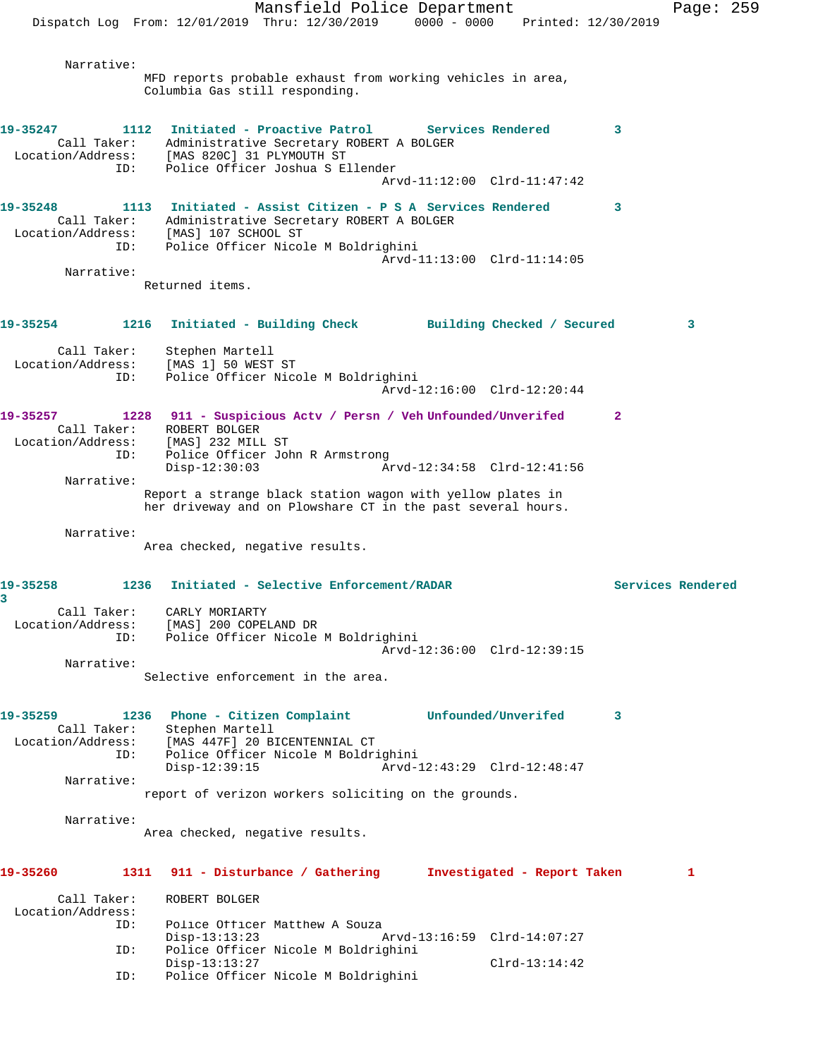Narrative:
MFD reports probable exhaust from working vehicles in area, Columbia Gas still responding.

**19-35247** 1112 Initiated - Proactive Patrol — Services Rendered — 3
Call Taker: Administrative Secretary ROBERT A BOLGER
Location/Address: [MAS 820C] 31 PLYMOUTH ST
ID: Police Officer Joshua S Ellender
Arvd-11:12:00 Clrd-11:47:42

**19-35248** 1113 Initiated - Assist Citizen - P S A — Services Rendered — 3
Call Taker: Administrative Secretary ROBERT A BOLGER
Location/Address: [MAS] 107 SCHOOL ST
ID: Police Officer Nicole M Boldrighini
Arvd-11:13:00 Clrd-11:14:05
Narrative:
Returned items.

**19-35254** 1216 Initiated - Building Check — Building Checked / Secured — 3
Call Taker: Stephen Martell
Location/Address: [MAS 1] 50 WEST ST
ID: Police Officer Nicole M Boldrighini
Arvd-12:16:00 Clrd-12:20:44

**19-35257** 1228 911 - Suspicious Actv / Persn / Veh — Unfounded/Unverifed — 2
Call Taker: ROBERT BOLGER
Location/Address: [MAS] 232 MILL ST
ID: Police Officer John R Armstrong
Disp-12:30:03 Arvd-12:34:58 Clrd-12:41:56
Narrative:
Report a strange black station wagon with yellow plates in her driveway and on Plowshare CT in the past several hours.

Narrative:
Area checked, negative results.

**19-35258** 1236 Initiated - Selective Enforcement/RADAR — Services Rendered — 3
Call Taker: CARLY MORIARTY
Location/Address: [MAS] 200 COPELAND DR
ID: Police Officer Nicole M Boldrighini
Arvd-12:36:00 Clrd-12:39:15
Narrative:
Selective enforcement in the area.

**19-35259** 1236 Phone - Citizen Complaint — Unfounded/Unverifed — 3
Call Taker: Stephen Martell
Location/Address: [MAS 447F] 20 BICENTENNIAL CT
ID: Police Officer Nicole M Boldrighini
Disp-12:39:15 Arvd-12:43:29 Clrd-12:48:47
Narrative:
report of verizon workers soliciting on the grounds.

Narrative:
Area checked, negative results.

**19-35260** 1311 911 - Disturbance / Gathering — Investigated - Report Taken — 1
Call Taker: ROBERT BOLGER
Location/Address:
ID: Police Officer Matthew A Souza
Disp-13:13:23 Arvd-13:16:59 Clrd-14:07:27
ID: Police Officer Nicole M Boldrighini
Disp-13:13:27 Clrd-13:14:42
ID: Police Officer Nicole M Boldrighini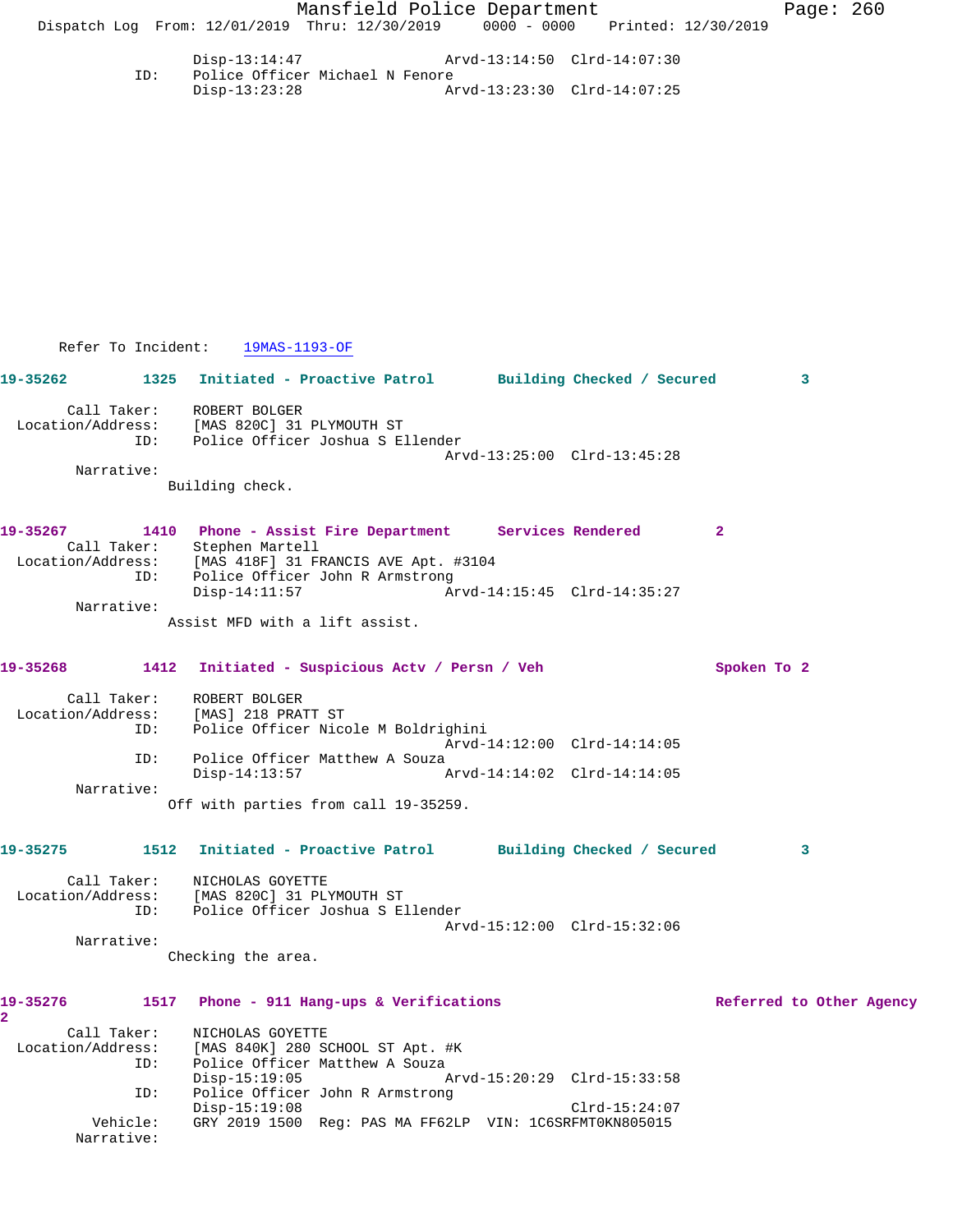Disp-13:14:47 Arvd-13:14:50 Clrd-14:07:30
ID: Police Officer Michael N Fenore
Disp-13:23:28 Arvd-13:23:30 Clrd-14:07:25

Refer To Incident: 19MAS-1193-OF

**19-35262 1325 Initiated - Proactive Patrol Building Checked / Secured 3**

Call Taker: ROBERT BOLGER
Location/Address: [MAS 820C] 31 PLYMOUTH ST
ID: Police Officer Joshua S Ellender
Arvd-13:25:00 Clrd-13:45:28
Narrative:
Building check.

**19-35267 1410 Phone - Assist Fire Department Services Rendered 2**

Call Taker: Stephen Martell
Location/Address: [MAS 418F] 31 FRANCIS AVE Apt. #3104
ID: Police Officer John R Armstrong
Disp-14:11:57 Arvd-14:15:45 Clrd-14:35:27
Narrative:
Assist MFD with a lift assist.

**19-35268 1412 Initiated - Suspicious Actv / Persn / Veh Spoken To 2**

Call Taker: ROBERT BOLGER
Location/Address: [MAS] 218 PRATT ST
ID: Police Officer Nicole M Boldrighini
Arvd-14:12:00 Clrd-14:14:05
ID: Police Officer Matthew A Souza
Disp-14:13:57 Arvd-14:14:02 Clrd-14:14:05
Narrative:
Off with parties from call 19-35259.

**19-35275 1512 Initiated - Proactive Patrol Building Checked / Secured 3**

Call Taker: NICHOLAS GOYETTE
Location/Address: [MAS 820C] 31 PLYMOUTH ST
ID: Police Officer Joshua S Ellender
Arvd-15:12:00 Clrd-15:32:06
Narrative:
Checking the area.

**19-35276 1517 Phone - 911 Hang-ups & Verifications Referred to Other Agency 2**

Call Taker: NICHOLAS GOYETTE
Location/Address: [MAS 840K] 280 SCHOOL ST Apt. #K
ID: Police Officer Matthew A Souza
Disp-15:19:05 Arvd-15:20:29 Clrd-15:33:58
ID: Police Officer John R Armstrong
Disp-15:19:08 Clrd-15:24:07
Vehicle: GRY 2019 1500 Reg: PAS MA FF62LP VIN: 1C6SRFMT0KN805015
Narrative: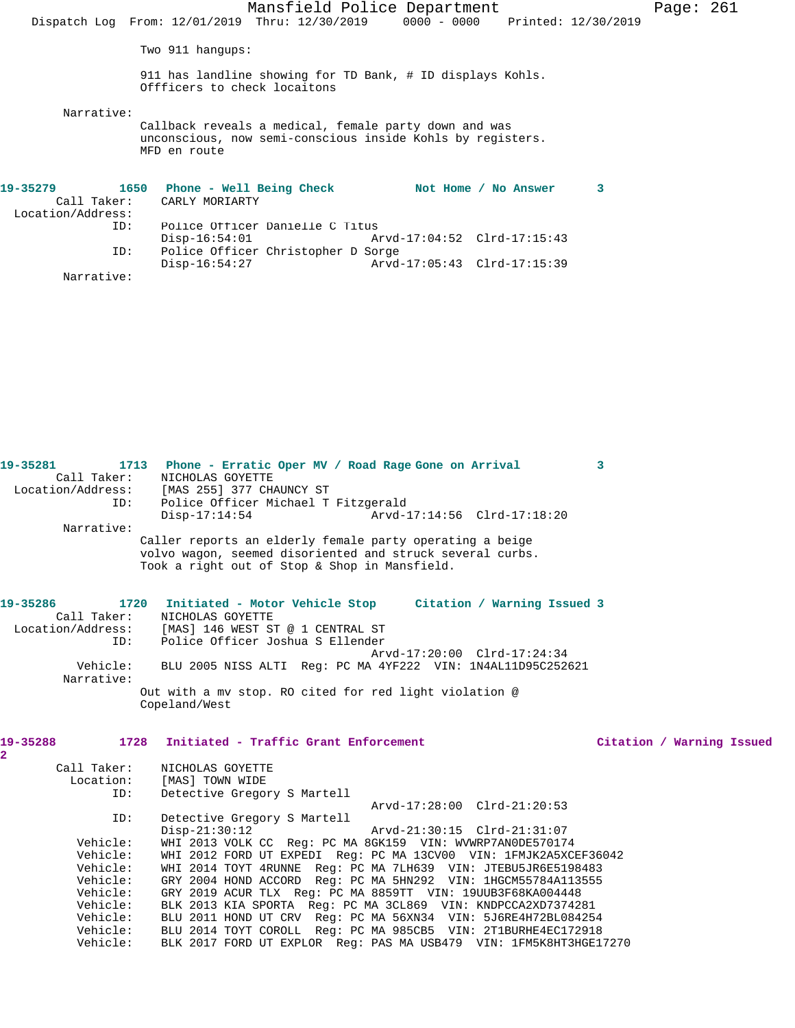Two 911 hangups:

911 has landline showing for TD Bank, # ID displays Kohls.
Offficers to check locaitons

Narrative:
Callback reveals a medical, female party down and was
unconscious, now semi-conscious inside Kohls by registers.
MFD en route

**19-35279 1650 Phone - Well Being Check Not Home / No Answer 3**

Call Taker: CARLY MORIARTY
Location/Address:
ID: Police Officer Danielle C Titus
Disp-16:54:01 Arvd-17:04:52 Clrd-17:15:43
ID: Police Officer Christopher D Sorge
Disp-16:54:27 Arvd-17:05:43 Clrd-17:15:39
Narrative:

**19-35281 1713 Phone - Erratic Oper MV / Road Rage Gone on Arrival 3**

Call Taker: NICHOLAS GOYETTE
Location/Address: [MAS 255] 377 CHAUNCY ST
ID: Police Officer Michael T Fitzgerald
Disp-17:14:54 Arvd-17:14:56 Clrd-17:18:20
Narrative:
Caller reports an elderly female party operating a beige
volvo wagon, seemed disoriented and struck several curbs.
Took a right out of Stop & Shop in Mansfield.

**19-35286 1720 Initiated - Motor Vehicle Stop Citation / Warning Issued 3**

Call Taker: NICHOLAS GOYETTE
Location/Address: [MAS] 146 WEST ST @ 1 CENTRAL ST
ID: Police Officer Joshua S Ellender
Arvd-17:20:00 Clrd-17:24:34
Vehicle: BLU 2005 NISS ALTI Reg: PC MA 4YF222 VIN: 1N4AL11D95C252621
Narrative:
Out with a mv stop. RO cited for red light violation @
Copeland/West

**19-35288 1728 Initiated - Traffic Grant Enforcement Citation / Warning Issued 2**

Call Taker: NICHOLAS GOYETTE
Location: [MAS] TOWN WIDE
ID: Detective Gregory S Martell
Arvd-17:28:00 Clrd-21:20:53
ID: Detective Gregory S Martell
Disp-21:30:12 Arvd-21:30:15 Clrd-21:31:07
Vehicle: WHI 2013 VOLK CC Reg: PC MA 8GK159 VIN: WVWRP7AN0DE570174
Vehicle: WHI 2012 FORD UT EXPEDI Reg: PC MA 13CV00 VIN: 1FMJK2A5XCEF36042
Vehicle: WHI 2014 TOYT 4RUNNE Reg: PC MA 7LH639 VIN: JTEBU5JR6E5198483
Vehicle: GRY 2004 HOND ACCORD Reg: PC MA 5HN292 VIN: 1HGCM55784A113555
Vehicle: GRY 2019 ACUR TLX Reg: PC MA 8859TT VIN: 19UUB3F68KA004448
Vehicle: BLK 2013 KIA SPORTA Reg: PC MA 3CL869 VIN: KNDPCCA2XD7374281
Vehicle: BLU 2011 HOND UT CRV Reg: PC MA 56XN34 VIN: 5J6RE4H72BL084254
Vehicle: BLU 2014 TOYT COROLL Reg: PC MA 985CB5 VIN: 2T1BURHE4EC172918
Vehicle: BLK 2017 FORD UT EXPLOR Reg: PAS MA USB479 VIN: 1FM5K8HT3HGE17270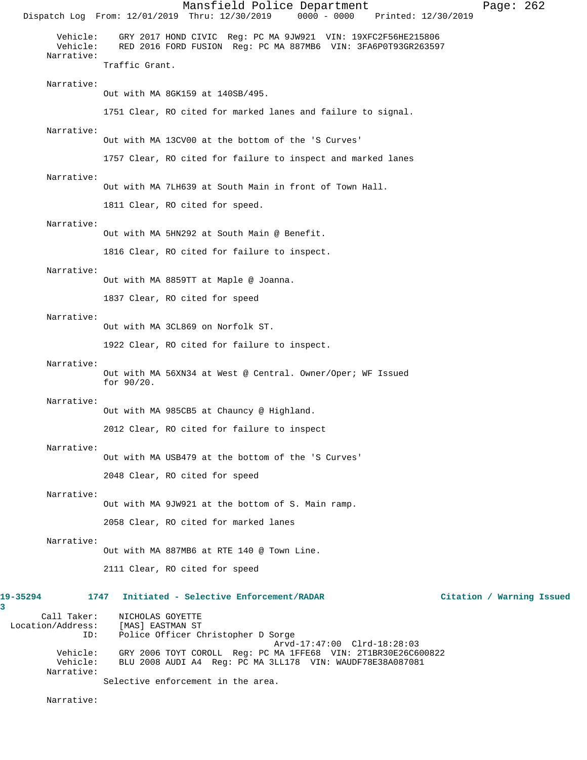Vehicle: GRY 2017 HOND CIVIC Reg: PC MA 9JW921 VIN: 19XFC2F56HE215806
Vehicle: RED 2016 FORD FUSION Reg: PC MA 887MB6 VIN: 3FA6P0T93GR263597

Narrative:
Traffic Grant.

Narrative:
Out with MA 8GK159 at 140SB/495.

1751 Clear, RO cited for marked lanes and failure to signal.

Narrative:
Out with MA 13CV00 at the bottom of the 'S Curves'

1757 Clear, RO cited for failure to inspect and marked lanes

Narrative:
Out with MA 7LH639 at South Main in front of Town Hall.

1811 Clear, RO cited for speed.

Narrative:
Out with MA 5HN292 at South Main @ Benefit.

1816 Clear, RO cited for failure to inspect.

Narrative:
Out with MA 8859TT at Maple @ Joanna.

1837 Clear, RO cited for speed

Narrative:
Out with MA 3CL869 on Norfolk ST.

1922 Clear, RO cited for failure to inspect.

Narrative:
Out with MA 56XN34 at West @ Central. Owner/Oper; WF Issued for 90/20.

Narrative:
Out with MA 985CB5 at Chauncy @ Highland.

2012 Clear, RO cited for failure to inspect

Narrative:
Out with MA USB479 at the bottom of the 'S Curves'

2048 Clear, RO cited for speed

Narrative:
Out with MA 9JW921 at the bottom of S. Main ramp.

2058 Clear, RO cited for marked lanes

Narrative:
Out with MA 887MB6 at RTE 140 @ Town Line.

2111 Clear, RO cited for speed

**19-35294 1747 Initiated - Selective Enforcement/RADAR — Citation / Warning Issued**
**3**

Call Taker: NICHOLAS GOYETTE
Location/Address: [MAS] EASTMAN ST
ID: Police Officer Christopher D Sorge
Arvd-17:47:00 Clrd-18:28:03
Vehicle: GRY 2006 TOYT COROLL Reg: PC MA 1FFE68 VIN: 2T1BR30E26C600822
Vehicle: BLU 2008 AUDI A4 Reg: PC MA 3LL178 VIN: WAUDF78E38A087081

Narrative:
Selective enforcement in the area.

Narrative: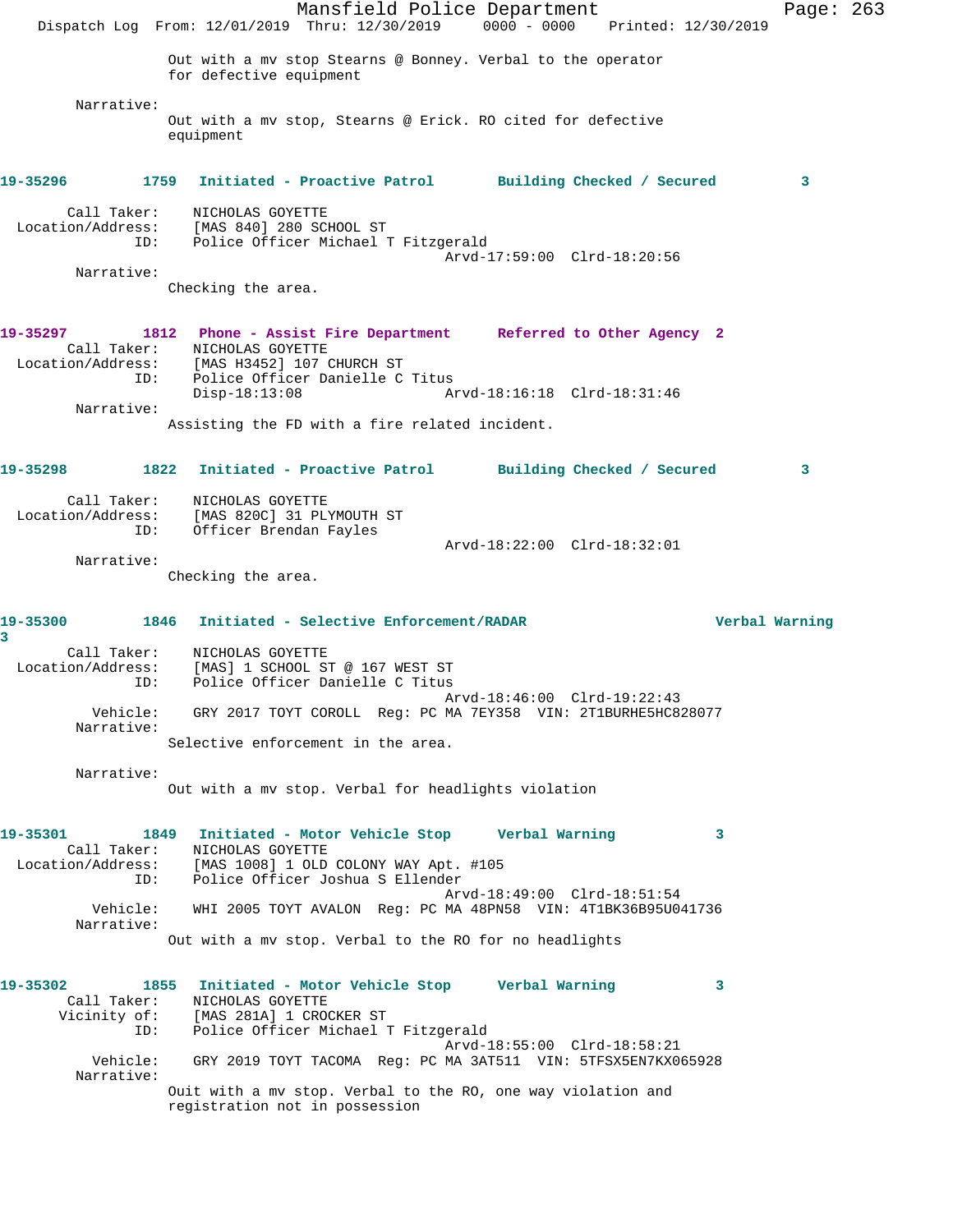Out with a mv stop Stearns @ Bonney. Verbal to the operator for defective equipment

Narrative:
Out with a mv stop, Stearns @ Erick. RO cited for defective equipment

**19-35296 1759 Initiated - Proactive Patrol Building Checked / Secured 3**

Call Taker: NICHOLAS GOYETTE
Location/Address: [MAS 840] 280 SCHOOL ST
ID: Police Officer Michael T Fitzgerald
Arvd-17:59:00 Clrd-18:20:56
Narrative:
Checking the area.

**19-35297 1812 Phone - Assist Fire Department Referred to Other Agency 2**

Call Taker: NICHOLAS GOYETTE
Location/Address: [MAS H3452] 107 CHURCH ST
ID: Police Officer Danielle C Titus
Disp-18:13:08 Arvd-18:16:18 Clrd-18:31:46
Narrative:
Assisting the FD with a fire related incident.

**19-35298 1822 Initiated - Proactive Patrol Building Checked / Secured 3**

Call Taker: NICHOLAS GOYETTE
Location/Address: [MAS 820C] 31 PLYMOUTH ST
ID: Officer Brendan Fayles
Arvd-18:22:00 Clrd-18:32:01
Narrative:
Checking the area.

**19-35300 1846 Initiated - Selective Enforcement/RADAR Verbal Warning 3**

Call Taker: NICHOLAS GOYETTE
Location/Address: [MAS] 1 SCHOOL ST @ 167 WEST ST
ID: Police Officer Danielle C Titus
Arvd-18:46:00 Clrd-19:22:43
Vehicle: GRY 2017 TOYT COROLL Reg: PC MA 7EY358 VIN: 2T1BURHE5HC828077
Narrative:
Selective enforcement in the area.

Narrative:
Out with a mv stop. Verbal for headlights violation

**19-35301 1849 Initiated - Motor Vehicle Stop Verbal Warning 3**

Call Taker: NICHOLAS GOYETTE
Location/Address: [MAS 1008] 1 OLD COLONY WAY Apt. #105
ID: Police Officer Joshua S Ellender
Arvd-18:49:00 Clrd-18:51:54
Vehicle: WHI 2005 TOYT AVALON Reg: PC MA 48PN58 VIN: 4T1BK36B95U041736
Narrative:
Out with a mv stop. Verbal to the RO for no headlights

**19-35302 1855 Initiated - Motor Vehicle Stop Verbal Warning 3**

Call Taker: NICHOLAS GOYETTE
Vicinity of: [MAS 281A] 1 CROCKER ST
ID: Police Officer Michael T Fitzgerald
Arvd-18:55:00 Clrd-18:58:21
Vehicle: GRY 2019 TOYT TACOMA Reg: PC MA 3AT511 VIN: 5TFSX5EN7KX065928
Narrative:
Ouit with a mv stop. Verbal to the RO, one way violation and registration not in possession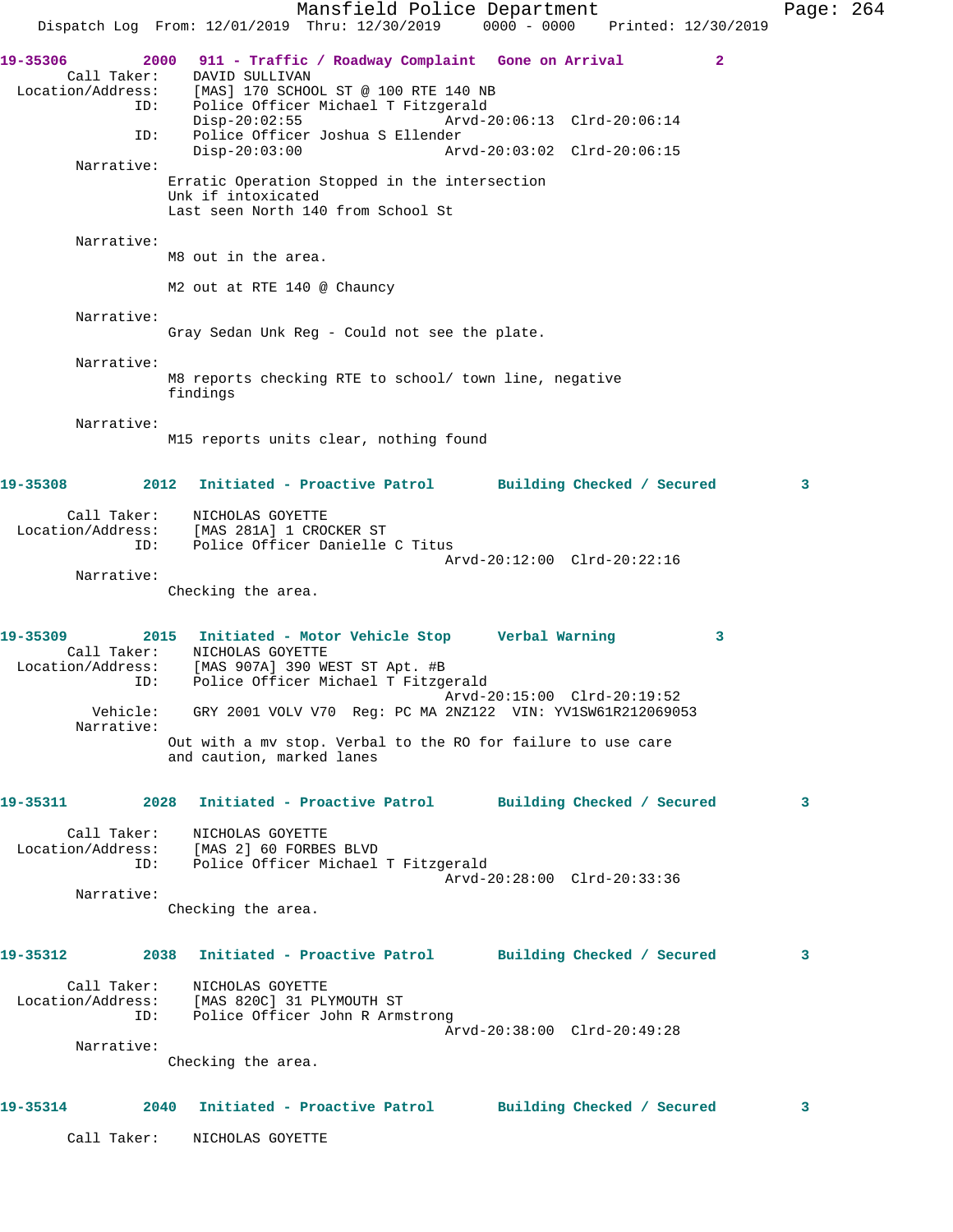**19-35306** 2000 **911 - Traffic / Roadway Complaint** **Gone on Arrival** 2

Call Taker: DAVID SULLIVAN
Location/Address: [MAS] 170 SCHOOL ST @ 100 RTE 140 NB
ID: Police Officer Michael T Fitzgerald
Disp-20:02:55 Arvd-20:06:13 Clrd-20:06:14
ID: Police Officer Joshua S Ellender
Disp-20:03:00 Arvd-20:03:02 Clrd-20:06:15

Narrative:
Erratic Operation Stopped in the intersection
Unk if intoxicated
Last seen North 140 from School St

Narrative:
M8 out in the area.

M2 out at RTE 140 @ Chauncy

Narrative:
Gray Sedan Unk Reg - Could not see the plate.

Narrative:
M8 reports checking RTE to school/ town line, negative findings

Narrative:
M15 reports units clear, nothing found

**19-35308** 2012 **Initiated - Proactive Patrol** **Building Checked / Secured** 3

Call Taker: NICHOLAS GOYETTE
Location/Address: [MAS 281A] 1 CROCKER ST
ID: Police Officer Danielle C Titus
Arvd-20:12:00 Clrd-20:22:16

Narrative:
Checking the area.

**19-35309** 2015 **Initiated - Motor Vehicle Stop** **Verbal Warning** 3

Call Taker: NICHOLAS GOYETTE
Location/Address: [MAS 907A] 390 WEST ST Apt. #B
ID: Police Officer Michael T Fitzgerald
Arvd-20:15:00 Clrd-20:19:52
Vehicle: GRY 2001 VOLV V70 Reg: PC MA 2NZ122 VIN: YV1SW61R212069053

Narrative:
Out with a mv stop. Verbal to the RO for failure to use care and caution, marked lanes

**19-35311** 2028 **Initiated - Proactive Patrol** **Building Checked / Secured** 3

Call Taker: NICHOLAS GOYETTE
Location/Address: [MAS 2] 60 FORBES BLVD
ID: Police Officer Michael T Fitzgerald
Arvd-20:28:00 Clrd-20:33:36

Narrative:
Checking the area.

**19-35312** 2038 **Initiated - Proactive Patrol** **Building Checked / Secured** 3

Call Taker: NICHOLAS GOYETTE
Location/Address: [MAS 820C] 31 PLYMOUTH ST
ID: Police Officer John R Armstrong
Arvd-20:38:00 Clrd-20:49:28

Narrative:
Checking the area.

**19-35314** 2040 **Initiated - Proactive Patrol** **Building Checked / Secured** 3

Call Taker: NICHOLAS GOYETTE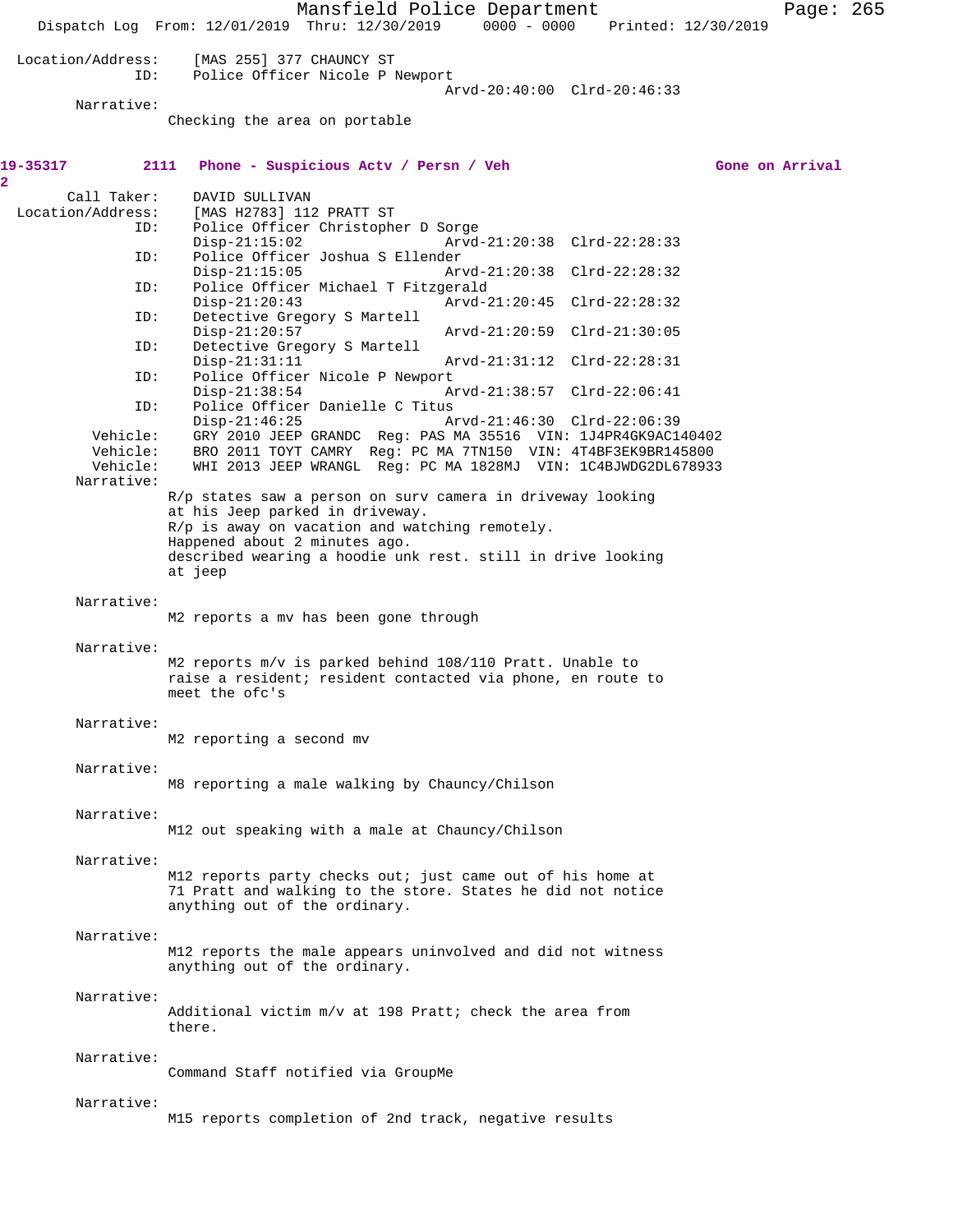Location/Address: [MAS 255] 377 CHAUNCY ST
ID: Police Officer Nicole P Newport
Arvd-20:40:00 Clrd-20:46:33

Narrative:
Checking the area on portable

**19-35317 2111 Phone - Suspicious Actv / Persn / Veh Gone on Arrival**
**2**

Call Taker: DAVID SULLIVAN
Location/Address: [MAS H2783] 112 PRATT ST
ID: Police Officer Christopher D Sorge
Disp-21:15:02 Arvd-21:20:38 Clrd-22:28:33
ID: Police Officer Joshua S Ellender
Disp-21:15:05 Arvd-21:20:38 Clrd-22:28:32
ID: Police Officer Michael T Fitzgerald
Disp-21:20:43 Arvd-21:20:45 Clrd-22:28:32
ID: Detective Gregory S Martell
Disp-21:20:57 Arvd-21:20:59 Clrd-21:30:05
ID: Detective Gregory S Martell
Disp-21:31:11 Arvd-21:31:12 Clrd-22:28:31
ID: Police Officer Nicole P Newport
Disp-21:38:54 Arvd-21:38:57 Clrd-22:06:41
ID: Police Officer Danielle C Titus
Disp-21:46:25 Arvd-21:46:30 Clrd-22:06:39
Vehicle: GRY 2010 JEEP GRANDC Reg: PAS MA 35516 VIN: 1J4PR4GK9AC140402
Vehicle: BRO 2011 TOYT CAMRY Reg: PC MA 7TN150 VIN: 4T4BF3EK9BR145800
Vehicle: WHI 2013 JEEP WRANGL Reg: PC MA 1828MJ VIN: 1C4BJWDG2DL678933

Narrative:
R/p states saw a person on surv camera in driveway looking at his Jeep parked in driveway.
R/p is away on vacation and watching remotely.
Happened about 2 minutes ago.
described wearing a hoodie unk rest. still in drive looking at jeep

Narrative:
M2 reports a mv has been gone through

Narrative:
M2 reports m/v is parked behind 108/110 Pratt. Unable to raise a resident; resident contacted via phone, en route to meet the ofc's

Narrative:
M2 reporting a second mv

Narrative:
M8 reporting a male walking by Chauncy/Chilson

Narrative:
M12 out speaking with a male at Chauncy/Chilson

Narrative:
M12 reports party checks out; just came out of his home at 71 Pratt and walking to the store. States he did not notice anything out of the ordinary.

Narrative:
M12 reports the male appears uninvolved and did not witness anything out of the ordinary.

Narrative:
Additional victim m/v at 198 Pratt; check the area from there.

Narrative:
Command Staff notified via GroupMe

Narrative:
M15 reports completion of 2nd track, negative results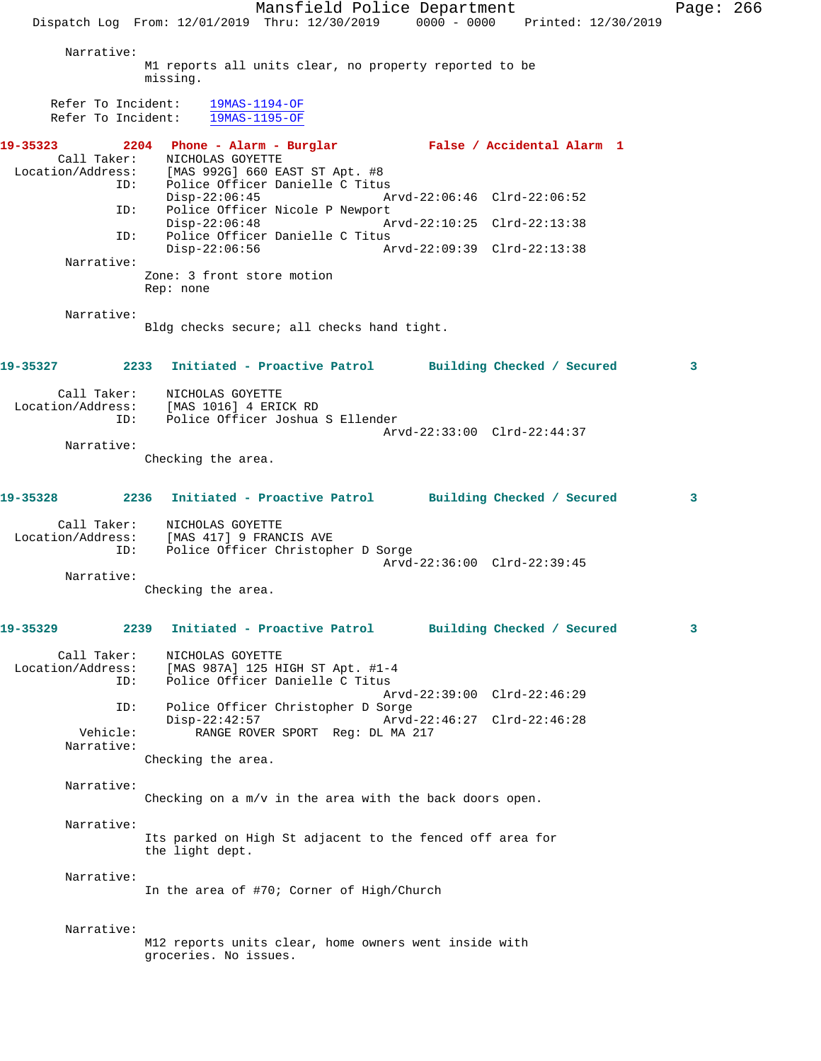Narrative:
M1 reports all units clear, no property reported to be missing.

Refer To Incident: 19MAS-1194-OF
Refer To Incident: 19MAS-1195-OF

**19-35323 2204 Phone - Alarm - Burglar False / Accidental Alarm 1**

Call Taker: NICHOLAS GOYETTE
Location/Address: [MAS 992G] 660 EAST ST Apt. #8
ID: Police Officer Danielle C Titus
Disp-22:06:45 Arvd-22:06:46 Clrd-22:06:52
ID: Police Officer Nicole P Newport
Disp-22:06:48 Arvd-22:10:25 Clrd-22:13:38
ID: Police Officer Danielle C Titus
Disp-22:06:56 Arvd-22:09:39 Clrd-22:13:38

Narrative:
Zone: 3 front store motion
Rep: none

Narrative:
Bldg checks secure; all checks hand tight.

**19-35327 2233 Initiated - Proactive Patrol Building Checked / Secured 3**

Call Taker: NICHOLAS GOYETTE
Location/Address: [MAS 1016] 4 ERICK RD
ID: Police Officer Joshua S Ellender
Arvd-22:33:00 Clrd-22:44:37

Narrative:
Checking the area.

**19-35328 2236 Initiated - Proactive Patrol Building Checked / Secured 3**

Call Taker: NICHOLAS GOYETTE
Location/Address: [MAS 417] 9 FRANCIS AVE
ID: Police Officer Christopher D Sorge
Arvd-22:36:00 Clrd-22:39:45

Narrative:
Checking the area.

**19-35329 2239 Initiated - Proactive Patrol Building Checked / Secured 3**

Call Taker: NICHOLAS GOYETTE
Location/Address: [MAS 987A] 125 HIGH ST Apt. #1-4
ID: Police Officer Danielle C Titus
Arvd-22:39:00 Clrd-22:46:29
ID: Police Officer Christopher D Sorge
Disp-22:42:57 Arvd-22:46:27 Clrd-22:46:28
Vehicle: RANGE ROVER SPORT Reg: DL MA 217

Narrative:
Checking the area.

Narrative:
Checking on a m/v in the area with the back doors open.

Narrative:
Its parked on High St adjacent to the fenced off area for the light dept.

Narrative:
In the area of #70; Corner of High/Church

Narrative:
M12 reports units clear, home owners went inside with groceries. No issues.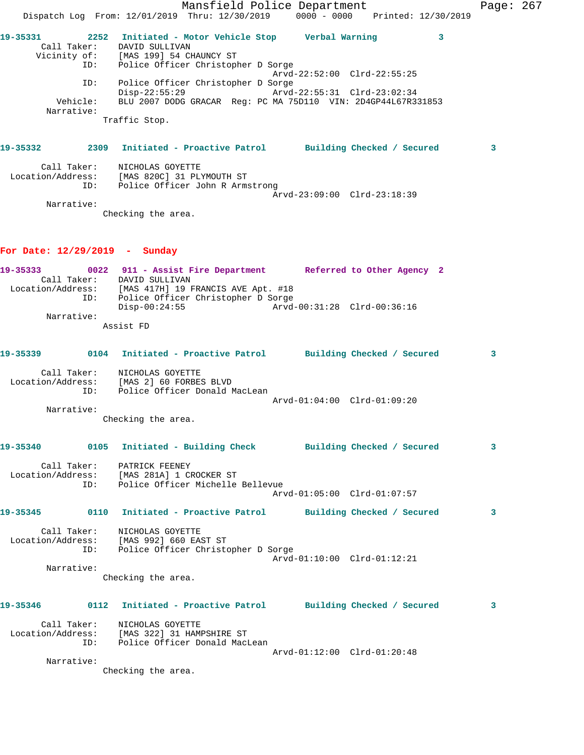**19-35331** 2252 **Initiated - Motor Vehicle Stop** **Verbal Warning** 3

Call Taker: DAVID SULLIVAN
Vicinity of: [MAS 199] 54 CHAUNCY ST
ID: Police Officer Christopher D Sorge
Arvd-22:52:00 Clrd-22:55:25
ID: Police Officer Christopher D Sorge
Disp-22:55:29 Arvd-22:55:31 Clrd-23:02:34
Vehicle: BLU 2007 DODG GRACAR Reg: PC MA 75D110 VIN: 2D4GP44L67R331853
Narrative:
Traffic Stop.

**19-35332** 2309 **Initiated - Proactive Patrol** **Building Checked / Secured** 3

Call Taker: NICHOLAS GOYETTE
Location/Address: [MAS 820C] 31 PLYMOUTH ST
ID: Police Officer John R Armstrong
Arvd-23:09:00 Clrd-23:18:39
Narrative:
Checking the area.

## For Date: 12/29/2019 - Sunday

**19-35333** 0022 **911 - Assist Fire Department** **Referred to Other Agency** 2

Call Taker: DAVID SULLIVAN
Location/Address: [MAS 417H] 19 FRANCIS AVE Apt. #18
ID: Police Officer Christopher D Sorge
Disp-00:24:55 Arvd-00:31:28 Clrd-00:36:16
Narrative:
Assist FD

**19-35339** 0104 **Initiated - Proactive Patrol** **Building Checked / Secured** 3

Call Taker: NICHOLAS GOYETTE
Location/Address: [MAS 2] 60 FORBES BLVD
ID: Police Officer Donald MacLean
Arvd-01:04:00 Clrd-01:09:20
Narrative:
Checking the area.

**19-35340** 0105 **Initiated - Building Check** **Building Checked / Secured** 3

Call Taker: PATRICK FEENEY
Location/Address: [MAS 281A] 1 CROCKER ST
ID: Police Officer Michelle Bellevue
Arvd-01:05:00 Clrd-01:07:57

**19-35345** 0110 **Initiated - Proactive Patrol** **Building Checked / Secured** 3

Call Taker: NICHOLAS GOYETTE
Location/Address: [MAS 992] 660 EAST ST
ID: Police Officer Christopher D Sorge
Arvd-01:10:00 Clrd-01:12:21
Narrative:
Checking the area.

**19-35346** 0112 **Initiated - Proactive Patrol** **Building Checked / Secured** 3

Call Taker: NICHOLAS GOYETTE
Location/Address: [MAS 322] 31 HAMPSHIRE ST
ID: Police Officer Donald MacLean
Arvd-01:12:00 Clrd-01:20:48
Narrative:
Checking the area.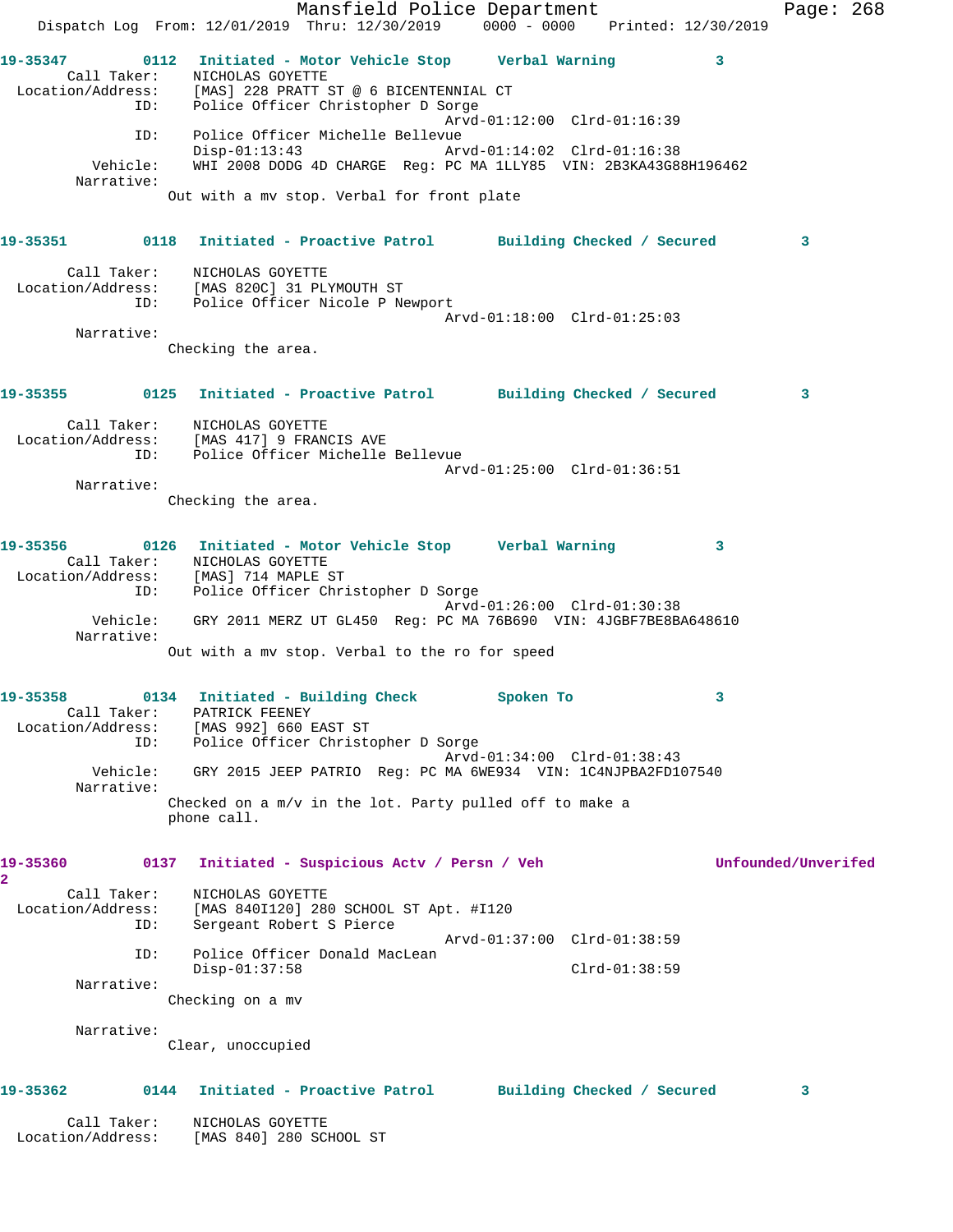Mansfield Police Department
Dispatch Log From: 12/01/2019 Thru: 12/30/2019 0000 - 0000 Printed: 12/30/2019

**19-35347** 0112 **Initiated - Motor Vehicle Stop** **Verbal Warning** 3
Call Taker: NICHOLAS GOYETTE
Location/Address: [MAS] 228 PRATT ST @ 6 BICENTENNIAL CT
ID: Police Officer Christopher D Sorge
Arvd-01:12:00 Clrd-01:16:39
ID: Police Officer Michelle Bellevue
Disp-01:13:43 Arvd-01:14:02 Clrd-01:16:38
Vehicle: WHI 2008 DODG 4D CHARGE Reg: PC MA 1LLY85 VIN: 2B3KA43G88H196462
Narrative:
Out with a mv stop. Verbal for front plate

**19-35351** 0118 **Initiated - Proactive Patrol** **Building Checked / Secured** 3
Call Taker: NICHOLAS GOYETTE
Location/Address: [MAS 820C] 31 PLYMOUTH ST
ID: Police Officer Nicole P Newport
Arvd-01:18:00 Clrd-01:25:03
Narrative:
Checking the area.

**19-35355** 0125 **Initiated - Proactive Patrol** **Building Checked / Secured** 3
Call Taker: NICHOLAS GOYETTE
Location/Address: [MAS 417] 9 FRANCIS AVE
ID: Police Officer Michelle Bellevue
Arvd-01:25:00 Clrd-01:36:51
Narrative:
Checking the area.

**19-35356** 0126 **Initiated - Motor Vehicle Stop** **Verbal Warning** 3
Call Taker: NICHOLAS GOYETTE
Location/Address: [MAS] 714 MAPLE ST
ID: Police Officer Christopher D Sorge
Arvd-01:26:00 Clrd-01:30:38
Vehicle: GRY 2011 MERZ UT GL450 Reg: PC MA 76B690 VIN: 4JGBF7BE8BA648610
Narrative:
Out with a mv stop. Verbal to the ro for speed

**19-35358** 0134 **Initiated - Building Check** **Spoken To** 3
Call Taker: PATRICK FEENEY
Location/Address: [MAS 992] 660 EAST ST
ID: Police Officer Christopher D Sorge
Arvd-01:34:00 Clrd-01:38:43
Vehicle: GRY 2015 JEEP PATRIO Reg: PC MA 6WE934 VIN: 1C4NJPBA2FD107540
Narrative:
Checked on a m/v in the lot. Party pulled off to make a phone call.

**19-35360** 0137 **Initiated - Suspicious Actv / Persn / Veh** **Unfounded/Unverifed** 2
Call Taker: NICHOLAS GOYETTE
Location/Address: [MAS 840I120] 280 SCHOOL ST Apt. #I120
ID: Sergeant Robert S Pierce
Arvd-01:37:00 Clrd-01:38:59
ID: Police Officer Donald MacLean
Disp-01:37:58 Clrd-01:38:59
Narrative:
Checking on a mv
Narrative:
Clear, unoccupied

**19-35362** 0144 **Initiated - Proactive Patrol** **Building Checked / Secured** 3
Call Taker: NICHOLAS GOYETTE
Location/Address: [MAS 840] 280 SCHOOL ST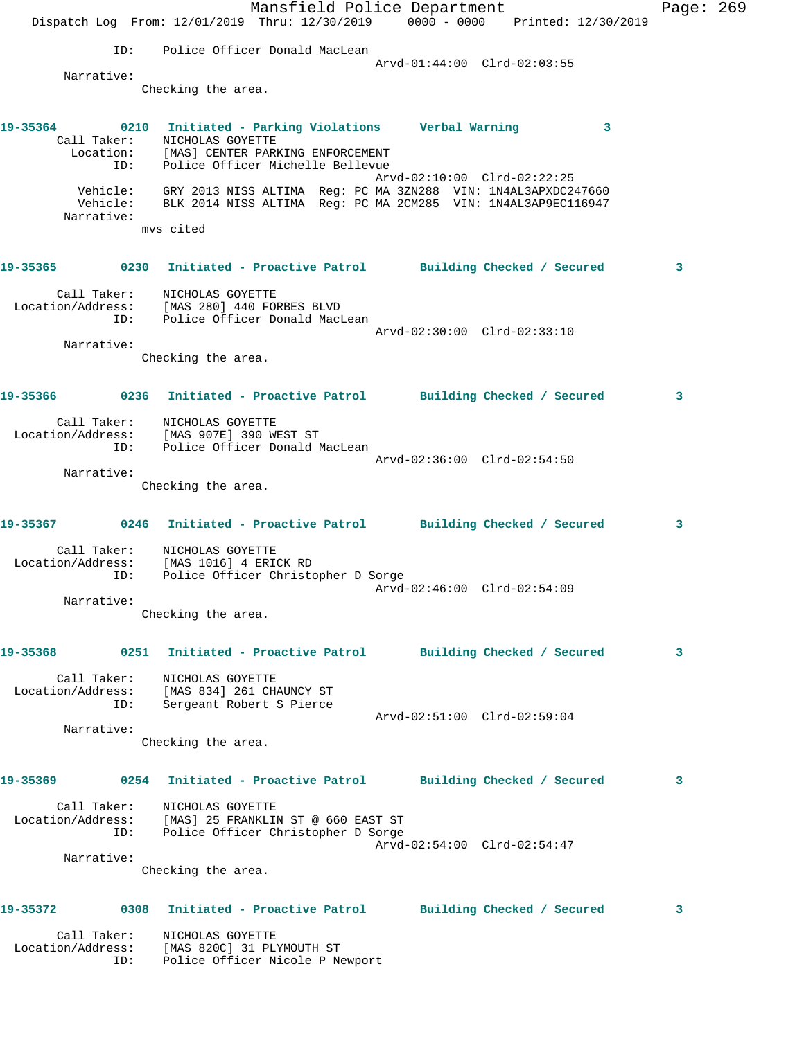ID: Police Officer Donald MacLean
Arvd-01:44:00 Clrd-02:03:55

Narrative:
Checking the area.

**19-35364 0210 Initiated - Parking Violations Verbal Warning 3**

Call Taker: NICHOLAS GOYETTE
Location: [MAS] CENTER PARKING ENFORCEMENT
ID: Police Officer Michelle Bellevue
Arvd-02:10:00 Clrd-02:22:25
Vehicle: GRY 2013 NISS ALTIMA Reg: PC MA 3ZN288 VIN: 1N4AL3APXDC247660
Vehicle: BLK 2014 NISS ALTIMA Reg: PC MA 2CM285 VIN: 1N4AL3AP9EC116947

Narrative:
mvs cited

**19-35365 0230 Initiated - Proactive Patrol Building Checked / Secured 3**

Call Taker: NICHOLAS GOYETTE
Location/Address: [MAS 280] 440 FORBES BLVD
ID: Police Officer Donald MacLean
Arvd-02:30:00 Clrd-02:33:10

Narrative:
Checking the area.

**19-35366 0236 Initiated - Proactive Patrol Building Checked / Secured 3**

Call Taker: NICHOLAS GOYETTE
Location/Address: [MAS 907E] 390 WEST ST
ID: Police Officer Donald MacLean
Arvd-02:36:00 Clrd-02:54:50

Narrative:
Checking the area.

**19-35367 0246 Initiated - Proactive Patrol Building Checked / Secured 3**

Call Taker: NICHOLAS GOYETTE
Location/Address: [MAS 1016] 4 ERICK RD
ID: Police Officer Christopher D Sorge
Arvd-02:46:00 Clrd-02:54:09

Narrative:
Checking the area.

**19-35368 0251 Initiated - Proactive Patrol Building Checked / Secured 3**

Call Taker: NICHOLAS GOYETTE
Location/Address: [MAS 834] 261 CHAUNCY ST
ID: Sergeant Robert S Pierce
Arvd-02:51:00 Clrd-02:59:04

Narrative:
Checking the area.

**19-35369 0254 Initiated - Proactive Patrol Building Checked / Secured 3**

Call Taker: NICHOLAS GOYETTE
Location/Address: [MAS] 25 FRANKLIN ST @ 660 EAST ST
ID: Police Officer Christopher D Sorge
Arvd-02:54:00 Clrd-02:54:47

Narrative:
Checking the area.

**19-35372 0308 Initiated - Proactive Patrol Building Checked / Secured 3**

Call Taker: NICHOLAS GOYETTE
Location/Address: [MAS 820C] 31 PLYMOUTH ST
ID: Police Officer Nicole P Newport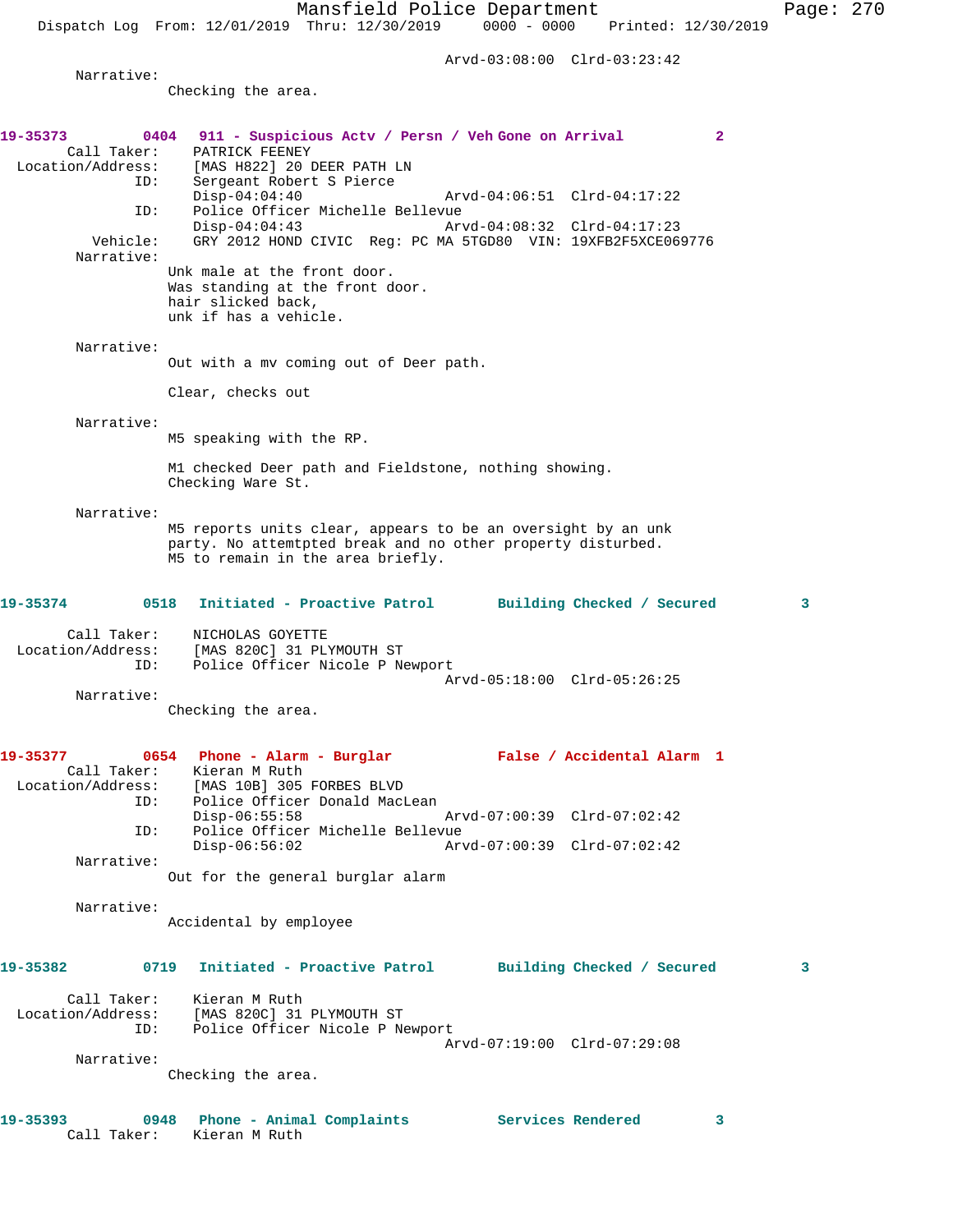Arvd-03:08:00  Clrd-03:23:42

Narrative:
Checking the area.

**19-35373** 0404 **911 - Suspicious Actv / Persn / Veh Gone on Arrival** 2

Call Taker: PATRICK FEENEY
Location/Address: [MAS H822] 20 DEER PATH LN
ID: Sergeant Robert S Pierce
Disp-04:04:40  Arvd-04:06:51  Clrd-04:17:22
ID: Police Officer Michelle Bellevue
Disp-04:04:43  Arvd-04:08:32  Clrd-04:17:23
Vehicle: GRY 2012 HOND CIVIC  Reg: PC MA 5TGD80  VIN: 19XFB2F5XCE069776

Narrative:
Unk male at the front door.
Was standing at the front door.
hair slicked back,
unk if has a vehicle.

Narrative:
Out with a mv coming out of Deer path.

Clear, checks out

Narrative:
M5 speaking with the RP.

M1 checked Deer path and Fieldstone, nothing showing.
Checking Ware St.

Narrative:
M5 reports units clear, appears to be an oversight by an unk party. No attemtpted break and no other property disturbed.
M5 to remain in the area briefly.

**19-35374** 0518 **Initiated - Proactive Patrol** **Building Checked / Secured** 3

Call Taker: NICHOLAS GOYETTE
Location/Address: [MAS 820C] 31 PLYMOUTH ST
ID: Police Officer Nicole P Newport
Arvd-05:18:00  Clrd-05:26:25

Narrative:
Checking the area.

**19-35377** 0654 **Phone - Alarm - Burglar** **False / Accidental Alarm** 1

Call Taker: Kieran M Ruth
Location/Address: [MAS 10B] 305 FORBES BLVD
ID: Police Officer Donald MacLean
Disp-06:55:58  Arvd-07:00:39  Clrd-07:02:42
ID: Police Officer Michelle Bellevue
Disp-06:56:02  Arvd-07:00:39  Clrd-07:02:42

Narrative:
Out for the general burglar alarm

Narrative:
Accidental by employee

**19-35382** 0719 **Initiated - Proactive Patrol** **Building Checked / Secured** 3

Call Taker: Kieran M Ruth
Location/Address: [MAS 820C] 31 PLYMOUTH ST
ID: Police Officer Nicole P Newport
Arvd-07:19:00  Clrd-07:29:08

Narrative:
Checking the area.

**19-35393** 0948 **Phone - Animal Complaints** **Services Rendered** 3

Call Taker: Kieran M Ruth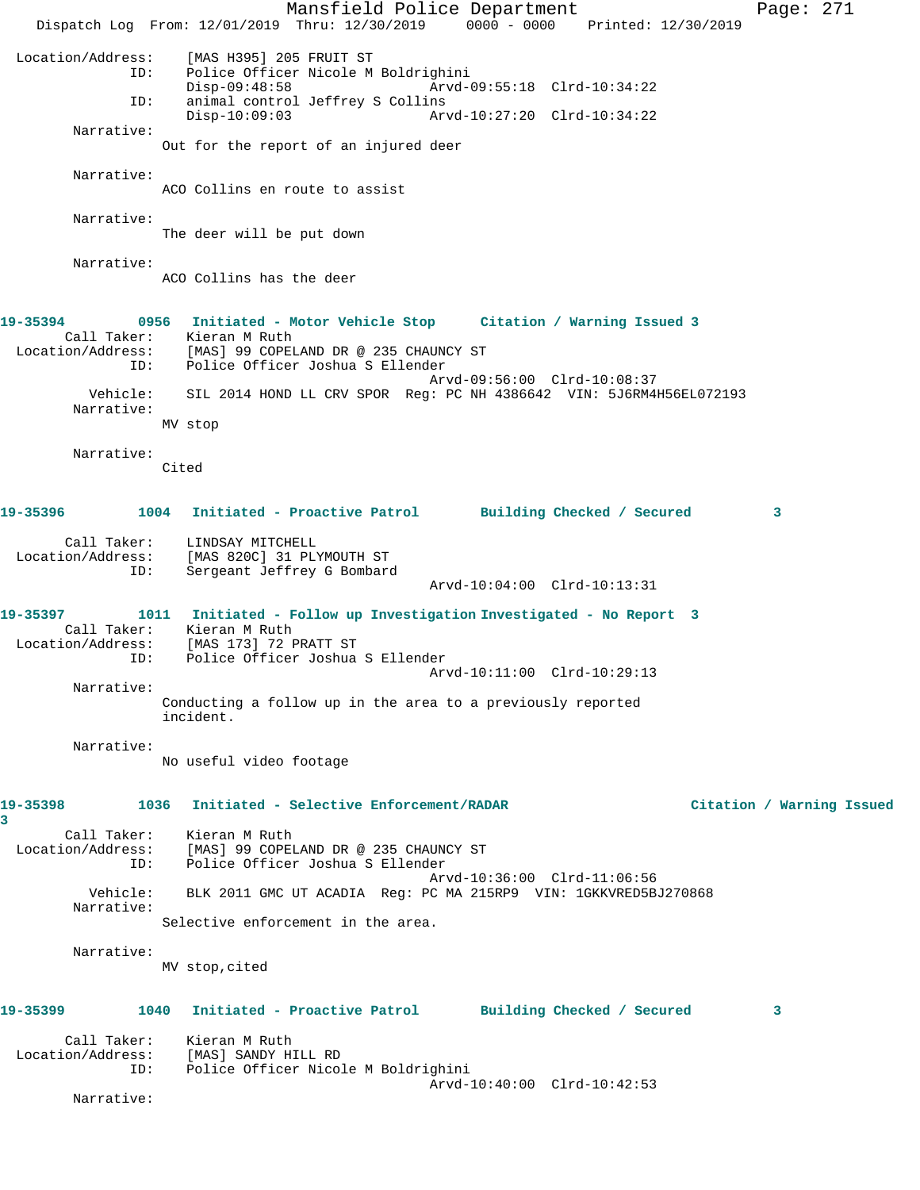Location/Address: [MAS H395] 205 FRUIT ST
ID: Police Officer Nicole M Boldrighini
Disp-09:48:58 Arvd-09:55:18 Clrd-10:34:22
ID: animal control Jeffrey S Collins
Disp-10:09:03 Arvd-10:27:20 Clrd-10:34:22

Narrative:
Out for the report of an injured deer

Narrative:
ACO Collins en route to assist

Narrative:
The deer will be put down

Narrative:
ACO Collins has the deer

**19-35394 0956 Initiated - Motor Vehicle Stop Citation / Warning Issued 3**

Call Taker: Kieran M Ruth
Location/Address: [MAS] 99 COPELAND DR @ 235 CHAUNCY ST
ID: Police Officer Joshua S Ellender
Arvd-09:56:00 Clrd-10:08:37
Vehicle: SIL 2014 HOND LL CRV SPOR Reg: PC NH 4386642 VIN: 5J6RM4H56EL072193

Narrative:
MV stop

Narrative:
Cited

**19-35396 1004 Initiated - Proactive Patrol Building Checked / Secured 3**

Call Taker: LINDSAY MITCHELL
Location/Address: [MAS 820C] 31 PLYMOUTH ST
ID: Sergeant Jeffrey G Bombard
Arvd-10:04:00 Clrd-10:13:31

**19-35397 1011 Initiated - Follow up Investigation Investigated - No Report 3**

Call Taker: Kieran M Ruth
Location/Address: [MAS 173] 72 PRATT ST
ID: Police Officer Joshua S Ellender
Arvd-10:11:00 Clrd-10:29:13

Narrative:
Conducting a follow up in the area to a previously reported incident.

Narrative:
No useful video footage

**19-35398 1036 Initiated - Selective Enforcement/RADAR Citation / Warning Issued 3**

Call Taker: Kieran M Ruth
Location/Address: [MAS] 99 COPELAND DR @ 235 CHAUNCY ST
ID: Police Officer Joshua S Ellender
Arvd-10:36:00 Clrd-11:06:56
Vehicle: BLK 2011 GMC UT ACADIA Reg: PC MA 215RP9 VIN: 1GKKVRED5BJ270868

Narrative:
Selective enforcement in the area.

Narrative:
MV stop,cited

**19-35399 1040 Initiated - Proactive Patrol Building Checked / Secured 3**

Call Taker: Kieran M Ruth
Location/Address: [MAS] SANDY HILL RD
ID: Police Officer Nicole M Boldrighini
Arvd-10:40:00 Clrd-10:42:53

Narrative: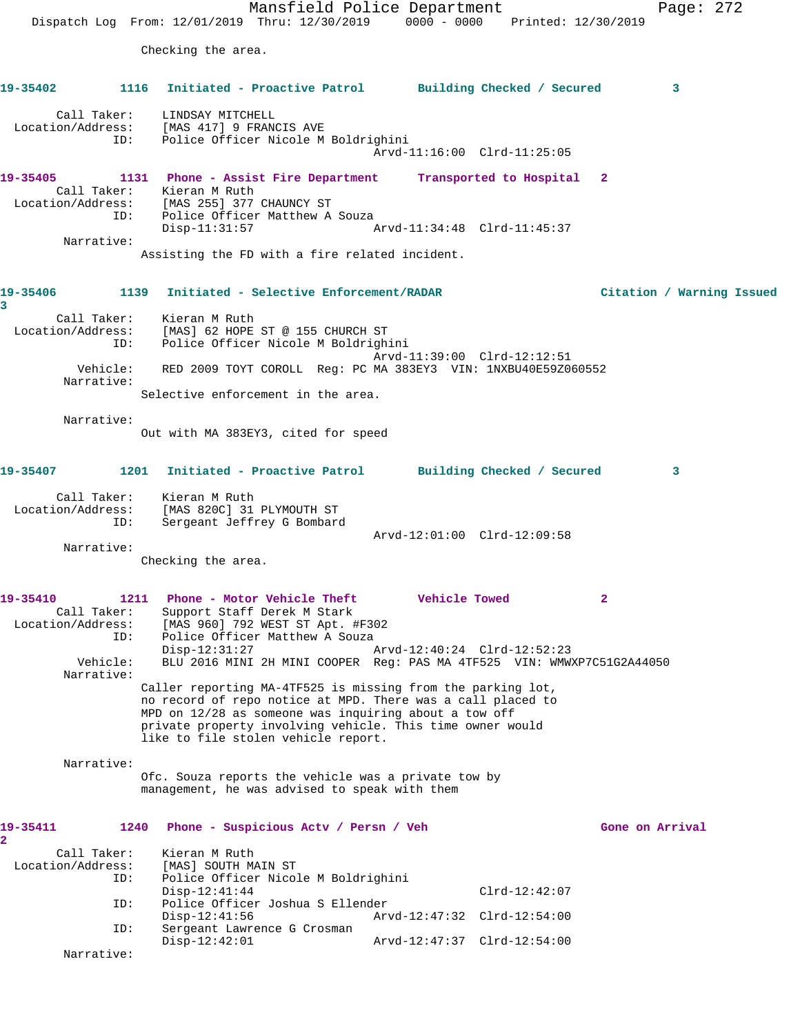Checking the area.

**19-35402** 1116 **Initiated - Proactive Patrol** **Building Checked / Secured** 3

Call Taker: LINDSAY MITCHELL
Location/Address: [MAS 417] 9 FRANCIS AVE
ID: Police Officer Nicole M Boldrighini
Arvd-11:16:00 Clrd-11:25:05

**19-35405** 1131 **Phone - Assist Fire Department** **Transported to Hospital** 2
Call Taker: Kieran M Ruth
Location/Address: [MAS 255] 377 CHAUNCY ST
ID: Police Officer Matthew A Souza
Disp-11:31:57 Arvd-11:34:48 Clrd-11:45:37
Narrative:
Assisting the FD with a fire related incident.

**19-35406** 1139 **Initiated - Selective Enforcement/RADAR** **Citation / Warning Issued** 3
Call Taker: Kieran M Ruth
Location/Address: [MAS] 62 HOPE ST @ 155 CHURCH ST
ID: Police Officer Nicole M Boldrighini
Arvd-11:39:00 Clrd-12:12:51
Vehicle: RED 2009 TOYT COROLL Reg: PC MA 383EY3 VIN: 1NXBU40E59Z060552
Narrative:
Selective enforcement in the area.

Narrative:
Out with MA 383EY3, cited for speed

**19-35407** 1201 **Initiated - Proactive Patrol** **Building Checked / Secured** 3

Call Taker: Kieran M Ruth
Location/Address: [MAS 820C] 31 PLYMOUTH ST
ID: Sergeant Jeffrey G Bombard
Arvd-12:01:00 Clrd-12:09:58
Narrative:
Checking the area.

**19-35410** 1211 **Phone - Motor Vehicle Theft** **Vehicle Towed** 2
Call Taker: Support Staff Derek M Stark
Location/Address: [MAS 960] 792 WEST ST Apt. #F302
ID: Police Officer Matthew A Souza
Disp-12:31:27 Arvd-12:40:24 Clrd-12:52:23
Vehicle: BLU 2016 MINI 2H MINI COOPER Reg: PAS MA 4TF525 VIN: WMWXP7C51G2A44050
Narrative:
Caller reporting MA-4TF525 is missing from the parking lot, no record of repo notice at MPD. There was a call placed to MPD on 12/28 as someone was inquiring about a tow off private property involving vehicle. This time owner would like to file stolen vehicle report.

Narrative:
Ofc. Souza reports the vehicle was a private tow by management, he was advised to speak with them

**19-35411** 1240 **Phone - Suspicious Actv / Persn / Veh** **Gone on Arrival** 2
Call Taker: Kieran M Ruth
Location/Address: [MAS] SOUTH MAIN ST
ID: Police Officer Nicole M Boldrighini
Disp-12:41:44 Clrd-12:42:07
ID: Police Officer Joshua S Ellender
Disp-12:41:56 Arvd-12:47:32 Clrd-12:54:00
ID: Sergeant Lawrence G Crosman
Disp-12:42:01 Arvd-12:47:37 Clrd-12:54:00
Narrative: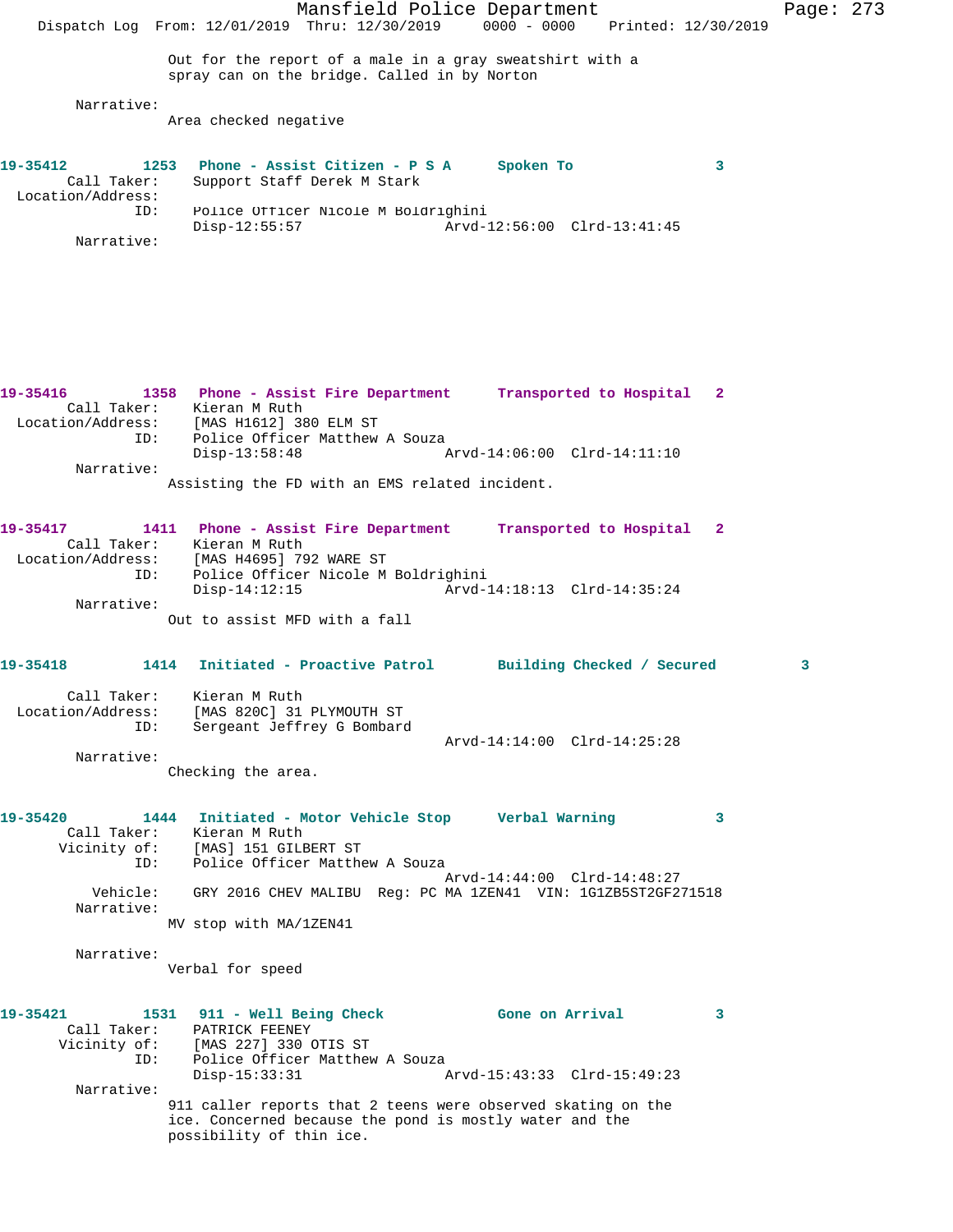Out for the report of a male in a gray sweatshirt with a spray can on the bridge. Called in by Norton

Narrative:
Area checked negative

**19-35412 1253 Phone - Assist Citizen - P S A Spoken To 3**

Call Taker: Support Staff Derek M Stark
Location/Address:
ID: Police Officer Nicole M Boldrighini
Disp-12:55:57 Arvd-12:56:00 Clrd-13:41:45

Narrative:

**19-35416 1358 Phone - Assist Fire Department Transported to Hospital 2**

Call Taker: Kieran M Ruth
Location/Address: [MAS H1612] 380 ELM ST
ID: Police Officer Matthew A Souza
Disp-13:58:48 Arvd-14:06:00 Clrd-14:11:10

Narrative:
Assisting the FD with an EMS related incident.

**19-35417 1411 Phone - Assist Fire Department Transported to Hospital 2**

Call Taker: Kieran M Ruth
Location/Address: [MAS H4695] 792 WARE ST
ID: Police Officer Nicole M Boldrighini
Disp-14:12:15 Arvd-14:18:13 Clrd-14:35:24

Narrative:
Out to assist MFD with a fall

**19-35418 1414 Initiated - Proactive Patrol Building Checked / Secured 3**

Call Taker: Kieran M Ruth
Location/Address: [MAS 820C] 31 PLYMOUTH ST
ID: Sergeant Jeffrey G Bombard
Arvd-14:14:00 Clrd-14:25:28

Narrative:
Checking the area.

**19-35420 1444 Initiated - Motor Vehicle Stop Verbal Warning 3**

Call Taker: Kieran M Ruth
Vicinity of: [MAS] 151 GILBERT ST
ID: Police Officer Matthew A Souza
Arvd-14:44:00 Clrd-14:48:27
Vehicle: GRY 2016 CHEV MALIBU Reg: PC MA 1ZEN41 VIN: 1G1ZB5ST2GF271518

Narrative:
MV stop with MA/1ZEN41

Narrative:
Verbal for speed

**19-35421 1531 911 - Well Being Check Gone on Arrival 3**

Call Taker: PATRICK FEENEY
Vicinity of: [MAS 227] 330 OTIS ST
ID: Police Officer Matthew A Souza
Disp-15:33:31 Arvd-15:43:33 Clrd-15:49:23

Narrative:
911 caller reports that 2 teens were observed skating on the ice. Concerned because the pond is mostly water and the possibility of thin ice.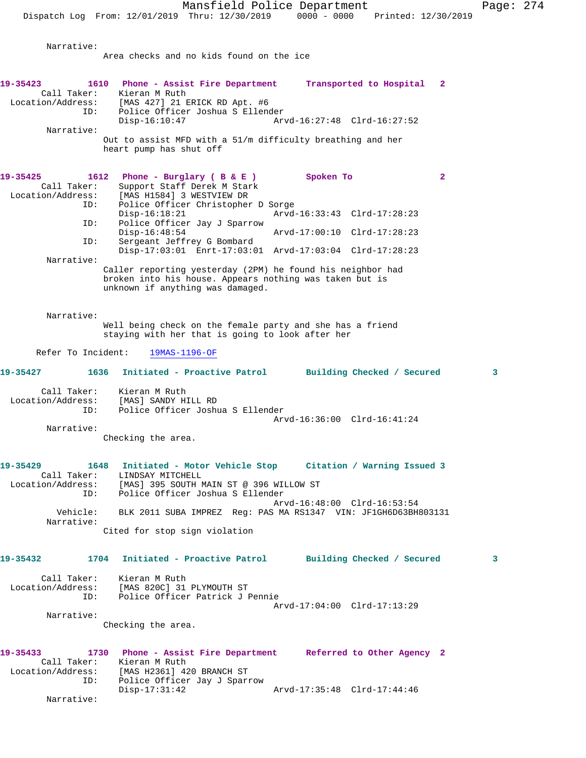Narrative:
Area checks and no kids found on the ice

**19-35423** 1610 **Phone - Assist Fire Department** **Transported to Hospital** 2
Call Taker: Kieran M Ruth
Location/Address: [MAS 427] 21 ERICK RD Apt. #6
ID: Police Officer Joshua S Ellender
Disp-16:10:47 Arvd-16:27:48 Clrd-16:27:52
Narrative:
Out to assist MFD with a 51/m difficulty breathing and her heart pump has shut off

**19-35425** 1612 **Phone - Burglary ( B & E )** **Spoken To** 2
Call Taker: Support Staff Derek M Stark
Location/Address: [MAS H1584] 3 WESTVIEW DR
ID: Police Officer Christopher D Sorge
Disp-16:18:21 Arvd-16:33:43 Clrd-17:28:23
ID: Police Officer Jay J Sparrow
Disp-16:48:54 Arvd-17:00:10 Clrd-17:28:23
ID: Sergeant Jeffrey G Bombard
Disp-17:03:01 Enrt-17:03:01 Arvd-17:03:04 Clrd-17:28:23
Narrative:
Caller reporting yesterday (2PM) he found his neighbor had broken into his house. Appears nothing was taken but is unknown if anything was damaged.

Narrative:
Well being check on the female party and she has a friend staying with her that is going to look after her

Refer To Incident: 19MAS-1196-OF

**19-35427** 1636 **Initiated - Proactive Patrol** **Building Checked / Secured** 3
Call Taker: Kieran M Ruth
Location/Address: [MAS] SANDY HILL RD
ID: Police Officer Joshua S Ellender
Arvd-16:36:00 Clrd-16:41:24
Narrative:
Checking the area.

**19-35429** 1648 **Initiated - Motor Vehicle Stop** **Citation / Warning Issued** 3
Call Taker: LINDSAY MITCHELL
Location/Address: [MAS] 395 SOUTH MAIN ST @ 396 WILLOW ST
ID: Police Officer Joshua S Ellender
Arvd-16:48:00 Clrd-16:53:54
Vehicle: BLK 2011 SUBA IMPREZ Reg: PAS MA RS1347 VIN: JF1GH6D63BH803131
Narrative:
Cited for stop sign violation

**19-35432** 1704 **Initiated - Proactive Patrol** **Building Checked / Secured** 3
Call Taker: Kieran M Ruth
Location/Address: [MAS 820C] 31 PLYMOUTH ST
ID: Police Officer Patrick J Pennie
Arvd-17:04:00 Clrd-17:13:29
Narrative:
Checking the area.

**19-35433** 1730 **Phone - Assist Fire Department** **Referred to Other Agency** 2
Call Taker: Kieran M Ruth
Location/Address: [MAS H2361] 420 BRANCH ST
ID: Police Officer Jay J Sparrow
Disp-17:31:42 Arvd-17:35:48 Clrd-17:44:46
Narrative: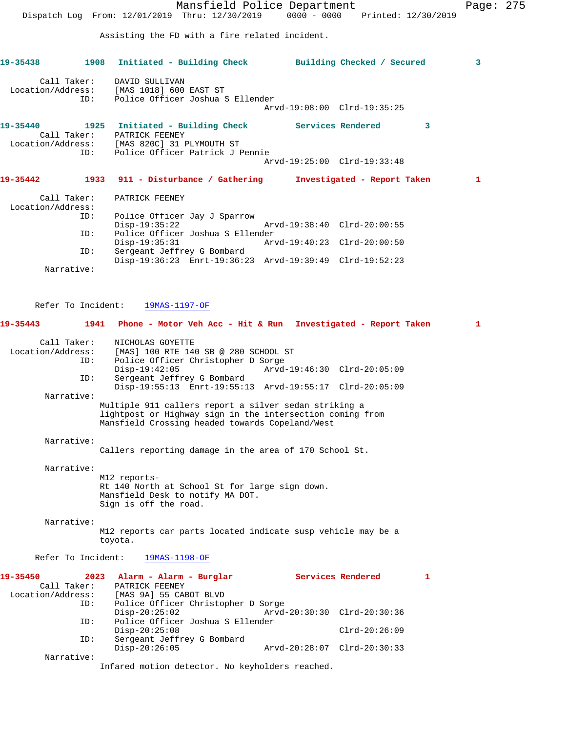Assisting the FD with a fire related incident.

**19-35438 1908 Initiated - Building Check Building Checked / Secured 3**

Call Taker: DAVID SULLIVAN
Location/Address: [MAS 1018] 600 EAST ST
ID: Police Officer Joshua S Ellender
Arvd-19:08:00 Clrd-19:35:25

**19-35440 1925 Initiated - Building Check Services Rendered 3**

Call Taker: PATRICK FEENEY
Location/Address: [MAS 820C] 31 PLYMOUTH ST
ID: Police Officer Patrick J Pennie
Arvd-19:25:00 Clrd-19:33:48

**19-35442 1933 911 - Disturbance / Gathering Investigated - Report Taken 1**

Call Taker: PATRICK FEENEY
Location/Address:
ID: Police Officer Jay J Sparrow
Disp-19:35:22 Arvd-19:38:40 Clrd-20:00:55
ID: Police Officer Joshua S Ellender
Disp-19:35:31 Arvd-19:40:23 Clrd-20:00:50
ID: Sergeant Jeffrey G Bombard
Disp-19:36:23 Enrt-19:36:23 Arvd-19:39:49 Clrd-19:52:23
Narrative:

Refer To Incident: 19MAS-1197-OF

**19-35443 1941 Phone - Motor Veh Acc - Hit & Run Investigated - Report Taken 1**

Call Taker: NICHOLAS GOYETTE
Location/Address: [MAS] 100 RTE 140 SB @ 280 SCHOOL ST
ID: Police Officer Christopher D Sorge
Disp-19:42:05 Arvd-19:46:30 Clrd-20:05:09
ID: Sergeant Jeffrey G Bombard
Disp-19:55:13 Enrt-19:55:13 Arvd-19:55:17 Clrd-20:05:09
Narrative:
Multiple 911 callers report a silver sedan striking a lightpost or Highway sign in the intersection coming from Mansfield Crossing headed towards Copeland/West

Narrative:
Callers reporting damage in the area of 170 School St.

Narrative:
M12 reports-
Rt 140 North at School St for large sign down.
Mansfield Desk to notify MA DOT.
Sign is off the road.

Narrative:
M12 reports car parts located indicate susp vehicle may be a toyota.

Refer To Incident: 19MAS-1198-OF

**19-35450 2023 Alarm - Alarm - Burglar Services Rendered 1**

Call Taker: PATRICK FEENEY
Location/Address: [MAS 9A] 55 CABOT BLVD
ID: Police Officer Christopher D Sorge
Disp-20:25:02 Arvd-20:30:30 Clrd-20:30:36
ID: Police Officer Joshua S Ellender
Disp-20:25:08 Clrd-20:26:09
ID: Sergeant Jeffrey G Bombard
Disp-20:26:05 Arvd-20:28:07 Clrd-20:30:33
Narrative:
Infared motion detector. No keyholders reached.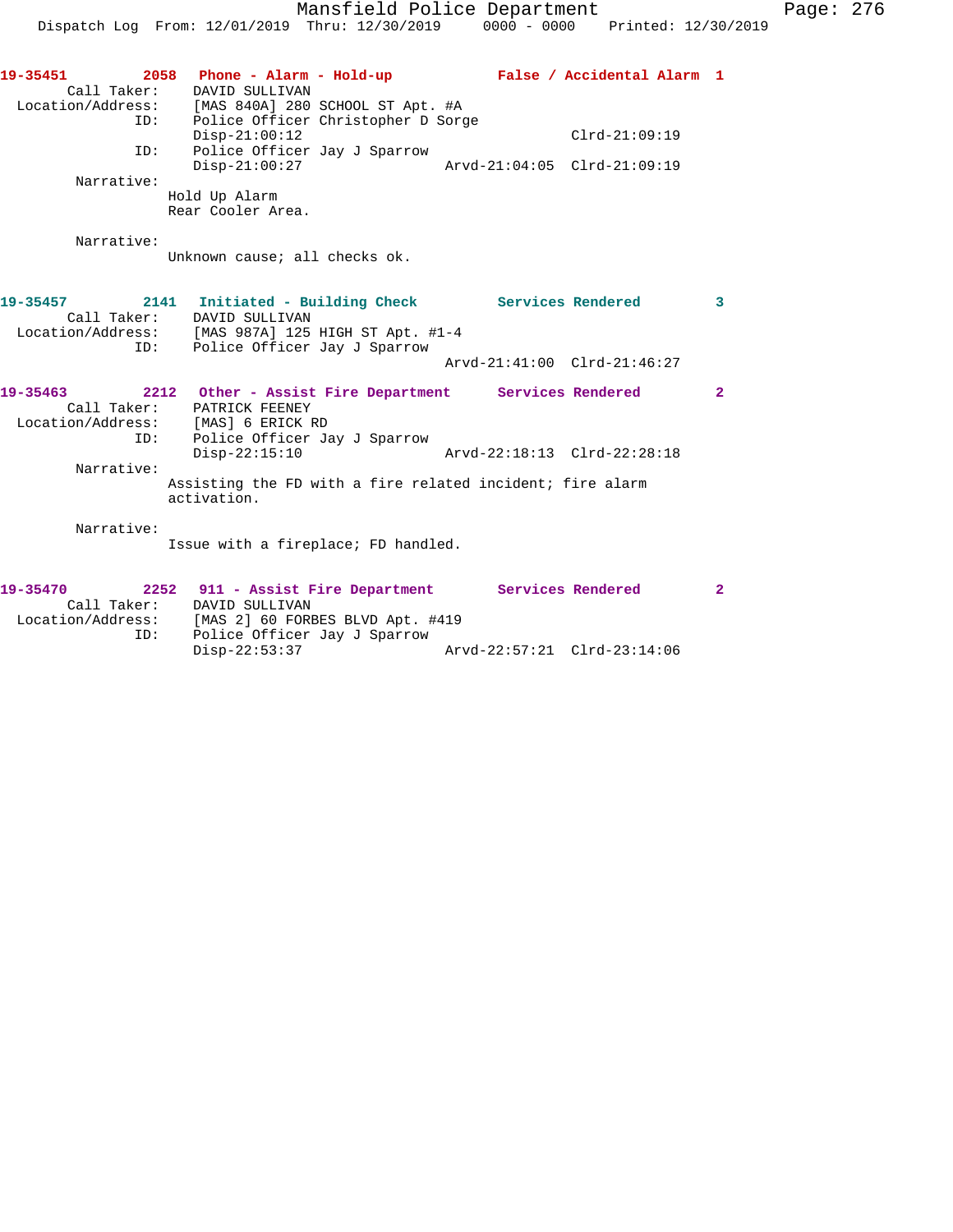**19-35451** **2058** **Phone - Alarm - Hold-up** **False / Accidental Alarm** **1**

```
        Call Taker:    DAVID SULLIVAN
  Location/Address:    [MAS 840A] 280 SCHOOL ST Apt. #A
                ID:    Police Officer Christopher D Sorge
                       Disp-21:00:12                        Clrd-21:09:19
                ID:    Police Officer Jay J Sparrow
                       Disp-21:00:27             Arvd-21:04:05  Clrd-21:09:19
         Narrative:
                      Hold Up Alarm
                      Rear Cooler Area.

         Narrative:
                      Unknown cause; all checks ok.
```

**19-35457** **2141** **Initiated - Building Check** **Services Rendered** **3**

```
        Call Taker:    DAVID SULLIVAN
  Location/Address:    [MAS 987A] 125 HIGH ST Apt. #1-4
                ID:    Police Officer Jay J Sparrow
                                                 Arvd-21:41:00  Clrd-21:46:27
```

**19-35463** **2212** **Other - Assist Fire Department** **Services Rendered** **2**

```
        Call Taker:    PATRICK FEENEY
  Location/Address:    [MAS] 6 ERICK RD
                ID:    Police Officer Jay J Sparrow
                       Disp-22:15:10             Arvd-22:18:13  Clrd-22:28:18
         Narrative:
                      Assisting the FD with a fire related incident; fire alarm
                      activation.

         Narrative:
                      Issue with a fireplace; FD handled.
```

**19-35470** **2252** **911 - Assist Fire Department** **Services Rendered** **2**

```
        Call Taker:    DAVID SULLIVAN
  Location/Address:    [MAS 2] 60 FORBES BLVD Apt. #419
                ID:    Police Officer Jay J Sparrow
                       Disp-22:53:37             Arvd-22:57:21  Clrd-23:14:06
```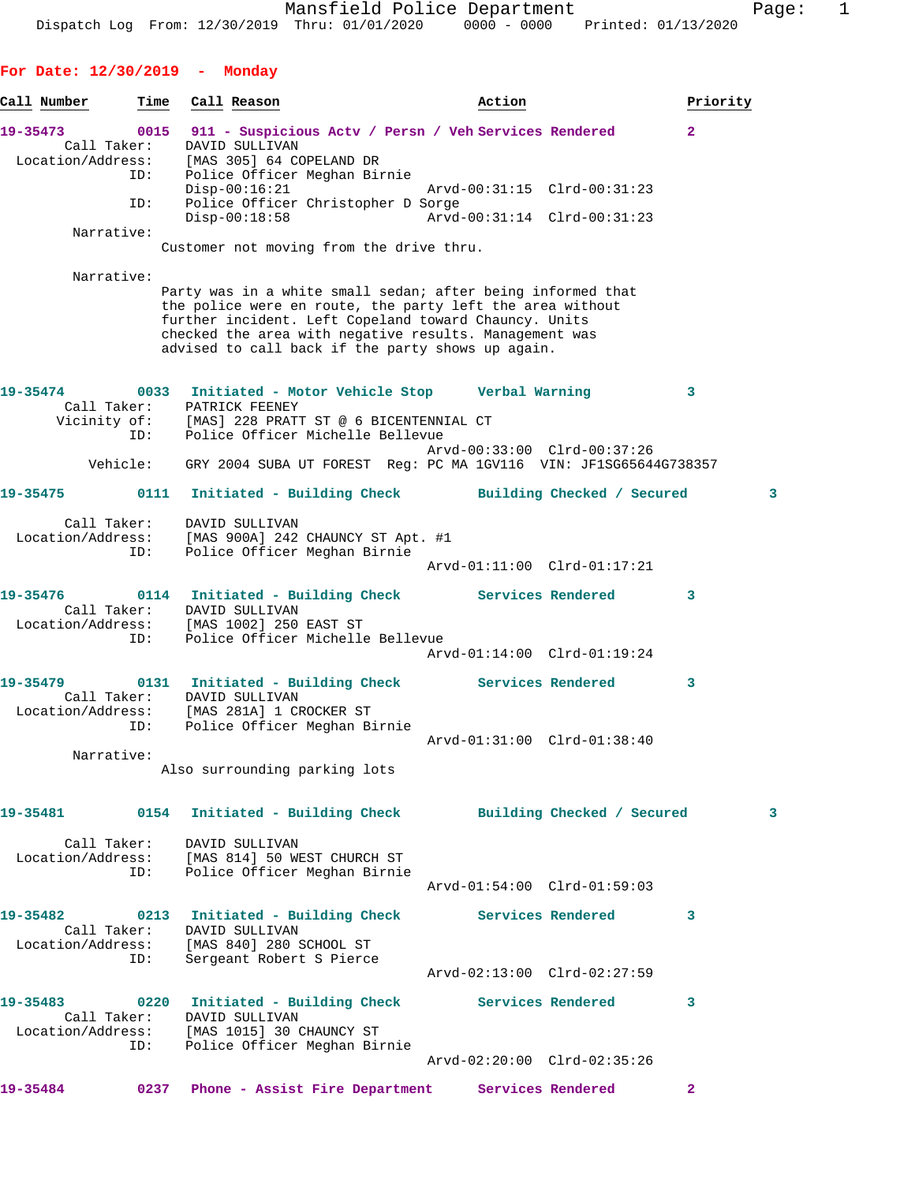Mansfield Police Department
Dispatch Log From: 12/30/2019 Thru: 01/01/2020 0000 - 0000 Printed: 01/13/2020

**For Date: 12/30/2019 - Monday**

| Call Number | Time | Call Reason | Action | Priority |
|---|---|---|---|---|

**19-35473** 0015 911 - Suspicious Actv / Persn / Veh Services Rendered 2
Call Taker: DAVID SULLIVAN
Location/Address: [MAS 305] 64 COPELAND DR
ID: Police Officer Meghan Birnie
Disp-00:16:21 Arvd-00:31:15 Clrd-00:31:23
ID: Police Officer Christopher D Sorge
Disp-00:18:58 Arvd-00:31:14 Clrd-00:31:23
Narrative:
Customer not moving from the drive thru.

Narrative:
Party was in a white small sedan; after being informed that the police were en route, the party left the area without further incident. Left Copeland toward Chauncy. Units checked the area with negative results. Management was advised to call back if the party shows up again.

**19-35474** 0033 Initiated - Motor Vehicle Stop Verbal Warning 3
Call Taker: PATRICK FEENEY
Vicinity of: [MAS] 228 PRATT ST @ 6 BICENTENNIAL CT
ID: Police Officer Michelle Bellevue
Arvd-00:33:00 Clrd-00:37:26
Vehicle: GRY 2004 SUBA UT FOREST Reg: PC MA 1GV116 VIN: JF1SG65644G738357

**19-35475** 0111 Initiated - Building Check Building Checked / Secured 3
Call Taker: DAVID SULLIVAN
Location/Address: [MAS 900A] 242 CHAUNCY ST Apt. #1
ID: Police Officer Meghan Birnie
Arvd-01:11:00 Clrd-01:17:21

**19-35476** 0114 Initiated - Building Check Services Rendered 3
Call Taker: DAVID SULLIVAN
Location/Address: [MAS 1002] 250 EAST ST
ID: Police Officer Michelle Bellevue
Arvd-01:14:00 Clrd-01:19:24

**19-35479** 0131 Initiated - Building Check Services Rendered 3
Call Taker: DAVID SULLIVAN
Location/Address: [MAS 281A] 1 CROCKER ST
ID: Police Officer Meghan Birnie
Arvd-01:31:00 Clrd-01:38:40
Narrative:
Also surrounding parking lots

**19-35481** 0154 Initiated - Building Check Building Checked / Secured 3
Call Taker: DAVID SULLIVAN
Location/Address: [MAS 814] 50 WEST CHURCH ST
ID: Police Officer Meghan Birnie
Arvd-01:54:00 Clrd-01:59:03

**19-35482** 0213 Initiated - Building Check Services Rendered 3
Call Taker: DAVID SULLIVAN
Location/Address: [MAS 840] 280 SCHOOL ST
ID: Sergeant Robert S Pierce
Arvd-02:13:00 Clrd-02:27:59

**19-35483** 0220 Initiated - Building Check Services Rendered 3
Call Taker: DAVID SULLIVAN
Location/Address: [MAS 1015] 30 CHAUNCY ST
ID: Police Officer Meghan Birnie
Arvd-02:20:00 Clrd-02:35:26

**19-35484** 0237 Phone - Assist Fire Department Services Rendered 2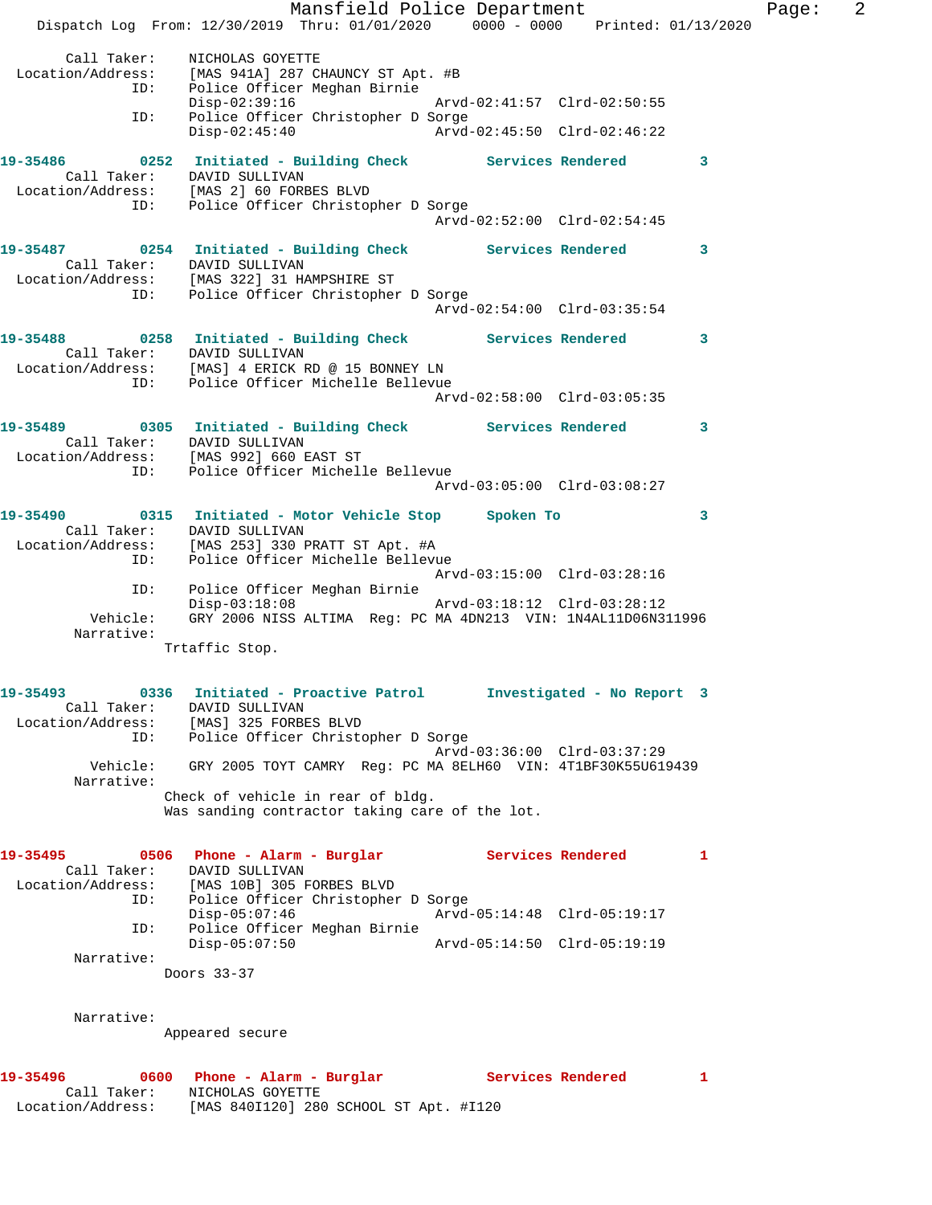```
    Call Taker:    NICHOLAS GOYETTE
  Location/Address:    [MAS 941A] 287 CHAUNCY ST Apt. #B
                ID:    Police Officer Meghan Birnie
                       Disp-02:39:16                   Arvd-02:41:57  Clrd-02:50:55
                ID:    Police Officer Christopher D Sorge
                       Disp-02:45:40                   Arvd-02:45:50  Clrd-02:46:22

19-35486        0252   Initiated - Building Check         Services Rendered         3
    Call Taker:    DAVID SULLIVAN
  Location/Address:    [MAS 2] 60 FORBES BLVD
                ID:    Police Officer Christopher D Sorge
                                                       Arvd-02:52:00  Clrd-02:54:45

19-35487        0254   Initiated - Building Check         Services Rendered         3
    Call Taker:    DAVID SULLIVAN
  Location/Address:    [MAS 322] 31 HAMPSHIRE ST
                ID:    Police Officer Christopher D Sorge
                                                       Arvd-02:54:00  Clrd-03:35:54

19-35488        0258   Initiated - Building Check         Services Rendered         3
    Call Taker:    DAVID SULLIVAN
  Location/Address:    [MAS] 4 ERICK RD @ 15 BONNEY LN
                ID:    Police Officer Michelle Bellevue
                                                       Arvd-02:58:00  Clrd-03:05:35

19-35489        0305   Initiated - Building Check         Services Rendered         3
    Call Taker:    DAVID SULLIVAN
  Location/Address:    [MAS 992] 660 EAST ST
                ID:    Police Officer Michelle Bellevue
                                                       Arvd-03:05:00  Clrd-03:08:27

19-35490        0315   Initiated - Motor Vehicle Stop     Spoken To                 3
    Call Taker:    DAVID SULLIVAN
  Location/Address:    [MAS 253] 330 PRATT ST Apt. #A
                ID:    Police Officer Michelle Bellevue
                                                       Arvd-03:15:00  Clrd-03:28:16
                ID:    Police Officer Meghan Birnie
                       Disp-03:18:08                   Arvd-03:18:12  Clrd-03:28:12
           Vehicle:    GRY 2006 NISS ALTIMA  Reg: PC MA 4DN213  VIN: 1N4AL11D06N311996
         Narrative:
                    Trtaffic Stop.

19-35493        0336   Initiated - Proactive Patrol       Investigated - No Report  3
    Call Taker:    DAVID SULLIVAN
  Location/Address:    [MAS] 325 FORBES BLVD
                ID:    Police Officer Christopher D Sorge
                                                       Arvd-03:36:00  Clrd-03:37:29
           Vehicle:    GRY 2005 TOYT CAMRY  Reg: PC MA 8ELH60  VIN: 4T1BF30K55U619439
         Narrative:
                    Check of vehicle in rear of bldg.
                    Was sanding contractor taking care of the lot.

19-35495        0506   Phone - Alarm - Burglar            Services Rendered         1
    Call Taker:    DAVID SULLIVAN
  Location/Address:    [MAS 10B] 305 FORBES BLVD
                ID:    Police Officer Christopher D Sorge
                       Disp-05:07:46                   Arvd-05:14:48  Clrd-05:19:17
                ID:    Police Officer Meghan Birnie
                       Disp-05:07:50                   Arvd-05:14:50  Clrd-05:19:19
         Narrative:
                    Doors 33-37

         Narrative:
                    Appeared secure

19-35496        0600   Phone - Alarm - Burglar            Services Rendered         1
    Call Taker:    NICHOLAS GOYETTE
  Location/Address:    [MAS 840I120] 280 SCHOOL ST Apt. #I120
```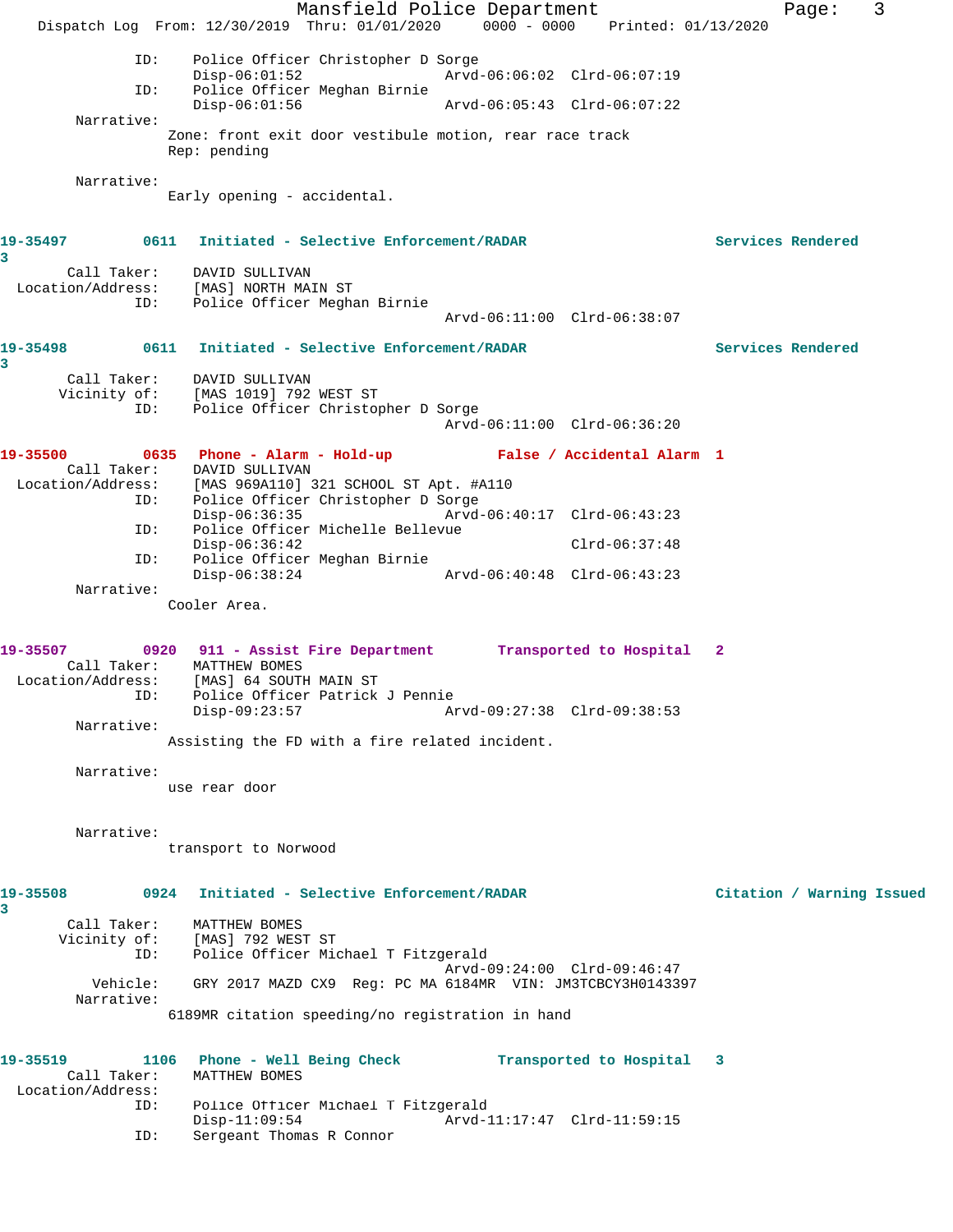ID: Police Officer Christopher D Sorge
Disp-06:01:52 Arvd-06:06:02 Clrd-06:07:19
ID: Police Officer Meghan Birnie
Disp-06:01:56 Arvd-06:05:43 Clrd-06:07:22

Narrative:
Zone: front exit door vestibule motion, rear race track
Rep: pending

Narrative:
Early opening - accidental.

**19-35497** 0611 **Initiated - Selective Enforcement/RADAR** **Services Rendered 3**
Call Taker: DAVID SULLIVAN
Location/Address: [MAS] NORTH MAIN ST
ID: Police Officer Meghan Birnie
Arvd-06:11:00 Clrd-06:38:07

**19-35498** 0611 **Initiated - Selective Enforcement/RADAR** **Services Rendered 3**
Call Taker: DAVID SULLIVAN
Vicinity of: [MAS 1019] 792 WEST ST
ID: Police Officer Christopher D Sorge
Arvd-06:11:00 Clrd-06:36:20

**19-35500** 0635 **Phone - Alarm - Hold-up** **False / Accidental Alarm 1**
Call Taker: DAVID SULLIVAN
Location/Address: [MAS 969A110] 321 SCHOOL ST Apt. #A110
ID: Police Officer Christopher D Sorge
Disp-06:36:35 Arvd-06:40:17 Clrd-06:43:23
ID: Police Officer Michelle Bellevue
Disp-06:36:42 Clrd-06:37:48
ID: Police Officer Meghan Birnie
Disp-06:38:24 Arvd-06:40:48 Clrd-06:43:23

Narrative:
Cooler Area.

**19-35507** 0920 **911 - Assist Fire Department** **Transported to Hospital 2**
Call Taker: MATTHEW BOMES
Location/Address: [MAS] 64 SOUTH MAIN ST
ID: Police Officer Patrick J Pennie
Disp-09:23:57 Arvd-09:27:38 Clrd-09:38:53

Narrative:
Assisting the FD with a fire related incident.

Narrative:
use rear door

Narrative:
transport to Norwood

**19-35508** 0924 **Initiated - Selective Enforcement/RADAR** **Citation / Warning Issued 3**
Call Taker: MATTHEW BOMES
Vicinity of: [MAS] 792 WEST ST
ID: Police Officer Michael T Fitzgerald
Arvd-09:24:00 Clrd-09:46:47
Vehicle: GRY 2017 MAZD CX9 Reg: PC MA 6184MR VIN: JM3TCBCY3H0143397

Narrative:
6189MR citation speeding/no registration in hand

**19-35519** 1106 **Phone - Well Being Check** **Transported to Hospital 3**
Call Taker: MATTHEW BOMES
Location/Address:
ID: Police Officer Michael T Fitzgerald
Disp-11:09:54 Arvd-11:17:47 Clrd-11:59:15
ID: Sergeant Thomas R Connor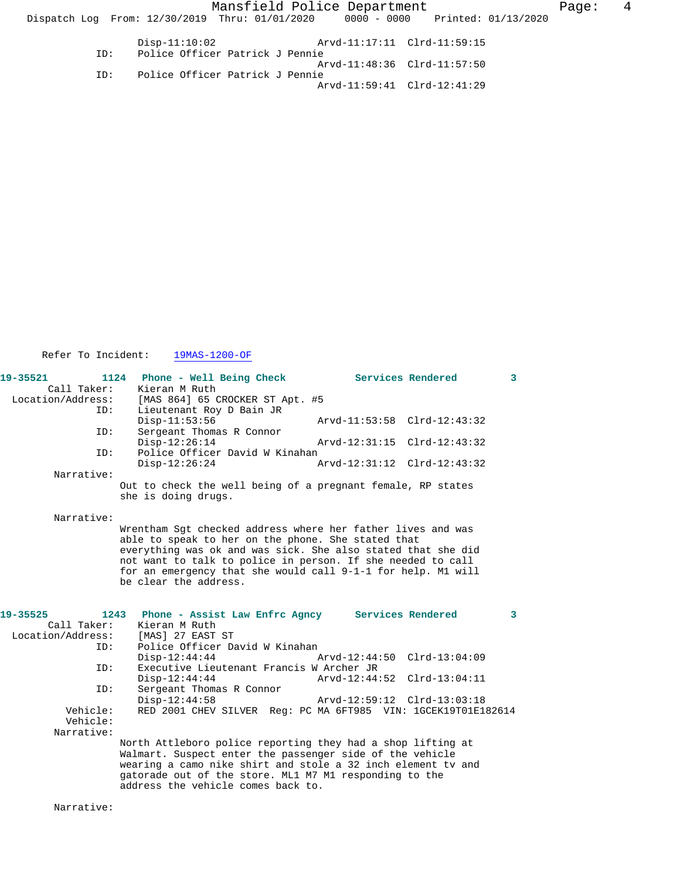Disp-11:10:02 Arvd-11:17:11 Clrd-11:59:15
ID: Police Officer Patrick J Pennie
Arvd-11:48:36 Clrd-11:57:50
ID: Police Officer Patrick J Pennie
Arvd-11:59:41 Clrd-12:41:29

Refer To Incident: 19MAS-1200-OF

**19-35521 1124 Phone - Well Being Check Services Rendered 3**

Call Taker: Kieran M Ruth
Location/Address: [MAS 864] 65 CROCKER ST Apt. #5
ID: Lieutenant Roy D Bain JR
Disp-11:53:56 Arvd-11:53:58 Clrd-12:43:32
ID: Sergeant Thomas R Connor
Disp-12:26:14 Arvd-12:31:15 Clrd-12:43:32
ID: Police Officer David W Kinahan
Disp-12:26:24 Arvd-12:31:12 Clrd-12:43:32

Narrative:
Out to check the well being of a pregnant female, RP states she is doing drugs.

Narrative:
Wrentham Sgt checked address where her father lives and was able to speak to her on the phone. She stated that everything was ok and was sick. She also stated that she did not want to talk to police in person. If she needed to call for an emergency that she would call 9-1-1 for help. M1 will be clear the address.

**19-35525 1243 Phone - Assist Law Enfrc Agncy Services Rendered 3**

Call Taker: Kieran M Ruth
Location/Address: [MAS] 27 EAST ST
ID: Police Officer David W Kinahan
Disp-12:44:44 Arvd-12:44:50 Clrd-13:04:09
ID: Executive Lieutenant Francis W Archer JR
Disp-12:44:44 Arvd-12:44:52 Clrd-13:04:11
ID: Sergeant Thomas R Connor
Disp-12:44:58 Arvd-12:59:12 Clrd-13:03:18
Vehicle: RED 2001 CHEV SILVER Reg: PC MA 6FT985 VIN: 1GCEK19T01E182614
Vehicle:

Narrative:
North Attleboro police reporting they had a shop lifting at Walmart. Suspect enter the passenger side of the vehicle wearing a camo nike shirt and stole a 32 inch element tv and gatorade out of the store. ML1 M7 M1 responding to the address the vehicle comes back to.

Narrative: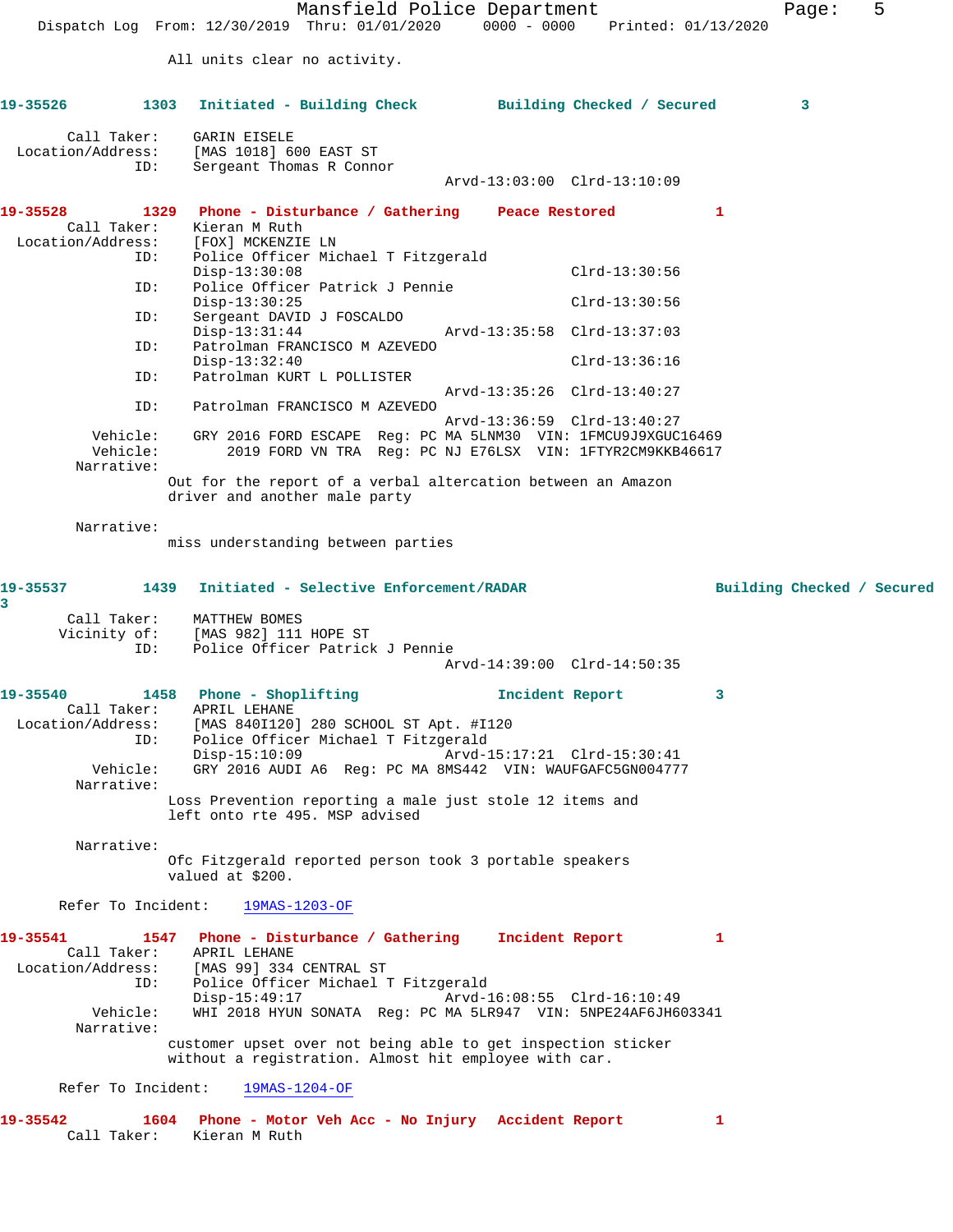All units clear no activity.

**19-35526 1303 Initiated - Building Check Building Checked / Secured 3**

Call Taker: GARIN EISELE
Location/Address: [MAS 1018] 600 EAST ST
ID: Sergeant Thomas R Connor
Arvd-13:03:00 Clrd-13:10:09

**19-35528 1329 Phone - Disturbance / Gathering Peace Restored 1**

Call Taker: Kieran M Ruth
Location/Address: [FOX] MCKENZIE LN
ID: Police Officer Michael T Fitzgerald
Disp-13:30:08 Clrd-13:30:56
ID: Police Officer Patrick J Pennie
Disp-13:30:25 Clrd-13:30:56
ID: Sergeant DAVID J FOSCALDO
Disp-13:31:44 Arvd-13:35:58 Clrd-13:37:03
ID: Patrolman FRANCISCO M AZEVEDO
Disp-13:32:40 Clrd-13:36:16
ID: Patrolman KURT L POLLISTER
Arvd-13:35:26 Clrd-13:40:27
ID: Patrolman FRANCISCO M AZEVEDO
Arvd-13:36:59 Clrd-13:40:27
Vehicle: GRY 2016 FORD ESCAPE Reg: PC MA 5LNM30 VIN: 1FMCU9J9XGUC16469
Vehicle: 2019 FORD VN TRA Reg: PC NJ E76LSX VIN: 1FTYR2CM9KKB46617
Narrative:
Out for the report of a verbal altercation between an Amazon driver and another male party

Narrative:
miss understanding between parties

**19-35537 1439 Initiated - Selective Enforcement/RADAR Building Checked / Secured 3**

Call Taker: MATTHEW BOMES
Vicinity of: [MAS 982] 111 HOPE ST
ID: Police Officer Patrick J Pennie
Arvd-14:39:00 Clrd-14:50:35

**19-35540 1458 Phone - Shoplifting Incident Report 3**

Call Taker: APRIL LEHANE
Location/Address: [MAS 840I120] 280 SCHOOL ST Apt. #I120
ID: Police Officer Michael T Fitzgerald
Disp-15:10:09 Arvd-15:17:21 Clrd-15:30:41
Vehicle: GRY 2016 AUDI A6 Reg: PC MA 8MS442 VIN: WAUFGAFC5GN004777
Narrative:
Loss Prevention reporting a male just stole 12 items and left onto rte 495. MSP advised

Narrative:
Ofc Fitzgerald reported person took 3 portable speakers valued at $200.

Refer To Incident: 19MAS-1203-OF

**19-35541 1547 Phone - Disturbance / Gathering Incident Report 1**

Call Taker: APRIL LEHANE
Location/Address: [MAS 99] 334 CENTRAL ST
ID: Police Officer Michael T Fitzgerald
Disp-15:49:17 Arvd-16:08:55 Clrd-16:10:49
Vehicle: WHI 2018 HYUN SONATA Reg: PC MA 5LR947 VIN: 5NPE24AF6JH603341
Narrative:
customer upset over not being able to get inspection sticker without a registration. Almost hit employee with car.

Refer To Incident: 19MAS-1204-OF

**19-35542 1604 Phone - Motor Veh Acc - No Injury Accident Report 1**

Call Taker: Kieran M Ruth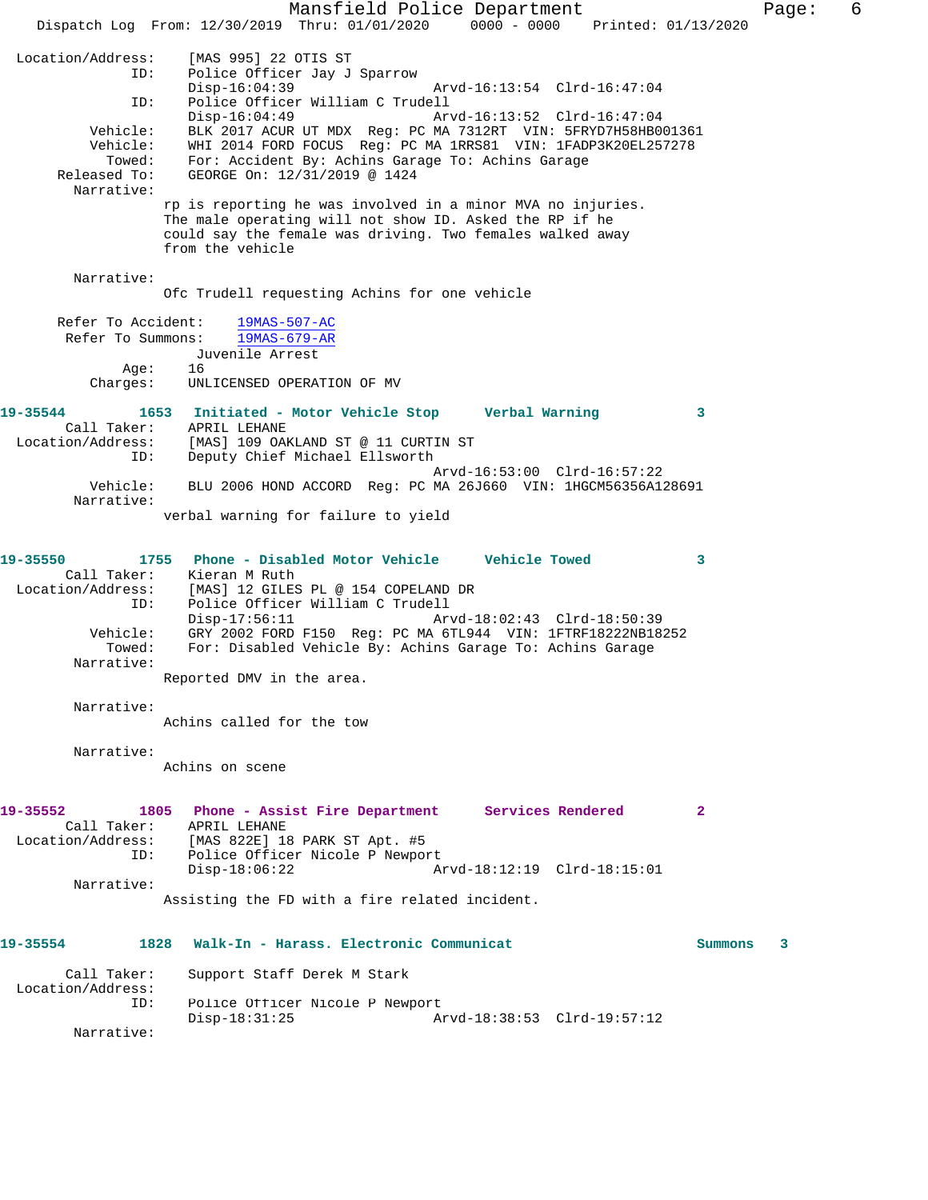```
Location/Address:    [MAS 995] 22 OTIS ST
              ID:    Police Officer Jay J Sparrow
                     Disp-16:04:39                 Arvd-16:13:54  Clrd-16:47:04
              ID:    Police Officer William C Trudell
                     Disp-16:04:49                 Arvd-16:13:52  Clrd-16:47:04
         Vehicle:    BLK 2017 ACUR UT MDX  Reg: PC MA 7312RT  VIN: 5FRYD7H58HB001361
         Vehicle:    WHI 2014 FORD FOCUS  Reg: PC MA 1RRS81  VIN: 1FADP3K20EL257278
           Towed:    For: Accident By: Achins Garage To: Achins Garage
     Released To:    GEORGE On: 12/31/2019 @ 1424
       Narrative:
                rp is reporting he was involved in a minor MVA no injuries.
                The male operating will not show ID. Asked the RP if he
                could say the female was driving. Two females walked away
                from the vehicle

       Narrative:
                Ofc Trudell requesting Achins for one vehicle

     Refer To Accident:    19MAS-507-AC
      Refer To Summons:    19MAS-679-AR
                        Juvenile Arrest
           Age:    16
       Charges:    UNLICENSED OPERATION OF MV

19-35544        1653   Initiated - Motor Vehicle Stop      Verbal Warning            3
      Call Taker:    APRIL LEHANE
Location/Address:    [MAS] 109 OAKLAND ST @ 11 CURTIN ST
              ID:    Deputy Chief Michael Ellsworth
                                                   Arvd-16:53:00  Clrd-16:57:22
         Vehicle:    BLU 2006 HOND ACCORD  Reg: PC MA 26J660  VIN: 1HGCM56356A128691
       Narrative:
                verbal warning for failure to yield


19-35550        1755   Phone - Disabled Motor Vehicle      Vehicle Towed             3
      Call Taker:    Kieran M Ruth
Location/Address:    [MAS] 12 GILES PL @ 154 COPELAND DR
              ID:    Police Officer William C Trudell
                     Disp-17:56:11                 Arvd-18:02:43  Clrd-18:50:39
         Vehicle:    GRY 2002 FORD F150  Reg: PC MA 6TL944  VIN: 1FTRF18222NB18252
           Towed:    For: Disabled Vehicle By: Achins Garage To: Achins Garage
       Narrative:
                Reported DMV in the area.

       Narrative:
                Achins called for the tow

       Narrative:
                Achins on scene


19-35552        1805   Phone - Assist Fire Department      Services Rendered         2
      Call Taker:    APRIL LEHANE
Location/Address:    [MAS 822E] 18 PARK ST Apt. #5
              ID:    Police Officer Nicole P Newport
                     Disp-18:06:22                 Arvd-18:12:19  Clrd-18:15:01
       Narrative:
                Assisting the FD with a fire related incident.


19-35554        1828   Walk-In - Harass. Electronic Communicat                Summons    3

      Call Taker:    Support Staff Derek M Stark
Location/Address:
              ID:    Police Officer Nicole P Newport
                     Disp-18:31:25                 Arvd-18:38:53  Clrd-19:57:12
       Narrative:
```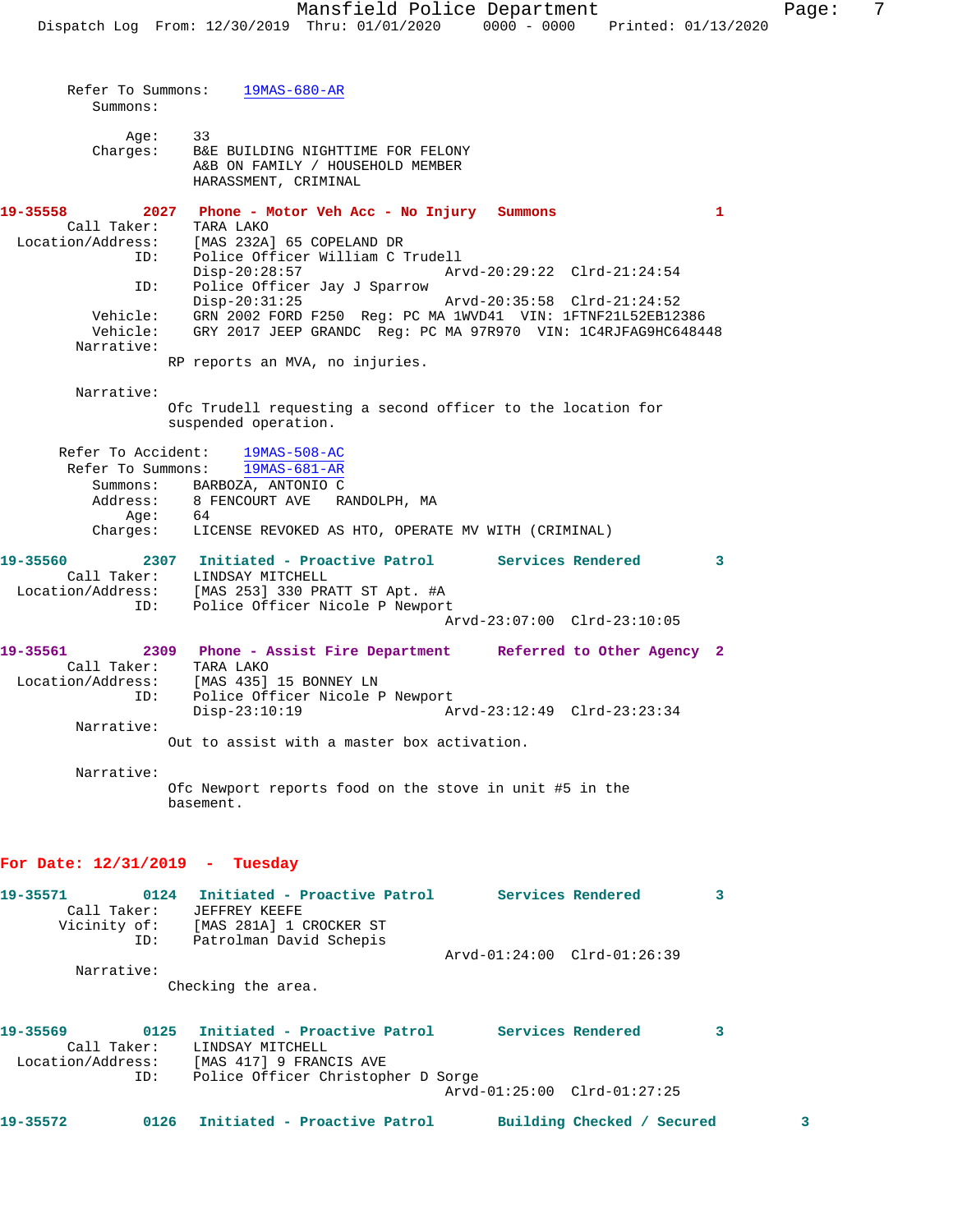Refer To Summons: 19MAS-680-AR
Summons:

Age: 33
Charges: B&E BUILDING NIGHTTIME FOR FELONY
A&B ON FAMILY / HOUSEHOLD MEMBER
HARASSMENT, CRIMINAL

**19-35558 2027 Phone - Motor Veh Acc - No Injury Summons 1**

Call Taker: TARA LAKO
Location/Address: [MAS 232A] 65 COPELAND DR
ID: Police Officer William C Trudell
Disp-20:28:57 Arvd-20:29:22 Clrd-21:24:54
ID: Police Officer Jay J Sparrow
Disp-20:31:25 Arvd-20:35:58 Clrd-21:24:52
Vehicle: GRN 2002 FORD F250 Reg: PC MA 1WVD41 VIN: 1FTNF21L52EB12386
Vehicle: GRY 2017 JEEP GRANDC Reg: PC MA 97R970 VIN: 1C4RJFAG9HC648448
Narrative:
RP reports an MVA, no injuries.

Narrative:
Ofc Trudell requesting a second officer to the location for suspended operation.

Refer To Accident: 19MAS-508-AC
Refer To Summons: 19MAS-681-AR
Summons: BARBOZA, ANTONIO C
Address: 8 FENCOURT AVE RANDOLPH, MA
Age: 64
Charges: LICENSE REVOKED AS HTO, OPERATE MV WITH (CRIMINAL)

**19-35560 2307 Initiated - Proactive Patrol Services Rendered 3**

Call Taker: LINDSAY MITCHELL
Location/Address: [MAS 253] 330 PRATT ST Apt. #A
ID: Police Officer Nicole P Newport
Arvd-23:07:00 Clrd-23:10:05

**19-35561 2309 Phone - Assist Fire Department Referred to Other Agency 2**

Call Taker: TARA LAKO
Location/Address: [MAS 435] 15 BONNEY LN
ID: Police Officer Nicole P Newport
Disp-23:10:19 Arvd-23:12:49 Clrd-23:23:34
Narrative:
Out to assist with a master box activation.

Narrative:
Ofc Newport reports food on the stove in unit #5 in the basement.

## For Date: 12/31/2019 - Tuesday

**19-35571 0124 Initiated - Proactive Patrol Services Rendered 3**

Call Taker: JEFFREY KEEFE
Vicinity of: [MAS 281A] 1 CROCKER ST
ID: Patrolman David Schepis
Arvd-01:24:00 Clrd-01:26:39
Narrative:
Checking the area.

**19-35569 0125 Initiated - Proactive Patrol Services Rendered 3**

Call Taker: LINDSAY MITCHELL
Location/Address: [MAS 417] 9 FRANCIS AVE
ID: Police Officer Christopher D Sorge
Arvd-01:25:00 Clrd-01:27:25

**19-35572 0126 Initiated - Proactive Patrol Building Checked / Secured 3**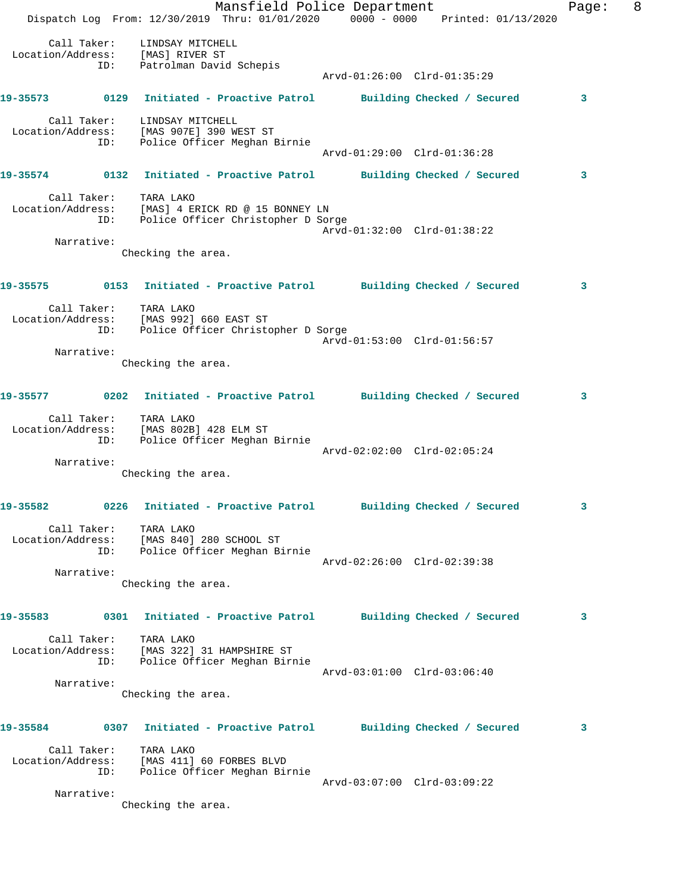Call Taker: LINDSAY MITCHELL
Location/Address: [MAS] RIVER ST
ID: Patrolman David Schepis
Arvd-01:26:00 Clrd-01:35:29

**19-35573 0129 Initiated - Proactive Patrol Building Checked / Secured 3**

Call Taker: LINDSAY MITCHELL
Location/Address: [MAS 907E] 390 WEST ST
ID: Police Officer Meghan Birnie
Arvd-01:29:00 Clrd-01:36:28

**19-35574 0132 Initiated - Proactive Patrol Building Checked / Secured 3**

Call Taker: TARA LAKO
Location/Address: [MAS] 4 ERICK RD @ 15 BONNEY LN
ID: Police Officer Christopher D Sorge
Arvd-01:32:00 Clrd-01:38:22
Narrative:
Checking the area.

**19-35575 0153 Initiated - Proactive Patrol Building Checked / Secured 3**

Call Taker: TARA LAKO
Location/Address: [MAS 992] 660 EAST ST
ID: Police Officer Christopher D Sorge
Arvd-01:53:00 Clrd-01:56:57
Narrative:
Checking the area.

**19-35577 0202 Initiated - Proactive Patrol Building Checked / Secured 3**

Call Taker: TARA LAKO
Location/Address: [MAS 802B] 428 ELM ST
ID: Police Officer Meghan Birnie
Arvd-02:02:00 Clrd-02:05:24
Narrative:
Checking the area.

**19-35582 0226 Initiated - Proactive Patrol Building Checked / Secured 3**

Call Taker: TARA LAKO
Location/Address: [MAS 840] 280 SCHOOL ST
ID: Police Officer Meghan Birnie
Arvd-02:26:00 Clrd-02:39:38
Narrative:
Checking the area.

**19-35583 0301 Initiated - Proactive Patrol Building Checked / Secured 3**

Call Taker: TARA LAKO
Location/Address: [MAS 322] 31 HAMPSHIRE ST
ID: Police Officer Meghan Birnie
Arvd-03:01:00 Clrd-03:06:40
Narrative:
Checking the area.

**19-35584 0307 Initiated - Proactive Patrol Building Checked / Secured 3**

Call Taker: TARA LAKO
Location/Address: [MAS 411] 60 FORBES BLVD
ID: Police Officer Meghan Birnie
Arvd-03:07:00 Clrd-03:09:22
Narrative:
Checking the area.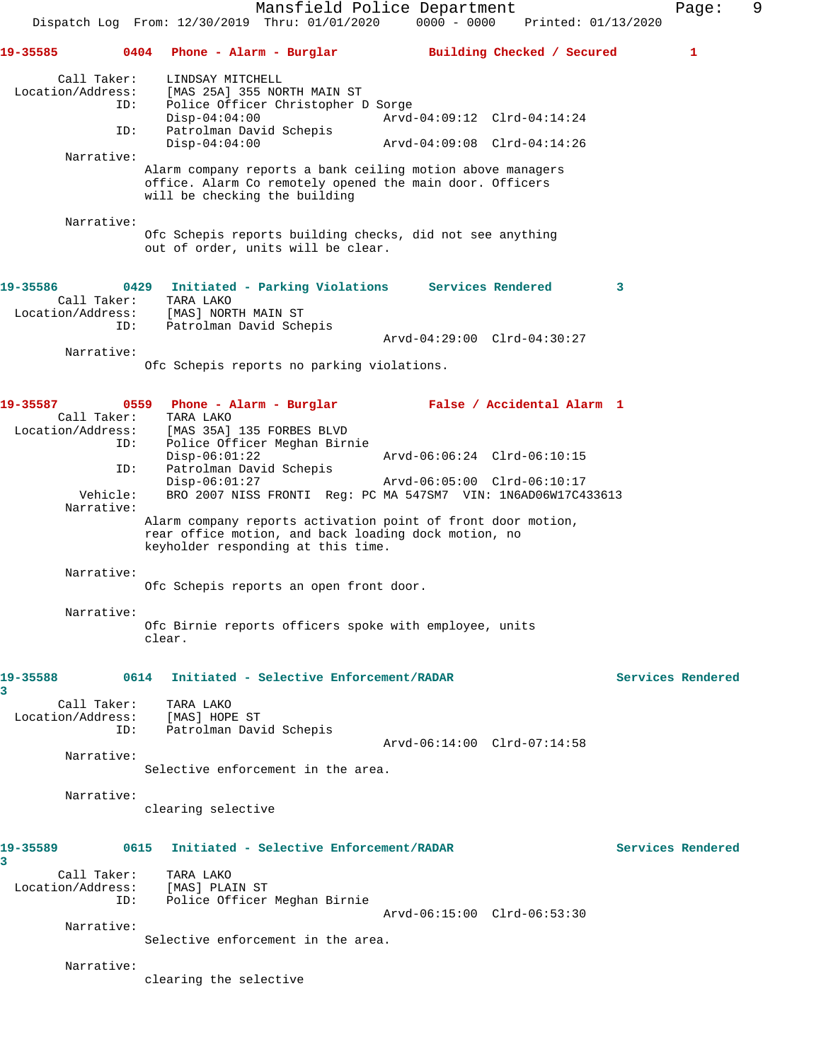19-35585 0404 Phone - Alarm - Burglar Building Checked / Secured 1

Call Taker: LINDSAY MITCHELL
Location/Address: [MAS 25A] 355 NORTH MAIN ST
ID: Police Officer Christopher D Sorge
Disp-04:04:00 Arvd-04:09:12 Clrd-04:14:24
ID: Patrolman David Schepis
Disp-04:04:00 Arvd-04:09:08 Clrd-04:14:26

Narrative:
Alarm company reports a bank ceiling motion above managers office. Alarm Co remotely opened the main door. Officers will be checking the building

Narrative:
Ofc Schepis reports building checks, did not see anything out of order, units will be clear.

19-35586 0429 Initiated - Parking Violations Services Rendered 3

Call Taker: TARA LAKO
Location/Address: [MAS] NORTH MAIN ST
ID: Patrolman David Schepis
Arvd-04:29:00 Clrd-04:30:27

Narrative:
Ofc Schepis reports no parking violations.

19-35587 0559 Phone - Alarm - Burglar False / Accidental Alarm 1

Call Taker: TARA LAKO
Location/Address: [MAS 35A] 135 FORBES BLVD
ID: Police Officer Meghan Birnie
Disp-06:01:22 Arvd-06:06:24 Clrd-06:10:15
ID: Patrolman David Schepis
Disp-06:01:27 Arvd-06:05:00 Clrd-06:10:17
Vehicle: BRO 2007 NISS FRONTI Reg: PC MA 547SM7 VIN: 1N6AD06W17C433613

Narrative:
Alarm company reports activation point of front door motion, rear office motion, and back loading dock motion, no keyholder responding at this time.

Narrative:
Ofc Schepis reports an open front door.

Narrative:
Ofc Birnie reports officers spoke with employee, units clear.

19-35588 0614 Initiated - Selective Enforcement/RADAR Services Rendered 3

Call Taker: TARA LAKO
Location/Address: [MAS] HOPE ST
ID: Patrolman David Schepis
Arvd-06:14:00 Clrd-07:14:58

Narrative:
Selective enforcement in the area.

Narrative:
clearing selective

19-35589 0615 Initiated - Selective Enforcement/RADAR Services Rendered 3

Call Taker: TARA LAKO
Location/Address: [MAS] PLAIN ST
ID: Police Officer Meghan Birnie
Arvd-06:15:00 Clrd-06:53:30

Narrative:
Selective enforcement in the area.

Narrative:
clearing the selective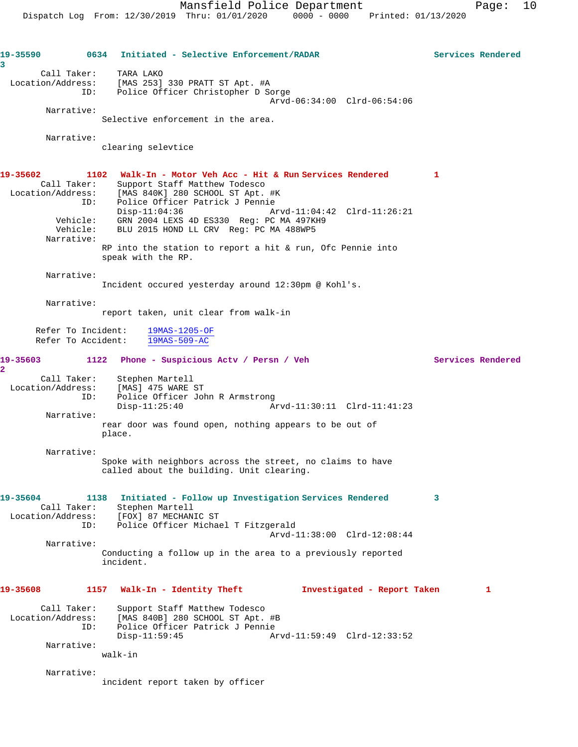**19-35590** **0634** **Initiated - Selective Enforcement/RADAR** **Services Rendered** **3**

Call Taker: TARA LAKO
Location/Address: [MAS 253] 330 PRATT ST Apt. #A
ID: Police Officer Christopher D Sorge
Arvd-06:34:00 Clrd-06:54:06

Narrative:
Selective enforcement in the area.

Narrative:
clearing selevtice

**19-35602** **1102** **Walk-In - Motor Veh Acc - Hit & Run** **Services Rendered** **1**

Call Taker: Support Staff Matthew Todesco
Location/Address: [MAS 840K] 280 SCHOOL ST Apt. #K
ID: Police Officer Patrick J Pennie
Disp-11:04:36 Arvd-11:04:42 Clrd-11:26:21
Vehicle: GRN 2004 LEXS 4D ES330 Reg: PC MA 497KH9
Vehicle: BLU 2015 HOND LL CRV Reg: PC MA 488WP5

Narrative:
RP into the station to report a hit & run, Ofc Pennie into speak with the RP.

Narrative:
Incident occured yesterday around 12:30pm @ Kohl's.

Narrative:
report taken, unit clear from walk-in

Refer To Incident: 19MAS-1205-OF
Refer To Accident: 19MAS-509-AC

**19-35603** **1122** **Phone - Suspicious Actv / Persn / Veh** **Services Rendered** **2**

Call Taker: Stephen Martell
Location/Address: [MAS] 475 WARE ST
ID: Police Officer John R Armstrong
Disp-11:25:40 Arvd-11:30:11 Clrd-11:41:23

Narrative:
rear door was found open, nothing appears to be out of place.

Narrative:
Spoke with neighbors across the street, no claims to have called about the building. Unit clearing.

**19-35604** **1138** **Initiated - Follow up Investigation** **Services Rendered** **3**

Call Taker: Stephen Martell
Location/Address: [FOX] 87 MECHANIC ST
ID: Police Officer Michael T Fitzgerald
Arvd-11:38:00 Clrd-12:08:44

Narrative:
Conducting a follow up in the area to a previously reported incident.

**19-35608** **1157** **Walk-In - Identity Theft** **Investigated - Report Taken** **1**

Call Taker: Support Staff Matthew Todesco
Location/Address: [MAS 840B] 280 SCHOOL ST Apt. #B
ID: Police Officer Patrick J Pennie
Disp-11:59:45 Arvd-11:59:49 Clrd-12:33:52

Narrative:
walk-in

Narrative:
incident report taken by officer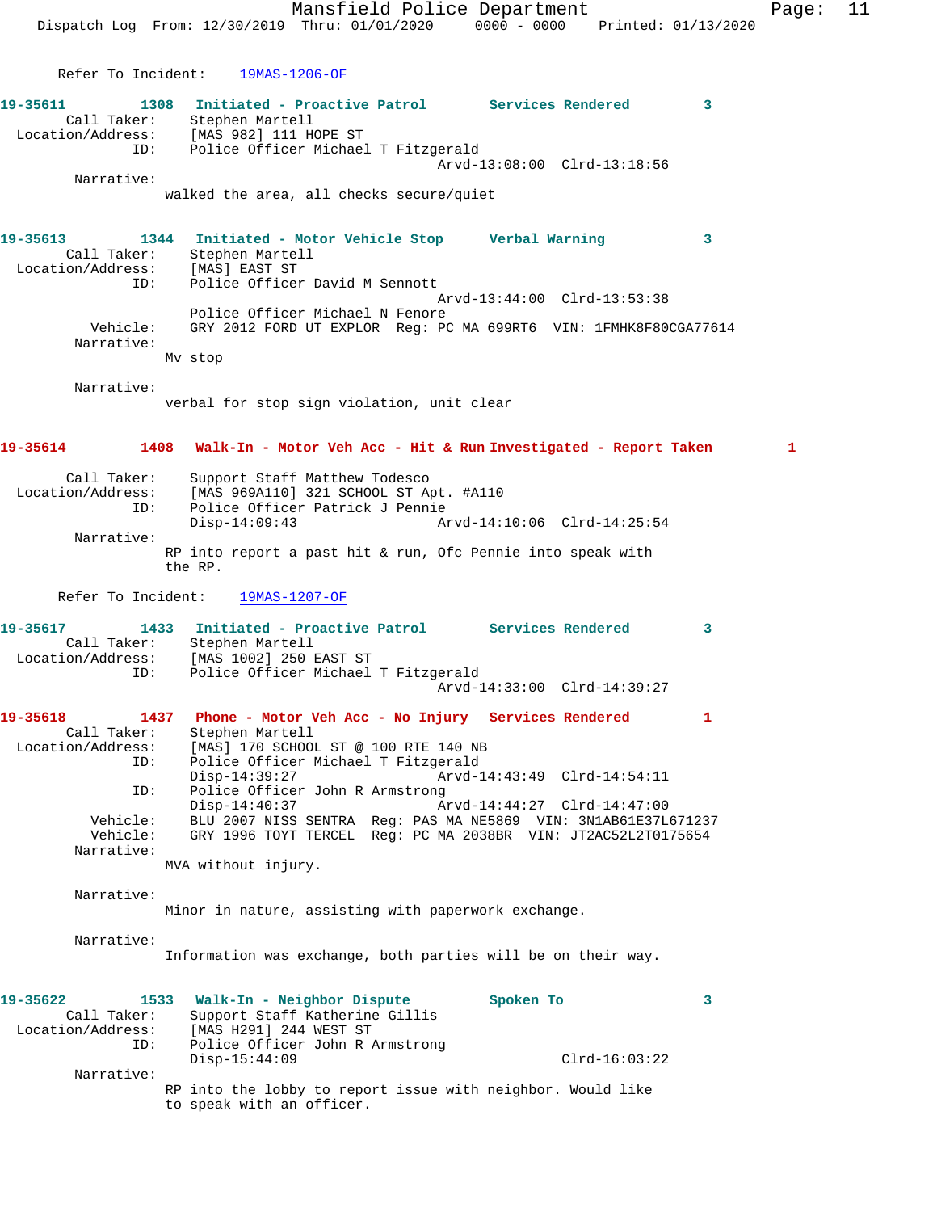Refer To Incident: 19MAS-1206-OF

**19-35611** 1308 **Initiated - Proactive Patrol** **Services Rendered** 3
Call Taker: Stephen Martell
Location/Address: [MAS 982] 111 HOPE ST
ID: Police Officer Michael T Fitzgerald
Arvd-13:08:00 Clrd-13:18:56
Narrative:
walked the area, all checks secure/quiet

**19-35613** 1344 **Initiated - Motor Vehicle Stop** **Verbal Warning** 3
Call Taker: Stephen Martell
Location/Address: [MAS] EAST ST
ID: Police Officer David M Sennott
Arvd-13:44:00 Clrd-13:53:38
Police Officer Michael N Fenore
Vehicle: GRY 2012 FORD UT EXPLOR Reg: PC MA 699RT6 VIN: 1FMHK8F80CGA77614
Narrative:
Mv stop

Narrative:
verbal for stop sign violation, unit clear

**19-35614** 1408 **Walk-In - Motor Veh Acc - Hit & Run** **Investigated - Report Taken** 1
Call Taker: Support Staff Matthew Todesco
Location/Address: [MAS 969A110] 321 SCHOOL ST Apt. #A110
ID: Police Officer Patrick J Pennie
Disp-14:09:43 Arvd-14:10:06 Clrd-14:25:54
Narrative:
RP into report a past hit & run, Ofc Pennie into speak with the RP.

Refer To Incident: 19MAS-1207-OF

**19-35617** 1433 **Initiated - Proactive Patrol** **Services Rendered** 3
Call Taker: Stephen Martell
Location/Address: [MAS 1002] 250 EAST ST
ID: Police Officer Michael T Fitzgerald
Arvd-14:33:00 Clrd-14:39:27

**19-35618** 1437 **Phone - Motor Veh Acc - No Injury** **Services Rendered** 1
Call Taker: Stephen Martell
Location/Address: [MAS] 170 SCHOOL ST @ 100 RTE 140 NB
ID: Police Officer Michael T Fitzgerald
Disp-14:39:27 Arvd-14:43:49 Clrd-14:54:11
ID: Police Officer John R Armstrong
Disp-14:40:37 Arvd-14:44:27 Clrd-14:47:00
Vehicle: BLU 2007 NISS SENTRA Reg: PAS MA NE5869 VIN: 3N1AB61E37L671237
Vehicle: GRY 1996 TOYT TERCEL Reg: PC MA 2038BR VIN: JT2AC52L2T0175654
Narrative:
MVA without injury.

Narrative:
Minor in nature, assisting with paperwork exchange.

Narrative:
Information was exchange, both parties will be on their way.

**19-35622** 1533 **Walk-In - Neighbor Dispute** **Spoken To** 3
Call Taker: Support Staff Katherine Gillis
Location/Address: [MAS H291] 244 WEST ST
ID: Police Officer John R Armstrong
Disp-15:44:09 Clrd-16:03:22
Narrative:
RP into the lobby to report issue with neighbor. Would like to speak with an officer.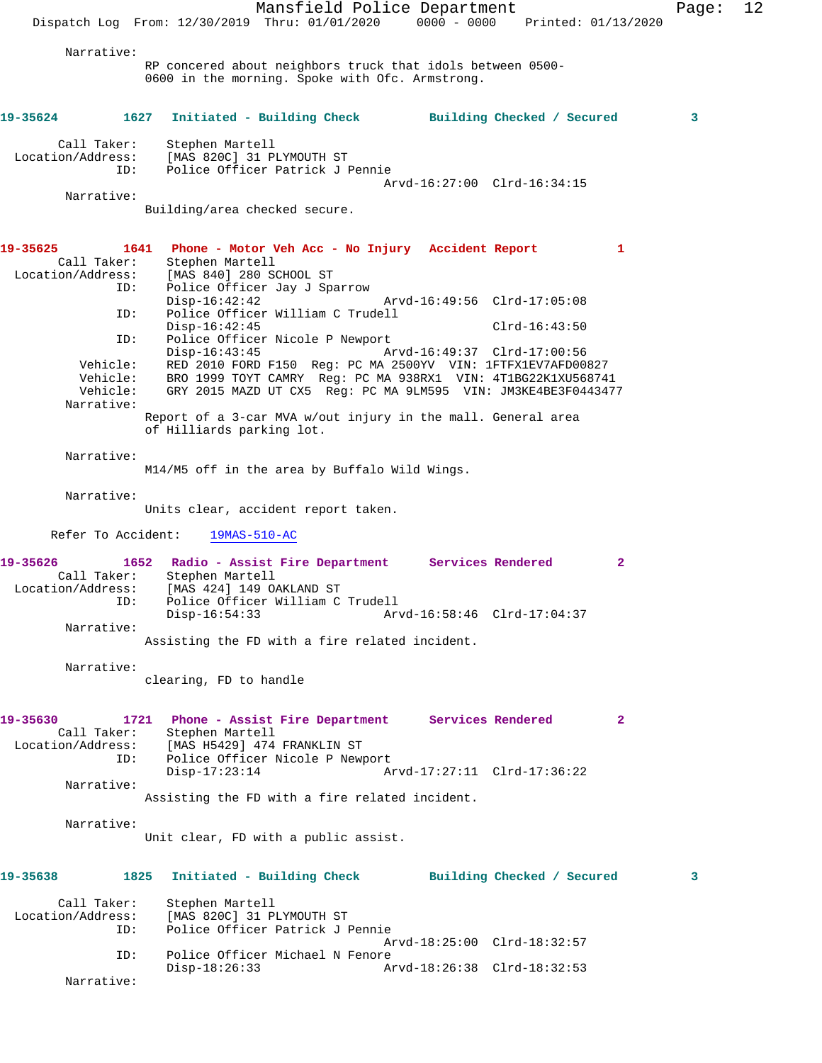Narrative:
RP concerned about neighbors truck that idols between 0500-0600 in the morning. Spoke with Ofc. Armstrong.

**19-35624 1627 Initiated - Building Check — Building Checked / Secured — 3**

Call Taker: Stephen Martell
Location/Address: [MAS 820C] 31 PLYMOUTH ST
ID: Police Officer Patrick J Pennie
Arvd-16:27:00 Clrd-16:34:15
Narrative:
Building/area checked secure.

**19-35625 1641 Phone - Motor Veh Acc - No Injury — Accident Report — 1**

Call Taker: Stephen Martell
Location/Address: [MAS 840] 280 SCHOOL ST
ID: Police Officer Jay J Sparrow
Disp-16:42:42 Arvd-16:49:56 Clrd-17:05:08
ID: Police Officer William C Trudell
Disp-16:42:45 Clrd-16:43:50
ID: Police Officer Nicole P Newport
Disp-16:43:45 Arvd-16:49:37 Clrd-17:00:56
Vehicle: RED 2010 FORD F150 Reg: PC MA 2500YV VIN: 1FTFX1EV7AFD00827
Vehicle: BRO 1999 TOYT CAMRY Reg: PC MA 938RX1 VIN: 4T1BG22K1XU568741
Vehicle: GRY 2015 MAZD UT CX5 Reg: PC MA 9LM595 VIN: JM3KE4BE3F0443477
Narrative:
Report of a 3-car MVA w/out injury in the mall. General area of Hilliards parking lot.

Narrative:
M14/M5 off in the area by Buffalo Wild Wings.

Narrative:
Units clear, accident report taken.

Refer To Accident: 19MAS-510-AC

**19-35626 1652 Radio - Assist Fire Department — Services Rendered — 2**

Call Taker: Stephen Martell
Location/Address: [MAS 424] 149 OAKLAND ST
ID: Police Officer William C Trudell
Disp-16:54:33 Arvd-16:58:46 Clrd-17:04:37
Narrative:
Assisting the FD with a fire related incident.

Narrative:
clearing, FD to handle

**19-35630 1721 Phone - Assist Fire Department — Services Rendered — 2**

Call Taker: Stephen Martell
Location/Address: [MAS H5429] 474 FRANKLIN ST
ID: Police Officer Nicole P Newport
Disp-17:23:14 Arvd-17:27:11 Clrd-17:36:22
Narrative:
Assisting the FD with a fire related incident.

Narrative:
Unit clear, FD with a public assist.

**19-35638 1825 Initiated - Building Check — Building Checked / Secured — 3**

Call Taker: Stephen Martell
Location/Address: [MAS 820C] 31 PLYMOUTH ST
ID: Police Officer Patrick J Pennie
Arvd-18:25:00 Clrd-18:32:57
ID: Police Officer Michael N Fenore
Disp-18:26:33 Arvd-18:26:38 Clrd-18:32:53
Narrative: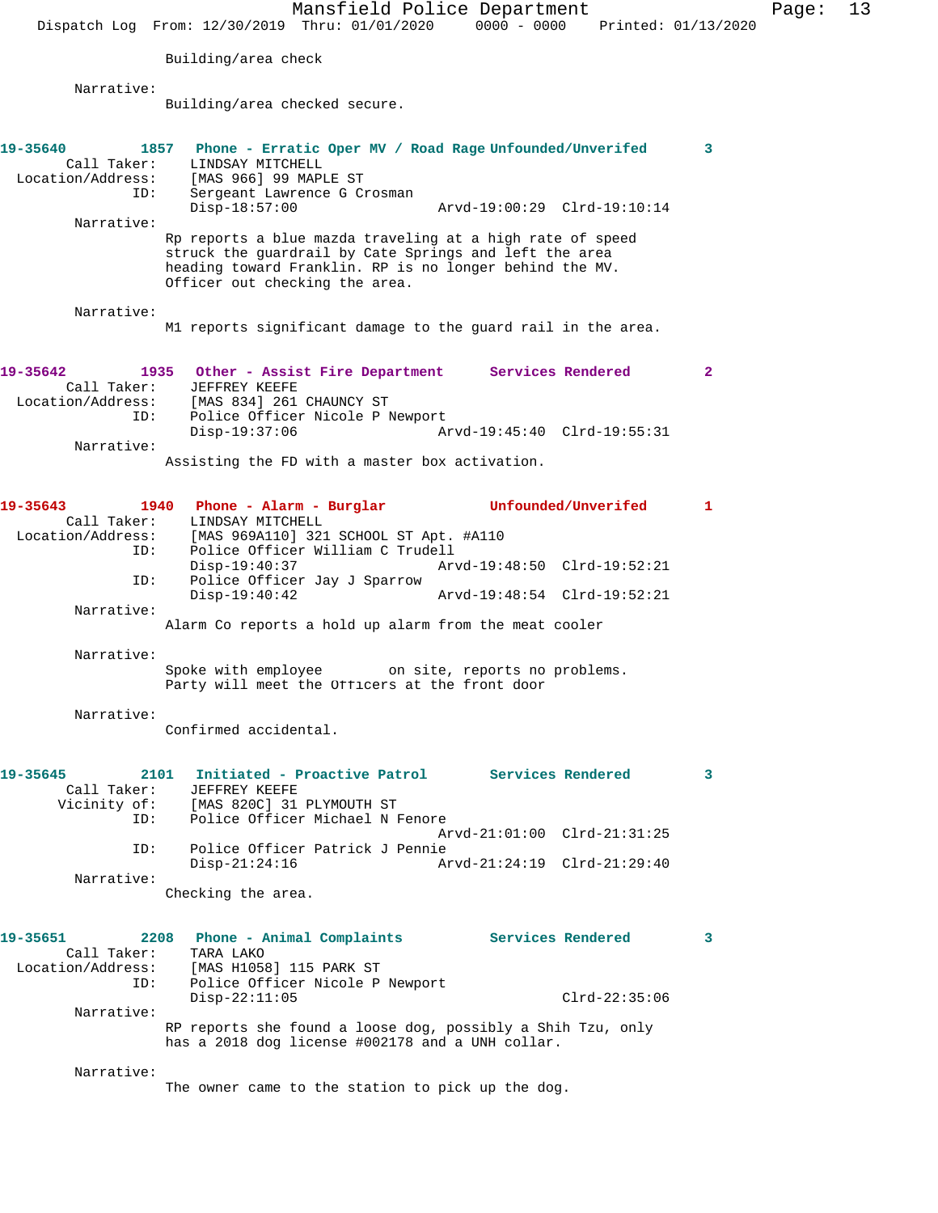Building/area check

Narrative:
Building/area checked secure.

**19-35640** 1857 **Phone - Erratic Oper MV / Road Rage** Unfounded/Unverifed 3
Call Taker: LINDSAY MITCHELL
Location/Address: [MAS 966] 99 MAPLE ST
ID: Sergeant Lawrence G Crosman
Disp-18:57:00 Arvd-19:00:29 Clrd-19:10:14

Narrative:
Rp reports a blue mazda traveling at a high rate of speed struck the guardrail by Cate Springs and left the area heading toward Franklin. RP is no longer behind the MV. Officer out checking the area.

Narrative:
M1 reports significant damage to the guard rail in the area.

**19-35642** 1935 **Other - Assist Fire Department** Services Rendered 2
Call Taker: JEFFREY KEEFE
Location/Address: [MAS 834] 261 CHAUNCY ST
ID: Police Officer Nicole P Newport
Disp-19:37:06 Arvd-19:45:40 Clrd-19:55:31

Narrative:
Assisting the FD with a master box activation.

**19-35643** 1940 **Phone - Alarm - Burglar** Unfounded/Unverifed 1
Call Taker: LINDSAY MITCHELL
Location/Address: [MAS 969A110] 321 SCHOOL ST Apt. #A110
ID: Police Officer William C Trudell
Disp-19:40:37 Arvd-19:48:50 Clrd-19:52:21
ID: Police Officer Jay J Sparrow
Disp-19:40:42 Arvd-19:48:54 Clrd-19:52:21

Narrative:
Alarm Co reports a hold up alarm from the meat cooler

Narrative:
Spoke with employee on site, reports no problems. Party will meet the Officers at the front door

Narrative:
Confirmed accidental.

**19-35645** 2101 **Initiated - Proactive Patrol** Services Rendered 3
Call Taker: JEFFREY KEEFE
Vicinity of: [MAS 820C] 31 PLYMOUTH ST
ID: Police Officer Michael N Fenore
Arvd-21:01:00 Clrd-21:31:25
ID: Police Officer Patrick J Pennie
Disp-21:24:16 Arvd-21:24:19 Clrd-21:29:40

Narrative:
Checking the area.

**19-35651** 2208 **Phone - Animal Complaints** Services Rendered 3
Call Taker: TARA LAKO
Location/Address: [MAS H1058] 115 PARK ST
ID: Police Officer Nicole P Newport
Disp-22:11:05 Clrd-22:35:06

Narrative:
RP reports she found a loose dog, possibly a Shih Tzu, only has a 2018 dog license #002178 and a UNH collar.

Narrative:
The owner came to the station to pick up the dog.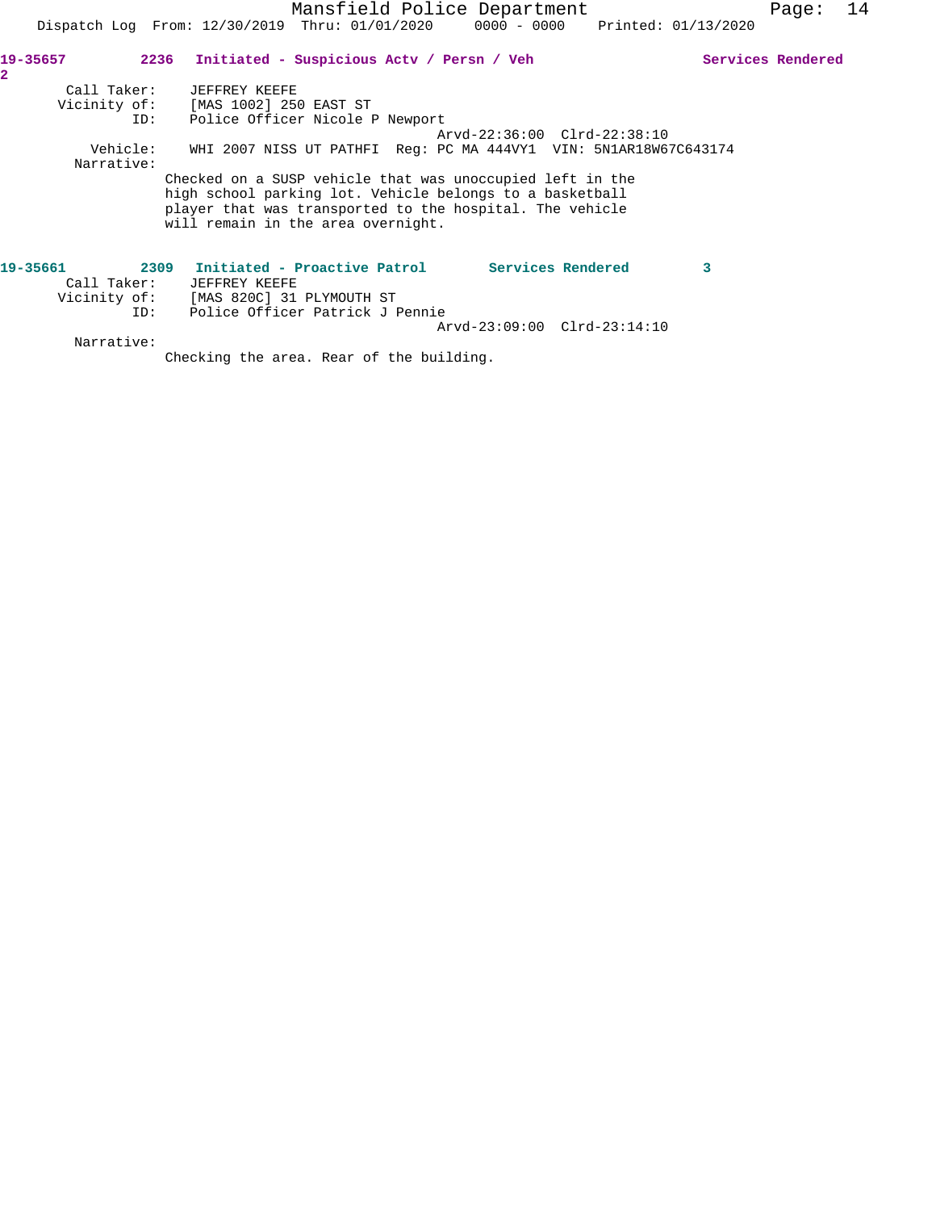**19-35657** 2236 **Initiated - Suspicious Actv / Persn / Veh** **Services Rendered** **2**

Call Taker: JEFFREY KEEFE
Vicinity of: [MAS 1002] 250 EAST ST
ID: Police Officer Nicole P Newport
Arvd-22:36:00 Clrd-22:38:10
Vehicle: WHI 2007 NISS UT PATHFI Reg: PC MA 444VY1 VIN: 5N1AR18W67C643174
Narrative:
Checked on a SUSP vehicle that was unoccupied left in the high school parking lot. Vehicle belongs to a basketball player that was transported to the hospital. The vehicle will remain in the area overnight.

**19-35661** 2309 **Initiated - Proactive Patrol** **Services Rendered** **3**

Call Taker: JEFFREY KEEFE
Vicinity of: [MAS 820C] 31 PLYMOUTH ST
ID: Police Officer Patrick J Pennie
Arvd-23:09:00 Clrd-23:14:10
Narrative:
Checking the area. Rear of the building.